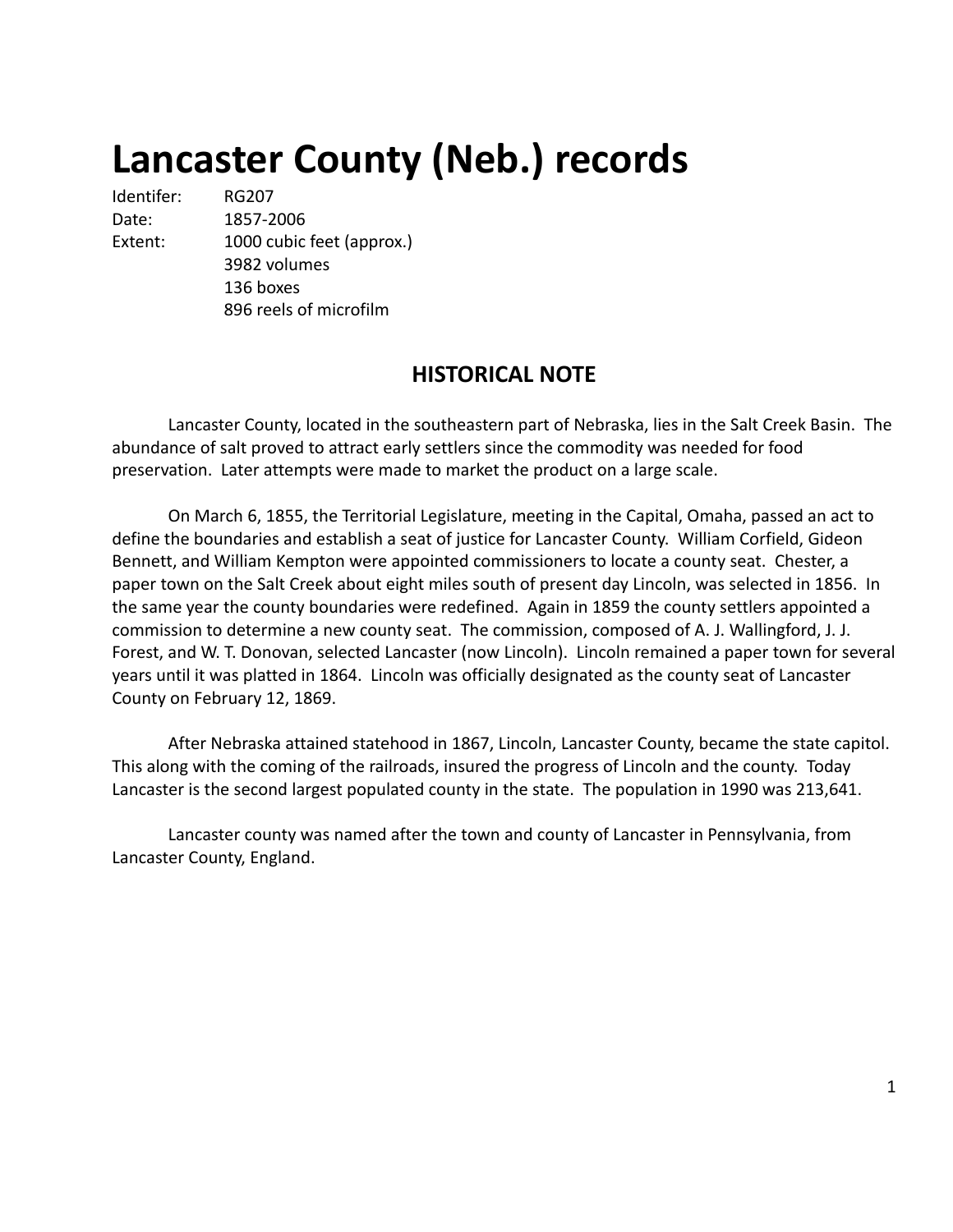# Lancaster County (Neb.) records

Identifer: RG207
Date: 1857-2006
Extent: 1000 cubic feet (approx.)
3982 volumes
136 boxes
896 reels of microfilm

## HISTORICAL NOTE

Lancaster County, located in the southeastern part of Nebraska, lies in the Salt Creek Basin. The abundance of salt proved to attract early settlers since the commodity was needed for food preservation. Later attempts were made to market the product on a large scale.

On March 6, 1855, the Territorial Legislature, meeting in the Capital, Omaha, passed an act to define the boundaries and establish a seat of justice for Lancaster County. William Corfield, Gideon Bennett, and William Kempton were appointed commissioners to locate a county seat. Chester, a paper town on the Salt Creek about eight miles south of present day Lincoln, was selected in 1856. In the same year the county boundaries were redefined. Again in 1859 the county settlers appointed a commission to determine a new county seat. The commission, composed of A. J. Wallingford, J. J. Forest, and W. T. Donovan, selected Lancaster (now Lincoln). Lincoln remained a paper town for several years until it was platted in 1864. Lincoln was officially designated as the county seat of Lancaster County on February 12, 1869.

After Nebraska attained statehood in 1867, Lincoln, Lancaster County, became the state capitol. This along with the coming of the railroads, insured the progress of Lincoln and the county. Today Lancaster is the second largest populated county in the state. The population in 1990 was 213,641.

Lancaster county was named after the town and county of Lancaster in Pennsylvania, from Lancaster County, England.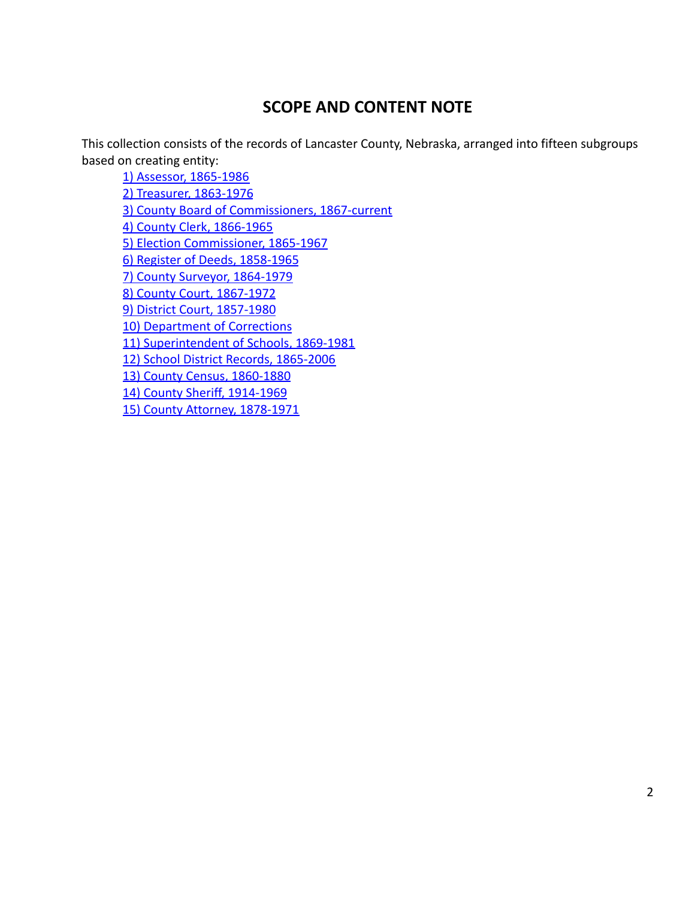## SCOPE AND CONTENT NOTE

This collection consists of the records of Lancaster County, Nebraska, arranged into fifteen subgroups based on creating entity:

1) Assessor, 1865-1986
2) Treasurer, 1863-1976
3) County Board of Commissioners, 1867-current
4) County Clerk, 1866-1965
5) Election Commissioner, 1865-1967
6) Register of Deeds, 1858-1965
7) County Surveyor, 1864-1979
8) County Court, 1867-1972
9) District Court, 1857-1980
10) Department of Corrections
11) Superintendent of Schools, 1869-1981
12) School District Records, 1865-2006
13) County Census, 1860-1880
14) County Sheriff, 1914-1969
15) County Attorney, 1878-1971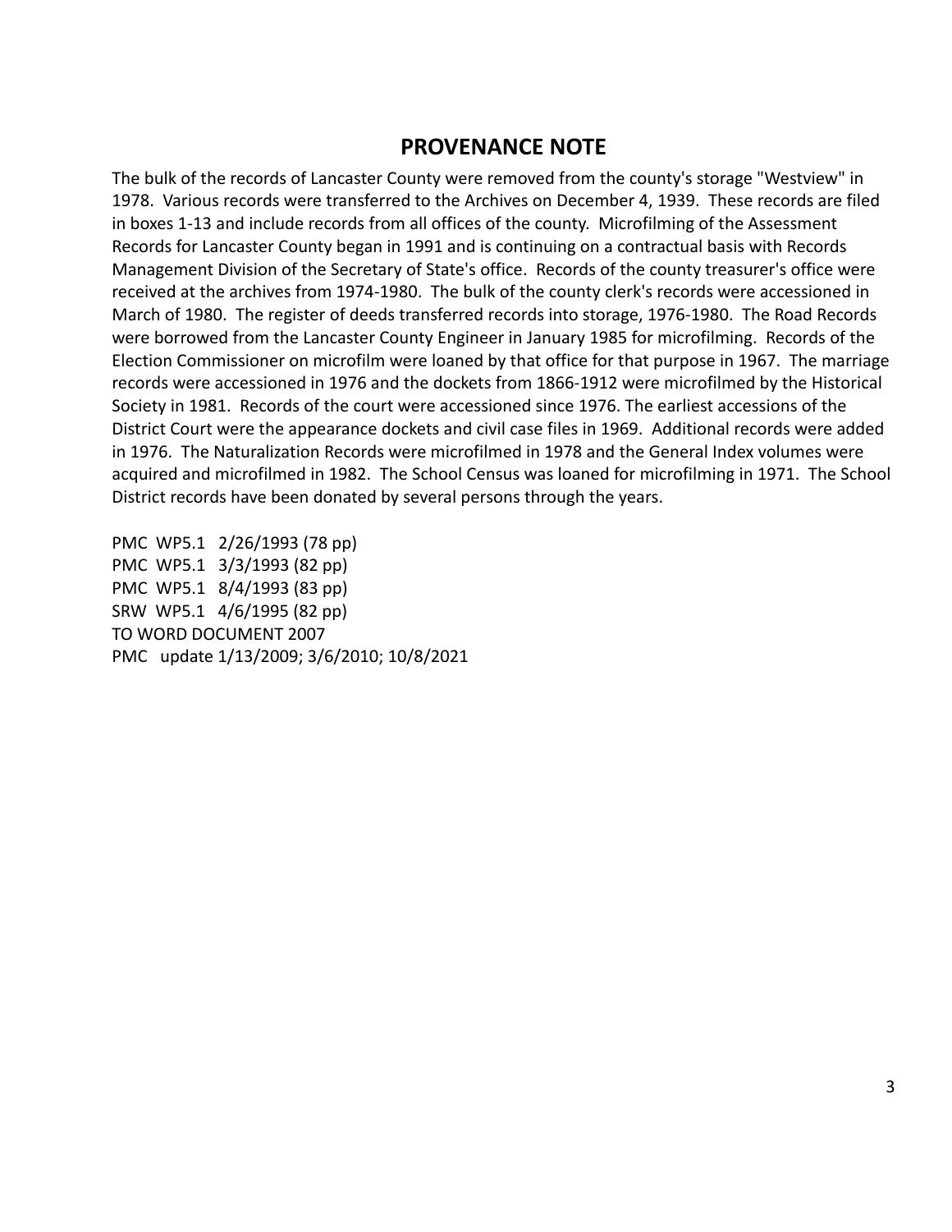## PROVENANCE NOTE

The bulk of the records of Lancaster County were removed from the county's storage "Westview" in 1978. Various records were transferred to the Archives on December 4, 1939. These records are filed in boxes 1-13 and include records from all offices of the county. Microfilming of the Assessment Records for Lancaster County began in 1991 and is continuing on a contractual basis with Records Management Division of the Secretary of State's office. Records of the county treasurer's office were received at the archives from 1974-1980. The bulk of the county clerk's records were accessioned in March of 1980. The register of deeds transferred records into storage, 1976-1980. The Road Records were borrowed from the Lancaster County Engineer in January 1985 for microfilming. Records of the Election Commissioner on microfilm were loaned by that office for that purpose in 1967. The marriage records were accessioned in 1976 and the dockets from 1866-1912 were microfilmed by the Historical Society in 1981. Records of the court were accessioned since 1976. The earliest accessions of the District Court were the appearance dockets and civil case files in 1969. Additional records were added in 1976. The Naturalization Records were microfilmed in 1978 and the General Index volumes were acquired and microfilmed in 1982. The School Census was loaned for microfilming in 1971. The School District records have been donated by several persons through the years.

PMC WP5.1 2/26/1993 (78 pp)
PMC WP5.1 3/3/1993 (82 pp)
PMC WP5.1 8/4/1993 (83 pp)
SRW WP5.1 4/6/1995 (82 pp)
TO WORD DOCUMENT 2007
PMC update 1/13/2009; 3/6/2010; 10/8/2021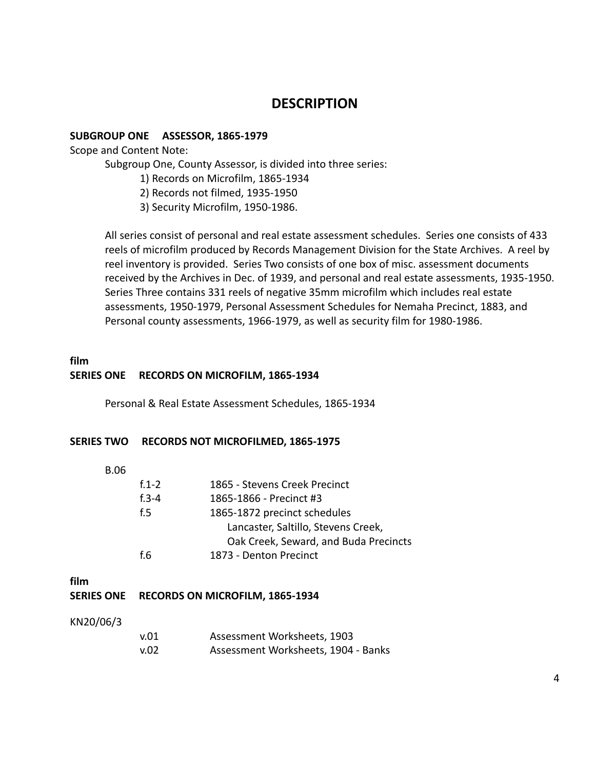# DESCRIPTION

**SUBGROUP ONE ASSESSOR, 1865-1979**

Scope and Content Note:

Subgroup One, County Assessor, is divided into three series:

1) Records on Microfilm, 1865-1934
2) Records not filmed, 1935-1950
3) Security Microfilm, 1950-1986.

All series consist of personal and real estate assessment schedules. Series one consists of 433 reels of microfilm produced by Records Management Division for the State Archives. A reel by reel inventory is provided. Series Two consists of one box of misc. assessment documents received by the Archives in Dec. of 1939, and personal and real estate assessments, 1935-1950. Series Three contains 331 reels of negative 35mm microfilm which includes real estate assessments, 1950-1979, Personal Assessment Schedules for Nemaha Precinct, 1883, and Personal county assessments, 1966-1979, as well as security film for 1980-1986.

**film**

**SERIES ONE RECORDS ON MICROFILM, 1865-1934**

Personal & Real Estate Assessment Schedules, 1865-1934

**SERIES TWO RECORDS NOT MICROFILMED, 1865-1975**

B.06

| | |
|---|---|
| f.1-2 | 1865 - Stevens Creek Precinct |
| f.3-4 | 1865-1866 - Precinct #3 |
| f.5 | 1865-1872 precinct schedules<br>Lancaster, Saltillo, Stevens Creek,<br>Oak Creek, Seward, and Buda Precincts |
| f.6 | 1873 - Denton Precinct |

**film**

**SERIES ONE RECORDS ON MICROFILM, 1865-1934**

KN20/06/3

| | |
|---|---|
| v.01 | Assessment Worksheets, 1903 |
| v.02 | Assessment Worksheets, 1904 - Banks |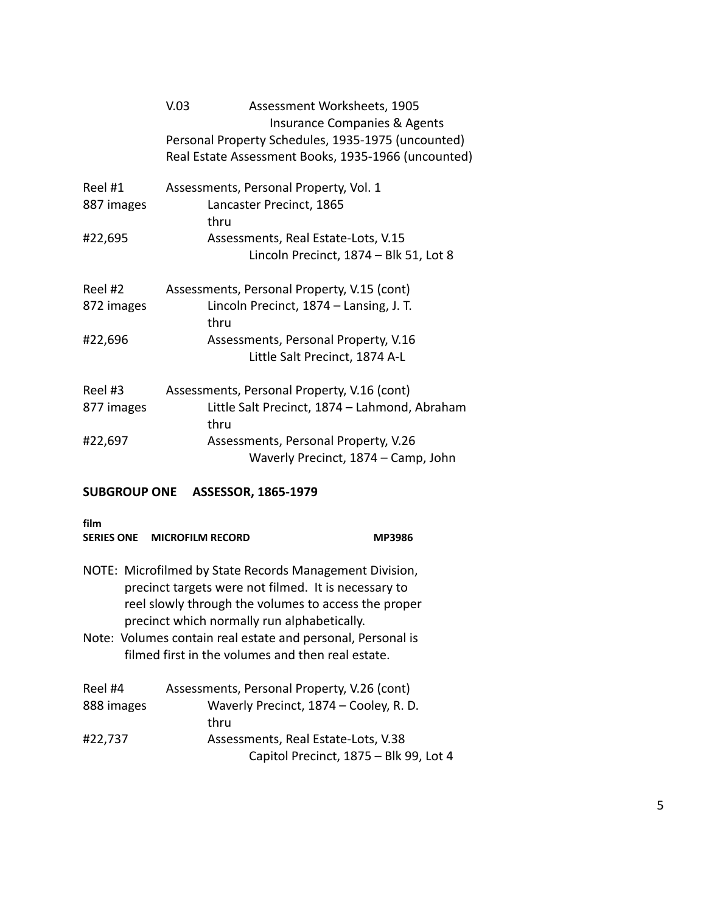V.03 Assessment Worksheets, 1905
Insurance Companies & Agents
Personal Property Schedules, 1935-1975 (uncounted)
Real Estate Assessment Books, 1935-1966 (uncounted)

| | |
|---|---|
| Reel #1 | Assessments, Personal Property, Vol. 1 |
| 887 images | Lancaster Precinct, 1865 |
| | thru |
| #22,695 | Assessments, Real Estate-Lots, V.15 |
| | Lincoln Precinct, 1874 – Blk 51, Lot 8 |

| | |
|---|---|
| Reel #2 | Assessments, Personal Property, V.15 (cont) |
| 872 images | Lincoln Precinct, 1874 – Lansing, J. T. |
| | thru |
| #22,696 | Assessments, Personal Property, V.16 |
| | Little Salt Precinct, 1874 A-L |

| | |
|---|---|
| Reel #3 | Assessments, Personal Property, V.16 (cont) |
| 877 images | Little Salt Precinct, 1874 – Lahmond, Abraham |
| | thru |
| #22,697 | Assessments, Personal Property, V.26 |
| | Waverly Precinct, 1874 – Camp, John |

## SUBGROUP ONE ASSESSOR, 1865-1979

**film**
**SERIES ONE MICROFILM RECORD MP3986**

NOTE: Microfilmed by State Records Management Division, precinct targets were not filmed. It is necessary to reel slowly through the volumes to access the proper precinct which normally run alphabetically.

Note: Volumes contain real estate and personal, Personal is filmed first in the volumes and then real estate.

| | |
|---|---|
| Reel #4 | Assessments, Personal Property, V.26 (cont) |
| 888 images | Waverly Precinct, 1874 – Cooley, R. D. |
| | thru |
| #22,737 | Assessments, Real Estate-Lots, V.38 |
| | Capitol Precinct, 1875 – Blk 99, Lot 4 |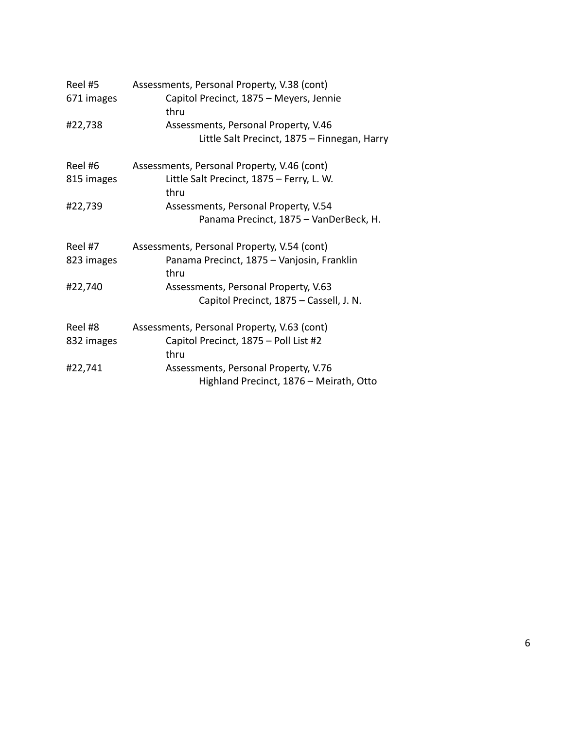Reel #5 Assessments, Personal Property, V.38 (cont)
671 images Capitol Precinct, 1875 – Meyers, Jennie
thru
#22,738 Assessments, Personal Property, V.46
Little Salt Precinct, 1875 – Finnegan, Harry

Reel #6 Assessments, Personal Property, V.46 (cont)
815 images Little Salt Precinct, 1875 – Ferry, L. W.
thru
#22,739 Assessments, Personal Property, V.54
Panama Precinct, 1875 – VanDerBeck, H.

Reel #7 Assessments, Personal Property, V.54 (cont)
823 images Panama Precinct, 1875 – Vanjosin, Franklin
thru
#22,740 Assessments, Personal Property, V.63
Capitol Precinct, 1875 – Cassell, J. N.

Reel #8 Assessments, Personal Property, V.63 (cont)
832 images Capitol Precinct, 1875 – Poll List #2
thru
#22,741 Assessments, Personal Property, V.76
Highland Precinct, 1876 – Meirath, Otto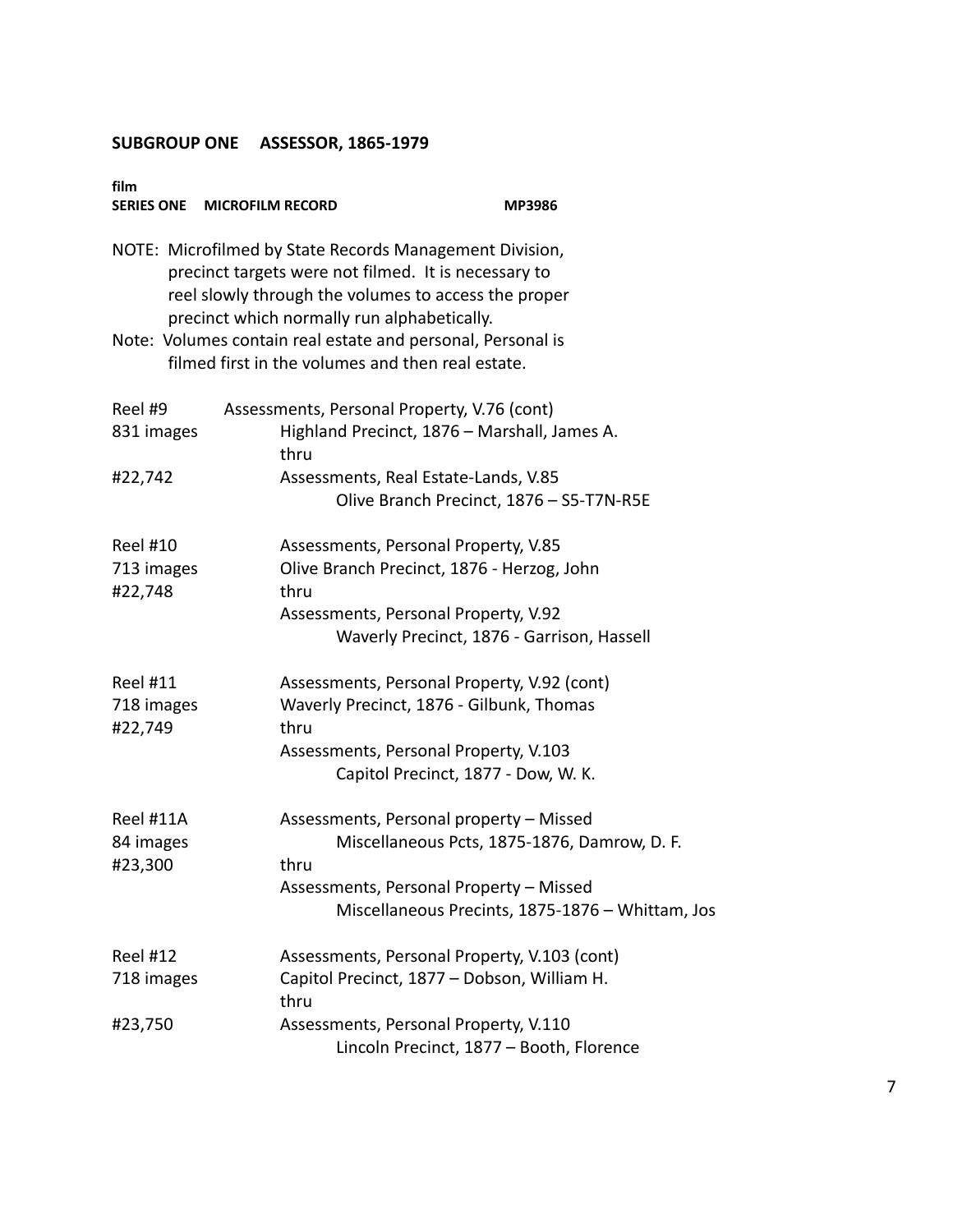## SUBGROUP ONE ASSESSOR, 1865-1979

**film**
**SERIES ONE MICROFILM RECORD MP3986**

NOTE: Microfilmed by State Records Management Division, precinct targets were not filmed. It is necessary to reel slowly through the volumes to access the proper precinct which normally run alphabetically.
Note: Volumes contain real estate and personal, Personal is filmed first in the volumes and then real estate.

Reel #9
831 images
#22,742

Assessments, Personal Property, V.76 (cont)
Highland Precinct, 1876 – Marshall, James A.
thru
Assessments, Real Estate-Lands, V.85
Olive Branch Precinct, 1876 – S5-T7N-R5E

Reel #10
713 images
#22,748

Assessments, Personal Property, V.85
Olive Branch Precinct, 1876 - Herzog, John
thru
Assessments, Personal Property, V.92
Waverly Precinct, 1876 - Garrison, Hassell

Reel #11
718 images
#22,749

Assessments, Personal Property, V.92 (cont)
Waverly Precinct, 1876 - Gilbunk, Thomas
thru
Assessments, Personal Property, V.103
Capitol Precinct, 1877 - Dow, W. K.

Reel #11A
84 images
#23,300

Assessments, Personal property – Missed
Miscellaneous Pcts, 1875-1876, Damrow, D. F.
thru
Assessments, Personal Property – Missed
Miscellaneous Precints, 1875-1876 – Whittam, Jos

Reel #12
718 images
#23,750

Assessments, Personal Property, V.103 (cont)
Capitol Precinct, 1877 – Dobson, William H.
thru
Assessments, Personal Property, V.110
Lincoln Precinct, 1877 – Booth, Florence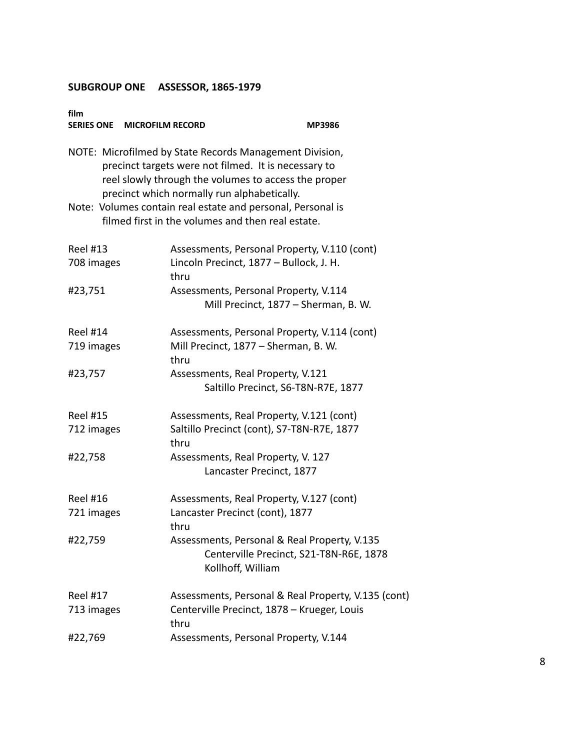**SUBGROUP ONE ASSESSOR, 1865-1979**

**film**
**SERIES ONE MICROFILM RECORD MP3986**

NOTE: Microfilmed by State Records Management Division, precinct targets were not filmed. It is necessary to reel slowly through the volumes to access the proper precinct which normally run alphabetically.
Note: Volumes contain real estate and personal, Personal is filmed first in the volumes and then real estate.

| | |
|---|---|
| Reel #13<br>708 images<br><br>#23,751 | Assessments, Personal Property, V.110 (cont)<br>Lincoln Precinct, 1877 – Bullock, J. H.<br>thru<br>Assessments, Personal Property, V.114<br>Mill Precinct, 1877 – Sherman, B. W. |
| Reel #14<br>719 images<br><br>#23,757 | Assessments, Personal Property, V.114 (cont)<br>Mill Precinct, 1877 – Sherman, B. W.<br>thru<br>Assessments, Real Property, V.121<br>Saltillo Precinct, S6-T8N-R7E, 1877 |
| Reel #15<br>712 images<br><br>#22,758 | Assessments, Real Property, V.121 (cont)<br>Saltillo Precinct (cont), S7-T8N-R7E, 1877<br>thru<br>Assessments, Real Property, V. 127<br>Lancaster Precinct, 1877 |
| Reel #16<br>721 images<br><br>#22,759 | Assessments, Real Property, V.127 (cont)<br>Lancaster Precinct (cont), 1877<br>thru<br>Assessments, Personal & Real Property, V.135<br>Centerville Precinct, S21-T8N-R6E, 1878<br>Kollhoff, William |
| Reel #17<br>713 images<br><br>#22,769 | Assessments, Personal & Real Property, V.135 (cont)<br>Centerville Precinct, 1878 – Krueger, Louis<br>thru<br>Assessments, Personal Property, V.144 |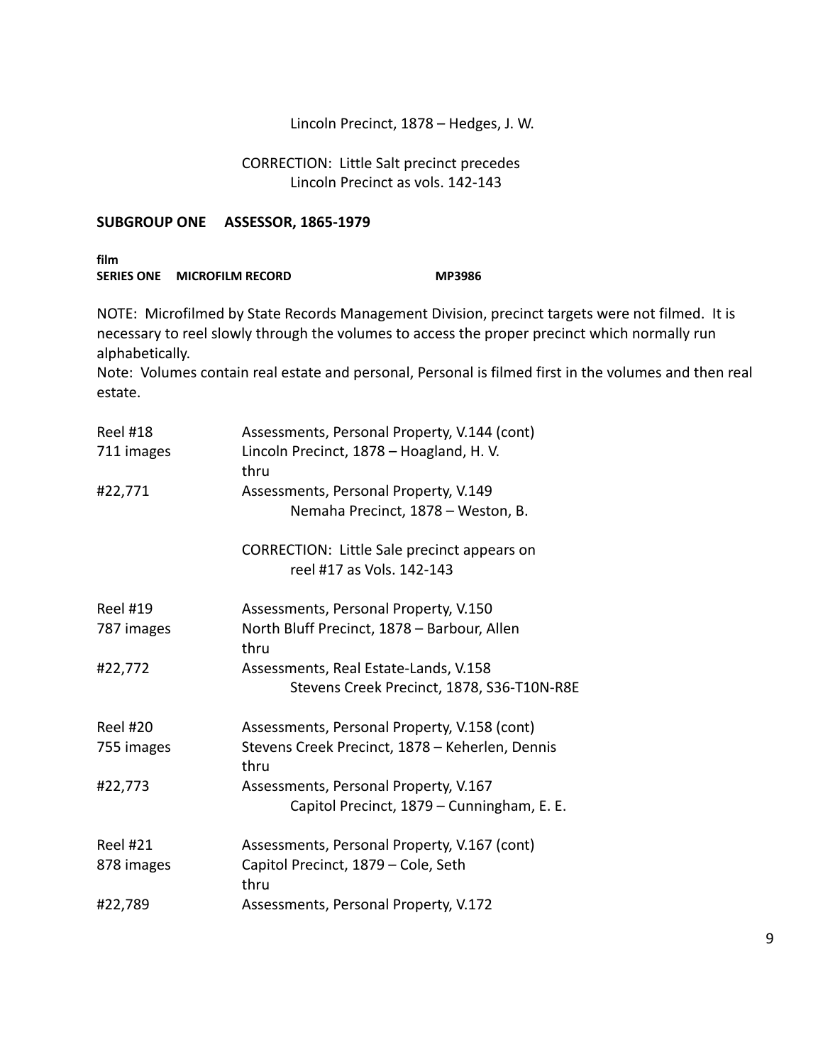Lincoln Precinct, 1878 – Hedges, J. W.

CORRECTION: Little Salt precinct precedes Lincoln Precinct as vols. 142-143

## SUBGROUP ONE ASSESSOR, 1865-1979

**film**
**SERIES ONE MICROFILM RECORD MP3986**

NOTE: Microfilmed by State Records Management Division, precinct targets were not filmed. It is necessary to reel slowly through the volumes to access the proper precinct which normally run alphabetically.
Note: Volumes contain real estate and personal, Personal is filmed first in the volumes and then real estate.

| | |
|---|---|
| Reel #18 | Assessments, Personal Property, V.144 (cont) |
| 711 images | Lincoln Precinct, 1878 – Hoagland, H. V. |
| | thru |
| #22,771 | Assessments, Personal Property, V.149 |
| | Nemaha Precinct, 1878 – Weston, B. |
| | CORRECTION: Little Sale precinct appears on reel #17 as Vols. 142-143 |
| Reel #19 | Assessments, Personal Property, V.150 |
| 787 images | North Bluff Precinct, 1878 – Barbour, Allen |
| | thru |
| #22,772 | Assessments, Real Estate-Lands, V.158 |
| | Stevens Creek Precinct, 1878, S36-T10N-R8E |
| Reel #20 | Assessments, Personal Property, V.158 (cont) |
| 755 images | Stevens Creek Precinct, 1878 – Keherlen, Dennis |
| | thru |
| #22,773 | Assessments, Personal Property, V.167 |
| | Capitol Precinct, 1879 – Cunningham, E. E. |
| Reel #21 | Assessments, Personal Property, V.167 (cont) |
| 878 images | Capitol Precinct, 1879 – Cole, Seth |
| | thru |
| #22,789 | Assessments, Personal Property, V.172 |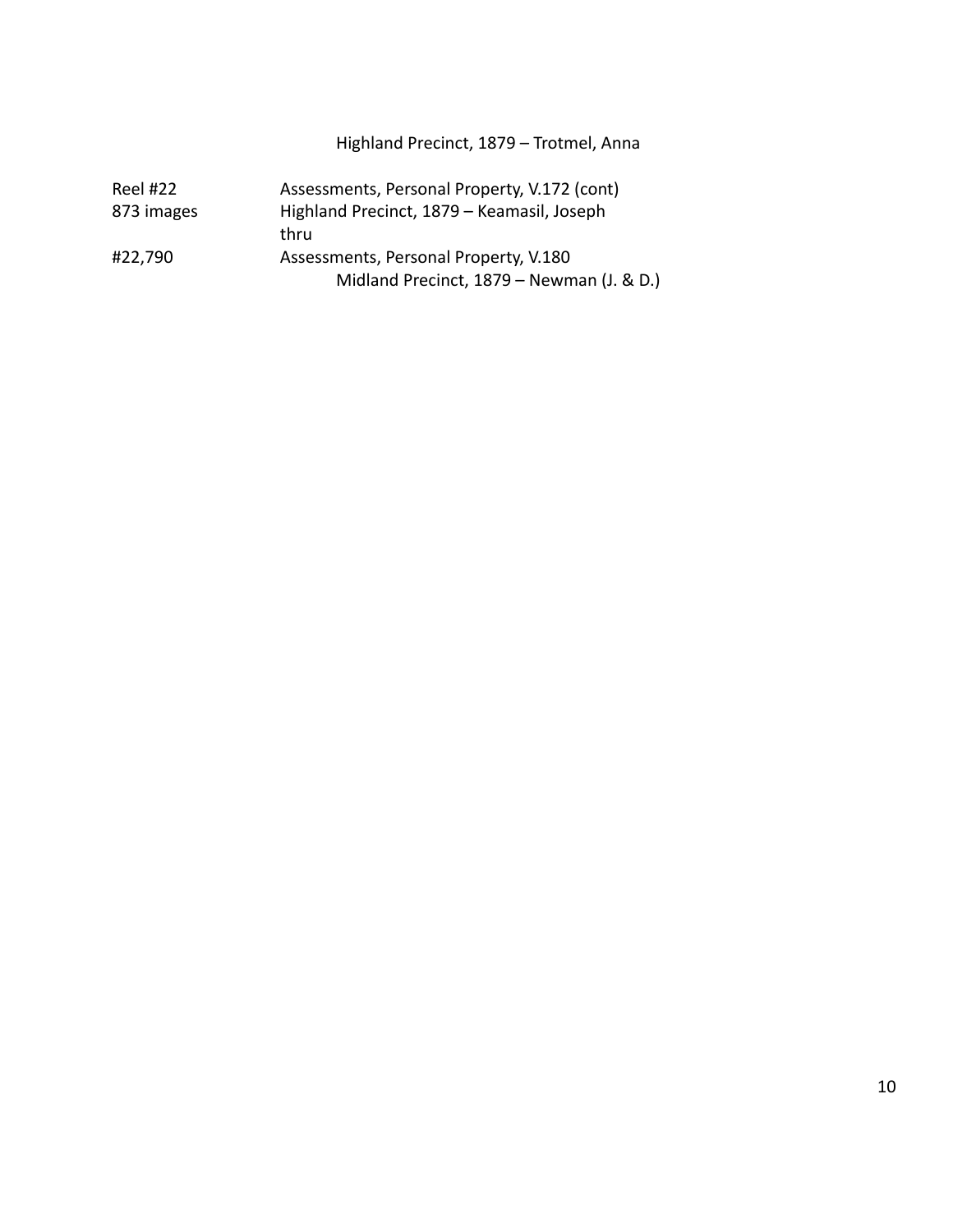Highland Precinct, 1879 – Trotmel, Anna

| | |
|---|---|
| Reel #22 | Assessments, Personal Property, V.172 (cont) |
| 873 images | Highland Precinct, 1879 – Keamasil, Joseph |
| | thru |
| #22,790 | Assessments, Personal Property, V.180 |
| | Midland Precinct, 1879 – Newman (J. & D.) |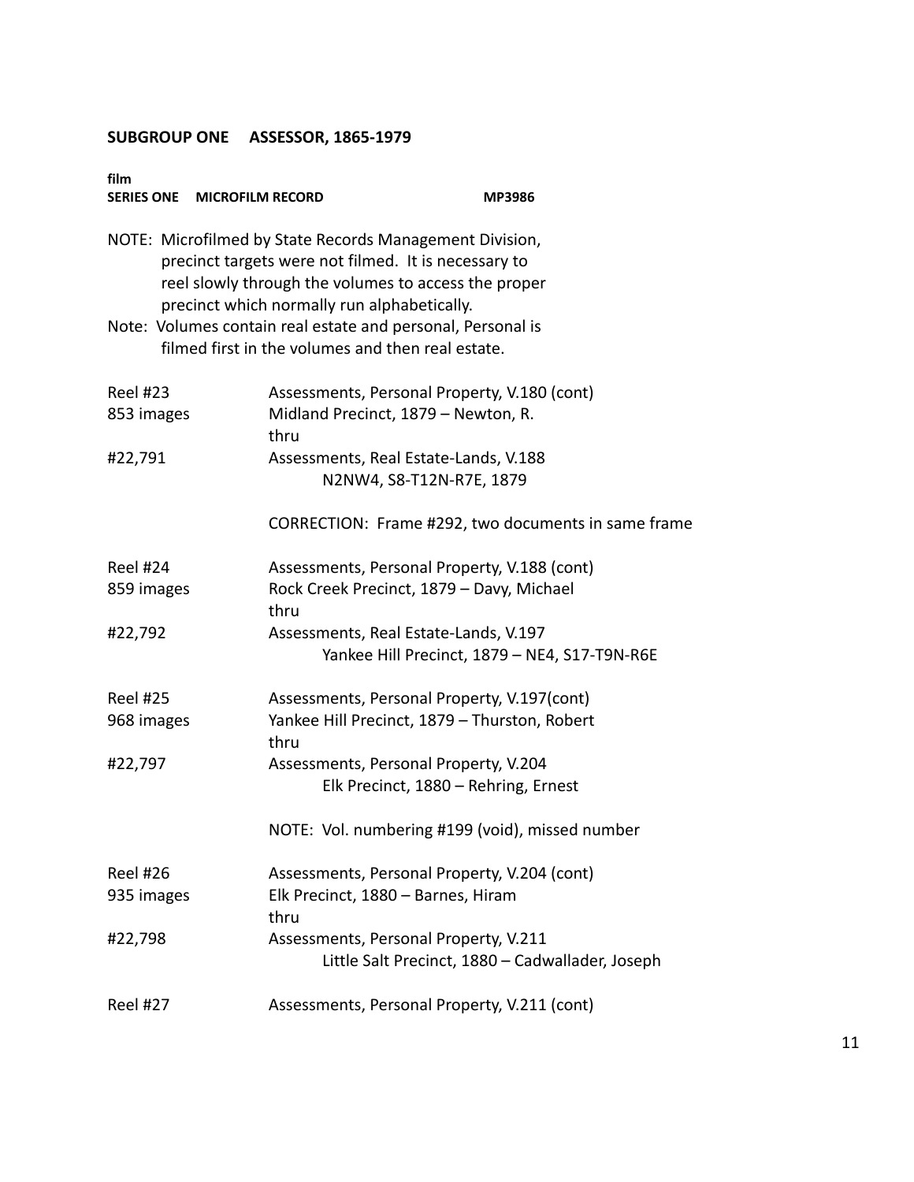**SUBGROUP ONE ASSESSOR, 1865-1979**

**film**
**SERIES ONE MICROFILM RECORD MP3986**

NOTE: Microfilmed by State Records Management Division, precinct targets were not filmed. It is necessary to reel slowly through the volumes to access the proper precinct which normally run alphabetically.
Note: Volumes contain real estate and personal, Personal is filmed first in the volumes and then real estate.

| | |
|---|---|
| Reel #23 | Assessments, Personal Property, V.180 (cont) |
| 853 images | Midland Precinct, 1879 – Newton, R. |
| | thru |
| #22,791 | Assessments, Real Estate-Lands, V.188 |
| | N2NW4, S8-T12N-R7E, 1879 |
| | CORRECTION: Frame #292, two documents in same frame |
| Reel #24 | Assessments, Personal Property, V.188 (cont) |
| 859 images | Rock Creek Precinct, 1879 – Davy, Michael |
| | thru |
| #22,792 | Assessments, Real Estate-Lands, V.197 |
| | Yankee Hill Precinct, 1879 – NE4, S17-T9N-R6E |
| Reel #25 | Assessments, Personal Property, V.197(cont) |
| 968 images | Yankee Hill Precinct, 1879 – Thurston, Robert |
| | thru |
| #22,797 | Assessments, Personal Property, V.204 |
| | Elk Precinct, 1880 – Rehring, Ernest |
| | NOTE: Vol. numbering #199 (void), missed number |
| Reel #26 | Assessments, Personal Property, V.204 (cont) |
| 935 images | Elk Precinct, 1880 – Barnes, Hiram |
| | thru |
| #22,798 | Assessments, Personal Property, V.211 |
| | Little Salt Precinct, 1880 – Cadwallader, Joseph |
| Reel #27 | Assessments, Personal Property, V.211 (cont) |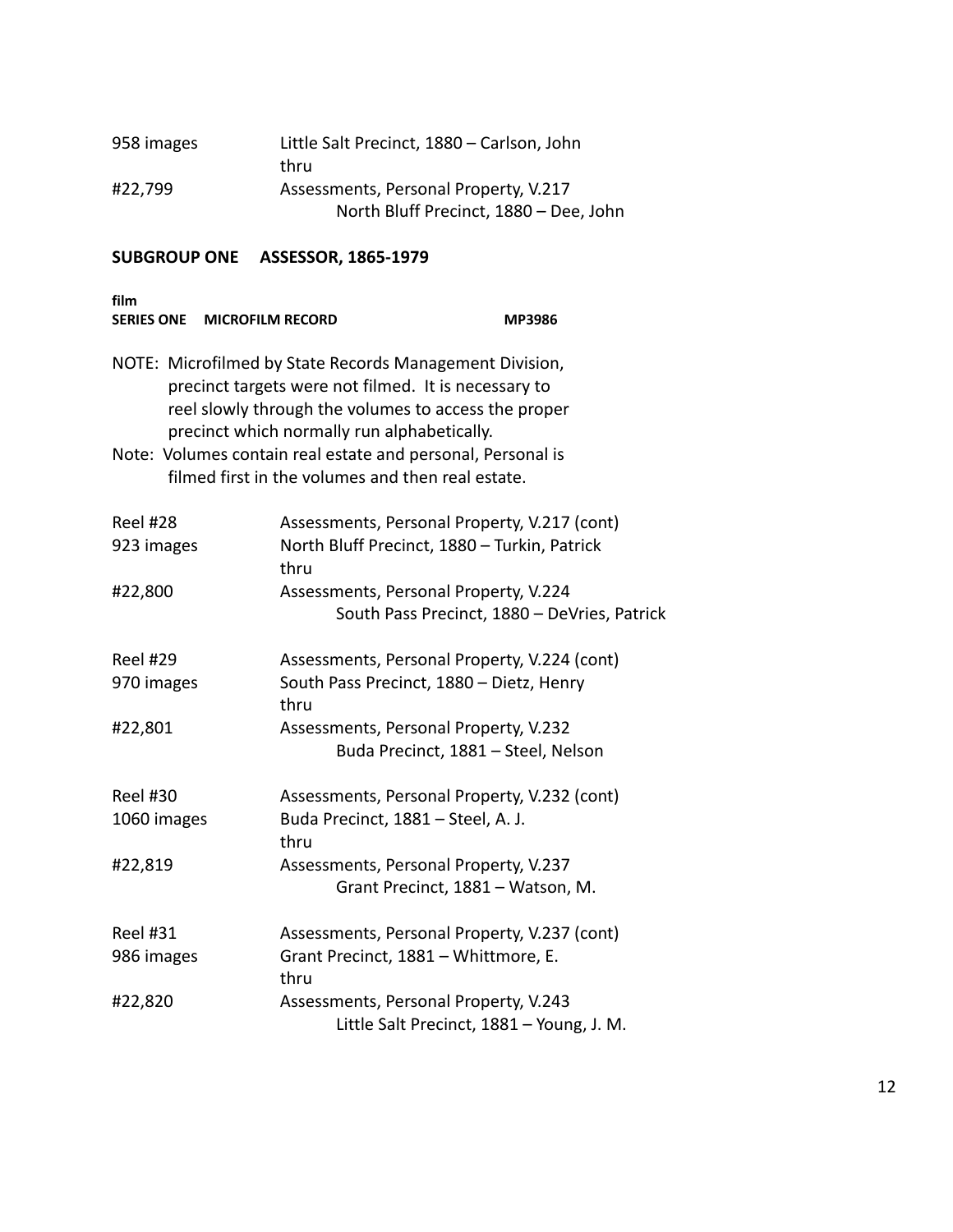| | |
|---|---|
| 958 images | Little Salt Precinct, 1880 – Carlson, John<br>thru |
| #22,799 | Assessments, Personal Property, V.217<br>North Bluff Precinct, 1880 – Dee, John |

**SUBGROUP ONE ASSESSOR, 1865-1979**

**film**
**SERIES ONE MICROFILM RECORD MP3986**

NOTE: Microfilmed by State Records Management Division, precinct targets were not filmed. It is necessary to reel slowly through the volumes to access the proper precinct which normally run alphabetically.
Note: Volumes contain real estate and personal, Personal is filmed first in the volumes and then real estate.

| | |
|---|---|
| Reel #28 | Assessments, Personal Property, V.217 (cont) |
| 923 images | North Bluff Precinct, 1880 – Turkin, Patrick<br>thru |
| #22,800 | Assessments, Personal Property, V.224<br>South Pass Precinct, 1880 – DeVries, Patrick |
| | |
| Reel #29 | Assessments, Personal Property, V.224 (cont) |
| 970 images | South Pass Precinct, 1880 – Dietz, Henry<br>thru |
| #22,801 | Assessments, Personal Property, V.232<br>Buda Precinct, 1881 – Steel, Nelson |
| | |
| Reel #30 | Assessments, Personal Property, V.232 (cont) |
| 1060 images | Buda Precinct, 1881 – Steel, A. J.<br>thru |
| #22,819 | Assessments, Personal Property, V.237<br>Grant Precinct, 1881 – Watson, M. |
| | |
| Reel #31 | Assessments, Personal Property, V.237 (cont) |
| 986 images | Grant Precinct, 1881 – Whittmore, E.<br>thru |
| #22,820 | Assessments, Personal Property, V.243<br>Little Salt Precinct, 1881 – Young, J. M. |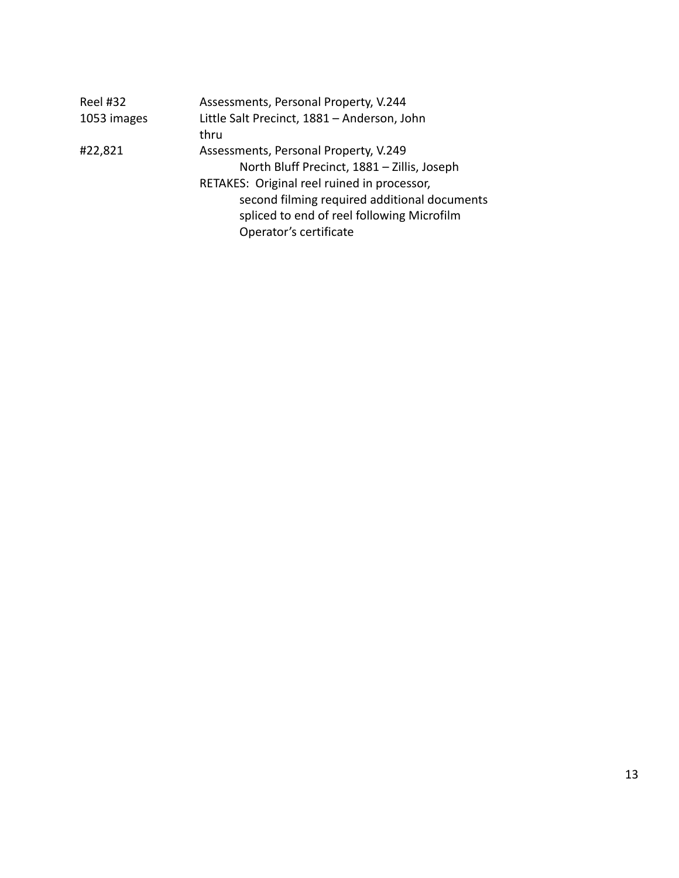| | |
|---|---|
| Reel #32 | Assessments, Personal Property, V.244 |
| 1053 images | Little Salt Precinct, 1881 – Anderson, John |
| | thru |
| #22,821 | Assessments, Personal Property, V.249 |
| | North Bluff Precinct, 1881 – Zillis, Joseph |
| | RETAKES: Original reel ruined in processor, second filming required additional documents spliced to end of reel following Microfilm Operator's certificate |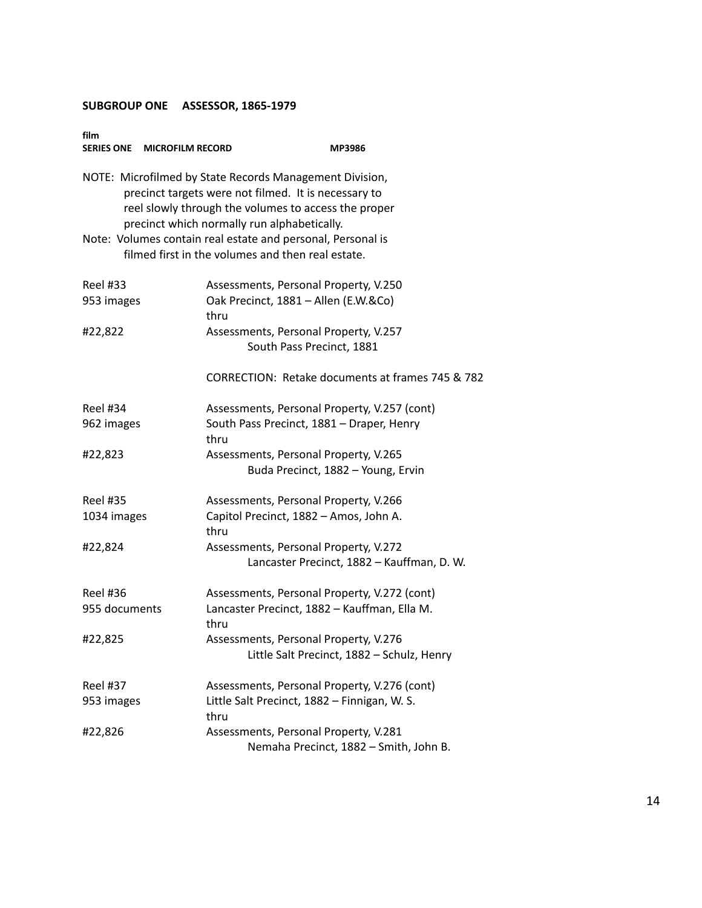## SUBGROUP ONE ASSESSOR, 1865-1979

**film**
**SERIES ONE MICROFILM RECORD** **MP3986**

NOTE: Microfilmed by State Records Management Division, precinct targets were not filmed. It is necessary to reel slowly through the volumes to access the proper precinct which normally run alphabetically.
Note: Volumes contain real estate and personal, Personal is filmed first in the volumes and then real estate.

| | |
|---|---|
| Reel #33 | Assessments, Personal Property, V.250 |
| 953 images | Oak Precinct, 1881 – Allen (E.W.&Co) |
| | thru |
| #22,822 | Assessments, Personal Property, V.257 |
| | South Pass Precinct, 1881 |
| | CORRECTION: Retake documents at frames 745 & 782 |
| Reel #34 | Assessments, Personal Property, V.257 (cont) |
| 962 images | South Pass Precinct, 1881 – Draper, Henry |
| | thru |
| #22,823 | Assessments, Personal Property, V.265 |
| | Buda Precinct, 1882 – Young, Ervin |
| Reel #35 | Assessments, Personal Property, V.266 |
| 1034 images | Capitol Precinct, 1882 – Amos, John A. |
| | thru |
| #22,824 | Assessments, Personal Property, V.272 |
| | Lancaster Precinct, 1882 – Kauffman, D. W. |
| Reel #36 | Assessments, Personal Property, V.272 (cont) |
| 955 documents | Lancaster Precinct, 1882 – Kauffman, Ella M. |
| | thru |
| #22,825 | Assessments, Personal Property, V.276 |
| | Little Salt Precinct, 1882 – Schulz, Henry |
| Reel #37 | Assessments, Personal Property, V.276 (cont) |
| 953 images | Little Salt Precinct, 1882 – Finnigan, W. S. |
| | thru |
| #22,826 | Assessments, Personal Property, V.281 |
| | Nemaha Precinct, 1882 – Smith, John B. |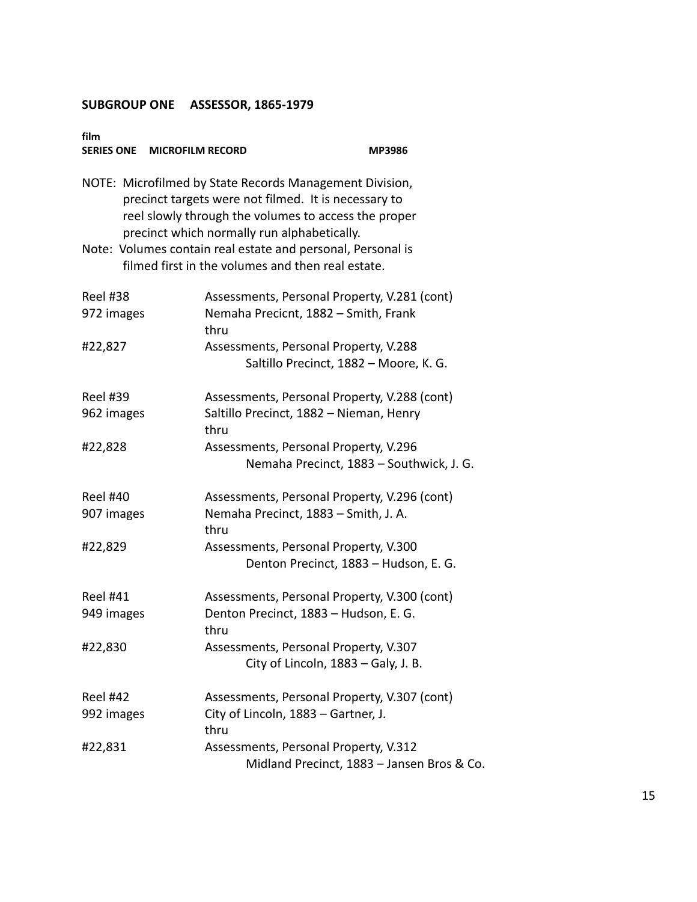## SUBGROUP ONE ASSESSOR, 1865-1979

**film**
**SERIES ONE MICROFILM RECORD MP3986**

NOTE: Microfilmed by State Records Management Division, precinct targets were not filmed. It is necessary to reel slowly through the volumes to access the proper precinct which normally run alphabetically.
Note: Volumes contain real estate and personal, Personal is filmed first in the volumes and then real estate.

| | |
|---|---|
| Reel #38<br>972 images<br><br>#22,827 | Assessments, Personal Property, V.281 (cont)<br>Nemaha Precicnt, 1882 – Smith, Frank<br>thru<br>Assessments, Personal Property, V.288<br>Saltillo Precinct, 1882 – Moore, K. G. |
| Reel #39<br>962 images<br><br>#22,828 | Assessments, Personal Property, V.288 (cont)<br>Saltillo Precinct, 1882 – Nieman, Henry<br>thru<br>Assessments, Personal Property, V.296<br>Nemaha Precinct, 1883 – Southwick, J. G. |
| Reel #40<br>907 images<br><br>#22,829 | Assessments, Personal Property, V.296 (cont)<br>Nemaha Precinct, 1883 – Smith, J. A.<br>thru<br>Assessments, Personal Property, V.300<br>Denton Precinct, 1883 – Hudson, E. G. |
| Reel #41<br>949 images<br><br>#22,830 | Assessments, Personal Property, V.300 (cont)<br>Denton Precinct, 1883 – Hudson, E. G.<br>thru<br>Assessments, Personal Property, V.307<br>City of Lincoln, 1883 – Galy, J. B. |
| Reel #42<br>992 images<br><br>#22,831 | Assessments, Personal Property, V.307 (cont)<br>City of Lincoln, 1883 – Gartner, J.<br>thru<br>Assessments, Personal Property, V.312<br>Midland Precinct, 1883 – Jansen Bros & Co. |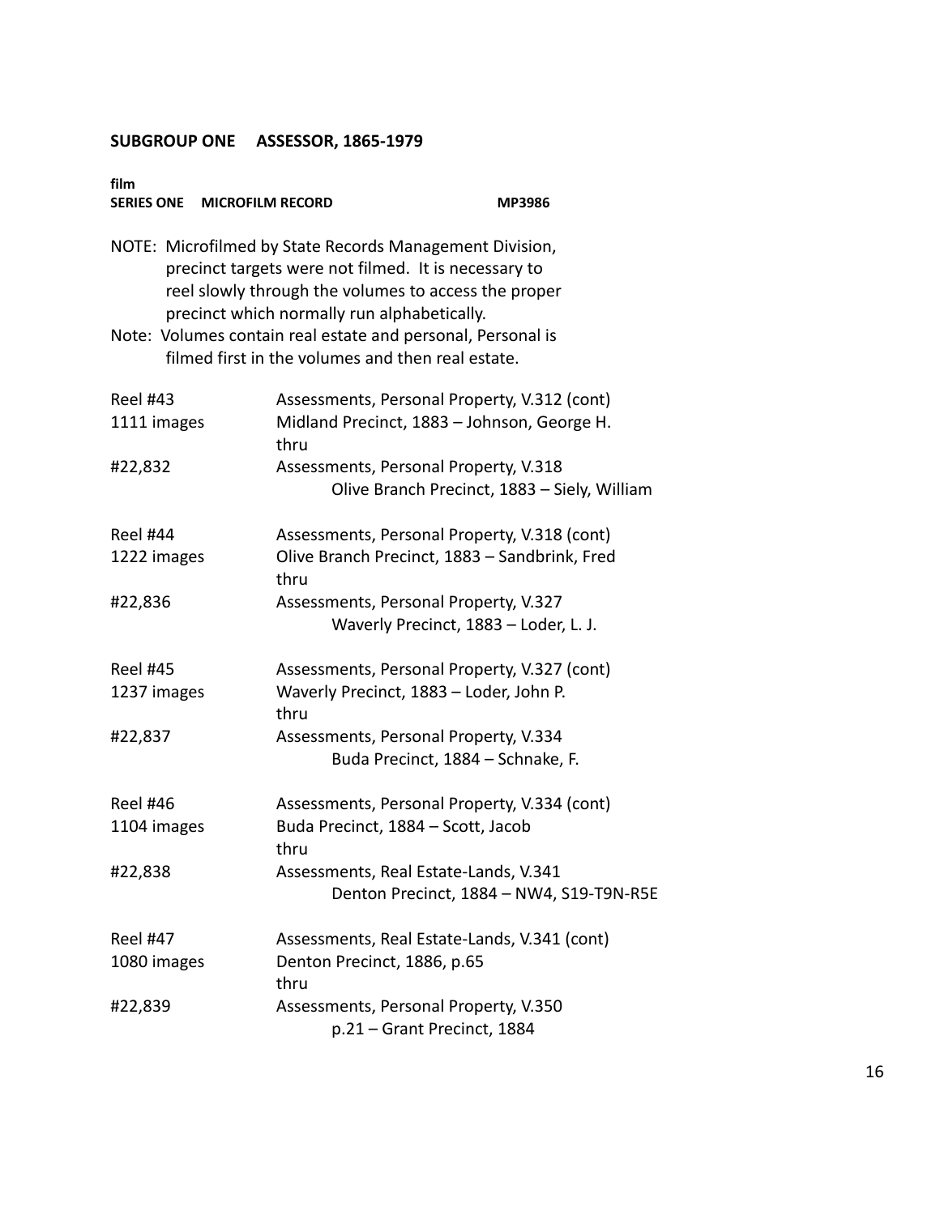## SUBGROUP ONE ASSESSOR, 1865-1979

**film**
**SERIES ONE MICROFILM RECORD MP3986**

NOTE: Microfilmed by State Records Management Division, precinct targets were not filmed. It is necessary to reel slowly through the volumes to access the proper precinct which normally run alphabetically.

Note: Volumes contain real estate and personal, Personal is filmed first in the volumes and then real estate.

Reel #43
1111 images
#22,832

Assessments, Personal Property, V.312 (cont)
Midland Precinct, 1883 – Johnson, George H.
thru
Assessments, Personal Property, V.318
Olive Branch Precinct, 1883 – Siely, William

Reel #44
1222 images
#22,836

Assessments, Personal Property, V.318 (cont)
Olive Branch Precinct, 1883 – Sandbrink, Fred
thru
Assessments, Personal Property, V.327
Waverly Precinct, 1883 – Loder, L. J.

Reel #45
1237 images
#22,837

Assessments, Personal Property, V.327 (cont)
Waverly Precinct, 1883 – Loder, John P.
thru
Assessments, Personal Property, V.334
Buda Precinct, 1884 – Schnake, F.

Reel #46
1104 images
#22,838

Assessments, Personal Property, V.334 (cont)
Buda Precinct, 1884 – Scott, Jacob
thru
Assessments, Real Estate-Lands, V.341
Denton Precinct, 1884 – NW4, S19-T9N-R5E

Reel #47
1080 images
#22,839

Assessments, Real Estate-Lands, V.341 (cont)
Denton Precinct, 1886, p.65
thru
Assessments, Personal Property, V.350
p.21 – Grant Precinct, 1884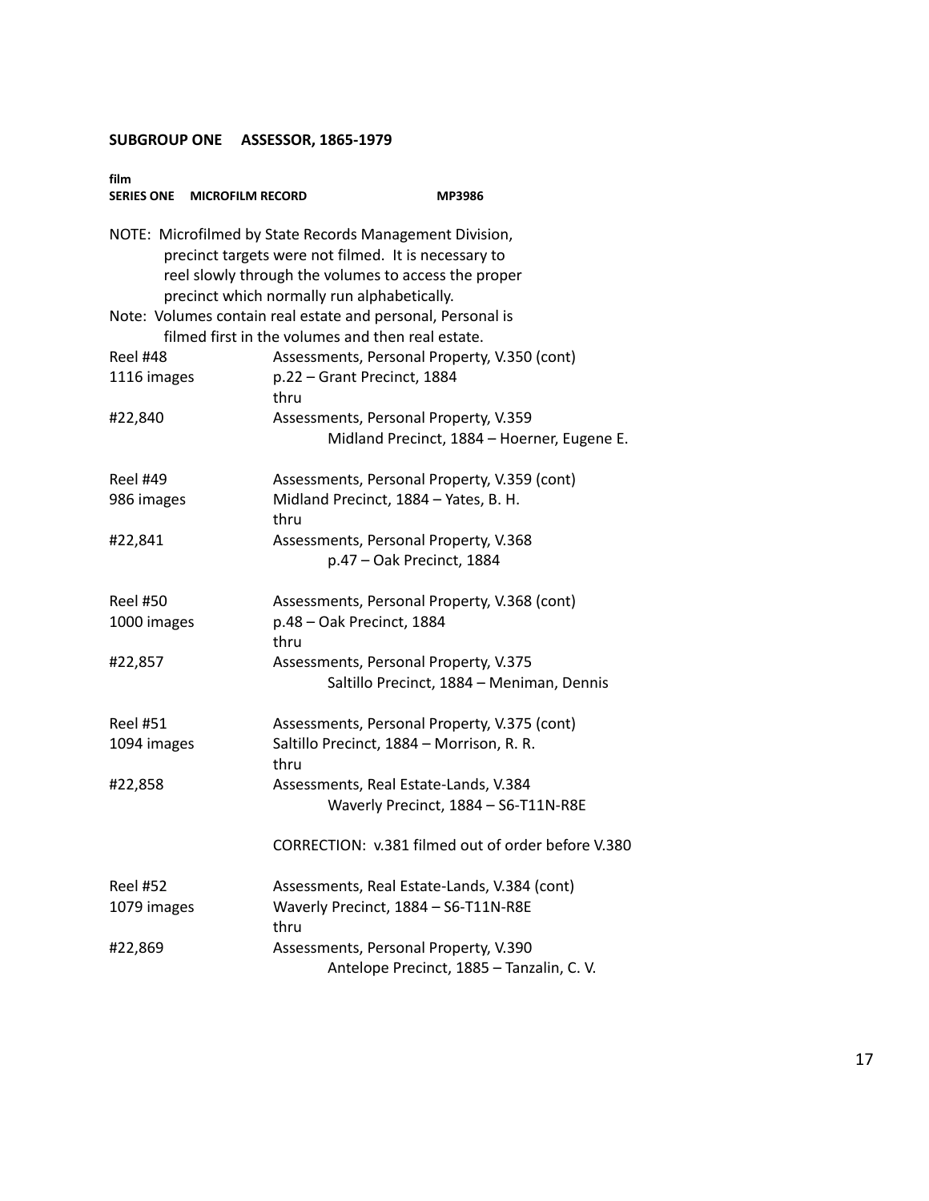**SUBGROUP ONE ASSESSOR, 1865-1979**

**film**
**SERIES ONE MICROFILM RECORD MP3986**

NOTE: Microfilmed by State Records Management Division, precinct targets were not filmed. It is necessary to reel slowly through the volumes to access the proper precinct which normally run alphabetically.

Note: Volumes contain real estate and personal, Personal is filmed first in the volumes and then real estate.

| | |
|---|---|
| Reel #48<br>1116 images<br><br>#22,840 | Assessments, Personal Property, V.350 (cont)<br>p.22 – Grant Precinct, 1884<br>thru<br>Assessments, Personal Property, V.359<br>Midland Precinct, 1884 – Hoerner, Eugene E. |
| Reel #49<br>986 images<br><br>#22,841 | Assessments, Personal Property, V.359 (cont)<br>Midland Precinct, 1884 – Yates, B. H.<br>thru<br>Assessments, Personal Property, V.368<br>p.47 – Oak Precinct, 1884 |
| Reel #50<br>1000 images<br><br>#22,857 | Assessments, Personal Property, V.368 (cont)<br>p.48 – Oak Precinct, 1884<br>thru<br>Assessments, Personal Property, V.375<br>Saltillo Precinct, 1884 – Meniman, Dennis |
| Reel #51<br>1094 images<br><br>#22,858 | Assessments, Personal Property, V.375 (cont)<br>Saltillo Precinct, 1884 – Morrison, R. R.<br>thru<br>Assessments, Real Estate-Lands, V.384<br>Waverly Precinct, 1884 – S6-T11N-R8E<br><br>CORRECTION: v.381 filmed out of order before V.380 |
| Reel #52<br>1079 images<br><br>#22,869 | Assessments, Real Estate-Lands, V.384 (cont)<br>Waverly Precinct, 1884 – S6-T11N-R8E<br>thru<br>Assessments, Personal Property, V.390<br>Antelope Precinct, 1885 – Tanzalin, C. V. |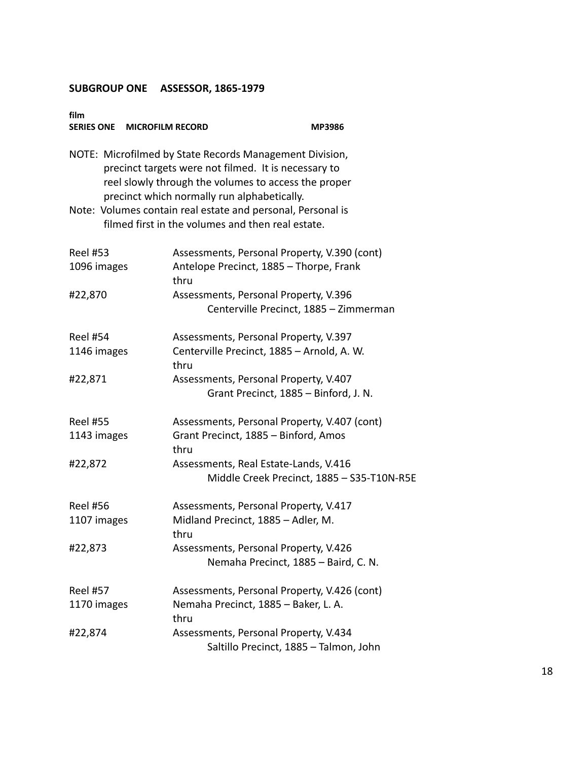**SUBGROUP ONE ASSESSOR, 1865-1979**

**film**
**SERIES ONE MICROFILM RECORD MP3986**

NOTE: Microfilmed by State Records Management Division, precinct targets were not filmed. It is necessary to reel slowly through the volumes to access the proper precinct which normally run alphabetically.

Note: Volumes contain real estate and personal, Personal is filmed first in the volumes and then real estate.

| | |
|---|---|
| Reel #53 | Assessments, Personal Property, V.390 (cont) |
| 1096 images | Antelope Precinct, 1885 – Thorpe, Frank |
| | thru |
| #22,870 | Assessments, Personal Property, V.396 |
| | Centerville Precinct, 1885 – Zimmerman |
| Reel #54 | Assessments, Personal Property, V.397 |
| 1146 images | Centerville Precinct, 1885 – Arnold, A. W. |
| | thru |
| #22,871 | Assessments, Personal Property, V.407 |
| | Grant Precinct, 1885 – Binford, J. N. |
| Reel #55 | Assessments, Personal Property, V.407 (cont) |
| 1143 images | Grant Precinct, 1885 – Binford, Amos |
| | thru |
| #22,872 | Assessments, Real Estate-Lands, V.416 |
| | Middle Creek Precinct, 1885 – S35-T10N-R5E |
| Reel #56 | Assessments, Personal Property, V.417 |
| 1107 images | Midland Precinct, 1885 – Adler, M. |
| | thru |
| #22,873 | Assessments, Personal Property, V.426 |
| | Nemaha Precinct, 1885 – Baird, C. N. |
| Reel #57 | Assessments, Personal Property, V.426 (cont) |
| 1170 images | Nemaha Precinct, 1885 – Baker, L. A. |
| | thru |
| #22,874 | Assessments, Personal Property, V.434 |
| | Saltillo Precinct, 1885 – Talmon, John |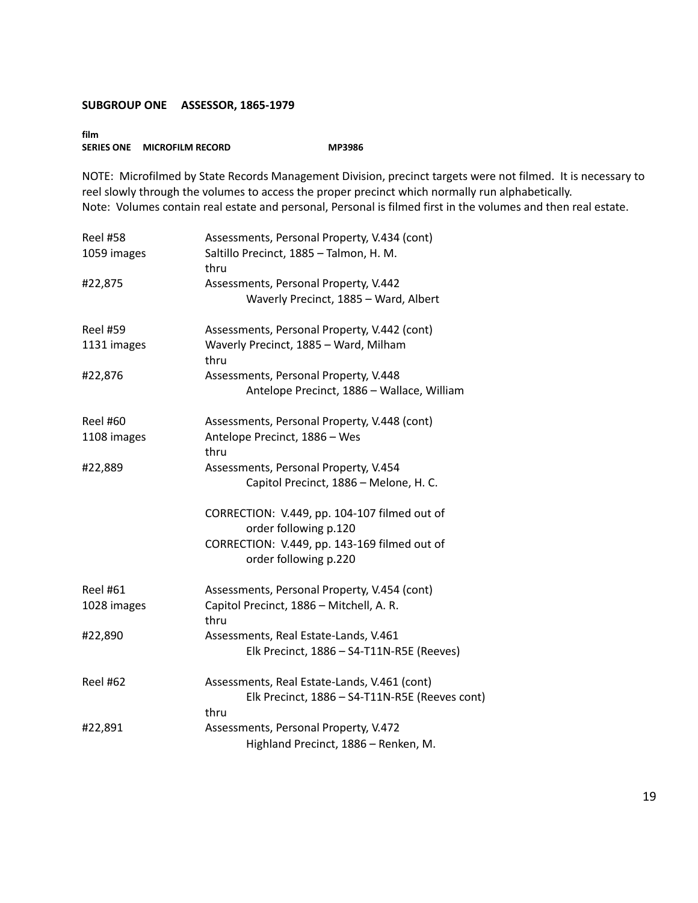**SUBGROUP ONE ASSESSOR, 1865-1979**

**film**
**SERIES ONE MICROFILM RECORD MP3986**

NOTE: Microfilmed by State Records Management Division, precinct targets were not filmed. It is necessary to reel slowly through the volumes to access the proper precinct which normally run alphabetically.
Note: Volumes contain real estate and personal, Personal is filmed first in the volumes and then real estate.

| | |
|---|---|
| Reel #58 | Assessments, Personal Property, V.434 (cont) |
| 1059 images | Saltillo Precinct, 1885 – Talmon, H. M. |
| | thru |
| #22,875 | Assessments, Personal Property, V.442 |
| | Waverly Precinct, 1885 – Ward, Albert |
| | |
| Reel #59 | Assessments, Personal Property, V.442 (cont) |
| 1131 images | Waverly Precinct, 1885 – Ward, Milham |
| | thru |
| #22,876 | Assessments, Personal Property, V.448 |
| | Antelope Precinct, 1886 – Wallace, William |
| | |
| Reel #60 | Assessments, Personal Property, V.448 (cont) |
| 1108 images | Antelope Precinct, 1886 – Wes |
| | thru |
| #22,889 | Assessments, Personal Property, V.454 |
| | Capitol Precinct, 1886 – Melone, H. C. |
| | |
| | CORRECTION: V.449, pp. 104-107 filmed out of order following p.120 |
| | CORRECTION: V.449, pp. 143-169 filmed out of order following p.220 |
| | |
| Reel #61 | Assessments, Personal Property, V.454 (cont) |
| 1028 images | Capitol Precinct, 1886 – Mitchell, A. R. |
| | thru |
| #22,890 | Assessments, Real Estate-Lands, V.461 |
| | Elk Precinct, 1886 – S4-T11N-R5E (Reeves) |
| | |
| Reel #62 | Assessments, Real Estate-Lands, V.461 (cont) |
| | Elk Precinct, 1886 – S4-T11N-R5E (Reeves cont) |
| | thru |
| #22,891 | Assessments, Personal Property, V.472 |
| | Highland Precinct, 1886 – Renken, M. |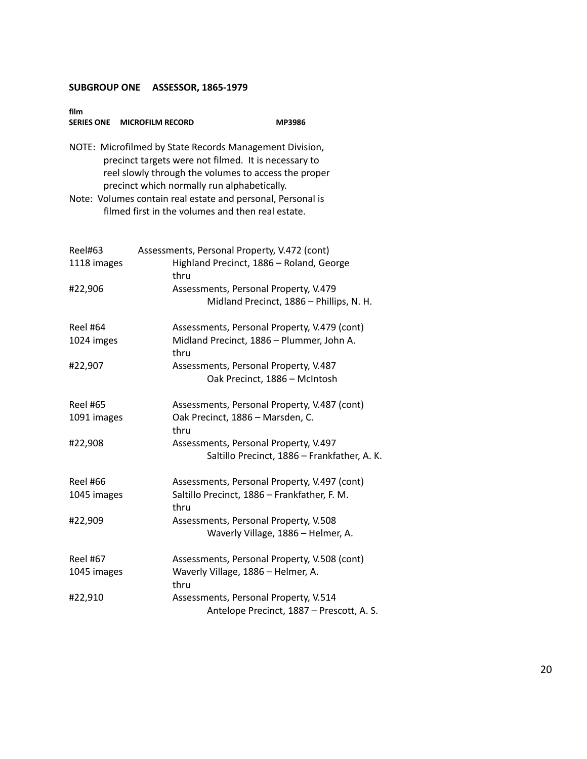**SUBGROUP ONE ASSESSOR, 1865-1979**

**film**
**SERIES ONE MICROFILM RECORD MP3986**

NOTE: Microfilmed by State Records Management Division, precinct targets were not filmed. It is necessary to reel slowly through the volumes to access the proper precinct which normally run alphabetically.

Note: Volumes contain real estate and personal, Personal is filmed first in the volumes and then real estate.

| | |
|---|---|
| Reel#63 | Assessments, Personal Property, V.472 (cont) |
| 1118 images | Highland Precinct, 1886 – Roland, George<br>thru |
| #22,906 | Assessments, Personal Property, V.479<br>Midland Precinct, 1886 – Phillips, N. H. |
| Reel #64 | Assessments, Personal Property, V.479 (cont) |
| 1024 imges | Midland Precinct, 1886 – Plummer, John A.<br>thru |
| #22,907 | Assessments, Personal Property, V.487<br>Oak Precinct, 1886 – McIntosh |
| Reel #65 | Assessments, Personal Property, V.487 (cont) |
| 1091 images | Oak Precinct, 1886 – Marsden, C.<br>thru |
| #22,908 | Assessments, Personal Property, V.497<br>Saltillo Precinct, 1886 – Frankfather, A. K. |
| Reel #66 | Assessments, Personal Property, V.497 (cont) |
| 1045 images | Saltillo Precinct, 1886 – Frankfather, F. M.<br>thru |
| #22,909 | Assessments, Personal Property, V.508<br>Waverly Village, 1886 – Helmer, A. |
| Reel #67 | Assessments, Personal Property, V.508 (cont) |
| 1045 images | Waverly Village, 1886 – Helmer, A.<br>thru |
| #22,910 | Assessments, Personal Property, V.514<br>Antelope Precinct, 1887 – Prescott, A. S. |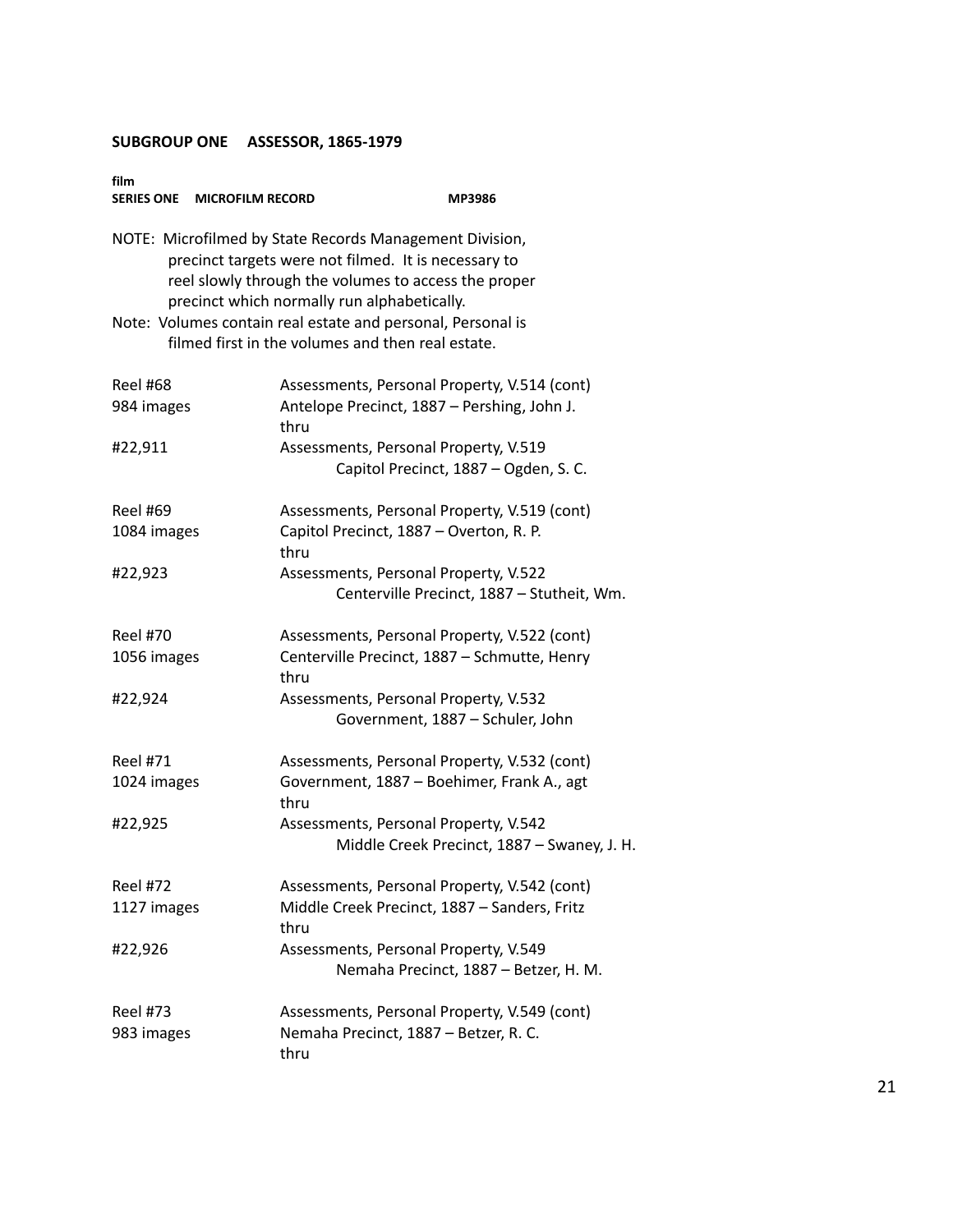**SUBGROUP ONE ASSESSOR, 1865-1979**

**film**
**SERIES ONE MICROFILM RECORD MP3986**

NOTE: Microfilmed by State Records Management Division, precinct targets were not filmed. It is necessary to reel slowly through the volumes to access the proper precinct which normally run alphabetically.
Note: Volumes contain real estate and personal, Personal is filmed first in the volumes and then real estate.

| | |
|---|---|
| Reel #68 | Assessments, Personal Property, V.514 (cont) |
| 984 images | Antelope Precinct, 1887 – Pershing, John J. |
| | thru |
| #22,911 | Assessments, Personal Property, V.519 |
| | Capitol Precinct, 1887 – Ogden, S. C. |
| | |
| Reel #69 | Assessments, Personal Property, V.519 (cont) |
| 1084 images | Capitol Precinct, 1887 – Overton, R. P. |
| | thru |
| #22,923 | Assessments, Personal Property, V.522 |
| | Centerville Precinct, 1887 – Stutheit, Wm. |
| | |
| Reel #70 | Assessments, Personal Property, V.522 (cont) |
| 1056 images | Centerville Precinct, 1887 – Schmutte, Henry |
| | thru |
| #22,924 | Assessments, Personal Property, V.532 |
| | Government, 1887 – Schuler, John |
| | |
| Reel #71 | Assessments, Personal Property, V.532 (cont) |
| 1024 images | Government, 1887 – Boehimer, Frank A., agt |
| | thru |
| #22,925 | Assessments, Personal Property, V.542 |
| | Middle Creek Precinct, 1887 – Swaney, J. H. |
| | |
| Reel #72 | Assessments, Personal Property, V.542 (cont) |
| 1127 images | Middle Creek Precinct, 1887 – Sanders, Fritz |
| | thru |
| #22,926 | Assessments, Personal Property, V.549 |
| | Nemaha Precinct, 1887 – Betzer, H. M. |
| | |
| Reel #73 | Assessments, Personal Property, V.549 (cont) |
| 983 images | Nemaha Precinct, 1887 – Betzer, R. C. |
| | thru |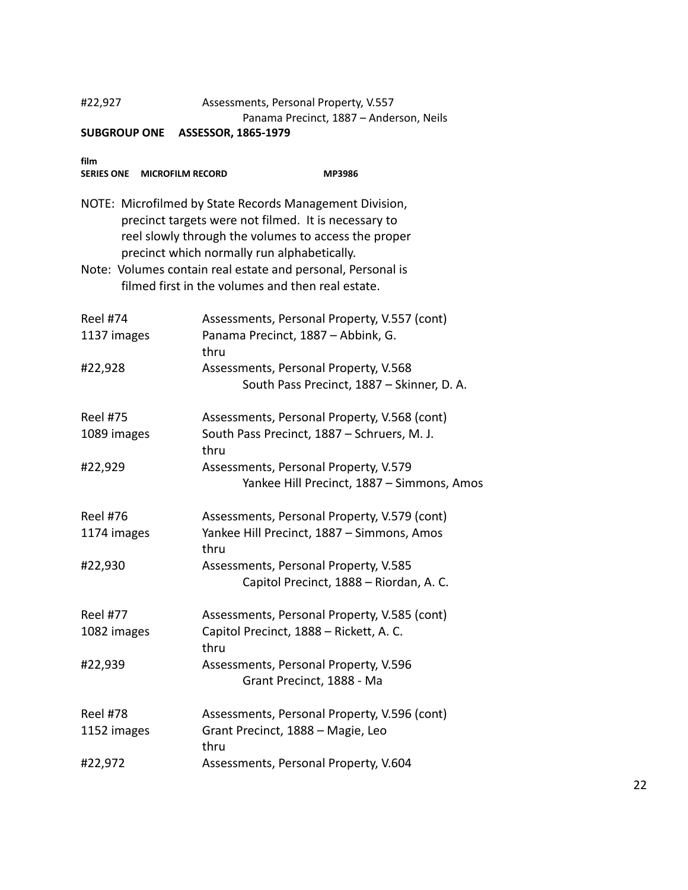#22,927 Assessments, Personal Property, V.557
Panama Precinct, 1887 – Anderson, Neils

**SUBGROUP ONE ASSESSOR, 1865-1979**

**film**
**SERIES ONE MICROFILM RECORD MP3986**

NOTE: Microfilmed by State Records Management Division, precinct targets were not filmed. It is necessary to reel slowly through the volumes to access the proper precinct which normally run alphabetically.

Note: Volumes contain real estate and personal, Personal is filmed first in the volumes and then real estate.

Reel #74
1137 images

Assessments, Personal Property, V.557 (cont)
Panama Precinct, 1887 – Abbink, G.
thru

#22,928 Assessments, Personal Property, V.568
South Pass Precinct, 1887 – Skinner, D. A.

Reel #75
1089 images

Assessments, Personal Property, V.568 (cont)
South Pass Precinct, 1887 – Schruers, M. J.
thru

#22,929 Assessments, Personal Property, V.579
Yankee Hill Precinct, 1887 – Simmons, Amos

Reel #76
1174 images

Assessments, Personal Property, V.579 (cont)
Yankee Hill Precinct, 1887 – Simmons, Amos
thru

#22,930 Assessments, Personal Property, V.585
Capitol Precinct, 1888 – Riordan, A. C.

Reel #77
1082 images

Assessments, Personal Property, V.585 (cont)
Capitol Precinct, 1888 – Rickett, A. C.
thru

#22,939 Assessments, Personal Property, V.596
Grant Precinct, 1888 - Ma

Reel #78
1152 images

Assessments, Personal Property, V.596 (cont)
Grant Precinct, 1888 – Magie, Leo
thru

#22,972 Assessments, Personal Property, V.604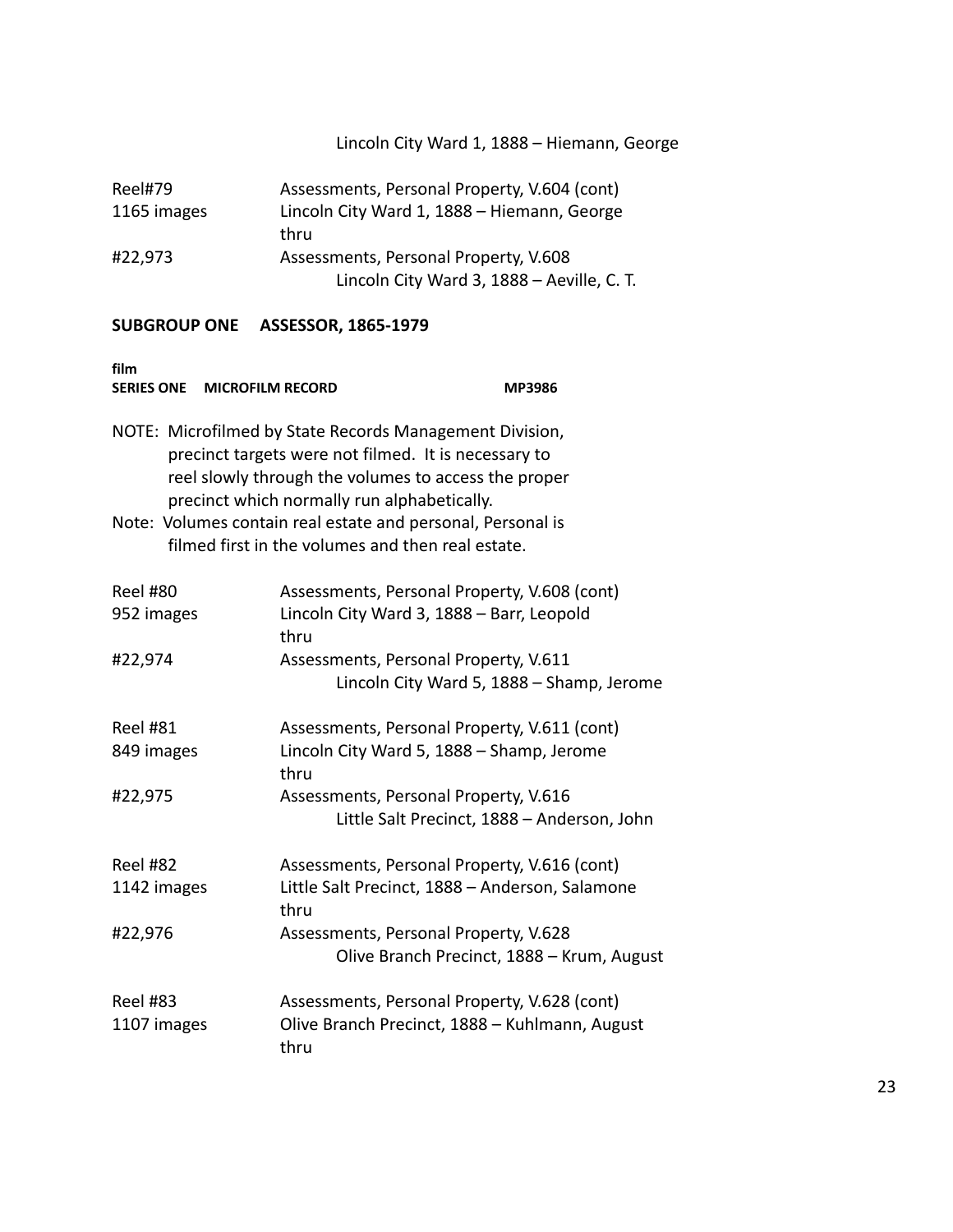Lincoln City Ward 1, 1888 – Hiemann, George

Reel#79 — Assessments, Personal Property, V.604 (cont)
1165 images — Lincoln City Ward 1, 1888 – Hiemann, George
thru
#22,973 — Assessments, Personal Property, V.608
Lincoln City Ward 3, 1888 – Aeville, C. T.

**SUBGROUP ONE ASSESSOR, 1865-1979**

**film**
**SERIES ONE MICROFILM RECORD** **MP3986**

NOTE: Microfilmed by State Records Management Division, precinct targets were not filmed. It is necessary to reel slowly through the volumes to access the proper precinct which normally run alphabetically.
Note: Volumes contain real estate and personal, Personal is filmed first in the volumes and then real estate.

Reel #80 — Assessments, Personal Property, V.608 (cont)
952 images — Lincoln City Ward 3, 1888 – Barr, Leopold
thru
#22,974 — Assessments, Personal Property, V.611
Lincoln City Ward 5, 1888 – Shamp, Jerome

Reel #81 — Assessments, Personal Property, V.611 (cont)
849 images — Lincoln City Ward 5, 1888 – Shamp, Jerome
thru
#22,975 — Assessments, Personal Property, V.616
Little Salt Precinct, 1888 – Anderson, John

Reel #82 — Assessments, Personal Property, V.616 (cont)
1142 images — Little Salt Precinct, 1888 – Anderson, Salamone
thru
#22,976 — Assessments, Personal Property, V.628
Olive Branch Precinct, 1888 – Krum, August

Reel #83 — Assessments, Personal Property, V.628 (cont)
1107 images — Olive Branch Precinct, 1888 – Kuhlmann, August
thru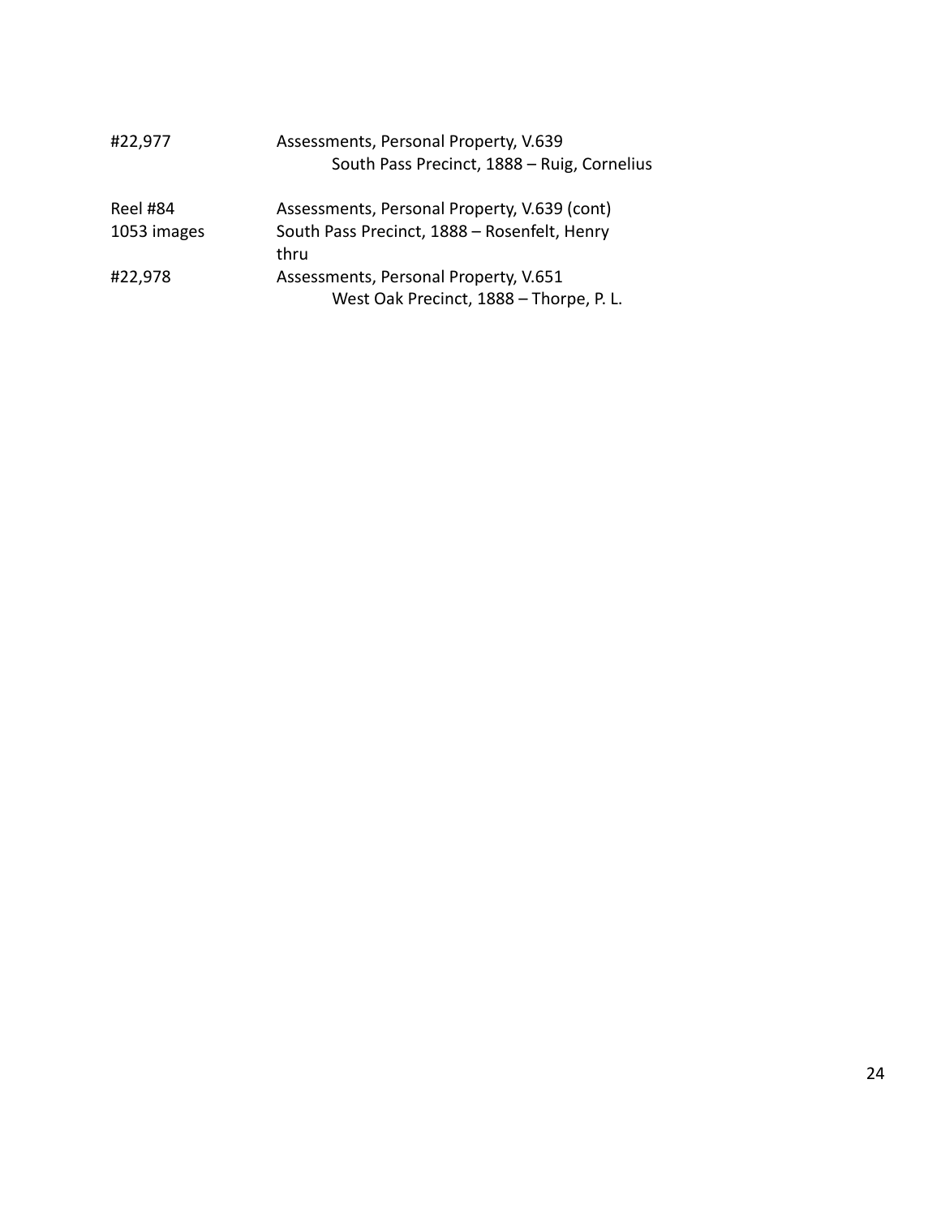#22,977 Assessments, Personal Property, V.639
South Pass Precinct, 1888 – Ruig, Cornelius

Reel #84 Assessments, Personal Property, V.639 (cont)
1053 images South Pass Precinct, 1888 – Rosenfelt, Henry
thru
#22,978 Assessments, Personal Property, V.651
West Oak Precinct, 1888 – Thorpe, P. L.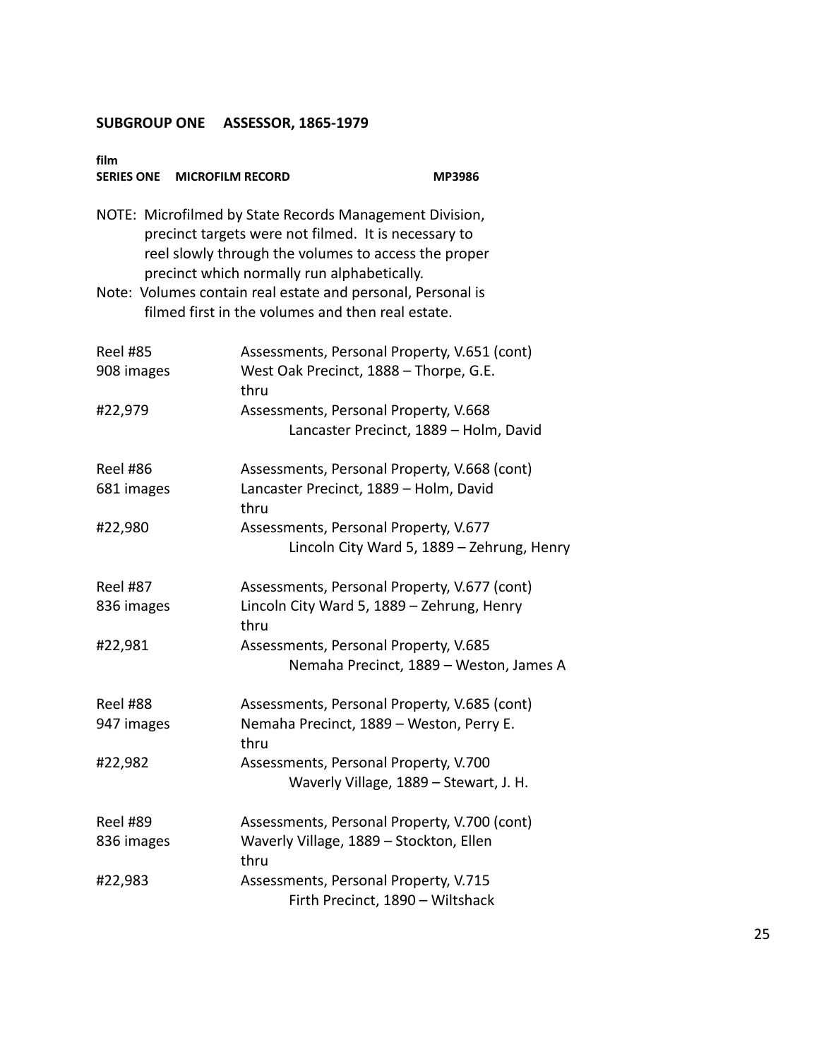## SUBGROUP ONE ASSESSOR, 1865-1979

**film**
**SERIES ONE MICROFILM RECORD** **MP3986**

NOTE: Microfilmed by State Records Management Division, precinct targets were not filmed. It is necessary to reel slowly through the volumes to access the proper precinct which normally run alphabetically.

Note: Volumes contain real estate and personal, Personal is filmed first in the volumes and then real estate.

| | |
|---|---|
| Reel #85<br>908 images<br><br>#22,979 | Assessments, Personal Property, V.651 (cont)<br>West Oak Precinct, 1888 – Thorpe, G.E.<br>thru<br>Assessments, Personal Property, V.668<br>Lancaster Precinct, 1889 – Holm, David |
| Reel #86<br>681 images<br><br>#22,980 | Assessments, Personal Property, V.668 (cont)<br>Lancaster Precinct, 1889 – Holm, David<br>thru<br>Assessments, Personal Property, V.677<br>Lincoln City Ward 5, 1889 – Zehrung, Henry |
| Reel #87<br>836 images<br><br>#22,981 | Assessments, Personal Property, V.677 (cont)<br>Lincoln City Ward 5, 1889 – Zehrung, Henry<br>thru<br>Assessments, Personal Property, V.685<br>Nemaha Precinct, 1889 – Weston, James A |
| Reel #88<br>947 images<br><br>#22,982 | Assessments, Personal Property, V.685 (cont)<br>Nemaha Precinct, 1889 – Weston, Perry E.<br>thru<br>Assessments, Personal Property, V.700<br>Waverly Village, 1889 – Stewart, J. H. |
| Reel #89<br>836 images<br><br>#22,983 | Assessments, Personal Property, V.700 (cont)<br>Waverly Village, 1889 – Stockton, Ellen<br>thru<br>Assessments, Personal Property, V.715<br>Firth Precinct, 1890 – Wiltshack |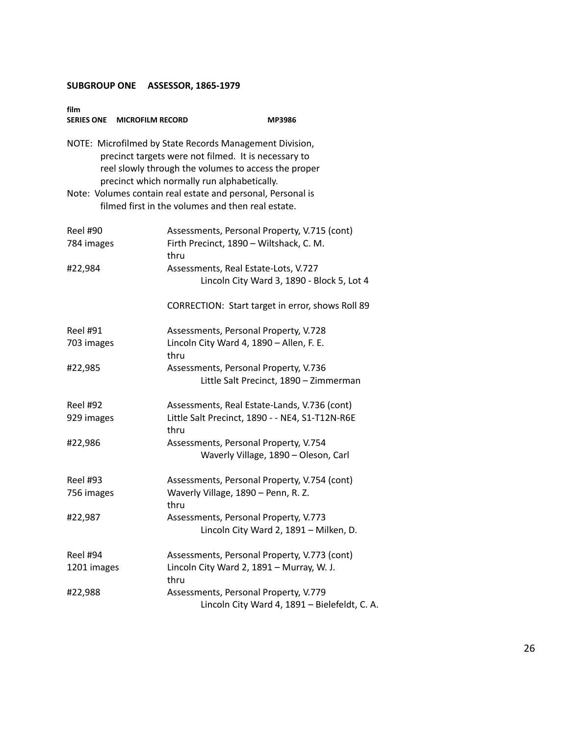**SUBGROUP ONE ASSESSOR, 1865-1979**

**film**
**SERIES ONE MICROFILM RECORD MP3986**

NOTE: Microfilmed by State Records Management Division, precinct targets were not filmed. It is necessary to reel slowly through the volumes to access the proper precinct which normally run alphabetically.

Note: Volumes contain real estate and personal, Personal is filmed first in the volumes and then real estate.

| | |
|---|---|
| Reel #90 | Assessments, Personal Property, V.715 (cont) |
| 784 images | Firth Precinct, 1890 – Wiltshack, C. M. |
| | thru |
| #22,984 | Assessments, Real Estate-Lots, V.727 |
| | Lincoln City Ward 3, 1890 - Block 5, Lot 4 |
| | CORRECTION: Start target in error, shows Roll 89 |
| Reel #91 | Assessments, Personal Property, V.728 |
| 703 images | Lincoln City Ward 4, 1890 – Allen, F. E. |
| | thru |
| #22,985 | Assessments, Personal Property, V.736 |
| | Little Salt Precinct, 1890 – Zimmerman |
| Reel #92 | Assessments, Real Estate-Lands, V.736 (cont) |
| 929 images | Little Salt Precinct, 1890 - - NE4, S1-T12N-R6E |
| | thru |
| #22,986 | Assessments, Personal Property, V.754 |
| | Waverly Village, 1890 – Oleson, Carl |
| Reel #93 | Assessments, Personal Property, V.754 (cont) |
| 756 images | Waverly Village, 1890 – Penn, R. Z. |
| | thru |
| #22,987 | Assessments, Personal Property, V.773 |
| | Lincoln City Ward 2, 1891 – Milken, D. |
| Reel #94 | Assessments, Personal Property, V.773 (cont) |
| 1201 images | Lincoln City Ward 2, 1891 – Murray, W. J. |
| | thru |
| #22,988 | Assessments, Personal Property, V.779 |
| | Lincoln City Ward 4, 1891 – Bielefeldt, C. A. |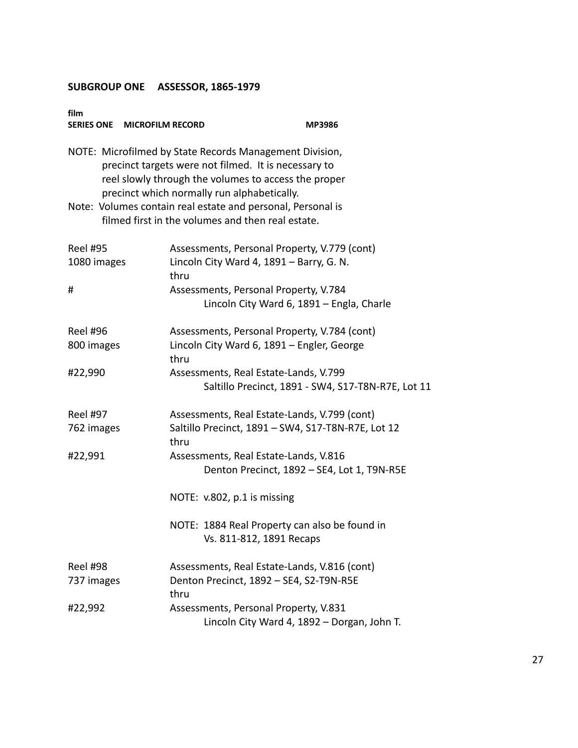**SUBGROUP ONE ASSESSOR, 1865-1979**

**film**
**SERIES ONE MICROFILM RECORD MP3986**

NOTE: Microfilmed by State Records Management Division, precinct targets were not filmed. It is necessary to reel slowly through the volumes to access the proper precinct which normally run alphabetically.

Note: Volumes contain real estate and personal, Personal is filmed first in the volumes and then real estate.

| | |
|---|---|
| Reel #95 | Assessments, Personal Property, V.779 (cont) |
| 1080 images | Lincoln City Ward 4, 1891 – Barry, G. N. |
| | thru |
| # | Assessments, Personal Property, V.784 |
| | Lincoln City Ward 6, 1891 – Engla, Charle |
| | |
| Reel #96 | Assessments, Personal Property, V.784 (cont) |
| 800 images | Lincoln City Ward 6, 1891 – Engler, George |
| | thru |
| #22,990 | Assessments, Real Estate-Lands, V.799 |
| | Saltillo Precinct, 1891 - SW4, S17-T8N-R7E, Lot 11 |
| | |
| Reel #97 | Assessments, Real Estate-Lands, V.799 (cont) |
| 762 images | Saltillo Precinct, 1891 – SW4, S17-T8N-R7E, Lot 12 |
| | thru |
| #22,991 | Assessments, Real Estate-Lands, V.816 |
| | Denton Precinct, 1892 – SE4, Lot 1, T9N-R5E |
| | NOTE: v.802, p.1 is missing |
| | NOTE: 1884 Real Property can also be found in Vs. 811-812, 1891 Recaps |
| | |
| Reel #98 | Assessments, Real Estate-Lands, V.816 (cont) |
| 737 images | Denton Precinct, 1892 – SE4, S2-T9N-R5E |
| | thru |
| #22,992 | Assessments, Personal Property, V.831 |
| | Lincoln City Ward 4, 1892 – Dorgan, John T. |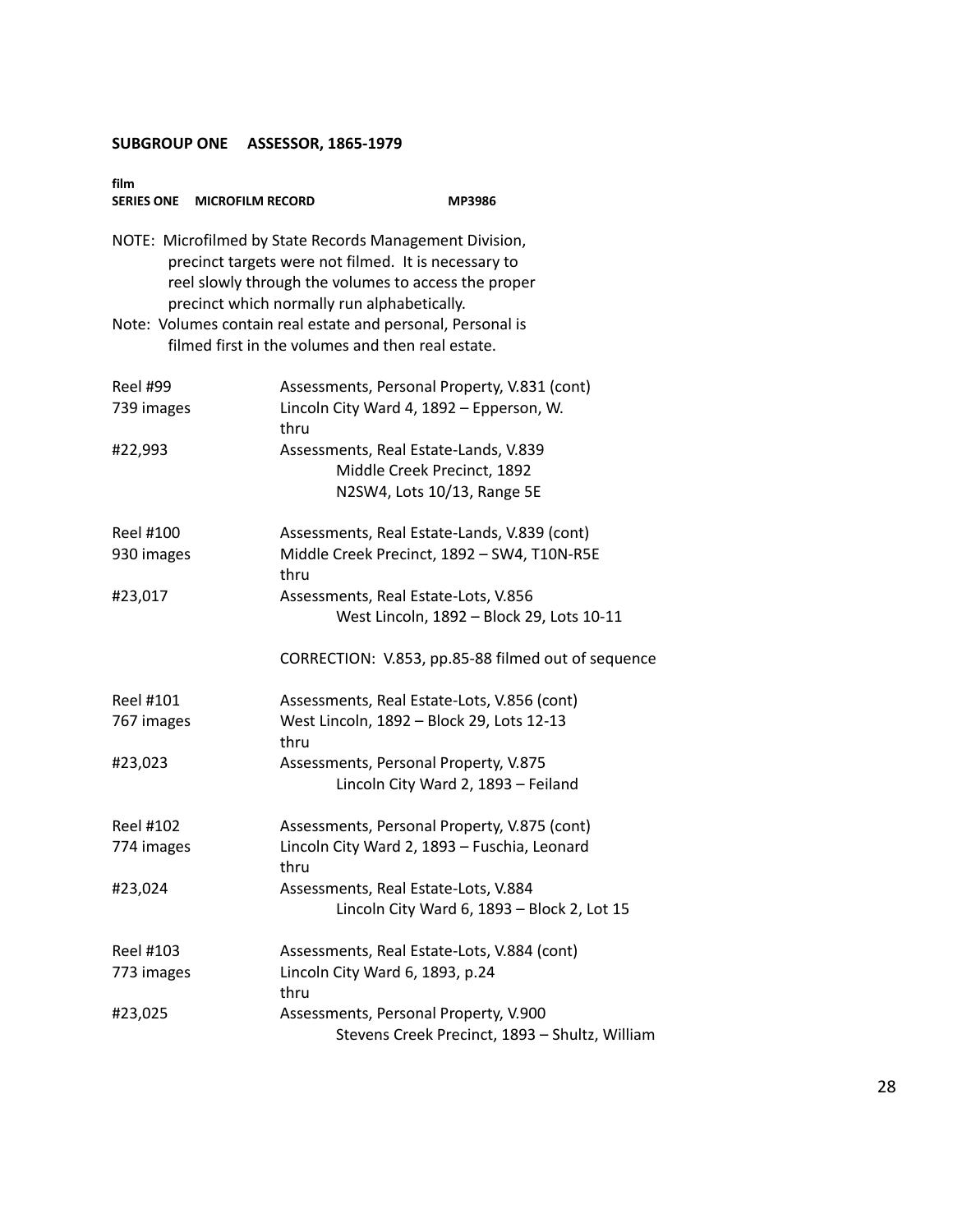**SUBGROUP ONE ASSESSOR, 1865-1979**

**film**
**SERIES ONE MICROFILM RECORD MP3986**

NOTE: Microfilmed by State Records Management Division, precinct targets were not filmed. It is necessary to reel slowly through the volumes to access the proper precinct which normally run alphabetically.
Note: Volumes contain real estate and personal, Personal is filmed first in the volumes and then real estate.

| | |
|---|---|
| Reel #99<br>739 images<br><br>#22,993 | Assessments, Personal Property, V.831 (cont)<br>Lincoln City Ward 4, 1892 – Epperson, W.<br>thru<br>Assessments, Real Estate-Lands, V.839<br>Middle Creek Precinct, 1892<br>N2SW4, Lots 10/13, Range 5E |
| Reel #100<br>930 images<br><br>#23,017 | Assessments, Real Estate-Lands, V.839 (cont)<br>Middle Creek Precinct, 1892 – SW4, T10N-R5E<br>thru<br>Assessments, Real Estate-Lots, V.856<br>West Lincoln, 1892 – Block 29, Lots 10-11<br><br>CORRECTION: V.853, pp.85-88 filmed out of sequence |
| Reel #101<br>767 images<br><br>#23,023 | Assessments, Real Estate-Lots, V.856 (cont)<br>West Lincoln, 1892 – Block 29, Lots 12-13<br>thru<br>Assessments, Personal Property, V.875<br>Lincoln City Ward 2, 1893 – Feiland |
| Reel #102<br>774 images<br><br>#23,024 | Assessments, Personal Property, V.875 (cont)<br>Lincoln City Ward 2, 1893 – Fuschia, Leonard<br>thru<br>Assessments, Real Estate-Lots, V.884<br>Lincoln City Ward 6, 1893 – Block 2, Lot 15 |
| Reel #103<br>773 images<br><br>#23,025 | Assessments, Real Estate-Lots, V.884 (cont)<br>Lincoln City Ward 6, 1893, p.24<br>thru<br>Assessments, Personal Property, V.900<br>Stevens Creek Precinct, 1893 – Shultz, William |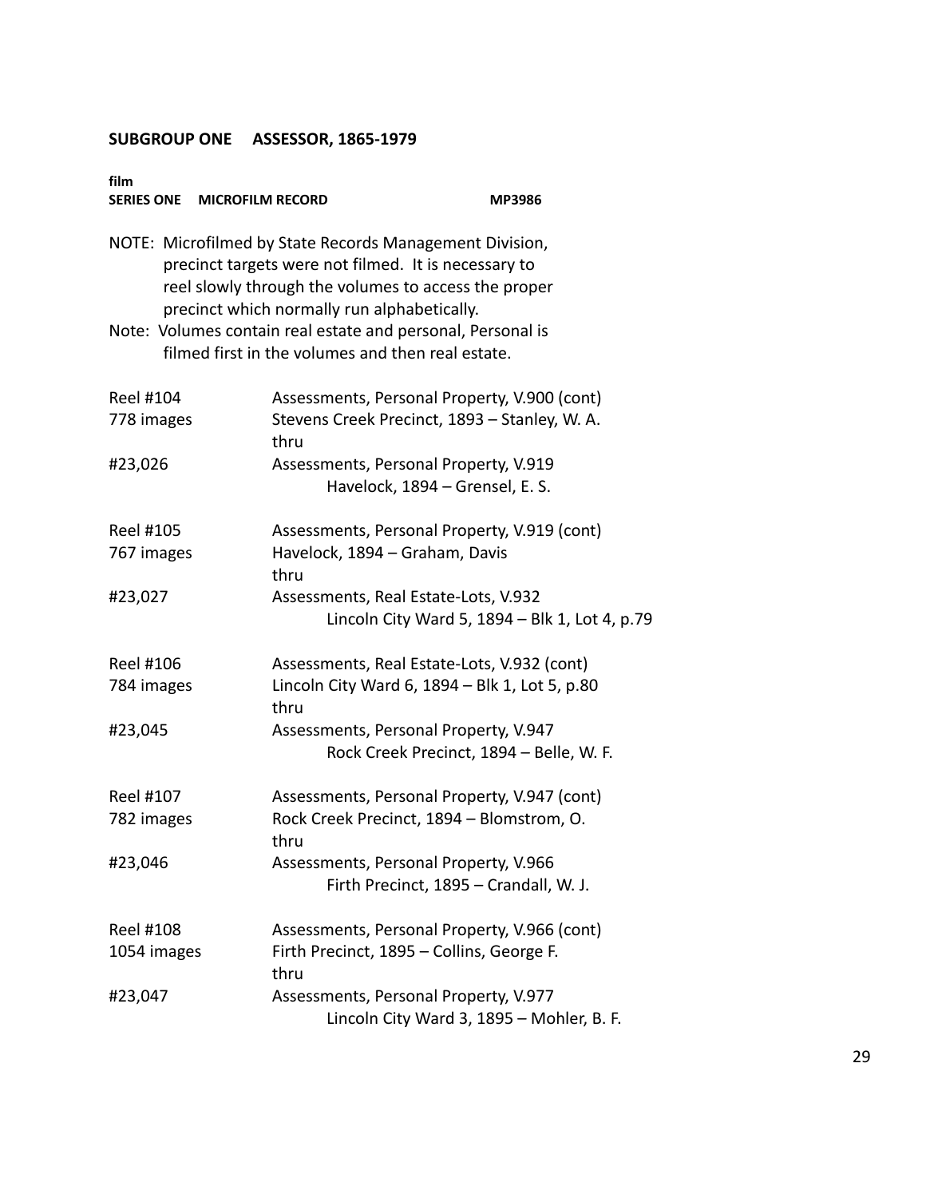**SUBGROUP ONE ASSESSOR, 1865-1979**

**film**
**SERIES ONE MICROFILM RECORD MP3986**

NOTE: Microfilmed by State Records Management Division, precinct targets were not filmed. It is necessary to reel slowly through the volumes to access the proper precinct which normally run alphabetically.
Note: Volumes contain real estate and personal, Personal is filmed first in the volumes and then real estate.

| | |
|---|---|
| Reel #104 | Assessments, Personal Property, V.900 (cont) |
| 778 images | Stevens Creek Precinct, 1893 – Stanley, W. A. |
| | thru |
| #23,026 | Assessments, Personal Property, V.919 |
| | Havelock, 1894 – Grensel, E. S. |
| | |
| Reel #105 | Assessments, Personal Property, V.919 (cont) |
| 767 images | Havelock, 1894 – Graham, Davis |
| | thru |
| #23,027 | Assessments, Real Estate-Lots, V.932 |
| | Lincoln City Ward 5, 1894 – Blk 1, Lot 4, p.79 |
| | |
| Reel #106 | Assessments, Real Estate-Lots, V.932 (cont) |
| 784 images | Lincoln City Ward 6, 1894 – Blk 1, Lot 5, p.80 |
| | thru |
| #23,045 | Assessments, Personal Property, V.947 |
| | Rock Creek Precinct, 1894 – Belle, W. F. |
| | |
| Reel #107 | Assessments, Personal Property, V.947 (cont) |
| 782 images | Rock Creek Precinct, 1894 – Blomstrom, O. |
| | thru |
| #23,046 | Assessments, Personal Property, V.966 |
| | Firth Precinct, 1895 – Crandall, W. J. |
| | |
| Reel #108 | Assessments, Personal Property, V.966 (cont) |
| 1054 images | Firth Precinct, 1895 – Collins, George F. |
| | thru |
| #23,047 | Assessments, Personal Property, V.977 |
| | Lincoln City Ward 3, 1895 – Mohler, B. F. |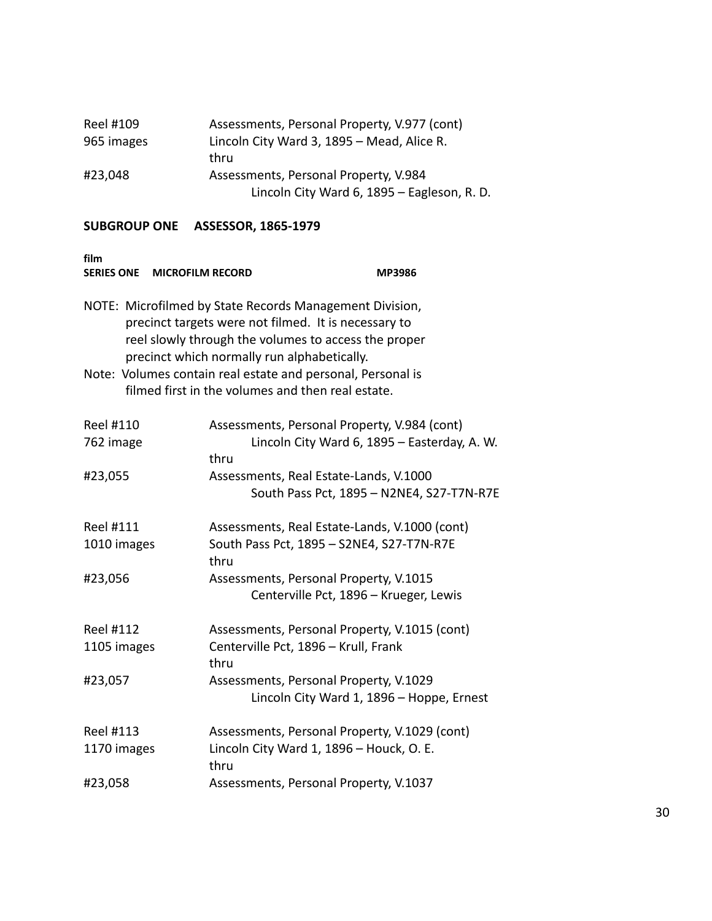| | |
|---|---|
| Reel #109 | Assessments, Personal Property, V.977 (cont) |
| 965 images | Lincoln City Ward 3, 1895 – Mead, Alice R. |
| | thru |
| #23,048 | Assessments, Personal Property, V.984 |
| | Lincoln City Ward 6, 1895 – Eagleson, R. D. |

**SUBGROUP ONE ASSESSOR, 1865-1979**

**film**
**SERIES ONE MICROFILM RECORD MP3986**

NOTE: Microfilmed by State Records Management Division, precinct targets were not filmed. It is necessary to reel slowly through the volumes to access the proper precinct which normally run alphabetically.

Note: Volumes contain real estate and personal, Personal is filmed first in the volumes and then real estate.

| | |
|---|---|
| Reel #110 | Assessments, Personal Property, V.984 (cont) |
| 762 image | Lincoln City Ward 6, 1895 – Easterday, A. W. |
| | thru |
| #23,055 | Assessments, Real Estate-Lands, V.1000 |
| | South Pass Pct, 1895 – N2NE4, S27-T7N-R7E |
| | |
| Reel #111 | Assessments, Real Estate-Lands, V.1000 (cont) |
| 1010 images | South Pass Pct, 1895 – S2NE4, S27-T7N-R7E |
| | thru |
| #23,056 | Assessments, Personal Property, V.1015 |
| | Centerville Pct, 1896 – Krueger, Lewis |
| | |
| Reel #112 | Assessments, Personal Property, V.1015 (cont) |
| 1105 images | Centerville Pct, 1896 – Krull, Frank |
| | thru |
| #23,057 | Assessments, Personal Property, V.1029 |
| | Lincoln City Ward 1, 1896 – Hoppe, Ernest |
| | |
| Reel #113 | Assessments, Personal Property, V.1029 (cont) |
| 1170 images | Lincoln City Ward 1, 1896 – Houck, O. E. |
| | thru |
| #23,058 | Assessments, Personal Property, V.1037 |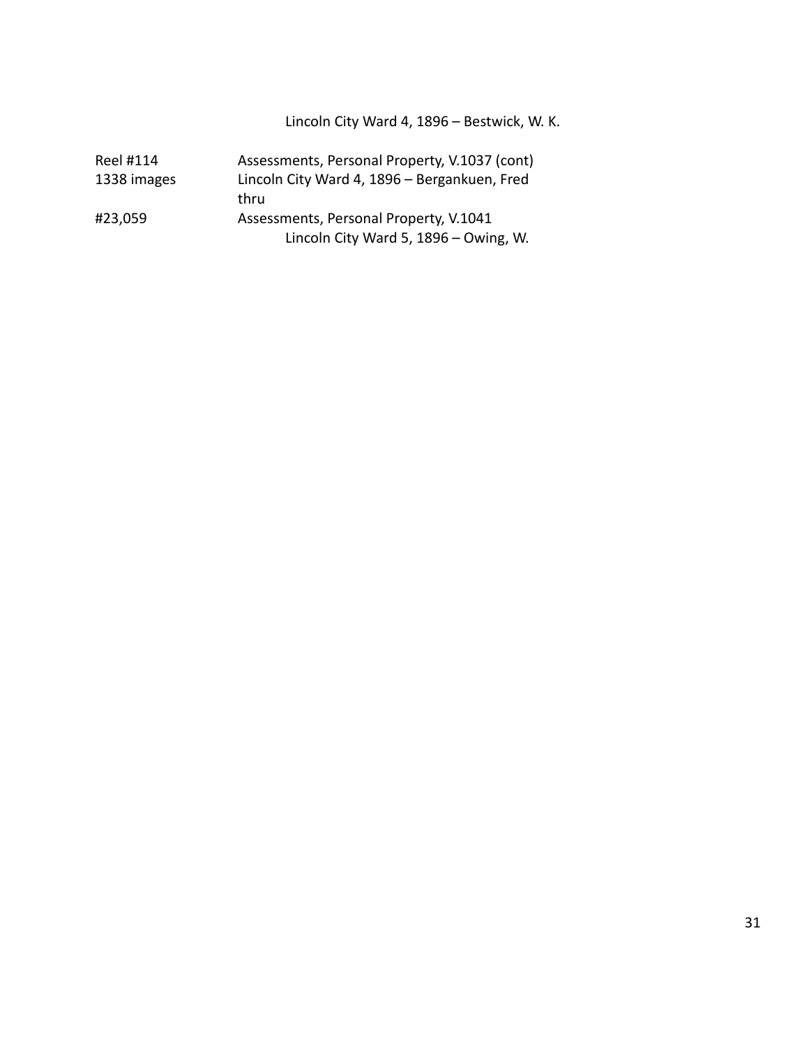Lincoln City Ward 4, 1896 – Bestwick, W. K.

| | |
|---|---|
| Reel #114 | Assessments, Personal Property, V.1037 (cont) |
| 1338 images | Lincoln City Ward 4, 1896 – Bergankuen, Fred |
| | thru |
| #23,059 | Assessments, Personal Property, V.1041 |
| | Lincoln City Ward 5, 1896 – Owing, W. |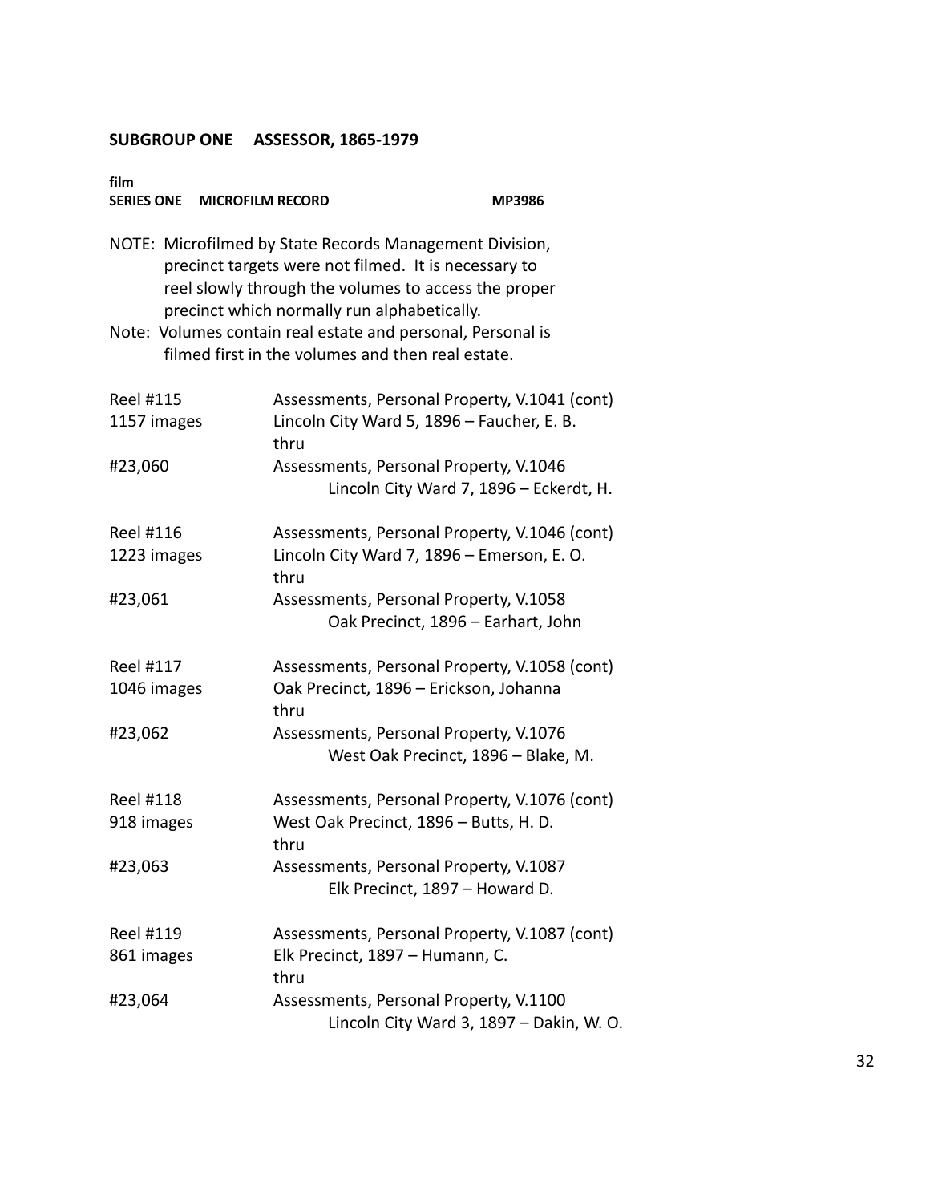## SUBGROUP ONE ASSESSOR, 1865-1979

**film**
**SERIES ONE MICROFILM RECORD MP3986**

NOTE: Microfilmed by State Records Management Division, precinct targets were not filmed. It is necessary to reel slowly through the volumes to access the proper precinct which normally run alphabetically.
Note: Volumes contain real estate and personal, Personal is filmed first in the volumes and then real estate.

| | |
|---|---|
| Reel #115<br>1157 images<br><br>#23,060 | Assessments, Personal Property, V.1041 (cont)<br>Lincoln City Ward 5, 1896 – Faucher, E. B.<br>thru<br>Assessments, Personal Property, V.1046<br>Lincoln City Ward 7, 1896 – Eckerdt, H. |
| Reel #116<br>1223 images<br><br>#23,061 | Assessments, Personal Property, V.1046 (cont)<br>Lincoln City Ward 7, 1896 – Emerson, E. O.<br>thru<br>Assessments, Personal Property, V.1058<br>Oak Precinct, 1896 – Earhart, John |
| Reel #117<br>1046 images<br><br>#23,062 | Assessments, Personal Property, V.1058 (cont)<br>Oak Precinct, 1896 – Erickson, Johanna<br>thru<br>Assessments, Personal Property, V.1076<br>West Oak Precinct, 1896 – Blake, M. |
| Reel #118<br>918 images<br><br>#23,063 | Assessments, Personal Property, V.1076 (cont)<br>West Oak Precinct, 1896 – Butts, H. D.<br>thru<br>Assessments, Personal Property, V.1087<br>Elk Precinct, 1897 – Howard D. |
| Reel #119<br>861 images<br><br>#23,064 | Assessments, Personal Property, V.1087 (cont)<br>Elk Precinct, 1897 – Humann, C.<br>thru<br>Assessments, Personal Property, V.1100<br>Lincoln City Ward 3, 1897 – Dakin, W. O. |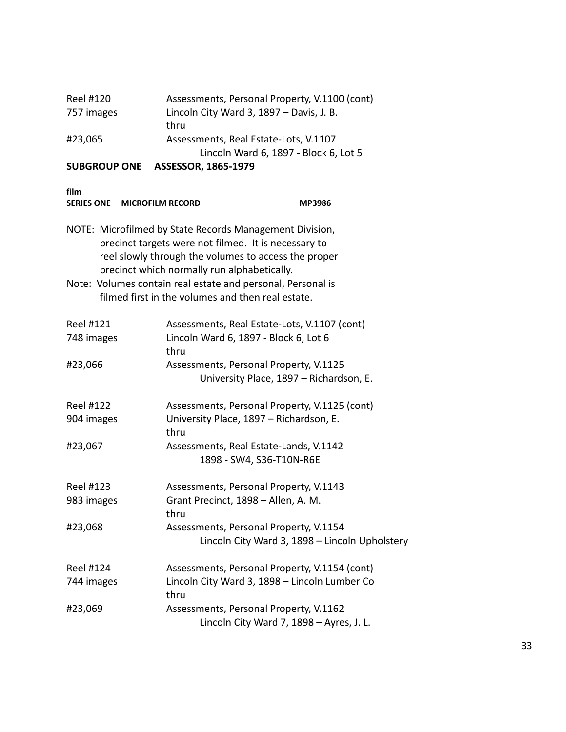Reel #120 Assessments, Personal Property, V.1100 (cont)
757 images Lincoln City Ward 3, 1897 – Davis, J. B.
thru
#23,065 Assessments, Real Estate-Lots, V.1107
Lincoln Ward 6, 1897 - Block 6, Lot 5

**SUBGROUP ONE ASSESSOR, 1865-1979**

**film**
**SERIES ONE MICROFILM RECORD MP3986**

NOTE: Microfilmed by State Records Management Division, precinct targets were not filmed. It is necessary to reel slowly through the volumes to access the proper precinct which normally run alphabetically.
Note: Volumes contain real estate and personal, Personal is filmed first in the volumes and then real estate.

Reel #121 Assessments, Real Estate-Lots, V.1107 (cont)
748 images Lincoln Ward 6, 1897 - Block 6, Lot 6
thru
#23,066 Assessments, Personal Property, V.1125
University Place, 1897 – Richardson, E.

Reel #122 Assessments, Personal Property, V.1125 (cont)
904 images University Place, 1897 – Richardson, E.
thru
#23,067 Assessments, Real Estate-Lands, V.1142
1898 - SW4, S36-T10N-R6E

Reel #123 Assessments, Personal Property, V.1143
983 images Grant Precinct, 1898 – Allen, A. M.
thru
#23,068 Assessments, Personal Property, V.1154
Lincoln City Ward 3, 1898 – Lincoln Upholstery

Reel #124 Assessments, Personal Property, V.1154 (cont)
744 images Lincoln City Ward 3, 1898 – Lincoln Lumber Co
thru
#23,069 Assessments, Personal Property, V.1162
Lincoln City Ward 7, 1898 – Ayres, J. L.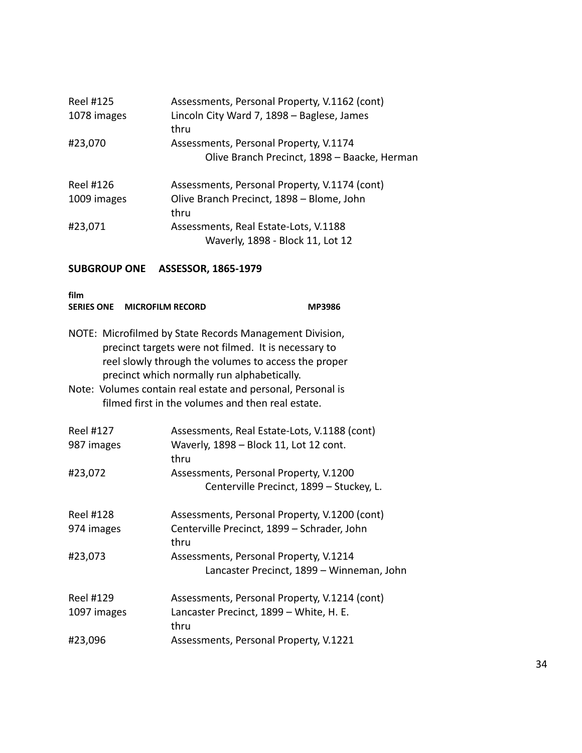| | |
|---|---|
| Reel #125 | Assessments, Personal Property, V.1162 (cont) |
| 1078 images | Lincoln City Ward 7, 1898 – Baglese, James |
| | thru |
| #23,070 | Assessments, Personal Property, V.1174 |
| | Olive Branch Precinct, 1898 – Baacke, Herman |
| | |
| Reel #126 | Assessments, Personal Property, V.1174 (cont) |
| 1009 images | Olive Branch Precinct, 1898 – Blome, John |
| | thru |
| #23,071 | Assessments, Real Estate-Lots, V.1188 |
| | Waverly, 1898 - Block 11, Lot 12 |

**SUBGROUP ONE ASSESSOR, 1865-1979**

**film**
**SERIES ONE MICROFILM RECORD MP3986**

NOTE: Microfilmed by State Records Management Division, precinct targets were not filmed. It is necessary to reel slowly through the volumes to access the proper precinct which normally run alphabetically.

Note: Volumes contain real estate and personal, Personal is filmed first in the volumes and then real estate.

| | |
|---|---|
| Reel #127 | Assessments, Real Estate-Lots, V.1188 (cont) |
| 987 images | Waverly, 1898 – Block 11, Lot 12 cont. |
| | thru |
| #23,072 | Assessments, Personal Property, V.1200 |
| | Centerville Precinct, 1899 – Stuckey, L. |
| | |
| Reel #128 | Assessments, Personal Property, V.1200 (cont) |
| 974 images | Centerville Precinct, 1899 – Schrader, John |
| | thru |
| #23,073 | Assessments, Personal Property, V.1214 |
| | Lancaster Precinct, 1899 – Winneman, John |
| | |
| Reel #129 | Assessments, Personal Property, V.1214 (cont) |
| 1097 images | Lancaster Precinct, 1899 – White, H. E. |
| | thru |
| #23,096 | Assessments, Personal Property, V.1221 |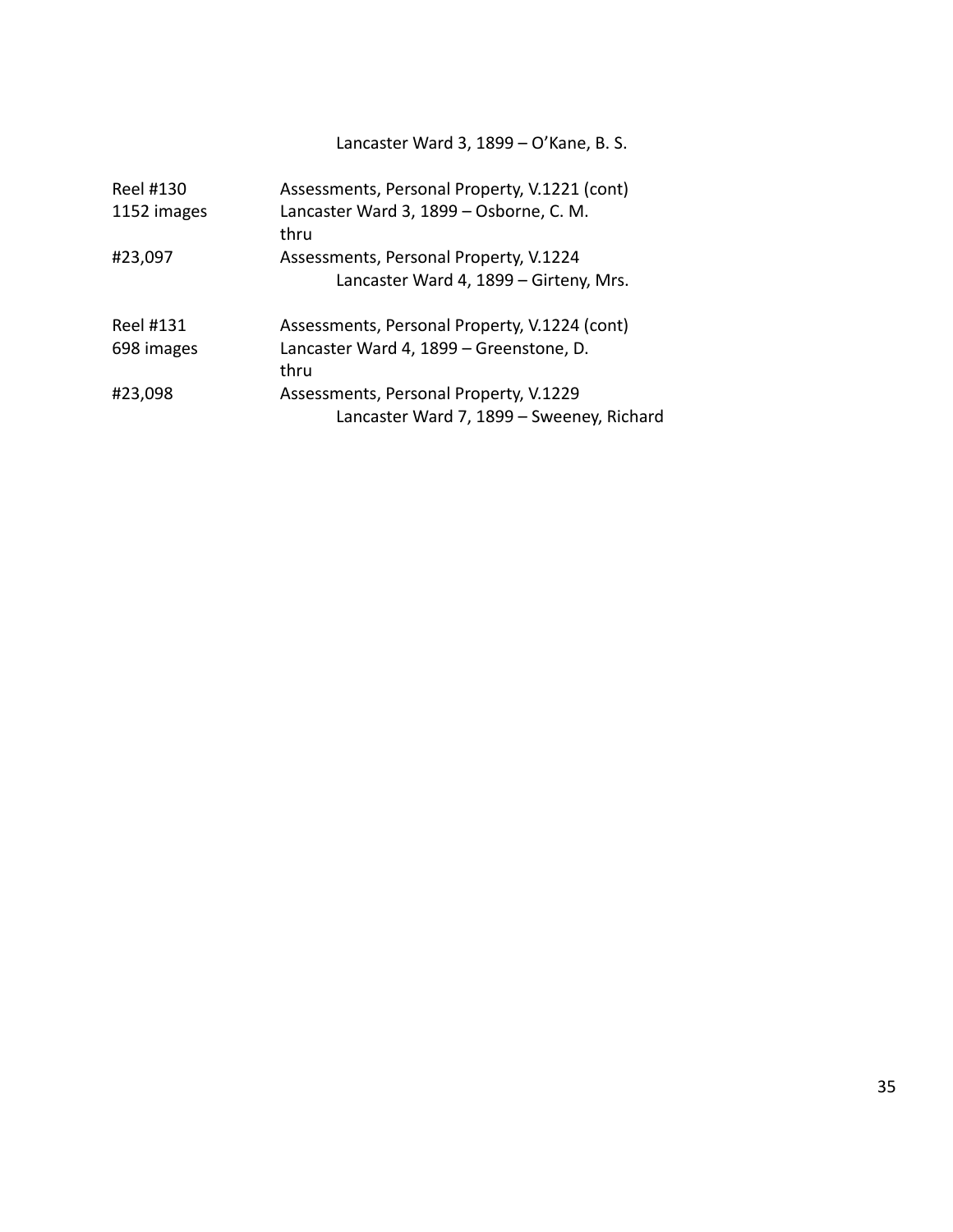Lancaster Ward 3, 1899 – O'Kane, B. S.

| | |
|---|---|
| Reel #130 | Assessments, Personal Property, V.1221 (cont) |
| 1152 images | Lancaster Ward 3, 1899 – Osborne, C. M. |
| | thru |
| #23,097 | Assessments, Personal Property, V.1224 |
| | Lancaster Ward 4, 1899 – Girteny, Mrs. |
| | |
| Reel #131 | Assessments, Personal Property, V.1224 (cont) |
| 698 images | Lancaster Ward 4, 1899 – Greenstone, D. |
| | thru |
| #23,098 | Assessments, Personal Property, V.1229 |
| | Lancaster Ward 7, 1899 – Sweeney, Richard |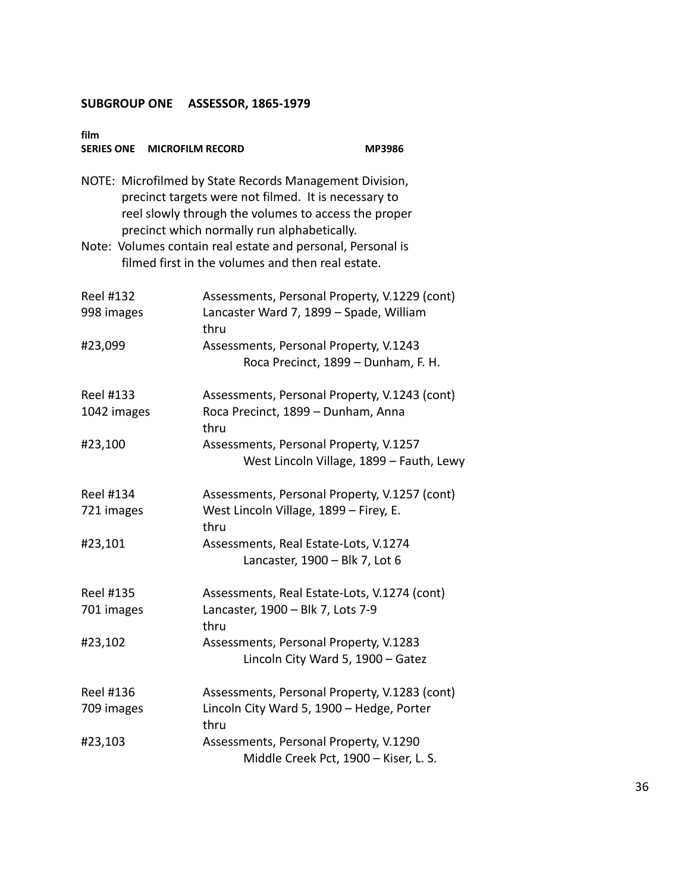**SUBGROUP ONE ASSESSOR, 1865-1979**

**film**
**SERIES ONE MICROFILM RECORD MP3986**

NOTE: Microfilmed by State Records Management Division, precinct targets were not filmed. It is necessary to reel slowly through the volumes to access the proper precinct which normally run alphabetically.
Note: Volumes contain real estate and personal, Personal is filmed first in the volumes and then real estate.

| | |
|---|---|
| Reel #132 | Assessments, Personal Property, V.1229 (cont) |
| 998 images | Lancaster Ward 7, 1899 – Spade, William |
| | thru |
| #23,099 | Assessments, Personal Property, V.1243 |
| | Roca Precinct, 1899 – Dunham, F. H. |
| | |
| Reel #133 | Assessments, Personal Property, V.1243 (cont) |
| 1042 images | Roca Precinct, 1899 – Dunham, Anna |
| | thru |
| #23,100 | Assessments, Personal Property, V.1257 |
| | West Lincoln Village, 1899 – Fauth, Lewy |
| | |
| Reel #134 | Assessments, Personal Property, V.1257 (cont) |
| 721 images | West Lincoln Village, 1899 – Firey, E. |
| | thru |
| #23,101 | Assessments, Real Estate-Lots, V.1274 |
| | Lancaster, 1900 – Blk 7, Lot 6 |
| | |
| Reel #135 | Assessments, Real Estate-Lots, V.1274 (cont) |
| 701 images | Lancaster, 1900 – Blk 7, Lots 7-9 |
| | thru |
| #23,102 | Assessments, Personal Property, V.1283 |
| | Lincoln City Ward 5, 1900 – Gatez |
| | |
| Reel #136 | Assessments, Personal Property, V.1283 (cont) |
| 709 images | Lincoln City Ward 5, 1900 – Hedge, Porter |
| | thru |
| #23,103 | Assessments, Personal Property, V.1290 |
| | Middle Creek Pct, 1900 – Kiser, L. S. |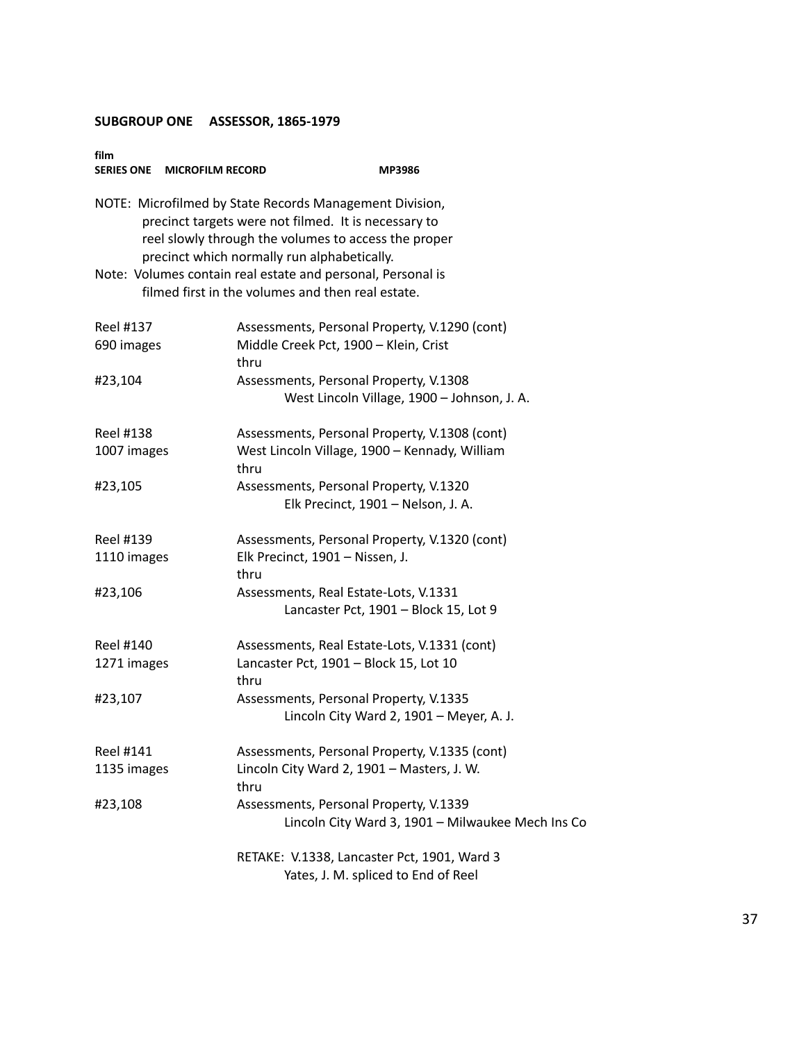**SUBGROUP ONE ASSESSOR, 1865-1979**

**film**
**SERIES ONE MICROFILM RECORD MP3986**

NOTE: Microfilmed by State Records Management Division, precinct targets were not filmed. It is necessary to reel slowly through the volumes to access the proper precinct which normally run alphabetically.

Note: Volumes contain real estate and personal, Personal is filmed first in the volumes and then real estate.

| | |
|---|---|
| Reel #137 | Assessments, Personal Property, V.1290 (cont) |
| 690 images | Middle Creek Pct, 1900 – Klein, Crist |
| | thru |
| #23,104 | Assessments, Personal Property, V.1308 |
| | West Lincoln Village, 1900 – Johnson, J. A. |
| | |
| Reel #138 | Assessments, Personal Property, V.1308 (cont) |
| 1007 images | West Lincoln Village, 1900 – Kennady, William |
| | thru |
| #23,105 | Assessments, Personal Property, V.1320 |
| | Elk Precinct, 1901 – Nelson, J. A. |
| | |
| Reel #139 | Assessments, Personal Property, V.1320 (cont) |
| 1110 images | Elk Precinct, 1901 – Nissen, J. |
| | thru |
| #23,106 | Assessments, Real Estate-Lots, V.1331 |
| | Lancaster Pct, 1901 – Block 15, Lot 9 |
| | |
| Reel #140 | Assessments, Real Estate-Lots, V.1331 (cont) |
| 1271 images | Lancaster Pct, 1901 – Block 15, Lot 10 |
| | thru |
| #23,107 | Assessments, Personal Property, V.1335 |
| | Lincoln City Ward 2, 1901 – Meyer, A. J. |
| | |
| Reel #141 | Assessments, Personal Property, V.1335 (cont) |
| 1135 images | Lincoln City Ward 2, 1901 – Masters, J. W. |
| | thru |
| #23,108 | Assessments, Personal Property, V.1339 |
| | Lincoln City Ward 3, 1901 – Milwaukee Mech Ins Co |
| | |
| | RETAKE: V.1338, Lancaster Pct, 1901, Ward 3 |
| | Yates, J. M. spliced to End of Reel |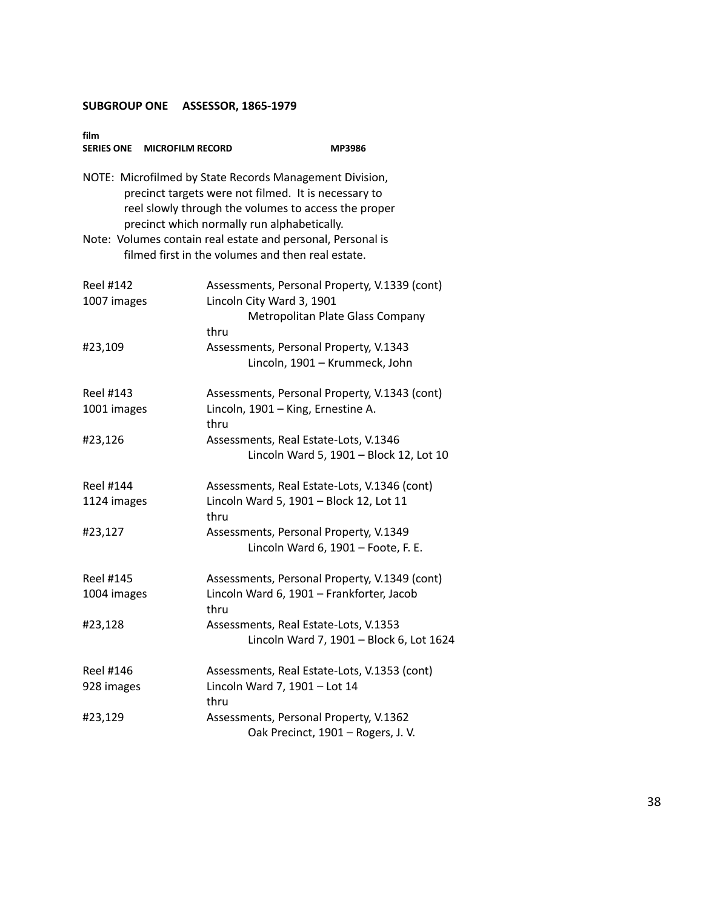**SUBGROUP ONE ASSESSOR, 1865-1979**

**film**
**SERIES ONE MICROFILM RECORD MP3986**

NOTE: Microfilmed by State Records Management Division, precinct targets were not filmed. It is necessary to reel slowly through the volumes to access the proper precinct which normally run alphabetically.
Note: Volumes contain real estate and personal, Personal is filmed first in the volumes and then real estate.

| | |
|---|---|
| Reel #142 | Assessments, Personal Property, V.1339 (cont) |
| 1007 images | Lincoln City Ward 3, 1901 |
| | Metropolitan Plate Glass Company |
| | thru |
| #23,109 | Assessments, Personal Property, V.1343 |
| | Lincoln, 1901 – Krummeck, John |
| Reel #143 | Assessments, Personal Property, V.1343 (cont) |
| 1001 images | Lincoln, 1901 – King, Ernestine A. |
| | thru |
| #23,126 | Assessments, Real Estate-Lots, V.1346 |
| | Lincoln Ward 5, 1901 – Block 12, Lot 10 |
| Reel #144 | Assessments, Real Estate-Lots, V.1346 (cont) |
| 1124 images | Lincoln Ward 5, 1901 – Block 12, Lot 11 |
| | thru |
| #23,127 | Assessments, Personal Property, V.1349 |
| | Lincoln Ward 6, 1901 – Foote, F. E. |
| Reel #145 | Assessments, Personal Property, V.1349 (cont) |
| 1004 images | Lincoln Ward 6, 1901 – Frankforter, Jacob |
| | thru |
| #23,128 | Assessments, Real Estate-Lots, V.1353 |
| | Lincoln Ward 7, 1901 – Block 6, Lot 1624 |
| Reel #146 | Assessments, Real Estate-Lots, V.1353 (cont) |
| 928 images | Lincoln Ward 7, 1901 – Lot 14 |
| | thru |
| #23,129 | Assessments, Personal Property, V.1362 |
| | Oak Precinct, 1901 – Rogers, J. V. |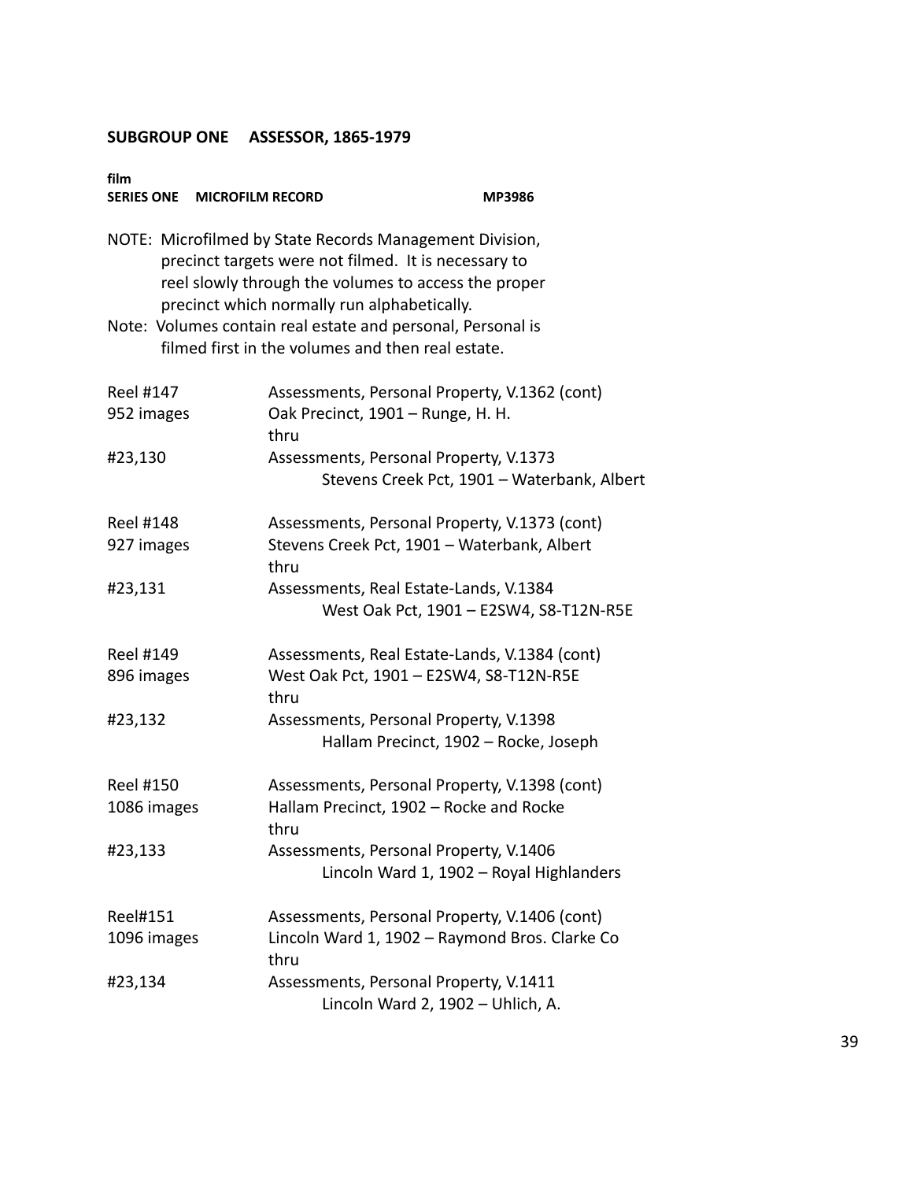## SUBGROUP ONE ASSESSOR, 1865-1979

**film**
**SERIES ONE MICROFILM RECORD MP3986**

NOTE: Microfilmed by State Records Management Division, precinct targets were not filmed. It is necessary to reel slowly through the volumes to access the proper precinct which normally run alphabetically.
Note: Volumes contain real estate and personal, Personal is filmed first in the volumes and then real estate.

| | |
|---|---|
| Reel #147 | Assessments, Personal Property, V.1362 (cont) |
| 952 images | Oak Precinct, 1901 – Runge, H. H. |
| | thru |
| #23,130 | Assessments, Personal Property, V.1373 |
| | Stevens Creek Pct, 1901 – Waterbank, Albert |
| Reel #148 | Assessments, Personal Property, V.1373 (cont) |
| 927 images | Stevens Creek Pct, 1901 – Waterbank, Albert |
| | thru |
| #23,131 | Assessments, Real Estate-Lands, V.1384 |
| | West Oak Pct, 1901 – E2SW4, S8-T12N-R5E |
| Reel #149 | Assessments, Real Estate-Lands, V.1384 (cont) |
| 896 images | West Oak Pct, 1901 – E2SW4, S8-T12N-R5E |
| | thru |
| #23,132 | Assessments, Personal Property, V.1398 |
| | Hallam Precinct, 1902 – Rocke, Joseph |
| Reel #150 | Assessments, Personal Property, V.1398 (cont) |
| 1086 images | Hallam Precinct, 1902 – Rocke and Rocke |
| | thru |
| #23,133 | Assessments, Personal Property, V.1406 |
| | Lincoln Ward 1, 1902 – Royal Highlanders |
| Reel#151 | Assessments, Personal Property, V.1406 (cont) |
| 1096 images | Lincoln Ward 1, 1902 – Raymond Bros. Clarke Co |
| | thru |
| #23,134 | Assessments, Personal Property, V.1411 |
| | Lincoln Ward 2, 1902 – Uhlich, A. |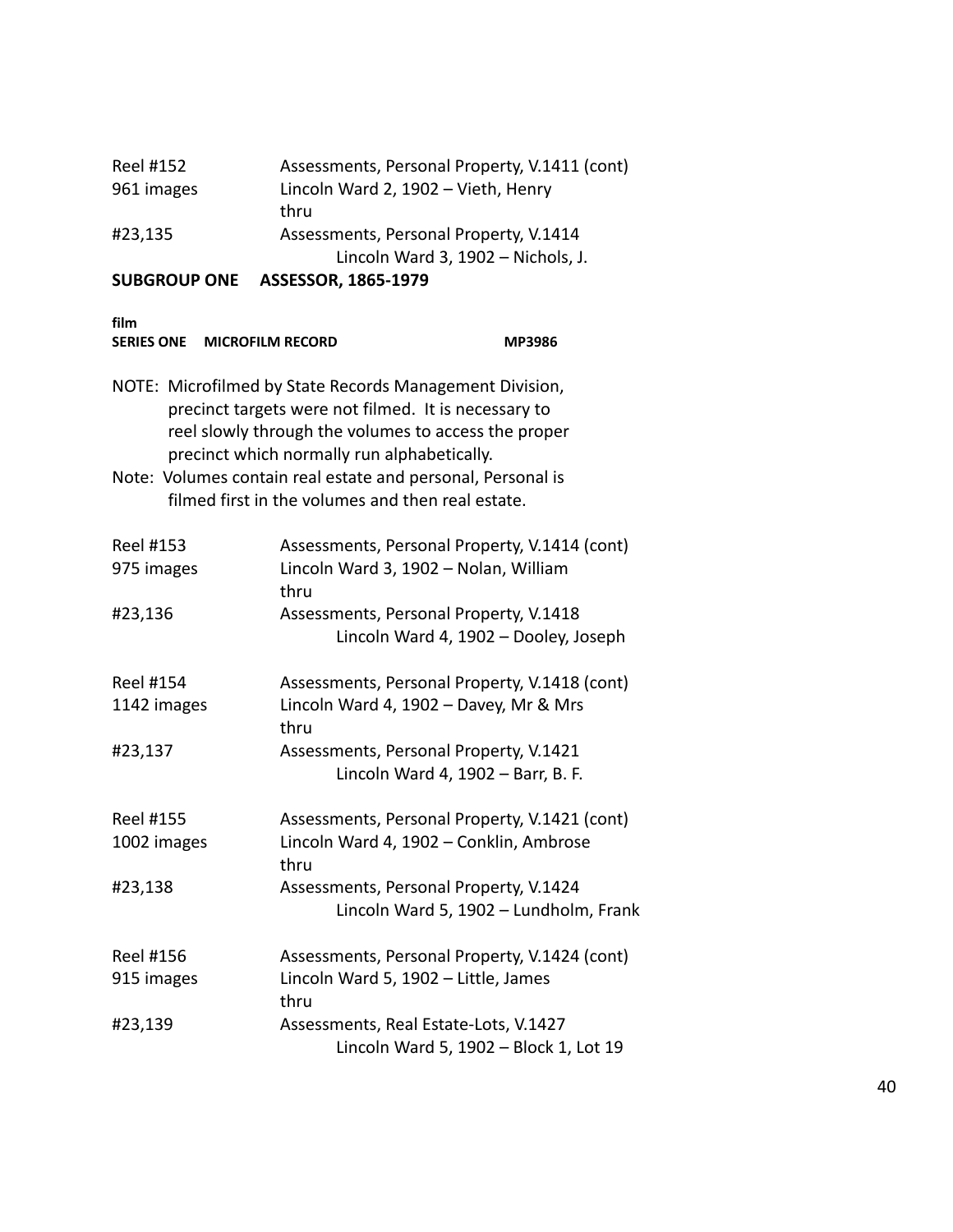| | |
|---|---|
| Reel #152 | Assessments, Personal Property, V.1411 (cont) |
| 961 images | Lincoln Ward 2, 1902 – Vieth, Henry |
| | thru |
| #23,135 | Assessments, Personal Property, V.1414 |
| | Lincoln Ward 3, 1902 – Nichols, J. |

**SUBGROUP ONE ASSESSOR, 1865-1979**

**film**
**SERIES ONE MICROFILM RECORD MP3986**

NOTE: Microfilmed by State Records Management Division, precinct targets were not filmed. It is necessary to reel slowly through the volumes to access the proper precinct which normally run alphabetically.

Note: Volumes contain real estate and personal, Personal is filmed first in the volumes and then real estate.

| | |
|---|---|
| Reel #153 | Assessments, Personal Property, V.1414 (cont) |
| 975 images | Lincoln Ward 3, 1902 – Nolan, William |
| | thru |
| #23,136 | Assessments, Personal Property, V.1418 |
| | Lincoln Ward 4, 1902 – Dooley, Joseph |
| | |
| Reel #154 | Assessments, Personal Property, V.1418 (cont) |
| 1142 images | Lincoln Ward 4, 1902 – Davey, Mr & Mrs |
| | thru |
| #23,137 | Assessments, Personal Property, V.1421 |
| | Lincoln Ward 4, 1902 – Barr, B. F. |
| | |
| Reel #155 | Assessments, Personal Property, V.1421 (cont) |
| 1002 images | Lincoln Ward 4, 1902 – Conklin, Ambrose |
| | thru |
| #23,138 | Assessments, Personal Property, V.1424 |
| | Lincoln Ward 5, 1902 – Lundholm, Frank |
| | |
| Reel #156 | Assessments, Personal Property, V.1424 (cont) |
| 915 images | Lincoln Ward 5, 1902 – Little, James |
| | thru |
| #23,139 | Assessments, Real Estate-Lots, V.1427 |
| | Lincoln Ward 5, 1902 – Block 1, Lot 19 |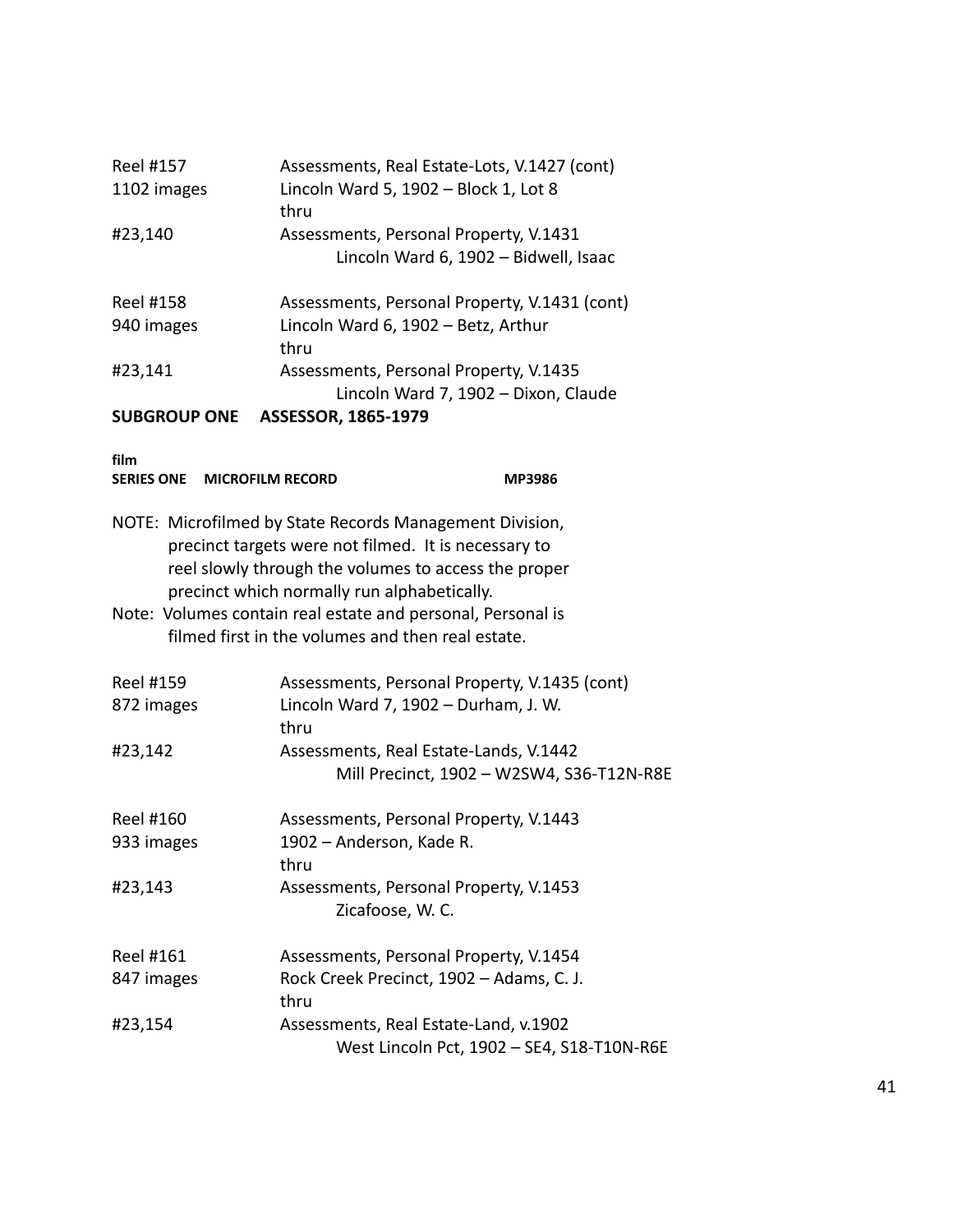Reel #157 — Assessments, Real Estate-Lots, V.1427 (cont)
1102 images — Lincoln Ward 5, 1902 – Block 1, Lot 8
thru
#23,140 — Assessments, Personal Property, V.1431
Lincoln Ward 6, 1902 – Bidwell, Isaac

Reel #158 — Assessments, Personal Property, V.1431 (cont)
940 images — Lincoln Ward 6, 1902 – Betz, Arthur
thru
#23,141 — Assessments, Personal Property, V.1435
Lincoln Ward 7, 1902 – Dixon, Claude

## SUBGROUP ONE ASSESSOR, 1865-1979

**film**
**SERIES ONE MICROFILM RECORD MP3986**

NOTE: Microfilmed by State Records Management Division, precinct targets were not filmed. It is necessary to reel slowly through the volumes to access the proper precinct which normally run alphabetically.
Note: Volumes contain real estate and personal, Personal is filmed first in the volumes and then real estate.

Reel #159 — Assessments, Personal Property, V.1435 (cont)
872 images — Lincoln Ward 7, 1902 – Durham, J. W.
thru
#23,142 — Assessments, Real Estate-Lands, V.1442
Mill Precinct, 1902 – W2SW4, S36-T12N-R8E

Reel #160 — Assessments, Personal Property, V.1443
933 images — 1902 – Anderson, Kade R.
thru
#23,143 — Assessments, Personal Property, V.1453
Zicafoose, W. C.

Reel #161 — Assessments, Personal Property, V.1454
847 images — Rock Creek Precinct, 1902 – Adams, C. J.
thru
#23,154 — Assessments, Real Estate-Land, v.1902
West Lincoln Pct, 1902 – SE4, S18-T10N-R6E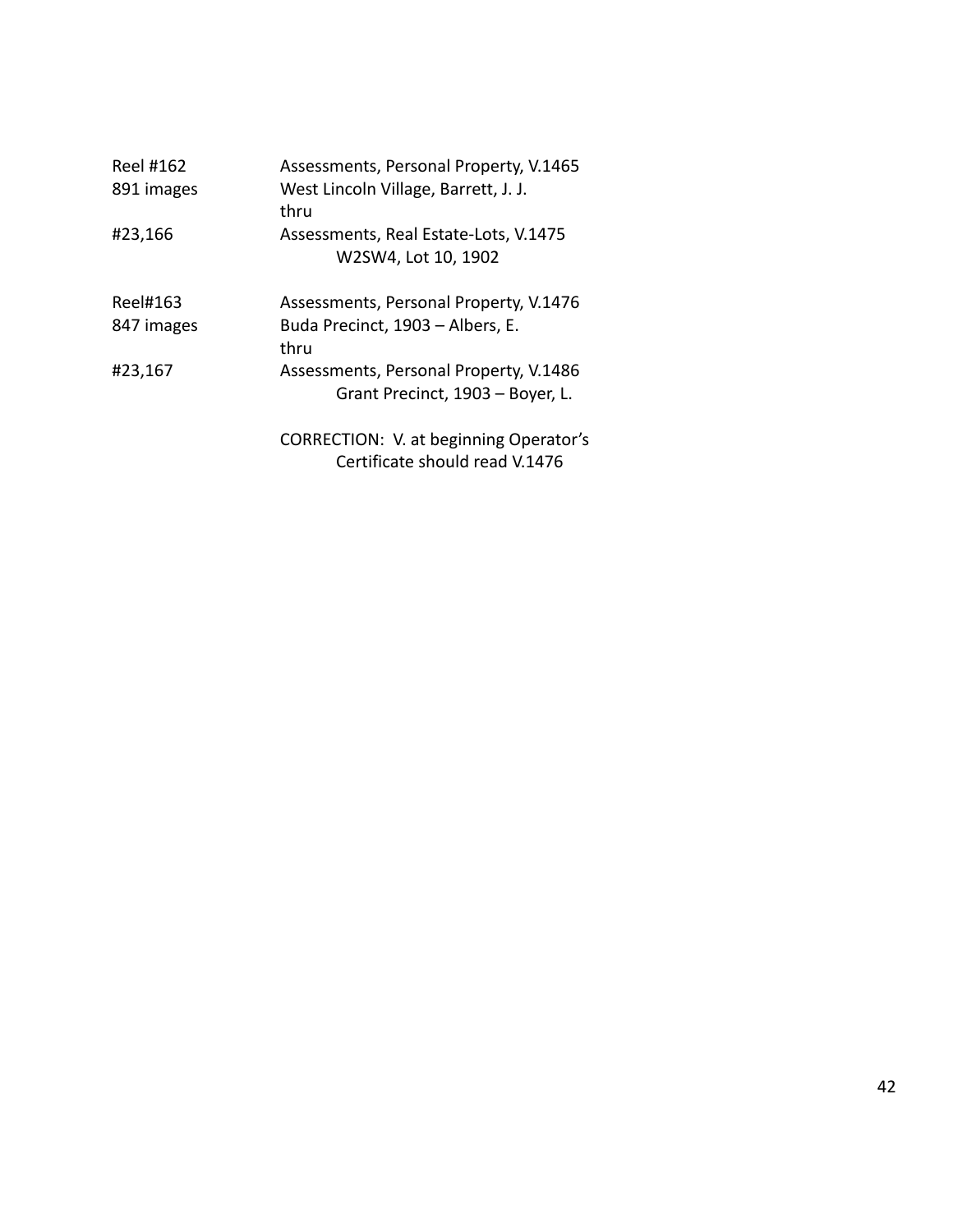| | |
|---|---|
| Reel #162 | Assessments, Personal Property, V.1465 |
| 891 images | West Lincoln Village, Barrett, J. J. |
| | thru |
| #23,166 | Assessments, Real Estate-Lots, V.1475 |
| | W2SW4, Lot 10, 1902 |
| | |
| Reel#163 | Assessments, Personal Property, V.1476 |
| 847 images | Buda Precinct, 1903 – Albers, E. |
| | thru |
| #23,167 | Assessments, Personal Property, V.1486 |
| | Grant Precinct, 1903 – Boyer, L. |
| | |
| | CORRECTION: V. at beginning Operator's Certificate should read V.1476 |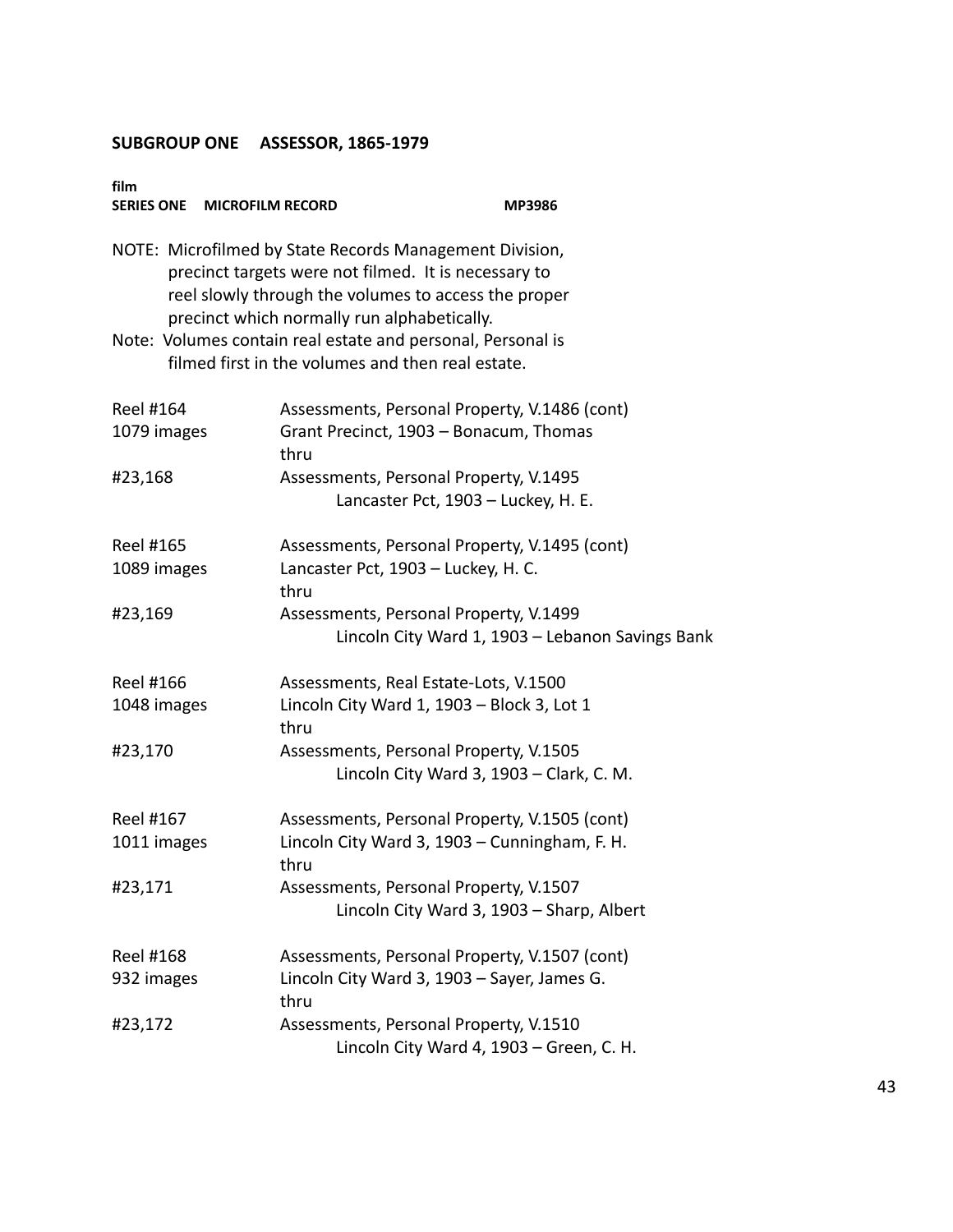**SUBGROUP ONE ASSESSOR, 1865-1979**

**film**
**SERIES ONE MICROFILM RECORD MP3986**

NOTE: Microfilmed by State Records Management Division, precinct targets were not filmed. It is necessary to reel slowly through the volumes to access the proper precinct which normally run alphabetically.
Note: Volumes contain real estate and personal, Personal is filmed first in the volumes and then real estate.

| | |
|---|---|
| Reel #164 | Assessments, Personal Property, V.1486 (cont) |
| 1079 images | Grant Precinct, 1903 – Bonacum, Thomas |
| | thru |
| #23,168 | Assessments, Personal Property, V.1495 |
| | Lancaster Pct, 1903 – Luckey, H. E. |
| Reel #165 | Assessments, Personal Property, V.1495 (cont) |
| 1089 images | Lancaster Pct, 1903 – Luckey, H. C. |
| | thru |
| #23,169 | Assessments, Personal Property, V.1499 |
| | Lincoln City Ward 1, 1903 – Lebanon Savings Bank |
| Reel #166 | Assessments, Real Estate-Lots, V.1500 |
| 1048 images | Lincoln City Ward 1, 1903 – Block 3, Lot 1 |
| | thru |
| #23,170 | Assessments, Personal Property, V.1505 |
| | Lincoln City Ward 3, 1903 – Clark, C. M. |
| Reel #167 | Assessments, Personal Property, V.1505 (cont) |
| 1011 images | Lincoln City Ward 3, 1903 – Cunningham, F. H. |
| | thru |
| #23,171 | Assessments, Personal Property, V.1507 |
| | Lincoln City Ward 3, 1903 – Sharp, Albert |
| Reel #168 | Assessments, Personal Property, V.1507 (cont) |
| 932 images | Lincoln City Ward 3, 1903 – Sayer, James G. |
| | thru |
| #23,172 | Assessments, Personal Property, V.1510 |
| | Lincoln City Ward 4, 1903 – Green, C. H. |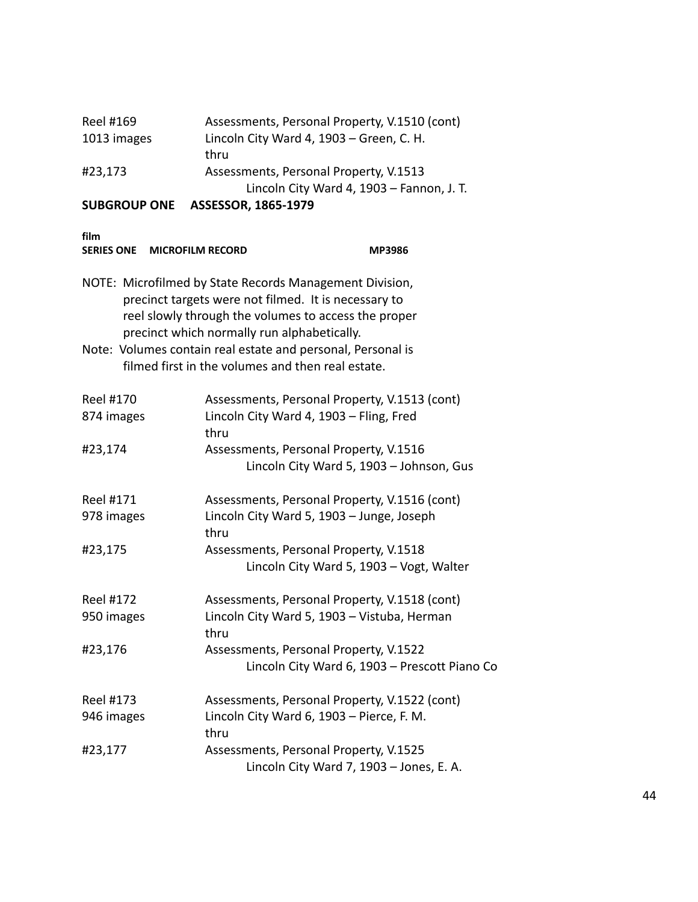Reel #169 — Assessments, Personal Property, V.1510 (cont)
1013 images — Lincoln City Ward 4, 1903 – Green, C. H.
thru
#23,173 — Assessments, Personal Property, V.1513
Lincoln City Ward 4, 1903 – Fannon, J. T.

**SUBGROUP ONE    ASSESSOR, 1865-1979**

**film**
**SERIES ONE    MICROFILM RECORD    MP3986**

NOTE: Microfilmed by State Records Management Division, precinct targets were not filmed. It is necessary to reel slowly through the volumes to access the proper precinct which normally run alphabetically.
Note: Volumes contain real estate and personal, Personal is filmed first in the volumes and then real estate.

Reel #170 — Assessments, Personal Property, V.1513 (cont)
874 images — Lincoln City Ward 4, 1903 – Fling, Fred
thru
#23,174 — Assessments, Personal Property, V.1516
Lincoln City Ward 5, 1903 – Johnson, Gus

Reel #171 — Assessments, Personal Property, V.1516 (cont)
978 images — Lincoln City Ward 5, 1903 – Junge, Joseph
thru
#23,175 — Assessments, Personal Property, V.1518
Lincoln City Ward 5, 1903 – Vogt, Walter

Reel #172 — Assessments, Personal Property, V.1518 (cont)
950 images — Lincoln City Ward 5, 1903 – Vistuba, Herman
thru
#23,176 — Assessments, Personal Property, V.1522
Lincoln City Ward 6, 1903 – Prescott Piano Co

Reel #173 — Assessments, Personal Property, V.1522 (cont)
946 images — Lincoln City Ward 6, 1903 – Pierce, F. M.
thru
#23,177 — Assessments, Personal Property, V.1525
Lincoln City Ward 7, 1903 – Jones, E. A.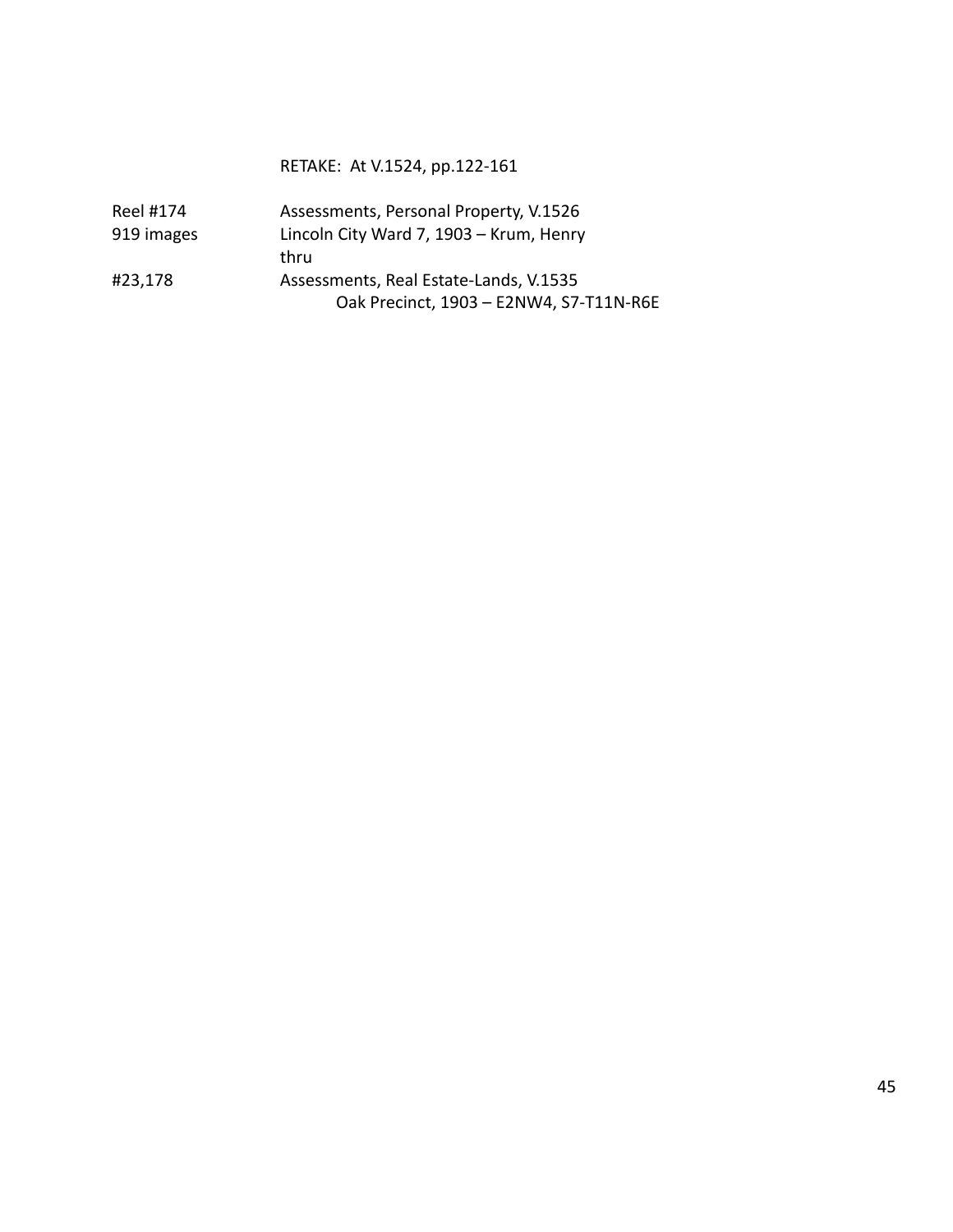RETAKE: At V.1524, pp.122-161

| | |
|---|---|
| Reel #174 | Assessments, Personal Property, V.1526 |
| 919 images | Lincoln City Ward 7, 1903 – Krum, Henry |
| | thru |
| #23,178 | Assessments, Real Estate-Lands, V.1535 |
| | Oak Precinct, 1903 – E2NW4, S7-T11N-R6E |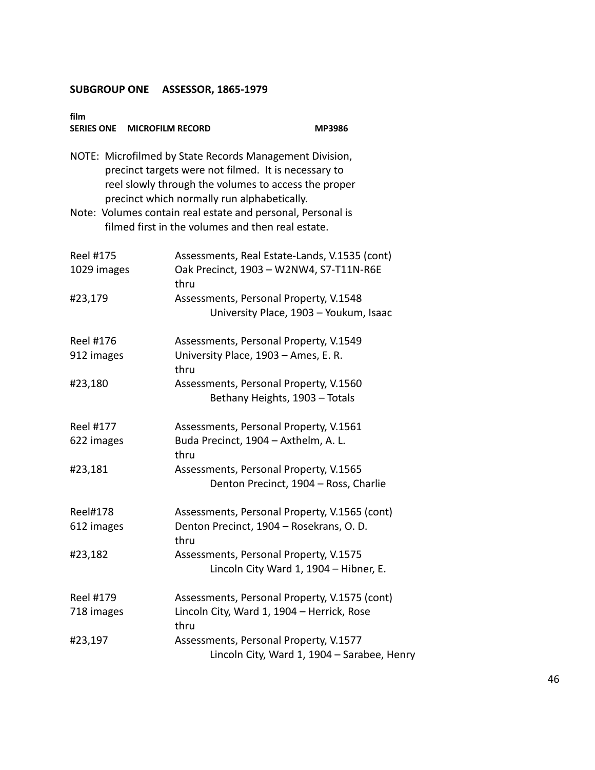## SUBGROUP ONE ASSESSOR, 1865-1979

**film**
**SERIES ONE MICROFILM RECORD MP3986**

NOTE: Microfilmed by State Records Management Division, precinct targets were not filmed. It is necessary to reel slowly through the volumes to access the proper precinct which normally run alphabetically.
Note: Volumes contain real estate and personal, Personal is filmed first in the volumes and then real estate.

| | |
|---|---|
| Reel #175<br>1029 images<br><br>#23,179 | Assessments, Real Estate-Lands, V.1535 (cont)<br>Oak Precinct, 1903 – W2NW4, S7-T11N-R6E<br>thru<br>Assessments, Personal Property, V.1548<br>University Place, 1903 – Youkum, Isaac |
| Reel #176<br>912 images<br><br>#23,180 | Assessments, Personal Property, V.1549<br>University Place, 1903 – Ames, E. R.<br>thru<br>Assessments, Personal Property, V.1560<br>Bethany Heights, 1903 – Totals |
| Reel #177<br>622 images<br><br>#23,181 | Assessments, Personal Property, V.1561<br>Buda Precinct, 1904 – Axthelm, A. L.<br>thru<br>Assessments, Personal Property, V.1565<br>Denton Precinct, 1904 – Ross, Charlie |
| Reel#178<br>612 images<br><br>#23,182 | Assessments, Personal Property, V.1565 (cont)<br>Denton Precinct, 1904 – Rosekrans, O. D.<br>thru<br>Assessments, Personal Property, V.1575<br>Lincoln City Ward 1, 1904 – Hibner, E. |
| Reel #179<br>718 images<br><br>#23,197 | Assessments, Personal Property, V.1575 (cont)<br>Lincoln City, Ward 1, 1904 – Herrick, Rose<br>thru<br>Assessments, Personal Property, V.1577<br>Lincoln City, Ward 1, 1904 – Sarabee, Henry |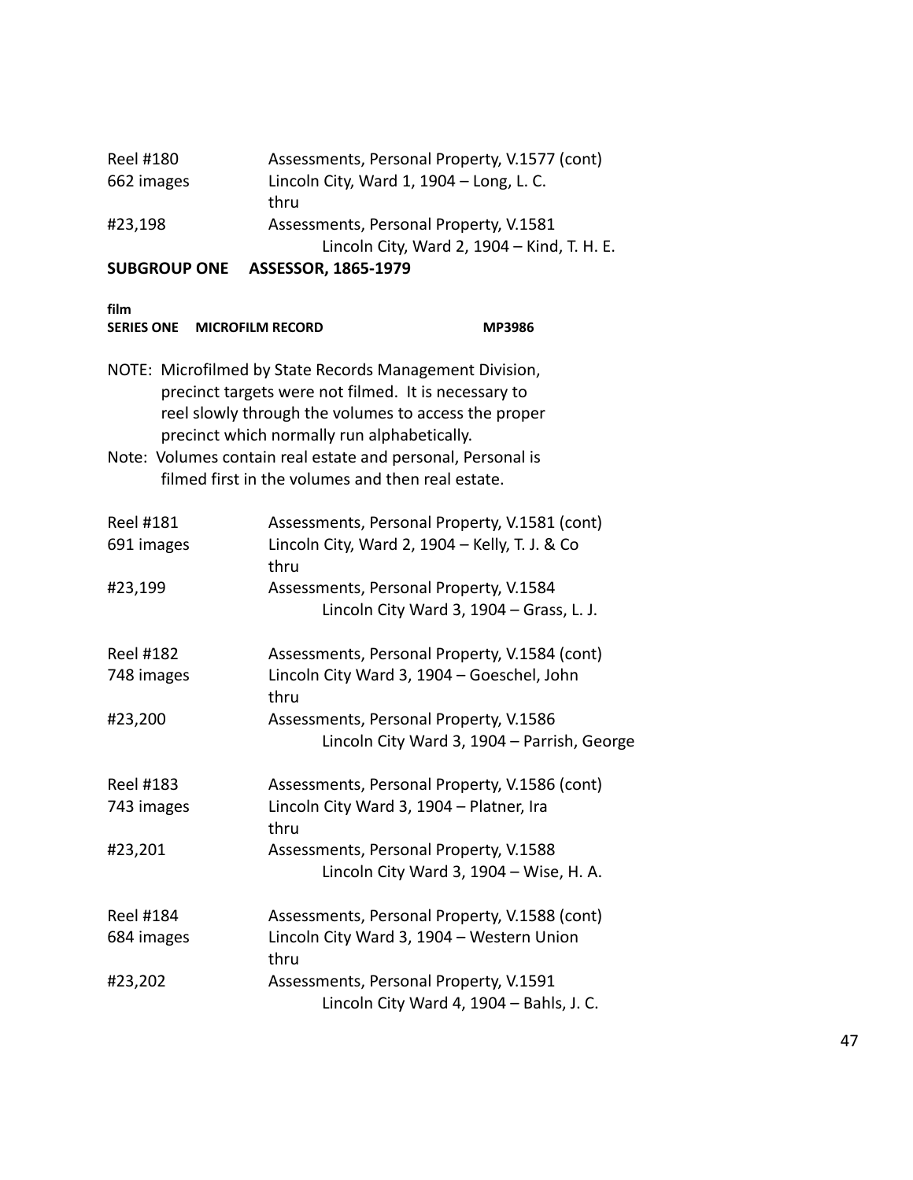Reel #180 Assessments, Personal Property, V.1577 (cont)
662 images Lincoln City, Ward 1, 1904 – Long, L. C.
thru
#23,198 Assessments, Personal Property, V.1581
Lincoln City, Ward 2, 1904 – Kind, T. H. E.

## SUBGROUP ONE ASSESSOR, 1865-1979

**film**
**SERIES ONE MICROFILM RECORD MP3986**

NOTE: Microfilmed by State Records Management Division, precinct targets were not filmed. It is necessary to reel slowly through the volumes to access the proper precinct which normally run alphabetically.

Note: Volumes contain real estate and personal, Personal is filmed first in the volumes and then real estate.

Reel #181 Assessments, Personal Property, V.1581 (cont)
691 images Lincoln City, Ward 2, 1904 – Kelly, T. J. & Co
thru
#23,199 Assessments, Personal Property, V.1584
Lincoln City Ward 3, 1904 – Grass, L. J.

Reel #182 Assessments, Personal Property, V.1584 (cont)
748 images Lincoln City Ward 3, 1904 – Goeschel, John
thru
#23,200 Assessments, Personal Property, V.1586
Lincoln City Ward 3, 1904 – Parrish, George

Reel #183 Assessments, Personal Property, V.1586 (cont)
743 images Lincoln City Ward 3, 1904 – Platner, Ira
thru
#23,201 Assessments, Personal Property, V.1588
Lincoln City Ward 3, 1904 – Wise, H. A.

Reel #184 Assessments, Personal Property, V.1588 (cont)
684 images Lincoln City Ward 3, 1904 – Western Union
thru
#23,202 Assessments, Personal Property, V.1591
Lincoln City Ward 4, 1904 – Bahls, J. C.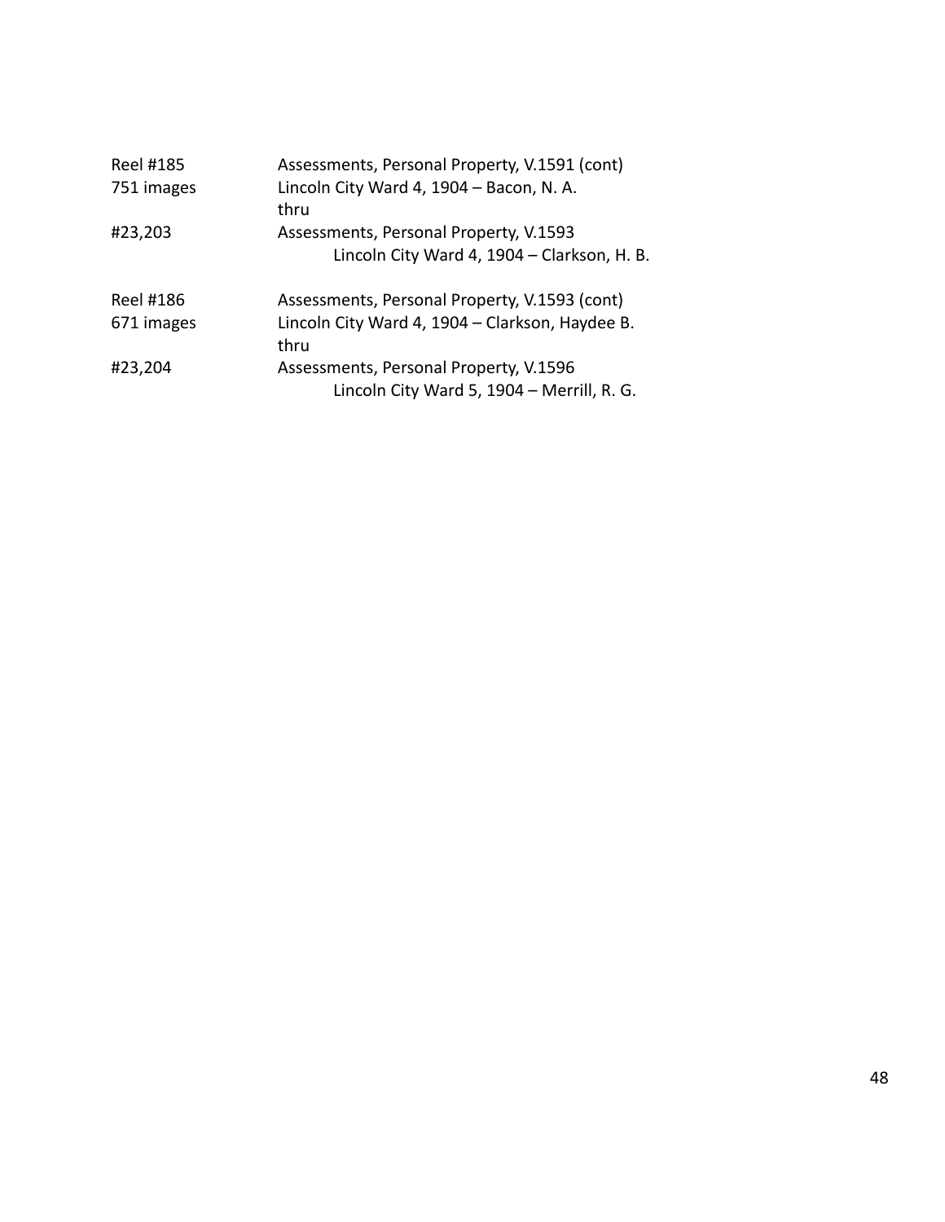| | |
|---|---|
| Reel #185 | Assessments, Personal Property, V.1591 (cont) |
| 751 images | Lincoln City Ward 4, 1904 – Bacon, N. A. |
| | thru |
| #23,203 | Assessments, Personal Property, V.1593 |
| | Lincoln City Ward 4, 1904 – Clarkson, H. B. |
| | |
| Reel #186 | Assessments, Personal Property, V.1593 (cont) |
| 671 images | Lincoln City Ward 4, 1904 – Clarkson, Haydee B. |
| | thru |
| #23,204 | Assessments, Personal Property, V.1596 |
| | Lincoln City Ward 5, 1904 – Merrill, R. G. |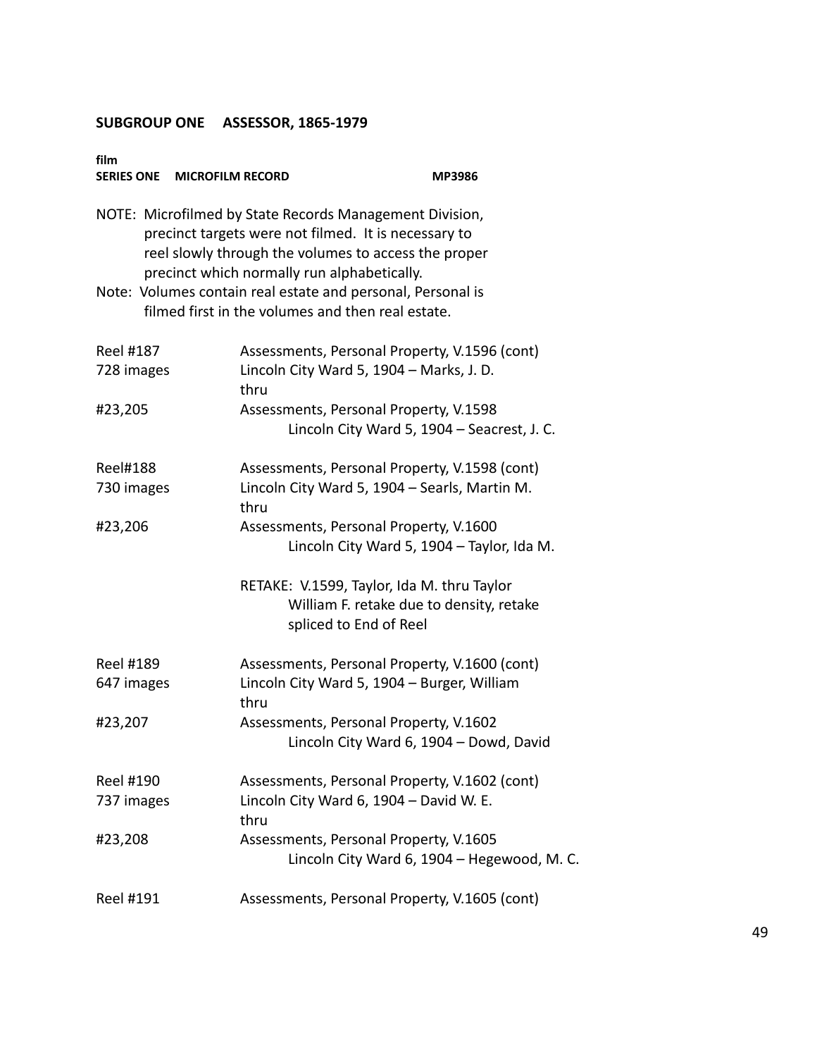## SUBGROUP ONE ASSESSOR, 1865-1979

**film**
**SERIES ONE MICROFILM RECORD MP3986**

NOTE: Microfilmed by State Records Management Division, precinct targets were not filmed. It is necessary to reel slowly through the volumes to access the proper precinct which normally run alphabetically.

Note: Volumes contain real estate and personal, Personal is filmed first in the volumes and then real estate.

| | |
|---|---|
| Reel #187 | Assessments, Personal Property, V.1596 (cont) |
| 728 images | Lincoln City Ward 5, 1904 – Marks, J. D. |
| | thru |
| #23,205 | Assessments, Personal Property, V.1598 |
| | Lincoln City Ward 5, 1904 – Seacrest, J. C. |
| | |
| Reel#188 | Assessments, Personal Property, V.1598 (cont) |
| 730 images | Lincoln City Ward 5, 1904 – Searls, Martin M. |
| | thru |
| #23,206 | Assessments, Personal Property, V.1600 |
| | Lincoln City Ward 5, 1904 – Taylor, Ida M. |
| | |
| | RETAKE: V.1599, Taylor, Ida M. thru Taylor William F. retake due to density, retake spliced to End of Reel |
| | |
| Reel #189 | Assessments, Personal Property, V.1600 (cont) |
| 647 images | Lincoln City Ward 5, 1904 – Burger, William |
| | thru |
| #23,207 | Assessments, Personal Property, V.1602 |
| | Lincoln City Ward 6, 1904 – Dowd, David |
| | |
| Reel #190 | Assessments, Personal Property, V.1602 (cont) |
| 737 images | Lincoln City Ward 6, 1904 – David W. E. |
| | thru |
| #23,208 | Assessments, Personal Property, V.1605 |
| | Lincoln City Ward 6, 1904 – Hegewood, M. C. |
| | |
| Reel #191 | Assessments, Personal Property, V.1605 (cont) |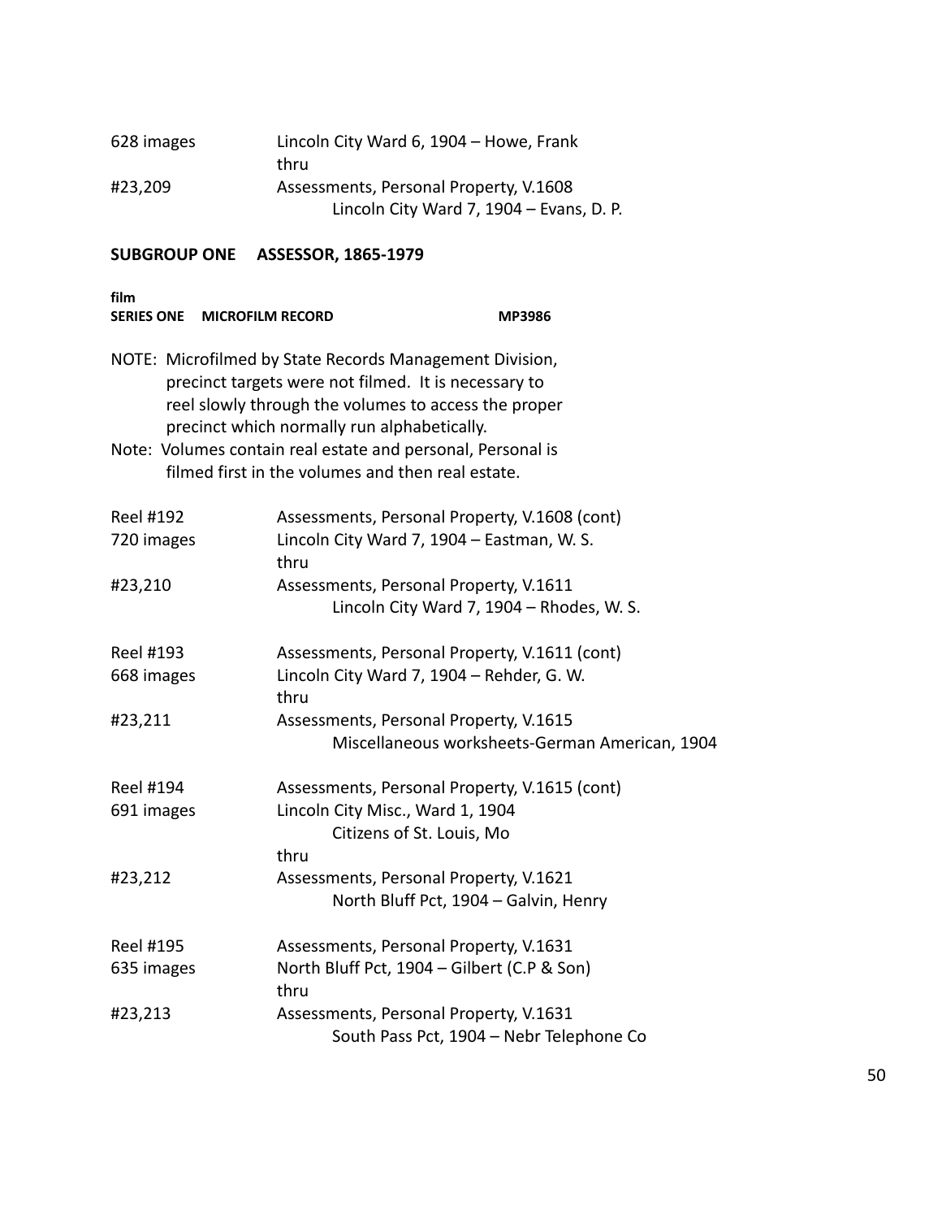| | |
|---|---|
| 628 images | Lincoln City Ward 6, 1904 – Howe, Frank |
| | thru |
| #23,209 | Assessments, Personal Property, V.1608 |
| | Lincoln City Ward 7, 1904 – Evans, D. P. |

**SUBGROUP ONE ASSESSOR, 1865-1979**

**film**
**SERIES ONE MICROFILM RECORD MP3986**

NOTE: Microfilmed by State Records Management Division, precinct targets were not filmed. It is necessary to reel slowly through the volumes to access the proper precinct which normally run alphabetically.
Note: Volumes contain real estate and personal, Personal is filmed first in the volumes and then real estate.

| | |
|---|---|
| Reel #192 | Assessments, Personal Property, V.1608 (cont) |
| 720 images | Lincoln City Ward 7, 1904 – Eastman, W. S. |
| | thru |
| #23,210 | Assessments, Personal Property, V.1611 |
| | Lincoln City Ward 7, 1904 – Rhodes, W. S. |
| | |
| Reel #193 | Assessments, Personal Property, V.1611 (cont) |
| 668 images | Lincoln City Ward 7, 1904 – Rehder, G. W. |
| | thru |
| #23,211 | Assessments, Personal Property, V.1615 |
| | Miscellaneous worksheets-German American, 1904 |
| | |
| Reel #194 | Assessments, Personal Property, V.1615 (cont) |
| 691 images | Lincoln City Misc., Ward 1, 1904 |
| | Citizens of St. Louis, Mo |
| | thru |
| #23,212 | Assessments, Personal Property, V.1621 |
| | North Bluff Pct, 1904 – Galvin, Henry |
| | |
| Reel #195 | Assessments, Personal Property, V.1631 |
| 635 images | North Bluff Pct, 1904 – Gilbert (C.P & Son) |
| | thru |
| #23,213 | Assessments, Personal Property, V.1631 |
| | South Pass Pct, 1904 – Nebr Telephone Co |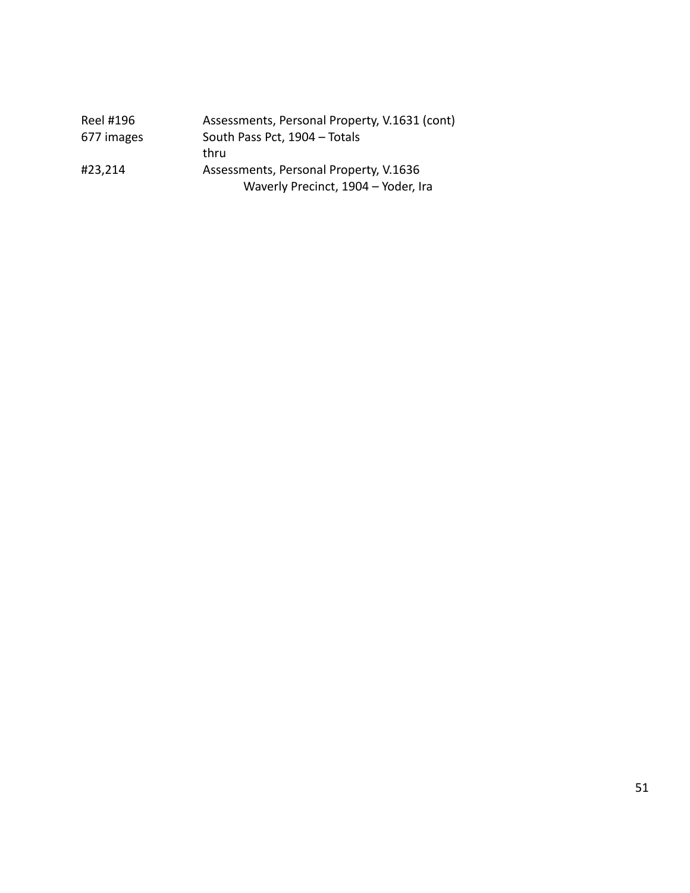| | |
|---|---|
| Reel #196 | Assessments, Personal Property, V.1631 (cont) |
| 677 images | South Pass Pct, 1904 – Totals |
| | thru |
| #23,214 | Assessments, Personal Property, V.1636 |
| | Waverly Precinct, 1904 – Yoder, Ira |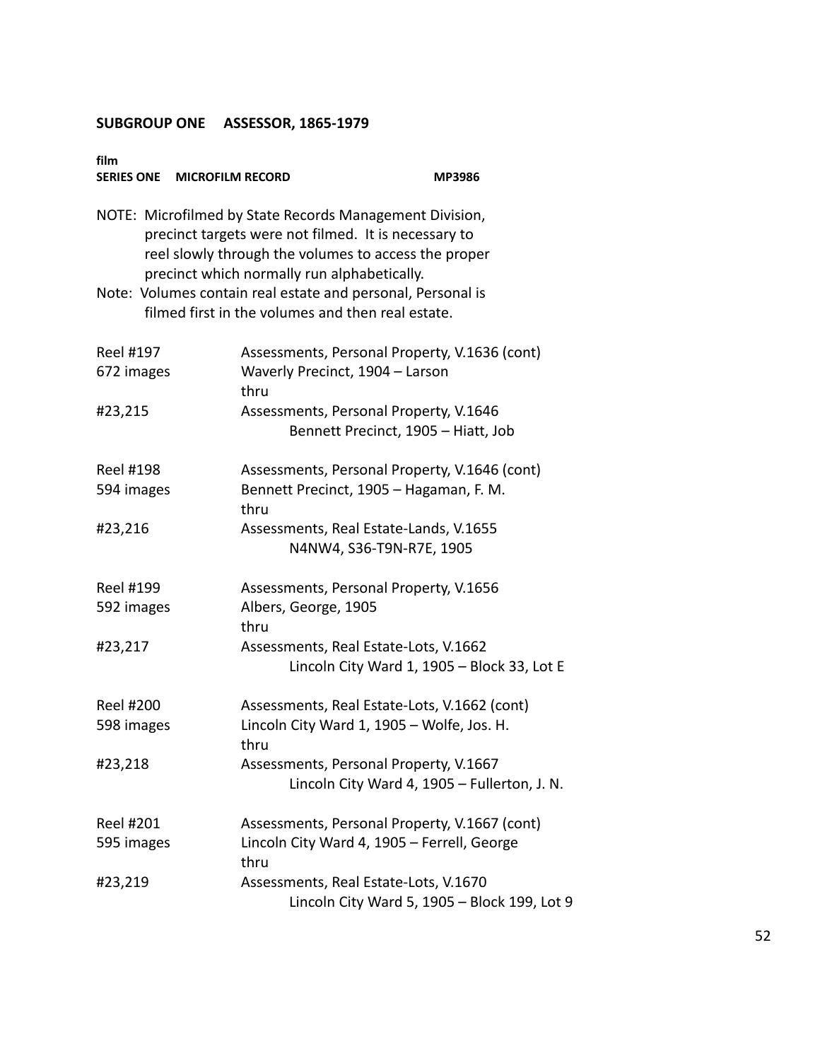**SUBGROUP ONE ASSESSOR, 1865-1979**

**film**
**SERIES ONE MICROFILM RECORD MP3986**

NOTE: Microfilmed by State Records Management Division, precinct targets were not filmed. It is necessary to reel slowly through the volumes to access the proper precinct which normally run alphabetically.
Note: Volumes contain real estate and personal, Personal is filmed first in the volumes and then real estate.

| | |
|---|---|
| Reel #197 | Assessments, Personal Property, V.1636 (cont) |
| 672 images | Waverly Precinct, 1904 – Larson |
| | thru |
| #23,215 | Assessments, Personal Property, V.1646 |
| | Bennett Precinct, 1905 – Hiatt, Job |
| | |
| Reel #198 | Assessments, Personal Property, V.1646 (cont) |
| 594 images | Bennett Precinct, 1905 – Hagaman, F. M. |
| | thru |
| #23,216 | Assessments, Real Estate-Lands, V.1655 |
| | N4NW4, S36-T9N-R7E, 1905 |
| | |
| Reel #199 | Assessments, Personal Property, V.1656 |
| 592 images | Albers, George, 1905 |
| | thru |
| #23,217 | Assessments, Real Estate-Lots, V.1662 |
| | Lincoln City Ward 1, 1905 – Block 33, Lot E |
| | |
| Reel #200 | Assessments, Real Estate-Lots, V.1662 (cont) |
| 598 images | Lincoln City Ward 1, 1905 – Wolfe, Jos. H. |
| | thru |
| #23,218 | Assessments, Personal Property, V.1667 |
| | Lincoln City Ward 4, 1905 – Fullerton, J. N. |
| | |
| Reel #201 | Assessments, Personal Property, V.1667 (cont) |
| 595 images | Lincoln City Ward 4, 1905 – Ferrell, George |
| | thru |
| #23,219 | Assessments, Real Estate-Lots, V.1670 |
| | Lincoln City Ward 5, 1905 – Block 199, Lot 9 |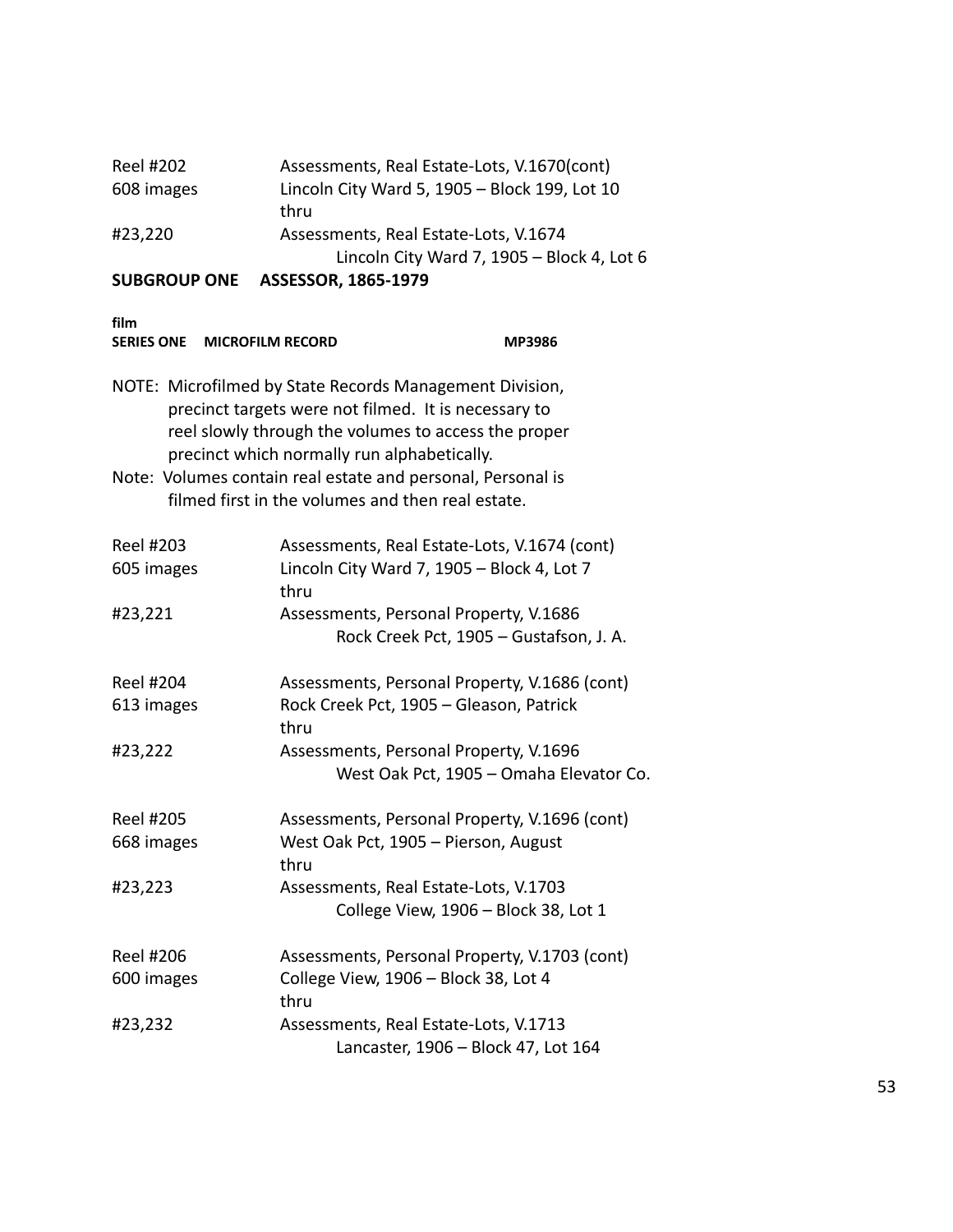Reel #202 Assessments, Real Estate-Lots, V.1670(cont)
608 images Lincoln City Ward 5, 1905 – Block 199, Lot 10
thru
#23,220 Assessments, Real Estate-Lots, V.1674
Lincoln City Ward 7, 1905 – Block 4, Lot 6

**SUBGROUP ONE ASSESSOR, 1865-1979**

**film**
**SERIES ONE MICROFILM RECORD MP3986**

NOTE: Microfilmed by State Records Management Division, precinct targets were not filmed. It is necessary to reel slowly through the volumes to access the proper precinct which normally run alphabetically.

Note: Volumes contain real estate and personal, Personal is filmed first in the volumes and then real estate.

Reel #203 Assessments, Real Estate-Lots, V.1674 (cont)
605 images Lincoln City Ward 7, 1905 – Block 4, Lot 7
thru
#23,221 Assessments, Personal Property, V.1686
Rock Creek Pct, 1905 – Gustafson, J. A.

Reel #204 Assessments, Personal Property, V.1686 (cont)
613 images Rock Creek Pct, 1905 – Gleason, Patrick
thru
#23,222 Assessments, Personal Property, V.1696
West Oak Pct, 1905 – Omaha Elevator Co.

Reel #205 Assessments, Personal Property, V.1696 (cont)
668 images West Oak Pct, 1905 – Pierson, August
thru
#23,223 Assessments, Real Estate-Lots, V.1703
College View, 1906 – Block 38, Lot 1

Reel #206 Assessments, Personal Property, V.1703 (cont)
600 images College View, 1906 – Block 38, Lot 4
thru
#23,232 Assessments, Real Estate-Lots, V.1713
Lancaster, 1906 – Block 47, Lot 164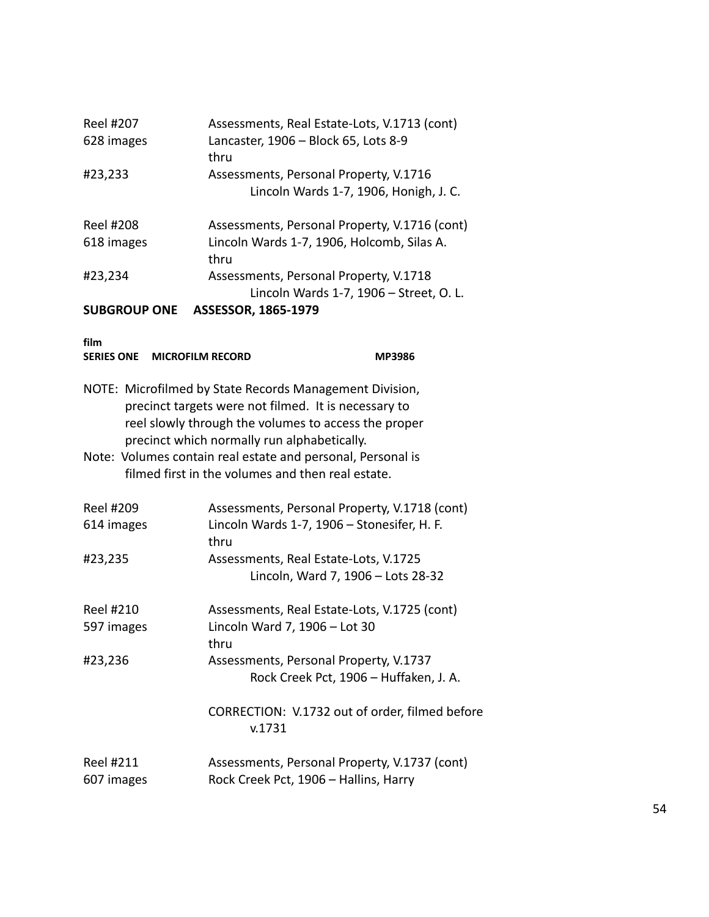| | |
|---|---|
| Reel #207 | Assessments, Real Estate-Lots, V.1713 (cont) |
| 628 images | Lancaster, 1906 – Block 65, Lots 8-9 |
| | thru |
| #23,233 | Assessments, Personal Property, V.1716 |
| | Lincoln Wards 1-7, 1906, Honigh, J. C. |

| | |
|---|---|
| Reel #208 | Assessments, Personal Property, V.1716 (cont) |
| 618 images | Lincoln Wards 1-7, 1906, Holcomb, Silas A. |
| | thru |
| #23,234 | Assessments, Personal Property, V.1718 |
| | Lincoln Wards 1-7, 1906 – Street, O. L. |

**SUBGROUP ONE    ASSESSOR, 1865-1979**

**film**
**SERIES ONE    MICROFILM RECORD    MP3986**

NOTE: Microfilmed by State Records Management Division, precinct targets were not filmed. It is necessary to reel slowly through the volumes to access the proper precinct which normally run alphabetically.

Note: Volumes contain real estate and personal, Personal is filmed first in the volumes and then real estate.

| | |
|---|---|
| Reel #209 | Assessments, Personal Property, V.1718 (cont) |
| 614 images | Lincoln Wards 1-7, 1906 – Stonesifer, H. F. |
| | thru |
| #23,235 | Assessments, Real Estate-Lots, V.1725 |
| | Lincoln, Ward 7, 1906 – Lots 28-32 |

| | |
|---|---|
| Reel #210 | Assessments, Real Estate-Lots, V.1725 (cont) |
| 597 images | Lincoln Ward 7, 1906 – Lot 30 |
| | thru |
| #23,236 | Assessments, Personal Property, V.1737 |
| | Rock Creek Pct, 1906 – Huffaken, J. A. |
| | CORRECTION: V.1732 out of order, filmed before v.1731 |

| | |
|---|---|
| Reel #211 | Assessments, Personal Property, V.1737 (cont) |
| 607 images | Rock Creek Pct, 1906 – Hallins, Harry |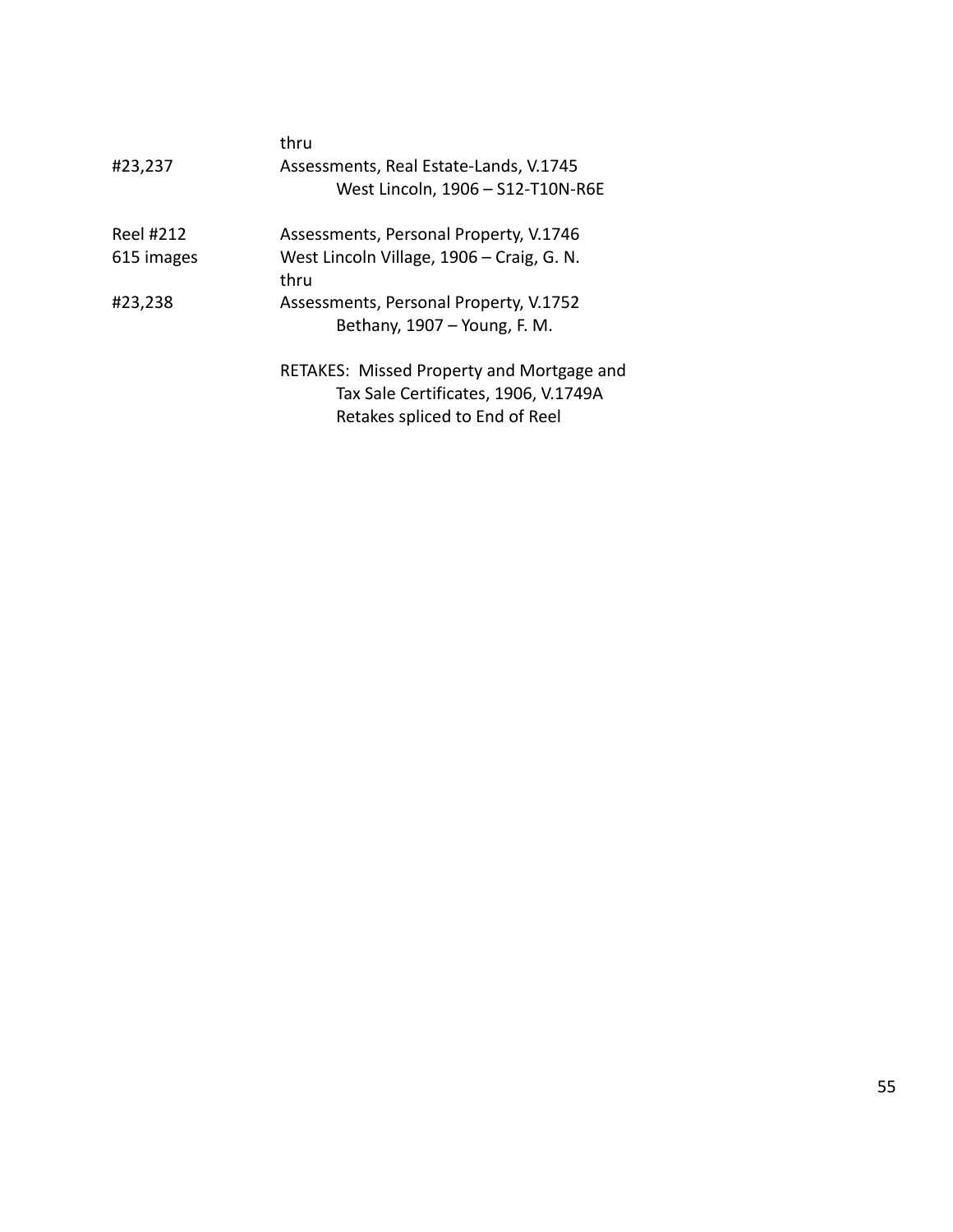| | |
|---|---|
| | thru |
| #23,237 | Assessments, Real Estate-Lands, V.1745 |
| | West Lincoln, 1906 – S12-T10N-R6E |
| | |
| Reel #212 | Assessments, Personal Property, V.1746 |
| 615 images | West Lincoln Village, 1906 – Craig, G. N. |
| | thru |
| #23,238 | Assessments, Personal Property, V.1752 |
| | Bethany, 1907 – Young, F. M. |
| | |
| | RETAKES: Missed Property and Mortgage and |
| | Tax Sale Certificates, 1906, V.1749A |
| | Retakes spliced to End of Reel |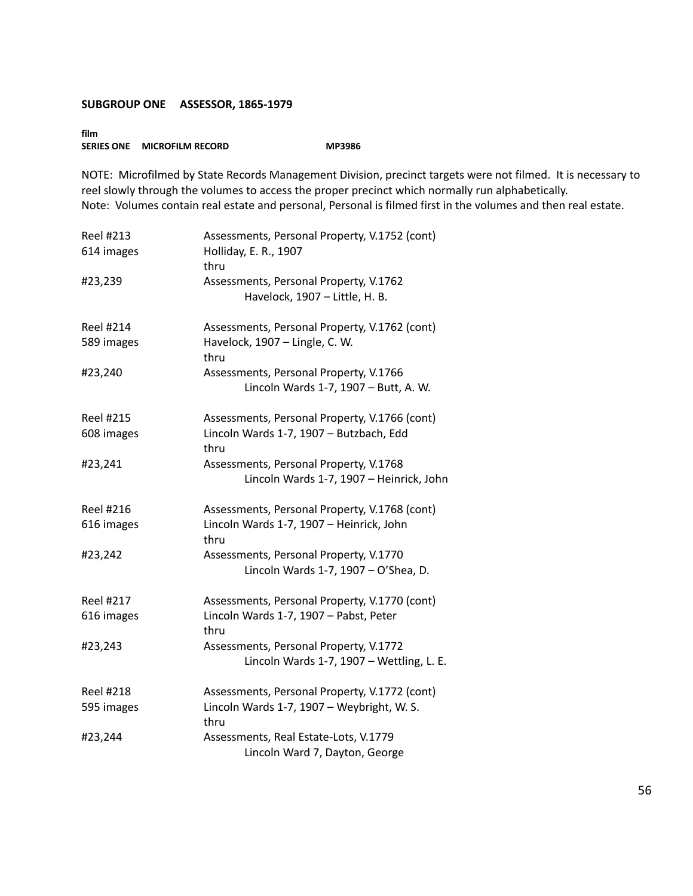**SUBGROUP ONE ASSESSOR, 1865-1979**

**film**
**SERIES ONE MICROFILM RECORD MP3986**

NOTE: Microfilmed by State Records Management Division, precinct targets were not filmed. It is necessary to reel slowly through the volumes to access the proper precinct which normally run alphabetically.
Note: Volumes contain real estate and personal, Personal is filmed first in the volumes and then real estate.

Reel #213 — Assessments, Personal Property, V.1752 (cont)
614 images — Holliday, E. R., 1907
thru
#23,239 — Assessments, Personal Property, V.1762
Havelock, 1907 – Little, H. B.

Reel #214 — Assessments, Personal Property, V.1762 (cont)
589 images — Havelock, 1907 – Lingle, C. W.
thru
#23,240 — Assessments, Personal Property, V.1766
Lincoln Wards 1-7, 1907 – Butt, A. W.

Reel #215 — Assessments, Personal Property, V.1766 (cont)
608 images — Lincoln Wards 1-7, 1907 – Butzbach, Edd
thru
#23,241 — Assessments, Personal Property, V.1768
Lincoln Wards 1-7, 1907 – Heinrick, John

Reel #216 — Assessments, Personal Property, V.1768 (cont)
616 images — Lincoln Wards 1-7, 1907 – Heinrick, John
thru
#23,242 — Assessments, Personal Property, V.1770
Lincoln Wards 1-7, 1907 – O'Shea, D.

Reel #217 — Assessments, Personal Property, V.1770 (cont)
616 images — Lincoln Wards 1-7, 1907 – Pabst, Peter
thru
#23,243 — Assessments, Personal Property, V.1772
Lincoln Wards 1-7, 1907 – Wettling, L. E.

Reel #218 — Assessments, Personal Property, V.1772 (cont)
595 images — Lincoln Wards 1-7, 1907 – Weybright, W. S.
thru
#23,244 — Assessments, Real Estate-Lots, V.1779
Lincoln Ward 7, Dayton, George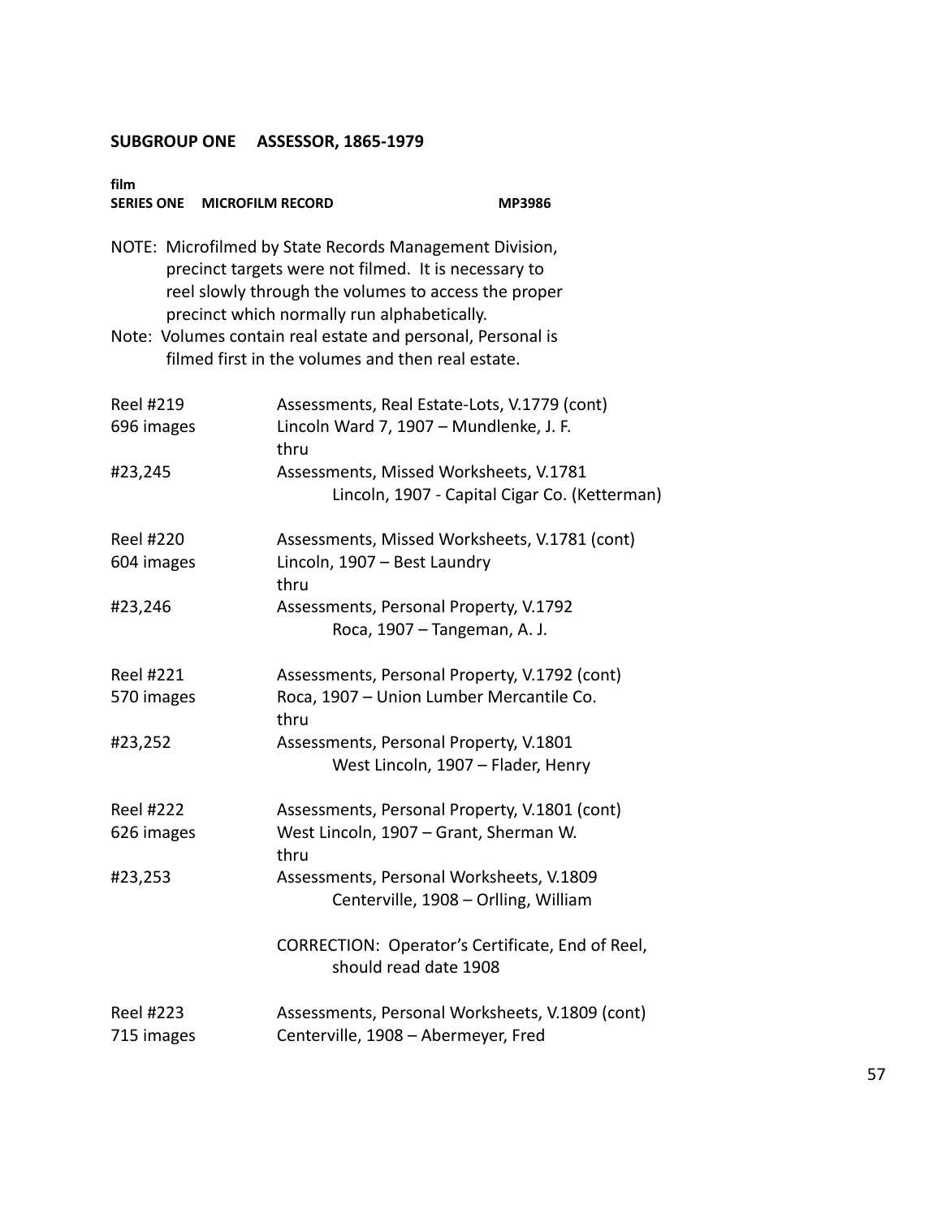**SUBGROUP ONE ASSESSOR, 1865-1979**

**film**
**SERIES ONE MICROFILM RECORD MP3986**

NOTE: Microfilmed by State Records Management Division, precinct targets were not filmed. It is necessary to reel slowly through the volumes to access the proper precinct which normally run alphabetically.

Note: Volumes contain real estate and personal, Personal is filmed first in the volumes and then real estate.

Reel #219 — Assessments, Real Estate-Lots, V.1779 (cont)
696 images — Lincoln Ward 7, 1907 – Mundlenke, J. F.
thru
#23,245 — Assessments, Missed Worksheets, V.1781
Lincoln, 1907 - Capital Cigar Co. (Ketterman)

Reel #220 — Assessments, Missed Worksheets, V.1781 (cont)
604 images — Lincoln, 1907 – Best Laundry
thru
#23,246 — Assessments, Personal Property, V.1792
Roca, 1907 – Tangeman, A. J.

Reel #221 — Assessments, Personal Property, V.1792 (cont)
570 images — Roca, 1907 – Union Lumber Mercantile Co.
thru
#23,252 — Assessments, Personal Property, V.1801
West Lincoln, 1907 – Flader, Henry

Reel #222 — Assessments, Personal Property, V.1801 (cont)
626 images — West Lincoln, 1907 – Grant, Sherman W.
thru
#23,253 — Assessments, Personal Worksheets, V.1809
Centerville, 1908 – Orlling, William

CORRECTION: Operator's Certificate, End of Reel, should read date 1908

Reel #223 — Assessments, Personal Worksheets, V.1809 (cont)
715 images — Centerville, 1908 – Abermeyer, Fred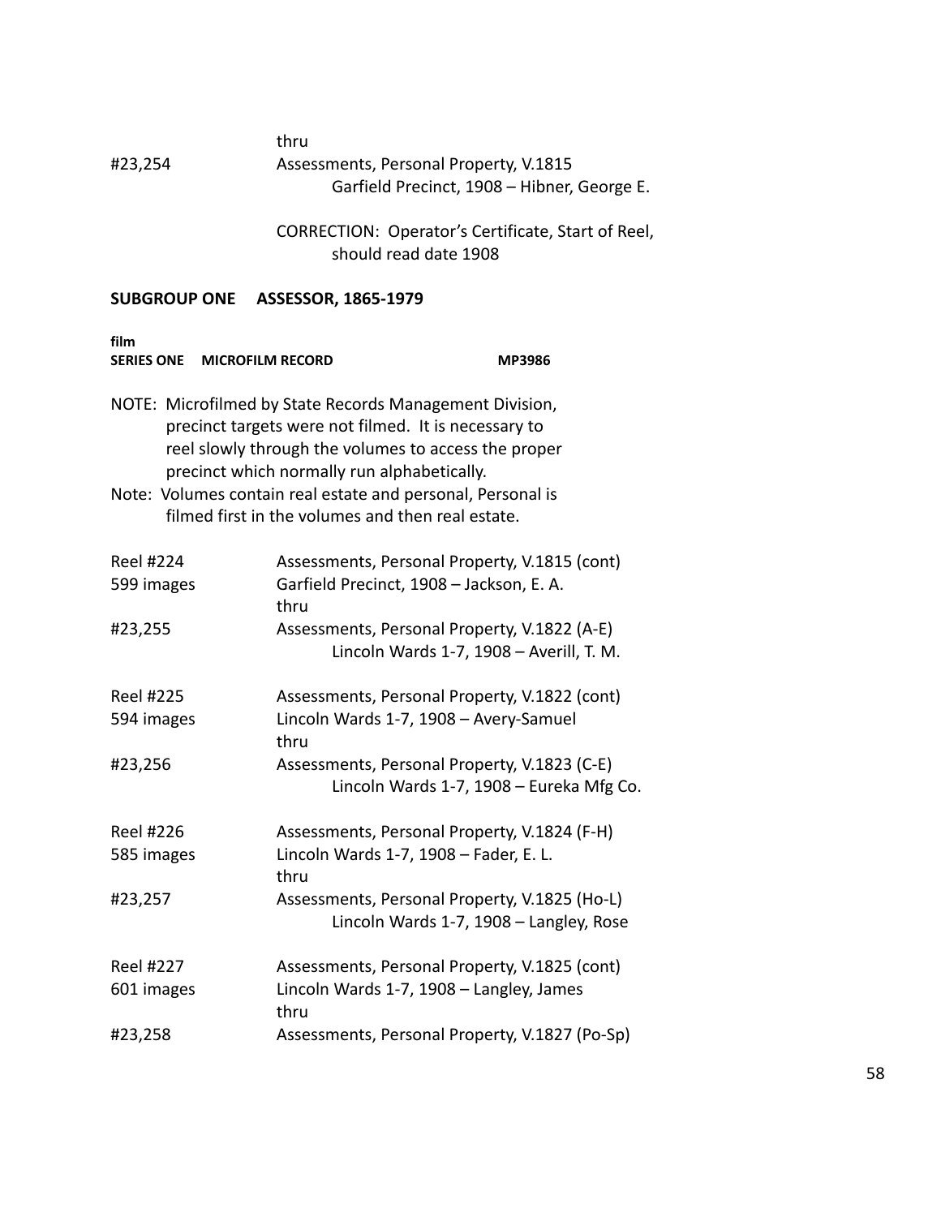| | |
|---|---|
| | thru |
| #23,254 | Assessments, Personal Property, V.1815 |
| | Garfield Precinct, 1908 – Hibner, George E. |
| | |
| | CORRECTION: Operator's Certificate, Start of Reel, should read date 1908 |

## SUBGROUP ONE ASSESSOR, 1865-1979

**film**
**SERIES ONE MICROFILM RECORD MP3986**

NOTE: Microfilmed by State Records Management Division, precinct targets were not filmed. It is necessary to reel slowly through the volumes to access the proper precinct which normally run alphabetically.
Note: Volumes contain real estate and personal, Personal is filmed first in the volumes and then real estate.

| | |
|---|---|
| Reel #224 | Assessments, Personal Property, V.1815 (cont) |
| 599 images | Garfield Precinct, 1908 – Jackson, E. A. |
| | thru |
| #23,255 | Assessments, Personal Property, V.1822 (A-E) |
| | Lincoln Wards 1-7, 1908 – Averill, T. M. |
| | |
| Reel #225 | Assessments, Personal Property, V.1822 (cont) |
| 594 images | Lincoln Wards 1-7, 1908 – Avery-Samuel |
| | thru |
| #23,256 | Assessments, Personal Property, V.1823 (C-E) |
| | Lincoln Wards 1-7, 1908 – Eureka Mfg Co. |
| | |
| Reel #226 | Assessments, Personal Property, V.1824 (F-H) |
| 585 images | Lincoln Wards 1-7, 1908 – Fader, E. L. |
| | thru |
| #23,257 | Assessments, Personal Property, V.1825 (Ho-L) |
| | Lincoln Wards 1-7, 1908 – Langley, Rose |
| | |
| Reel #227 | Assessments, Personal Property, V.1825 (cont) |
| 601 images | Lincoln Wards 1-7, 1908 – Langley, James |
| | thru |
| #23,258 | Assessments, Personal Property, V.1827 (Po-Sp) |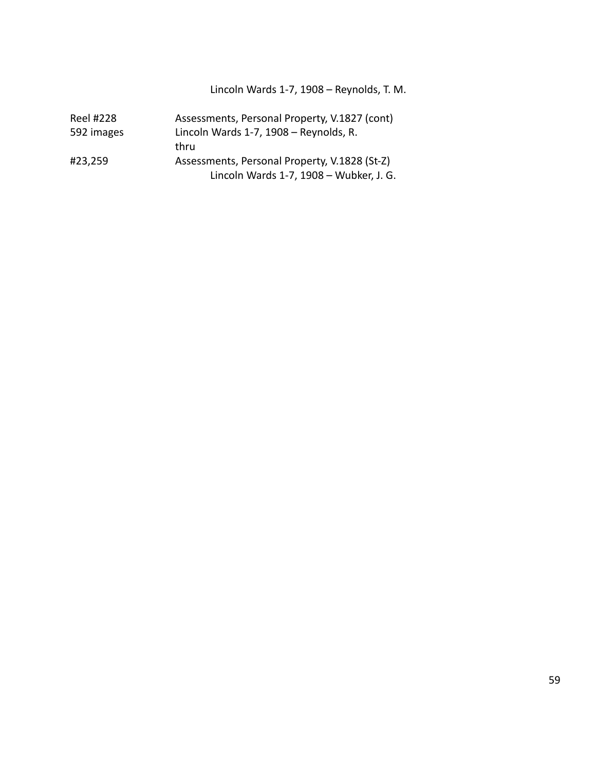Lincoln Wards 1-7, 1908 – Reynolds, T. M.

| | |
|---|---|
| Reel #228 | Assessments, Personal Property, V.1827 (cont) |
| 592 images | Lincoln Wards 1-7, 1908 – Reynolds, R. |
| | thru |
| #23,259 | Assessments, Personal Property, V.1828 (St-Z) |
| | Lincoln Wards 1-7, 1908 – Wubker, J. G. |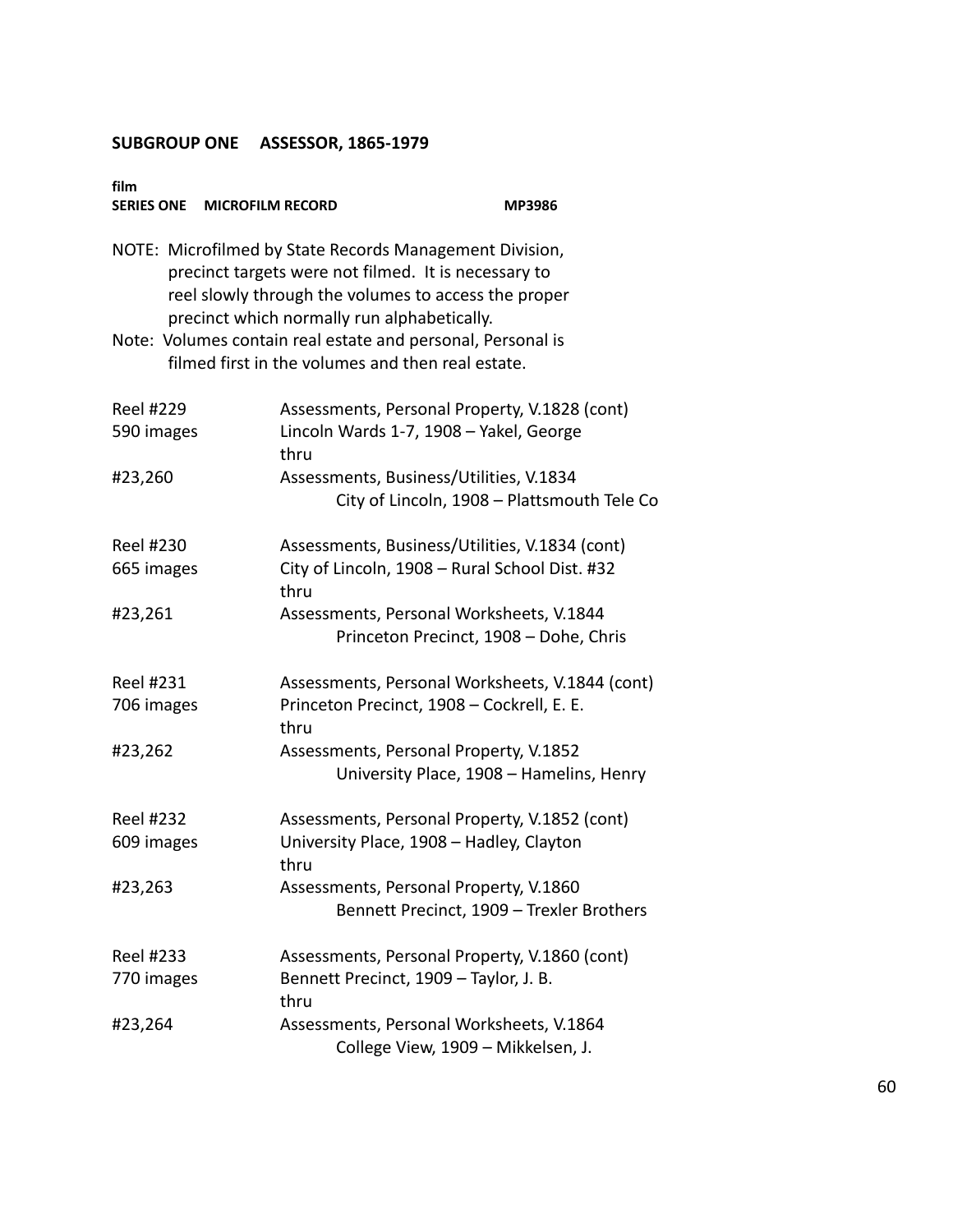**SUBGROUP ONE ASSESSOR, 1865-1979**

**film**
**SERIES ONE MICROFILM RECORD MP3986**

NOTE: Microfilmed by State Records Management Division, precinct targets were not filmed. It is necessary to reel slowly through the volumes to access the proper precinct which normally run alphabetically.
Note: Volumes contain real estate and personal, Personal is filmed first in the volumes and then real estate.

Reel #229
590 images
#23,260

Assessments, Personal Property, V.1828 (cont)
Lincoln Wards 1-7, 1908 – Yakel, George
thru
Assessments, Business/Utilities, V.1834
City of Lincoln, 1908 – Plattsmouth Tele Co

Reel #230
665 images
#23,261

Assessments, Business/Utilities, V.1834 (cont)
City of Lincoln, 1908 – Rural School Dist. #32
thru
Assessments, Personal Worksheets, V.1844
Princeton Precinct, 1908 – Dohe, Chris

Reel #231
706 images
#23,262

Assessments, Personal Worksheets, V.1844 (cont)
Princeton Precinct, 1908 – Cockrell, E. E.
thru
Assessments, Personal Property, V.1852
University Place, 1908 – Hamelins, Henry

Reel #232
609 images
#23,263

Assessments, Personal Property, V.1852 (cont)
University Place, 1908 – Hadley, Clayton
thru
Assessments, Personal Property, V.1860
Bennett Precinct, 1909 – Trexler Brothers

Reel #233
770 images
#23,264

Assessments, Personal Property, V.1860 (cont)
Bennett Precinct, 1909 – Taylor, J. B.
thru
Assessments, Personal Worksheets, V.1864
College View, 1909 – Mikkelsen, J.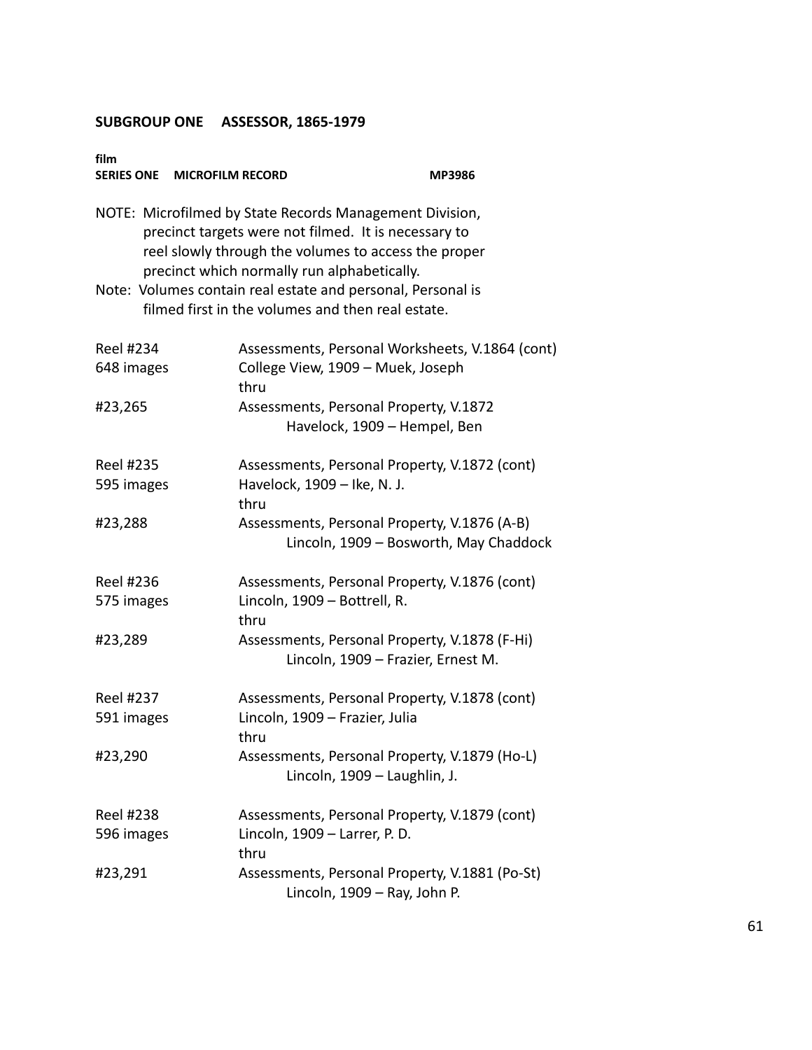## SUBGROUP ONE ASSESSOR, 1865-1979

**film**
**SERIES ONE MICROFILM RECORD MP3986**

NOTE: Microfilmed by State Records Management Division, precinct targets were not filmed. It is necessary to reel slowly through the volumes to access the proper precinct which normally run alphabetically.
Note: Volumes contain real estate and personal, Personal is filmed first in the volumes and then real estate.

| | |
|---|---|
| Reel #234 | Assessments, Personal Worksheets, V.1864 (cont) |
| 648 images | College View, 1909 – Muek, Joseph |
| | thru |
| #23,265 | Assessments, Personal Property, V.1872 |
| | Havelock, 1909 – Hempel, Ben |
| Reel #235 | Assessments, Personal Property, V.1872 (cont) |
| 595 images | Havelock, 1909 – Ike, N. J. |
| | thru |
| #23,288 | Assessments, Personal Property, V.1876 (A-B) |
| | Lincoln, 1909 – Bosworth, May Chaddock |
| Reel #236 | Assessments, Personal Property, V.1876 (cont) |
| 575 images | Lincoln, 1909 – Bottrell, R. |
| | thru |
| #23,289 | Assessments, Personal Property, V.1878 (F-Hi) |
| | Lincoln, 1909 – Frazier, Ernest M. |
| Reel #237 | Assessments, Personal Property, V.1878 (cont) |
| 591 images | Lincoln, 1909 – Frazier, Julia |
| | thru |
| #23,290 | Assessments, Personal Property, V.1879 (Ho-L) |
| | Lincoln, 1909 – Laughlin, J. |
| Reel #238 | Assessments, Personal Property, V.1879 (cont) |
| 596 images | Lincoln, 1909 – Larrer, P. D. |
| | thru |
| #23,291 | Assessments, Personal Property, V.1881 (Po-St) |
| | Lincoln, 1909 – Ray, John P. |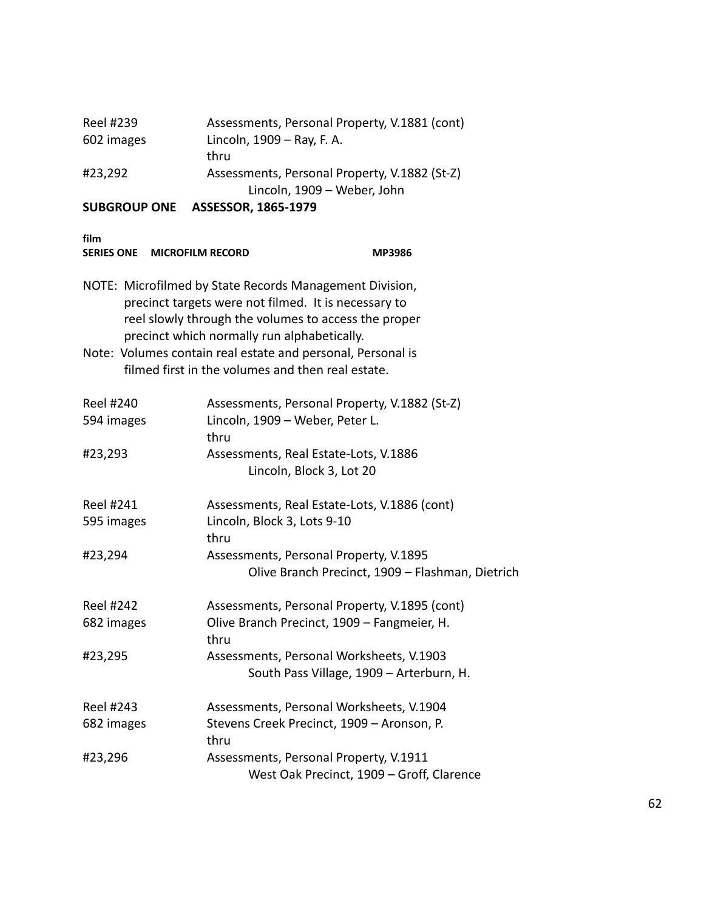Reel #239 Assessments, Personal Property, V.1881 (cont)
602 images Lincoln, 1909 – Ray, F. A.
thru
#23,292 Assessments, Personal Property, V.1882 (St-Z)
Lincoln, 1909 – Weber, John

**SUBGROUP ONE ASSESSOR, 1865-1979**

**film**
**SERIES ONE MICROFILM RECORD MP3986**

NOTE: Microfilmed by State Records Management Division, precinct targets were not filmed. It is necessary to reel slowly through the volumes to access the proper precinct which normally run alphabetically.

Note: Volumes contain real estate and personal, Personal is filmed first in the volumes and then real estate.

Reel #240 Assessments, Personal Property, V.1882 (St-Z)
594 images Lincoln, 1909 – Weber, Peter L.
thru
#23,293 Assessments, Real Estate-Lots, V.1886
Lincoln, Block 3, Lot 20

Reel #241 Assessments, Real Estate-Lots, V.1886 (cont)
595 images Lincoln, Block 3, Lots 9-10
thru
#23,294 Assessments, Personal Property, V.1895
Olive Branch Precinct, 1909 – Flashman, Dietrich

Reel #242 Assessments, Personal Property, V.1895 (cont)
682 images Olive Branch Precinct, 1909 – Fangmeier, H.
thru
#23,295 Assessments, Personal Worksheets, V.1903
South Pass Village, 1909 – Arterburn, H.

Reel #243 Assessments, Personal Worksheets, V.1904
682 images Stevens Creek Precinct, 1909 – Aronson, P.
thru
#23,296 Assessments, Personal Property, V.1911
West Oak Precinct, 1909 – Groff, Clarence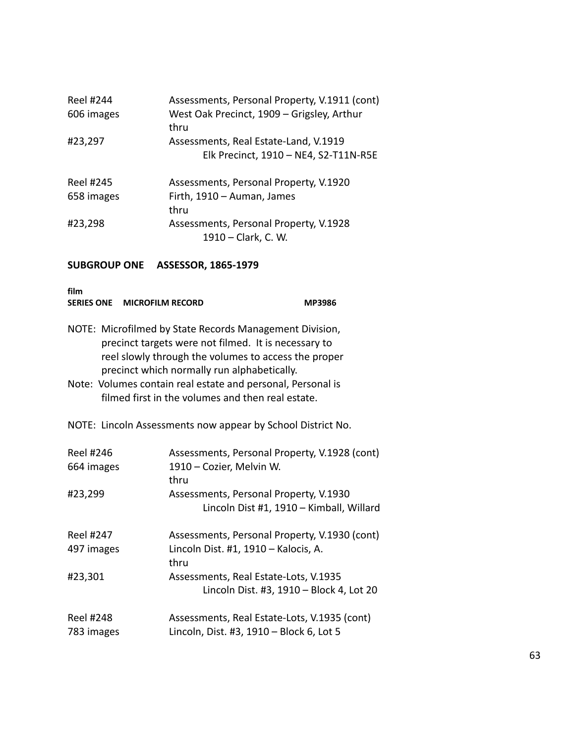| | |
|---|---|
| Reel #244 | Assessments, Personal Property, V.1911 (cont) |
| 606 images | West Oak Precinct, 1909 – Grigsley, Arthur |
| | thru |
| #23,297 | Assessments, Real Estate-Land, V.1919 |
| | Elk Precinct, 1910 – NE4, S2-T11N-R5E |
| | |
| Reel #245 | Assessments, Personal Property, V.1920 |
| 658 images | Firth, 1910 – Auman, James |
| | thru |
| #23,298 | Assessments, Personal Property, V.1928 |
| | 1910 – Clark, C. W. |

**SUBGROUP ONE ASSESSOR, 1865-1979**

**film**
**SERIES ONE MICROFILM RECORD MP3986**

NOTE: Microfilmed by State Records Management Division, precinct targets were not filmed. It is necessary to reel slowly through the volumes to access the proper precinct which normally run alphabetically.

Note: Volumes contain real estate and personal, Personal is filmed first in the volumes and then real estate.

NOTE: Lincoln Assessments now appear by School District No.

| | |
|---|---|
| Reel #246 | Assessments, Personal Property, V.1928 (cont) |
| 664 images | 1910 – Cozier, Melvin W. |
| | thru |
| #23,299 | Assessments, Personal Property, V.1930 |
| | Lincoln Dist #1, 1910 – Kimball, Willard |
| | |
| Reel #247 | Assessments, Personal Property, V.1930 (cont) |
| 497 images | Lincoln Dist. #1, 1910 – Kalocis, A. |
| | thru |
| #23,301 | Assessments, Real Estate-Lots, V.1935 |
| | Lincoln Dist. #3, 1910 – Block 4, Lot 20 |
| | |
| Reel #248 | Assessments, Real Estate-Lots, V.1935 (cont) |
| 783 images | Lincoln, Dist. #3, 1910 – Block 6, Lot 5 |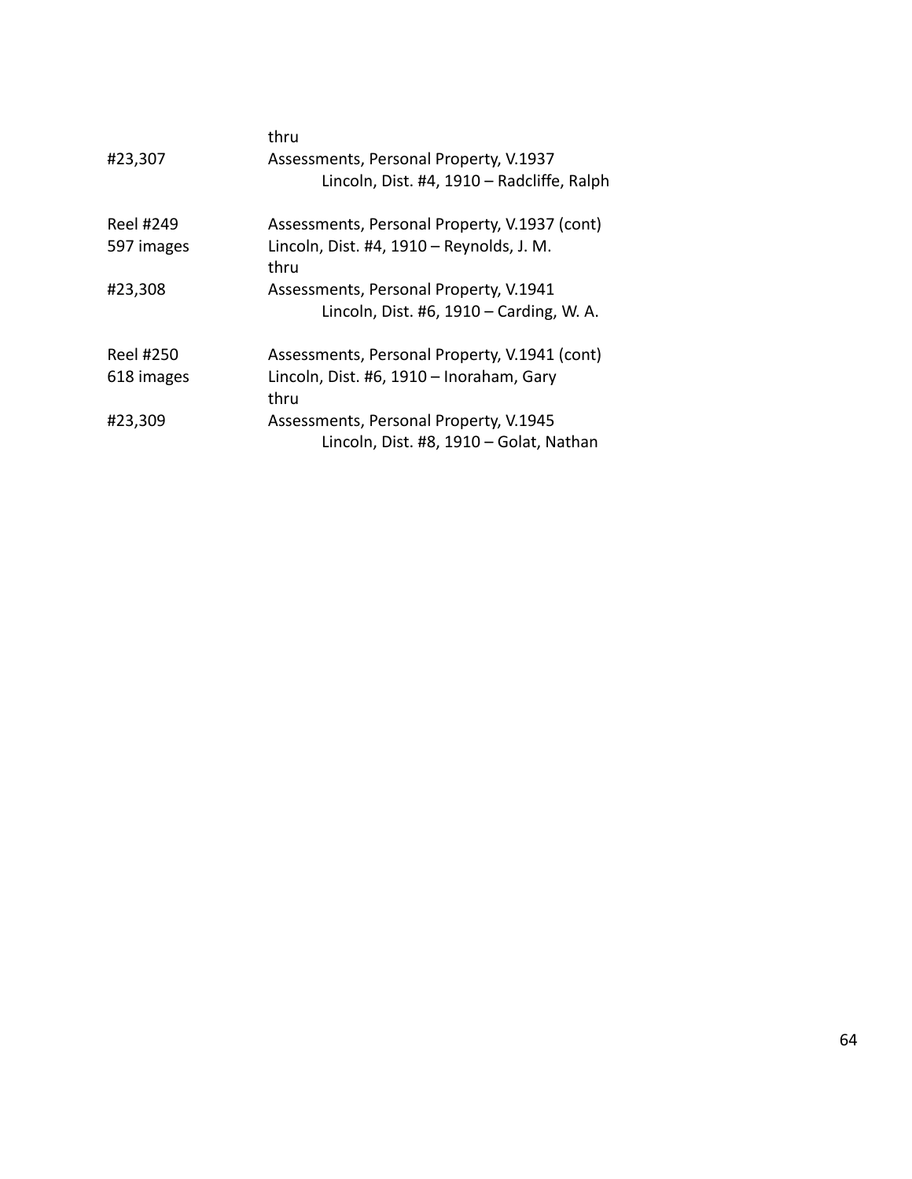| | |
|---|---|
| | thru |
| #23,307 | Assessments, Personal Property, V.1937 |
| | Lincoln, Dist. #4, 1910 – Radcliffe, Ralph |
| Reel #249 | Assessments, Personal Property, V.1937 (cont) |
| 597 images | Lincoln, Dist. #4, 1910 – Reynolds, J. M. |
| | thru |
| #23,308 | Assessments, Personal Property, V.1941 |
| | Lincoln, Dist. #6, 1910 – Carding, W. A. |
| Reel #250 | Assessments, Personal Property, V.1941 (cont) |
| 618 images | Lincoln, Dist. #6, 1910 – Inoraham, Gary |
| | thru |
| #23,309 | Assessments, Personal Property, V.1945 |
| | Lincoln, Dist. #8, 1910 – Golat, Nathan |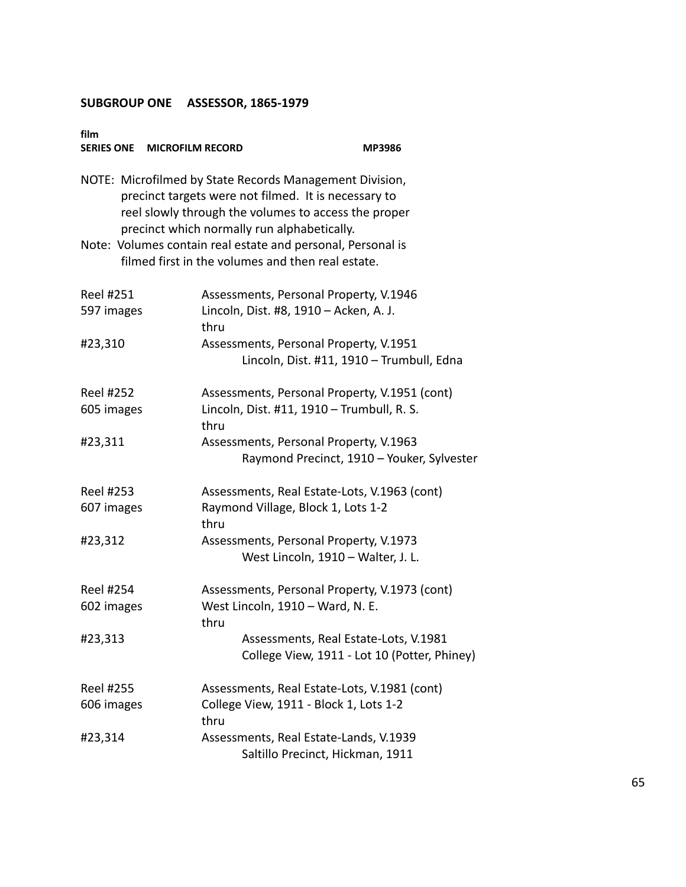## SUBGROUP ONE ASSESSOR, 1865-1979

**film**
**SERIES ONE MICROFILM RECORD MP3986**

NOTE: Microfilmed by State Records Management Division, precinct targets were not filmed. It is necessary to reel slowly through the volumes to access the proper precinct which normally run alphabetically.
Note: Volumes contain real estate and personal, Personal is filmed first in the volumes and then real estate.

| | |
|---|---|
| Reel #251 | Assessments, Personal Property, V.1946 |
| 597 images | Lincoln, Dist. #8, 1910 – Acken, A. J. |
| | thru |
| #23,310 | Assessments, Personal Property, V.1951 |
| | Lincoln, Dist. #11, 1910 – Trumbull, Edna |
| Reel #252 | Assessments, Personal Property, V.1951 (cont) |
| 605 images | Lincoln, Dist. #11, 1910 – Trumbull, R. S. |
| | thru |
| #23,311 | Assessments, Personal Property, V.1963 |
| | Raymond Precinct, 1910 – Youker, Sylvester |
| Reel #253 | Assessments, Real Estate-Lots, V.1963 (cont) |
| 607 images | Raymond Village, Block 1, Lots 1-2 |
| | thru |
| #23,312 | Assessments, Personal Property, V.1973 |
| | West Lincoln, 1910 – Walter, J. L. |
| Reel #254 | Assessments, Personal Property, V.1973 (cont) |
| 602 images | West Lincoln, 1910 – Ward, N. E. |
| | thru |
| #23,313 | Assessments, Real Estate-Lots, V.1981 |
| | College View, 1911 - Lot 10 (Potter, Phiney) |
| Reel #255 | Assessments, Real Estate-Lots, V.1981 (cont) |
| 606 images | College View, 1911 - Block 1, Lots 1-2 |
| | thru |
| #23,314 | Assessments, Real Estate-Lands, V.1939 |
| | Saltillo Precinct, Hickman, 1911 |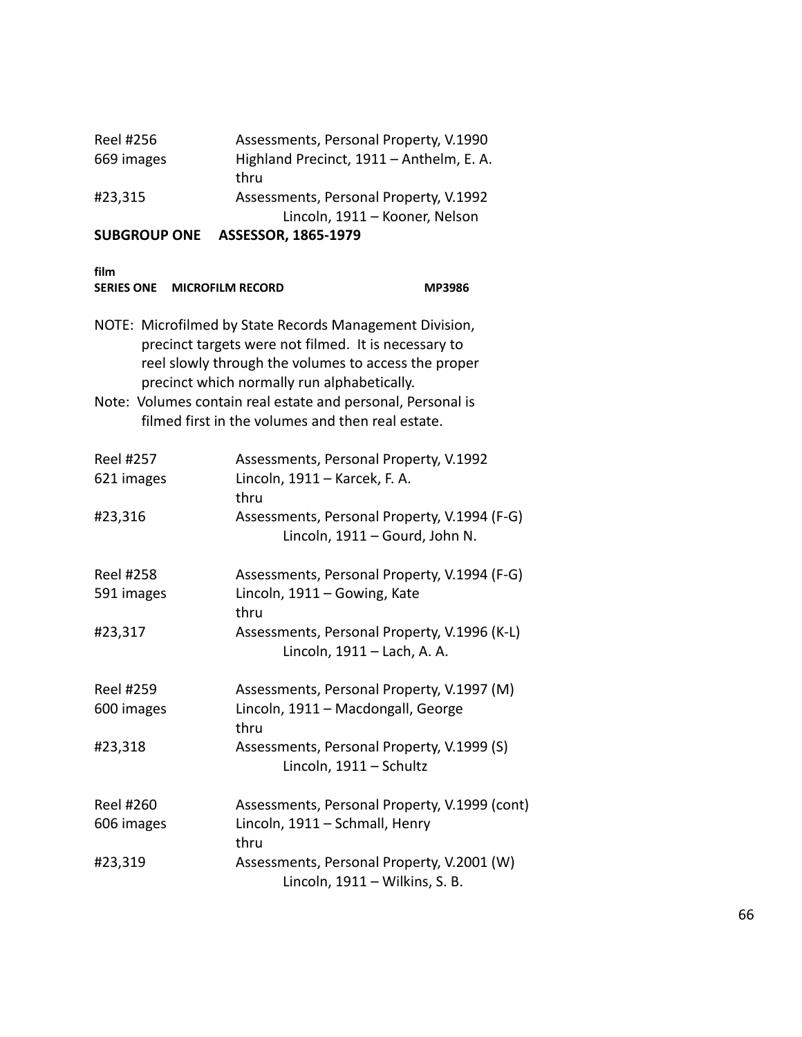Reel #256 | Assessments, Personal Property, V.1990
669 images | Highland Precinct, 1911 – Anthelm, E. A.
thru
#23,315 | Assessments, Personal Property, V.1992
Lincoln, 1911 – Kooner, Nelson

**SUBGROUP ONE ASSESSOR, 1865-1979**

**film**
**SERIES ONE MICROFILM RECORD MP3986**

NOTE: Microfilmed by State Records Management Division, precinct targets were not filmed. It is necessary to reel slowly through the volumes to access the proper precinct which normally run alphabetically.
Note: Volumes contain real estate and personal, Personal is filmed first in the volumes and then real estate.

| | |
|---|---|
| Reel #257 | Assessments, Personal Property, V.1992 |
| 621 images | Lincoln, 1911 – Karcek, F. A. |
| | thru |
| #23,316 | Assessments, Personal Property, V.1994 (F-G) |
| | Lincoln, 1911 – Gourd, John N. |
| Reel #258 | Assessments, Personal Property, V.1994 (F-G) |
| 591 images | Lincoln, 1911 – Gowing, Kate |
| | thru |
| #23,317 | Assessments, Personal Property, V.1996 (K-L) |
| | Lincoln, 1911 – Lach, A. A. |
| Reel #259 | Assessments, Personal Property, V.1997 (M) |
| 600 images | Lincoln, 1911 – Macdongall, George |
| | thru |
| #23,318 | Assessments, Personal Property, V.1999 (S) |
| | Lincoln, 1911 – Schultz |
| Reel #260 | Assessments, Personal Property, V.1999 (cont) |
| 606 images | Lincoln, 1911 – Schmall, Henry |
| | thru |
| #23,319 | Assessments, Personal Property, V.2001 (W) |
| | Lincoln, 1911 – Wilkins, S. B. |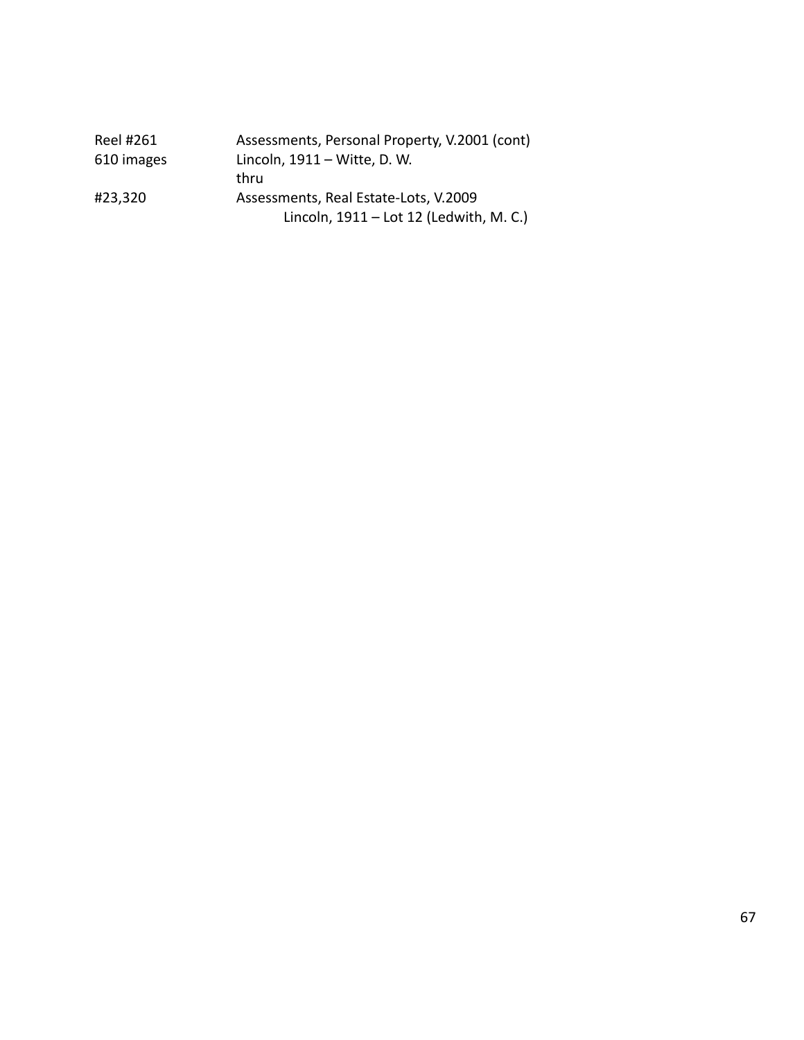| | |
|---|---|
| Reel #261 | Assessments, Personal Property, V.2001 (cont) |
| 610 images | Lincoln, 1911 – Witte, D. W. |
| | thru |
| #23,320 | Assessments, Real Estate-Lots, V.2009 |
| | Lincoln, 1911 – Lot 12 (Ledwith, M. C.) |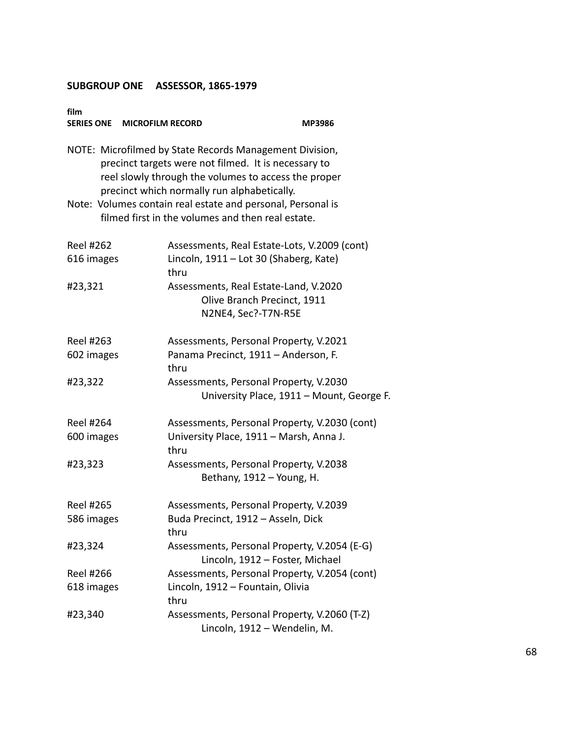## SUBGROUP ONE ASSESSOR, 1865-1979

**film**
**SERIES ONE MICROFILM RECORD MP3986**

NOTE: Microfilmed by State Records Management Division, precinct targets were not filmed. It is necessary to reel slowly through the volumes to access the proper precinct which normally run alphabetically.

Note: Volumes contain real estate and personal, Personal is filmed first in the volumes and then real estate.

| | |
|---|---|
| Reel #262 | Assessments, Real Estate-Lots, V.2009 (cont) |
| 616 images | Lincoln, 1911 – Lot 30 (Shaberg, Kate) |
| | thru |
| #23,321 | Assessments, Real Estate-Land, V.2020 |
| | Olive Branch Precinct, 1911 |
| | N2NE4, Sec?-T7N-R5E |
| Reel #263 | Assessments, Personal Property, V.2021 |
| 602 images | Panama Precinct, 1911 – Anderson, F. |
| | thru |
| #23,322 | Assessments, Personal Property, V.2030 |
| | University Place, 1911 – Mount, George F. |
| Reel #264 | Assessments, Personal Property, V.2030 (cont) |
| 600 images | University Place, 1911 – Marsh, Anna J. |
| | thru |
| #23,323 | Assessments, Personal Property, V.2038 |
| | Bethany, 1912 – Young, H. |
| Reel #265 | Assessments, Personal Property, V.2039 |
| 586 images | Buda Precinct, 1912 – Asseln, Dick |
| | thru |
| #23,324 | Assessments, Personal Property, V.2054 (E-G) |
| | Lincoln, 1912 – Foster, Michael |
| Reel #266 | Assessments, Personal Property, V.2054 (cont) |
| 618 images | Lincoln, 1912 – Fountain, Olivia |
| | thru |
| #23,340 | Assessments, Personal Property, V.2060 (T-Z) |
| | Lincoln, 1912 – Wendelin, M. |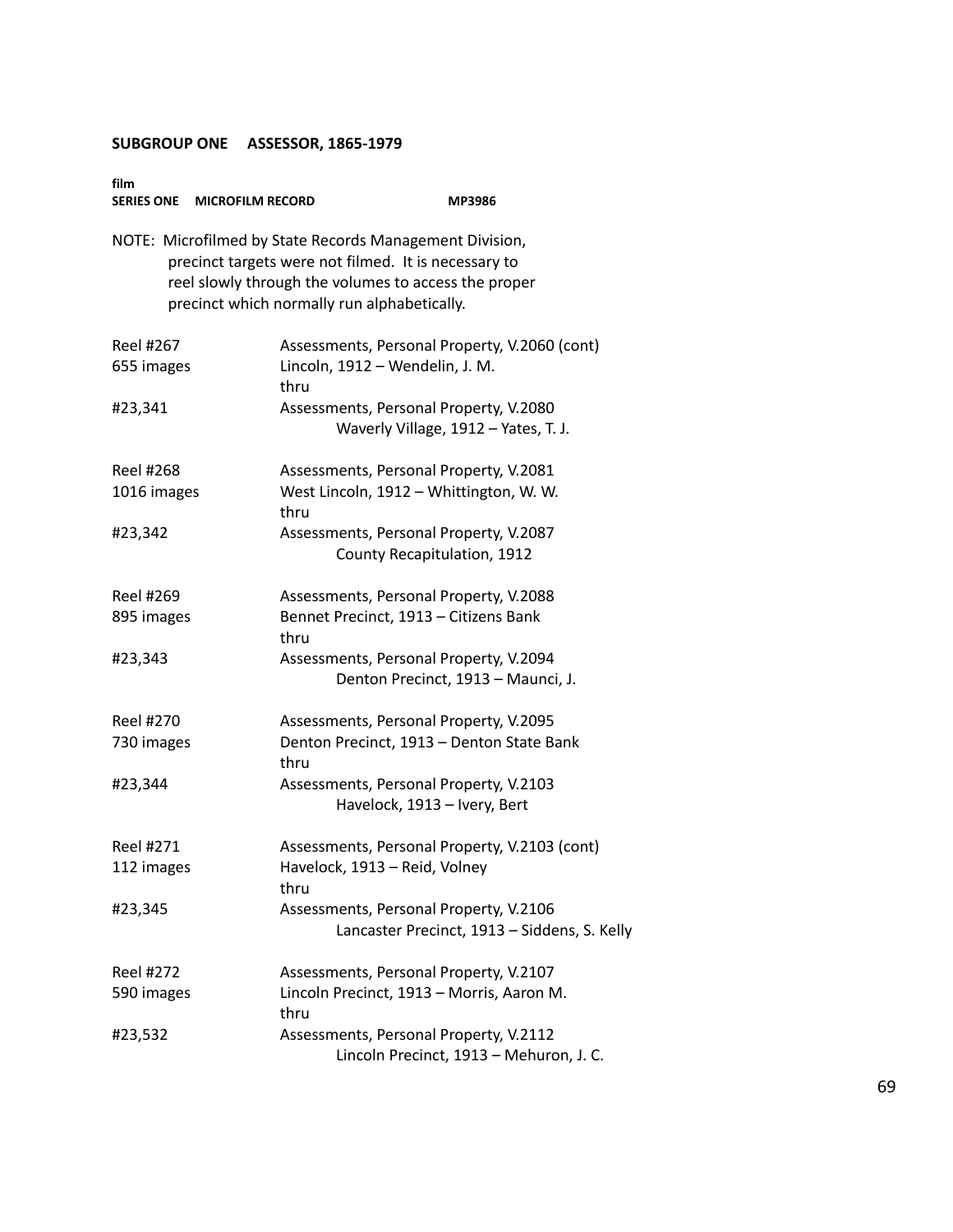**SUBGROUP ONE ASSESSOR, 1865-1979**

**film**
**SERIES ONE MICROFILM RECORD MP3986**

NOTE: Microfilmed by State Records Management Division, precinct targets were not filmed. It is necessary to reel slowly through the volumes to access the proper precinct which normally run alphabetically.

Reel #267
655 images
#23,341

Assessments, Personal Property, V.2060 (cont)
Lincoln, 1912 – Wendelin, J. M.
thru
Assessments, Personal Property, V.2080
Waverly Village, 1912 – Yates, T. J.

Reel #268
1016 images
#23,342

Assessments, Personal Property, V.2081
West Lincoln, 1912 – Whittington, W. W.
thru
Assessments, Personal Property, V.2087
County Recapitulation, 1912

Reel #269
895 images
#23,343

Assessments, Personal Property, V.2088
Bennet Precinct, 1913 – Citizens Bank
thru
Assessments, Personal Property, V.2094
Denton Precinct, 1913 – Maunci, J.

Reel #270
730 images
#23,344

Assessments, Personal Property, V.2095
Denton Precinct, 1913 – Denton State Bank
thru
Assessments, Personal Property, V.2103
Havelock, 1913 – Ivery, Bert

Reel #271
112 images
#23,345

Assessments, Personal Property, V.2103 (cont)
Havelock, 1913 – Reid, Volney
thru
Assessments, Personal Property, V.2106
Lancaster Precinct, 1913 – Siddens, S. Kelly

Reel #272
590 images
#23,532

Assessments, Personal Property, V.2107
Lincoln Precinct, 1913 – Morris, Aaron M.
thru
Assessments, Personal Property, V.2112
Lincoln Precinct, 1913 – Mehuron, J. C.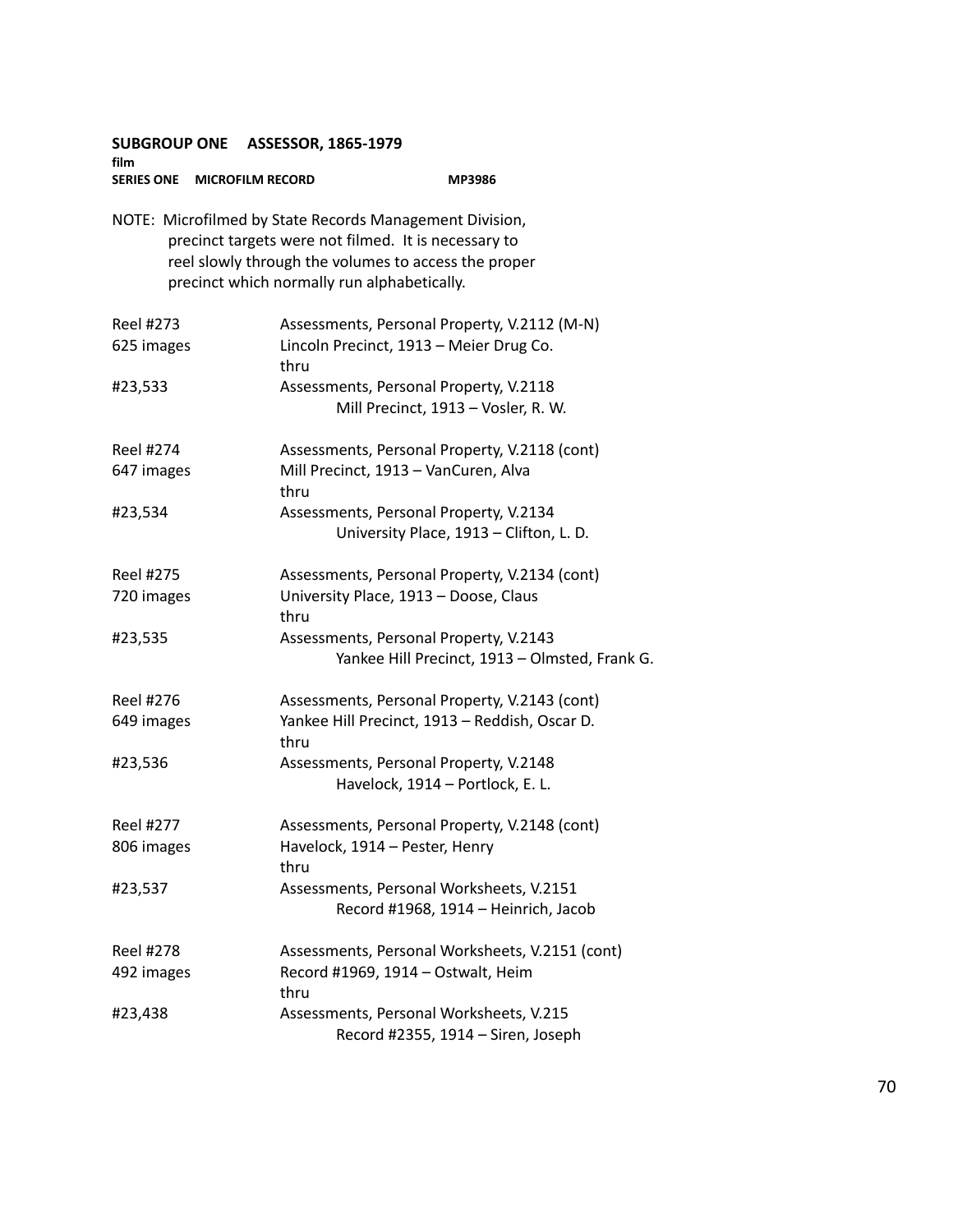**SUBGROUP ONE ASSESSOR, 1865-1979**

**film**

**SERIES ONE MICROFILM RECORD MP3986**

NOTE: Microfilmed by State Records Management Division, precinct targets were not filmed. It is necessary to reel slowly through the volumes to access the proper precinct which normally run alphabetically.

| | |
|---|---|
| Reel #273 | Assessments, Personal Property, V.2112 (M-N) |
| 625 images | Lincoln Precinct, 1913 – Meier Drug Co. |
| | thru |
| #23,533 | Assessments, Personal Property, V.2118 |
| | Mill Precinct, 1913 – Vosler, R. W. |
| Reel #274 | Assessments, Personal Property, V.2118 (cont) |
| 647 images | Mill Precinct, 1913 – VanCuren, Alva |
| | thru |
| #23,534 | Assessments, Personal Property, V.2134 |
| | University Place, 1913 – Clifton, L. D. |
| Reel #275 | Assessments, Personal Property, V.2134 (cont) |
| 720 images | University Place, 1913 – Doose, Claus |
| | thru |
| #23,535 | Assessments, Personal Property, V.2143 |
| | Yankee Hill Precinct, 1913 – Olmsted, Frank G. |
| Reel #276 | Assessments, Personal Property, V.2143 (cont) |
| 649 images | Yankee Hill Precinct, 1913 – Reddish, Oscar D. |
| | thru |
| #23,536 | Assessments, Personal Property, V.2148 |
| | Havelock, 1914 – Portlock, E. L. |
| Reel #277 | Assessments, Personal Property, V.2148 (cont) |
| 806 images | Havelock, 1914 – Pester, Henry |
| | thru |
| #23,537 | Assessments, Personal Worksheets, V.2151 |
| | Record #1968, 1914 – Heinrich, Jacob |
| Reel #278 | Assessments, Personal Worksheets, V.2151 (cont) |
| 492 images | Record #1969, 1914 – Ostwalt, Heim |
| | thru |
| #23,438 | Assessments, Personal Worksheets, V.215 |
| | Record #2355, 1914 – Siren, Joseph |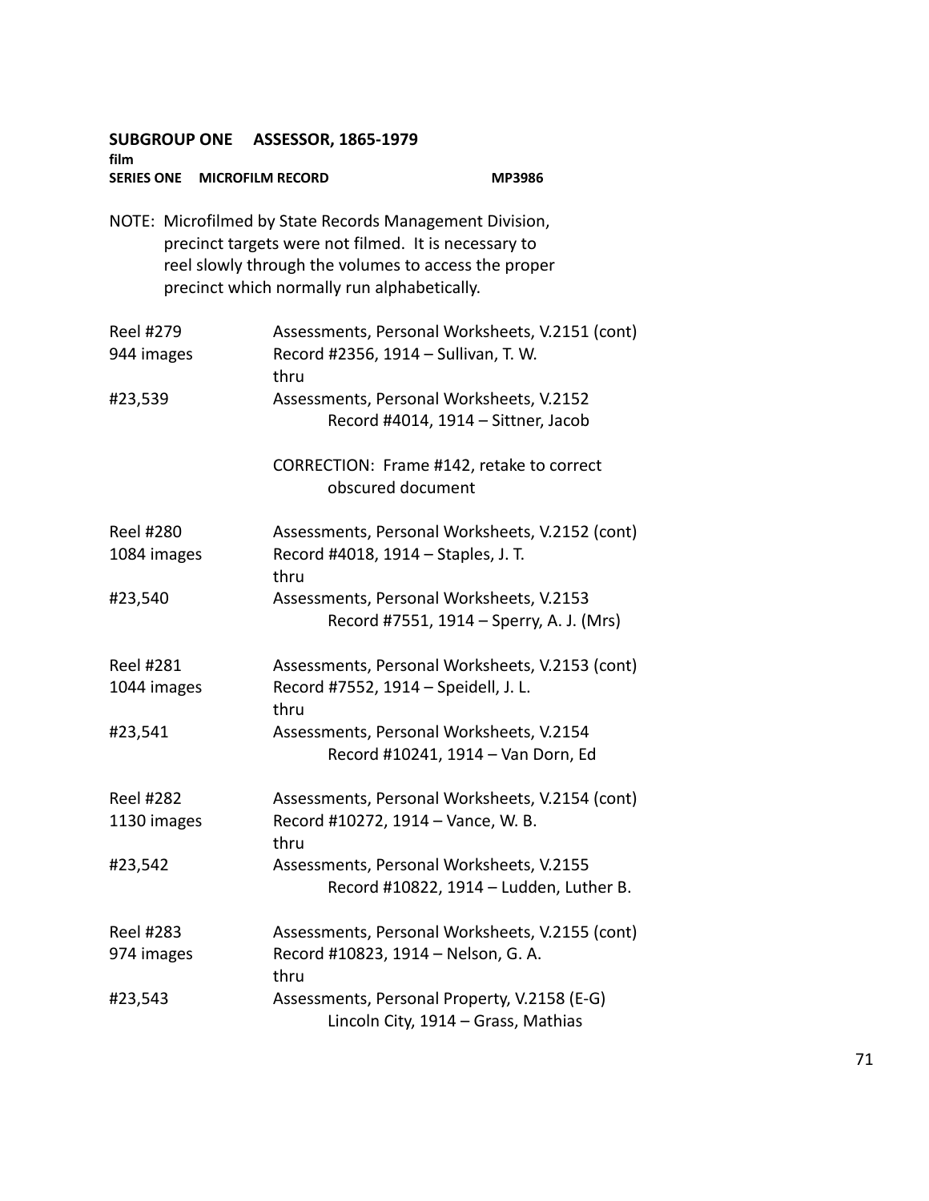**SUBGROUP ONE ASSESSOR, 1865-1979**
**film**
**SERIES ONE MICROFILM RECORD MP3986**

NOTE: Microfilmed by State Records Management Division, precinct targets were not filmed. It is necessary to reel slowly through the volumes to access the proper precinct which normally run alphabetically.

| | |
|---|---|
| Reel #279<br>944 images<br><br>#23,539 | Assessments, Personal Worksheets, V.2151 (cont)<br>Record #2356, 1914 – Sullivan, T. W.<br>thru<br>Assessments, Personal Worksheets, V.2152<br>Record #4014, 1914 – Sittner, Jacob<br><br>CORRECTION: Frame #142, retake to correct obscured document |
| Reel #280<br>1084 images<br><br>#23,540 | Assessments, Personal Worksheets, V.2152 (cont)<br>Record #4018, 1914 – Staples, J. T.<br>thru<br>Assessments, Personal Worksheets, V.2153<br>Record #7551, 1914 – Sperry, A. J. (Mrs) |
| Reel #281<br>1044 images<br><br>#23,541 | Assessments, Personal Worksheets, V.2153 (cont)<br>Record #7552, 1914 – Speidell, J. L.<br>thru<br>Assessments, Personal Worksheets, V.2154<br>Record #10241, 1914 – Van Dorn, Ed |
| Reel #282<br>1130 images<br><br>#23,542 | Assessments, Personal Worksheets, V.2154 (cont)<br>Record #10272, 1914 – Vance, W. B.<br>thru<br>Assessments, Personal Worksheets, V.2155<br>Record #10822, 1914 – Ludden, Luther B. |
| Reel #283<br>974 images<br><br>#23,543 | Assessments, Personal Worksheets, V.2155 (cont)<br>Record #10823, 1914 – Nelson, G. A.<br>thru<br>Assessments, Personal Property, V.2158 (E-G)<br>Lincoln City, 1914 – Grass, Mathias |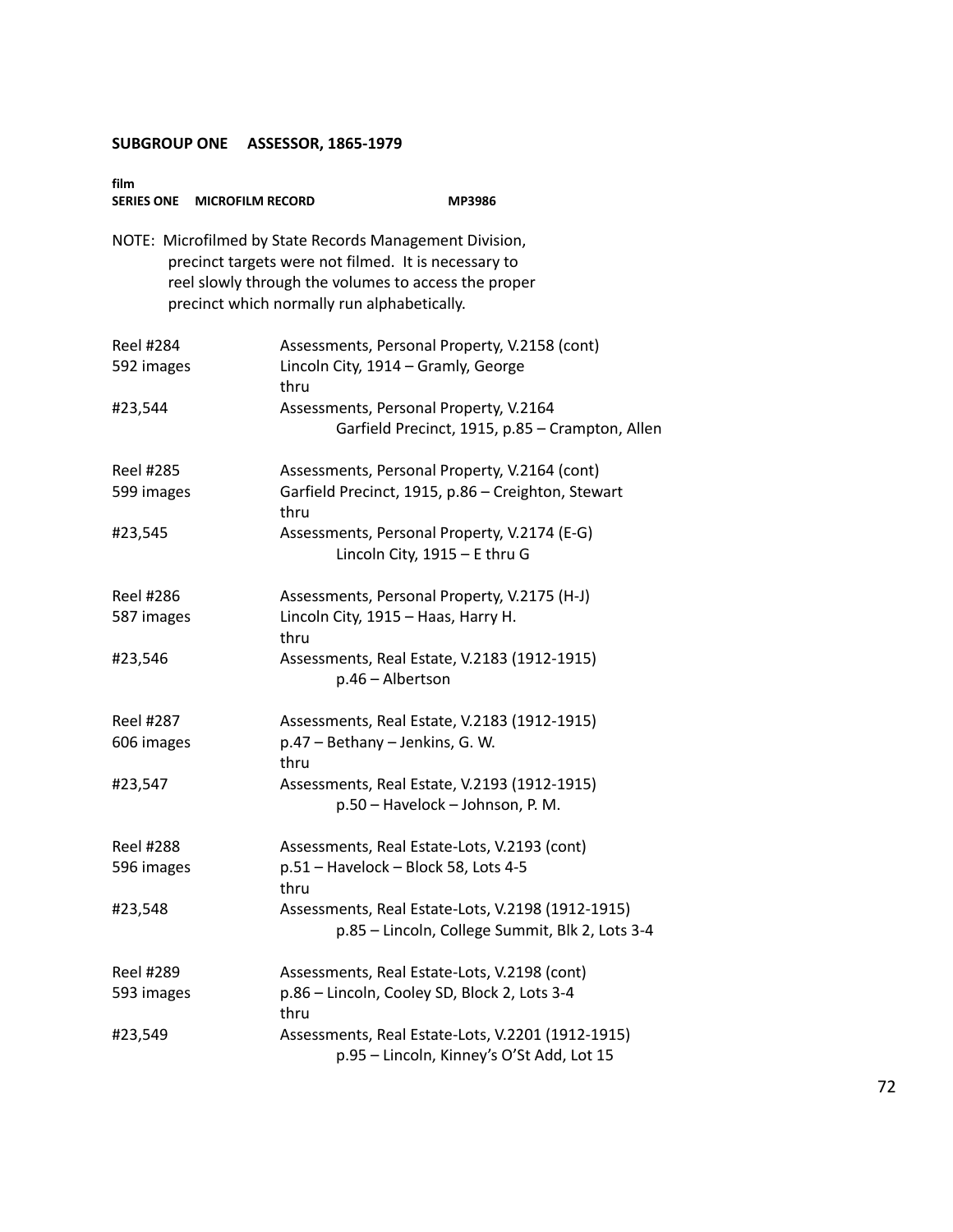**SUBGROUP ONE ASSESSOR, 1865-1979**

**film**
**SERIES ONE MICROFILM RECORD MP3986**

NOTE: Microfilmed by State Records Management Division, precinct targets were not filmed. It is necessary to reel slowly through the volumes to access the proper precinct which normally run alphabetically.

| | |
|---|---|
| Reel #284 | Assessments, Personal Property, V.2158 (cont) |
| 592 images | Lincoln City, 1914 – Gramly, George |
| | thru |
| #23,544 | Assessments, Personal Property, V.2164 |
| | Garfield Precinct, 1915, p.85 – Crampton, Allen |
| | |
| Reel #285 | Assessments, Personal Property, V.2164 (cont) |
| 599 images | Garfield Precinct, 1915, p.86 – Creighton, Stewart |
| | thru |
| #23,545 | Assessments, Personal Property, V.2174 (E-G) |
| | Lincoln City, 1915 – E thru G |
| | |
| Reel #286 | Assessments, Personal Property, V.2175 (H-J) |
| 587 images | Lincoln City, 1915 – Haas, Harry H. |
| | thru |
| #23,546 | Assessments, Real Estate, V.2183 (1912-1915) |
| | p.46 – Albertson |
| | |
| Reel #287 | Assessments, Real Estate, V.2183 (1912-1915) |
| 606 images | p.47 – Bethany – Jenkins, G. W. |
| | thru |
| #23,547 | Assessments, Real Estate, V.2193 (1912-1915) |
| | p.50 – Havelock – Johnson, P. M. |
| | |
| Reel #288 | Assessments, Real Estate-Lots, V.2193 (cont) |
| 596 images | p.51 – Havelock – Block 58, Lots 4-5 |
| | thru |
| #23,548 | Assessments, Real Estate-Lots, V.2198 (1912-1915) |
| | p.85 – Lincoln, College Summit, Blk 2, Lots 3-4 |
| | |
| Reel #289 | Assessments, Real Estate-Lots, V.2198 (cont) |
| 593 images | p.86 – Lincoln, Cooley SD, Block 2, Lots 3-4 |
| | thru |
| #23,549 | Assessments, Real Estate-Lots, V.2201 (1912-1915) |
| | p.95 – Lincoln, Kinney's O'St Add, Lot 15 |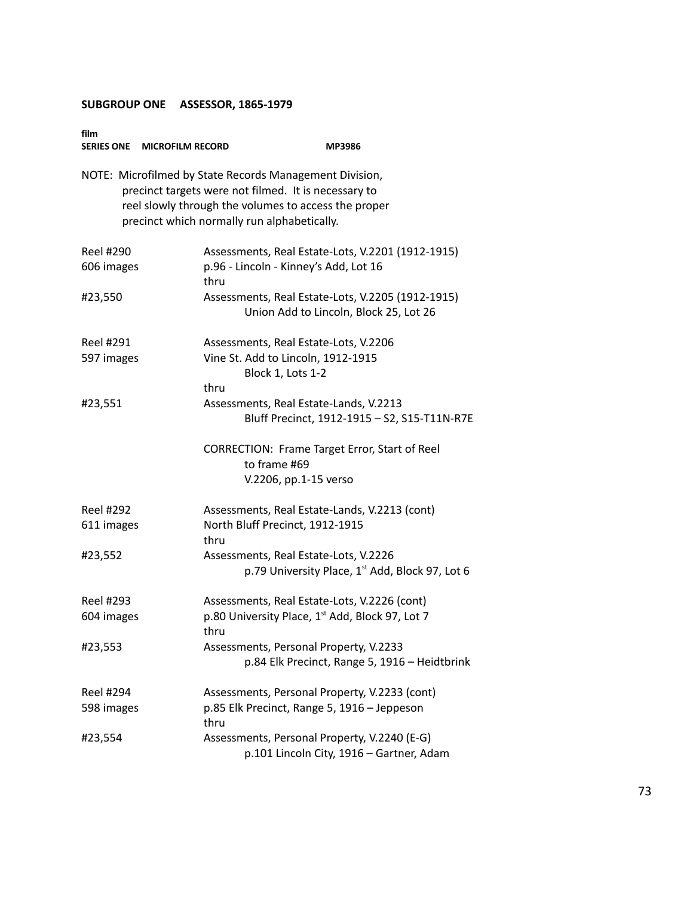**SUBGROUP ONE ASSESSOR, 1865-1979**

**film**
**SERIES ONE MICROFILM RECORD MP3986**

NOTE: Microfilmed by State Records Management Division, precinct targets were not filmed. It is necessary to reel slowly through the volumes to access the proper precinct which normally run alphabetically.

Reel #290
606 images
#23,550

Assessments, Real Estate-Lots, V.2201 (1912-1915)
p.96 - Lincoln - Kinney's Add, Lot 16
thru
Assessments, Real Estate-Lots, V.2205 (1912-1915)
Union Add to Lincoln, Block 25, Lot 26

Reel #291
597 images
#23,551

Assessments, Real Estate-Lots, V.2206
Vine St. Add to Lincoln, 1912-1915
Block 1, Lots 1-2
thru
Assessments, Real Estate-Lands, V.2213
Bluff Precinct, 1912-1915 – S2, S15-T11N-R7E

CORRECTION: Frame Target Error, Start of Reel to frame #69
V.2206, pp.1-15 verso

Reel #292
611 images
#23,552

Assessments, Real Estate-Lands, V.2213 (cont)
North Bluff Precinct, 1912-1915
thru
Assessments, Real Estate-Lots, V.2226
p.79 University Place, 1st Add, Block 97, Lot 6

Reel #293
604 images
#23,553

Assessments, Real Estate-Lots, V.2226 (cont)
p.80 University Place, 1st Add, Block 97, Lot 7
thru
Assessments, Personal Property, V.2233
p.84 Elk Precinct, Range 5, 1916 – Heidtbrink

Reel #294
598 images
#23,554

Assessments, Personal Property, V.2233 (cont)
p.85 Elk Precinct, Range 5, 1916 – Jeppeson
thru
Assessments, Personal Property, V.2240 (E-G)
p.101 Lincoln City, 1916 – Gartner, Adam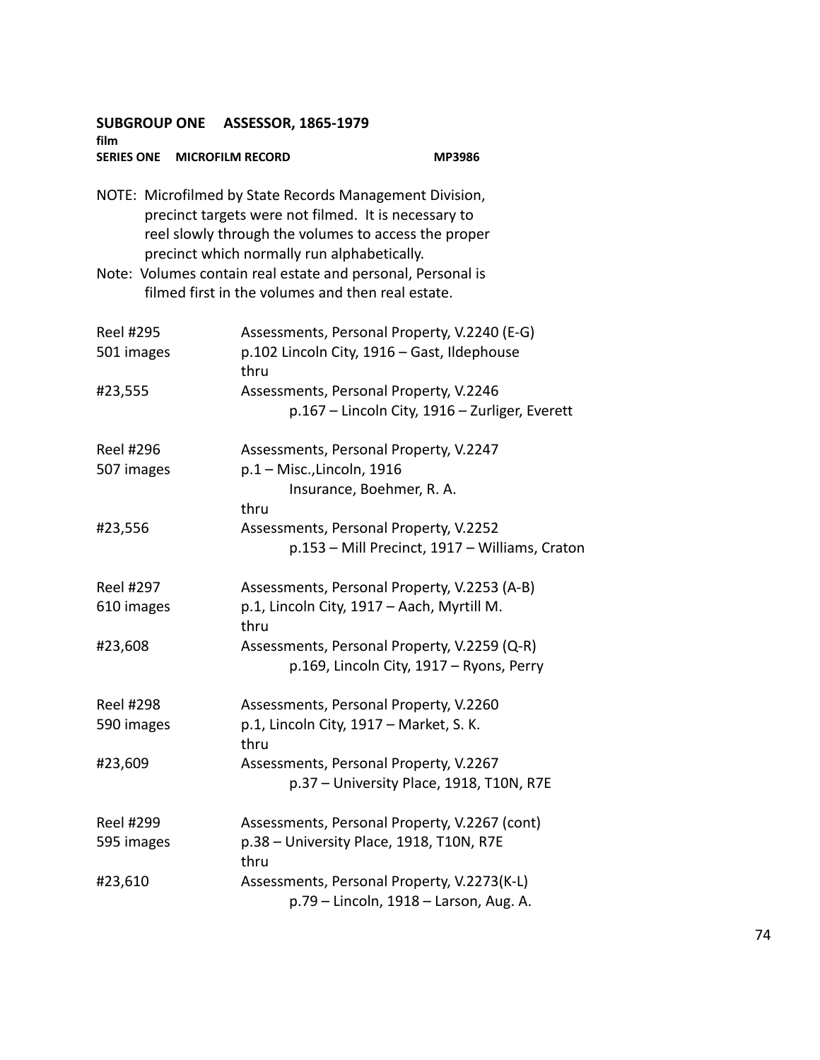**SUBGROUP ONE ASSESSOR, 1865-1979**
**film**
**SERIES ONE MICROFILM RECORD MP3986**

NOTE: Microfilmed by State Records Management Division, precinct targets were not filmed. It is necessary to reel slowly through the volumes to access the proper precinct which normally run alphabetically.
Note: Volumes contain real estate and personal, Personal is filmed first in the volumes and then real estate.

| | |
|---|---|
| Reel #295 | Assessments, Personal Property, V.2240 (E-G) |
| 501 images | p.102 Lincoln City, 1916 – Gast, Ildephouse |
| | thru |
| #23,555 | Assessments, Personal Property, V.2246 |
| | p.167 – Lincoln City, 1916 – Zurliger, Everett |
| Reel #296 | Assessments, Personal Property, V.2247 |
| 507 images | p.1 – Misc.,Lincoln, 1916 |
| | Insurance, Boehmer, R. A. |
| | thru |
| #23,556 | Assessments, Personal Property, V.2252 |
| | p.153 – Mill Precinct, 1917 – Williams, Craton |
| Reel #297 | Assessments, Personal Property, V.2253 (A-B) |
| 610 images | p.1, Lincoln City, 1917 – Aach, Myrtill M. |
| | thru |
| #23,608 | Assessments, Personal Property, V.2259 (Q-R) |
| | p.169, Lincoln City, 1917 – Ryons, Perry |
| Reel #298 | Assessments, Personal Property, V.2260 |
| 590 images | p.1, Lincoln City, 1917 – Market, S. K. |
| | thru |
| #23,609 | Assessments, Personal Property, V.2267 |
| | p.37 – University Place, 1918, T10N, R7E |
| Reel #299 | Assessments, Personal Property, V.2267 (cont) |
| 595 images | p.38 – University Place, 1918, T10N, R7E |
| | thru |
| #23,610 | Assessments, Personal Property, V.2273(K-L) |
| | p.79 – Lincoln, 1918 – Larson, Aug. A. |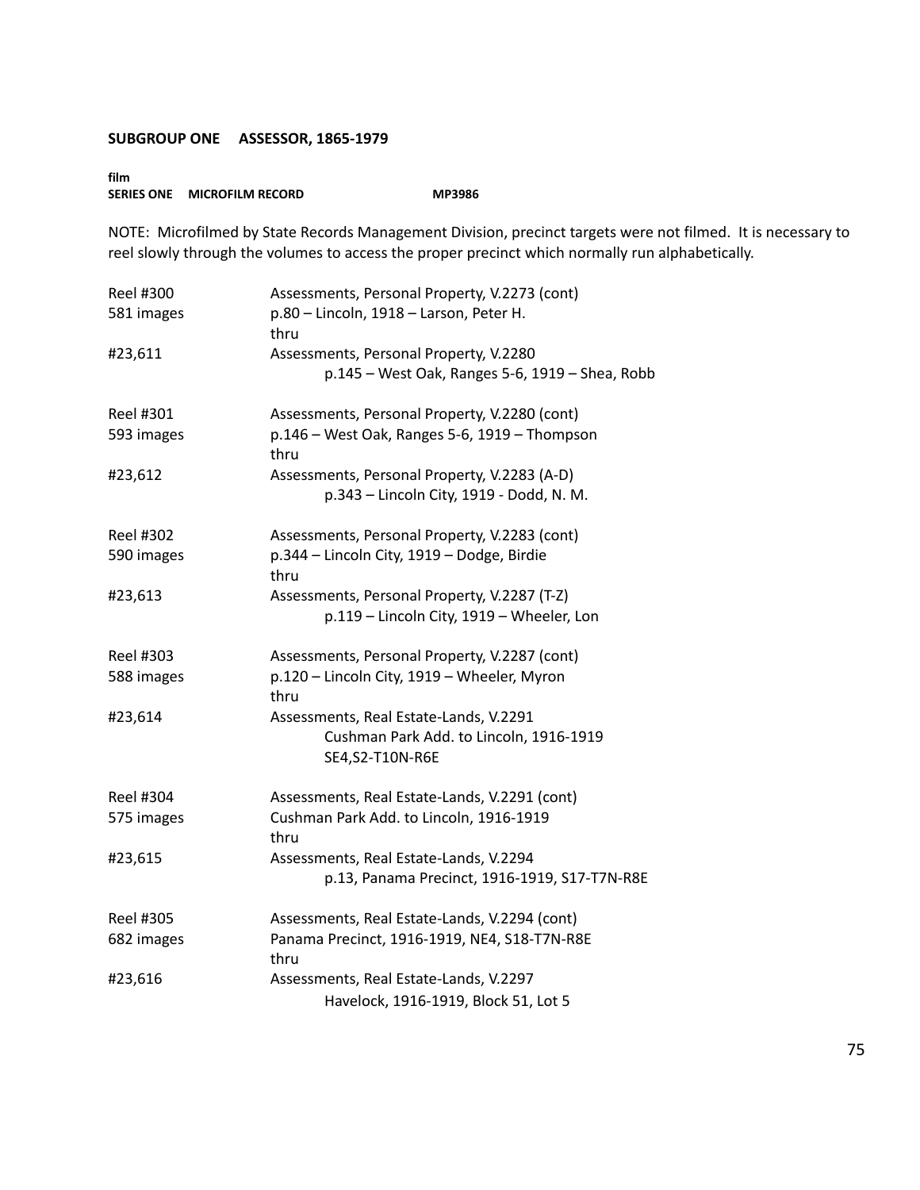**SUBGROUP ONE ASSESSOR, 1865-1979**

**film**
**SERIES ONE MICROFILM RECORD MP3986**

NOTE: Microfilmed by State Records Management Division, precinct targets were not filmed. It is necessary to reel slowly through the volumes to access the proper precinct which normally run alphabetically.

| | |
|---|---|
| Reel #300 | Assessments, Personal Property, V.2273 (cont) |
| 581 images | p.80 – Lincoln, 1918 – Larson, Peter H. |
| | thru |
| #23,611 | Assessments, Personal Property, V.2280 |
| | p.145 – West Oak, Ranges 5-6, 1919 – Shea, Robb |
| Reel #301 | Assessments, Personal Property, V.2280 (cont) |
| 593 images | p.146 – West Oak, Ranges 5-6, 1919 – Thompson |
| | thru |
| #23,612 | Assessments, Personal Property, V.2283 (A-D) |
| | p.343 – Lincoln City, 1919 - Dodd, N. M. |
| Reel #302 | Assessments, Personal Property, V.2283 (cont) |
| 590 images | p.344 – Lincoln City, 1919 – Dodge, Birdie |
| | thru |
| #23,613 | Assessments, Personal Property, V.2287 (T-Z) |
| | p.119 – Lincoln City, 1919 – Wheeler, Lon |
| Reel #303 | Assessments, Personal Property, V.2287 (cont) |
| 588 images | p.120 – Lincoln City, 1919 – Wheeler, Myron |
| | thru |
| #23,614 | Assessments, Real Estate-Lands, V.2291 |
| | Cushman Park Add. to Lincoln, 1916-1919 |
| | SE4,S2-T10N-R6E |
| Reel #304 | Assessments, Real Estate-Lands, V.2291 (cont) |
| 575 images | Cushman Park Add. to Lincoln, 1916-1919 |
| | thru |
| #23,615 | Assessments, Real Estate-Lands, V.2294 |
| | p.13, Panama Precinct, 1916-1919, S17-T7N-R8E |
| Reel #305 | Assessments, Real Estate-Lands, V.2294 (cont) |
| 682 images | Panama Precinct, 1916-1919, NE4, S18-T7N-R8E |
| | thru |
| #23,616 | Assessments, Real Estate-Lands, V.2297 |
| | Havelock, 1916-1919, Block 51, Lot 5 |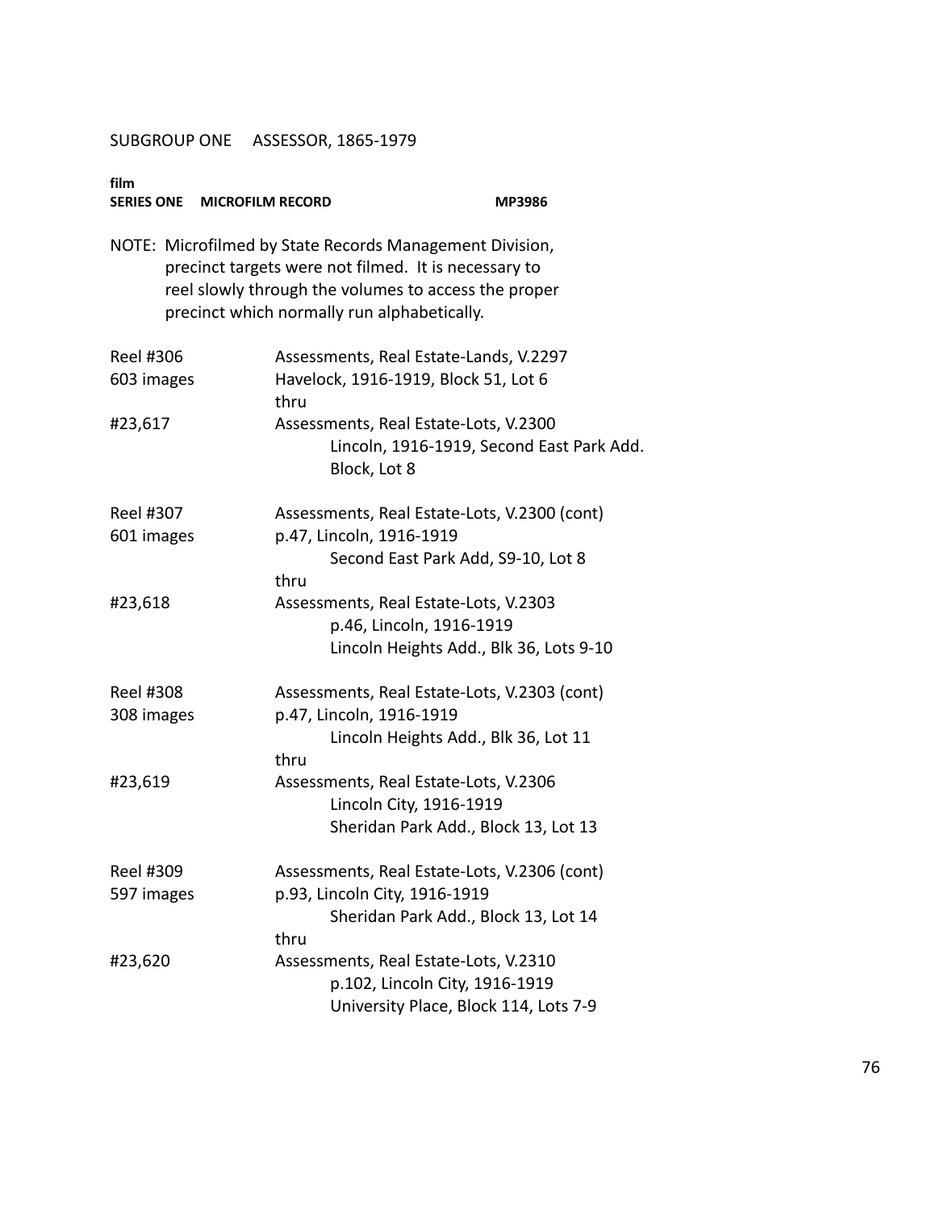SUBGROUP ONE ASSESSOR, 1865-1979

**film**
**SERIES ONE MICROFILM RECORD MP3986**

NOTE: Microfilmed by State Records Management Division, precinct targets were not filmed. It is necessary to reel slowly through the volumes to access the proper precinct which normally run alphabetically.

| | |
|---|---|
| Reel #306 | Assessments, Real Estate-Lands, V.2297 |
| 603 images | Havelock, 1916-1919, Block 51, Lot 6 |
| | thru |
| #23,617 | Assessments, Real Estate-Lots, V.2300 |
| | Lincoln, 1916-1919, Second East Park Add. |
| | Block, Lot 8 |
| | |
| Reel #307 | Assessments, Real Estate-Lots, V.2300 (cont) |
| 601 images | p.47, Lincoln, 1916-1919 |
| | Second East Park Add, S9-10, Lot 8 |
| | thru |
| #23,618 | Assessments, Real Estate-Lots, V.2303 |
| | p.46, Lincoln, 1916-1919 |
| | Lincoln Heights Add., Blk 36, Lots 9-10 |
| | |
| Reel #308 | Assessments, Real Estate-Lots, V.2303 (cont) |
| 308 images | p.47, Lincoln, 1916-1919 |
| | Lincoln Heights Add., Blk 36, Lot 11 |
| | thru |
| #23,619 | Assessments, Real Estate-Lots, V.2306 |
| | Lincoln City, 1916-1919 |
| | Sheridan Park Add., Block 13, Lot 13 |
| | |
| Reel #309 | Assessments, Real Estate-Lots, V.2306 (cont) |
| 597 images | p.93, Lincoln City, 1916-1919 |
| | Sheridan Park Add., Block 13, Lot 14 |
| | thru |
| #23,620 | Assessments, Real Estate-Lots, V.2310 |
| | p.102, Lincoln City, 1916-1919 |
| | University Place, Block 114, Lots 7-9 |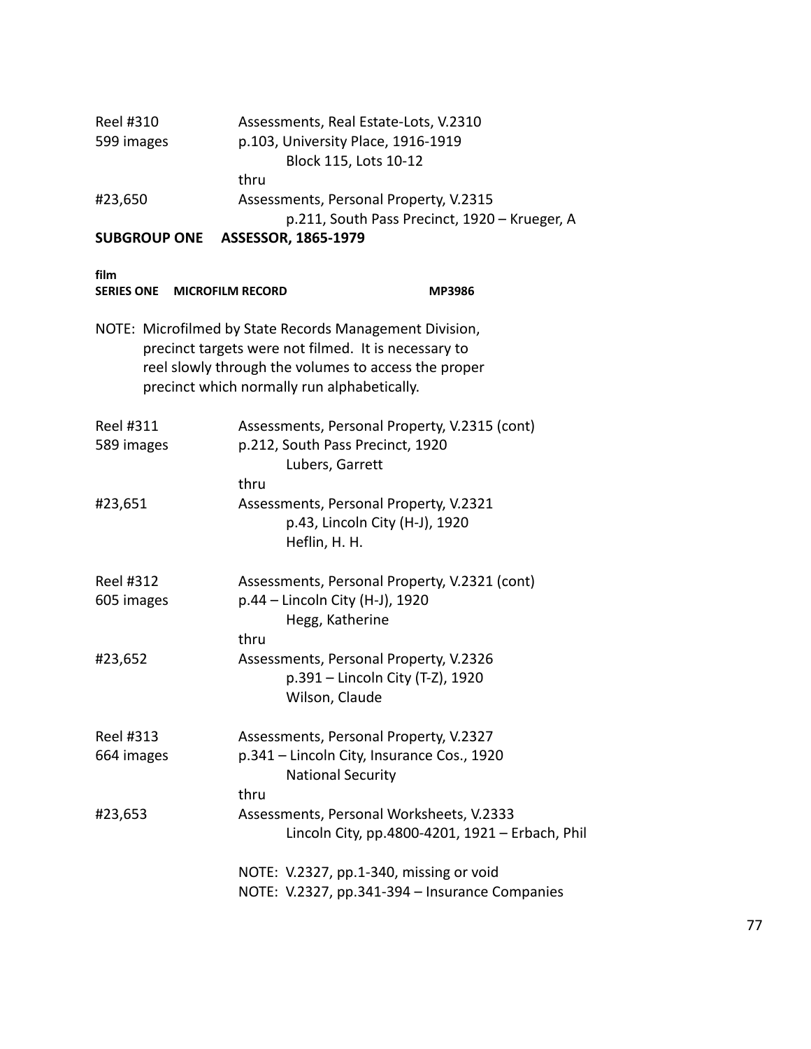Reel #310 — Assessments, Real Estate-Lots, V.2310
599 images — p.103, University Place, 1916-1919
Block 115, Lots 10-12
thru
#23,650 — Assessments, Personal Property, V.2315
p.211, South Pass Precinct, 1920 – Krueger, A

**SUBGROUP ONE ASSESSOR, 1865-1979**

**film**
**SERIES ONE MICROFILM RECORD MP3986**

NOTE: Microfilmed by State Records Management Division, precinct targets were not filmed. It is necessary to reel slowly through the volumes to access the proper precinct which normally run alphabetically.

Reel #311 — Assessments, Personal Property, V.2315 (cont)
589 images — p.212, South Pass Precinct, 1920
Lubers, Garrett
thru
#23,651 — Assessments, Personal Property, V.2321
p.43, Lincoln City (H-J), 1920
Heflin, H. H.

Reel #312 — Assessments, Personal Property, V.2321 (cont)
605 images — p.44 – Lincoln City (H-J), 1920
Hegg, Katherine
thru
#23,652 — Assessments, Personal Property, V.2326
p.391 – Lincoln City (T-Z), 1920
Wilson, Claude

Reel #313 — Assessments, Personal Property, V.2327
664 images — p.341 – Lincoln City, Insurance Cos., 1920
National Security
thru
#23,653 — Assessments, Personal Worksheets, V.2333
Lincoln City, pp.4800-4201, 1921 – Erbach, Phil

NOTE: V.2327, pp.1-340, missing or void
NOTE: V.2327, pp.341-394 – Insurance Companies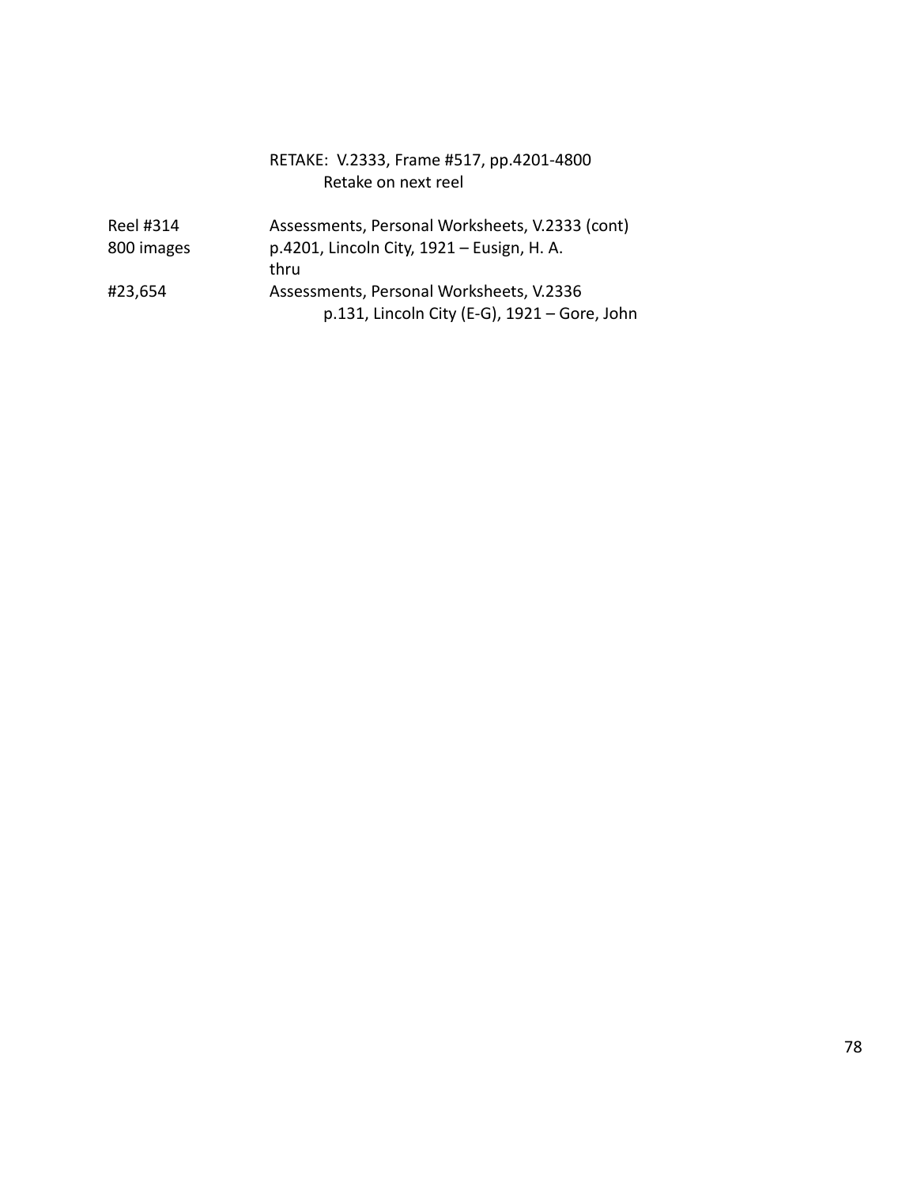RETAKE: V.2333, Frame #517, pp.4201-4800
Retake on next reel

| | |
|---|---|
| Reel #314 | Assessments, Personal Worksheets, V.2333 (cont) |
| 800 images | p.4201, Lincoln City, 1921 – Eusign, H. A. |
| | thru |
| #23,654 | Assessments, Personal Worksheets, V.2336 |
| | p.131, Lincoln City (E-G), 1921 – Gore, John |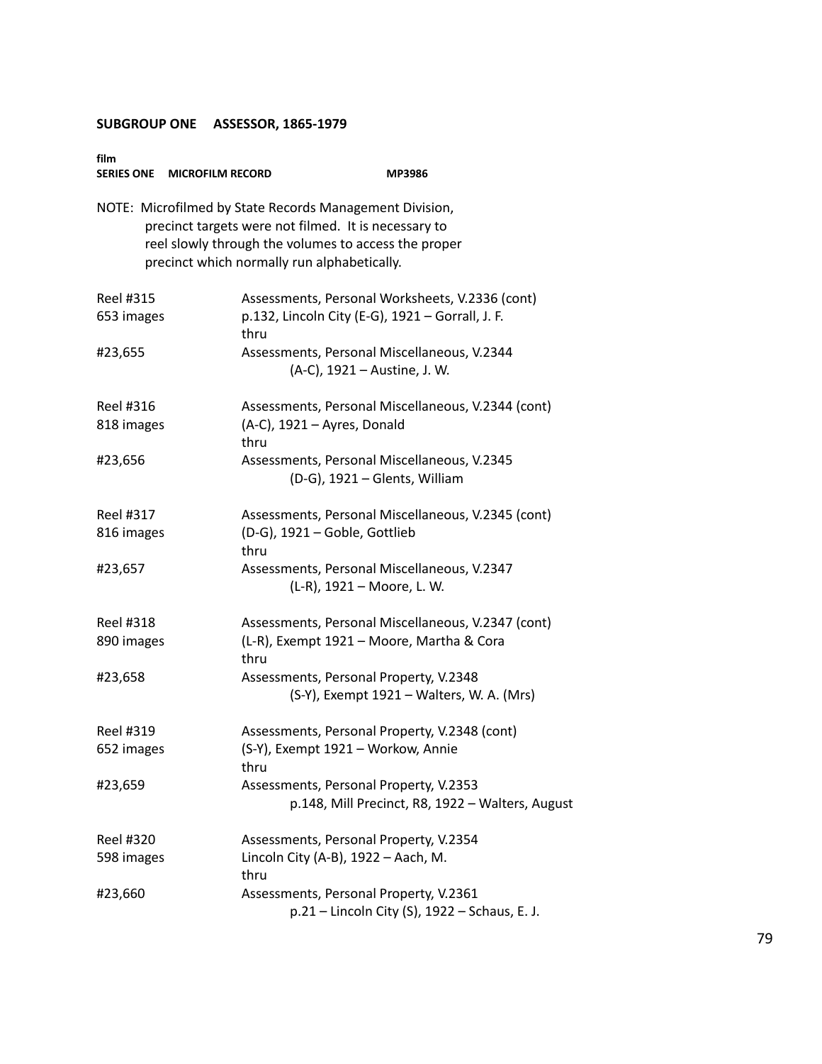**SUBGROUP ONE ASSESSOR, 1865-1979**

**film**
**SERIES ONE MICROFILM RECORD MP3986**

NOTE: Microfilmed by State Records Management Division, precinct targets were not filmed. It is necessary to reel slowly through the volumes to access the proper precinct which normally run alphabetically.

| | |
|---|---|
| Reel #315<br>653 images<br><br>#23,655 | Assessments, Personal Worksheets, V.2336 (cont)<br>p.132, Lincoln City (E-G), 1921 – Gorrall, J. F.<br>thru<br>Assessments, Personal Miscellaneous, V.2344<br>(A-C), 1921 – Austine, J. W. |
| Reel #316<br>818 images<br><br>#23,656 | Assessments, Personal Miscellaneous, V.2344 (cont)<br>(A-C), 1921 – Ayres, Donald<br>thru<br>Assessments, Personal Miscellaneous, V.2345<br>(D-G), 1921 – Glents, William |
| Reel #317<br>816 images<br><br>#23,657 | Assessments, Personal Miscellaneous, V.2345 (cont)<br>(D-G), 1921 – Goble, Gottlieb<br>thru<br>Assessments, Personal Miscellaneous, V.2347<br>(L-R), 1921 – Moore, L. W. |
| Reel #318<br>890 images<br><br>#23,658 | Assessments, Personal Miscellaneous, V.2347 (cont)<br>(L-R), Exempt 1921 – Moore, Martha & Cora<br>thru<br>Assessments, Personal Property, V.2348<br>(S-Y), Exempt 1921 – Walters, W. A. (Mrs) |
| Reel #319<br>652 images<br><br>#23,659 | Assessments, Personal Property, V.2348 (cont)<br>(S-Y), Exempt 1921 – Workow, Annie<br>thru<br>Assessments, Personal Property, V.2353<br>p.148, Mill Precinct, R8, 1922 – Walters, August |
| Reel #320<br>598 images<br><br>#23,660 | Assessments, Personal Property, V.2354<br>Lincoln City (A-B), 1922 – Aach, M.<br>thru<br>Assessments, Personal Property, V.2361<br>p.21 – Lincoln City (S), 1922 – Schaus, E. J. |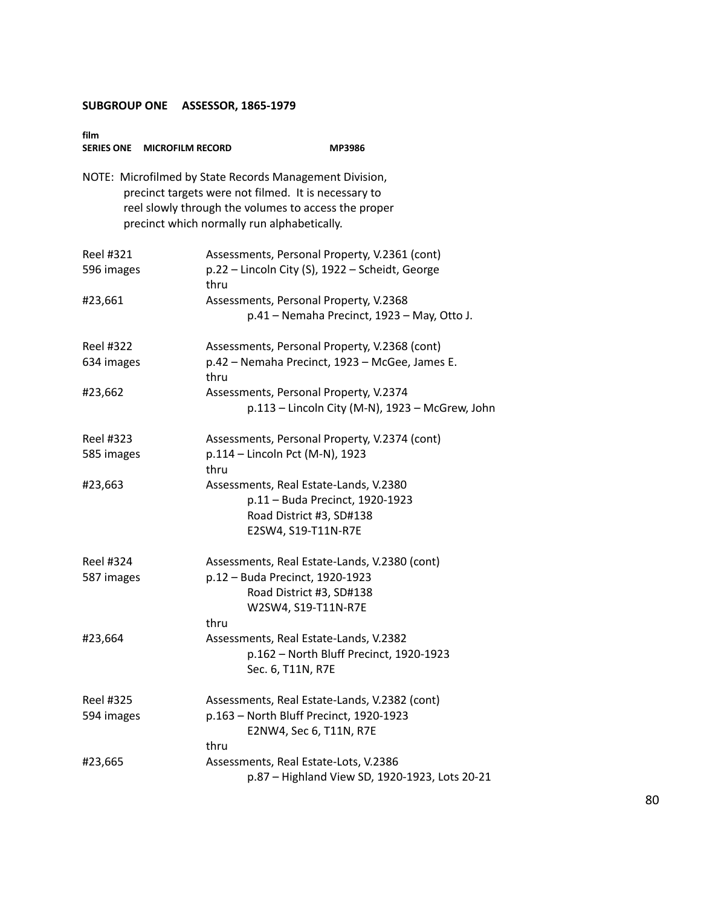## SUBGROUP ONE ASSESSOR, 1865-1979

**film**
**SERIES ONE MICROFILM RECORD MP3986**

NOTE: Microfilmed by State Records Management Division, precinct targets were not filmed. It is necessary to reel slowly through the volumes to access the proper precinct which normally run alphabetically.

Reel #321
596 images
#23,661

Assessments, Personal Property, V.2361 (cont)
p.22 – Lincoln City (S), 1922 – Scheidt, George
thru
Assessments, Personal Property, V.2368
p.41 – Nemaha Precinct, 1923 – May, Otto J.

Reel #322
634 images
#23,662

Assessments, Personal Property, V.2368 (cont)
p.42 – Nemaha Precinct, 1923 – McGee, James E.
thru
Assessments, Personal Property, V.2374
p.113 – Lincoln City (M-N), 1923 – McGrew, John

Reel #323
585 images
#23,663

Assessments, Personal Property, V.2374 (cont)
p.114 – Lincoln Pct (M-N), 1923
thru
Assessments, Real Estate-Lands, V.2380
p.11 – Buda Precinct, 1920-1923
Road District #3, SD#138
E2SW4, S19-T11N-R7E

Reel #324
587 images
#23,664

Assessments, Real Estate-Lands, V.2380 (cont)
p.12 – Buda Precinct, 1920-1923
Road District #3, SD#138
W2SW4, S19-T11N-R7E
thru
Assessments, Real Estate-Lands, V.2382
p.162 – North Bluff Precinct, 1920-1923
Sec. 6, T11N, R7E

Reel #325
594 images
#23,665

Assessments, Real Estate-Lands, V.2382 (cont)
p.163 – North Bluff Precinct, 1920-1923
E2NW4, Sec 6, T11N, R7E
thru
Assessments, Real Estate-Lots, V.2386
p.87 – Highland View SD, 1920-1923, Lots 20-21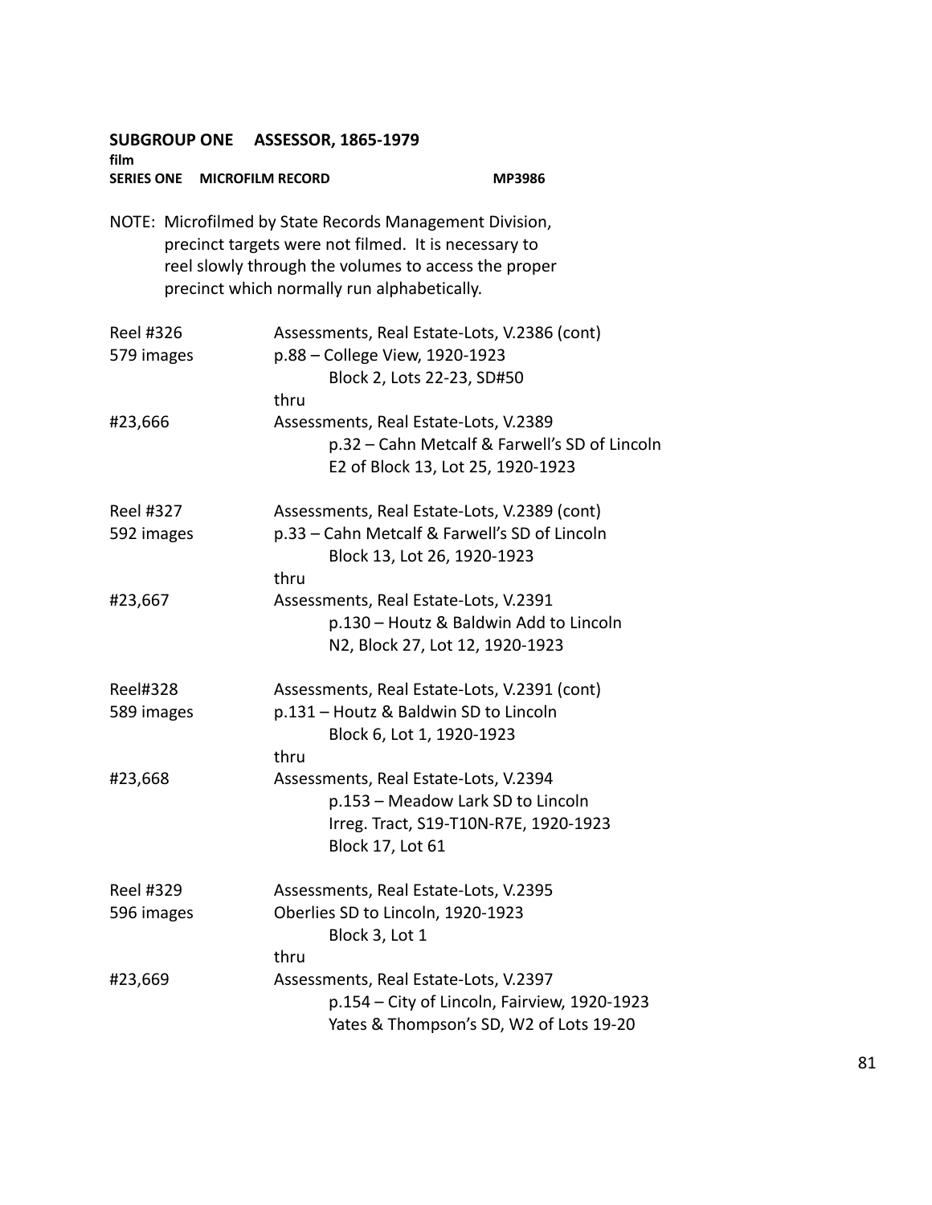**SUBGROUP ONE ASSESSOR, 1865-1979**

**film**

**SERIES ONE MICROFILM RECORD MP3986**

NOTE: Microfilmed by State Records Management Division, precinct targets were not filmed. It is necessary to reel slowly through the volumes to access the proper precinct which normally run alphabetically.

| | |
|---|---|
| Reel #326 | Assessments, Real Estate-Lots, V.2386 (cont) |
| 579 images | p.88 – College View, 1920-1923 |
| | Block 2, Lots 22-23, SD#50 |
| | thru |
| #23,666 | Assessments, Real Estate-Lots, V.2389 |
| | p.32 – Cahn Metcalf & Farwell's SD of Lincoln |
| | E2 of Block 13, Lot 25, 1920-1923 |
| Reel #327 | Assessments, Real Estate-Lots, V.2389 (cont) |
| 592 images | p.33 – Cahn Metcalf & Farwell's SD of Lincoln |
| | Block 13, Lot 26, 1920-1923 |
| | thru |
| #23,667 | Assessments, Real Estate-Lots, V.2391 |
| | p.130 – Houtz & Baldwin Add to Lincoln |
| | N2, Block 27, Lot 12, 1920-1923 |
| Reel#328 | Assessments, Real Estate-Lots, V.2391 (cont) |
| 589 images | p.131 – Houtz & Baldwin SD to Lincoln |
| | Block 6, Lot 1, 1920-1923 |
| | thru |
| #23,668 | Assessments, Real Estate-Lots, V.2394 |
| | p.153 – Meadow Lark SD to Lincoln |
| | Irreg. Tract, S19-T10N-R7E, 1920-1923 |
| | Block 17, Lot 61 |
| Reel #329 | Assessments, Real Estate-Lots, V.2395 |
| 596 images | Oberlies SD to Lincoln, 1920-1923 |
| | Block 3, Lot 1 |
| | thru |
| #23,669 | Assessments, Real Estate-Lots, V.2397 |
| | p.154 – City of Lincoln, Fairview, 1920-1923 |
| | Yates & Thompson's SD, W2 of Lots 19-20 |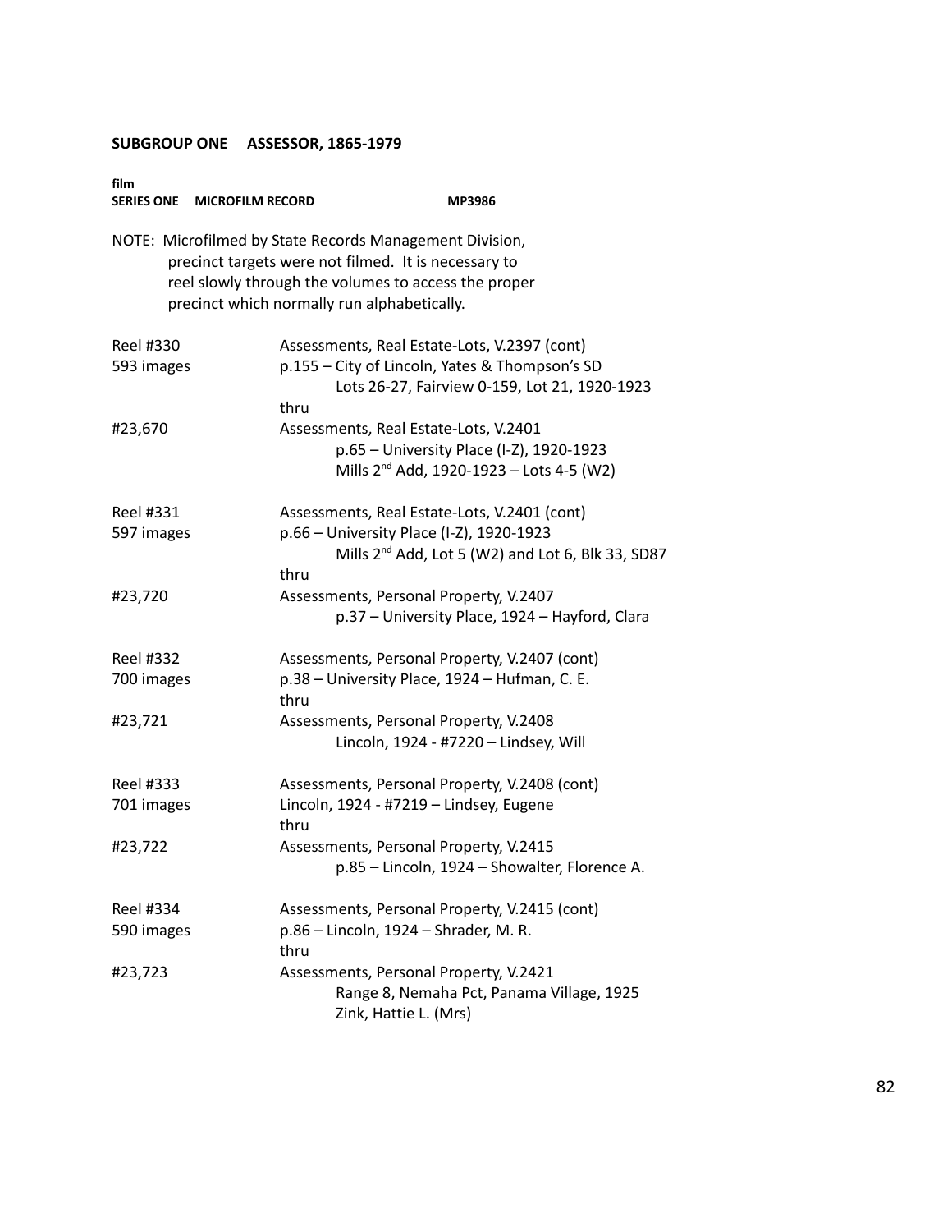**SUBGROUP ONE ASSESSOR, 1865-1979**

**film**
**SERIES ONE MICROFILM RECORD MP3986**

NOTE: Microfilmed by State Records Management Division, precinct targets were not filmed. It is necessary to reel slowly through the volumes to access the proper precinct which normally run alphabetically.

| | |
|---|---|
| Reel #330 | Assessments, Real Estate-Lots, V.2397 (cont) |
| 593 images | p.155 – City of Lincoln, Yates & Thompson's SD |
| | Lots 26-27, Fairview 0-159, Lot 21, 1920-1923 |
| | thru |
| #23,670 | Assessments, Real Estate-Lots, V.2401 |
| | p.65 – University Place (I-Z), 1920-1923 |
| | Mills 2nd Add, 1920-1923 – Lots 4-5 (W2) |
| | |
| Reel #331 | Assessments, Real Estate-Lots, V.2401 (cont) |
| 597 images | p.66 – University Place (I-Z), 1920-1923 |
| | Mills 2nd Add, Lot 5 (W2) and Lot 6, Blk 33, SD87 |
| | thru |
| #23,720 | Assessments, Personal Property, V.2407 |
| | p.37 – University Place, 1924 – Hayford, Clara |
| | |
| Reel #332 | Assessments, Personal Property, V.2407 (cont) |
| 700 images | p.38 – University Place, 1924 – Hufman, C. E. |
| | thru |
| #23,721 | Assessments, Personal Property, V.2408 |
| | Lincoln, 1924 - #7220 – Lindsey, Will |
| | |
| Reel #333 | Assessments, Personal Property, V.2408 (cont) |
| 701 images | Lincoln, 1924 - #7219 – Lindsey, Eugene |
| | thru |
| #23,722 | Assessments, Personal Property, V.2415 |
| | p.85 – Lincoln, 1924 – Showalter, Florence A. |
| | |
| Reel #334 | Assessments, Personal Property, V.2415 (cont) |
| 590 images | p.86 – Lincoln, 1924 – Shrader, M. R. |
| | thru |
| #23,723 | Assessments, Personal Property, V.2421 |
| | Range 8, Nemaha Pct, Panama Village, 1925 |
| | Zink, Hattie L. (Mrs) |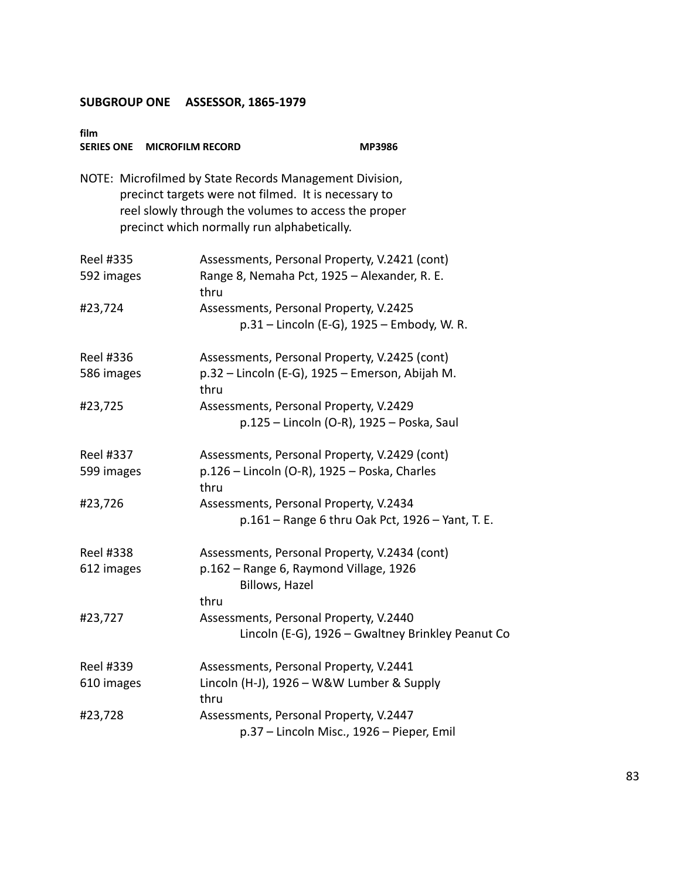## SUBGROUP ONE ASSESSOR, 1865-1979

**film**
**SERIES ONE MICROFILM RECORD MP3986**

NOTE: Microfilmed by State Records Management Division, precinct targets were not filmed. It is necessary to reel slowly through the volumes to access the proper precinct which normally run alphabetically.

| | |
|---|---|
| Reel #335 | Assessments, Personal Property, V.2421 (cont) |
| 592 images | Range 8, Nemaha Pct, 1925 – Alexander, R. E. |
| | thru |
| #23,724 | Assessments, Personal Property, V.2425 |
| | p.31 – Lincoln (E-G), 1925 – Embody, W. R. |
| | |
| Reel #336 | Assessments, Personal Property, V.2425 (cont) |
| 586 images | p.32 – Lincoln (E-G), 1925 – Emerson, Abijah M. |
| | thru |
| #23,725 | Assessments, Personal Property, V.2429 |
| | p.125 – Lincoln (O-R), 1925 – Poska, Saul |
| | |
| Reel #337 | Assessments, Personal Property, V.2429 (cont) |
| 599 images | p.126 – Lincoln (O-R), 1925 – Poska, Charles |
| | thru |
| #23,726 | Assessments, Personal Property, V.2434 |
| | p.161 – Range 6 thru Oak Pct, 1926 – Yant, T. E. |
| | |
| Reel #338 | Assessments, Personal Property, V.2434 (cont) |
| 612 images | p.162 – Range 6, Raymond Village, 1926 Billows, Hazel |
| | thru |
| #23,727 | Assessments, Personal Property, V.2440 |
| | Lincoln (E-G), 1926 – Gwaltney Brinkley Peanut Co |
| | |
| Reel #339 | Assessments, Personal Property, V.2441 |
| 610 images | Lincoln (H-J), 1926 – W&W Lumber & Supply |
| | thru |
| #23,728 | Assessments, Personal Property, V.2447 |
| | p.37 – Lincoln Misc., 1926 – Pieper, Emil |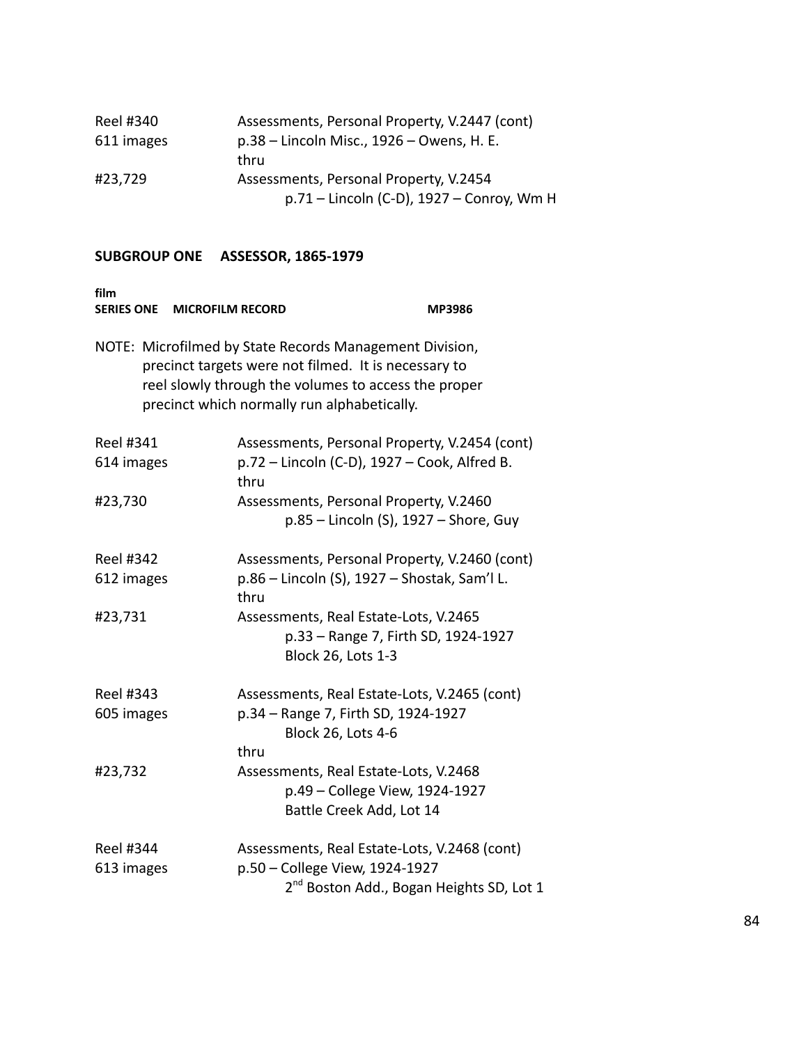| | |
|---|---|
| Reel #340 | Assessments, Personal Property, V.2447 (cont) |
| 611 images | p.38 – Lincoln Misc., 1926 – Owens, H. E. |
| | thru |
| #23,729 | Assessments, Personal Property, V.2454 |
| | p.71 – Lincoln (C-D), 1927 – Conroy, Wm H |

## SUBGROUP ONE ASSESSOR, 1865-1979

**film**
**SERIES ONE MICROFILM RECORD** **MP3986**

NOTE: Microfilmed by State Records Management Division, precinct targets were not filmed. It is necessary to reel slowly through the volumes to access the proper precinct which normally run alphabetically.

| | |
|---|---|
| Reel #341 | Assessments, Personal Property, V.2454 (cont) |
| 614 images | p.72 – Lincoln (C-D), 1927 – Cook, Alfred B. |
| | thru |
| #23,730 | Assessments, Personal Property, V.2460 |
| | p.85 – Lincoln (S), 1927 – Shore, Guy |
| | |
| Reel #342 | Assessments, Personal Property, V.2460 (cont) |
| 612 images | p.86 – Lincoln (S), 1927 – Shostak, Sam'l L. |
| | thru |
| #23,731 | Assessments, Real Estate-Lots, V.2465 |
| | p.33 – Range 7, Firth SD, 1924-1927 |
| | Block 26, Lots 1-3 |
| | |
| Reel #343 | Assessments, Real Estate-Lots, V.2465 (cont) |
| 605 images | p.34 – Range 7, Firth SD, 1924-1927 |
| | Block 26, Lots 4-6 |
| | thru |
| #23,732 | Assessments, Real Estate-Lots, V.2468 |
| | p.49 – College View, 1924-1927 |
| | Battle Creek Add, Lot 14 |
| | |
| Reel #344 | Assessments, Real Estate-Lots, V.2468 (cont) |
| 613 images | p.50 – College View, 1924-1927 |
| | 2nd Boston Add., Bogan Heights SD, Lot 1 |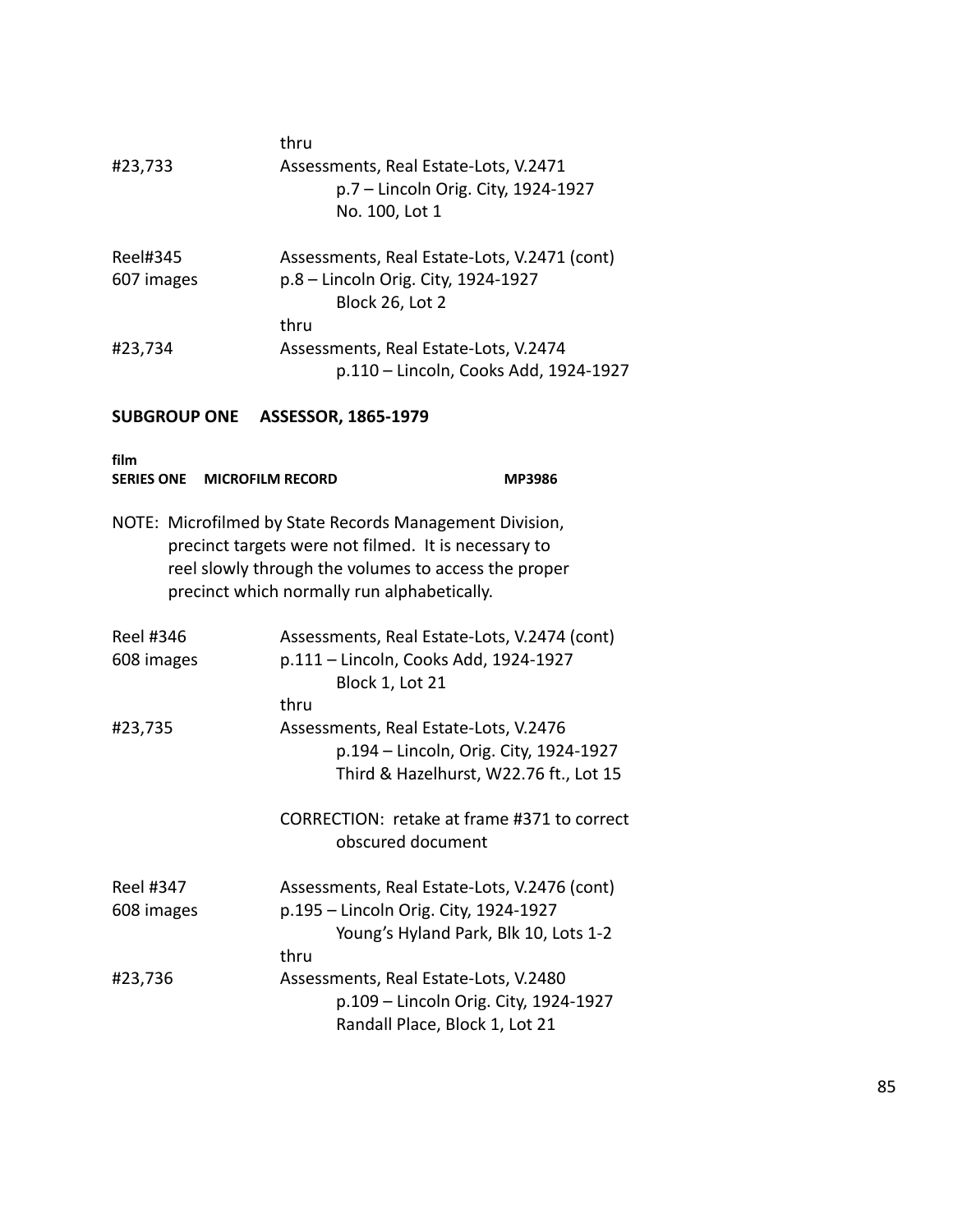thru

#23,733 Assessments, Real Estate-Lots, V.2471
p.7 – Lincoln Orig. City, 1924-1927
No. 100, Lot 1

Reel#345 Assessments, Real Estate-Lots, V.2471 (cont)
607 images p.8 – Lincoln Orig. City, 1924-1927
Block 26, Lot 2
thru
#23,734 Assessments, Real Estate-Lots, V.2474
p.110 – Lincoln, Cooks Add, 1924-1927

**SUBGROUP ONE ASSESSOR, 1865-1979**

**film**
**SERIES ONE MICROFILM RECORD MP3986**

NOTE: Microfilmed by State Records Management Division, precinct targets were not filmed. It is necessary to reel slowly through the volumes to access the proper precinct which normally run alphabetically.

Reel #346 Assessments, Real Estate-Lots, V.2474 (cont)
608 images p.111 – Lincoln, Cooks Add, 1924-1927
Block 1, Lot 21
thru
#23,735 Assessments, Real Estate-Lots, V.2476
p.194 – Lincoln, Orig. City, 1924-1927
Third & Hazelhurst, W22.76 ft., Lot 15

CORRECTION: retake at frame #371 to correct obscured document

Reel #347 Assessments, Real Estate-Lots, V.2476 (cont)
608 images p.195 – Lincoln Orig. City, 1924-1927
Young's Hyland Park, Blk 10, Lots 1-2
thru
#23,736 Assessments, Real Estate-Lots, V.2480
p.109 – Lincoln Orig. City, 1924-1927
Randall Place, Block 1, Lot 21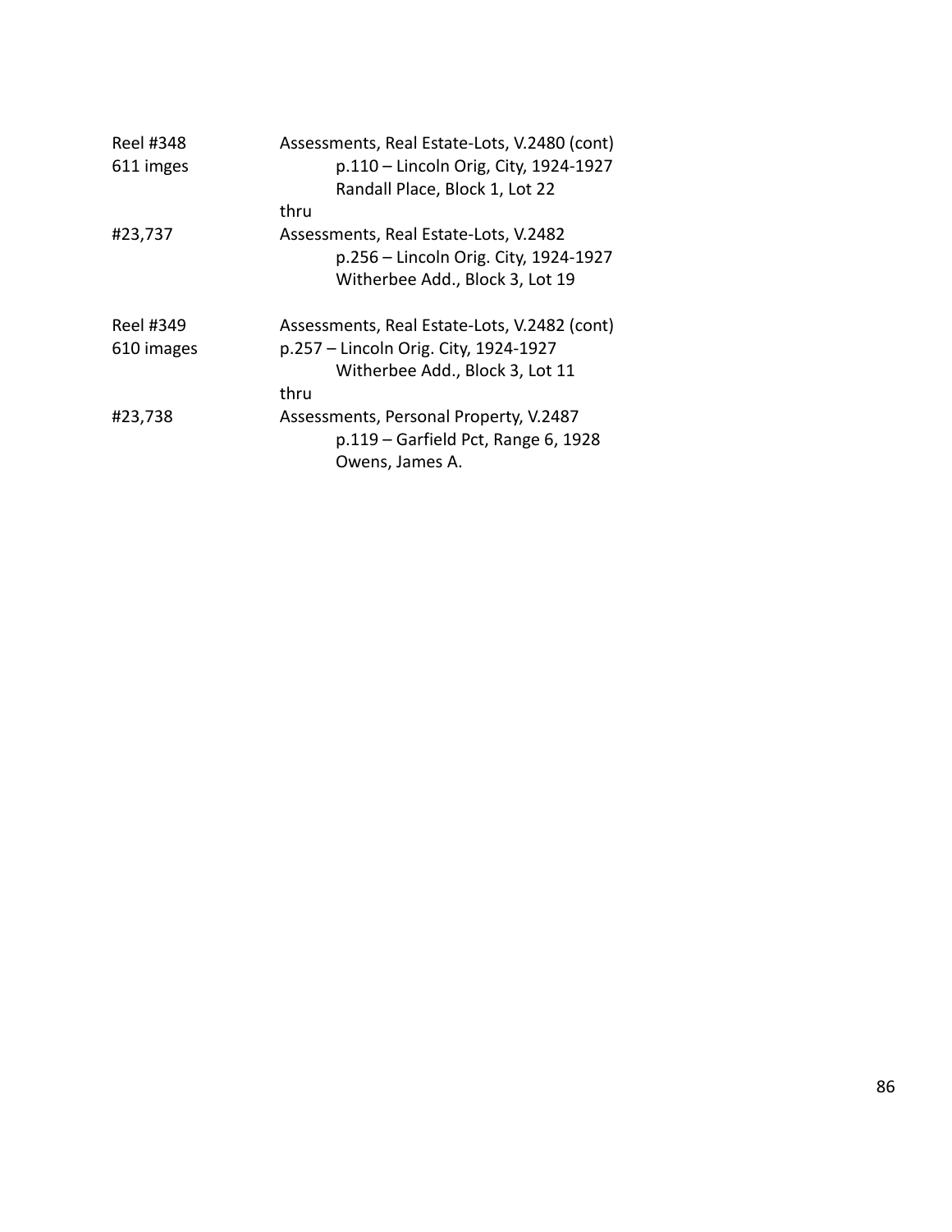Reel #348	Assessments, Real Estate-Lots, V.2480 (cont)
611 imges	p.110 – Lincoln Orig, City, 1924-1927
Randall Place, Block 1, Lot 22
thru
#23,737	Assessments, Real Estate-Lots, V.2482
p.256 – Lincoln Orig. City, 1924-1927
Witherbee Add., Block 3, Lot 19

Reel #349	Assessments, Real Estate-Lots, V.2482 (cont)
610 images	p.257 – Lincoln Orig. City, 1924-1927
Witherbee Add., Block 3, Lot 11
thru
#23,738	Assessments, Personal Property, V.2487
p.119 – Garfield Pct, Range 6, 1928
Owens, James A.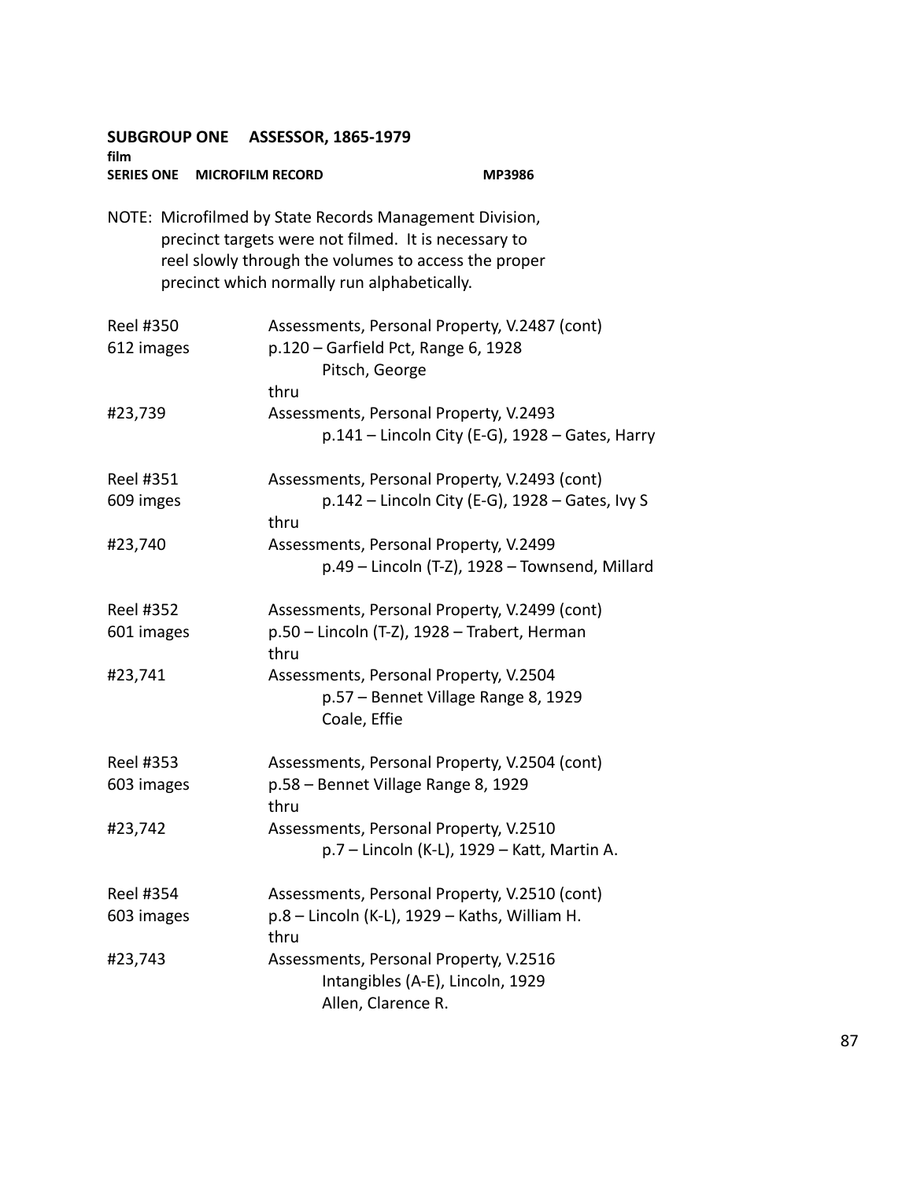**SUBGROUP ONE ASSESSOR, 1865-1979**

**film**

**SERIES ONE MICROFILM RECORD MP3986**

NOTE: Microfilmed by State Records Management Division, precinct targets were not filmed. It is necessary to reel slowly through the volumes to access the proper precinct which normally run alphabetically.

| | |
|---|---|
| Reel #350 | Assessments, Personal Property, V.2487 (cont) |
| 612 images | p.120 – Garfield Pct, Range 6, 1928 |
| | Pitsch, George |
| | thru |
| #23,739 | Assessments, Personal Property, V.2493 |
| | p.141 – Lincoln City (E-G), 1928 – Gates, Harry |
| | |
| Reel #351 | Assessments, Personal Property, V.2493 (cont) |
| 609 imges | p.142 – Lincoln City (E-G), 1928 – Gates, Ivy S |
| | thru |
| #23,740 | Assessments, Personal Property, V.2499 |
| | p.49 – Lincoln (T-Z), 1928 – Townsend, Millard |
| | |
| Reel #352 | Assessments, Personal Property, V.2499 (cont) |
| 601 images | p.50 – Lincoln (T-Z), 1928 – Trabert, Herman |
| | thru |
| #23,741 | Assessments, Personal Property, V.2504 |
| | p.57 – Bennet Village Range 8, 1929 |
| | Coale, Effie |
| | |
| Reel #353 | Assessments, Personal Property, V.2504 (cont) |
| 603 images | p.58 – Bennet Village Range 8, 1929 |
| | thru |
| #23,742 | Assessments, Personal Property, V.2510 |
| | p.7 – Lincoln (K-L), 1929 – Katt, Martin A. |
| | |
| Reel #354 | Assessments, Personal Property, V.2510 (cont) |
| 603 images | p.8 – Lincoln (K-L), 1929 – Kaths, William H. |
| | thru |
| #23,743 | Assessments, Personal Property, V.2516 |
| | Intangibles (A-E), Lincoln, 1929 |
| | Allen, Clarence R. |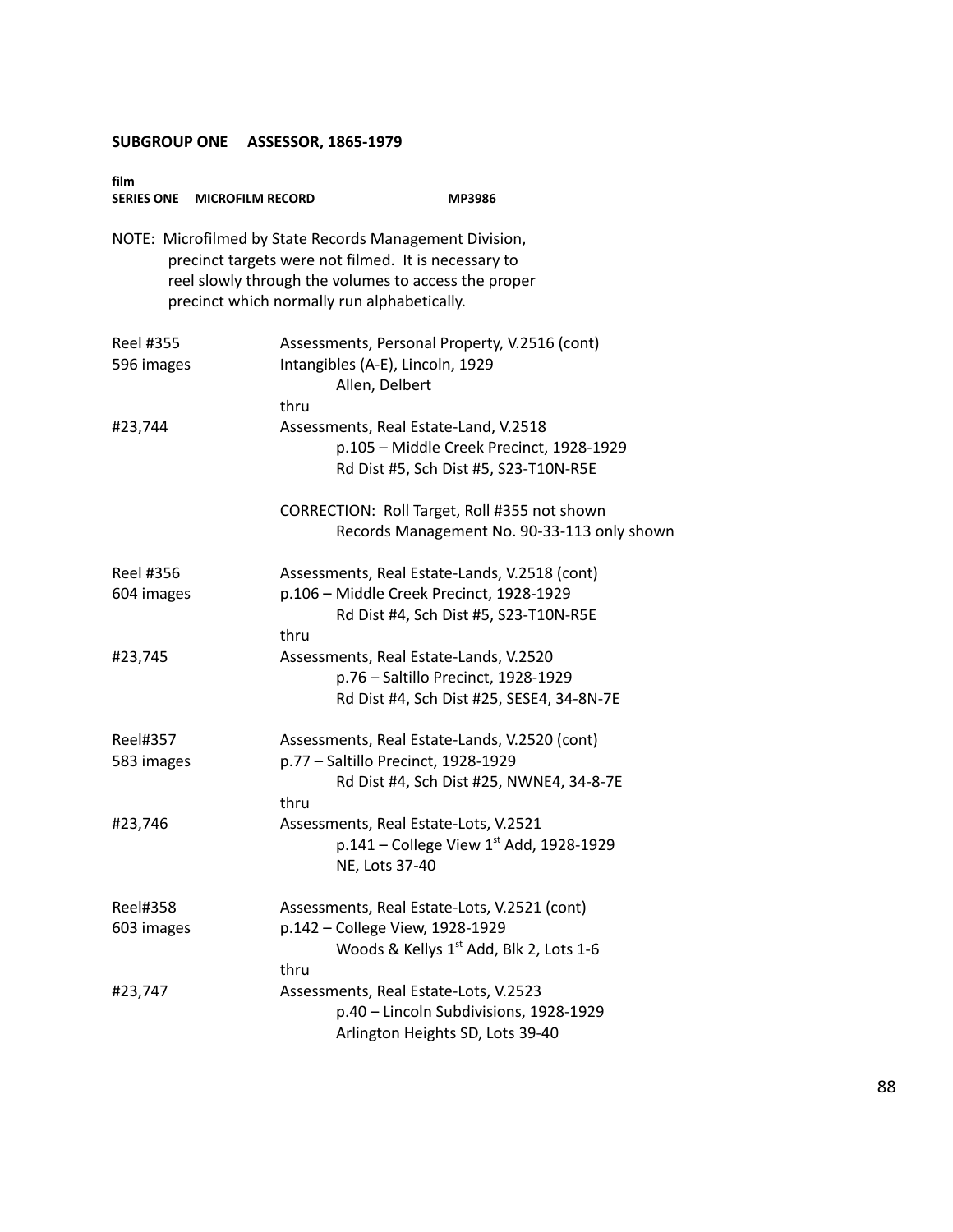## SUBGROUP ONE ASSESSOR, 1865-1979

**film**
**SERIES ONE MICROFILM RECORD MP3986**

NOTE: Microfilmed by State Records Management Division, precinct targets were not filmed. It is necessary to reel slowly through the volumes to access the proper precinct which normally run alphabetically.

| | |
|---|---|
| Reel #355 | Assessments, Personal Property, V.2516 (cont) |
| 596 images | Intangibles (A-E), Lincoln, 1929 |
| | Allen, Delbert |
| | thru |
| #23,744 | Assessments, Real Estate-Land, V.2518 |
| | p.105 – Middle Creek Precinct, 1928-1929 |
| | Rd Dist #5, Sch Dist #5, S23-T10N-R5E |
| | |
| | CORRECTION: Roll Target, Roll #355 not shown |
| | Records Management No. 90-33-113 only shown |
| | |
| Reel #356 | Assessments, Real Estate-Lands, V.2518 (cont) |
| 604 images | p.106 – Middle Creek Precinct, 1928-1929 |
| | Rd Dist #4, Sch Dist #5, S23-T10N-R5E |
| | thru |
| #23,745 | Assessments, Real Estate-Lands, V.2520 |
| | p.76 – Saltillo Precinct, 1928-1929 |
| | Rd Dist #4, Sch Dist #25, SESE4, 34-8N-7E |
| | |
| Reel#357 | Assessments, Real Estate-Lands, V.2520 (cont) |
| 583 images | p.77 – Saltillo Precinct, 1928-1929 |
| | Rd Dist #4, Sch Dist #25, NWNE4, 34-8-7E |
| | thru |
| #23,746 | Assessments, Real Estate-Lots, V.2521 |
| | p.141 – College View 1st Add, 1928-1929 |
| | NE, Lots 37-40 |
| | |
| Reel#358 | Assessments, Real Estate-Lots, V.2521 (cont) |
| 603 images | p.142 – College View, 1928-1929 |
| | Woods & Kellys 1st Add, Blk 2, Lots 1-6 |
| | thru |
| #23,747 | Assessments, Real Estate-Lots, V.2523 |
| | p.40 – Lincoln Subdivisions, 1928-1929 |
| | Arlington Heights SD, Lots 39-40 |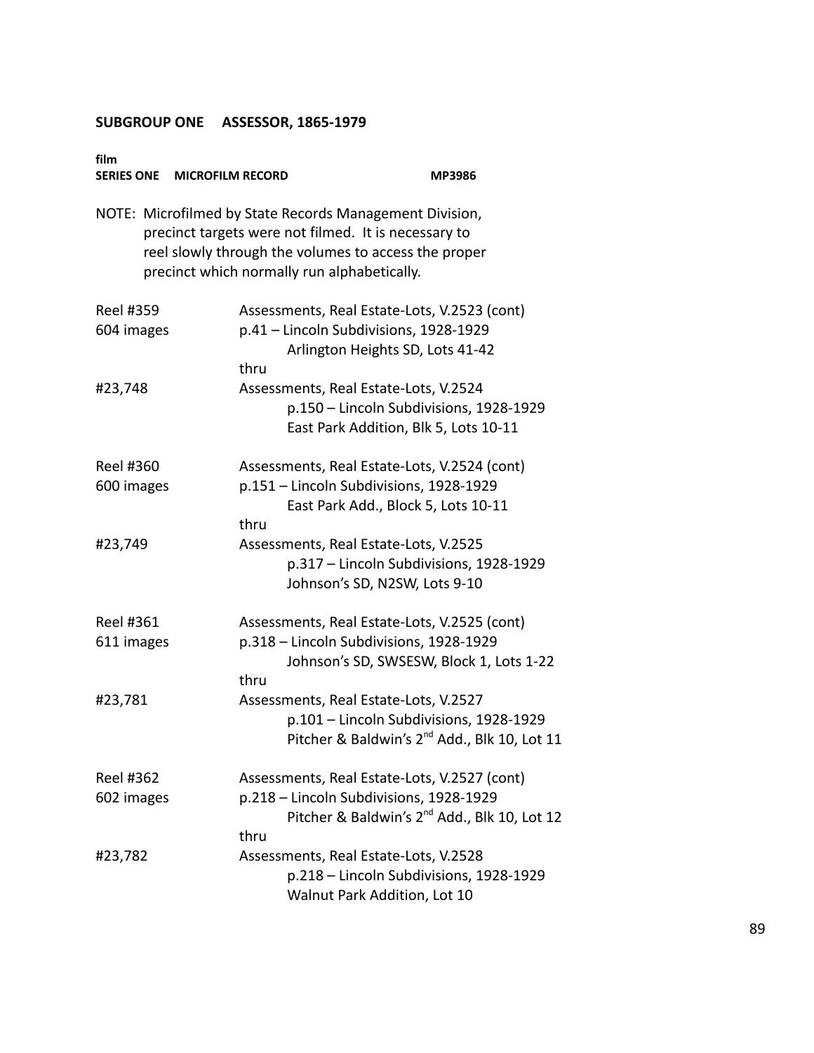## SUBGROUP ONE ASSESSOR, 1865-1979

**film**
**SERIES ONE MICROFILM RECORD MP3986**

NOTE: Microfilmed by State Records Management Division, precinct targets were not filmed. It is necessary to reel slowly through the volumes to access the proper precinct which normally run alphabetically.

| | |
|---|---|
| Reel #359 | Assessments, Real Estate-Lots, V.2523 (cont) |
| 604 images | p.41 – Lincoln Subdivisions, 1928-1929 |
| | Arlington Heights SD, Lots 41-42 |
| | thru |
| #23,748 | Assessments, Real Estate-Lots, V.2524 |
| | p.150 – Lincoln Subdivisions, 1928-1929 |
| | East Park Addition, Blk 5, Lots 10-11 |
| | |
| Reel #360 | Assessments, Real Estate-Lots, V.2524 (cont) |
| 600 images | p.151 – Lincoln Subdivisions, 1928-1929 |
| | East Park Add., Block 5, Lots 10-11 |
| | thru |
| #23,749 | Assessments, Real Estate-Lots, V.2525 |
| | p.317 – Lincoln Subdivisions, 1928-1929 |
| | Johnson's SD, N2SW, Lots 9-10 |
| | |
| Reel #361 | Assessments, Real Estate-Lots, V.2525 (cont) |
| 611 images | p.318 – Lincoln Subdivisions, 1928-1929 |
| | Johnson's SD, SWSESW, Block 1, Lots 1-22 |
| | thru |
| #23,781 | Assessments, Real Estate-Lots, V.2527 |
| | p.101 – Lincoln Subdivisions, 1928-1929 |
| | Pitcher & Baldwin's 2nd Add., Blk 10, Lot 11 |
| | |
| Reel #362 | Assessments, Real Estate-Lots, V.2527 (cont) |
| 602 images | p.218 – Lincoln Subdivisions, 1928-1929 |
| | Pitcher & Baldwin's 2nd Add., Blk 10, Lot 12 |
| | thru |
| #23,782 | Assessments, Real Estate-Lots, V.2528 |
| | p.218 – Lincoln Subdivisions, 1928-1929 |
| | Walnut Park Addition, Lot 10 |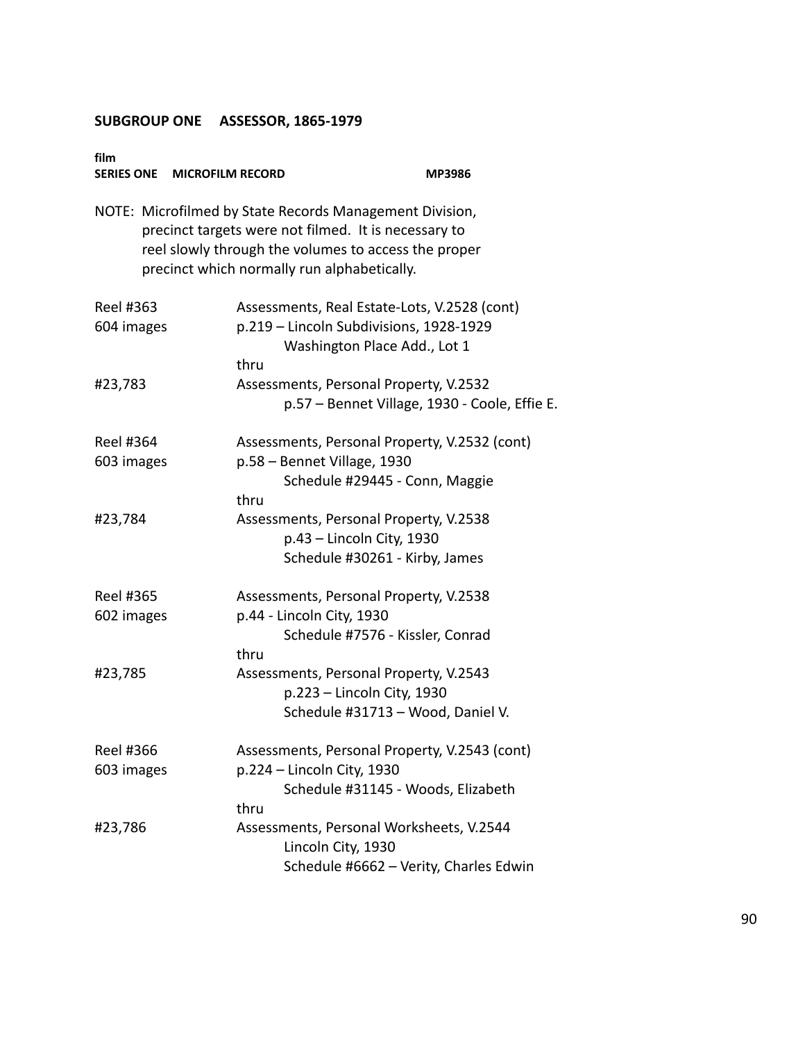## SUBGROUP ONE ASSESSOR, 1865-1979

**film**
**SERIES ONE MICROFILM RECORD MP3986**

NOTE: Microfilmed by State Records Management Division, precinct targets were not filmed. It is necessary to reel slowly through the volumes to access the proper precinct which normally run alphabetically.

| | |
|---|---|
| Reel #363 | Assessments, Real Estate-Lots, V.2528 (cont) |
| 604 images | p.219 – Lincoln Subdivisions, 1928-1929 |
| | Washington Place Add., Lot 1 |
| | thru |
| #23,783 | Assessments, Personal Property, V.2532 |
| | p.57 – Bennet Village, 1930 - Coole, Effie E. |
| Reel #364 | Assessments, Personal Property, V.2532 (cont) |
| 603 images | p.58 – Bennet Village, 1930 |
| | Schedule #29445 - Conn, Maggie |
| | thru |
| #23,784 | Assessments, Personal Property, V.2538 |
| | p.43 – Lincoln City, 1930 |
| | Schedule #30261 - Kirby, James |
| Reel #365 | Assessments, Personal Property, V.2538 |
| 602 images | p.44 - Lincoln City, 1930 |
| | Schedule #7576 - Kissler, Conrad |
| | thru |
| #23,785 | Assessments, Personal Property, V.2543 |
| | p.223 – Lincoln City, 1930 |
| | Schedule #31713 – Wood, Daniel V. |
| Reel #366 | Assessments, Personal Property, V.2543 (cont) |
| 603 images | p.224 – Lincoln City, 1930 |
| | Schedule #31145 - Woods, Elizabeth |
| | thru |
| #23,786 | Assessments, Personal Worksheets, V.2544 |
| | Lincoln City, 1930 |
| | Schedule #6662 – Verity, Charles Edwin |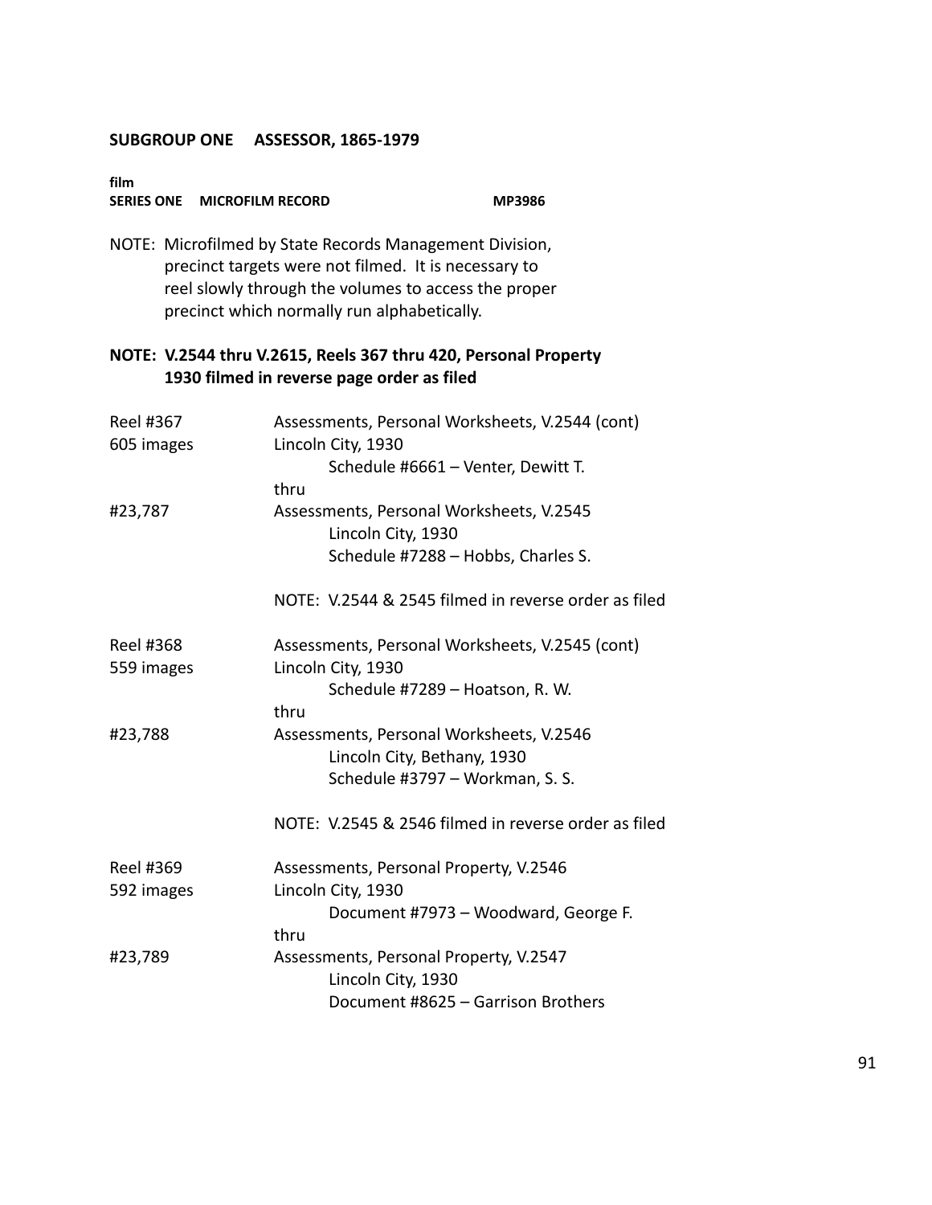## SUBGROUP ONE ASSESSOR, 1865-1979

**film**
**SERIES ONE MICROFILM RECORD MP3986**

NOTE: Microfilmed by State Records Management Division, precinct targets were not filmed. It is necessary to reel slowly through the volumes to access the proper precinct which normally run alphabetically.

**NOTE: V.2544 thru V.2615, Reels 367 thru 420, Personal Property 1930 filmed in reverse page order as filed**

| | |
|---|---|
| Reel #367<br>605 images | Assessments, Personal Worksheets, V.2544 (cont)<br>Lincoln City, 1930<br>Schedule #6661 – Venter, Dewitt T. |
| | thru |
| #23,787 | Assessments, Personal Worksheets, V.2545<br>Lincoln City, 1930<br>Schedule #7288 – Hobbs, Charles S. |
| | NOTE: V.2544 & 2545 filmed in reverse order as filed |
| Reel #368<br>559 images | Assessments, Personal Worksheets, V.2545 (cont)<br>Lincoln City, 1930<br>Schedule #7289 – Hoatson, R. W. |
| | thru |
| #23,788 | Assessments, Personal Worksheets, V.2546<br>Lincoln City, Bethany, 1930<br>Schedule #3797 – Workman, S. S. |
| | NOTE: V.2545 & 2546 filmed in reverse order as filed |
| Reel #369<br>592 images | Assessments, Personal Property, V.2546<br>Lincoln City, 1930<br>Document #7973 – Woodward, George F. |
| | thru |
| #23,789 | Assessments, Personal Property, V.2547<br>Lincoln City, 1930<br>Document #8625 – Garrison Brothers |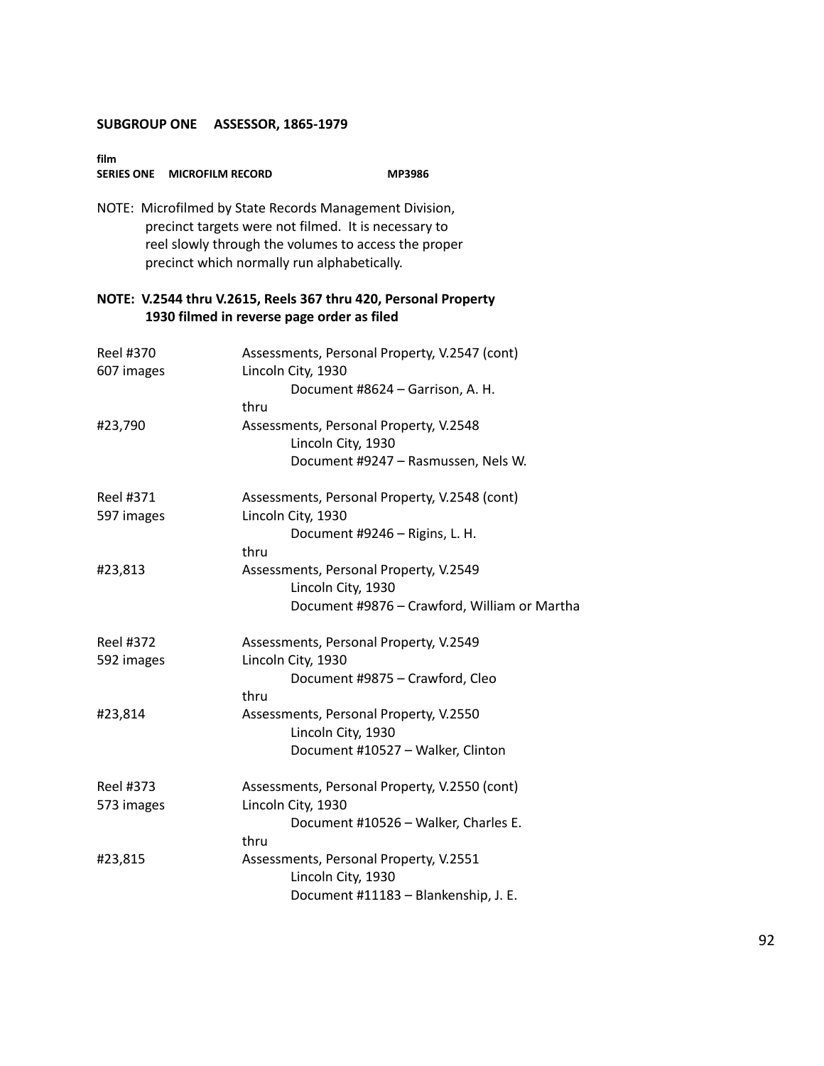**SUBGROUP ONE ASSESSOR, 1865-1979**

**film**
**SERIES ONE MICROFILM RECORD MP3986**

NOTE: Microfilmed by State Records Management Division, precinct targets were not filmed. It is necessary to reel slowly through the volumes to access the proper precinct which normally run alphabetically.

**NOTE: V.2544 thru V.2615, Reels 367 thru 420, Personal Property 1930 filmed in reverse page order as filed**

Reel #370
607 images
#23,790

Assessments, Personal Property, V.2547 (cont)
Lincoln City, 1930
Document #8624 – Garrison, A. H.
thru
Assessments, Personal Property, V.2548
Lincoln City, 1930
Document #9247 – Rasmussen, Nels W.

Reel #371
597 images
#23,813

Assessments, Personal Property, V.2548 (cont)
Lincoln City, 1930
Document #9246 – Rigins, L. H.
thru
Assessments, Personal Property, V.2549
Lincoln City, 1930
Document #9876 – Crawford, William or Martha

Reel #372
592 images
#23,814

Assessments, Personal Property, V.2549
Lincoln City, 1930
Document #9875 – Crawford, Cleo
thru
Assessments, Personal Property, V.2550
Lincoln City, 1930
Document #10527 – Walker, Clinton

Reel #373
573 images
#23,815

Assessments, Personal Property, V.2550 (cont)
Lincoln City, 1930
Document #10526 – Walker, Charles E.
thru
Assessments, Personal Property, V.2551
Lincoln City, 1930
Document #11183 – Blankenship, J. E.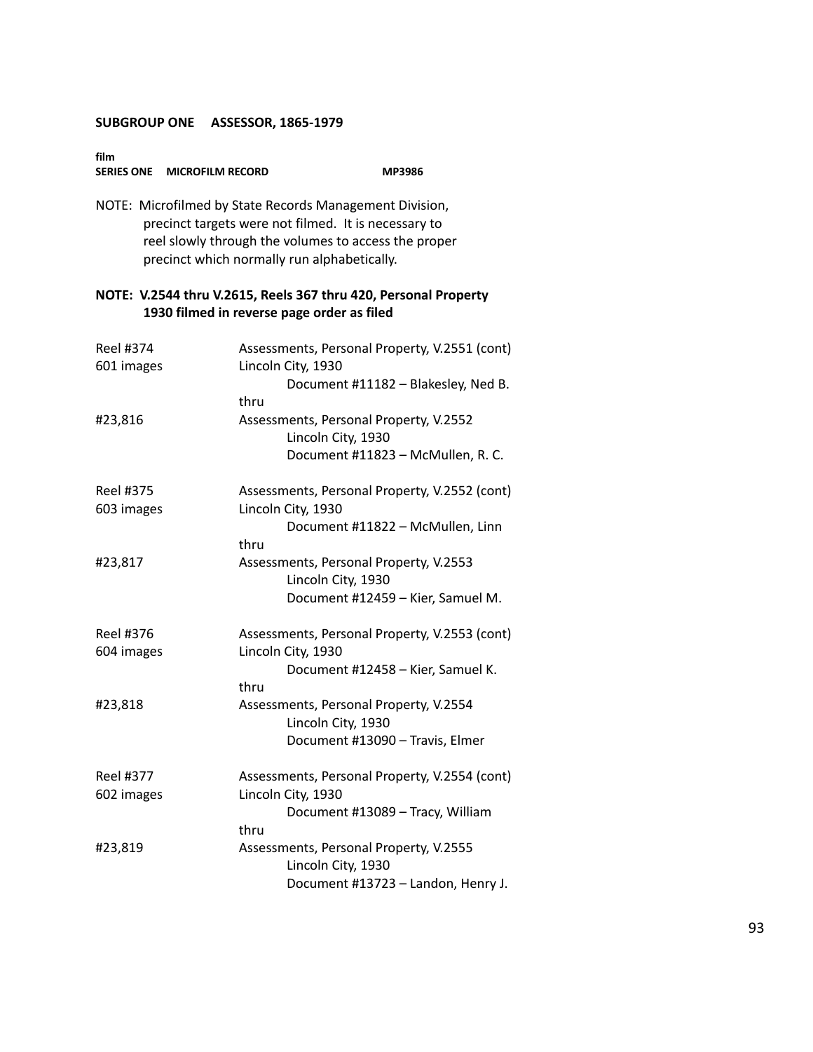**SUBGROUP ONE ASSESSOR, 1865-1979**

**film**
**SERIES ONE MICROFILM RECORD MP3986**

NOTE: Microfilmed by State Records Management Division, precinct targets were not filmed. It is necessary to reel slowly through the volumes to access the proper precinct which normally run alphabetically.

**NOTE: V.2544 thru V.2615, Reels 367 thru 420, Personal Property 1930 filmed in reverse page order as filed**

Reel #374
601 images

Assessments, Personal Property, V.2551 (cont)
Lincoln City, 1930
Document #11182 – Blakesley, Ned B.
thru

#23,816

Assessments, Personal Property, V.2552
Lincoln City, 1930
Document #11823 – McMullen, R. C.

Reel #375
603 images

Assessments, Personal Property, V.2552 (cont)
Lincoln City, 1930
Document #11822 – McMullen, Linn
thru

#23,817

Assessments, Personal Property, V.2553
Lincoln City, 1930
Document #12459 – Kier, Samuel M.

Reel #376
604 images

Assessments, Personal Property, V.2553 (cont)
Lincoln City, 1930
Document #12458 – Kier, Samuel K.
thru

#23,818

Assessments, Personal Property, V.2554
Lincoln City, 1930
Document #13090 – Travis, Elmer

Reel #377
602 images

Assessments, Personal Property, V.2554 (cont)
Lincoln City, 1930
Document #13089 – Tracy, William
thru

#23,819

Assessments, Personal Property, V.2555
Lincoln City, 1930
Document #13723 – Landon, Henry J.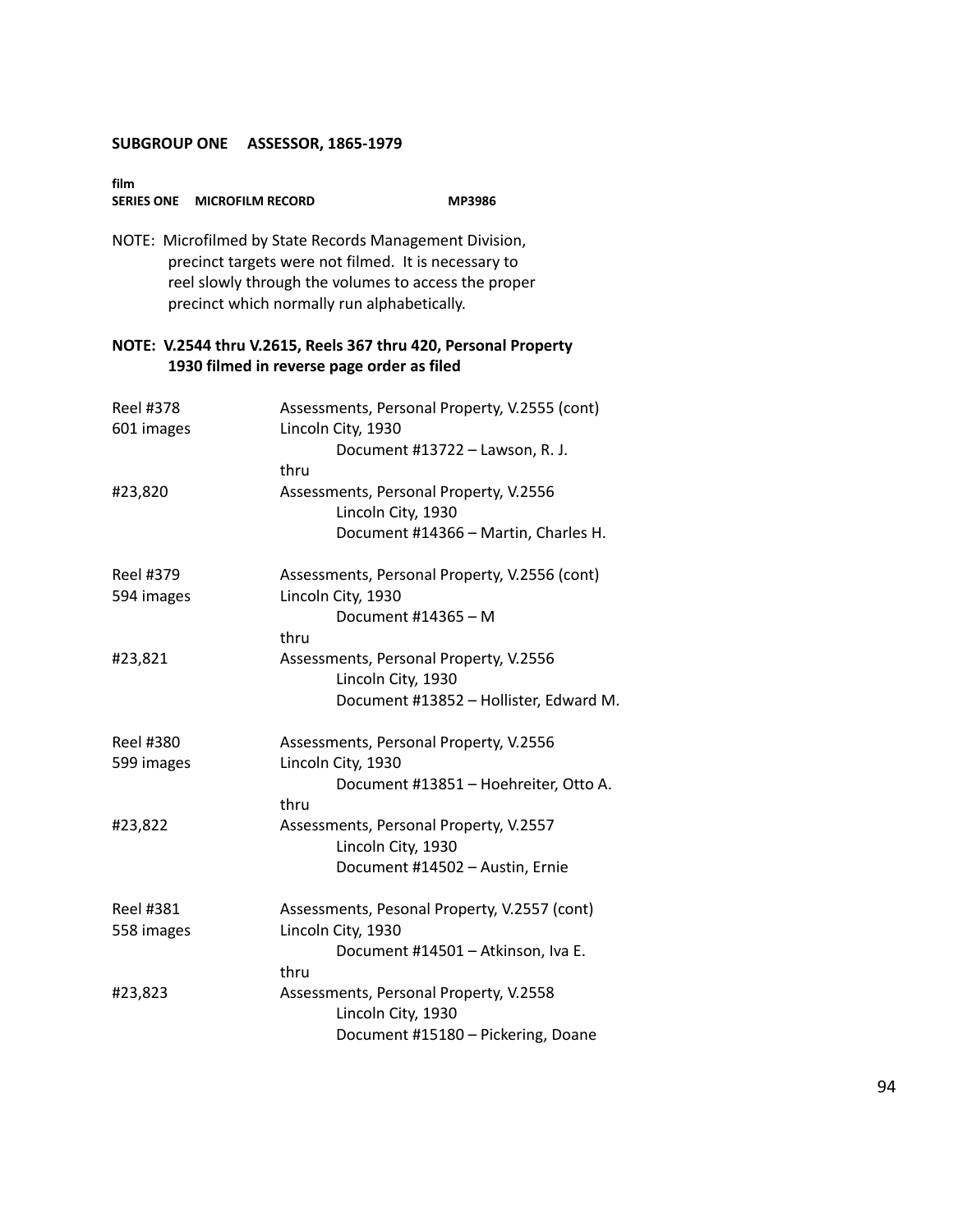**SUBGROUP ONE ASSESSOR, 1865-1979**

**film**
**SERIES ONE MICROFILM RECORD MP3986**

NOTE: Microfilmed by State Records Management Division, precinct targets were not filmed. It is necessary to reel slowly through the volumes to access the proper precinct which normally run alphabetically.

**NOTE: V.2544 thru V.2615, Reels 367 thru 420, Personal Property 1930 filmed in reverse page order as filed**

| | |
|---|---|
| Reel #378<br>601 images | Assessments, Personal Property, V.2555 (cont)<br>Lincoln City, 1930<br>Document #13722 – Lawson, R. J.<br>thru |
| #23,820 | Assessments, Personal Property, V.2556<br>Lincoln City, 1930<br>Document #14366 – Martin, Charles H. |
| Reel #379<br>594 images | Assessments, Personal Property, V.2556 (cont)<br>Lincoln City, 1930<br>Document #14365 – M<br>thru |
| #23,821 | Assessments, Personal Property, V.2556<br>Lincoln City, 1930<br>Document #13852 – Hollister, Edward M. |
| Reel #380<br>599 images | Assessments, Personal Property, V.2556<br>Lincoln City, 1930<br>Document #13851 – Hoehreiter, Otto A.<br>thru |
| #23,822 | Assessments, Personal Property, V.2557<br>Lincoln City, 1930<br>Document #14502 – Austin, Ernie |
| Reel #381<br>558 images | Assessments, Pesonal Property, V.2557 (cont)<br>Lincoln City, 1930<br>Document #14501 – Atkinson, Iva E.<br>thru |
| #23,823 | Assessments, Personal Property, V.2558<br>Lincoln City, 1930<br>Document #15180 – Pickering, Doane |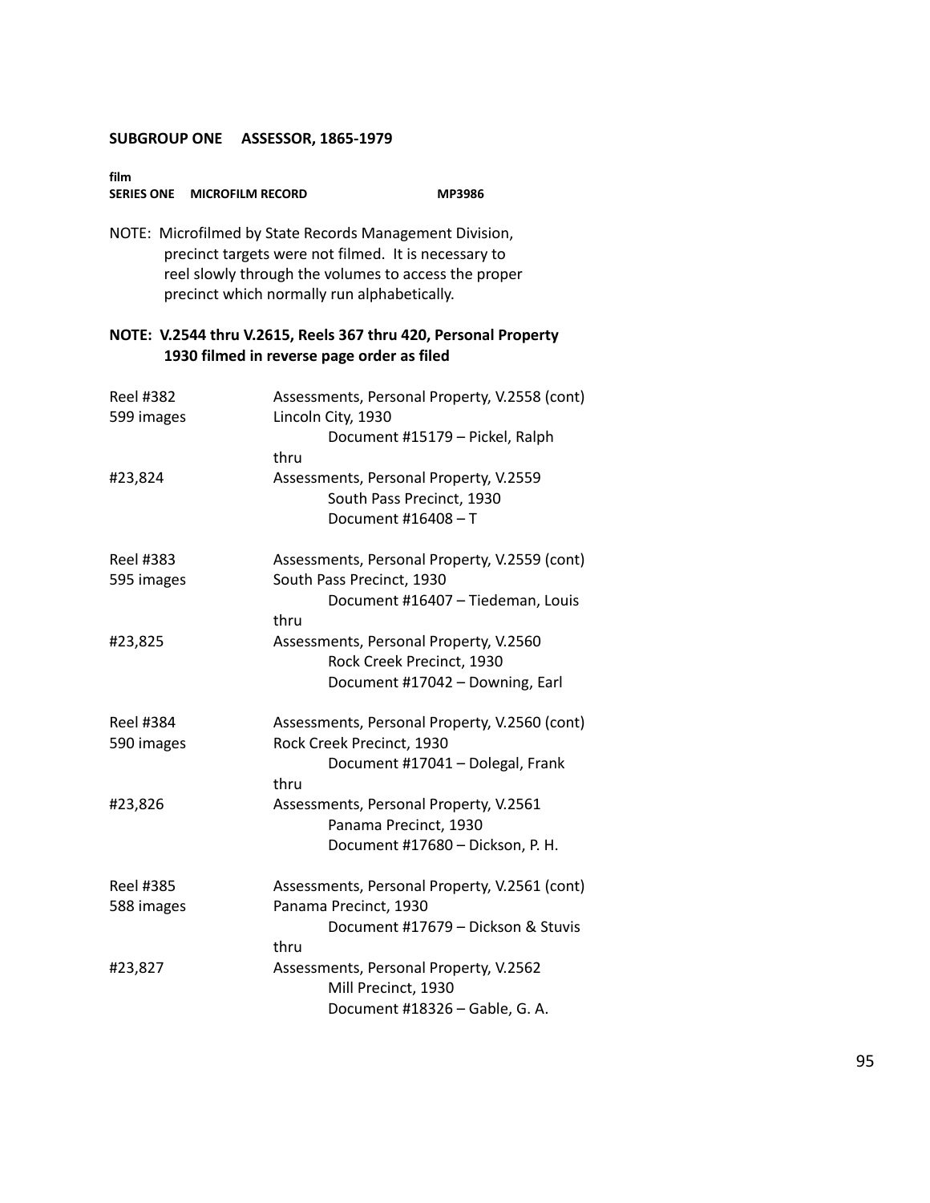**SUBGROUP ONE ASSESSOR, 1865-1979**

**film**
**SERIES ONE MICROFILM RECORD MP3986**

NOTE: Microfilmed by State Records Management Division, precinct targets were not filmed. It is necessary to reel slowly through the volumes to access the proper precinct which normally run alphabetically.

**NOTE: V.2544 thru V.2615, Reels 367 thru 420, Personal Property 1930 filmed in reverse page order as filed**

| | |
|---|---|
| Reel #382<br>599 images<br><br><br>#23,824 | Assessments, Personal Property, V.2558 (cont)<br>Lincoln City, 1930<br>Document #15179 – Pickel, Ralph<br>thru<br>Assessments, Personal Property, V.2559<br>South Pass Precinct, 1930<br>Document #16408 – T |
| Reel #383<br>595 images<br><br><br>#23,825 | Assessments, Personal Property, V.2559 (cont)<br>South Pass Precinct, 1930<br>Document #16407 – Tiedeman, Louis<br>thru<br>Assessments, Personal Property, V.2560<br>Rock Creek Precinct, 1930<br>Document #17042 – Downing, Earl |
| Reel #384<br>590 images<br><br><br>#23,826 | Assessments, Personal Property, V.2560 (cont)<br>Rock Creek Precinct, 1930<br>Document #17041 – Dolegal, Frank<br>thru<br>Assessments, Personal Property, V.2561<br>Panama Precinct, 1930<br>Document #17680 – Dickson, P. H. |
| Reel #385<br>588 images<br><br><br>#23,827 | Assessments, Personal Property, V.2561 (cont)<br>Panama Precinct, 1930<br>Document #17679 – Dickson & Stuvis<br>thru<br>Assessments, Personal Property, V.2562<br>Mill Precinct, 1930<br>Document #18326 – Gable, G. A. |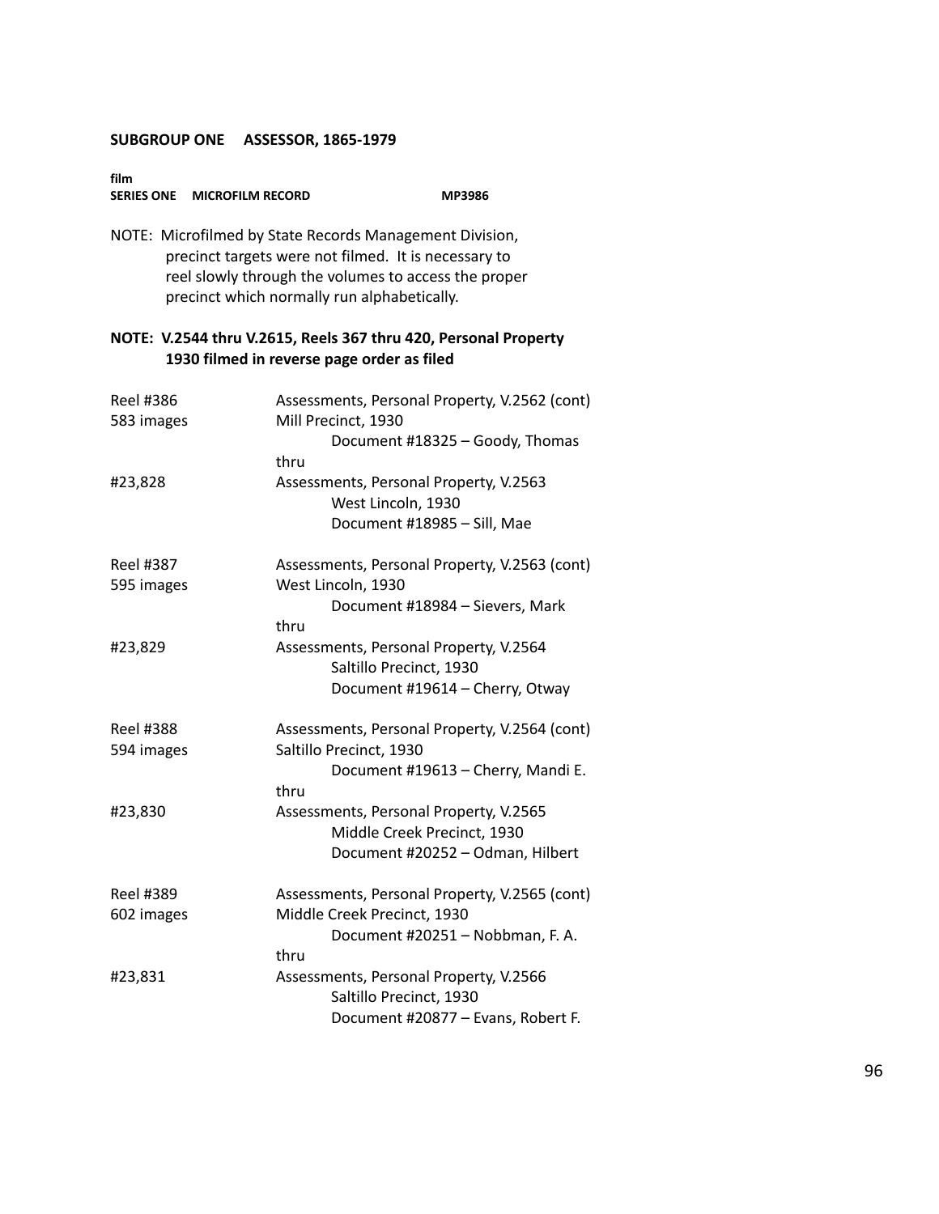**SUBGROUP ONE ASSESSOR, 1865-1979**

**film**
**SERIES ONE MICROFILM RECORD MP3986**

NOTE: Microfilmed by State Records Management Division, precinct targets were not filmed. It is necessary to reel slowly through the volumes to access the proper precinct which normally run alphabetically.

**NOTE: V.2544 thru V.2615, Reels 367 thru 420, Personal Property 1930 filmed in reverse page order as filed**

Reel #386
583 images
#23,828

Assessments, Personal Property, V.2562 (cont)
Mill Precinct, 1930
Document #18325 – Goody, Thomas
thru
Assessments, Personal Property, V.2563
West Lincoln, 1930
Document #18985 – Sill, Mae

Reel #387
595 images
#23,829

Assessments, Personal Property, V.2563 (cont)
West Lincoln, 1930
Document #18984 – Sievers, Mark
thru
Assessments, Personal Property, V.2564
Saltillo Precinct, 1930
Document #19614 – Cherry, Otway

Reel #388
594 images
#23,830

Assessments, Personal Property, V.2564 (cont)
Saltillo Precinct, 1930
Document #19613 – Cherry, Mandi E.
thru
Assessments, Personal Property, V.2565
Middle Creek Precinct, 1930
Document #20252 – Odman, Hilbert

Reel #389
602 images
#23,831

Assessments, Personal Property, V.2565 (cont)
Middle Creek Precinct, 1930
Document #20251 – Nobbman, F. A.
thru
Assessments, Personal Property, V.2566
Saltillo Precinct, 1930
Document #20877 – Evans, Robert F.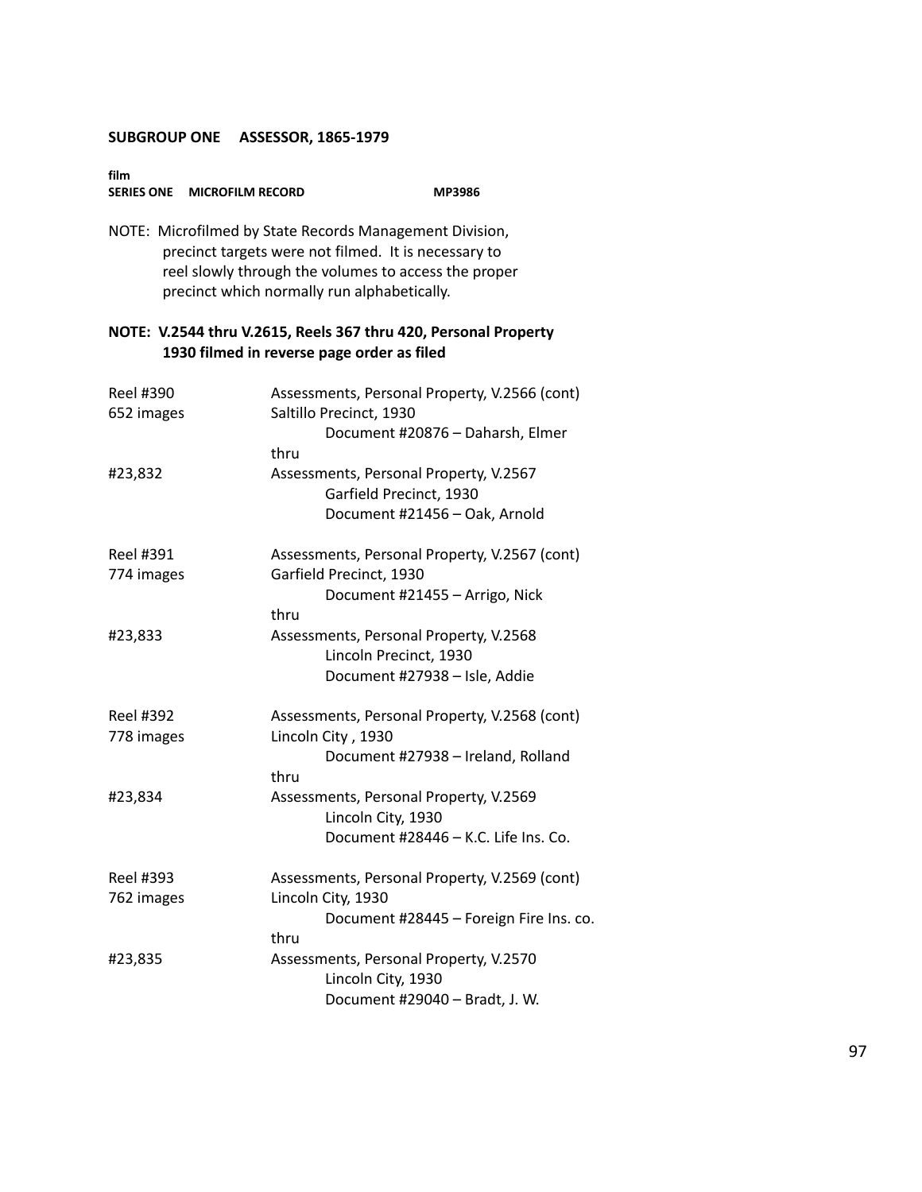**SUBGROUP ONE ASSESSOR, 1865-1979**

**film**
**SERIES ONE MICROFILM RECORD MP3986**

NOTE: Microfilmed by State Records Management Division, precinct targets were not filmed. It is necessary to reel slowly through the volumes to access the proper precinct which normally run alphabetically.

**NOTE: V.2544 thru V.2615, Reels 367 thru 420, Personal Property 1930 filmed in reverse page order as filed**

| | |
|---|---|
| Reel #390<br>652 images | Assessments, Personal Property, V.2566 (cont)<br>Saltillo Precinct, 1930<br>Document #20876 – Daharsh, Elmer |
| | thru |
| #23,832 | Assessments, Personal Property, V.2567<br>Garfield Precinct, 1930<br>Document #21456 – Oak, Arnold |
| Reel #391<br>774 images | Assessments, Personal Property, V.2567 (cont)<br>Garfield Precinct, 1930<br>Document #21455 – Arrigo, Nick |
| | thru |
| #23,833 | Assessments, Personal Property, V.2568<br>Lincoln Precinct, 1930<br>Document #27938 – Isle, Addie |
| Reel #392<br>778 images | Assessments, Personal Property, V.2568 (cont)<br>Lincoln City , 1930<br>Document #27938 – Ireland, Rolland |
| | thru |
| #23,834 | Assessments, Personal Property, V.2569<br>Lincoln City, 1930<br>Document #28446 – K.C. Life Ins. Co. |
| Reel #393<br>762 images | Assessments, Personal Property, V.2569 (cont)<br>Lincoln City, 1930<br>Document #28445 – Foreign Fire Ins. co. |
| | thru |
| #23,835 | Assessments, Personal Property, V.2570<br>Lincoln City, 1930<br>Document #29040 – Bradt, J. W. |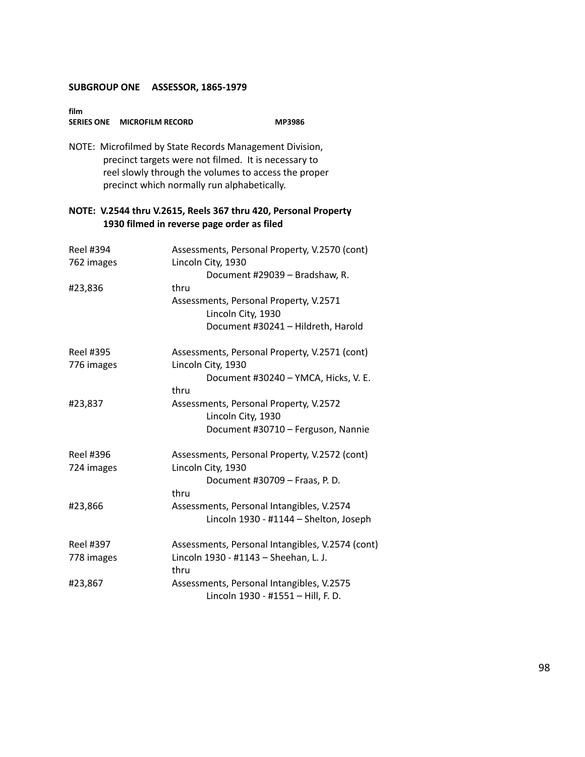**SUBGROUP ONE ASSESSOR, 1865-1979**

**film**
**SERIES ONE MICROFILM RECORD MP3986**

NOTE: Microfilmed by State Records Management Division, precinct targets were not filmed. It is necessary to reel slowly through the volumes to access the proper precinct which normally run alphabetically.

**NOTE: V.2544 thru V.2615, Reels 367 thru 420, Personal Property 1930 filmed in reverse page order as filed**

Reel #394
762 images
#23,836

Assessments, Personal Property, V.2570 (cont)
Lincoln City, 1930
Document #29039 – Bradshaw, R.
thru
Assessments, Personal Property, V.2571
Lincoln City, 1930
Document #30241 – Hildreth, Harold

Reel #395
776 images
#23,837

Assessments, Personal Property, V.2571 (cont)
Lincoln City, 1930
Document #30240 – YMCA, Hicks, V. E.
thru
Assessments, Personal Property, V.2572
Lincoln City, 1930
Document #30710 – Ferguson, Nannie

Reel #396
724 images
#23,866

Assessments, Personal Property, V.2572 (cont)
Lincoln City, 1930
Document #30709 – Fraas, P. D.
thru
Assessments, Personal Intangibles, V.2574
Lincoln 1930 - #1144 – Shelton, Joseph

Reel #397
778 images
#23,867

Assessments, Personal Intangibles, V.2574 (cont)
Lincoln 1930 - #1143 – Sheehan, L. J.
thru
Assessments, Personal Intangibles, V.2575
Lincoln 1930 - #1551 – Hill, F. D.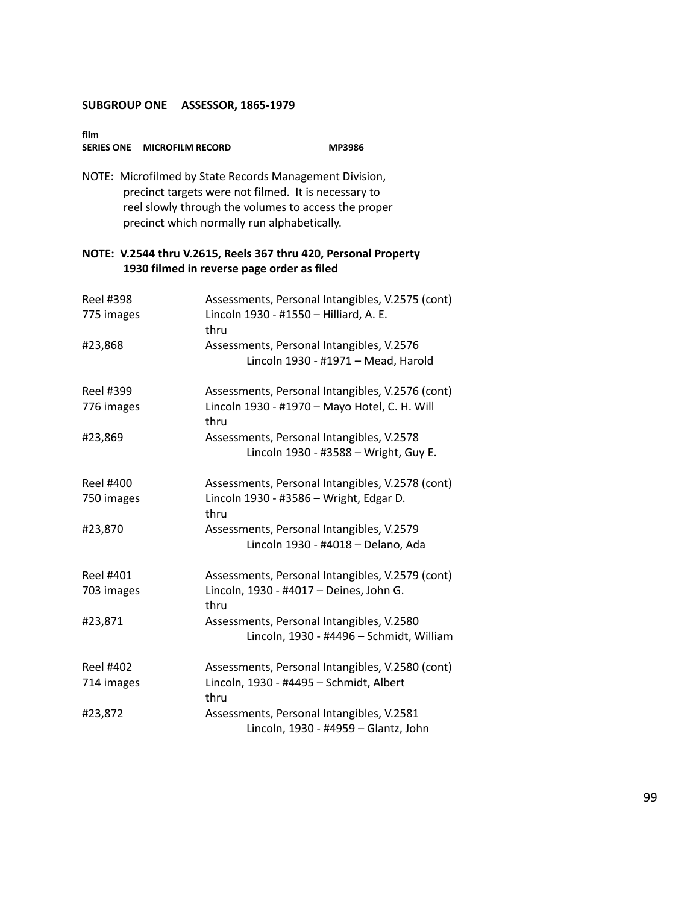**SUBGROUP ONE ASSESSOR, 1865-1979**

**film**
**SERIES ONE MICROFILM RECORD MP3986**

NOTE: Microfilmed by State Records Management Division, precinct targets were not filmed. It is necessary to reel slowly through the volumes to access the proper precinct which normally run alphabetically.

**NOTE: V.2544 thru V.2615, Reels 367 thru 420, Personal Property 1930 filmed in reverse page order as filed**

| | |
|---|---|
| Reel #398 | Assessments, Personal Intangibles, V.2575 (cont) |
| 775 images | Lincoln 1930 - #1550 – Hilliard, A. E. |
| | thru |
| #23,868 | Assessments, Personal Intangibles, V.2576 |
| | Lincoln 1930 - #1971 – Mead, Harold |
| Reel #399 | Assessments, Personal Intangibles, V.2576 (cont) |
| 776 images | Lincoln 1930 - #1970 – Mayo Hotel, C. H. Will |
| | thru |
| #23,869 | Assessments, Personal Intangibles, V.2578 |
| | Lincoln 1930 - #3588 – Wright, Guy E. |
| Reel #400 | Assessments, Personal Intangibles, V.2578 (cont) |
| 750 images | Lincoln 1930 - #3586 – Wright, Edgar D. |
| | thru |
| #23,870 | Assessments, Personal Intangibles, V.2579 |
| | Lincoln 1930 - #4018 – Delano, Ada |
| Reel #401 | Assessments, Personal Intangibles, V.2579 (cont) |
| 703 images | Lincoln, 1930 - #4017 – Deines, John G. |
| | thru |
| #23,871 | Assessments, Personal Intangibles, V.2580 |
| | Lincoln, 1930 - #4496 – Schmidt, William |
| Reel #402 | Assessments, Personal Intangibles, V.2580 (cont) |
| 714 images | Lincoln, 1930 - #4495 – Schmidt, Albert |
| | thru |
| #23,872 | Assessments, Personal Intangibles, V.2581 |
| | Lincoln, 1930 - #4959 – Glantz, John |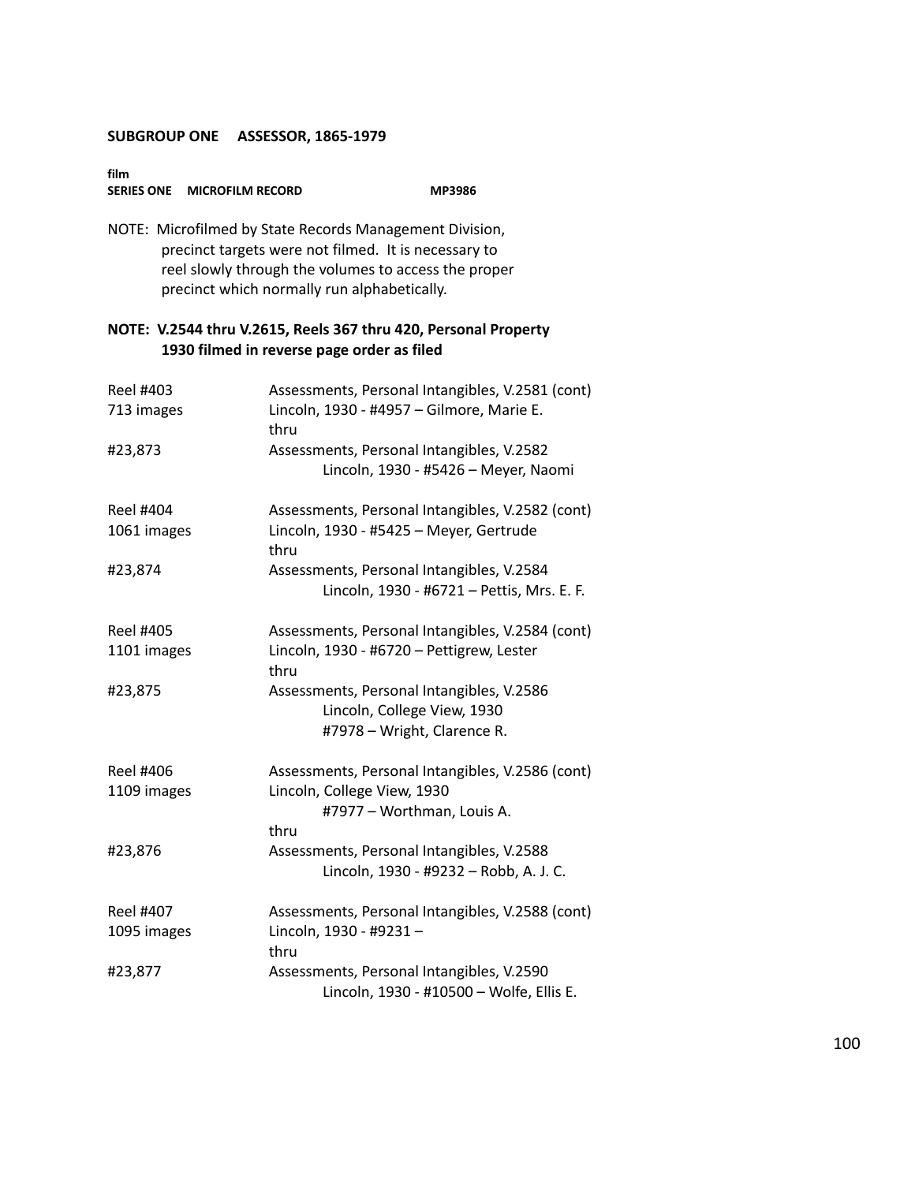**SUBGROUP ONE ASSESSOR, 1865-1979**

**film**
**SERIES ONE MICROFILM RECORD MP3986**

NOTE: Microfilmed by State Records Management Division, precinct targets were not filmed. It is necessary to reel slowly through the volumes to access the proper precinct which normally run alphabetically.

**NOTE: V.2544 thru V.2615, Reels 367 thru 420, Personal Property 1930 filmed in reverse page order as filed**

| | |
|---|---|
| Reel #403<br>713 images<br><br>#23,873 | Assessments, Personal Intangibles, V.2581 (cont)<br>Lincoln, 1930 - #4957 – Gilmore, Marie E.<br>thru<br>Assessments, Personal Intangibles, V.2582<br>Lincoln, 1930 - #5426 – Meyer, Naomi |
| Reel #404<br>1061 images<br><br>#23,874 | Assessments, Personal Intangibles, V.2582 (cont)<br>Lincoln, 1930 - #5425 – Meyer, Gertrude<br>thru<br>Assessments, Personal Intangibles, V.2584<br>Lincoln, 1930 - #6721 – Pettis, Mrs. E. F. |
| Reel #405<br>1101 images<br><br>#23,875 | Assessments, Personal Intangibles, V.2584 (cont)<br>Lincoln, 1930 - #6720 – Pettigrew, Lester<br>thru<br>Assessments, Personal Intangibles, V.2586<br>Lincoln, College View, 1930<br>#7978 – Wright, Clarence R. |
| Reel #406<br>1109 images<br><br>#23,876 | Assessments, Personal Intangibles, V.2586 (cont)<br>Lincoln, College View, 1930<br>#7977 – Worthman, Louis A.<br>thru<br>Assessments, Personal Intangibles, V.2588<br>Lincoln, 1930 - #9232 – Robb, A. J. C. |
| Reel #407<br>1095 images<br><br>#23,877 | Assessments, Personal Intangibles, V.2588 (cont)<br>Lincoln, 1930 - #9231 –<br>thru<br>Assessments, Personal Intangibles, V.2590<br>Lincoln, 1930 - #10500 – Wolfe, Ellis E. |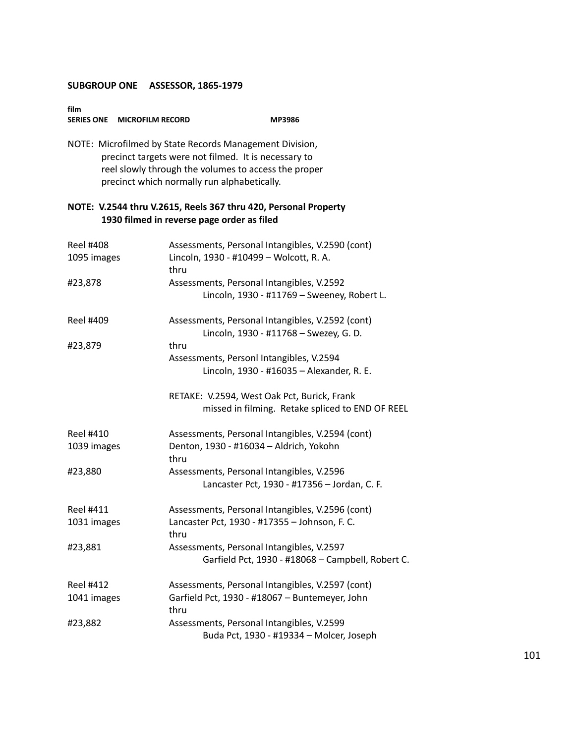**SUBGROUP ONE ASSESSOR, 1865-1979**

**film**
**SERIES ONE MICROFILM RECORD MP3986**

NOTE: Microfilmed by State Records Management Division, precinct targets were not filmed. It is necessary to reel slowly through the volumes to access the proper precinct which normally run alphabetically.

**NOTE: V.2544 thru V.2615, Reels 367 thru 420, Personal Property 1930 filmed in reverse page order as filed**

Reel #408
1095 images
#23,878

Assessments, Personal Intangibles, V.2590 (cont)
Lincoln, 1930 - #10499 – Wolcott, R. A.
thru
Assessments, Personal Intangibles, V.2592
Lincoln, 1930 - #11769 – Sweeney, Robert L.

Reel #409
#23,879

Assessments, Personal Intangibles, V.2592 (cont)
Lincoln, 1930 - #11768 – Swezey, G. D.
thru
Assessments, Personl Intangibles, V.2594
Lincoln, 1930 - #16035 – Alexander, R. E.

RETAKE: V.2594, West Oak Pct, Burick, Frank
missed in filming. Retake spliced to END OF REEL

Reel #410
1039 images
#23,880

Assessments, Personal Intangibles, V.2594 (cont)
Denton, 1930 - #16034 – Aldrich, Yokohn
thru
Assessments, Personal Intangibles, V.2596
Lancaster Pct, 1930 - #17356 – Jordan, C. F.

Reel #411
1031 images
#23,881

Assessments, Personal Intangibles, V.2596 (cont)
Lancaster Pct, 1930 - #17355 – Johnson, F. C.
thru
Assessments, Personal Intangibles, V.2597
Garfield Pct, 1930 - #18068 – Campbell, Robert C.

Reel #412
1041 images
#23,882

Assessments, Personal Intangibles, V.2597 (cont)
Garfield Pct, 1930 - #18067 – Buntemeyer, John
thru
Assessments, Personal Intangibles, V.2599
Buda Pct, 1930 - #19334 – Molcer, Joseph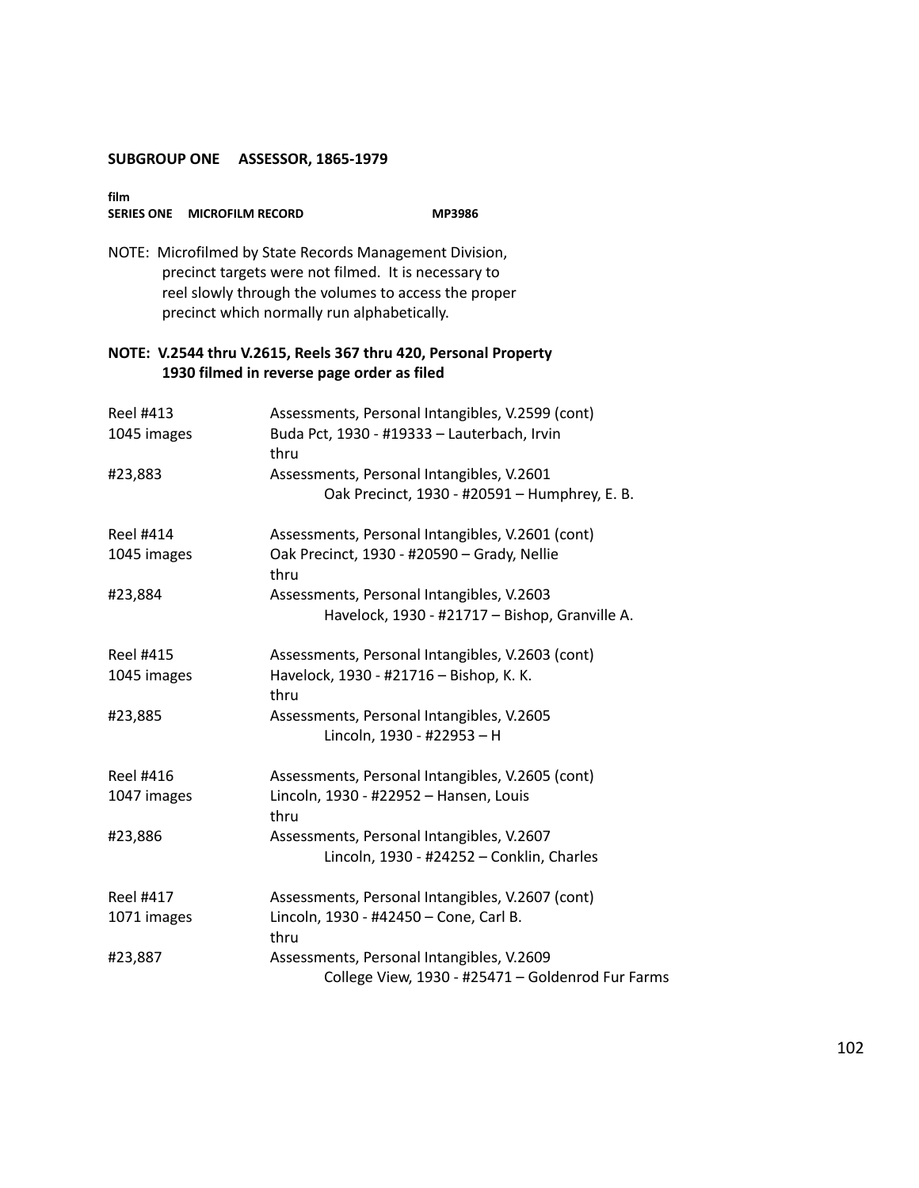**SUBGROUP ONE    ASSESSOR, 1865-1979**

**film**
**SERIES ONE    MICROFILM RECORD    MP3986**

NOTE: Microfilmed by State Records Management Division, precinct targets were not filmed. It is necessary to reel slowly through the volumes to access the proper precinct which normally run alphabetically.

**NOTE: V.2544 thru V.2615, Reels 367 thru 420, Personal Property 1930 filmed in reverse page order as filed**

| | |
|---|---|
| Reel #413<br>1045 images<br><br>#23,883 | Assessments, Personal Intangibles, V.2599 (cont)<br>Buda Pct, 1930 - #19333 – Lauterbach, Irvin<br>thru<br>Assessments, Personal Intangibles, V.2601<br>Oak Precinct, 1930 - #20591 – Humphrey, E. B. |
| Reel #414<br>1045 images<br><br>#23,884 | Assessments, Personal Intangibles, V.2601 (cont)<br>Oak Precinct, 1930 - #20590 – Grady, Nellie<br>thru<br>Assessments, Personal Intangibles, V.2603<br>Havelock, 1930 - #21717 – Bishop, Granville A. |
| Reel #415<br>1045 images<br><br>#23,885 | Assessments, Personal Intangibles, V.2603 (cont)<br>Havelock, 1930 - #21716 – Bishop, K. K.<br>thru<br>Assessments, Personal Intangibles, V.2605<br>Lincoln, 1930 - #22953 – H |
| Reel #416<br>1047 images<br><br>#23,886 | Assessments, Personal Intangibles, V.2605 (cont)<br>Lincoln, 1930 - #22952 – Hansen, Louis<br>thru<br>Assessments, Personal Intangibles, V.2607<br>Lincoln, 1930 - #24252 – Conklin, Charles |
| Reel #417<br>1071 images<br><br>#23,887 | Assessments, Personal Intangibles, V.2607 (cont)<br>Lincoln, 1930 - #42450 – Cone, Carl B.<br>thru<br>Assessments, Personal Intangibles, V.2609<br>College View, 1930 - #25471 – Goldenrod Fur Farms |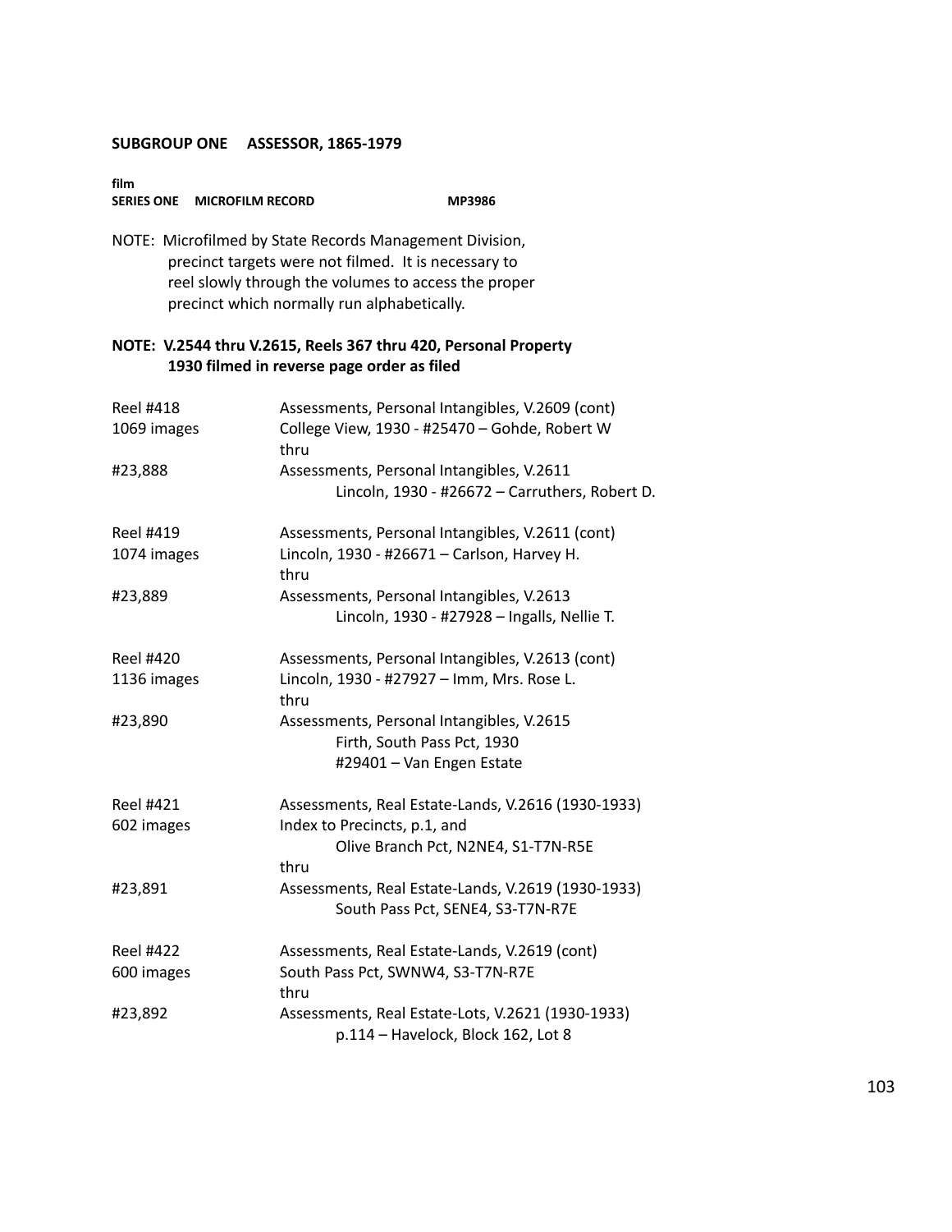**SUBGROUP ONE ASSESSOR, 1865-1979**

**film**
**SERIES ONE MICROFILM RECORD MP3986**

NOTE: Microfilmed by State Records Management Division, precinct targets were not filmed. It is necessary to reel slowly through the volumes to access the proper precinct which normally run alphabetically.

**NOTE: V.2544 thru V.2615, Reels 367 thru 420, Personal Property 1930 filmed in reverse page order as filed**

| | |
|---|---|
| Reel #418 | Assessments, Personal Intangibles, V.2609 (cont) |
| 1069 images | College View, 1930 - #25470 – Gohde, Robert W |
| | thru |
| #23,888 | Assessments, Personal Intangibles, V.2611 |
| | Lincoln, 1930 - #26672 – Carruthers, Robert D. |
| | |
| Reel #419 | Assessments, Personal Intangibles, V.2611 (cont) |
| 1074 images | Lincoln, 1930 - #26671 – Carlson, Harvey H. |
| | thru |
| #23,889 | Assessments, Personal Intangibles, V.2613 |
| | Lincoln, 1930 - #27928 – Ingalls, Nellie T. |
| | |
| Reel #420 | Assessments, Personal Intangibles, V.2613 (cont) |
| 1136 images | Lincoln, 1930 - #27927 – Imm, Mrs. Rose L. |
| | thru |
| #23,890 | Assessments, Personal Intangibles, V.2615 |
| | Firth, South Pass Pct, 1930 |
| | #29401 – Van Engen Estate |
| | |
| Reel #421 | Assessments, Real Estate-Lands, V.2616 (1930-1933) |
| 602 images | Index to Precincts, p.1, and |
| | Olive Branch Pct, N2NE4, S1-T7N-R5E |
| | thru |
| #23,891 | Assessments, Real Estate-Lands, V.2619 (1930-1933) |
| | South Pass Pct, SENE4, S3-T7N-R7E |
| | |
| Reel #422 | Assessments, Real Estate-Lands, V.2619 (cont) |
| 600 images | South Pass Pct, SWNW4, S3-T7N-R7E |
| | thru |
| #23,892 | Assessments, Real Estate-Lots, V.2621 (1930-1933) |
| | p.114 – Havelock, Block 162, Lot 8 |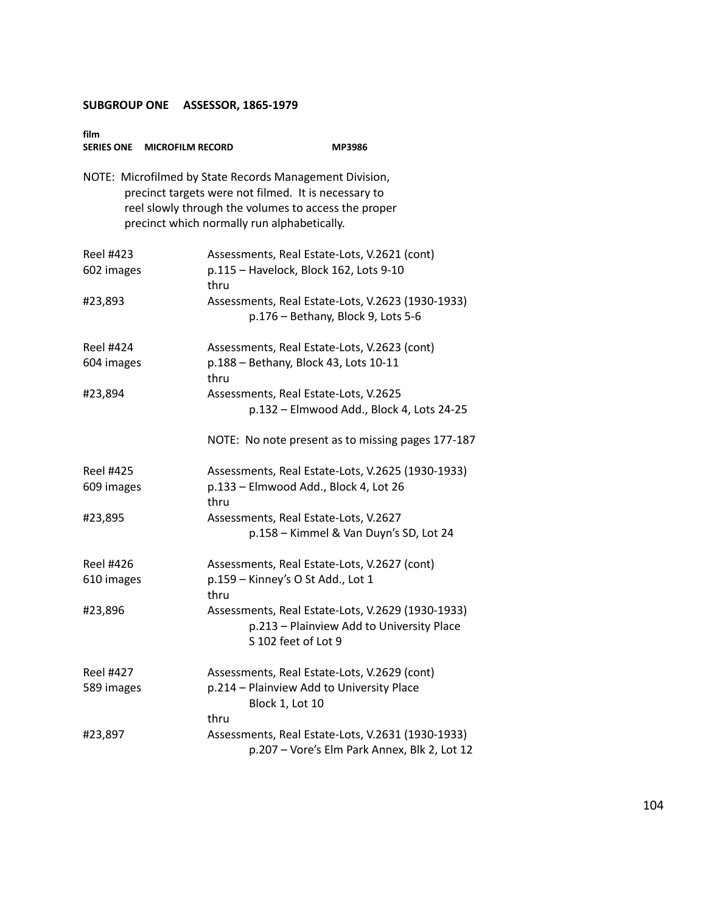**SUBGROUP ONE ASSESSOR, 1865-1979**

**film**
**SERIES ONE MICROFILM RECORD MP3986**

NOTE: Microfilmed by State Records Management Division, precinct targets were not filmed. It is necessary to reel slowly through the volumes to access the proper precinct which normally run alphabetically.

| | |
|---|---|
| Reel #423 | Assessments, Real Estate-Lots, V.2621 (cont) |
| 602 images | p.115 – Havelock, Block 162, Lots 9-10 |
| | thru |
| #23,893 | Assessments, Real Estate-Lots, V.2623 (1930-1933) |
| | p.176 – Bethany, Block 9, Lots 5-6 |
| | |
| Reel #424 | Assessments, Real Estate-Lots, V.2623 (cont) |
| 604 images | p.188 – Bethany, Block 43, Lots 10-11 |
| | thru |
| #23,894 | Assessments, Real Estate-Lots, V.2625 |
| | p.132 – Elmwood Add., Block 4, Lots 24-25 |
| | NOTE: No note present as to missing pages 177-187 |
| | |
| Reel #425 | Assessments, Real Estate-Lots, V.2625 (1930-1933) |
| 609 images | p.133 – Elmwood Add., Block 4, Lot 26 |
| | thru |
| #23,895 | Assessments, Real Estate-Lots, V.2627 |
| | p.158 – Kimmel & Van Duyn's SD, Lot 24 |
| | |
| Reel #426 | Assessments, Real Estate-Lots, V.2627 (cont) |
| 610 images | p.159 – Kinney's O St Add., Lot 1 |
| | thru |
| #23,896 | Assessments, Real Estate-Lots, V.2629 (1930-1933) |
| | p.213 – Plainview Add to University Place S 102 feet of Lot 9 |
| | |
| Reel #427 | Assessments, Real Estate-Lots, V.2629 (cont) |
| 589 images | p.214 – Plainview Add to University Place Block 1, Lot 10 |
| | thru |
| #23,897 | Assessments, Real Estate-Lots, V.2631 (1930-1933) |
| | p.207 – Vore's Elm Park Annex, Blk 2, Lot 12 |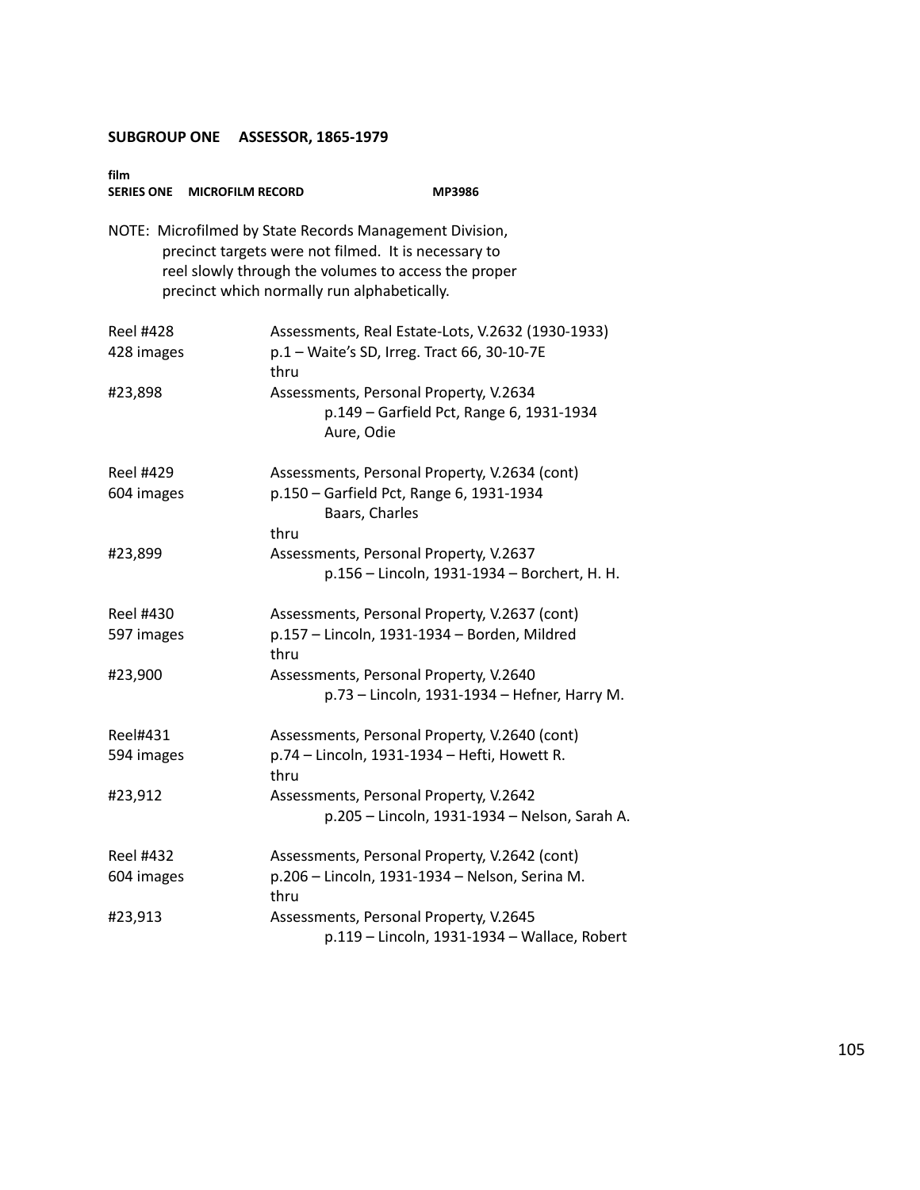**SUBGROUP ONE ASSESSOR, 1865-1979**

**film**
**SERIES ONE MICROFILM RECORD MP3986**

NOTE: Microfilmed by State Records Management Division, precinct targets were not filmed. It is necessary to reel slowly through the volumes to access the proper precinct which normally run alphabetically.

| | |
|---|---|
| Reel #428 | Assessments, Real Estate-Lots, V.2632 (1930-1933) |
| 428 images | p.1 – Waite's SD, Irreg. Tract 66, 30-10-7E |
| | thru |
| #23,898 | Assessments, Personal Property, V.2634 |
| | p.149 – Garfield Pct, Range 6, 1931-1934 |
| | Aure, Odie |
| Reel #429 | Assessments, Personal Property, V.2634 (cont) |
| 604 images | p.150 – Garfield Pct, Range 6, 1931-1934 |
| | Baars, Charles |
| | thru |
| #23,899 | Assessments, Personal Property, V.2637 |
| | p.156 – Lincoln, 1931-1934 – Borchert, H. H. |
| Reel #430 | Assessments, Personal Property, V.2637 (cont) |
| 597 images | p.157 – Lincoln, 1931-1934 – Borden, Mildred |
| | thru |
| #23,900 | Assessments, Personal Property, V.2640 |
| | p.73 – Lincoln, 1931-1934 – Hefner, Harry M. |
| Reel#431 | Assessments, Personal Property, V.2640 (cont) |
| 594 images | p.74 – Lincoln, 1931-1934 – Hefti, Howett R. |
| | thru |
| #23,912 | Assessments, Personal Property, V.2642 |
| | p.205 – Lincoln, 1931-1934 – Nelson, Sarah A. |
| Reel #432 | Assessments, Personal Property, V.2642 (cont) |
| 604 images | p.206 – Lincoln, 1931-1934 – Nelson, Serina M. |
| | thru |
| #23,913 | Assessments, Personal Property, V.2645 |
| | p.119 – Lincoln, 1931-1934 – Wallace, Robert |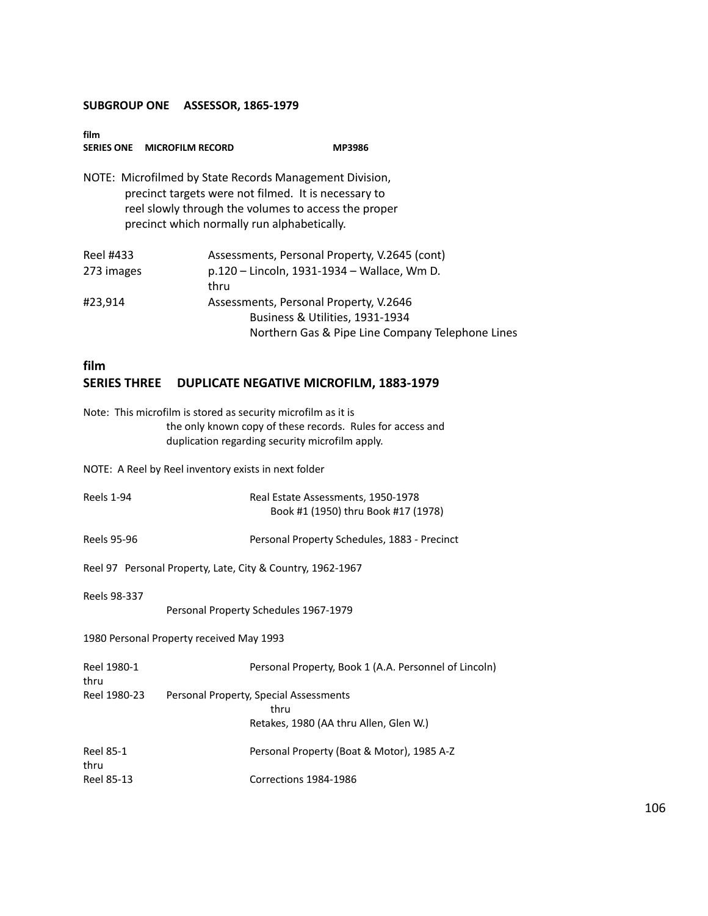### SUBGROUP ONE ASSESSOR, 1865-1979

**film**
**SERIES ONE MICROFILM RECORD MP3986**

NOTE: Microfilmed by State Records Management Division, precinct targets were not filmed. It is necessary to reel slowly through the volumes to access the proper precinct which normally run alphabetically.

| | |
|---|---|
| Reel #433 | Assessments, Personal Property, V.2645 (cont) |
| 273 images | p.120 – Lincoln, 1931-1934 – Wallace, Wm D. |
| | thru |
| #23,914 | Assessments, Personal Property, V.2646 |
| | Business & Utilities, 1931-1934 |
| | Northern Gas & Pipe Line Company Telephone Lines |

**film**

### SERIES THREE DUPLICATE NEGATIVE MICROFILM, 1883-1979

Note: This microfilm is stored as security microfilm as it is the only known copy of these records. Rules for access and duplication regarding security microfilm apply.

NOTE: A Reel by Reel inventory exists in next folder

| | |
|---|---|
| Reels 1-94 | Real Estate Assessments, 1950-1978 |
| | Book #1 (1950) thru Book #17 (1978) |
| Reels 95-96 | Personal Property Schedules, 1883 - Precinct |

Reel 97 Personal Property, Late, City & Country, 1962-1967

Reels 98-337
Personal Property Schedules 1967-1979

1980 Personal Property received May 1993

| | |
|---|---|
| Reel 1980-1 | Personal Property, Book 1 (A.A. Personnel of Lincoln) |
| thru | |
| Reel 1980-23 | Personal Property, Special Assessments |
| | thru |
| | Retakes, 1980 (AA thru Allen, Glen W.) |
| Reel 85-1 | Personal Property (Boat & Motor), 1985 A-Z |
| thru | |
| Reel 85-13 | Corrections 1984-1986 |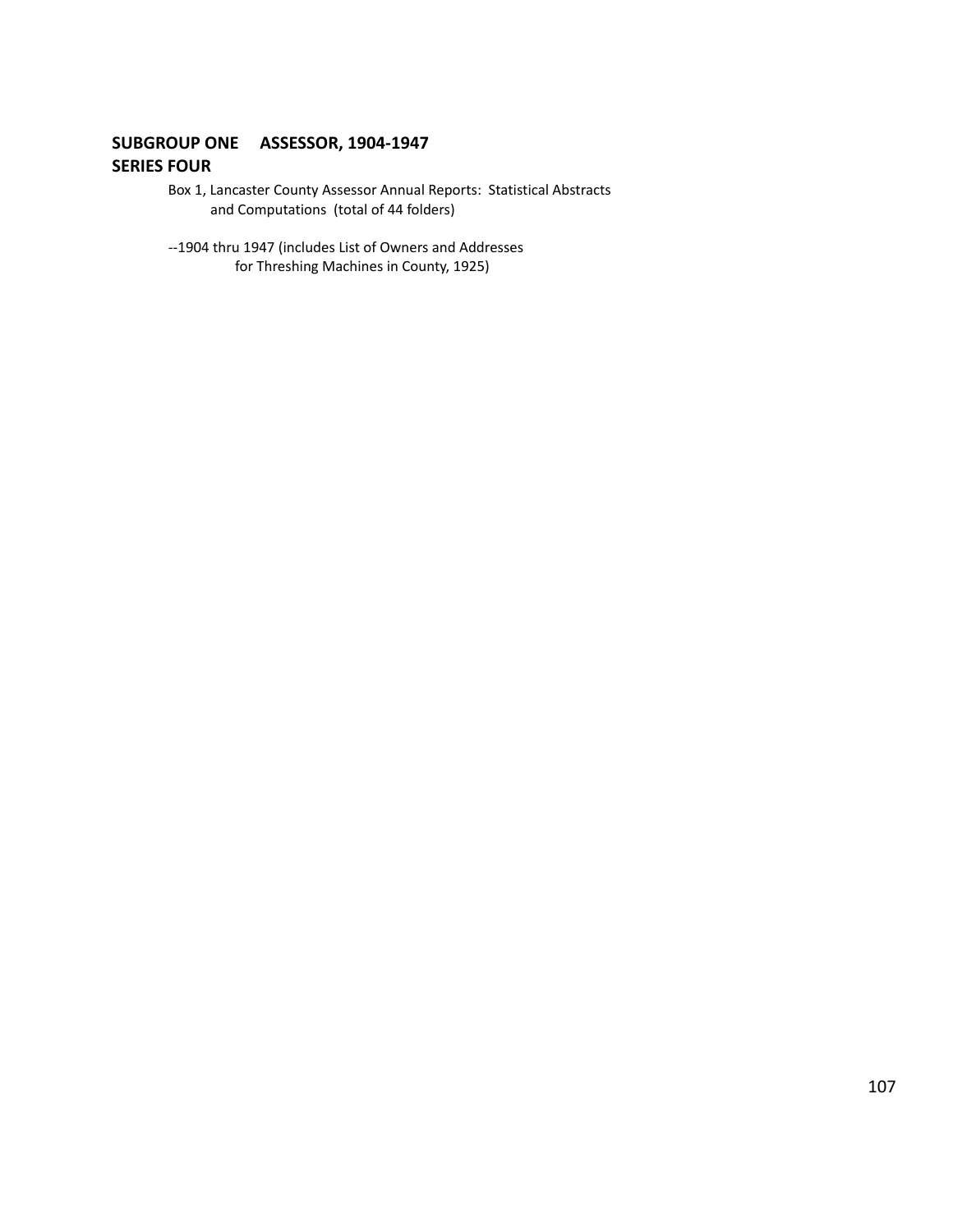## SUBGROUP ONE ASSESSOR, 1904-1947
## SERIES FOUR

Box 1, Lancaster County Assessor Annual Reports: Statistical Abstracts and Computations (total of 44 folders)

--1904 thru 1947 (includes List of Owners and Addresses for Threshing Machines in County, 1925)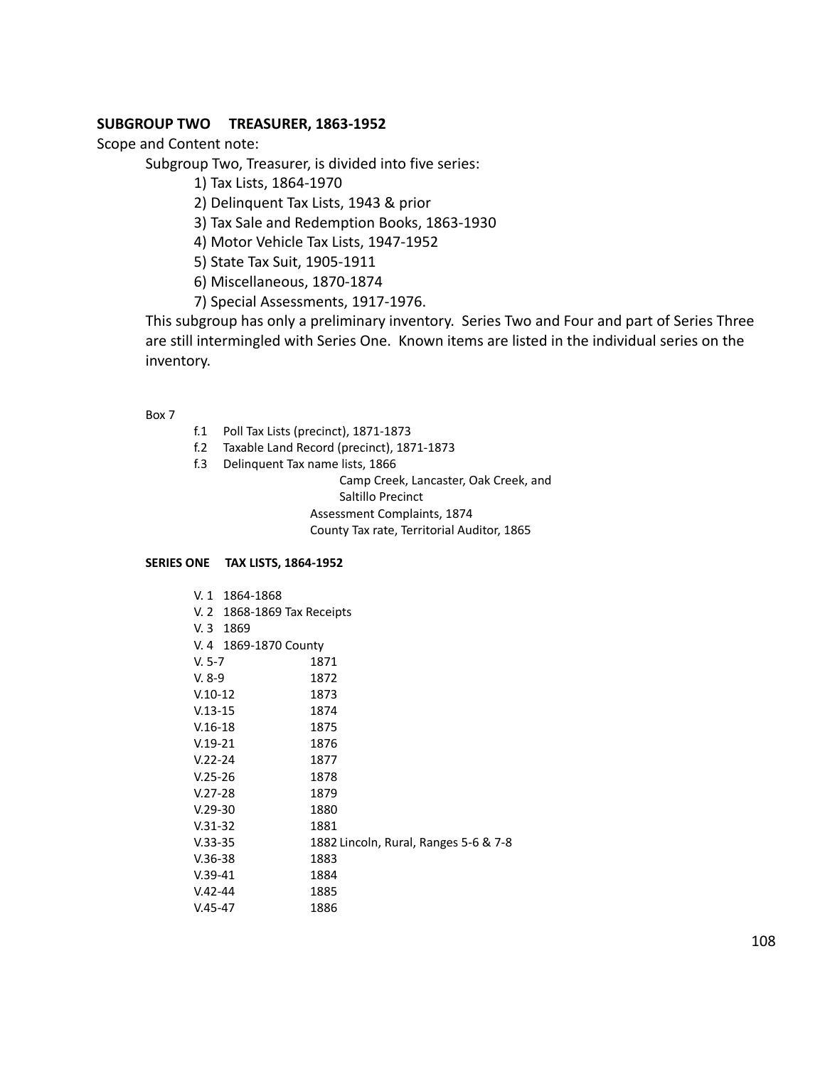**SUBGROUP TWO TREASURER, 1863-1952**

Scope and Content note:

Subgroup Two, Treasurer, is divided into five series:

1) Tax Lists, 1864-1970
2) Delinquent Tax Lists, 1943 & prior
3) Tax Sale and Redemption Books, 1863-1930
4) Motor Vehicle Tax Lists, 1947-1952
5) State Tax Suit, 1905-1911
6) Miscellaneous, 1870-1874
7) Special Assessments, 1917-1976.

This subgroup has only a preliminary inventory. Series Two and Four and part of Series Three are still intermingled with Series One. Known items are listed in the individual series on the inventory.

Box 7

- f.1 Poll Tax Lists (precinct), 1871-1873
- f.2 Taxable Land Record (precinct), 1871-1873
- f.3 Delinquent Tax name lists, 1866
  - Camp Creek, Lancaster, Oak Creek, and Saltillo Precinct
  - Assessment Complaints, 1874
  - County Tax rate, Territorial Auditor, 1865

**SERIES ONE TAX LISTS, 1864-1952**

- V. 1 1864-1868
- V. 2 1868-1869 Tax Receipts
- V. 3 1869
- V. 4 1869-1870 County
- V. 5-7 1871
- V. 8-9 1872
- V.10-12 1873
- V.13-15 1874
- V.16-18 1875
- V.19-21 1876
- V.22-24 1877
- V.25-26 1878
- V.27-28 1879
- V.29-30 1880
- V.31-32 1881
- V.33-35 1882 Lincoln, Rural, Ranges 5-6 & 7-8
- V.36-38 1883
- V.39-41 1884
- V.42-44 1885
- V.45-47 1886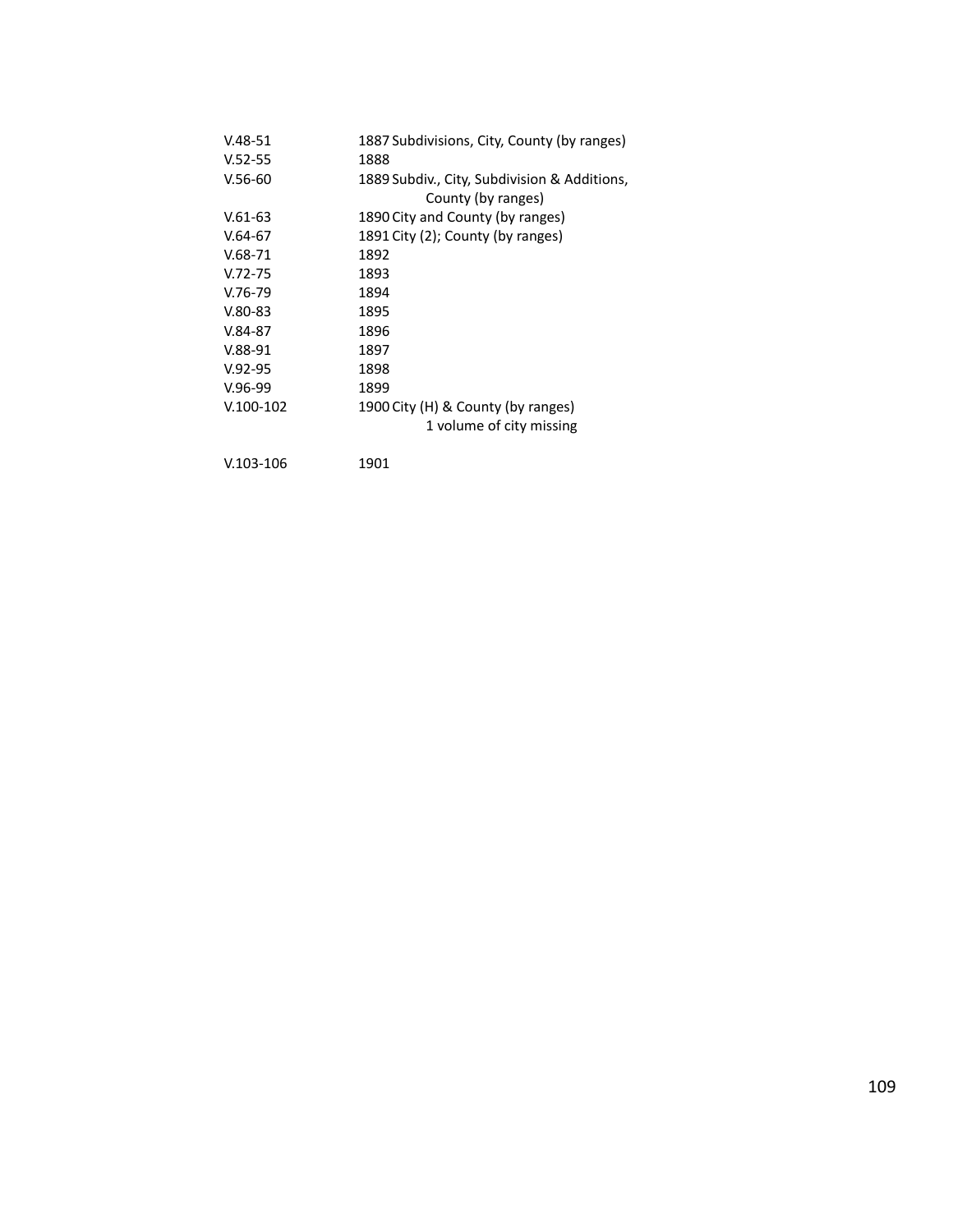| | |
|---|---|
| V.48-51 | 1887 Subdivisions, City, County (by ranges) |
| V.52-55 | 1888 |
| V.56-60 | 1889 Subdiv., City, Subdivision & Additions, County (by ranges) |
| V.61-63 | 1890 City and County (by ranges) |
| V.64-67 | 1891 City (2); County (by ranges) |
| V.68-71 | 1892 |
| V.72-75 | 1893 |
| V.76-79 | 1894 |
| V.80-83 | 1895 |
| V.84-87 | 1896 |
| V.88-91 | 1897 |
| V.92-95 | 1898 |
| V.96-99 | 1899 |
| V.100-102 | 1900 City (H) & County (by ranges) 1 volume of city missing |
| V.103-106 | 1901 |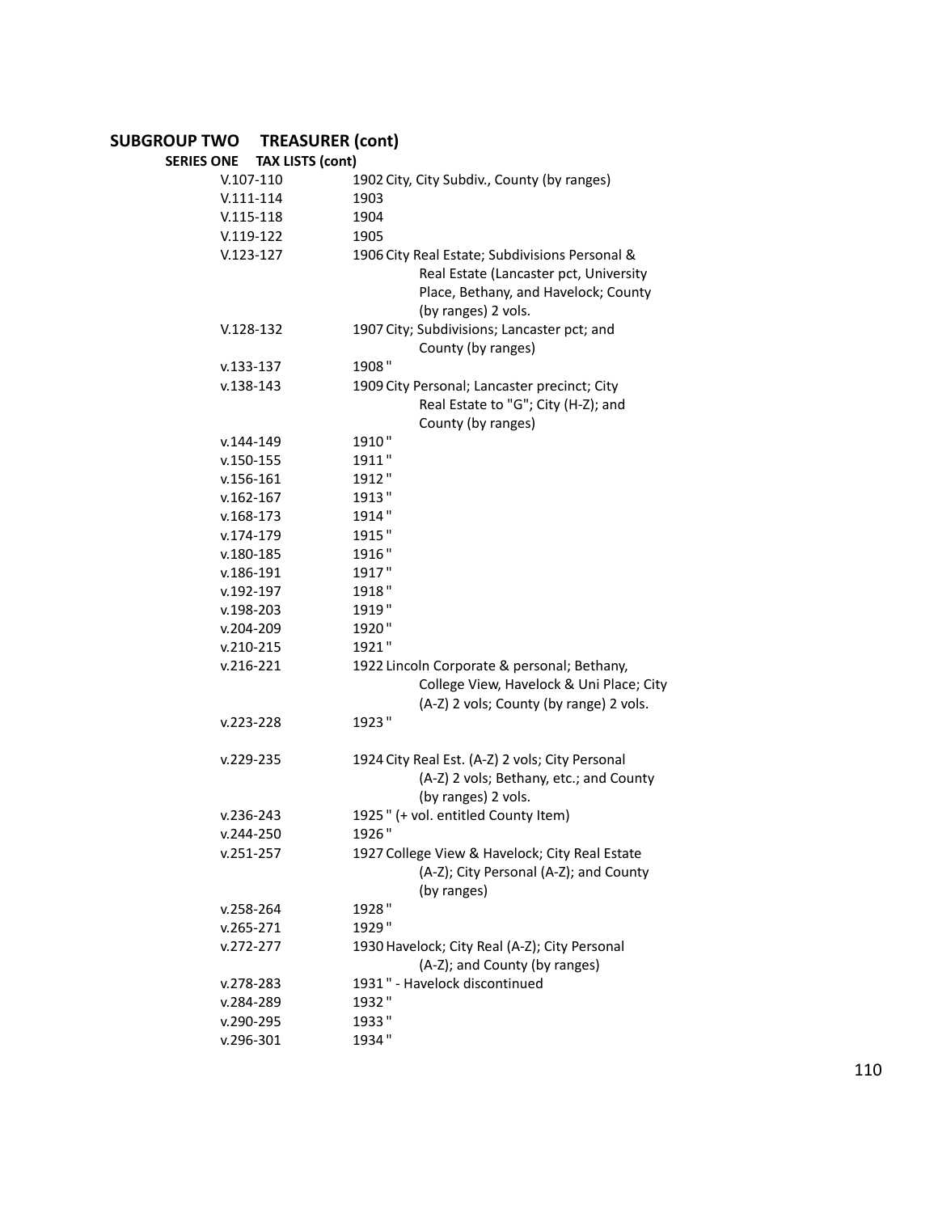## SUBGROUP TWO TREASURER (cont)

### SERIES ONE TAX LISTS (cont)

| | |
|---|---|
| V.107-110 | 1902 City, City Subdiv., County (by ranges) |
| V.111-114 | 1903 |
| V.115-118 | 1904 |
| V.119-122 | 1905 |
| V.123-127 | 1906 City Real Estate; Subdivisions Personal & Real Estate (Lancaster pct, University Place, Bethany, and Havelock; County (by ranges) 2 vols. |
| V.128-132 | 1907 City; Subdivisions; Lancaster pct; and County (by ranges) |
| v.133-137 | 1908 " |
| v.138-143 | 1909 City Personal; Lancaster precinct; City Real Estate to "G"; City (H-Z); and County (by ranges) |
| v.144-149 | 1910 " |
| v.150-155 | 1911 " |
| v.156-161 | 1912 " |
| v.162-167 | 1913 " |
| v.168-173 | 1914 " |
| v.174-179 | 1915 " |
| v.180-185 | 1916 " |
| v.186-191 | 1917 " |
| v.192-197 | 1918 " |
| v.198-203 | 1919 " |
| v.204-209 | 1920 " |
| v.210-215 | 1921 " |
| v.216-221 | 1922 Lincoln Corporate & personal; Bethany, College View, Havelock & Uni Place; City (A-Z) 2 vols; County (by range) 2 vols. |
| v.223-228 | 1923 " |
| v.229-235 | 1924 City Real Est. (A-Z) 2 vols; City Personal (A-Z) 2 vols; Bethany, etc.; and County (by ranges) 2 vols. |
| v.236-243 | 1925 " (+ vol. entitled County Item) |
| v.244-250 | 1926 " |
| v.251-257 | 1927 College View & Havelock; City Real Estate (A-Z); City Personal (A-Z); and County (by ranges) |
| v.258-264 | 1928 " |
| v.265-271 | 1929 " |
| v.272-277 | 1930 Havelock; City Real (A-Z); City Personal (A-Z); and County (by ranges) |
| v.278-283 | 1931 " - Havelock discontinued |
| v.284-289 | 1932 " |
| v.290-295 | 1933 " |
| v.296-301 | 1934 " |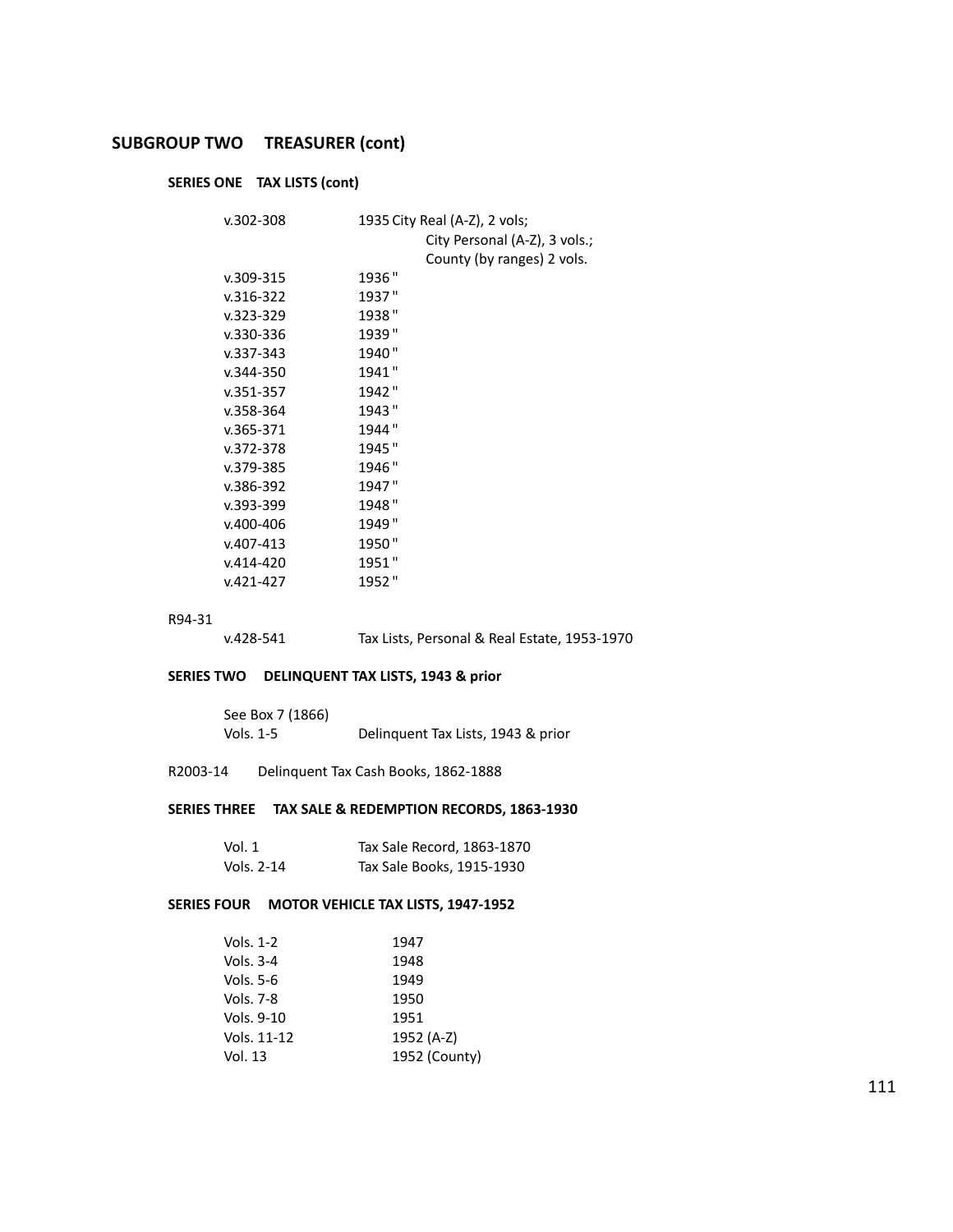## SUBGROUP TWO TREASURER (cont)

### SERIES ONE TAX LISTS (cont)

| | |
|---|---|
| v.302-308 | 1935 City Real (A-Z), 2 vols;<br>City Personal (A-Z), 3 vols.;<br>County (by ranges) 2 vols. |
| v.309-315 | 1936 " |
| v.316-322 | 1937 " |
| v.323-329 | 1938 " |
| v.330-336 | 1939 " |
| v.337-343 | 1940 " |
| v.344-350 | 1941 " |
| v.351-357 | 1942 " |
| v.358-364 | 1943 " |
| v.365-371 | 1944 " |
| v.372-378 | 1945 " |
| v.379-385 | 1946 " |
| v.386-392 | 1947 " |
| v.393-399 | 1948 " |
| v.400-406 | 1949 " |
| v.407-413 | 1950 " |
| v.414-420 | 1951 " |
| v.421-427 | 1952 " |

R94-31

| | |
|---|---|
| v.428-541 | Tax Lists, Personal & Real Estate, 1953-1970 |

### SERIES TWO DELINQUENT TAX LISTS, 1943 & prior

See Box 7 (1866)

| | |
|---|---|
| Vols. 1-5 | Delinquent Tax Lists, 1943 & prior |

R2003-14 Delinquent Tax Cash Books, 1862-1888

### SERIES THREE TAX SALE & REDEMPTION RECORDS, 1863-1930

| | |
|---|---|
| Vol. 1 | Tax Sale Record, 1863-1870 |
| Vols. 2-14 | Tax Sale Books, 1915-1930 |

### SERIES FOUR MOTOR VEHICLE TAX LISTS, 1947-1952

| | |
|---|---|
| Vols. 1-2 | 1947 |
| Vols. 3-4 | 1948 |
| Vols. 5-6 | 1949 |
| Vols. 7-8 | 1950 |
| Vols. 9-10 | 1951 |
| Vols. 11-12 | 1952 (A-Z) |
| Vol. 13 | 1952 (County) |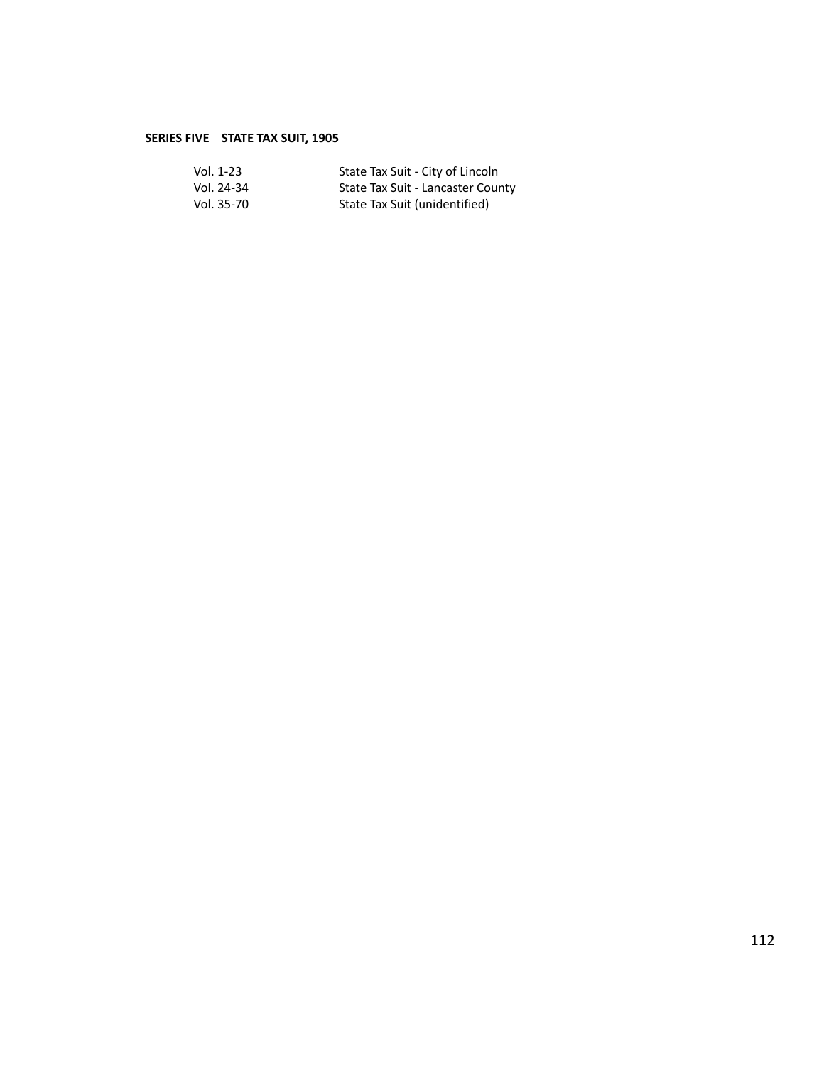**SERIES FIVE STATE TAX SUIT, 1905**

| | |
|---|---|
| Vol. 1-23 | State Tax Suit - City of Lincoln |
| Vol. 24-34 | State Tax Suit - Lancaster County |
| Vol. 35-70 | State Tax Suit (unidentified) |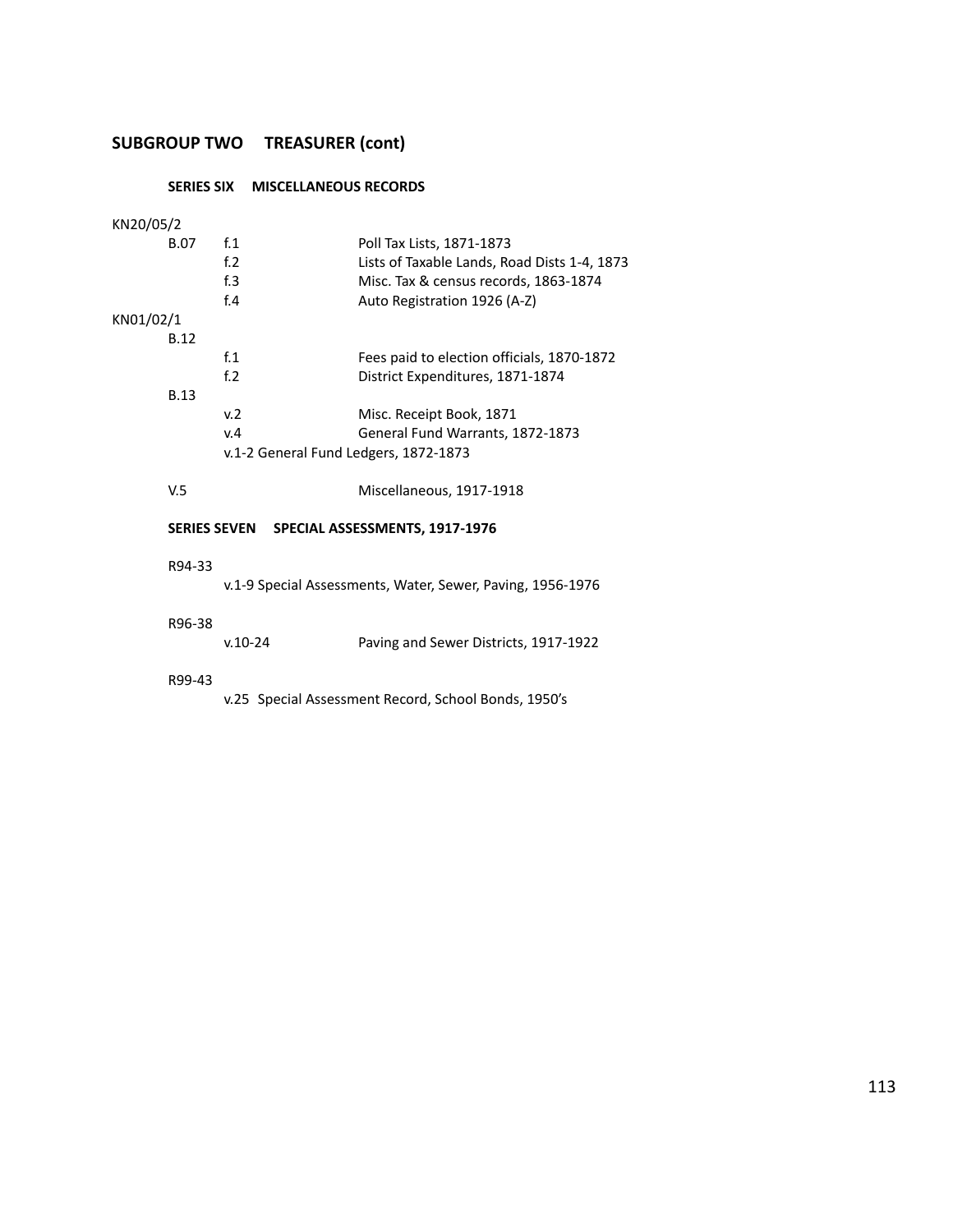## SUBGROUP TWO TREASURER (cont)

### SERIES SIX MISCELLANEOUS RECORDS

KN20/05/2

| | | |
|---|---|---|
| B.07 | f.1 | Poll Tax Lists, 1871-1873 |
| | f.2 | Lists of Taxable Lands, Road Dists 1-4, 1873 |
| | f.3 | Misc. Tax & census records, 1863-1874 |
| | f.4 | Auto Registration 1926 (A-Z) |

KN01/02/1

| | | |
|---|---|---|
| B.12 | | |
| | f.1 | Fees paid to election officials, 1870-1872 |
| | f.2 | District Expenditures, 1871-1874 |
| B.13 | | |
| | v.2 | Misc. Receipt Book, 1871 |
| | v.4 | General Fund Warrants, 1872-1873 |
| | v.1-2 General Fund Ledgers, 1872-1873 | |
| V.5 | | Miscellaneous, 1917-1918 |

### SERIES SEVEN SPECIAL ASSESSMENTS, 1917-1976

R94-33

v.1-9 Special Assessments, Water, Sewer, Paving, 1956-1976

R96-38

v.10-24 Paving and Sewer Districts, 1917-1922

R99-43

v.25 Special Assessment Record, School Bonds, 1950's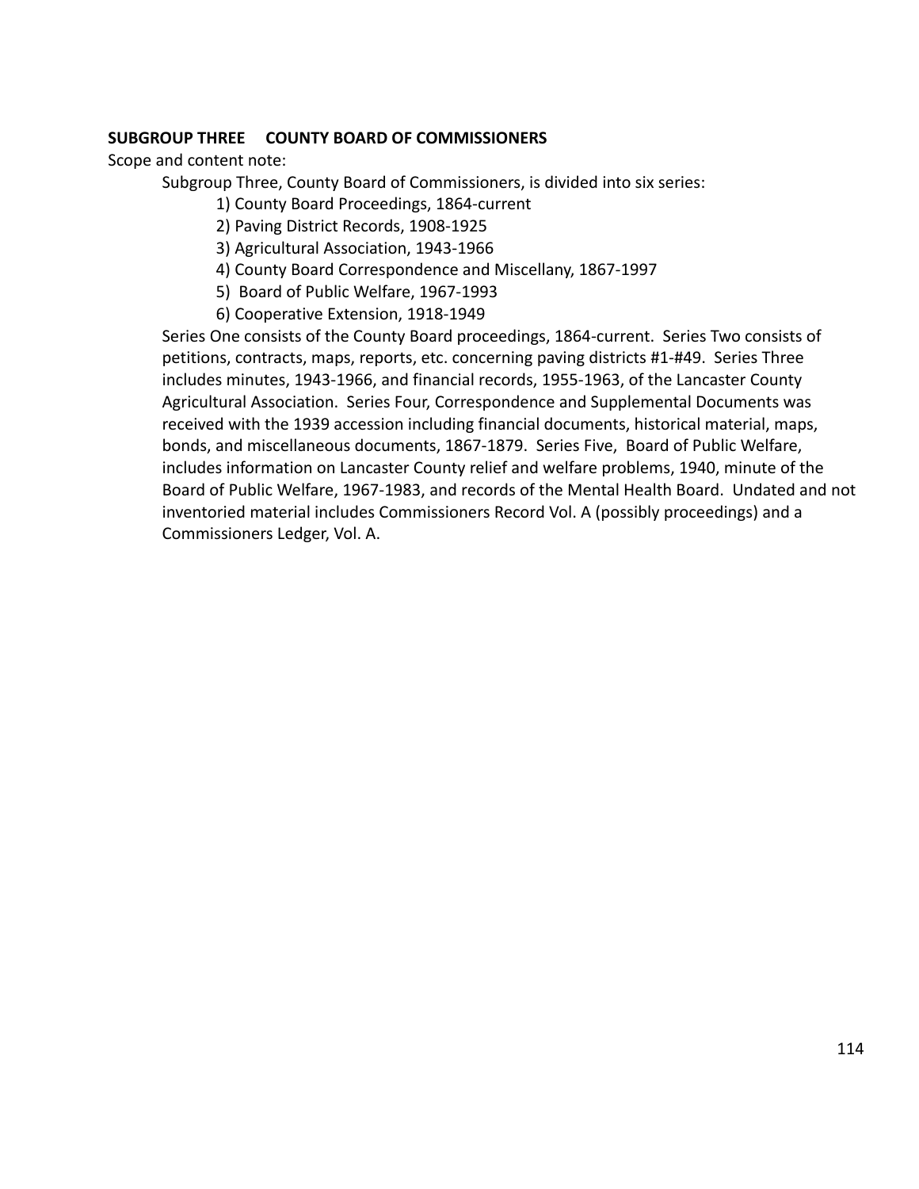**SUBGROUP THREE COUNTY BOARD OF COMMISSIONERS**

Scope and content note:

Subgroup Three, County Board of Commissioners, is divided into six series:

1) County Board Proceedings, 1864-current
2) Paving District Records, 1908-1925
3) Agricultural Association, 1943-1966
4) County Board Correspondence and Miscellany, 1867-1997
5) Board of Public Welfare, 1967-1993
6) Cooperative Extension, 1918-1949

Series One consists of the County Board proceedings, 1864-current. Series Two consists of petitions, contracts, maps, reports, etc. concerning paving districts #1-#49. Series Three includes minutes, 1943-1966, and financial records, 1955-1963, of the Lancaster County Agricultural Association. Series Four, Correspondence and Supplemental Documents was received with the 1939 accession including financial documents, historical material, maps, bonds, and miscellaneous documents, 1867-1879. Series Five, Board of Public Welfare, includes information on Lancaster County relief and welfare problems, 1940, minute of the Board of Public Welfare, 1967-1983, and records of the Mental Health Board. Undated and not inventoried material includes Commissioners Record Vol. A (possibly proceedings) and a Commissioners Ledger, Vol. A.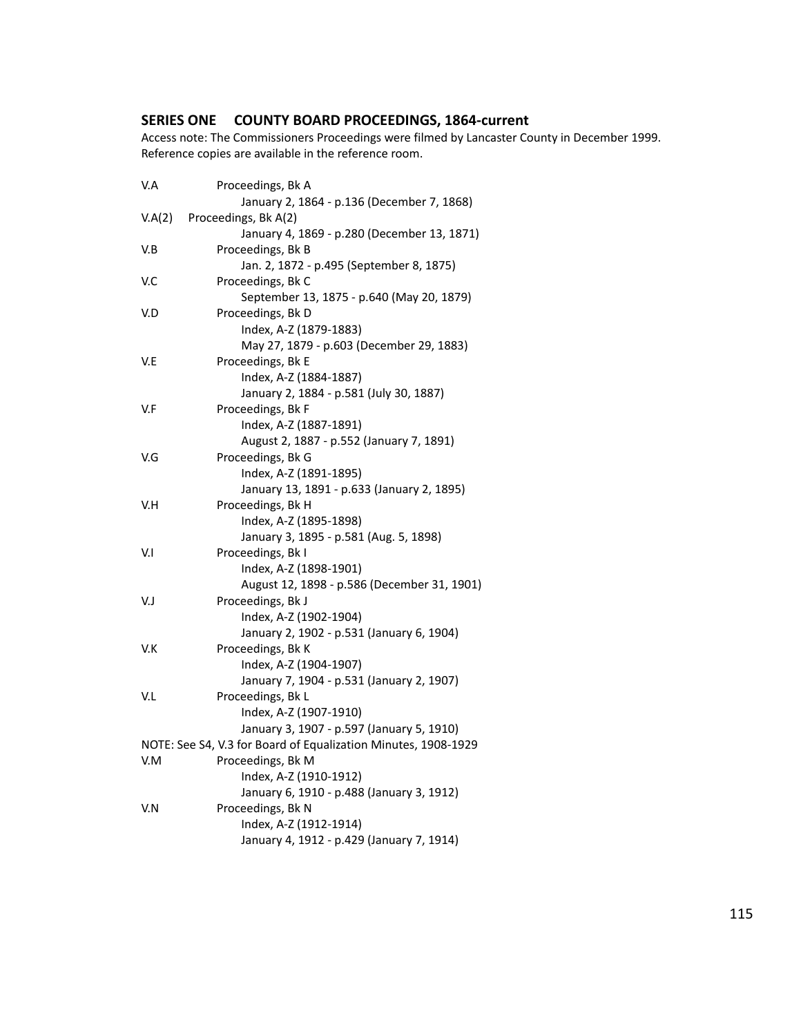## SERIES ONE COUNTY BOARD PROCEEDINGS, 1864-current

Access note: The Commissioners Proceedings were filmed by Lancaster County in December 1999. Reference copies are available in the reference room.

V.A Proceedings, Bk A
  January 2, 1864 - p.136 (December 7, 1868)

V.A(2) Proceedings, Bk A(2)
  January 4, 1869 - p.280 (December 13, 1871)

V.B Proceedings, Bk B
  Jan. 2, 1872 - p.495 (September 8, 1875)

V.C Proceedings, Bk C
  September 13, 1875 - p.640 (May 20, 1879)

V.D Proceedings, Bk D
  Index, A-Z (1879-1883)
  May 27, 1879 - p.603 (December 29, 1883)

V.E Proceedings, Bk E
  Index, A-Z (1884-1887)
  January 2, 1884 - p.581 (July 30, 1887)

V.F Proceedings, Bk F
  Index, A-Z (1887-1891)
  August 2, 1887 - p.552 (January 7, 1891)

V.G Proceedings, Bk G
  Index, A-Z (1891-1895)
  January 13, 1891 - p.633 (January 2, 1895)

V.H Proceedings, Bk H
  Index, A-Z (1895-1898)
  January 3, 1895 - p.581 (Aug. 5, 1898)

V.I Proceedings, Bk I
  Index, A-Z (1898-1901)
  August 12, 1898 - p.586 (December 31, 1901)

V.J Proceedings, Bk J
  Index, A-Z (1902-1904)
  January 2, 1902 - p.531 (January 6, 1904)

V.K Proceedings, Bk K
  Index, A-Z (1904-1907)
  January 7, 1904 - p.531 (January 2, 1907)

V.L Proceedings, Bk L
  Index, A-Z (1907-1910)
  January 3, 1907 - p.597 (January 5, 1910)

NOTE: See S4, V.3 for Board of Equalization Minutes, 1908-1929

V.M Proceedings, Bk M
  Index, A-Z (1910-1912)
  January 6, 1910 - p.488 (January 3, 1912)

V.N Proceedings, Bk N
  Index, A-Z (1912-1914)
  January 4, 1912 - p.429 (January 7, 1914)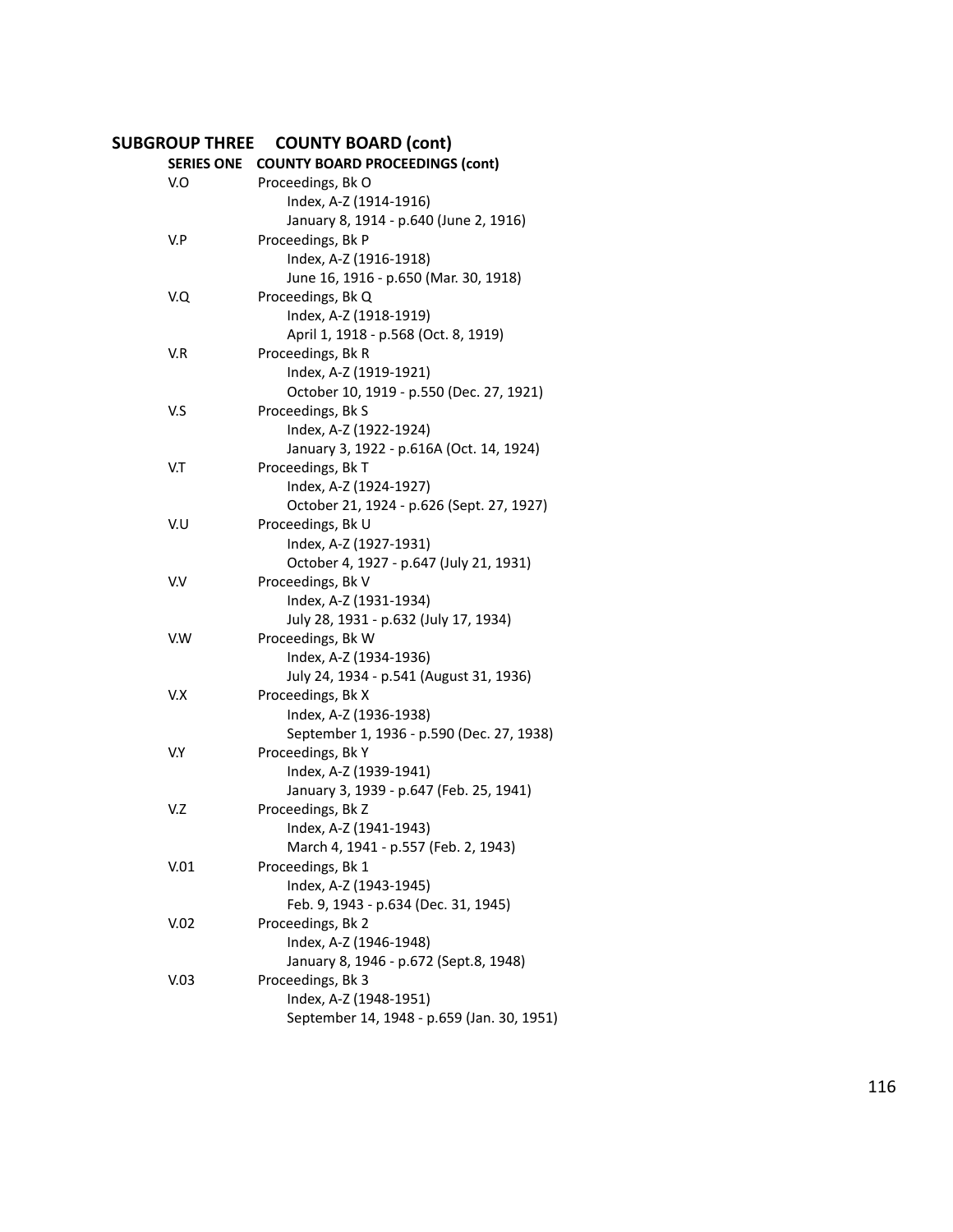## SUBGROUP THREE COUNTY BOARD (cont)

### SERIES ONE COUNTY BOARD PROCEEDINGS (cont)

V.O Proceedings, Bk O
- Index, A-Z (1914-1916)
- January 8, 1914 - p.640 (June 2, 1916)

V.P Proceedings, Bk P
- Index, A-Z (1916-1918)
- June 16, 1916 - p.650 (Mar. 30, 1918)

V.Q Proceedings, Bk Q
- Index, A-Z (1918-1919)
- April 1, 1918 - p.568 (Oct. 8, 1919)

V.R Proceedings, Bk R
- Index, A-Z (1919-1921)
- October 10, 1919 - p.550 (Dec. 27, 1921)

V.S Proceedings, Bk S
- Index, A-Z (1922-1924)
- January 3, 1922 - p.616A (Oct. 14, 1924)

V.T Proceedings, Bk T
- Index, A-Z (1924-1927)
- October 21, 1924 - p.626 (Sept. 27, 1927)

V.U Proceedings, Bk U
- Index, A-Z (1927-1931)
- October 4, 1927 - p.647 (July 21, 1931)

V.V Proceedings, Bk V
- Index, A-Z (1931-1934)
- July 28, 1931 - p.632 (July 17, 1934)

V.W Proceedings, Bk W
- Index, A-Z (1934-1936)
- July 24, 1934 - p.541 (August 31, 1936)

V.X Proceedings, Bk X
- Index, A-Z (1936-1938)
- September 1, 1936 - p.590 (Dec. 27, 1938)

V.Y Proceedings, Bk Y
- Index, A-Z (1939-1941)
- January 3, 1939 - p.647 (Feb. 25, 1941)

V.Z Proceedings, Bk Z
- Index, A-Z (1941-1943)
- March 4, 1941 - p.557 (Feb. 2, 1943)

V.01 Proceedings, Bk 1
- Index, A-Z (1943-1945)
- Feb. 9, 1943 - p.634 (Dec. 31, 1945)

V.02 Proceedings, Bk 2
- Index, A-Z (1946-1948)
- January 8, 1946 - p.672 (Sept.8, 1948)

V.03 Proceedings, Bk 3
- Index, A-Z (1948-1951)
- September 14, 1948 - p.659 (Jan. 30, 1951)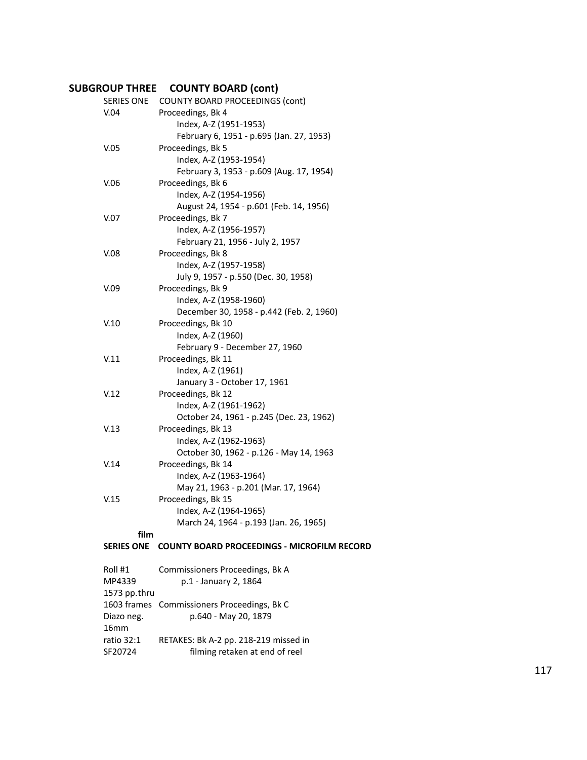## SUBGROUP THREE COUNTY BOARD (cont)

SERIES ONE COUNTY BOARD PROCEEDINGS (cont)

V.04 Proceedings, Bk 4
- Index, A-Z (1951-1953)
- February 6, 1951 - p.695 (Jan. 27, 1953)

V.05 Proceedings, Bk 5
- Index, A-Z (1953-1954)
- February 3, 1953 - p.609 (Aug. 17, 1954)

V.06 Proceedings, Bk 6
- Index, A-Z (1954-1956)
- August 24, 1954 - p.601 (Feb. 14, 1956)

V.07 Proceedings, Bk 7
- Index, A-Z (1956-1957)
- February 21, 1956 - July 2, 1957

V.08 Proceedings, Bk 8
- Index, A-Z (1957-1958)
- July 9, 1957 - p.550 (Dec. 30, 1958)

V.09 Proceedings, Bk 9
- Index, A-Z (1958-1960)
- December 30, 1958 - p.442 (Feb. 2, 1960)

V.10 Proceedings, Bk 10
- Index, A-Z (1960)
- February 9 - December 27, 1960

V.11 Proceedings, Bk 11
- Index, A-Z (1961)
- January 3 - October 17, 1961

V.12 Proceedings, Bk 12
- Index, A-Z (1961-1962)
- October 24, 1961 - p.245 (Dec. 23, 1962)

V.13 Proceedings, Bk 13
- Index, A-Z (1962-1963)
- October 30, 1962 - p.126 - May 14, 1963

V.14 Proceedings, Bk 14
- Index, A-Z (1963-1964)
- May 21, 1963 - p.201 (Mar. 17, 1964)

V.15 Proceedings, Bk 15
- Index, A-Z (1964-1965)
- March 24, 1964 - p.193 (Jan. 26, 1965)

**film**

**SERIES ONE COUNTY BOARD PROCEEDINGS - MICROFILM RECORD**

| | |
|---|---|
| Roll #1 | Commissioners Proceedings, Bk A |
| MP4339 | p.1 - January 2, 1864 |
| 1573 pp.thru | |
| 1603 frames | Commissioners Proceedings, Bk C |
| Diazo neg. | p.640 - May 20, 1879 |
| 16mm | |
| ratio 32:1 | RETAKES: Bk A-2 pp. 218-219 missed in |
| SF20724 | filming retaken at end of reel |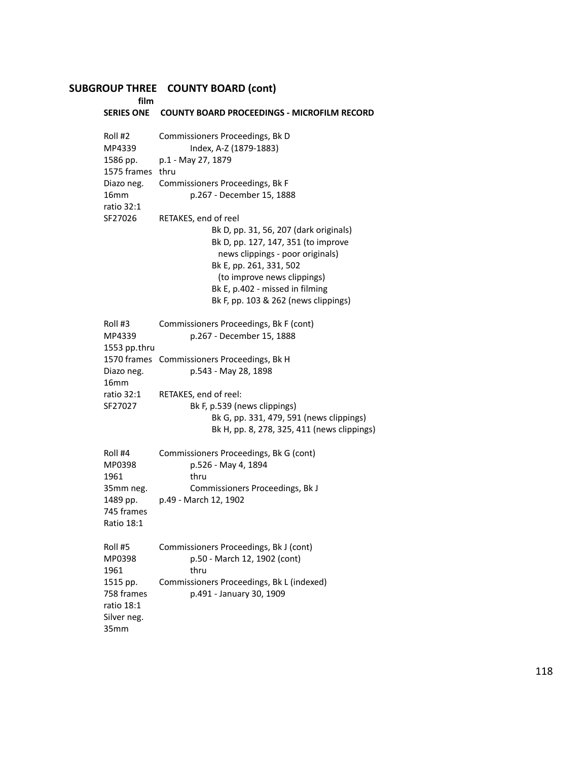## SUBGROUP THREE COUNTY BOARD (cont)

**film**

### SERIES ONE COUNTY BOARD PROCEEDINGS - MICROFILM RECORD

| | |
|---|---|
| Roll #2 | Commissioners Proceedings, Bk D |
| MP4339 | Index, A-Z (1879-1883) |
| 1586 pp. | p.1 - May 27, 1879 |
| 1575 frames | thru |
| Diazo neg. | Commissioners Proceedings, Bk F |
| 16mm | p.267 - December 15, 1888 |
| ratio 32:1 | |
| SF27026 | RETAKES, end of reel |
| | Bk D, pp. 31, 56, 207 (dark originals) |
| | Bk D, pp. 127, 147, 351 (to improve news clippings - poor originals) |
| | Bk E, pp. 261, 331, 502 (to improve news clippings) |
| | Bk E, p.402 - missed in filming |
| | Bk F, pp. 103 & 262 (news clippings) |

| | |
|---|---|
| Roll #3 | Commissioners Proceedings, Bk F (cont) |
| MP4339 | p.267 - December 15, 1888 |
| 1553 pp.thru | |
| 1570 frames | Commissioners Proceedings, Bk H |
| Diazo neg. | p.543 - May 28, 1898 |
| 16mm | |
| ratio 32:1 | RETAKES, end of reel: |
| SF27027 | Bk F, p.539 (news clippings) |
| | Bk G, pp. 331, 479, 591 (news clippings) |
| | Bk H, pp. 8, 278, 325, 411 (news clippings) |

| | |
|---|---|
| Roll #4 | Commissioners Proceedings, Bk G (cont) |
| MP0398 | p.526 - May 4, 1894 |
| 1961 | thru |
| 35mm neg. | Commissioners Proceedings, Bk J |
| 1489 pp. | p.49 - March 12, 1902 |
| 745 frames | |
| Ratio 18:1 | |

| | |
|---|---|
| Roll #5 | Commissioners Proceedings, Bk J (cont) |
| MP0398 | p.50 - March 12, 1902 (cont) |
| 1961 | thru |
| 1515 pp. | Commissioners Proceedings, Bk L (indexed) |
| 758 frames | p.491 - January 30, 1909 |
| ratio 18:1 | |
| Silver neg. | |
| 35mm | |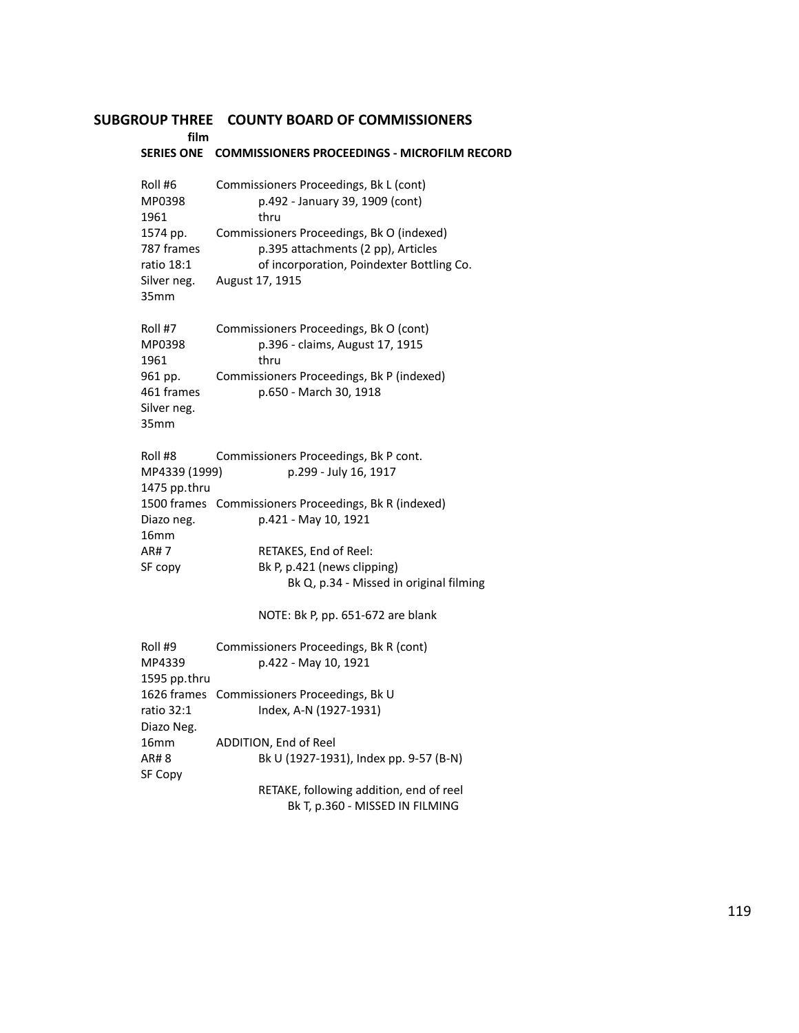## SUBGROUP THREE COUNTY BOARD OF COMMISSIONERS

**film**

### SERIES ONE COMMISSIONERS PROCEEDINGS - MICROFILM RECORD

| | |
|---|---|
| Roll #6 | Commissioners Proceedings, Bk L (cont) |
| MP0398 | p.492 - January 39, 1909 (cont) |
| 1961 | thru |
| 1574 pp. | Commissioners Proceedings, Bk O (indexed) |
| 787 frames | p.395 attachments (2 pp), Articles |
| ratio 18:1 | of incorporation, Poindexter Bottling Co. |
| Silver neg. | August 17, 1915 |
| 35mm | |

| | |
|---|---|
| Roll #7 | Commissioners Proceedings, Bk O (cont) |
| MP0398 | p.396 - claims, August 17, 1915 |
| 1961 | thru |
| 961 pp. | Commissioners Proceedings, Bk P (indexed) |
| 461 frames | p.650 - March 30, 1918 |
| Silver neg. | |
| 35mm | |

| | |
|---|---|
| Roll #8 | Commissioners Proceedings, Bk P cont. |
| MP4339 (1999) | p.299 - July 16, 1917 |
| 1475 pp. | thru |
| 1500 frames | Commissioners Proceedings, Bk R (indexed) |
| Diazo neg. | p.421 - May 10, 1921 |
| 16mm | |
| AR# 7 | RETAKES, End of Reel: |
| SF copy | Bk P, p.421 (news clipping) |
| | Bk Q, p.34 - Missed in original filming |
| | |
| | NOTE: Bk P, pp. 651-672 are blank |

| | |
|---|---|
| Roll #9 | Commissioners Proceedings, Bk R (cont) |
| MP4339 | p.422 - May 10, 1921 |
| 1595 pp. | thru |
| 1626 frames | Commissioners Proceedings, Bk U |
| ratio 32:1 | Index, A-N (1927-1931) |
| Diazo Neg. | |
| 16mm | ADDITION, End of Reel |
| AR# 8 | Bk U (1927-1931), Index pp. 9-57 (B-N) |
| SF Copy | |
| | RETAKE, following addition, end of reel |
| | Bk T, p.360 - MISSED IN FILMING |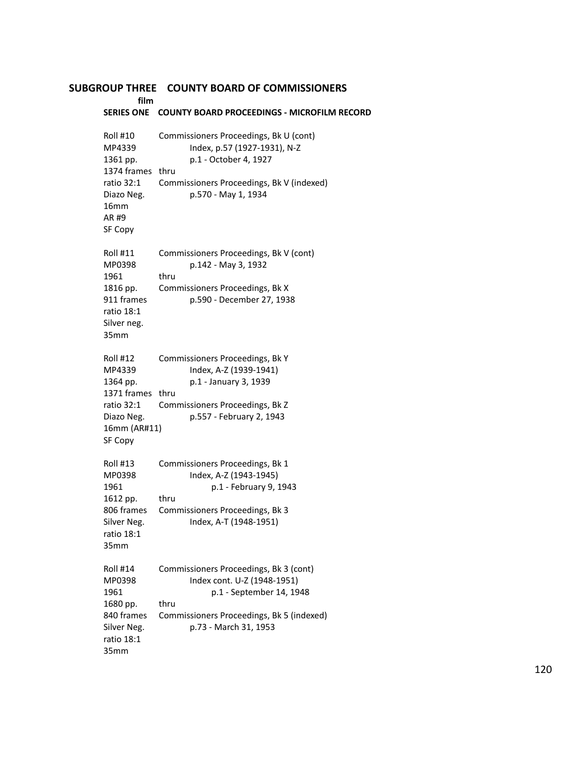## SUBGROUP THREE COUNTY BOARD OF COMMISSIONERS

**film**

### SERIES ONE COUNTY BOARD PROCEEDINGS - MICROFILM RECORD

| | |
|---|---|
| Roll #10 | Commissioners Proceedings, Bk U (cont) |
| MP4339 | Index, p.57 (1927-1931), N-Z |
| 1361 pp. | p.1 - October 4, 1927 |
| 1374 frames | thru |
| ratio 32:1 | Commissioners Proceedings, Bk V (indexed) |
| Diazo Neg. | p.570 - May 1, 1934 |
| 16mm | |
| AR #9 | |
| SF Copy | |

| | |
|---|---|
| Roll #11 | Commissioners Proceedings, Bk V (cont) |
| MP0398 | p.142 - May 3, 1932 |
| 1961 | thru |
| 1816 pp. | Commissioners Proceedings, Bk X |
| 911 frames | p.590 - December 27, 1938 |
| ratio 18:1 | |
| Silver neg. | |
| 35mm | |

| | |
|---|---|
| Roll #12 | Commissioners Proceedings, Bk Y |
| MP4339 | Index, A-Z (1939-1941) |
| 1364 pp. | p.1 - January 3, 1939 |
| 1371 frames | thru |
| ratio 32:1 | Commissioners Proceedings, Bk Z |
| Diazo Neg. | p.557 - February 2, 1943 |
| 16mm (AR#11) | |
| SF Copy | |

| | |
|---|---|
| Roll #13 | Commissioners Proceedings, Bk 1 |
| MP0398 | Index, A-Z (1943-1945) |
| 1961 | p.1 - February 9, 1943 |
| 1612 pp. | thru |
| 806 frames | Commissioners Proceedings, Bk 3 |
| Silver Neg. | Index, A-T (1948-1951) |
| ratio 18:1 | |
| 35mm | |

| | |
|---|---|
| Roll #14 | Commissioners Proceedings, Bk 3 (cont) |
| MP0398 | Index cont. U-Z (1948-1951) |
| 1961 | p.1 - September 14, 1948 |
| 1680 pp. | thru |
| 840 frames | Commissioners Proceedings, Bk 5 (indexed) |
| Silver Neg. | p.73 - March 31, 1953 |
| ratio 18:1 | |
| 35mm | |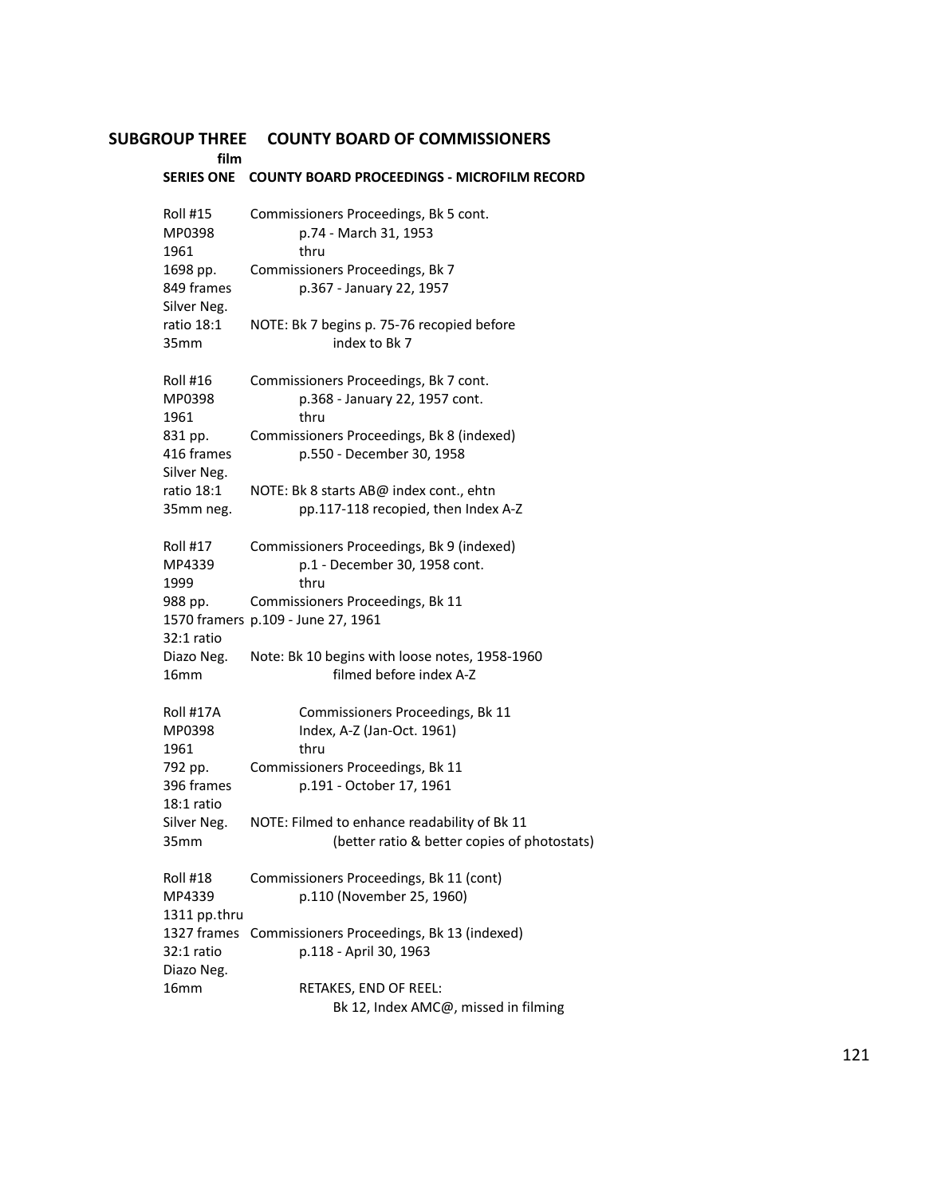## SUBGROUP THREE COUNTY BOARD OF COMMISSIONERS

**film**

### SERIES ONE COUNTY BOARD PROCEEDINGS - MICROFILM RECORD

| | |
|---|---|
| Roll #15 | Commissioners Proceedings, Bk 5 cont. |
| MP0398 | p.74 - March 31, 1953 |
| 1961 | thru |
| 1698 pp. | Commissioners Proceedings, Bk 7 |
| 849 frames | p.367 - January 22, 1957 |
| Silver Neg. | |
| ratio 18:1 | NOTE: Bk 7 begins p. 75-76 recopied before |
| 35mm | index to Bk 7 |

| | |
|---|---|
| Roll #16 | Commissioners Proceedings, Bk 7 cont. |
| MP0398 | p.368 - January 22, 1957 cont. |
| 1961 | thru |
| 831 pp. | Commissioners Proceedings, Bk 8 (indexed) |
| 416 frames | p.550 - December 30, 1958 |
| Silver Neg. | |
| ratio 18:1 | NOTE: Bk 8 starts AB@ index cont., ehtn |
| 35mm neg. | pp.117-118 recopied, then Index A-Z |

| | |
|---|---|
| Roll #17 | Commissioners Proceedings, Bk 9 (indexed) |
| MP4339 | p.1 - December 30, 1958 cont. |
| 1999 | thru |
| 988 pp. | Commissioners Proceedings, Bk 11 |
| 1570 framers | p.109 - June 27, 1961 |
| 32:1 ratio | |
| Diazo Neg. | Note: Bk 10 begins with loose notes, 1958-1960 |
| 16mm | filmed before index A-Z |

| | |
|---|---|
| Roll #17A | Commissioners Proceedings, Bk 11 |
| MP0398 | Index, A-Z (Jan-Oct. 1961) |
| 1961 | thru |
| 792 pp. | Commissioners Proceedings, Bk 11 |
| 396 frames | p.191 - October 17, 1961 |
| 18:1 ratio | |
| Silver Neg. | NOTE: Filmed to enhance readability of Bk 11 |
| 35mm | (better ratio & better copies of photostats) |

| | |
|---|---|
| Roll #18 | Commissioners Proceedings, Bk 11 (cont) |
| MP4339 | p.110 (November 25, 1960) |
| 1311 pp.thru | |
| 1327 frames | Commissioners Proceedings, Bk 13 (indexed) |
| 32:1 ratio | p.118 - April 30, 1963 |
| Diazo Neg. | |
| 16mm | RETAKES, END OF REEL: |
| | Bk 12, Index AMC@, missed in filming |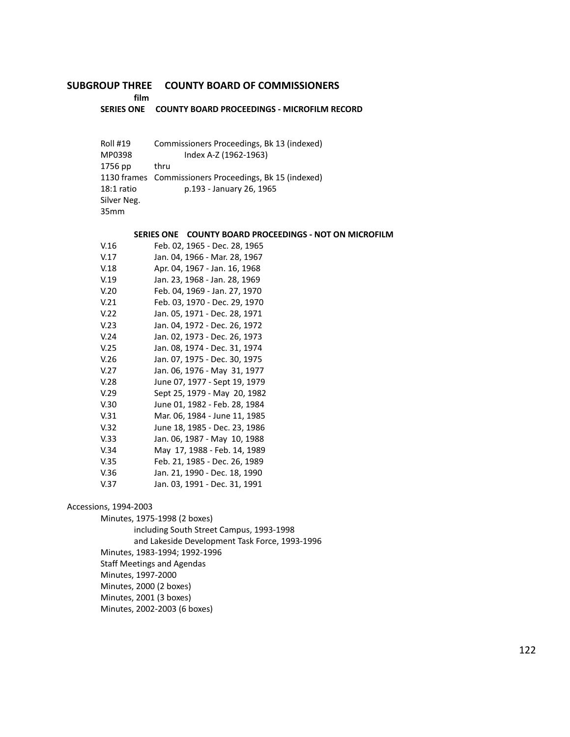## SUBGROUP THREE COUNTY BOARD OF COMMISSIONERS

**film**

### SERIES ONE COUNTY BOARD PROCEEDINGS - MICROFILM RECORD

| | |
|---|---|
| Roll #19 | Commissioners Proceedings, Bk 13 (indexed) |
| MP0398 | Index A-Z (1962-1963) |
| 1756 pp | thru |
| 1130 frames | Commissioners Proceedings, Bk 15 (indexed) |
| 18:1 ratio | p.193 - January 26, 1965 |
| Silver Neg. | |
| 35mm | |

### SERIES ONE COUNTY BOARD PROCEEDINGS - NOT ON MICROFILM

| | |
|---|---|
| V.16 | Feb. 02, 1965 - Dec. 28, 1965 |
| V.17 | Jan. 04, 1966 - Mar. 28, 1967 |
| V.18 | Apr. 04, 1967 - Jan. 16, 1968 |
| V.19 | Jan. 23, 1968 - Jan. 28, 1969 |
| V.20 | Feb. 04, 1969 - Jan. 27, 1970 |
| V.21 | Feb. 03, 1970 - Dec. 29, 1970 |
| V.22 | Jan. 05, 1971 - Dec. 28, 1971 |
| V.23 | Jan. 04, 1972 - Dec. 26, 1972 |
| V.24 | Jan. 02, 1973 - Dec. 26, 1973 |
| V.25 | Jan. 08, 1974 - Dec. 31, 1974 |
| V.26 | Jan. 07, 1975 - Dec. 30, 1975 |
| V.27 | Jan. 06, 1976 - May 31, 1977 |
| V.28 | June 07, 1977 - Sept 19, 1979 |
| V.29 | Sept 25, 1979 - May 20, 1982 |
| V.30 | June 01, 1982 - Feb. 28, 1984 |
| V.31 | Mar. 06, 1984 - June 11, 1985 |
| V.32 | June 18, 1985 - Dec. 23, 1986 |
| V.33 | Jan. 06, 1987 - May 10, 1988 |
| V.34 | May 17, 1988 - Feb. 14, 1989 |
| V.35 | Feb. 21, 1985 - Dec. 26, 1989 |
| V.36 | Jan. 21, 1990 - Dec. 18, 1990 |
| V.37 | Jan. 03, 1991 - Dec. 31, 1991 |

Accessions, 1994-2003

- Minutes, 1975-1998 (2 boxes)
  - including South Street Campus, 1993-1998
  - and Lakeside Development Task Force, 1993-1996
- Minutes, 1983-1994; 1992-1996
- Staff Meetings and Agendas
- Minutes, 1997-2000
- Minutes, 2000 (2 boxes)
- Minutes, 2001 (3 boxes)
- Minutes, 2002-2003 (6 boxes)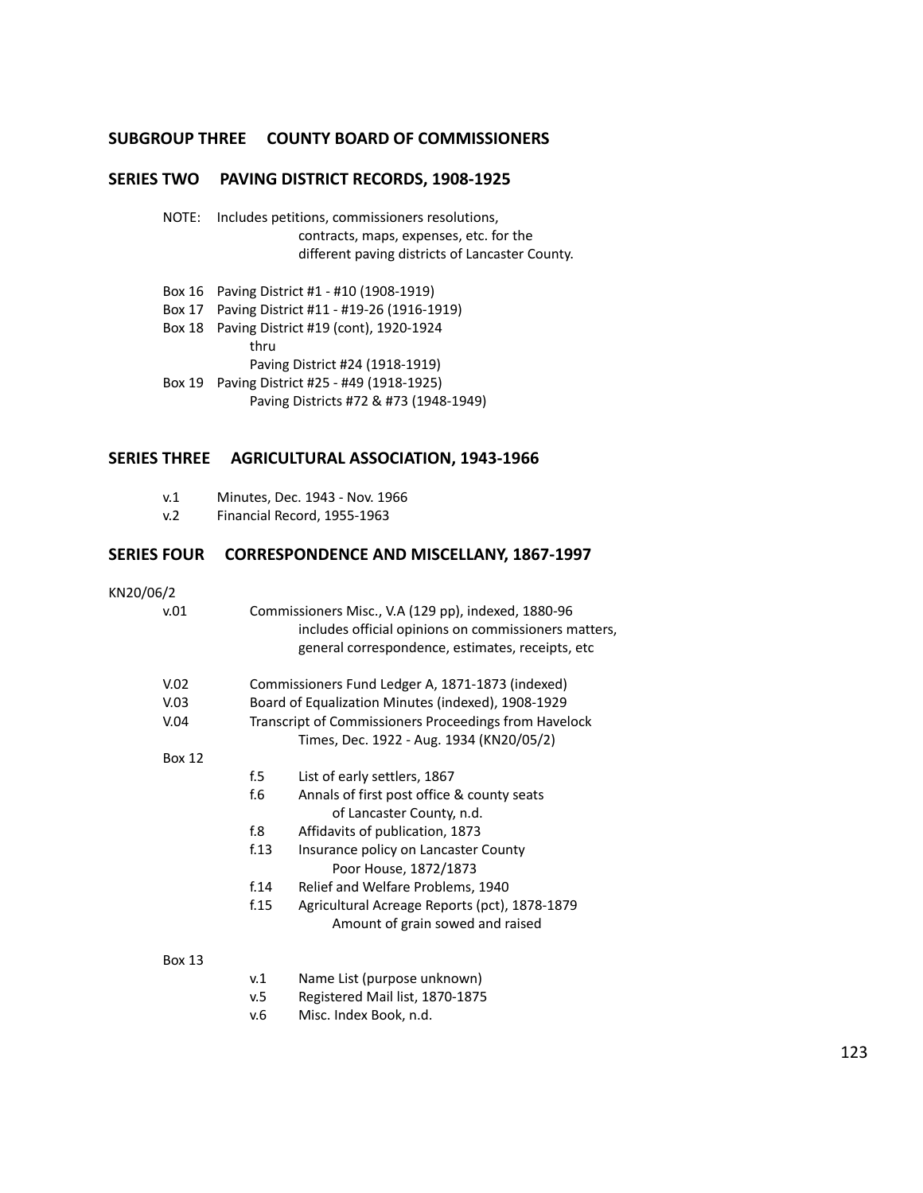## SUBGROUP THREE COUNTY BOARD OF COMMISSIONERS

### SERIES TWO PAVING DISTRICT RECORDS, 1908-1925

NOTE: Includes petitions, commissioners resolutions, contracts, maps, expenses, etc. for the different paving districts of Lancaster County.

Box 16 Paving District #1 - #10 (1908-1919)
Box 17 Paving District #11 - #19-26 (1916-1919)
Box 18 Paving District #19 (cont), 1920-1924
thru
Paving District #24 (1918-1919)
Box 19 Paving District #25 - #49 (1918-1925)
Paving Districts #72 & #73 (1948-1949)

### SERIES THREE AGRICULTURAL ASSOCIATION, 1943-1966

v.1 Minutes, Dec. 1943 - Nov. 1966
v.2 Financial Record, 1955-1963

### SERIES FOUR CORRESPONDENCE AND MISCELLANY, 1867-1997

KN20/06/2

v.01 Commissioners Misc., V.A (129 pp), indexed, 1880-96
includes official opinions on commissioners matters, general correspondence, estimates, receipts, etc

V.02 Commissioners Fund Ledger A, 1871-1873 (indexed)
V.03 Board of Equalization Minutes (indexed), 1908-1929
V.04 Transcript of Commissioners Proceedings from Havelock Times, Dec. 1922 - Aug. 1934 (KN20/05/2)

Box 12

f.5 List of early settlers, 1867
f.6 Annals of first post office & county seats of Lancaster County, n.d.
f.8 Affidavits of publication, 1873
f.13 Insurance policy on Lancaster County Poor House, 1872/1873
f.14 Relief and Welfare Problems, 1940
f.15 Agricultural Acreage Reports (pct), 1878-1879
Amount of grain sowed and raised

Box 13

v.1 Name List (purpose unknown)
v.5 Registered Mail list, 1870-1875
v.6 Misc. Index Book, n.d.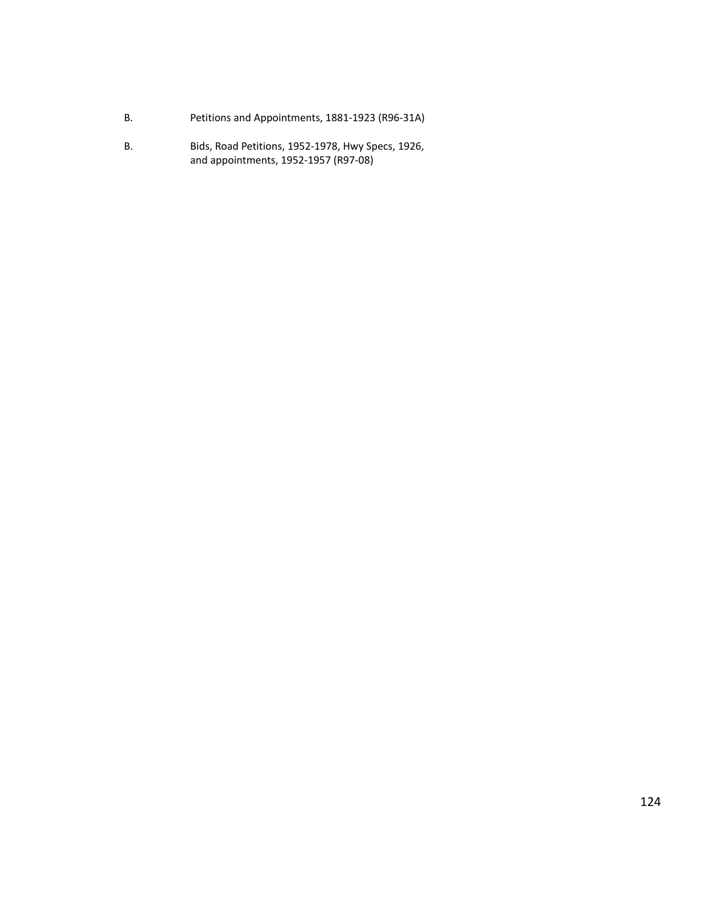B. Petitions and Appointments, 1881-1923 (R96-31A)

B. Bids, Road Petitions, 1952-1978, Hwy Specs, 1926, and appointments, 1952-1957 (R97-08)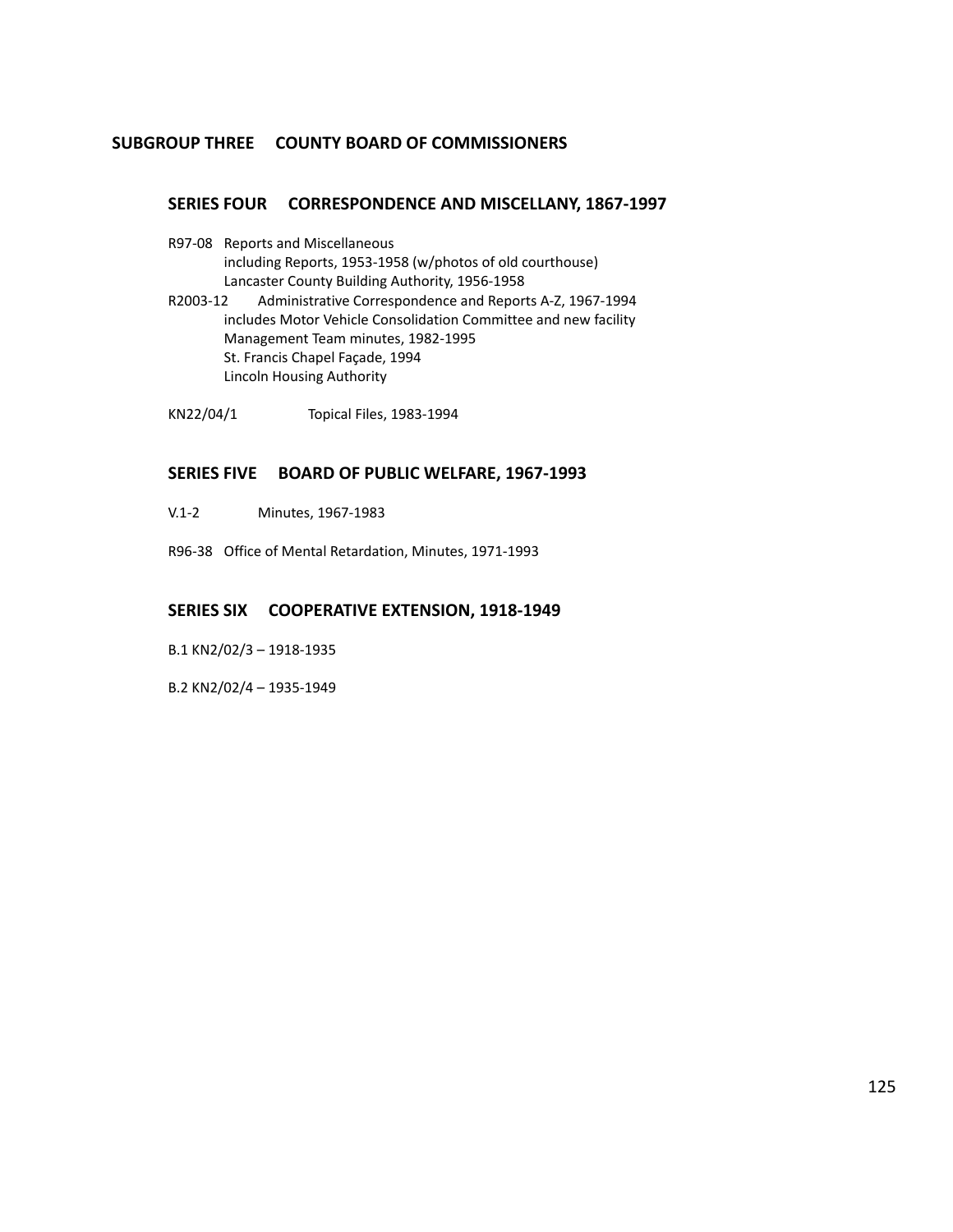## SUBGROUP THREE COUNTY BOARD OF COMMISSIONERS

### SERIES FOUR CORRESPONDENCE AND MISCELLANY, 1867-1997

R97-08 Reports and Miscellaneous
including Reports, 1953-1958 (w/photos of old courthouse)
Lancaster County Building Authority, 1956-1958

R2003-12 Administrative Correspondence and Reports A-Z, 1967-1994
includes Motor Vehicle Consolidation Committee and new facility
Management Team minutes, 1982-1995
St. Francis Chapel Façade, 1994
Lincoln Housing Authority

KN22/04/1 Topical Files, 1983-1994

### SERIES FIVE BOARD OF PUBLIC WELFARE, 1967-1993

V.1-2 Minutes, 1967-1983

R96-38 Office of Mental Retardation, Minutes, 1971-1993

### SERIES SIX COOPERATIVE EXTENSION, 1918-1949

B.1 KN2/02/3 – 1918-1935

B.2 KN2/02/4 – 1935-1949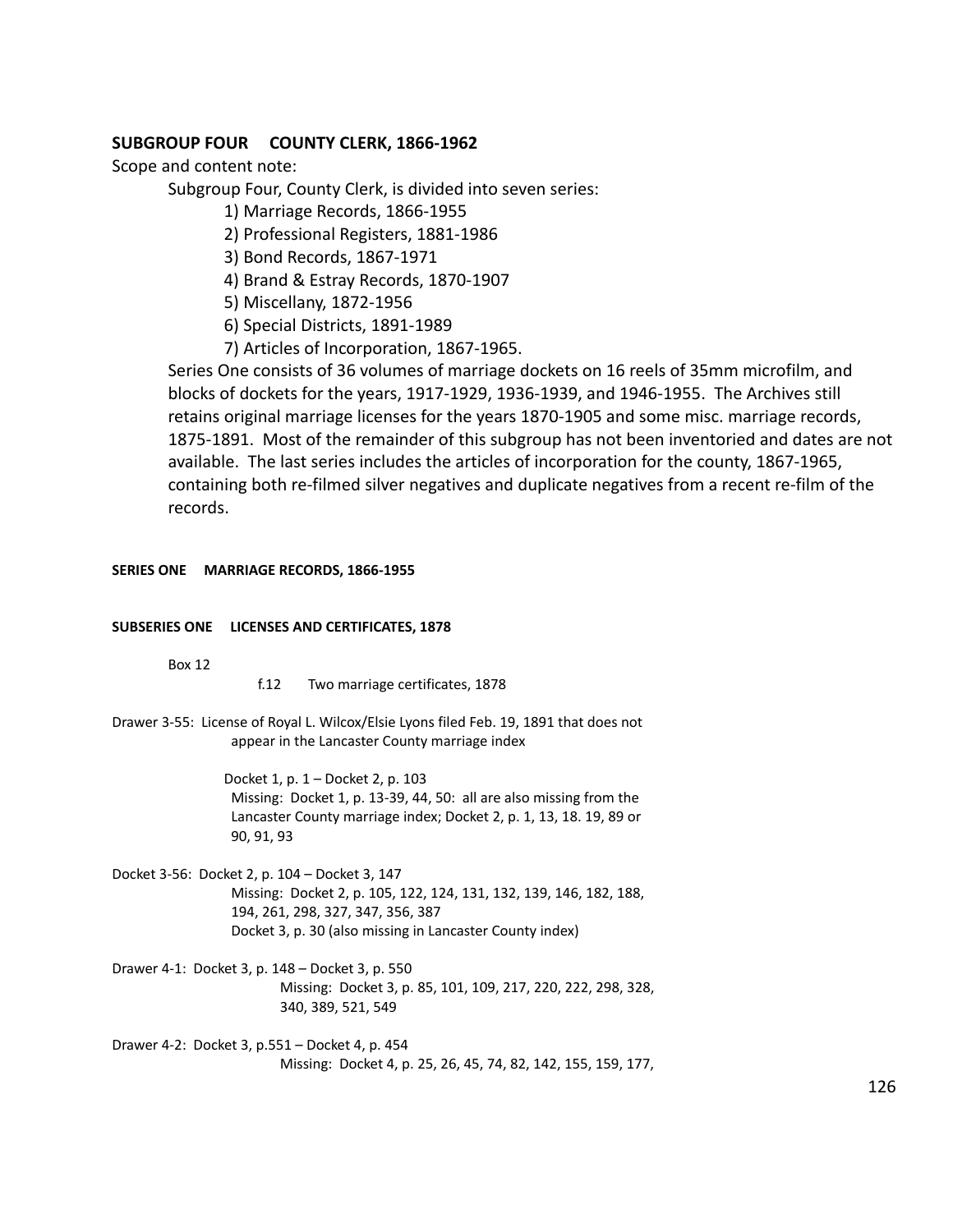## SUBGROUP FOUR COUNTY CLERK, 1866-1962

Scope and content note:

Subgroup Four, County Clerk, is divided into seven series:

1) Marriage Records, 1866-1955
2) Professional Registers, 1881-1986
3) Bond Records, 1867-1971
4) Brand & Estray Records, 1870-1907
5) Miscellany, 1872-1956
6) Special Districts, 1891-1989
7) Articles of Incorporation, 1867-1965.

Series One consists of 36 volumes of marriage dockets on 16 reels of 35mm microfilm, and blocks of dockets for the years, 1917-1929, 1936-1939, and 1946-1955. The Archives still retains original marriage licenses for the years 1870-1905 and some misc. marriage records, 1875-1891. Most of the remainder of this subgroup has not been inventoried and dates are not available. The last series includes the articles of incorporation for the county, 1867-1965, containing both re-filmed silver negatives and duplicate negatives from a recent re-film of the records.

#### SERIES ONE MARRIAGE RECORDS, 1866-1955

#### SUBSERIES ONE LICENSES AND CERTIFICATES, 1878

Box 12

f.12 Two marriage certificates, 1878

Drawer 3-55: License of Royal L. Wilcox/Elsie Lyons filed Feb. 19, 1891 that does not appear in the Lancaster County marriage index

Docket 1, p. 1 – Docket 2, p. 103
Missing: Docket 1, p. 13-39, 44, 50: all are also missing from the Lancaster County marriage index; Docket 2, p. 1, 13, 18. 19, 89 or 90, 91, 93

Docket 3-56: Docket 2, p. 104 – Docket 3, 147
Missing: Docket 2, p. 105, 122, 124, 131, 132, 139, 146, 182, 188, 194, 261, 298, 327, 347, 356, 387
Docket 3, p. 30 (also missing in Lancaster County index)

Drawer 4-1: Docket 3, p. 148 – Docket 3, p. 550
Missing: Docket 3, p. 85, 101, 109, 217, 220, 222, 298, 328, 340, 389, 521, 549

Drawer 4-2: Docket 3, p.551 – Docket 4, p. 454
Missing: Docket 4, p. 25, 26, 45, 74, 82, 142, 155, 159, 177,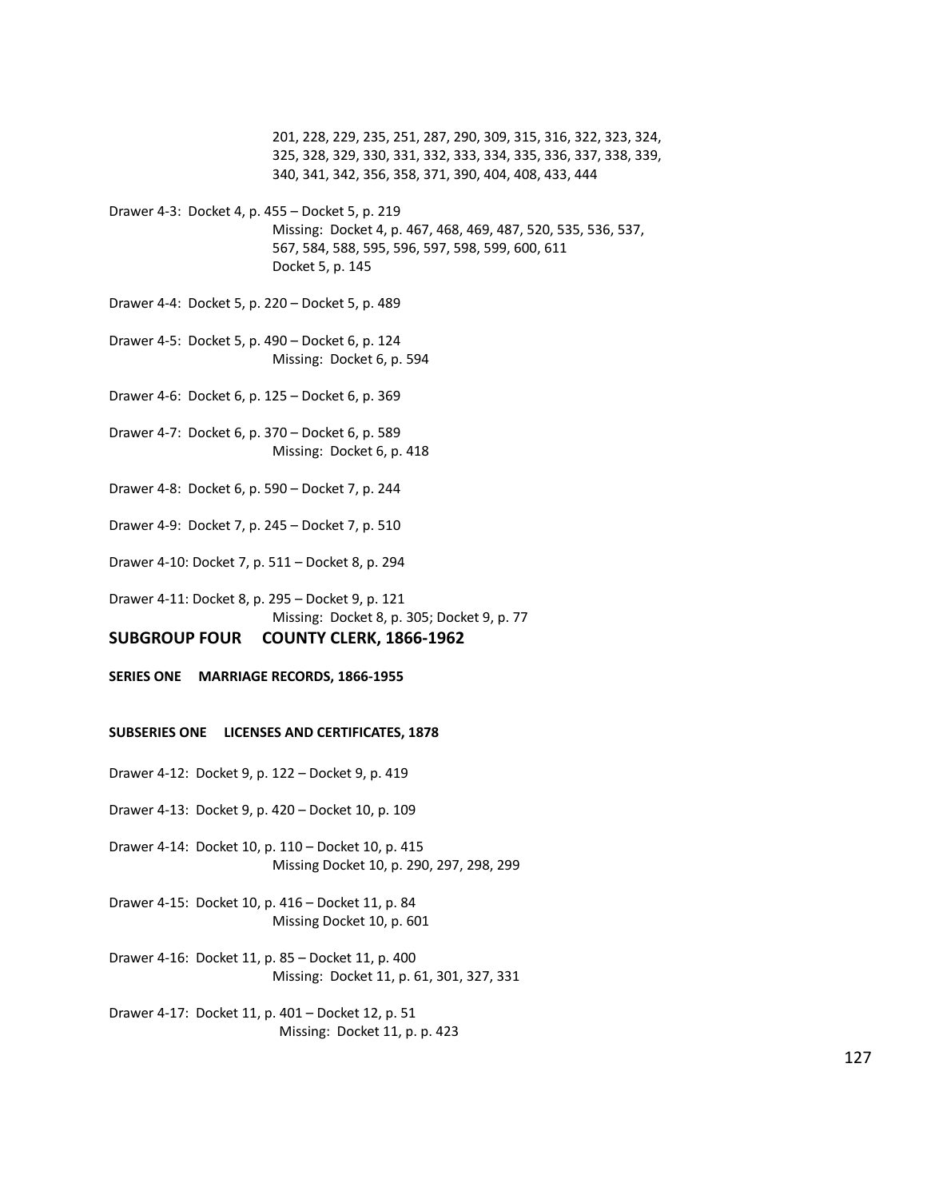201, 228, 229, 235, 251, 287, 290, 309, 315, 316, 322, 323, 324, 325, 328, 329, 330, 331, 332, 333, 334, 335, 336, 337, 338, 339, 340, 341, 342, 356, 358, 371, 390, 404, 408, 433, 444

Drawer 4-3: Docket 4, p. 455 – Docket 5, p. 219
Missing: Docket 4, p. 467, 468, 469, 487, 520, 535, 536, 537, 567, 584, 588, 595, 596, 597, 598, 599, 600, 611
Docket 5, p. 145

Drawer 4-4: Docket 5, p. 220 – Docket 5, p. 489

Drawer 4-5: Docket 5, p. 490 – Docket 6, p. 124
Missing: Docket 6, p. 594

Drawer 4-6: Docket 6, p. 125 – Docket 6, p. 369

Drawer 4-7: Docket 6, p. 370 – Docket 6, p. 589
Missing: Docket 6, p. 418

Drawer 4-8: Docket 6, p. 590 – Docket 7, p. 244

Drawer 4-9: Docket 7, p. 245 – Docket 7, p. 510

Drawer 4-10: Docket 7, p. 511 – Docket 8, p. 294

Drawer 4-11: Docket 8, p. 295 – Docket 9, p. 121
Missing: Docket 8, p. 305; Docket 9, p. 77

## SUBGROUP FOUR COUNTY CLERK, 1866-1962

### SERIES ONE MARRIAGE RECORDS, 1866-1955

#### SUBSERIES ONE LICENSES AND CERTIFICATES, 1878

Drawer 4-12: Docket 9, p. 122 – Docket 9, p. 419

Drawer 4-13: Docket 9, p. 420 – Docket 10, p. 109

Drawer 4-14: Docket 10, p. 110 – Docket 10, p. 415
Missing Docket 10, p. 290, 297, 298, 299

Drawer 4-15: Docket 10, p. 416 – Docket 11, p. 84
Missing Docket 10, p. 601

Drawer 4-16: Docket 11, p. 85 – Docket 11, p. 400
Missing: Docket 11, p. 61, 301, 327, 331

Drawer 4-17: Docket 11, p. 401 – Docket 12, p. 51
Missing: Docket 11, p. p. 423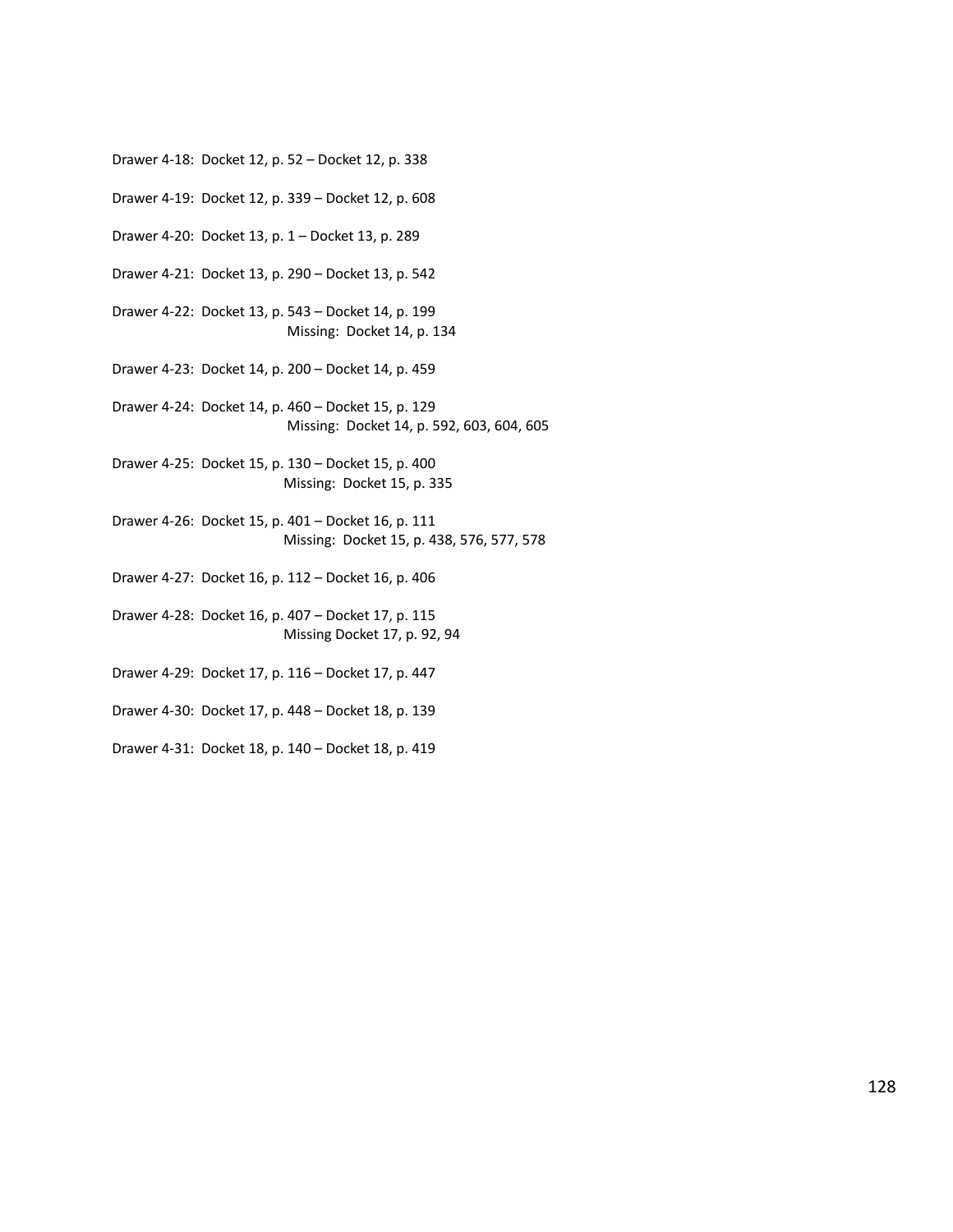Drawer 4-18: Docket 12, p. 52 – Docket 12, p. 338

Drawer 4-19: Docket 12, p. 339 – Docket 12, p. 608

Drawer 4-20: Docket 13, p. 1 – Docket 13, p. 289

Drawer 4-21: Docket 13, p. 290 – Docket 13, p. 542

Drawer 4-22: Docket 13, p. 543 – Docket 14, p. 199
Missing: Docket 14, p. 134

Drawer 4-23: Docket 14, p. 200 – Docket 14, p. 459

Drawer 4-24: Docket 14, p. 460 – Docket 15, p. 129
Missing: Docket 14, p. 592, 603, 604, 605

Drawer 4-25: Docket 15, p. 130 – Docket 15, p. 400
Missing: Docket 15, p. 335

Drawer 4-26: Docket 15, p. 401 – Docket 16, p. 111
Missing: Docket 15, p. 438, 576, 577, 578

Drawer 4-27: Docket 16, p. 112 – Docket 16, p. 406

Drawer 4-28: Docket 16, p. 407 – Docket 17, p. 115
Missing Docket 17, p. 92, 94

Drawer 4-29: Docket 17, p. 116 – Docket 17, p. 447

Drawer 4-30: Docket 17, p. 448 – Docket 18, p. 139

Drawer 4-31: Docket 18, p. 140 – Docket 18, p. 419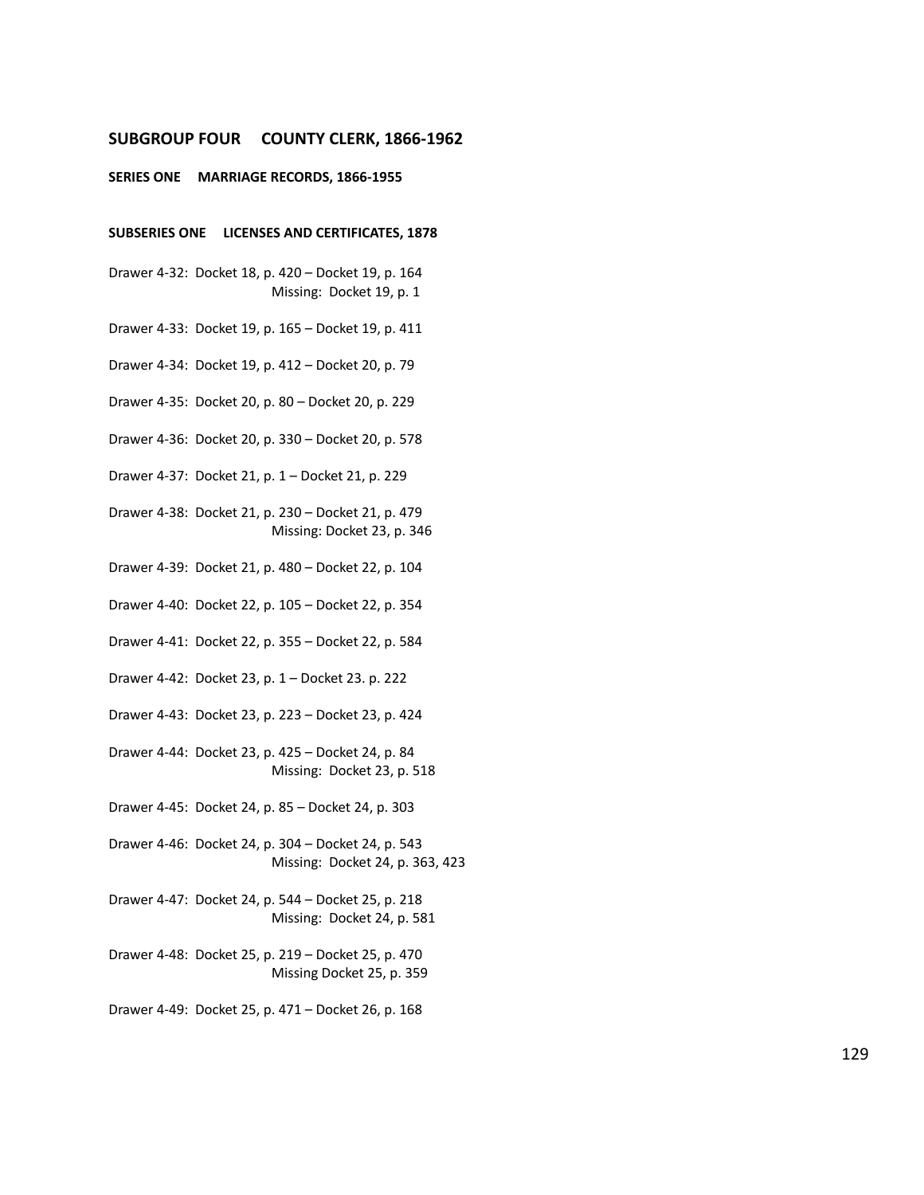## SUBGROUP FOUR COUNTY CLERK, 1866-1962

### SERIES ONE MARRIAGE RECORDS, 1866-1955

#### SUBSERIES ONE LICENSES AND CERTIFICATES, 1878

Drawer 4-32: Docket 18, p. 420 – Docket 19, p. 164
Missing: Docket 19, p. 1

Drawer 4-33: Docket 19, p. 165 – Docket 19, p. 411

Drawer 4-34: Docket 19, p. 412 – Docket 20, p. 79

Drawer 4-35: Docket 20, p. 80 – Docket 20, p. 229

Drawer 4-36: Docket 20, p. 330 – Docket 20, p. 578

Drawer 4-37: Docket 21, p. 1 – Docket 21, p. 229

Drawer 4-38: Docket 21, p. 230 – Docket 21, p. 479
Missing: Docket 23, p. 346

Drawer 4-39: Docket 21, p. 480 – Docket 22, p. 104

Drawer 4-40: Docket 22, p. 105 – Docket 22, p. 354

Drawer 4-41: Docket 22, p. 355 – Docket 22, p. 584

Drawer 4-42: Docket 23, p. 1 – Docket 23. p. 222

Drawer 4-43: Docket 23, p. 223 – Docket 23, p. 424

Drawer 4-44: Docket 23, p. 425 – Docket 24, p. 84
Missing: Docket 23, p. 518

Drawer 4-45: Docket 24, p. 85 – Docket 24, p. 303

Drawer 4-46: Docket 24, p. 304 – Docket 24, p. 543
Missing: Docket 24, p. 363, 423

Drawer 4-47: Docket 24, p. 544 – Docket 25, p. 218
Missing: Docket 24, p. 581

Drawer 4-48: Docket 25, p. 219 – Docket 25, p. 470
Missing Docket 25, p. 359

Drawer 4-49: Docket 25, p. 471 – Docket 26, p. 168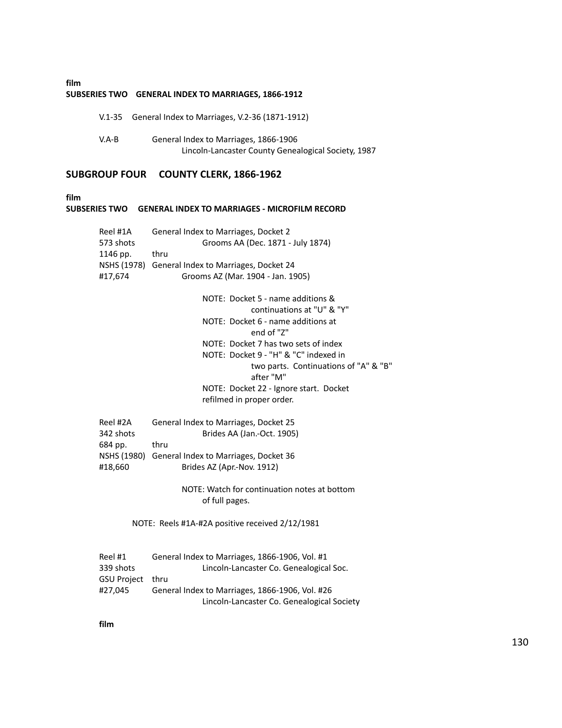**film**

**SUBSERIES TWO GENERAL INDEX TO MARRIAGES, 1866-1912**

V.1-35 General Index to Marriages, V.2-36 (1871-1912)

V.A-B General Index to Marriages, 1866-1906
Lincoln-Lancaster County Genealogical Society, 1987

## SUBGROUP FOUR COUNTY CLERK, 1866-1962

**film**

**SUBSERIES TWO GENERAL INDEX TO MARRIAGES - MICROFILM RECORD**

Reel #1A General Index to Marriages, Docket 2
573 shots Grooms AA (Dec. 1871 - July 1874)
1146 pp. thru
NSHS (1978) General Index to Marriages, Docket 24
#17,674 Grooms AZ (Mar. 1904 - Jan. 1905)

NOTE: Docket 5 - name additions & continuations at "U" & "Y"
NOTE: Docket 6 - name additions at end of "Z"
NOTE: Docket 7 has two sets of index
NOTE: Docket 9 - "H" & "C" indexed in two parts. Continuations of "A" & "B" after "M"
NOTE: Docket 22 - Ignore start. Docket refilmed in proper order.

Reel #2A General Index to Marriages, Docket 25
342 shots Brides AA (Jan.-Oct. 1905)
684 pp. thru
NSHS (1980) General Index to Marriages, Docket 36
#18,660 Brides AZ (Apr.-Nov. 1912)

NOTE: Watch for continuation notes at bottom of full pages.

NOTE: Reels #1A-#2A positive received 2/12/1981

Reel #1 General Index to Marriages, 1866-1906, Vol. #1
339 shots Lincoln-Lancaster Co. Genealogical Soc.
GSU Project thru
#27,045 General Index to Marriages, 1866-1906, Vol. #26
Lincoln-Lancaster Co. Genealogical Society

**film**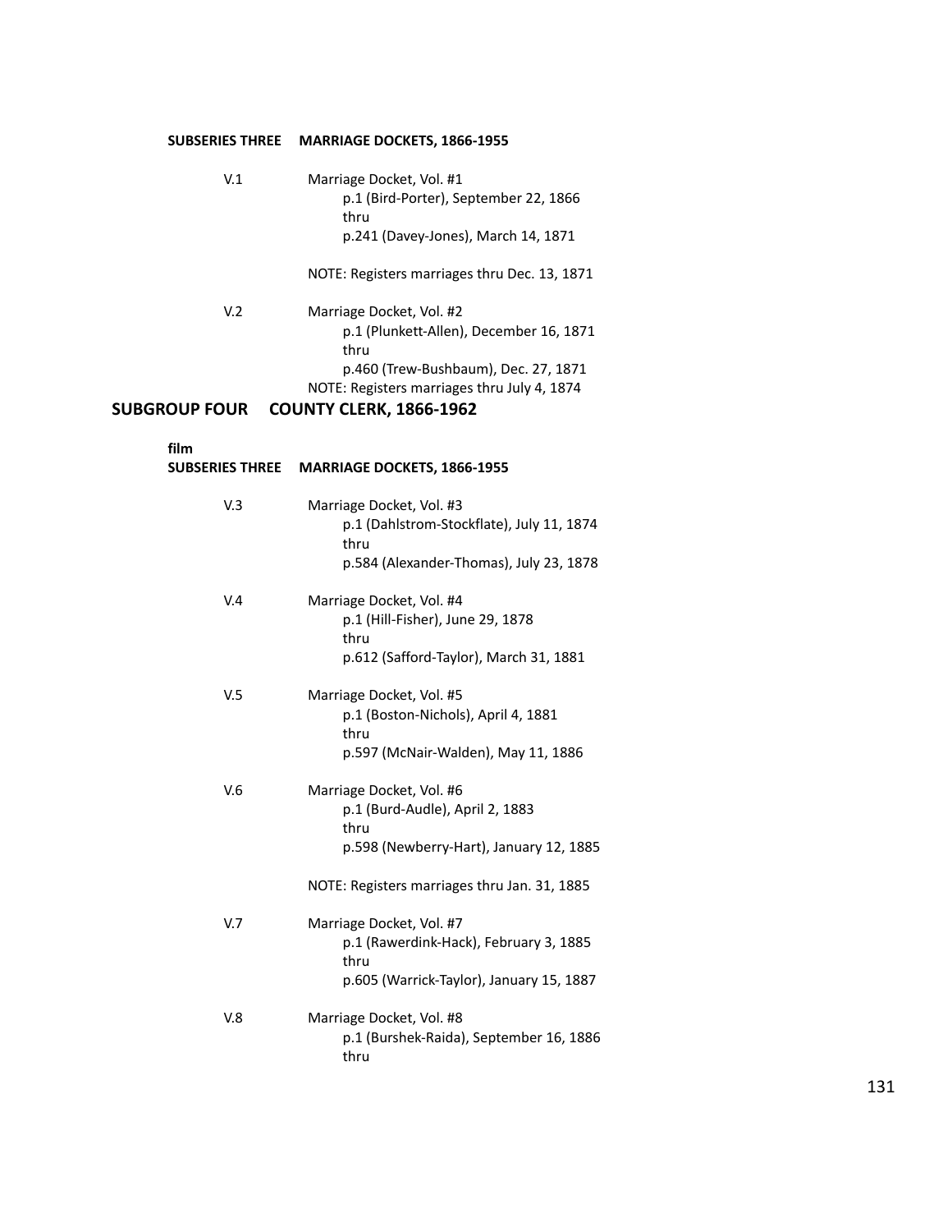**SUBSERIES THREE MARRIAGE DOCKETS, 1866-1955**

V.1 Marriage Docket, Vol. #1
p.1 (Bird-Porter), September 22, 1866
thru
p.241 (Davey-Jones), March 14, 1871

NOTE: Registers marriages thru Dec. 13, 1871

V.2 Marriage Docket, Vol. #2
p.1 (Plunkett-Allen), December 16, 1871
thru
p.460 (Trew-Bushbaum), Dec. 27, 1871
NOTE: Registers marriages thru July 4, 1874

## SUBGROUP FOUR COUNTY CLERK, 1866-1962

**film**
**SUBSERIES THREE MARRIAGE DOCKETS, 1866-1955**

V.3 Marriage Docket, Vol. #3
p.1 (Dahlstrom-Stockflate), July 11, 1874
thru
p.584 (Alexander-Thomas), July 23, 1878

V.4 Marriage Docket, Vol. #4
p.1 (Hill-Fisher), June 29, 1878
thru
p.612 (Safford-Taylor), March 31, 1881

V.5 Marriage Docket, Vol. #5
p.1 (Boston-Nichols), April 4, 1881
thru
p.597 (McNair-Walden), May 11, 1886

V.6 Marriage Docket, Vol. #6
p.1 (Burd-Audle), April 2, 1883
thru
p.598 (Newberry-Hart), January 12, 1885

NOTE: Registers marriages thru Jan. 31, 1885

V.7 Marriage Docket, Vol. #7
p.1 (Rawerdink-Hack), February 3, 1885
thru
p.605 (Warrick-Taylor), January 15, 1887

V.8 Marriage Docket, Vol. #8
p.1 (Burshek-Raida), September 16, 1886
thru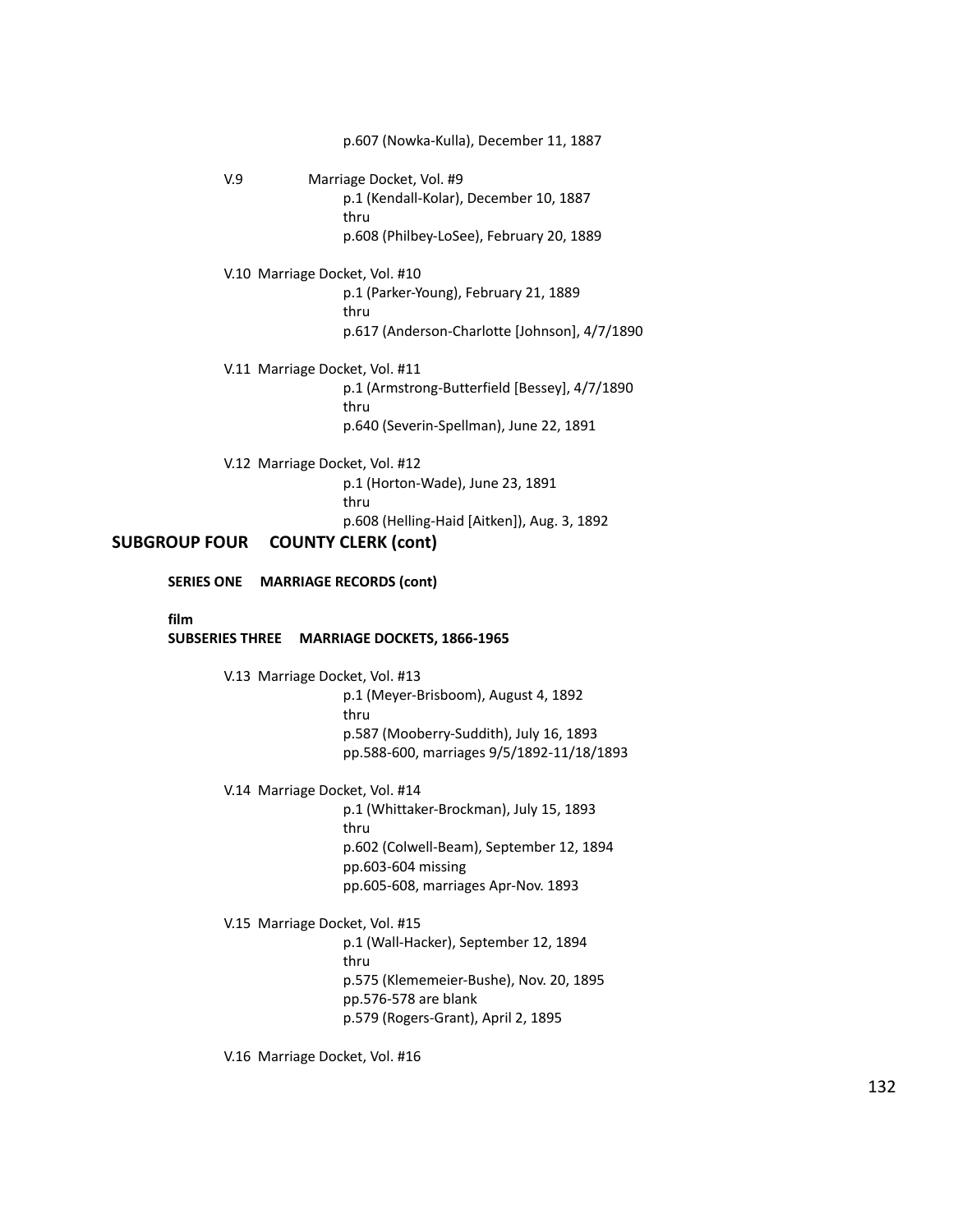p.607 (Nowka-Kulla), December 11, 1887

V.9 Marriage Docket, Vol. #9
p.1 (Kendall-Kolar), December 10, 1887
thru
p.608 (Philbey-LoSee), February 20, 1889

V.10 Marriage Docket, Vol. #10
p.1 (Parker-Young), February 21, 1889
thru
p.617 (Anderson-Charlotte [Johnson], 4/7/1890

V.11 Marriage Docket, Vol. #11
p.1 (Armstrong-Butterfield [Bessey], 4/7/1890
thru
p.640 (Severin-Spellman), June 22, 1891

V.12 Marriage Docket, Vol. #12
p.1 (Horton-Wade), June 23, 1891
thru
p.608 (Helling-Haid [Aitken]), Aug. 3, 1892

## SUBGROUP FOUR COUNTY CLERK (cont)

**SERIES ONE MARRIAGE RECORDS (cont)**

**film**
**SUBSERIES THREE MARRIAGE DOCKETS, 1866-1965**

V.13 Marriage Docket, Vol. #13
p.1 (Meyer-Brisboom), August 4, 1892
thru
p.587 (Mooberry-Suddith), July 16, 1893
pp.588-600, marriages 9/5/1892-11/18/1893

V.14 Marriage Docket, Vol. #14
p.1 (Whittaker-Brockman), July 15, 1893
thru
p.602 (Colwell-Beam), September 12, 1894
pp.603-604 missing
pp.605-608, marriages Apr-Nov. 1893

V.15 Marriage Docket, Vol. #15
p.1 (Wall-Hacker), September 12, 1894
thru
p.575 (Klememeier-Bushe), Nov. 20, 1895
pp.576-578 are blank
p.579 (Rogers-Grant), April 2, 1895

V.16 Marriage Docket, Vol. #16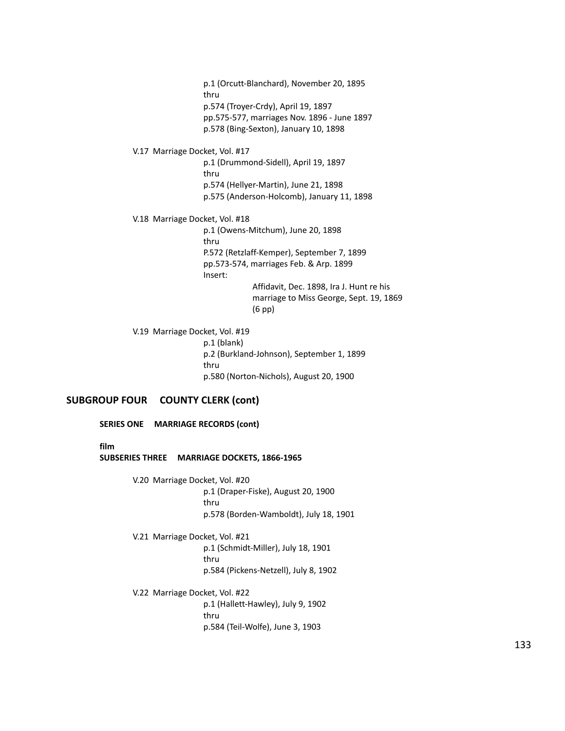p.1 (Orcutt-Blanchard), November 20, 1895
thru
p.574 (Troyer-Crdy), April 19, 1897
pp.575-577, marriages Nov. 1896 - June 1897
p.578 (Bing-Sexton), January 10, 1898

V.17 Marriage Docket, Vol. #17
p.1 (Drummond-Sidell), April 19, 1897
thru
p.574 (Hellyer-Martin), June 21, 1898
p.575 (Anderson-Holcomb), January 11, 1898

V.18 Marriage Docket, Vol. #18
p.1 (Owens-Mitchum), June 20, 1898
thru
P.572 (Retzlaff-Kemper), September 7, 1899
pp.573-574, marriages Feb. & Arp. 1899
Insert:
Affidavit, Dec. 1898, Ira J. Hunt re his marriage to Miss George, Sept. 19, 1869 (6 pp)

V.19 Marriage Docket, Vol. #19
p.1 (blank)
p.2 (Burkland-Johnson), September 1, 1899
thru
p.580 (Norton-Nichols), August 20, 1900

## SUBGROUP FOUR COUNTY CLERK (cont)

### SERIES ONE MARRIAGE RECORDS (cont)

**film**

### SUBSERIES THREE MARRIAGE DOCKETS, 1866-1965

V.20 Marriage Docket, Vol. #20
p.1 (Draper-Fiske), August 20, 1900
thru
p.578 (Borden-Wamboldt), July 18, 1901

V.21 Marriage Docket, Vol. #21
p.1 (Schmidt-Miller), July 18, 1901
thru
p.584 (Pickens-Netzell), July 8, 1902

V.22 Marriage Docket, Vol. #22
p.1 (Hallett-Hawley), July 9, 1902
thru
p.584 (Teil-Wolfe), June 3, 1903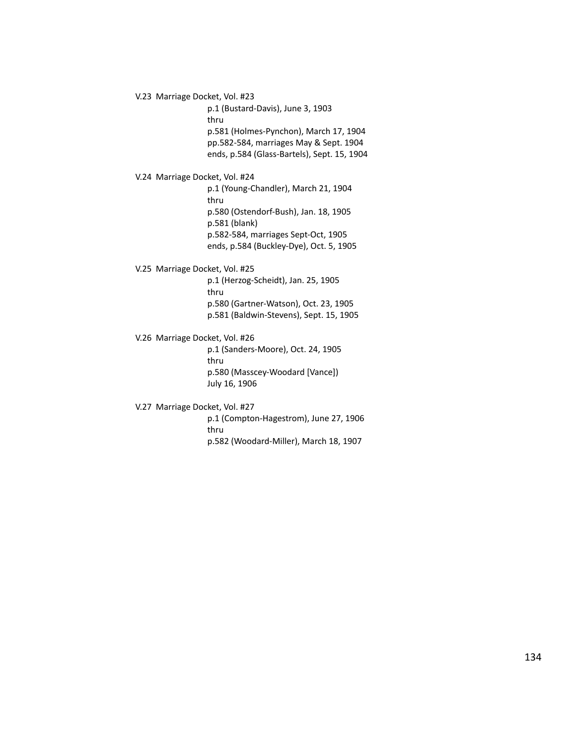V.23 Marriage Docket, Vol. #23

p.1 (Bustard-Davis), June 3, 1903
thru
p.581 (Holmes-Pynchon), March 17, 1904
pp.582-584, marriages May & Sept. 1904
ends, p.584 (Glass-Bartels), Sept. 15, 1904

V.24 Marriage Docket, Vol. #24

p.1 (Young-Chandler), March 21, 1904
thru
p.580 (Ostendorf-Bush), Jan. 18, 1905
p.581 (blank)
p.582-584, marriages Sept-Oct, 1905
ends, p.584 (Buckley-Dye), Oct. 5, 1905

V.25 Marriage Docket, Vol. #25

p.1 (Herzog-Scheidt), Jan. 25, 1905
thru
p.580 (Gartner-Watson), Oct. 23, 1905
p.581 (Baldwin-Stevens), Sept. 15, 1905

V.26 Marriage Docket, Vol. #26

p.1 (Sanders-Moore), Oct. 24, 1905
thru
p.580 (Masscey-Woodard [Vance])
July 16, 1906

V.27 Marriage Docket, Vol. #27

p.1 (Compton-Hagestrom), June 27, 1906
thru
p.582 (Woodard-Miller), March 18, 1907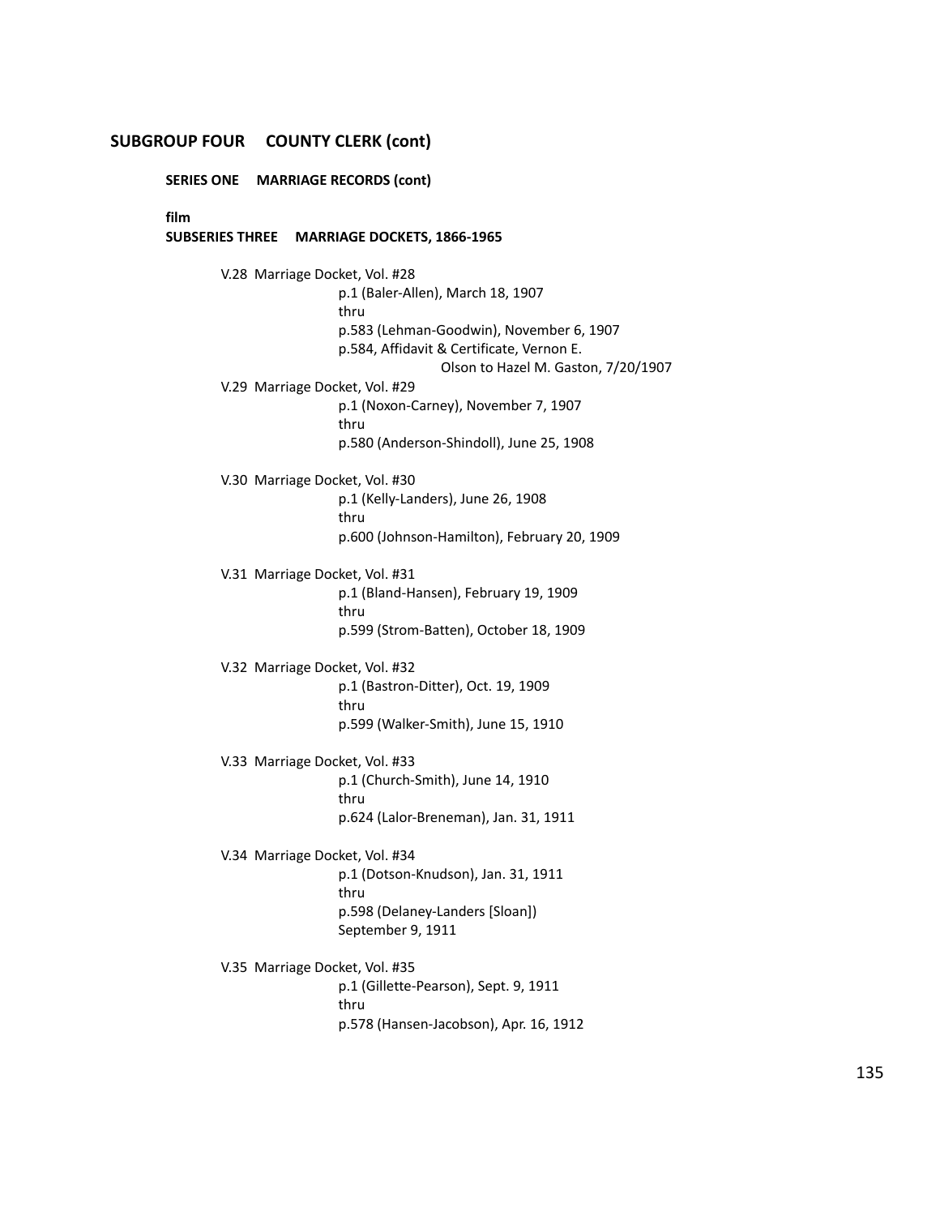## SUBGROUP FOUR COUNTY CLERK (cont)

### SERIES ONE MARRIAGE RECORDS (cont)

**film**

### SUBSERIES THREE MARRIAGE DOCKETS, 1866-1965

V.28 Marriage Docket, Vol. #28
p.1 (Baler-Allen), March 18, 1907
thru
p.583 (Lehman-Goodwin), November 6, 1907
p.584, Affidavit & Certificate, Vernon E.
Olson to Hazel M. Gaston, 7/20/1907

V.29 Marriage Docket, Vol. #29
p.1 (Noxon-Carney), November 7, 1907
thru
p.580 (Anderson-Shindoll), June 25, 1908

V.30 Marriage Docket, Vol. #30
p.1 (Kelly-Landers), June 26, 1908
thru
p.600 (Johnson-Hamilton), February 20, 1909

V.31 Marriage Docket, Vol. #31
p.1 (Bland-Hansen), February 19, 1909
thru
p.599 (Strom-Batten), October 18, 1909

V.32 Marriage Docket, Vol. #32
p.1 (Bastron-Ditter), Oct. 19, 1909
thru
p.599 (Walker-Smith), June 15, 1910

V.33 Marriage Docket, Vol. #33
p.1 (Church-Smith), June 14, 1910
thru
p.624 (Lalor-Breneman), Jan. 31, 1911

V.34 Marriage Docket, Vol. #34
p.1 (Dotson-Knudson), Jan. 31, 1911
thru
p.598 (Delaney-Landers [Sloan])
September 9, 1911

V.35 Marriage Docket, Vol. #35
p.1 (Gillette-Pearson), Sept. 9, 1911
thru
p.578 (Hansen-Jacobson), Apr. 16, 1912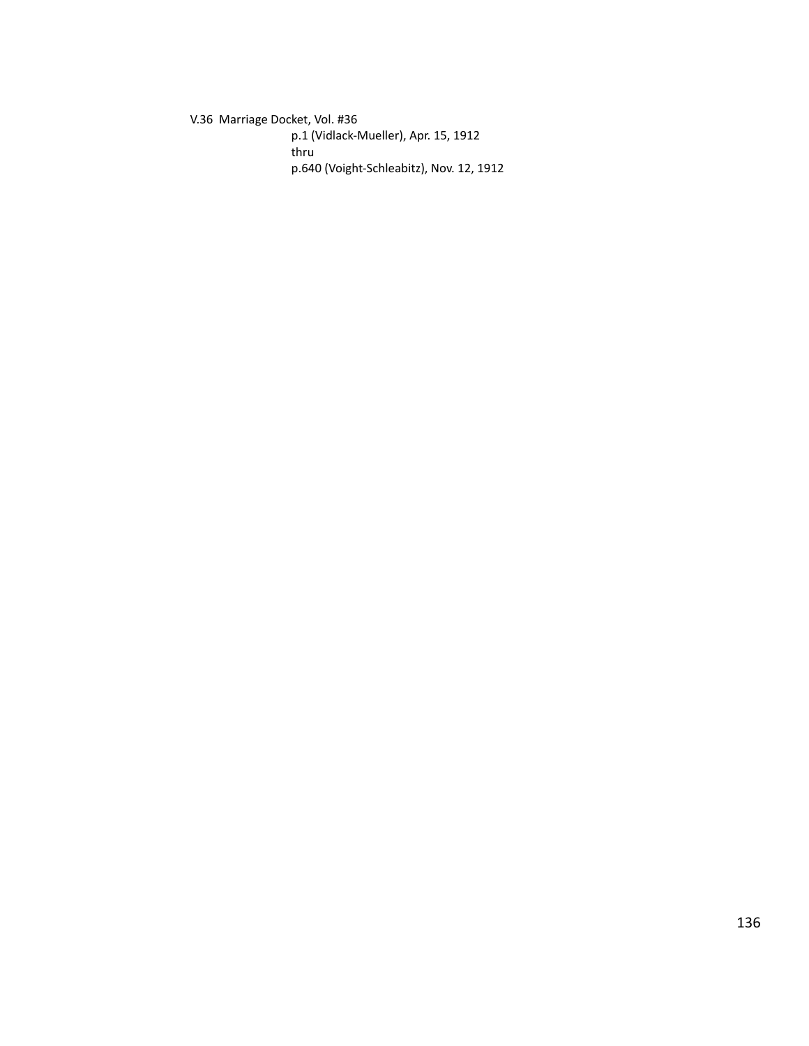V.36 Marriage Docket, Vol. #36

p.1 (Vidlack-Mueller), Apr. 15, 1912
thru
p.640 (Voight-Schleabitz), Nov. 12, 1912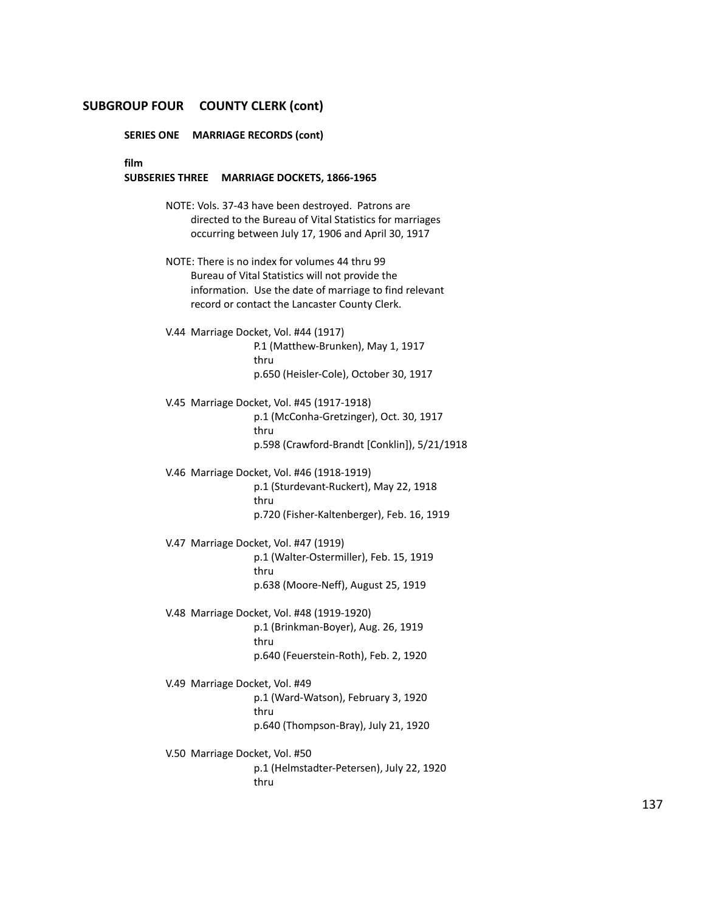## SUBGROUP FOUR COUNTY CLERK (cont)

### SERIES ONE MARRIAGE RECORDS (cont)

**film**

### SUBSERIES THREE MARRIAGE DOCKETS, 1866-1965

NOTE: Vols. 37-43 have been destroyed. Patrons are directed to the Bureau of Vital Statistics for marriages occurring between July 17, 1906 and April 30, 1917

NOTE: There is no index for volumes 44 thru 99 Bureau of Vital Statistics will not provide the information. Use the date of marriage to find relevant record or contact the Lancaster County Clerk.

V.44 Marriage Docket, Vol. #44 (1917)
P.1 (Matthew-Brunken), May 1, 1917
thru
p.650 (Heisler-Cole), October 30, 1917

V.45 Marriage Docket, Vol. #45 (1917-1918)
p.1 (McConha-Gretzinger), Oct. 30, 1917
thru
p.598 (Crawford-Brandt [Conklin]), 5/21/1918

V.46 Marriage Docket, Vol. #46 (1918-1919)
p.1 (Sturdevant-Ruckert), May 22, 1918
thru
p.720 (Fisher-Kaltenberger), Feb. 16, 1919

V.47 Marriage Docket, Vol. #47 (1919)
p.1 (Walter-Ostermiller), Feb. 15, 1919
thru
p.638 (Moore-Neff), August 25, 1919

V.48 Marriage Docket, Vol. #48 (1919-1920)
p.1 (Brinkman-Boyer), Aug. 26, 1919
thru
p.640 (Feuerstein-Roth), Feb. 2, 1920

V.49 Marriage Docket, Vol. #49
p.1 (Ward-Watson), February 3, 1920
thru
p.640 (Thompson-Bray), July 21, 1920

V.50 Marriage Docket, Vol. #50
p.1 (Helmstadter-Petersen), July 22, 1920
thru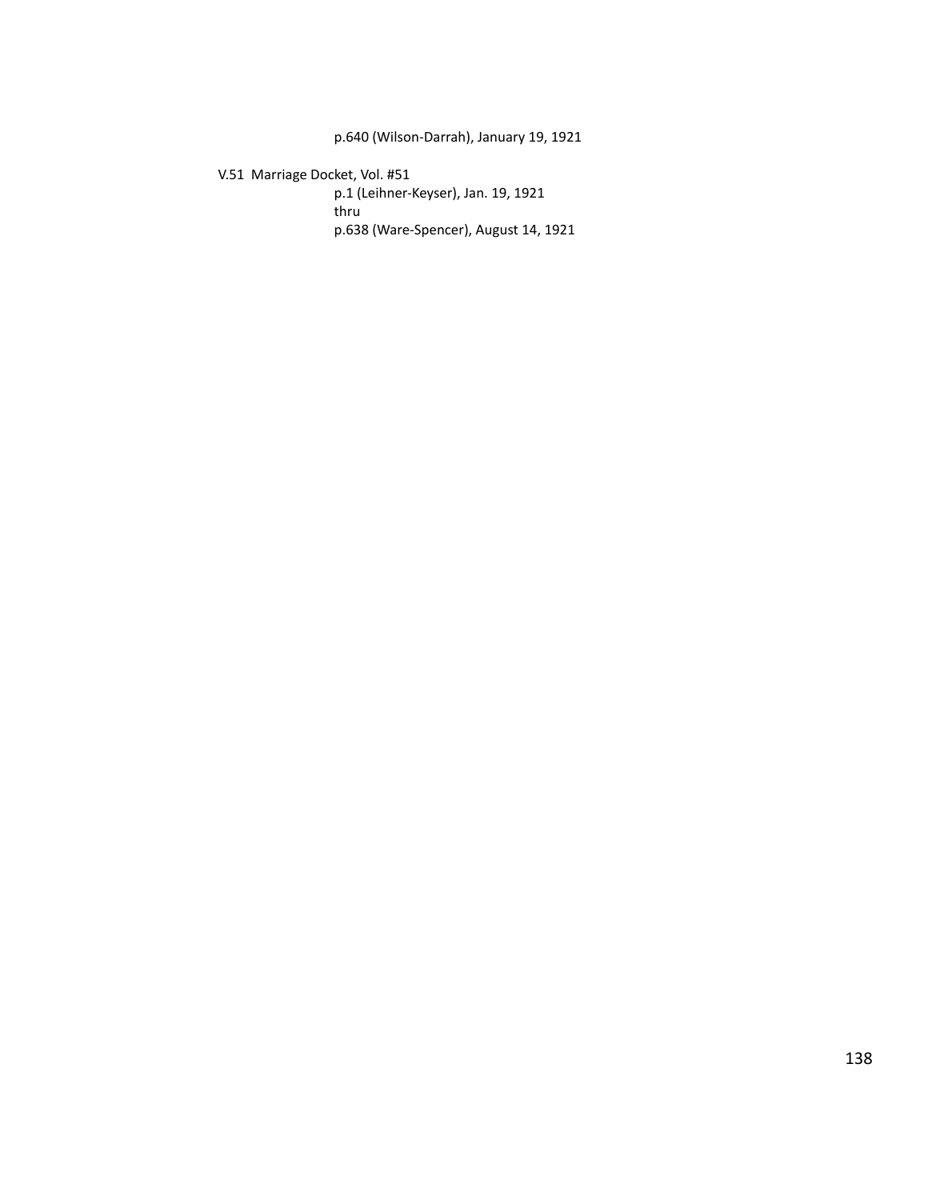p.640 (Wilson-Darrah), January 19, 1921

V.51 Marriage Docket, Vol. #51

p.1 (Leihner-Keyser), Jan. 19, 1921
thru
p.638 (Ware-Spencer), August 14, 1921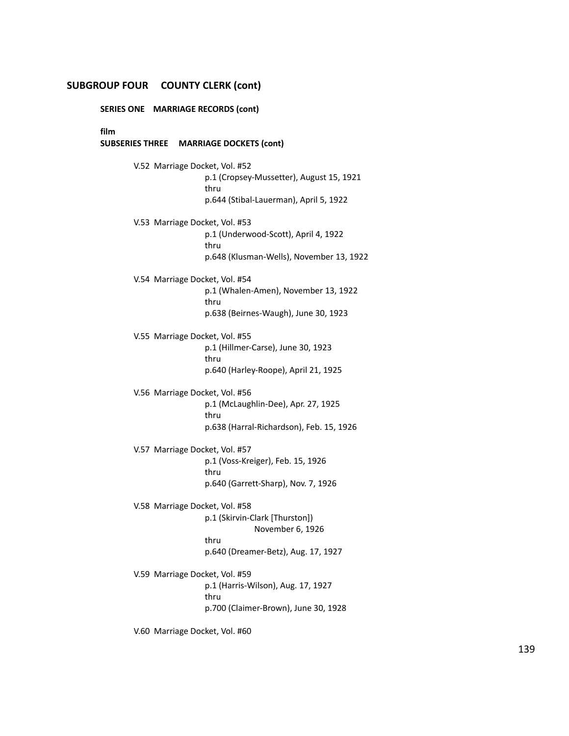## SUBGROUP FOUR COUNTY CLERK (cont)

### SERIES ONE MARRIAGE RECORDS (cont)

**film**
**SUBSERIES THREE MARRIAGE DOCKETS (cont)**

V.52 Marriage Docket, Vol. #52
p.1 (Cropsey-Mussetter), August 15, 1921
thru
p.644 (Stibal-Lauerman), April 5, 1922

V.53 Marriage Docket, Vol. #53
p.1 (Underwood-Scott), April 4, 1922
thru
p.648 (Klusman-Wells), November 13, 1922

V.54 Marriage Docket, Vol. #54
p.1 (Whalen-Amen), November 13, 1922
thru
p.638 (Beirnes-Waugh), June 30, 1923

V.55 Marriage Docket, Vol. #55
p.1 (Hillmer-Carse), June 30, 1923
thru
p.640 (Harley-Roope), April 21, 1925

V.56 Marriage Docket, Vol. #56
p.1 (McLaughlin-Dee), Apr. 27, 1925
thru
p.638 (Harral-Richardson), Feb. 15, 1926

V.57 Marriage Docket, Vol. #57
p.1 (Voss-Kreiger), Feb. 15, 1926
thru
p.640 (Garrett-Sharp), Nov. 7, 1926

V.58 Marriage Docket, Vol. #58
p.1 (Skirvin-Clark [Thurston])
November 6, 1926
thru
p.640 (Dreamer-Betz), Aug. 17, 1927

V.59 Marriage Docket, Vol. #59
p.1 (Harris-Wilson), Aug. 17, 1927
thru
p.700 (Claimer-Brown), June 30, 1928

V.60 Marriage Docket, Vol. #60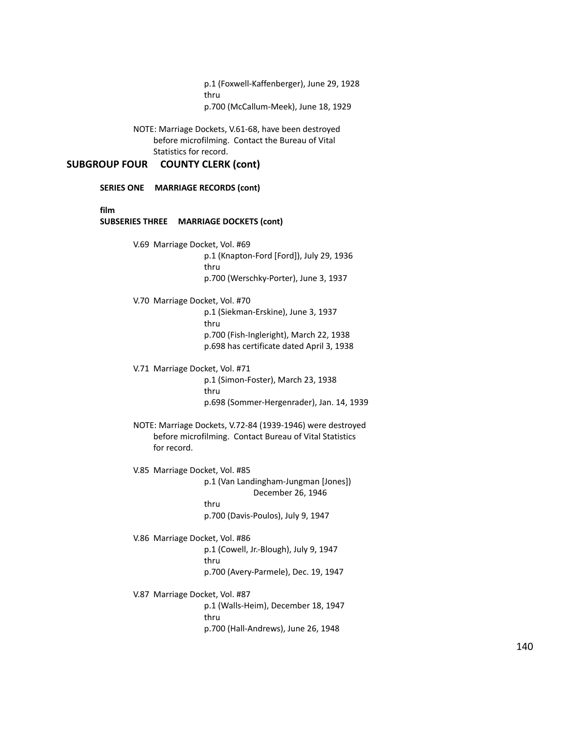p.1 (Foxwell-Kaffenberger), June 29, 1928
thru
p.700 (McCallum-Meek), June 18, 1929

NOTE: Marriage Dockets, V.61-68, have been destroyed before microfilming. Contact the Bureau of Vital Statistics for record.

## SUBGROUP FOUR COUNTY CLERK (cont)

### SERIES ONE MARRIAGE RECORDS (cont)

**film**

#### SUBSERIES THREE MARRIAGE DOCKETS (cont)

V.69 Marriage Docket, Vol. #69
p.1 (Knapton-Ford [Ford]), July 29, 1936
thru
p.700 (Werschky-Porter), June 3, 1937

V.70 Marriage Docket, Vol. #70
p.1 (Siekman-Erskine), June 3, 1937
thru
p.700 (Fish-Ingleright), March 22, 1938
p.698 has certificate dated April 3, 1938

V.71 Marriage Docket, Vol. #71
p.1 (Simon-Foster), March 23, 1938
thru
p.698 (Sommer-Hergenrader), Jan. 14, 1939

NOTE: Marriage Dockets, V.72-84 (1939-1946) were destroyed before microfilming. Contact Bureau of Vital Statistics for record.

V.85 Marriage Docket, Vol. #85
p.1 (Van Landingham-Jungman [Jones]) December 26, 1946
thru
p.700 (Davis-Poulos), July 9, 1947

V.86 Marriage Docket, Vol. #86
p.1 (Cowell, Jr.-Blough), July 9, 1947
thru
p.700 (Avery-Parmele), Dec. 19, 1947

V.87 Marriage Docket, Vol. #87
p.1 (Walls-Heim), December 18, 1947
thru
p.700 (Hall-Andrews), June 26, 1948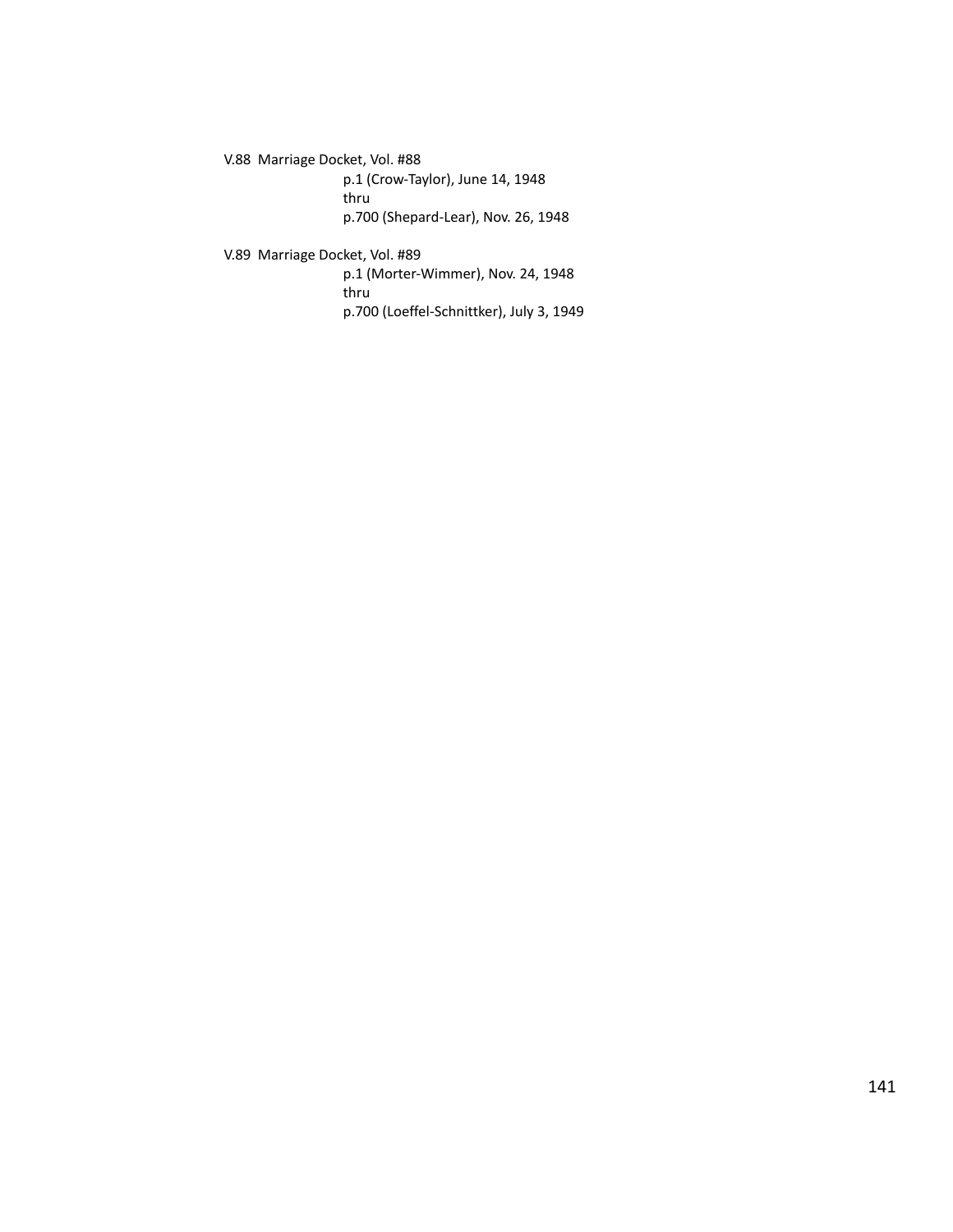V.88  Marriage Docket, Vol. #88

p.1 (Crow-Taylor), June 14, 1948
thru
p.700 (Shepard-Lear), Nov. 26, 1948

V.89  Marriage Docket, Vol. #89

p.1 (Morter-Wimmer), Nov. 24, 1948
thru
p.700 (Loeffel-Schnittker), July 3, 1949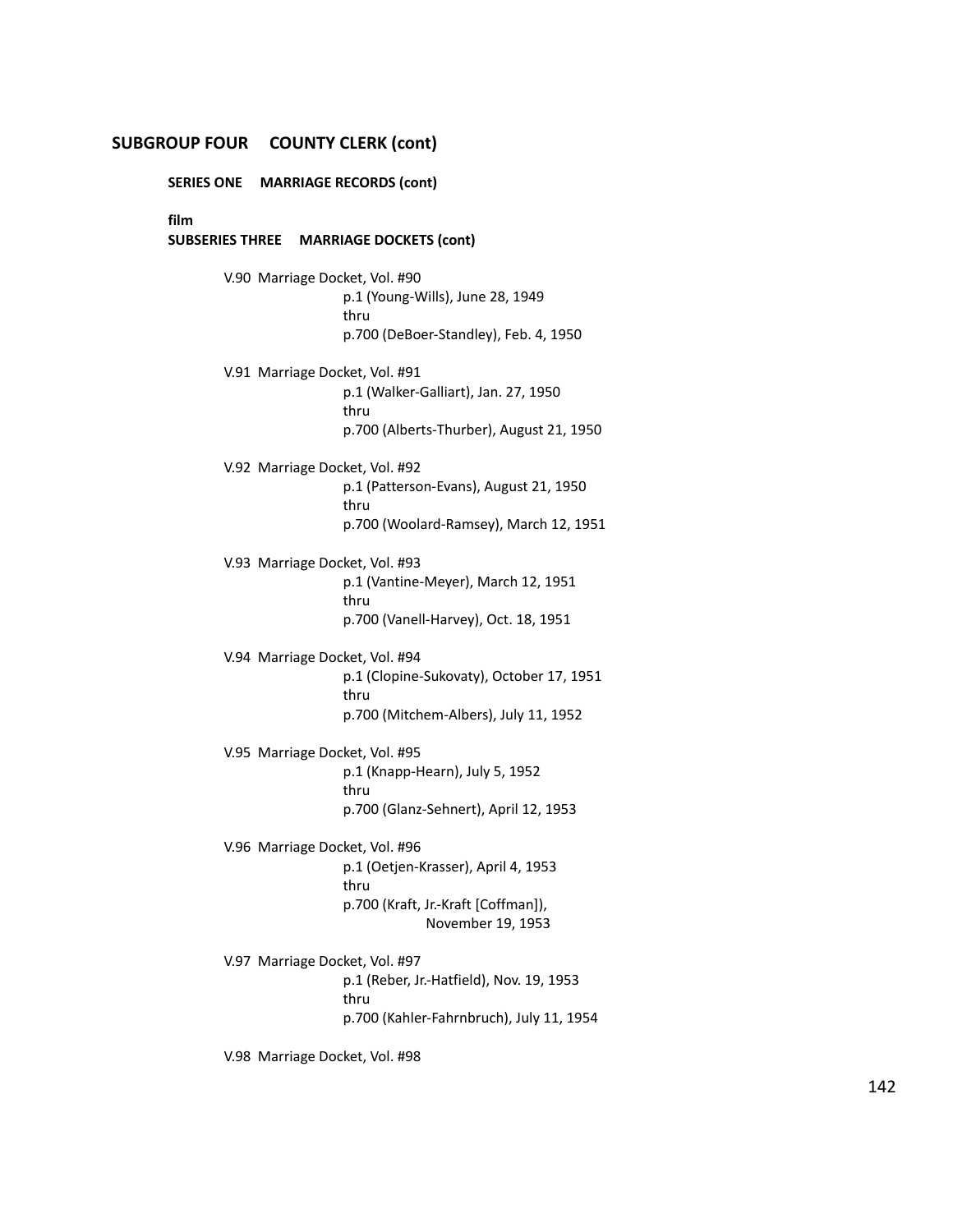## SUBGROUP FOUR COUNTY CLERK (cont)

### SERIES ONE MARRIAGE RECORDS (cont)

**film**
**SUBSERIES THREE MARRIAGE DOCKETS (cont)**

V.90 Marriage Docket, Vol. #90
p.1 (Young-Wills), June 28, 1949
thru
p.700 (DeBoer-Standley), Feb. 4, 1950

V.91 Marriage Docket, Vol. #91
p.1 (Walker-Galliart), Jan. 27, 1950
thru
p.700 (Alberts-Thurber), August 21, 1950

V.92 Marriage Docket, Vol. #92
p.1 (Patterson-Evans), August 21, 1950
thru
p.700 (Woolard-Ramsey), March 12, 1951

V.93 Marriage Docket, Vol. #93
p.1 (Vantine-Meyer), March 12, 1951
thru
p.700 (Vanell-Harvey), Oct. 18, 1951

V.94 Marriage Docket, Vol. #94
p.1 (Clopine-Sukovaty), October 17, 1951
thru
p.700 (Mitchem-Albers), July 11, 1952

V.95 Marriage Docket, Vol. #95
p.1 (Knapp-Hearn), July 5, 1952
thru
p.700 (Glanz-Sehnert), April 12, 1953

V.96 Marriage Docket, Vol. #96
p.1 (Oetjen-Krasser), April 4, 1953
thru
p.700 (Kraft, Jr.-Kraft [Coffman]),
November 19, 1953

V.97 Marriage Docket, Vol. #97
p.1 (Reber, Jr.-Hatfield), Nov. 19, 1953
thru
p.700 (Kahler-Fahrnbruch), July 11, 1954

V.98 Marriage Docket, Vol. #98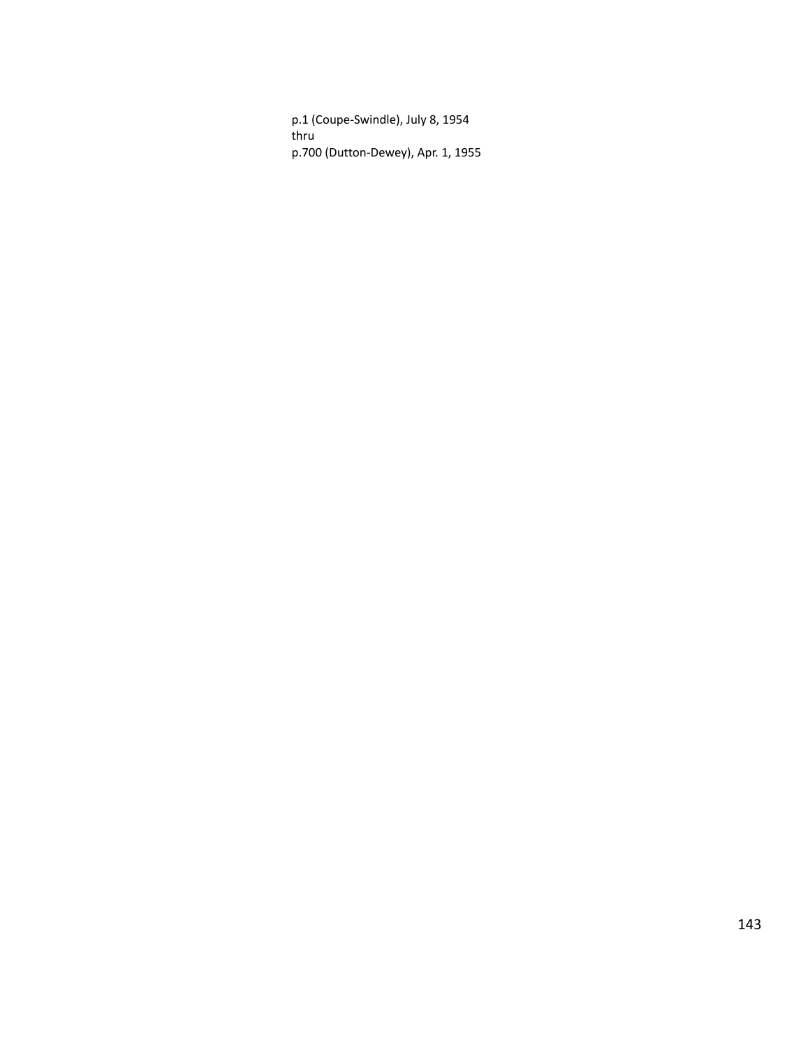p.1 (Coupe-Swindle), July 8, 1954
thru
p.700 (Dutton-Dewey), Apr. 1, 1955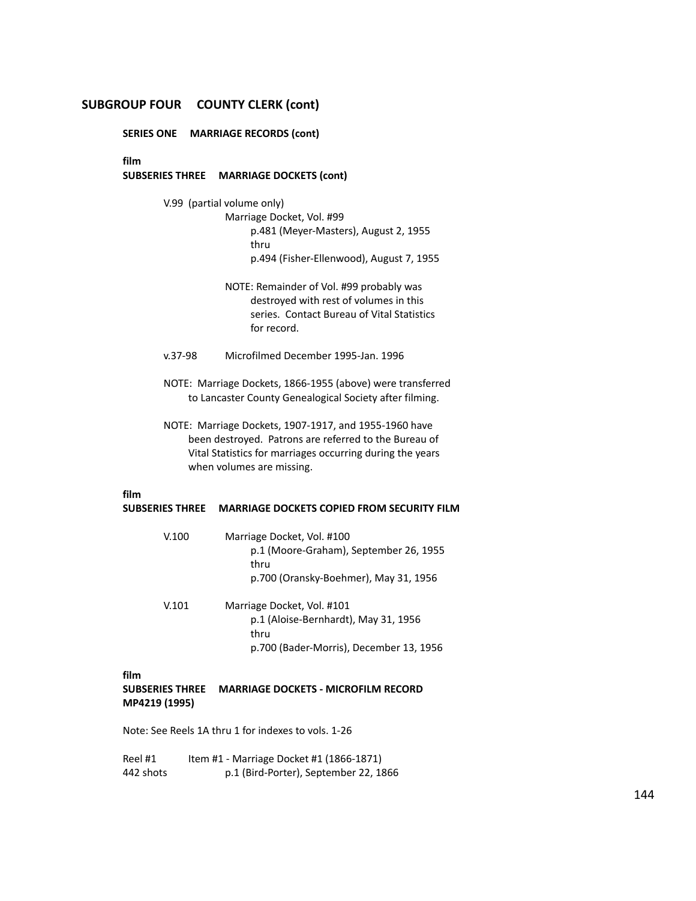## SUBGROUP FOUR COUNTY CLERK (cont)

### SERIES ONE MARRIAGE RECORDS (cont)

**film**
**SUBSERIES THREE MARRIAGE DOCKETS (cont)**

V.99 (partial volume only)
Marriage Docket, Vol. #99
p.481 (Meyer-Masters), August 2, 1955
thru
p.494 (Fisher-Ellenwood), August 7, 1955

NOTE: Remainder of Vol. #99 probably was destroyed with rest of volumes in this series. Contact Bureau of Vital Statistics for record.

v.37-98 Microfilmed December 1995-Jan. 1996

NOTE: Marriage Dockets, 1866-1955 (above) were transferred to Lancaster County Genealogical Society after filming.

NOTE: Marriage Dockets, 1907-1917, and 1955-1960 have been destroyed. Patrons are referred to the Bureau of Vital Statistics for marriages occurring during the years when volumes are missing.

**film**
**SUBSERIES THREE MARRIAGE DOCKETS COPIED FROM SECURITY FILM**

V.100 Marriage Docket, Vol. #100
p.1 (Moore-Graham), September 26, 1955
thru
p.700 (Oransky-Boehmer), May 31, 1956

V.101 Marriage Docket, Vol. #101
p.1 (Aloise-Bernhardt), May 31, 1956
thru
p.700 (Bader-Morris), December 13, 1956

**film**
**SUBSERIES THREE MARRIAGE DOCKETS - MICROFILM RECORD MP4219 (1995)**

Note: See Reels 1A thru 1 for indexes to vols. 1-26

Reel #1 Item #1 - Marriage Docket #1 (1866-1871)
442 shots p.1 (Bird-Porter), September 22, 1866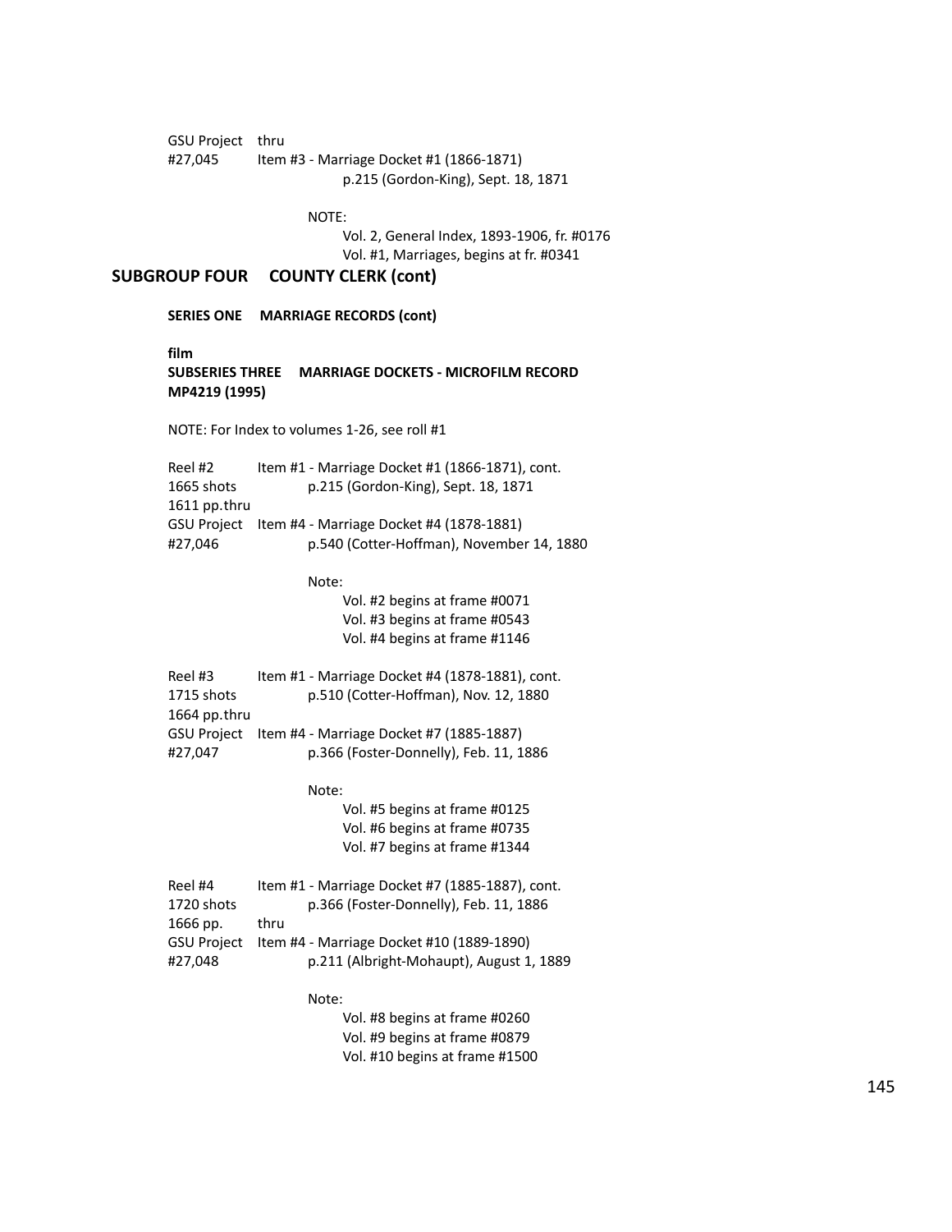GSU Project thru
#27,045 Item #3 - Marriage Docket #1 (1866-1871)
p.215 (Gordon-King), Sept. 18, 1871

NOTE:
Vol. 2, General Index, 1893-1906, fr. #0176
Vol. #1, Marriages, begins at fr. #0341

## SUBGROUP FOUR COUNTY CLERK (cont)

### SERIES ONE MARRIAGE RECORDS (cont)

**film**
**SUBSERIES THREE MARRIAGE DOCKETS - MICROFILM RECORD MP4219 (1995)**

NOTE: For Index to volumes 1-26, see roll #1

Reel #2 Item #1 - Marriage Docket #1 (1866-1871), cont.
1665 shots p.215 (Gordon-King), Sept. 18, 1871
1611 pp. thru
GSU Project Item #4 - Marriage Docket #4 (1878-1881)
#27,046 p.540 (Cotter-Hoffman), November 14, 1880

Note:
Vol. #2 begins at frame #0071
Vol. #3 begins at frame #0543
Vol. #4 begins at frame #1146

Reel #3 Item #1 - Marriage Docket #4 (1878-1881), cont.
1715 shots p.510 (Cotter-Hoffman), Nov. 12, 1880
1664 pp. thru
GSU Project Item #4 - Marriage Docket #7 (1885-1887)
#27,047 p.366 (Foster-Donnelly), Feb. 11, 1886

Note:
Vol. #5 begins at frame #0125
Vol. #6 begins at frame #0735
Vol. #7 begins at frame #1344

Reel #4 Item #1 - Marriage Docket #7 (1885-1887), cont.
1720 shots p.366 (Foster-Donnelly), Feb. 11, 1886
1666 pp. thru
GSU Project Item #4 - Marriage Docket #10 (1889-1890)
#27,048 p.211 (Albright-Mohaupt), August 1, 1889

Note:
Vol. #8 begins at frame #0260
Vol. #9 begins at frame #0879
Vol. #10 begins at frame #1500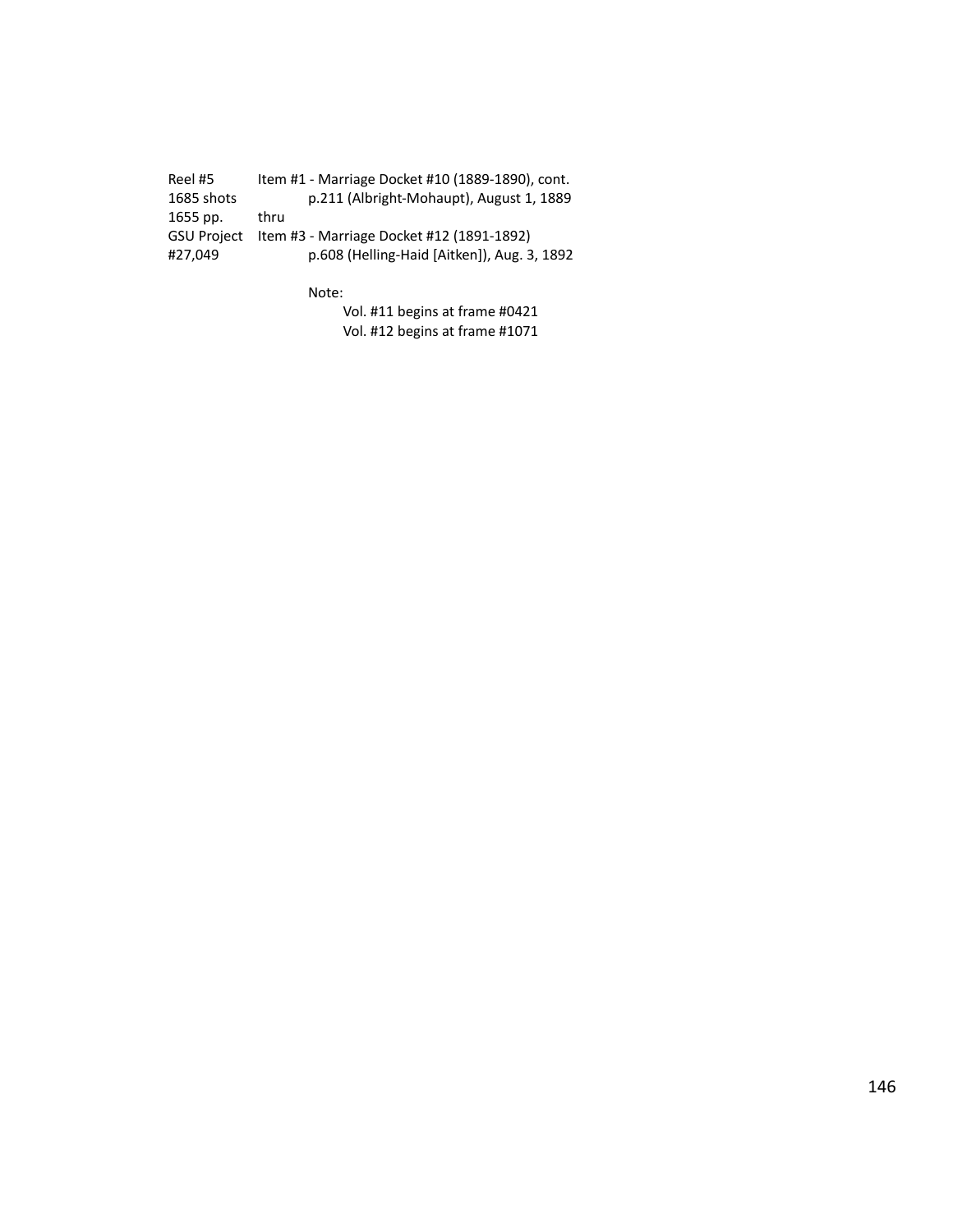| | |
|---|---|
| Reel #5 | Item #1 - Marriage Docket #10 (1889-1890), cont. |
| 1685 shots | p.211 (Albright-Mohaupt), August 1, 1889 |
| 1655 pp. | thru |
| GSU Project | Item #3 - Marriage Docket #12 (1891-1892) |
| #27,049 | p.608 (Helling-Haid [Aitken]), Aug. 3, 1892 |

Note:

Vol. #11 begins at frame #0421
Vol. #12 begins at frame #1071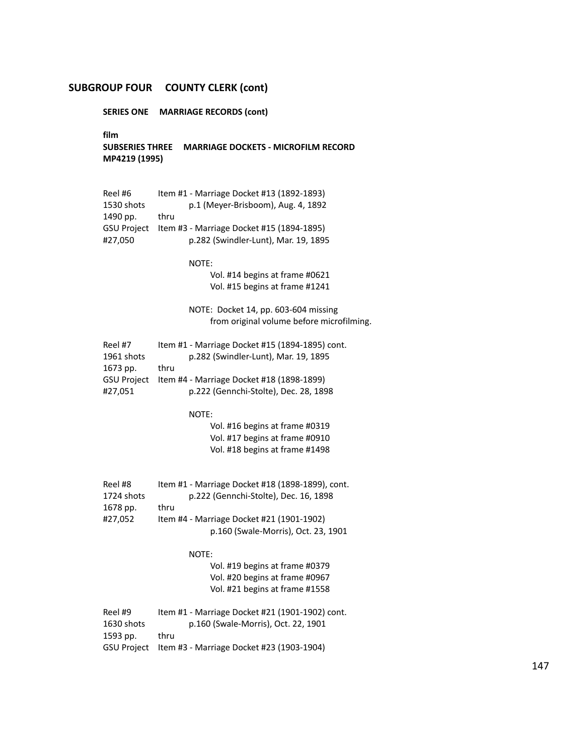## SUBGROUP FOUR COUNTY CLERK (cont)

### SERIES ONE MARRIAGE RECORDS (cont)

**film**

**SUBSERIES THREE MARRIAGE DOCKETS - MICROFILM RECORD**
**MP4219 (1995)**

Reel #6
1530 shots
1490 pp.
GSU Project
#27,050

Item #1 - Marriage Docket #13 (1892-1893)
p.1 (Meyer-Brisboom), Aug. 4, 1892
thru
Item #3 - Marriage Docket #15 (1894-1895)
p.282 (Swindler-Lunt), Mar. 19, 1895

NOTE:
Vol. #14 begins at frame #0621
Vol. #15 begins at frame #1241

NOTE: Docket 14, pp. 603-604 missing from original volume before microfilming.

Reel #7
1961 shots
1673 pp.
GSU Project
#27,051

Item #1 - Marriage Docket #15 (1894-1895) cont.
p.282 (Swindler-Lunt), Mar. 19, 1895
thru
Item #4 - Marriage Docket #18 (1898-1899)
p.222 (Gennchi-Stolte), Dec. 28, 1898

NOTE:
Vol. #16 begins at frame #0319
Vol. #17 begins at frame #0910
Vol. #18 begins at frame #1498

Reel #8
1724 shots
1678 pp.
#27,052

Item #1 - Marriage Docket #18 (1898-1899), cont.
p.222 (Gennchi-Stolte), Dec. 16, 1898
thru
Item #4 - Marriage Docket #21 (1901-1902)
p.160 (Swale-Morris), Oct. 23, 1901

NOTE:
Vol. #19 begins at frame #0379
Vol. #20 begins at frame #0967
Vol. #21 begins at frame #1558

Reel #9
1630 shots
1593 pp.
GSU Project

Item #1 - Marriage Docket #21 (1901-1902) cont.
p.160 (Swale-Morris), Oct. 22, 1901
thru
Item #3 - Marriage Docket #23 (1903-1904)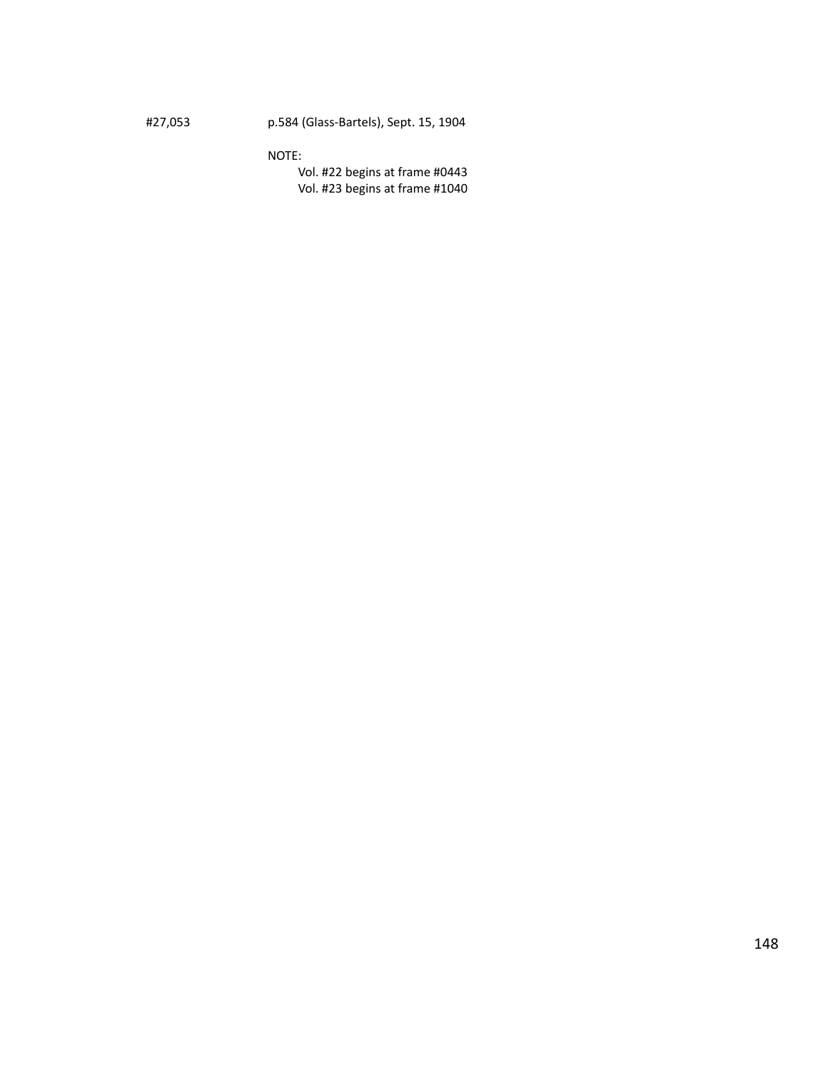#27,053 p.584 (Glass-Bartels), Sept. 15, 1904

NOTE:

Vol. #22 begins at frame #0443

Vol. #23 begins at frame #1040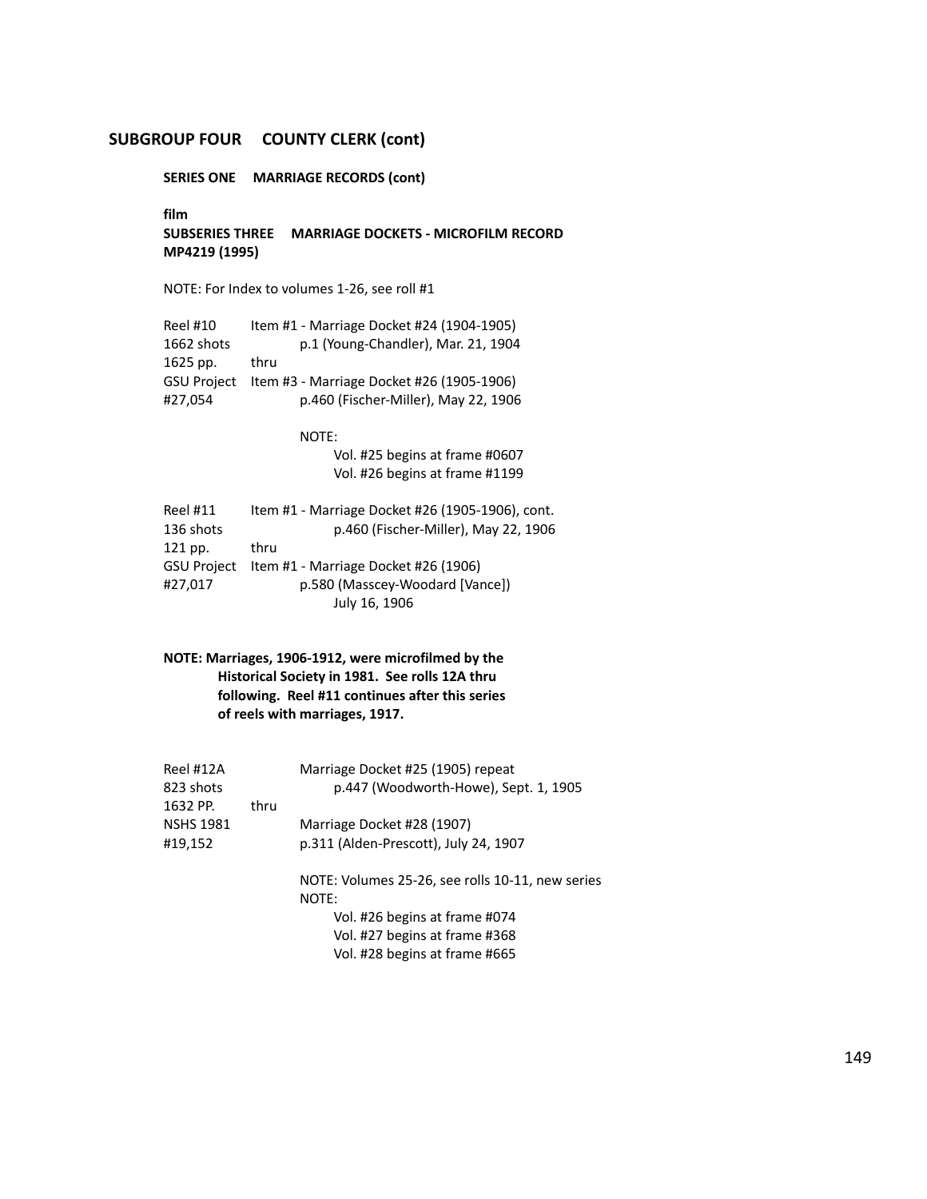## SUBGROUP FOUR COUNTY CLERK (cont)

### SERIES ONE MARRIAGE RECORDS (cont)

**film**
**SUBSERIES THREE MARRIAGE DOCKETS - MICROFILM RECORD MP4219 (1995)**

NOTE: For Index to volumes 1-26, see roll #1

| | |
|---|---|
| Reel #10 | Item #1 - Marriage Docket #24 (1904-1905) |
| 1662 shots | p.1 (Young-Chandler), Mar. 21, 1904 |
| 1625 pp. | thru |
| GSU Project | Item #3 - Marriage Docket #26 (1905-1906) |
| #27,054 | p.460 (Fischer-Miller), May 22, 1906 |
| | NOTE: |
| | Vol. #25 begins at frame #0607 |
| | Vol. #26 begins at frame #1199 |

| | |
|---|---|
| Reel #11 | Item #1 - Marriage Docket #26 (1905-1906), cont. |
| 136 shots | p.460 (Fischer-Miller), May 22, 1906 |
| 121 pp. | thru |
| GSU Project | Item #1 - Marriage Docket #26 (1906) |
| #27,017 | p.580 (Masscey-Woodard [Vance]) July 16, 1906 |

**NOTE: Marriages, 1906-1912, were microfilmed by the Historical Society in 1981. See rolls 12A thru following. Reel #11 continues after this series of reels with marriages, 1917.**

| | |
|---|---|
| Reel #12A | Marriage Docket #25 (1905) repeat |
| 823 shots | p.447 (Woodworth-Howe), Sept. 1, 1905 |
| 1632 PP. | thru |
| NSHS 1981 | Marriage Docket #28 (1907) |
| #19,152 | p.311 (Alden-Prescott), July 24, 1907 |
| | NOTE: Volumes 25-26, see rolls 10-11, new series |
| | NOTE: |
| | Vol. #26 begins at frame #074 |
| | Vol. #27 begins at frame #368 |
| | Vol. #28 begins at frame #665 |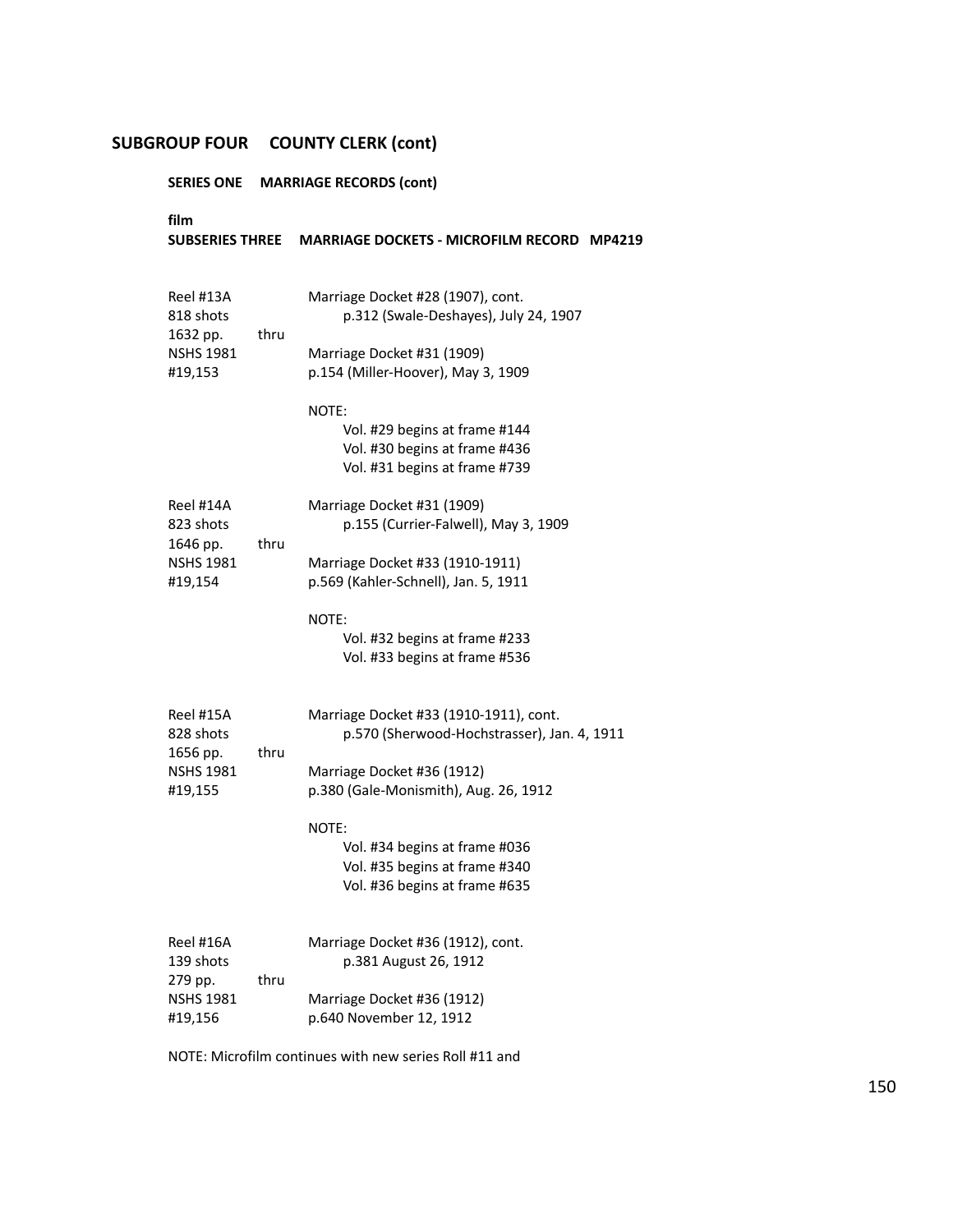## SUBGROUP FOUR COUNTY CLERK (cont)

### SERIES ONE MARRIAGE RECORDS (cont)

**film**
**SUBSERIES THREE MARRIAGE DOCKETS - MICROFILM RECORD MP4219**

| | |
|---|---|
| Reel #13A<br>818 shots<br>1632 pp. thru<br>NSHS 1981<br>#19,153 | Marriage Docket #28 (1907), cont.<br>p.312 (Swale-Deshayes), July 24, 1907<br><br>Marriage Docket #31 (1909)<br>p.154 (Miller-Hoover), May 3, 1909<br><br>NOTE:<br>Vol. #29 begins at frame #144<br>Vol. #30 begins at frame #436<br>Vol. #31 begins at frame #739 |
| Reel #14A<br>823 shots<br>1646 pp. thru<br>NSHS 1981<br>#19,154 | Marriage Docket #31 (1909)<br>p.155 (Currier-Falwell), May 3, 1909<br><br>Marriage Docket #33 (1910-1911)<br>p.569 (Kahler-Schnell), Jan. 5, 1911<br><br>NOTE:<br>Vol. #32 begins at frame #233<br>Vol. #33 begins at frame #536 |
| Reel #15A<br>828 shots<br>1656 pp. thru<br>NSHS 1981<br>#19,155 | Marriage Docket #33 (1910-1911), cont.<br>p.570 (Sherwood-Hochstrasser), Jan. 4, 1911<br><br>Marriage Docket #36 (1912)<br>p.380 (Gale-Monismith), Aug. 26, 1912<br><br>NOTE:<br>Vol. #34 begins at frame #036<br>Vol. #35 begins at frame #340<br>Vol. #36 begins at frame #635 |
| Reel #16A<br>139 shots<br>279 pp. thru<br>NSHS 1981<br>#19,156 | Marriage Docket #36 (1912), cont.<br>p.381 August 26, 1912<br><br>Marriage Docket #36 (1912)<br>p.640 November 12, 1912 |

NOTE: Microfilm continues with new series Roll #11 and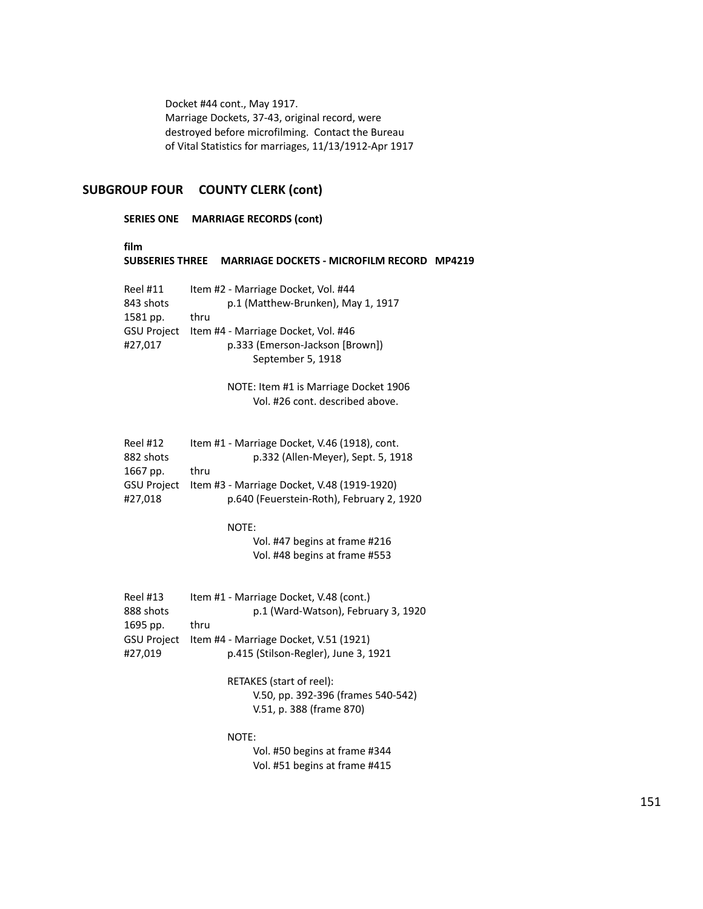Docket #44 cont., May 1917.
Marriage Dockets, 37-43, original record, were destroyed before microfilming. Contact the Bureau of Vital Statistics for marriages, 11/13/1912-Apr 1917

## SUBGROUP FOUR COUNTY CLERK (cont)

### SERIES ONE MARRIAGE RECORDS (cont)

**film**
**SUBSERIES THREE MARRIAGE DOCKETS - MICROFILM RECORD MP4219**

Reel #11 — Item #2 - Marriage Docket, Vol. #44
843 shots — p.1 (Matthew-Brunken), May 1, 1917
1581 pp. — thru
GSU Project — Item #4 - Marriage Docket, Vol. #46
#27,017 — p.333 (Emerson-Jackson [Brown]) September 5, 1918

NOTE: Item #1 is Marriage Docket 1906 Vol. #26 cont. described above.

Reel #12 — Item #1 - Marriage Docket, V.46 (1918), cont.
882 shots — p.332 (Allen-Meyer), Sept. 5, 1918
1667 pp. — thru
GSU Project — Item #3 - Marriage Docket, V.48 (1919-1920)
#27,018 — p.640 (Feuerstein-Roth), February 2, 1920

NOTE:
Vol. #47 begins at frame #216
Vol. #48 begins at frame #553

Reel #13 — Item #1 - Marriage Docket, V.48 (cont.)
888 shots — p.1 (Ward-Watson), February 3, 1920
1695 pp. — thru
GSU Project — Item #4 - Marriage Docket, V.51 (1921)
#27,019 — p.415 (Stilson-Regler), June 3, 1921

RETAKES (start of reel):
V.50, pp. 392-396 (frames 540-542)
V.51, p. 388 (frame 870)

NOTE:
Vol. #50 begins at frame #344
Vol. #51 begins at frame #415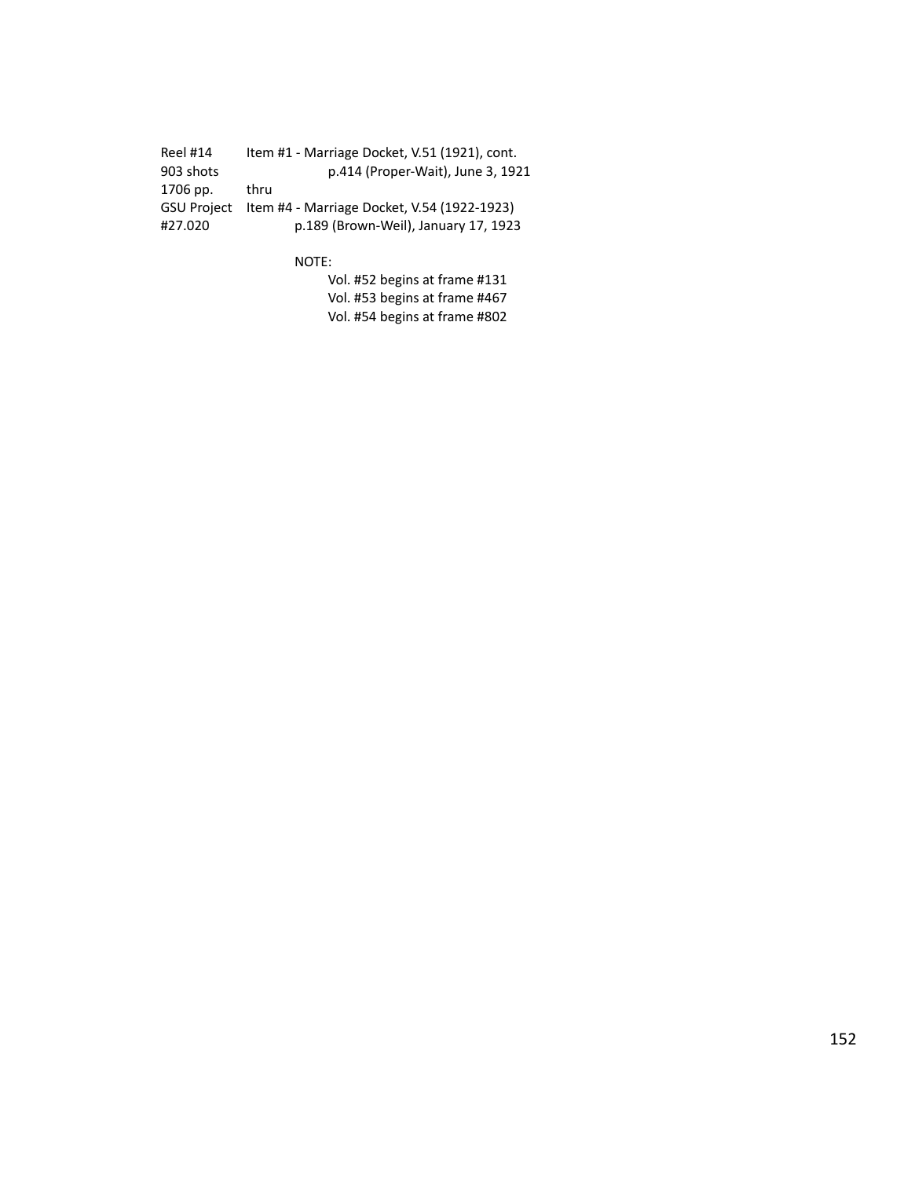| | |
|---|---|
| Reel #14 | Item #1 - Marriage Docket, V.51 (1921), cont. |
| 903 shots | p.414 (Proper-Wait), June 3, 1921 |
| 1706 pp. | thru |
| GSU Project | Item #4 - Marriage Docket, V.54 (1922-1923) |
| #27.020 | p.189 (Brown-Weil), January 17, 1923 |

NOTE:

Vol. #52 begins at frame #131
Vol. #53 begins at frame #467
Vol. #54 begins at frame #802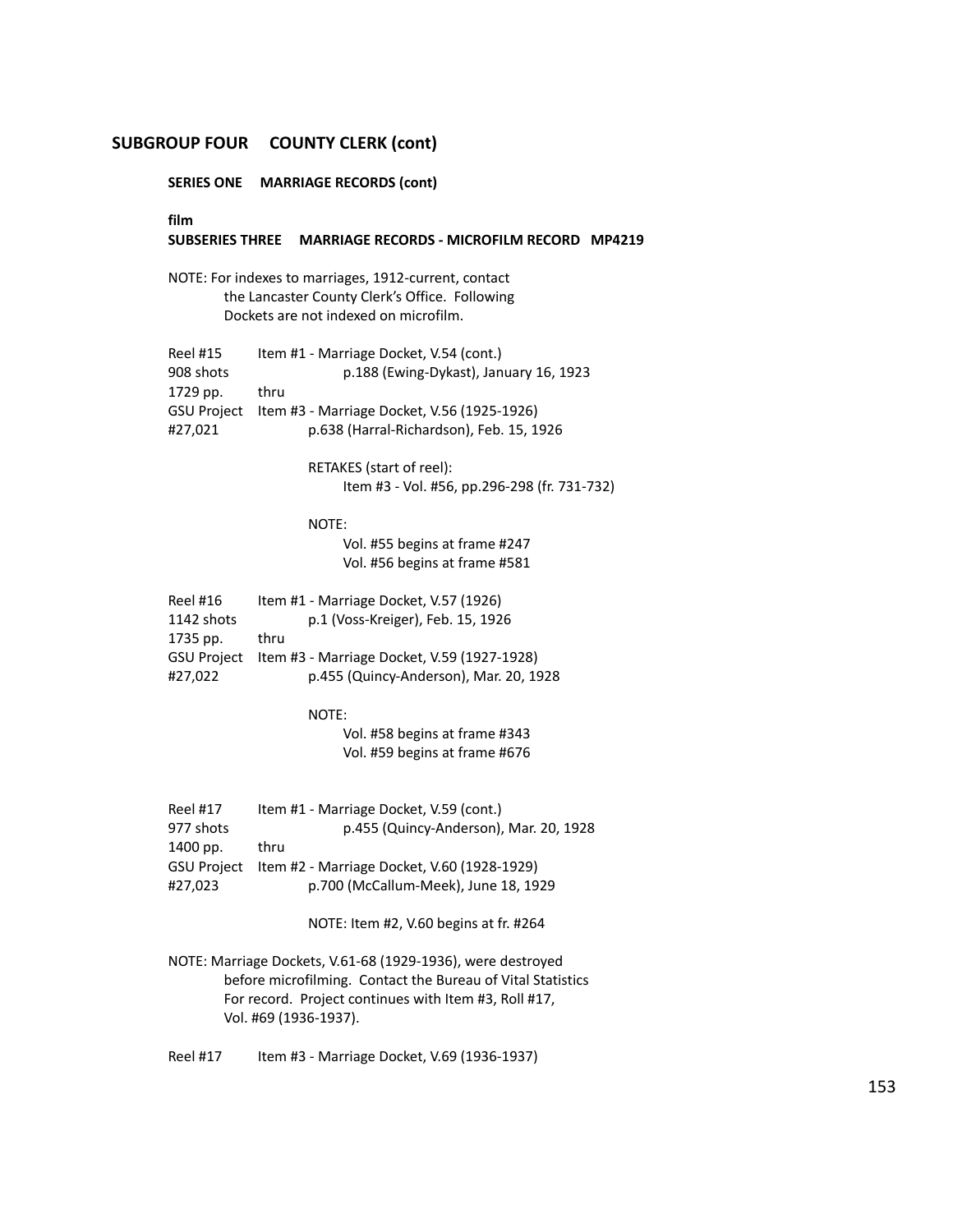## SUBGROUP FOUR COUNTY CLERK (cont)

### SERIES ONE MARRIAGE RECORDS (cont)

**film**

**SUBSERIES THREE MARRIAGE RECORDS - MICROFILM RECORD MP4219**

NOTE: For indexes to marriages, 1912-current, contact the Lancaster County Clerk's Office. Following Dockets are not indexed on microfilm.

Reel #15
908 shots
1729 pp.
GSU Project
#27,021

Item #1 - Marriage Docket, V.54 (cont.)
p.188 (Ewing-Dykast), January 16, 1923
thru
Item #3 - Marriage Docket, V.56 (1925-1926)
p.638 (Harral-Richardson), Feb. 15, 1926

RETAKES (start of reel):
Item #3 - Vol. #56, pp.296-298 (fr. 731-732)

NOTE:
Vol. #55 begins at frame #247
Vol. #56 begins at frame #581

Reel #16
1142 shots
1735 pp.
GSU Project
#27,022

Item #1 - Marriage Docket, V.57 (1926)
p.1 (Voss-Kreiger), Feb. 15, 1926
thru
Item #3 - Marriage Docket, V.59 (1927-1928)
p.455 (Quincy-Anderson), Mar. 20, 1928

NOTE:
Vol. #58 begins at frame #343
Vol. #59 begins at frame #676

Reel #17
977 shots
1400 pp.
GSU Project
#27,023

Item #1 - Marriage Docket, V.59 (cont.)
p.455 (Quincy-Anderson), Mar. 20, 1928
thru
Item #2 - Marriage Docket, V.60 (1928-1929)
p.700 (McCallum-Meek), June 18, 1929

NOTE: Item #2, V.60 begins at fr. #264

NOTE: Marriage Dockets, V.61-68 (1929-1936), were destroyed before microfilming. Contact the Bureau of Vital Statistics For record. Project continues with Item #3, Roll #17, Vol. #69 (1936-1937).

Reel #17 Item #3 - Marriage Docket, V.69 (1936-1937)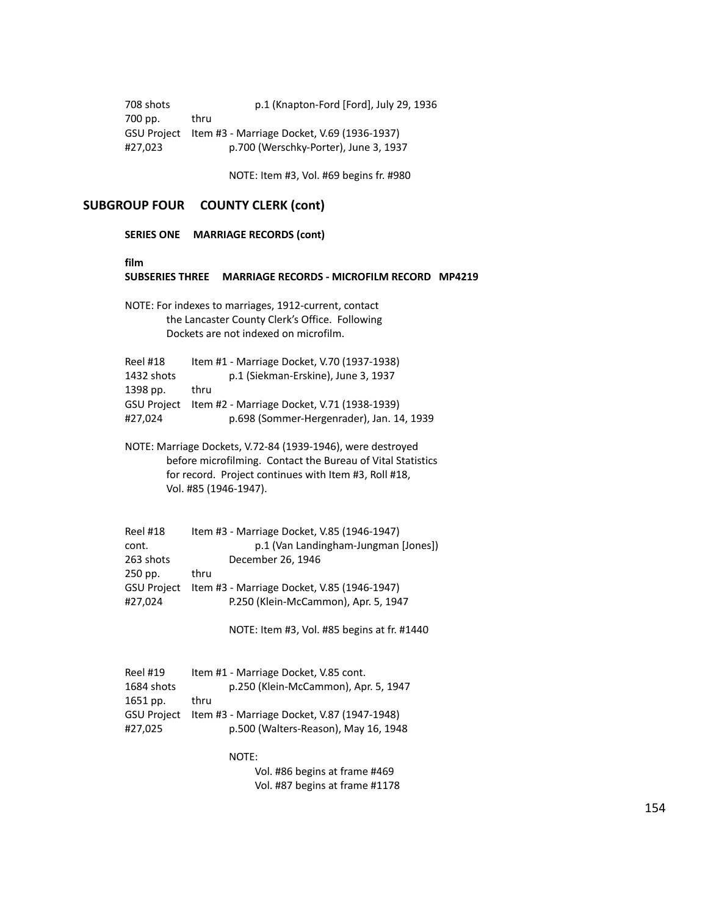708 shots p.1 (Knapton-Ford [Ford], July 29, 1936
700 pp. thru
GSU Project Item #3 - Marriage Docket, V.69 (1936-1937)
#27,023 p.700 (Werschky-Porter), June 3, 1937

NOTE: Item #3, Vol. #69 begins fr. #980

## SUBGROUP FOUR COUNTY CLERK (cont)

### SERIES ONE MARRIAGE RECORDS (cont)

**film**
**SUBSERIES THREE MARRIAGE RECORDS - MICROFILM RECORD MP4219**

NOTE: For indexes to marriages, 1912-current, contact the Lancaster County Clerk's Office. Following Dockets are not indexed on microfilm.

Reel #18 Item #1 - Marriage Docket, V.70 (1937-1938)
1432 shots p.1 (Siekman-Erskine), June 3, 1937
1398 pp. thru
GSU Project Item #2 - Marriage Docket, V.71 (1938-1939)
#27,024 p.698 (Sommer-Hergenrader), Jan. 14, 1939

NOTE: Marriage Dockets, V.72-84 (1939-1946), were destroyed before microfilming. Contact the Bureau of Vital Statistics for record. Project continues with Item #3, Roll #18, Vol. #85 (1946-1947).

Reel #18 Item #3 - Marriage Docket, V.85 (1946-1947)
cont. p.1 (Van Landingham-Jungman [Jones])
263 shots December 26, 1946
250 pp. thru
GSU Project Item #3 - Marriage Docket, V.85 (1946-1947)
#27,024 P.250 (Klein-McCammon), Apr. 5, 1947

NOTE: Item #3, Vol. #85 begins at fr. #1440

Reel #19 Item #1 - Marriage Docket, V.85 cont.
1684 shots p.250 (Klein-McCammon), Apr. 5, 1947
1651 pp. thru
GSU Project Item #3 - Marriage Docket, V.87 (1947-1948)
#27,025 p.500 (Walters-Reason), May 16, 1948

NOTE:
Vol. #86 begins at frame #469
Vol. #87 begins at frame #1178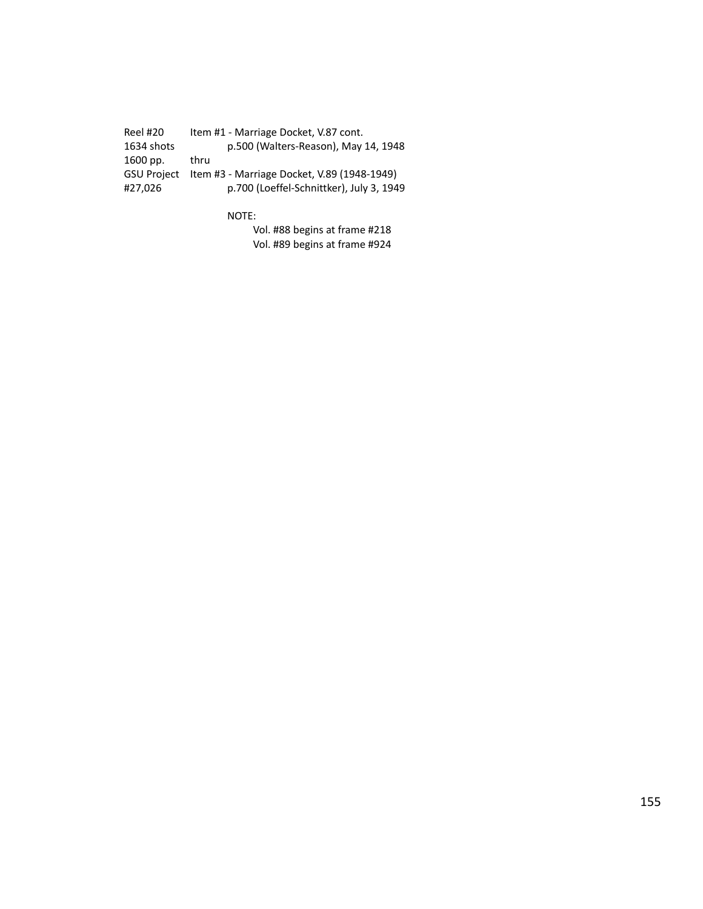Reel #20 Item #1 - Marriage Docket, V.87 cont.
1634 shots p.500 (Walters-Reason), May 14, 1948
1600 pp. thru
GSU Project Item #3 - Marriage Docket, V.89 (1948-1949)
#27,026 p.700 (Loeffel-Schnittker), July 3, 1949

NOTE:
Vol. #88 begins at frame #218
Vol. #89 begins at frame #924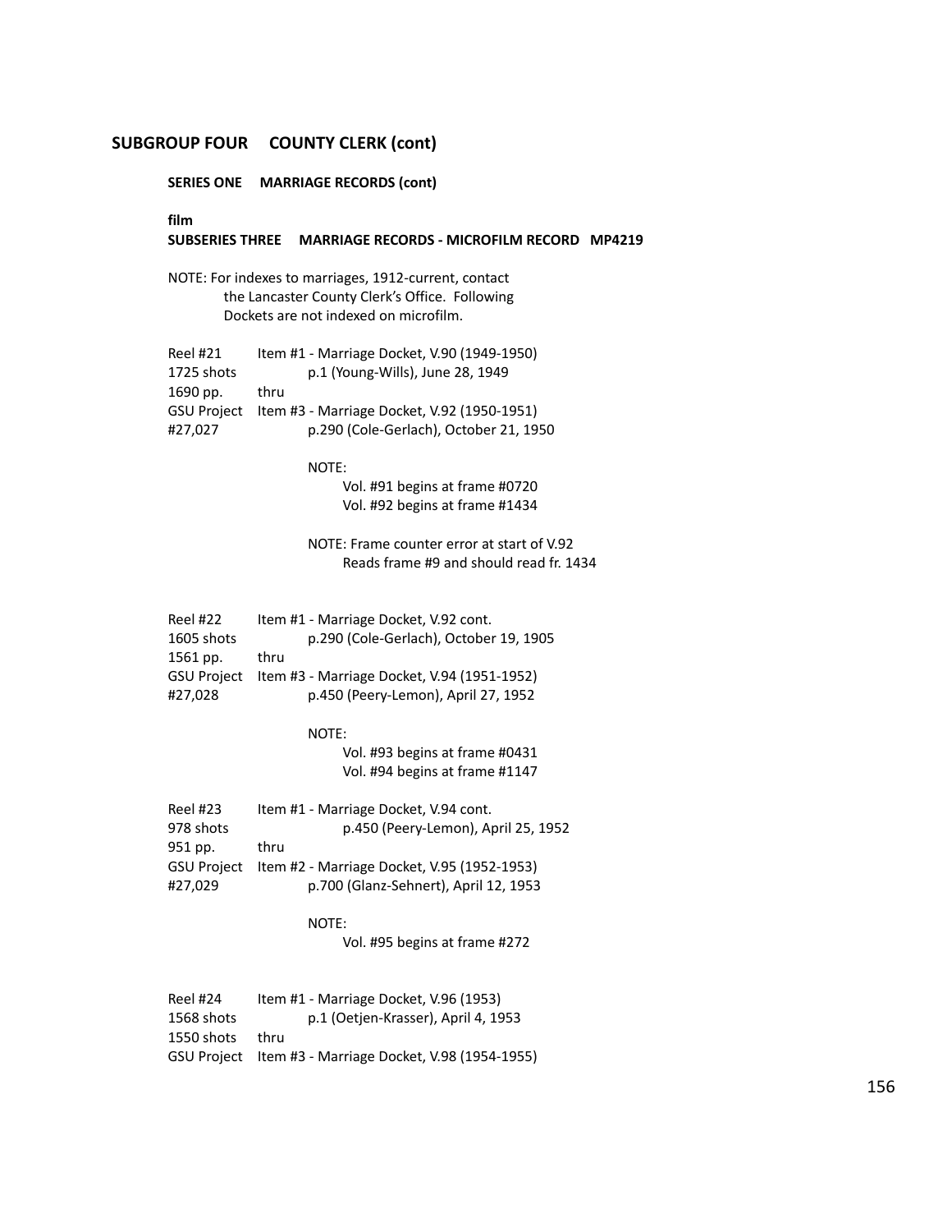## SUBGROUP FOUR COUNTY CLERK (cont)

### SERIES ONE MARRIAGE RECORDS (cont)

**film**

**SUBSERIES THREE MARRIAGE RECORDS - MICROFILM RECORD MP4219**

NOTE: For indexes to marriages, 1912-current, contact the Lancaster County Clerk's Office. Following Dockets are not indexed on microfilm.

Reel #21
1725 shots
1690 pp.
GSU Project
#27,027

Item #1 - Marriage Docket, V.90 (1949-1950)
p.1 (Young-Wills), June 28, 1949
thru
Item #3 - Marriage Docket, V.92 (1950-1951)
p.290 (Cole-Gerlach), October 21, 1950

NOTE:
Vol. #91 begins at frame #0720
Vol. #92 begins at frame #1434

NOTE: Frame counter error at start of V.92
Reads frame #9 and should read fr. 1434

Reel #22
1605 shots
1561 pp.
GSU Project
#27,028

Item #1 - Marriage Docket, V.92 cont.
p.290 (Cole-Gerlach), October 19, 1905
thru
Item #3 - Marriage Docket, V.94 (1951-1952)
p.450 (Peery-Lemon), April 27, 1952

NOTE:
Vol. #93 begins at frame #0431
Vol. #94 begins at frame #1147

Reel #23
978 shots
951 pp.
GSU Project
#27,029

Item #1 - Marriage Docket, V.94 cont.
p.450 (Peery-Lemon), April 25, 1952
thru
Item #2 - Marriage Docket, V.95 (1952-1953)
p.700 (Glanz-Sehnert), April 12, 1953

NOTE:
Vol. #95 begins at frame #272

Reel #24
1568 shots
1550 shots
GSU Project

Item #1 - Marriage Docket, V.96 (1953)
p.1 (Oetjen-Krasser), April 4, 1953
thru
Item #3 - Marriage Docket, V.98 (1954-1955)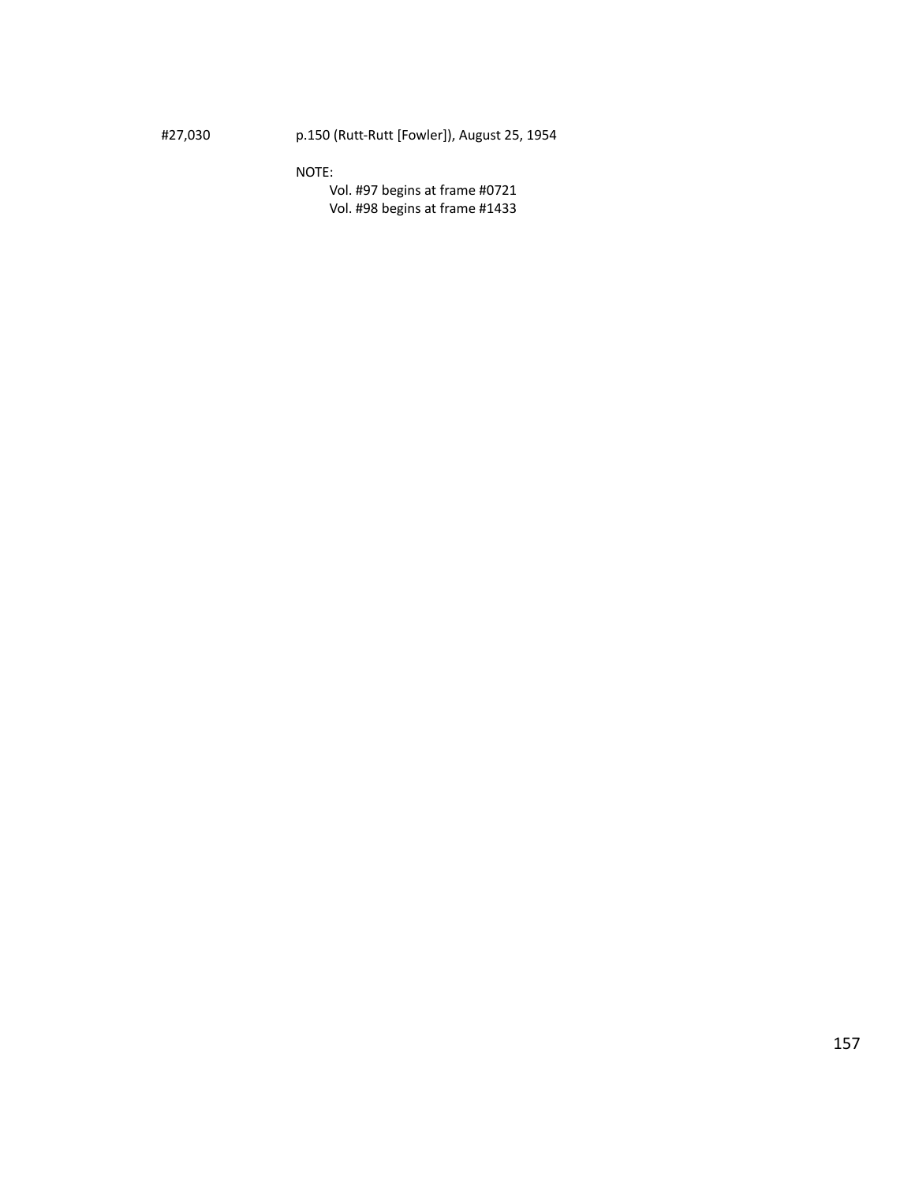#27,030 p.150 (Rutt-Rutt [Fowler]), August 25, 1954

NOTE:

Vol. #97 begins at frame #0721

Vol. #98 begins at frame #1433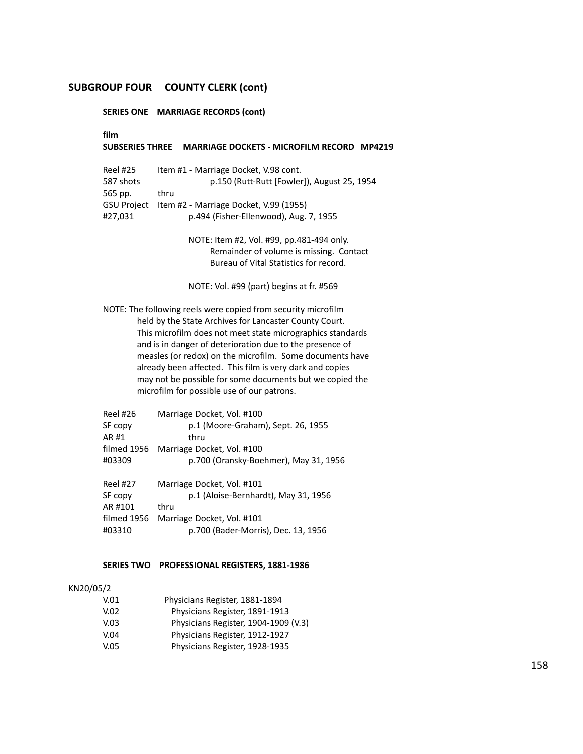## SUBGROUP FOUR COUNTY CLERK (cont)

### SERIES ONE MARRIAGE RECORDS (cont)

**film**

**SUBSERIES THREE MARRIAGE DOCKETS - MICROFILM RECORD MP4219**

| | |
|---|---|
| Reel #25 | Item #1 - Marriage Docket, V.98 cont. |
| 587 shots | p.150 (Rutt-Rutt [Fowler]), August 25, 1954 |
| 565 pp. | thru |
| GSU Project | Item #2 - Marriage Docket, V.99 (1955) |
| #27,031 | p.494 (Fisher-Ellenwood), Aug. 7, 1955 |

NOTE: Item #2, Vol. #99, pp.481-494 only. Remainder of volume is missing. Contact Bureau of Vital Statistics for record.

NOTE: Vol. #99 (part) begins at fr. #569

NOTE: The following reels were copied from security microfilm held by the State Archives for Lancaster County Court. This microfilm does not meet state micrographics standards and is in danger of deterioration due to the presence of measles (or redox) on the microfilm. Some documents have already been affected. This film is very dark and copies may not be possible for some documents but we copied the microfilm for possible use of our patrons.

| | |
|---|---|
| Reel #26 | Marriage Docket, Vol. #100 |
| SF copy | p.1 (Moore-Graham), Sept. 26, 1955 |
| AR #1 | thru |
| filmed 1956 | Marriage Docket, Vol. #100 |
| #03309 | p.700 (Oransky-Boehmer), May 31, 1956 |

| | |
|---|---|
| Reel #27 | Marriage Docket, Vol. #101 |
| SF copy | p.1 (Aloise-Bernhardt), May 31, 1956 |
| AR #101 | thru |
| filmed 1956 | Marriage Docket, Vol. #101 |
| #03310 | p.700 (Bader-Morris), Dec. 13, 1956 |

### SERIES TWO PROFESSIONAL REGISTERS, 1881-1986

KN20/05/2

| | |
|---|---|
| V.01 | Physicians Register, 1881-1894 |
| V.02 | Physicians Register, 1891-1913 |
| V.03 | Physicians Register, 1904-1909 (V.3) |
| V.04 | Physicians Register, 1912-1927 |
| V.05 | Physicians Register, 1928-1935 |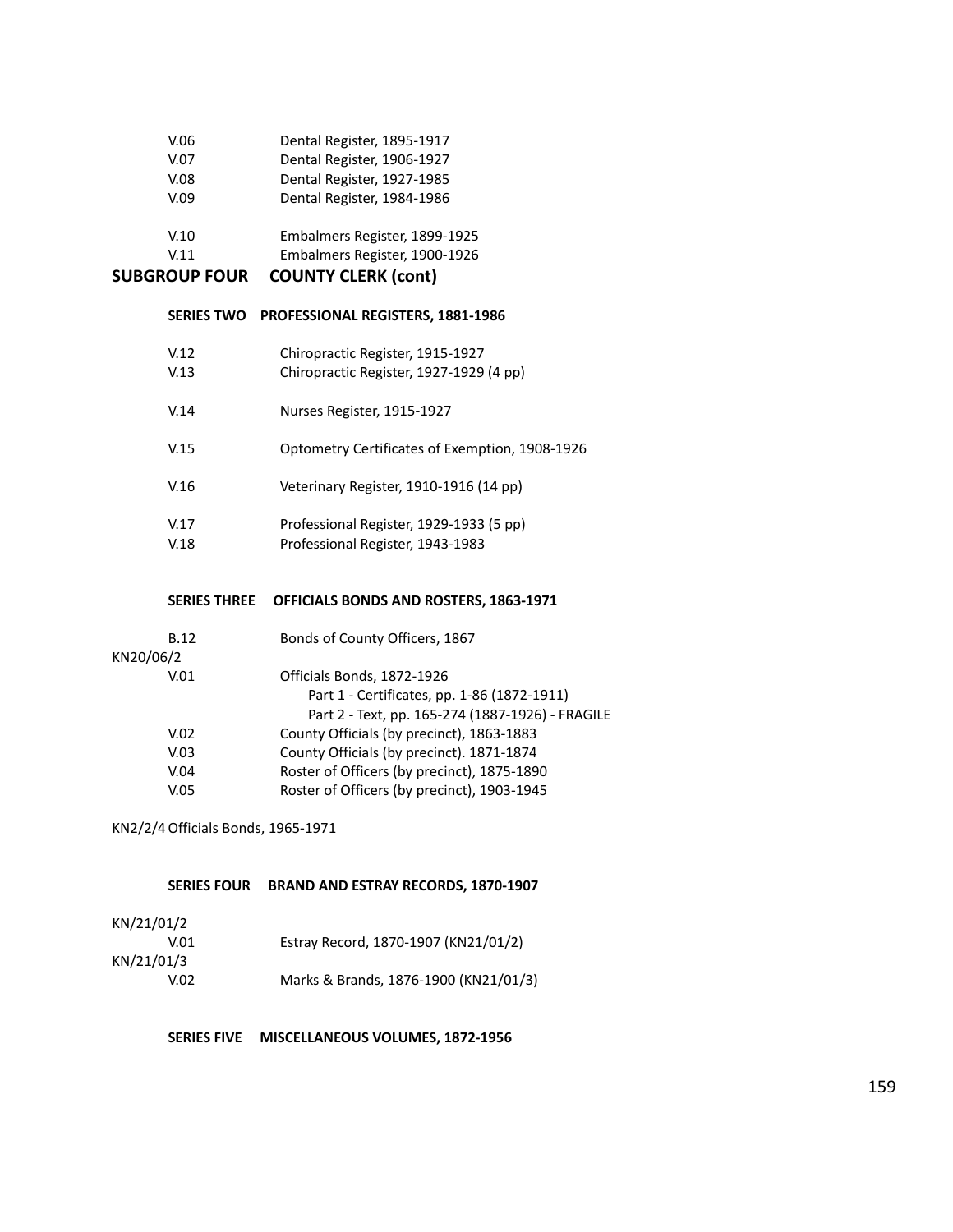V.06 Dental Register, 1895-1917
V.07 Dental Register, 1906-1927
V.08 Dental Register, 1927-1985
V.09 Dental Register, 1984-1986

V.10 Embalmers Register, 1899-1925
V.11 Embalmers Register, 1900-1926

## SUBGROUP FOUR COUNTY CLERK (cont)

### SERIES TWO PROFESSIONAL REGISTERS, 1881-1986

V.12 Chiropractic Register, 1915-1927
V.13 Chiropractic Register, 1927-1929 (4 pp)

V.14 Nurses Register, 1915-1927

V.15 Optometry Certificates of Exemption, 1908-1926

V.16 Veterinary Register, 1910-1916 (14 pp)

V.17 Professional Register, 1929-1933 (5 pp)
V.18 Professional Register, 1943-1983

### SERIES THREE OFFICIALS BONDS AND ROSTERS, 1863-1971

B.12 Bonds of County Officers, 1867

KN20/06/2

V.01 Officials Bonds, 1872-1926
Part 1 - Certificates, pp. 1-86 (1872-1911)
Part 2 - Text, pp. 165-274 (1887-1926) - FRAGILE
V.02 County Officials (by precinct), 1863-1883
V.03 County Officials (by precinct). 1871-1874
V.04 Roster of Officers (by precinct), 1875-1890
V.05 Roster of Officers (by precinct), 1903-1945

KN2/2/4 Officials Bonds, 1965-1971

### SERIES FOUR BRAND AND ESTRAY RECORDS, 1870-1907

KN/21/01/2

V.01 Estray Record, 1870-1907 (KN21/01/2)

KN/21/01/3

V.02 Marks & Brands, 1876-1900 (KN21/01/3)

### SERIES FIVE MISCELLANEOUS VOLUMES, 1872-1956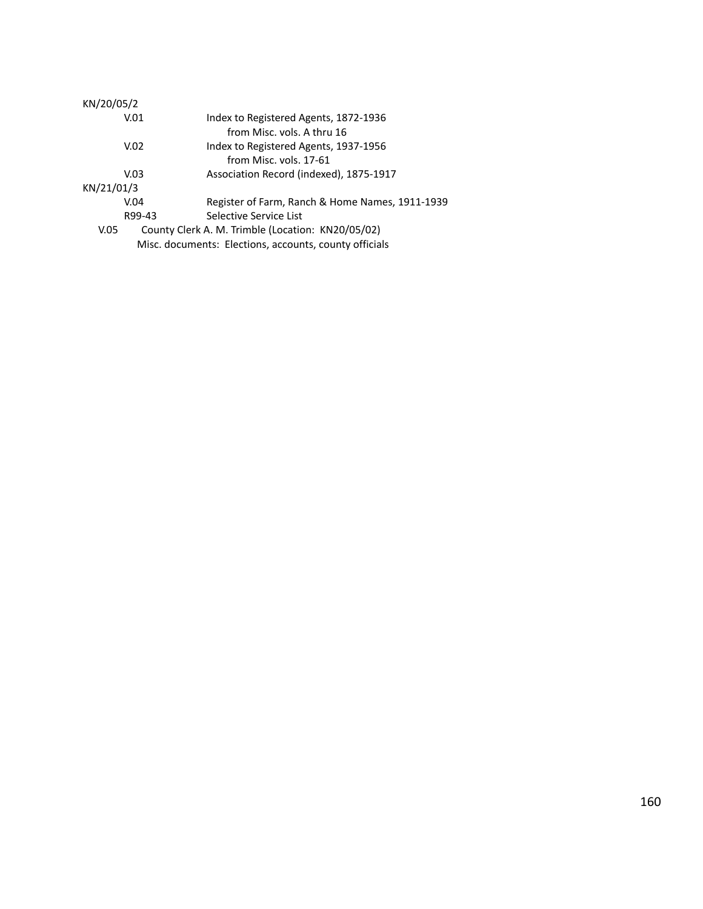KN/20/05/2

| | |
|---|---|
| V.01 | Index to Registered Agents, 1872-1936<br>from Misc. vols. A thru 16 |
| V.02 | Index to Registered Agents, 1937-1956<br>from Misc. vols. 17-61 |
| V.03 | Association Record (indexed), 1875-1917 |

KN/21/01/3

| | |
|---|---|
| V.04 | Register of Farm, Ranch & Home Names, 1911-1939 |
| R99-43 | Selective Service List |

V.05 County Clerk A. M. Trimble (Location: KN20/05/02)
Misc. documents: Elections, accounts, county officials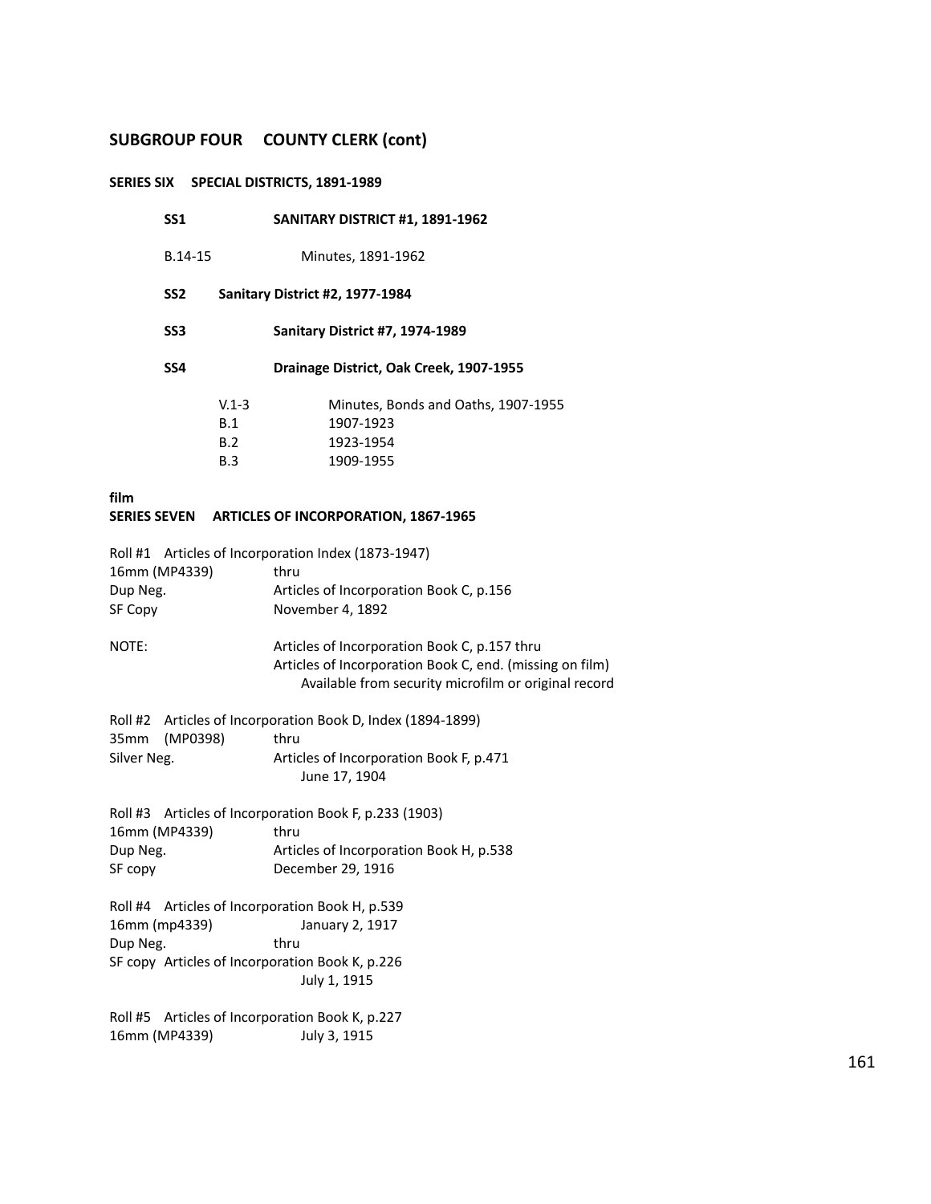## SUBGROUP FOUR COUNTY CLERK (cont)

### SERIES SIX SPECIAL DISTRICTS, 1891-1989

**SS1 SANITARY DISTRICT #1, 1891-1962**

B.14-15 Minutes, 1891-1962

**SS2 Sanitary District #2, 1977-1984**

**SS3 Sanitary District #7, 1974-1989**

**SS4 Drainage District, Oak Creek, 1907-1955**

| | |
|---|---|
| V.1-3 | Minutes, Bonds and Oaths, 1907-1955 |
| B.1 | 1907-1923 |
| B.2 | 1923-1954 |
| B.3 | 1909-1955 |

**film**

### SERIES SEVEN ARTICLES OF INCORPORATION, 1867-1965

Roll #1 Articles of Incorporation Index (1873-1947)
16mm (MP4339) thru
Dup Neg. Articles of Incorporation Book C, p.156
SF Copy November 4, 1892

NOTE: Articles of Incorporation Book C, p.157 thru
Articles of Incorporation Book C, end. (missing on film)
Available from security microfilm or original record

Roll #2 Articles of Incorporation Book D, Index (1894-1899)
35mm (MP0398) thru
Silver Neg. Articles of Incorporation Book F, p.471
June 17, 1904

Roll #3 Articles of Incorporation Book F, p.233 (1903)
16mm (MP4339) thru
Dup Neg. Articles of Incorporation Book H, p.538
SF copy December 29, 1916

Roll #4 Articles of Incorporation Book H, p.539
16mm (mp4339) January 2, 1917
Dup Neg. thru
SF copy Articles of Incorporation Book K, p.226
July 1, 1915

Roll #5 Articles of Incorporation Book K, p.227
16mm (MP4339) July 3, 1915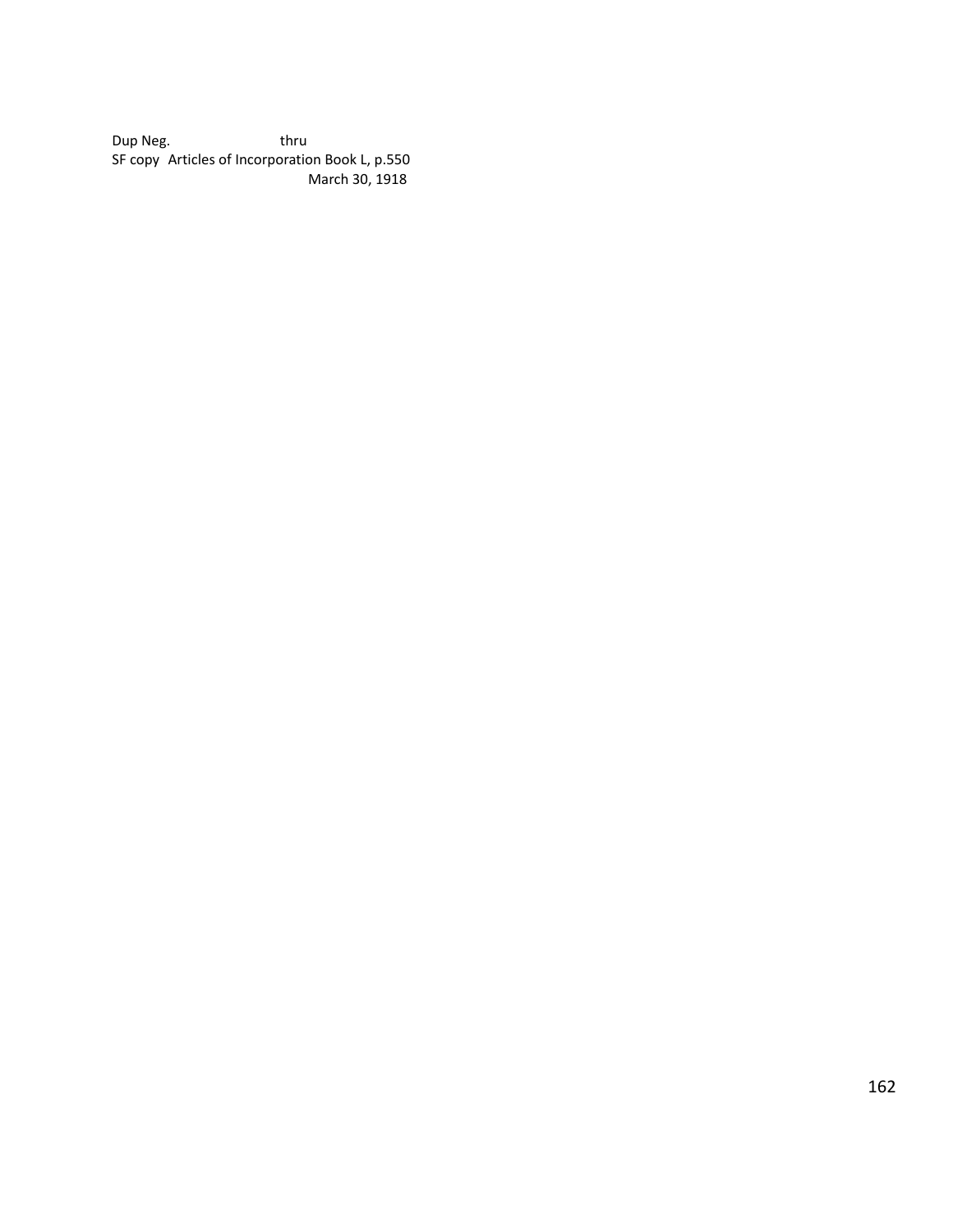Dup Neg. thru
SF copy Articles of Incorporation Book L, p.550
March 30, 1918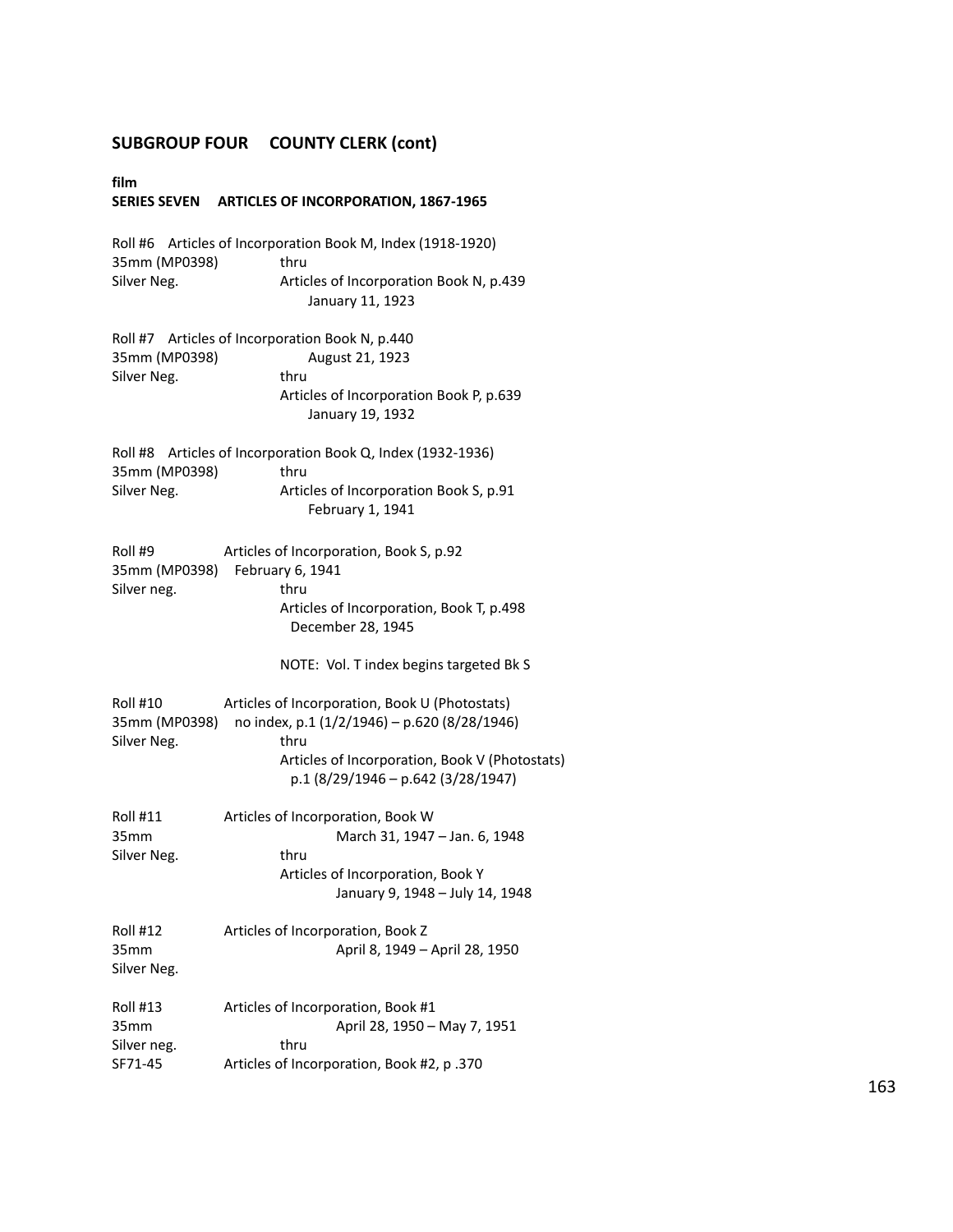## SUBGROUP FOUR COUNTY CLERK (cont)

**film**
**SERIES SEVEN ARTICLES OF INCORPORATION, 1867-1965**

Roll #6 Articles of Incorporation Book M, Index (1918-1920)
35mm (MP0398) thru
Silver Neg. Articles of Incorporation Book N, p.439
January 11, 1923

Roll #7 Articles of Incorporation Book N, p.440
35mm (MP0398) August 21, 1923
Silver Neg. thru
Articles of Incorporation Book P, p.639
January 19, 1932

Roll #8 Articles of Incorporation Book Q, Index (1932-1936)
35mm (MP0398) thru
Silver Neg. Articles of Incorporation Book S, p.91
February 1, 1941

Roll #9 Articles of Incorporation, Book S, p.92
35mm (MP0398) February 6, 1941
Silver neg. thru
Articles of Incorporation, Book T, p.498
December 28, 1945

NOTE: Vol. T index begins targeted Bk S

Roll #10 Articles of Incorporation, Book U (Photostats)
35mm (MP0398) no index, p.1 (1/2/1946) – p.620 (8/28/1946)
Silver Neg. thru
Articles of Incorporation, Book V (Photostats)
p.1 (8/29/1946 – p.642 (3/28/1947)

Roll #11 Articles of Incorporation, Book W
35mm March 31, 1947 – Jan. 6, 1948
Silver Neg. thru
Articles of Incorporation, Book Y
January 9, 1948 – July 14, 1948

Roll #12 Articles of Incorporation, Book Z
35mm April 8, 1949 – April 28, 1950
Silver Neg.

Roll #13 Articles of Incorporation, Book #1
35mm April 28, 1950 – May 7, 1951
Silver neg. thru
SF71-45 Articles of Incorporation, Book #2, p .370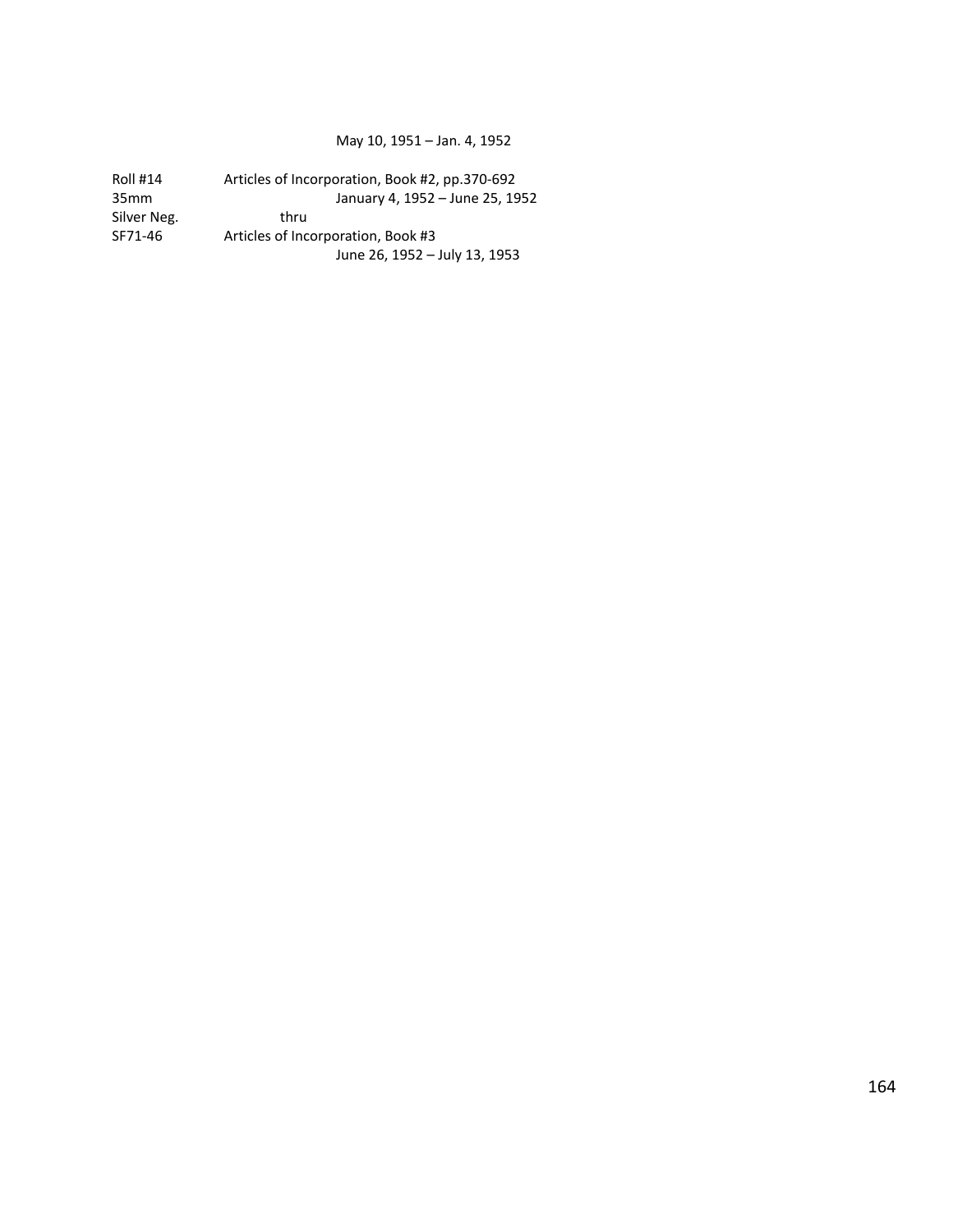May 10, 1951 – Jan. 4, 1952

| | |
|---|---|
| Roll #14 | Articles of Incorporation, Book #2, pp.370-692 |
| 35mm | January 4, 1952 – June 25, 1952 |
| Silver Neg. | thru |
| SF71-46 | Articles of Incorporation, Book #3 |
| | June 26, 1952 – July 13, 1953 |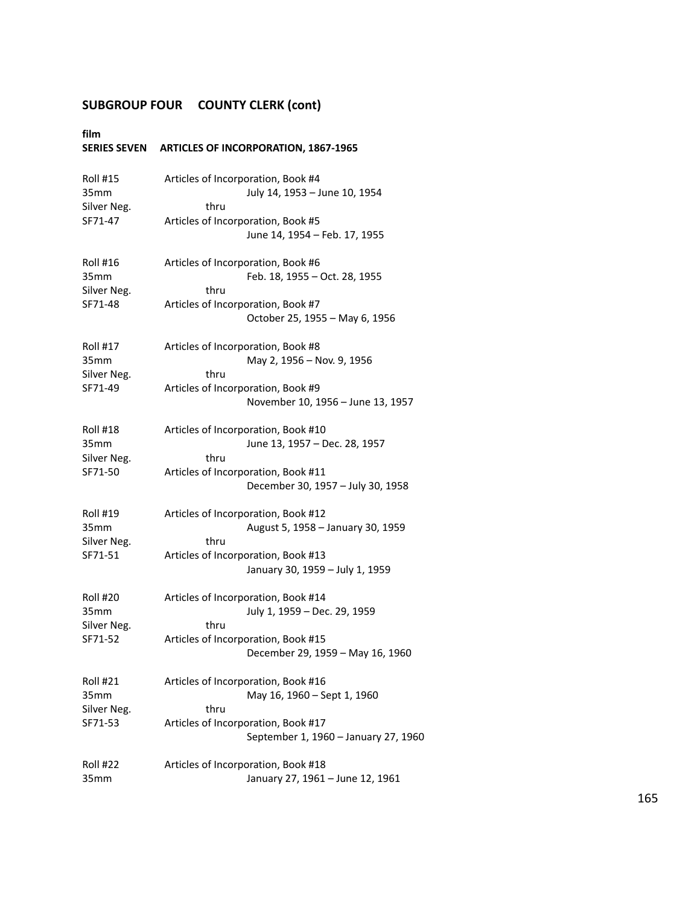## SUBGROUP FOUR COUNTY CLERK (cont)

**film**

**SERIES SEVEN ARTICLES OF INCORPORATION, 1867-1965**

| | |
|---|---|
| Roll #15 | Articles of Incorporation, Book #4 |
| 35mm | July 14, 1953 – June 10, 1954 |
| Silver Neg. | thru |
| SF71-47 | Articles of Incorporation, Book #5 |
| | June 14, 1954 – Feb. 17, 1955 |
| Roll #16 | Articles of Incorporation, Book #6 |
| 35mm | Feb. 18, 1955 – Oct. 28, 1955 |
| Silver Neg. | thru |
| SF71-48 | Articles of Incorporation, Book #7 |
| | October 25, 1955 – May 6, 1956 |
| Roll #17 | Articles of Incorporation, Book #8 |
| 35mm | May 2, 1956 – Nov. 9, 1956 |
| Silver Neg. | thru |
| SF71-49 | Articles of Incorporation, Book #9 |
| | November 10, 1956 – June 13, 1957 |
| Roll #18 | Articles of Incorporation, Book #10 |
| 35mm | June 13, 1957 – Dec. 28, 1957 |
| Silver Neg. | thru |
| SF71-50 | Articles of Incorporation, Book #11 |
| | December 30, 1957 – July 30, 1958 |
| Roll #19 | Articles of Incorporation, Book #12 |
| 35mm | August 5, 1958 – January 30, 1959 |
| Silver Neg. | thru |
| SF71-51 | Articles of Incorporation, Book #13 |
| | January 30, 1959 – July 1, 1959 |
| Roll #20 | Articles of Incorporation, Book #14 |
| 35mm | July 1, 1959 – Dec. 29, 1959 |
| Silver Neg. | thru |
| SF71-52 | Articles of Incorporation, Book #15 |
| | December 29, 1959 – May 16, 1960 |
| Roll #21 | Articles of Incorporation, Book #16 |
| 35mm | May 16, 1960 – Sept 1, 1960 |
| Silver Neg. | thru |
| SF71-53 | Articles of Incorporation, Book #17 |
| | September 1, 1960 – January 27, 1960 |
| Roll #22 | Articles of Incorporation, Book #18 |
| 35mm | January 27, 1961 – June 12, 1961 |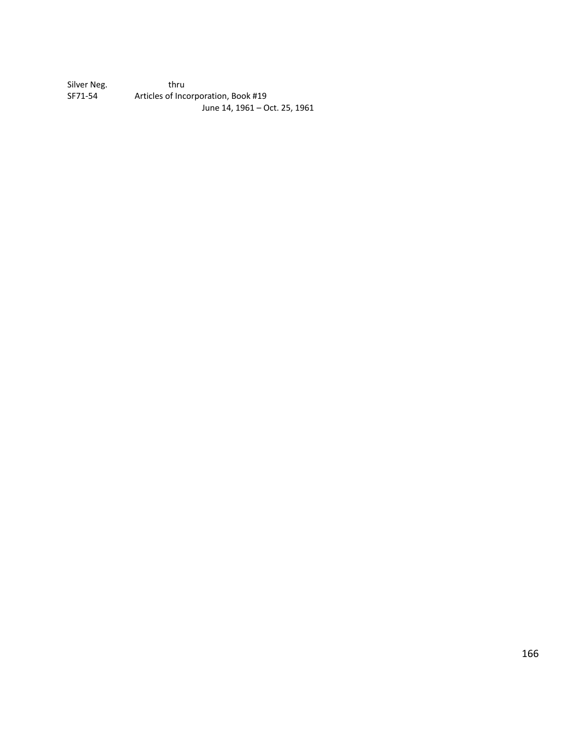Silver Neg. thru
SF71-54 Articles of Incorporation, Book #19
June 14, 1961 – Oct. 25, 1961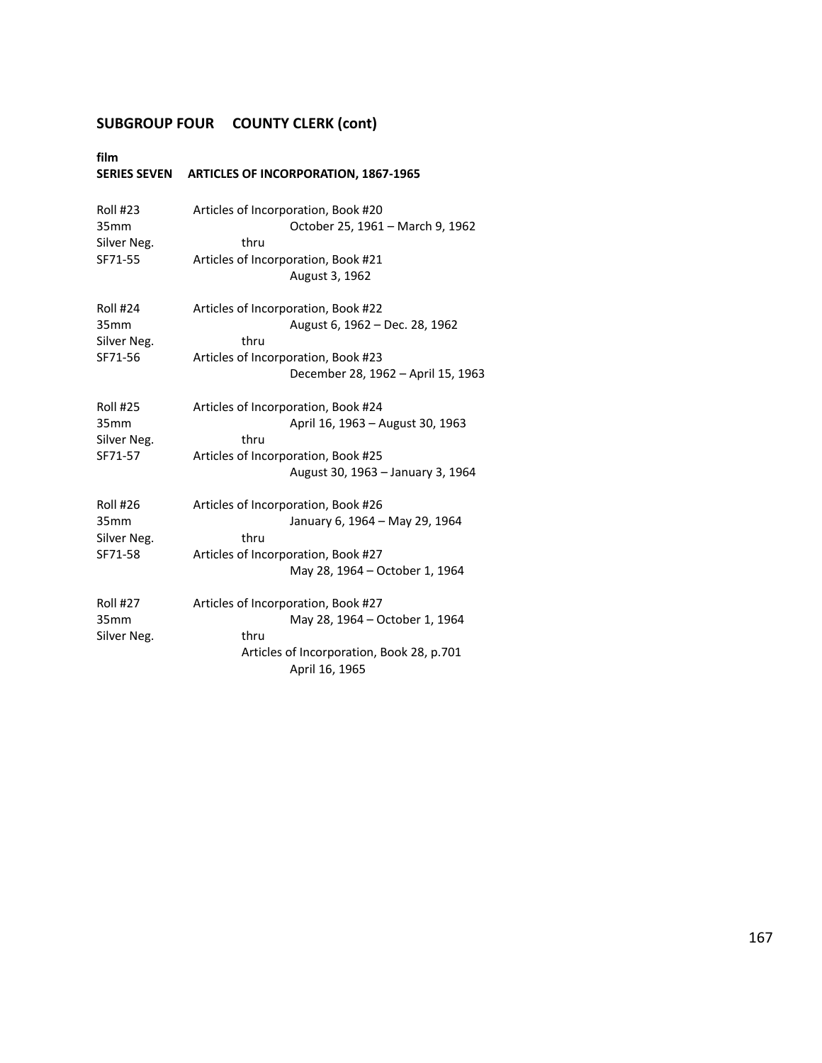## SUBGROUP FOUR COUNTY CLERK (cont)

**film**
**SERIES SEVEN ARTICLES OF INCORPORATION, 1867-1965**

| | |
|---|---|
| Roll #23 | Articles of Incorporation, Book #20 |
| 35mm | October 25, 1961 – March 9, 1962 |
| Silver Neg. | thru |
| SF71-55 | Articles of Incorporation, Book #21 |
| | August 3, 1962 |
| Roll #24 | Articles of Incorporation, Book #22 |
| 35mm | August 6, 1962 – Dec. 28, 1962 |
| Silver Neg. | thru |
| SF71-56 | Articles of Incorporation, Book #23 |
| | December 28, 1962 – April 15, 1963 |
| Roll #25 | Articles of Incorporation, Book #24 |
| 35mm | April 16, 1963 – August 30, 1963 |
| Silver Neg. | thru |
| SF71-57 | Articles of Incorporation, Book #25 |
| | August 30, 1963 – January 3, 1964 |
| Roll #26 | Articles of Incorporation, Book #26 |
| 35mm | January 6, 1964 – May 29, 1964 |
| Silver Neg. | thru |
| SF71-58 | Articles of Incorporation, Book #27 |
| | May 28, 1964 – October 1, 1964 |
| Roll #27 | Articles of Incorporation, Book #27 |
| 35mm | May 28, 1964 – October 1, 1964 |
| Silver Neg. | thru |
| | Articles of Incorporation, Book 28, p.701 |
| | April 16, 1965 |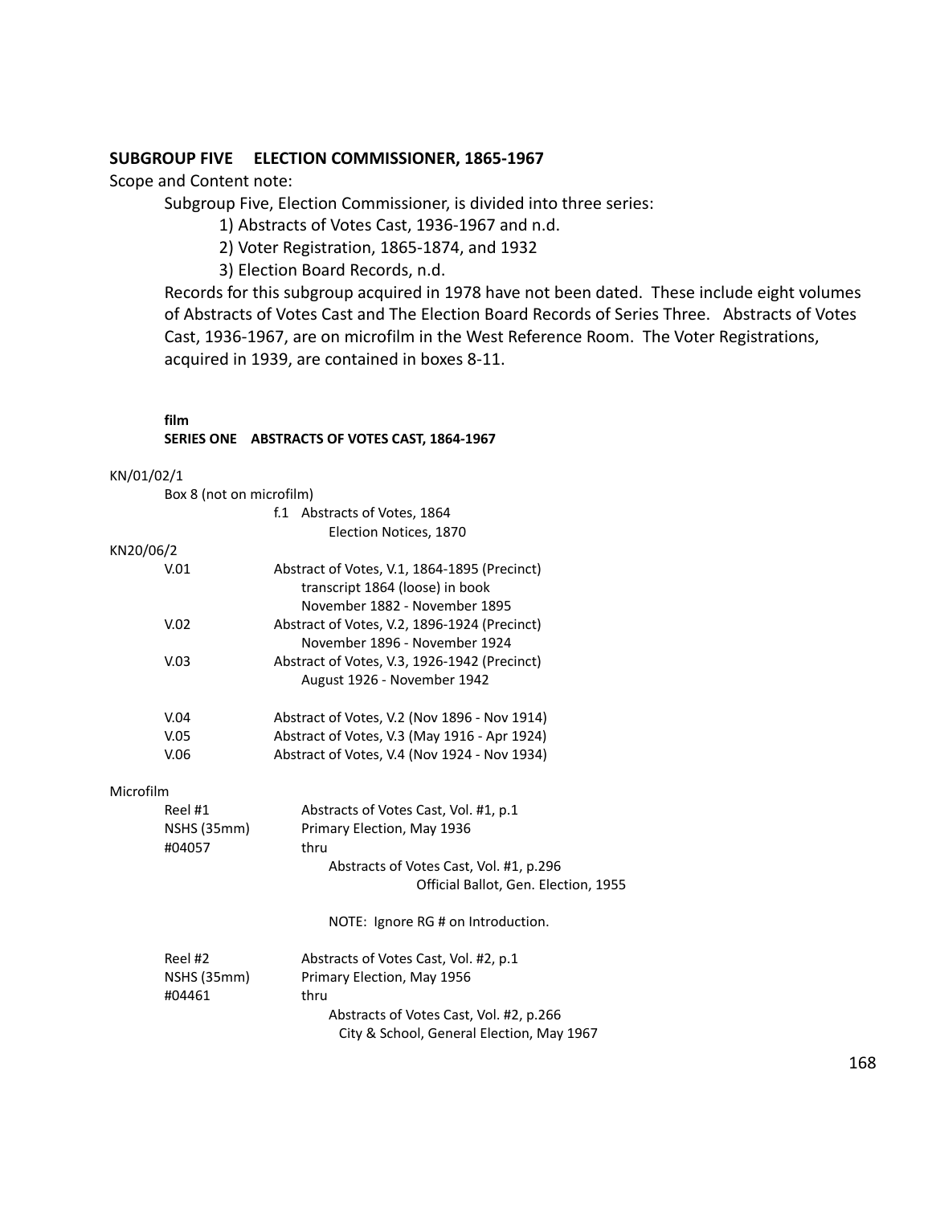## SUBGROUP FIVE ELECTION COMMISSIONER, 1865-1967

Scope and Content note:

Subgroup Five, Election Commissioner, is divided into three series:

1) Abstracts of Votes Cast, 1936-1967 and n.d.
2) Voter Registration, 1865-1874, and 1932
3) Election Board Records, n.d.

Records for this subgroup acquired in 1978 have not been dated. These include eight volumes of Abstracts of Votes Cast and The Election Board Records of Series Three. Abstracts of Votes Cast, 1936-1967, are on microfilm in the West Reference Room. The Voter Registrations, acquired in 1939, are contained in boxes 8-11.

**film**
**SERIES ONE ABSTRACTS OF VOTES CAST, 1864-1967**

KN/01/02/1

Box 8 (not on microfilm)

f.1 Abstracts of Votes, 1864
Election Notices, 1870

KN20/06/2

V.01 Abstract of Votes, V.1, 1864-1895 (Precinct)
transcript 1864 (loose) in book
November 1882 - November 1895

V.02 Abstract of Votes, V.2, 1896-1924 (Precinct)
November 1896 - November 1924

V.03 Abstract of Votes, V.3, 1926-1942 (Precinct)
August 1926 - November 1942

V.04 Abstract of Votes, V.2 (Nov 1896 - Nov 1914)

V.05 Abstract of Votes, V.3 (May 1916 - Apr 1924)

V.06 Abstract of Votes, V.4 (Nov 1924 - Nov 1934)

Microfilm

Reel #1 NSHS (35mm) #04057
Abstracts of Votes Cast, Vol. #1, p.1
Primary Election, May 1936
thru
Abstracts of Votes Cast, Vol. #1, p.296
Official Ballot, Gen. Election, 1955

NOTE: Ignore RG # on Introduction.

Reel #2 NSHS (35mm) #04461
Abstracts of Votes Cast, Vol. #2, p.1
Primary Election, May 1956
thru
Abstracts of Votes Cast, Vol. #2, p.266
City & School, General Election, May 1967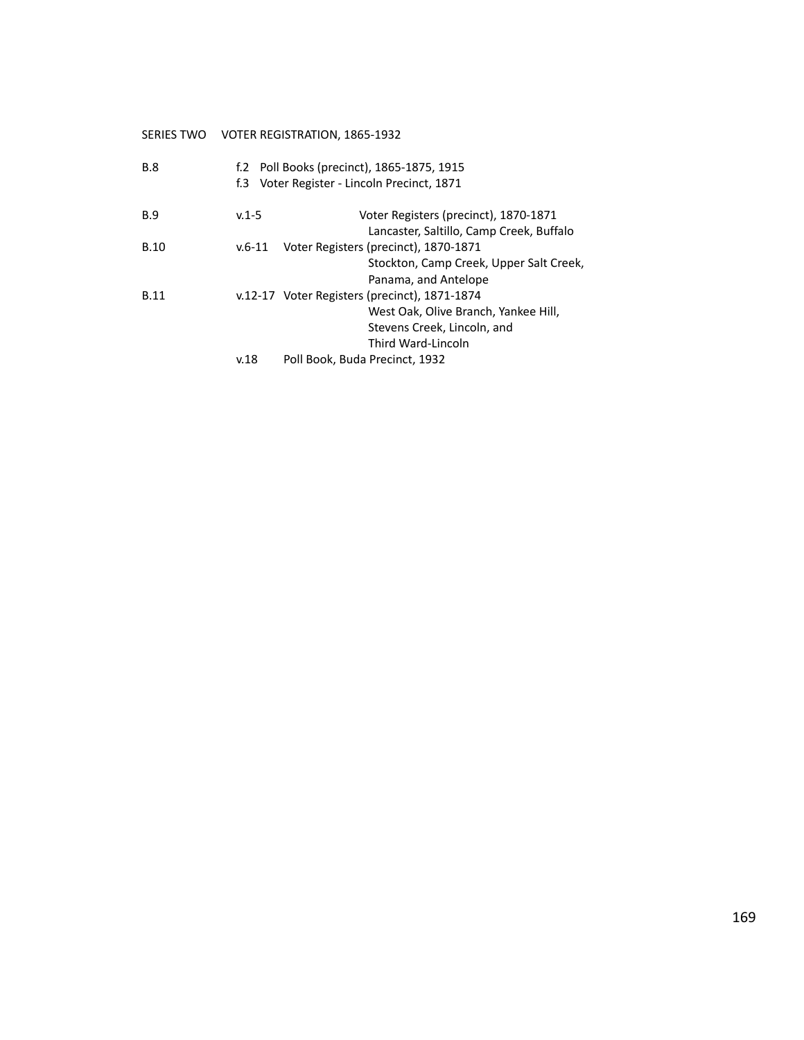SERIES TWO VOTER REGISTRATION, 1865-1932

B.8
- f.2 Poll Books (precinct), 1865-1875, 1915
- f.3 Voter Register - Lincoln Precinct, 1871

B.9
- v.1-5 Voter Registers (precinct), 1870-1871
  Lancaster, Saltillo, Camp Creek, Buffalo

B.10
- v.6-11 Voter Registers (precinct), 1870-1871
  Stockton, Camp Creek, Upper Salt Creek,
  Panama, and Antelope

B.11
- v.12-17 Voter Registers (precinct), 1871-1874
  West Oak, Olive Branch, Yankee Hill,
  Stevens Creek, Lincoln, and
  Third Ward-Lincoln
- v.18 Poll Book, Buda Precinct, 1932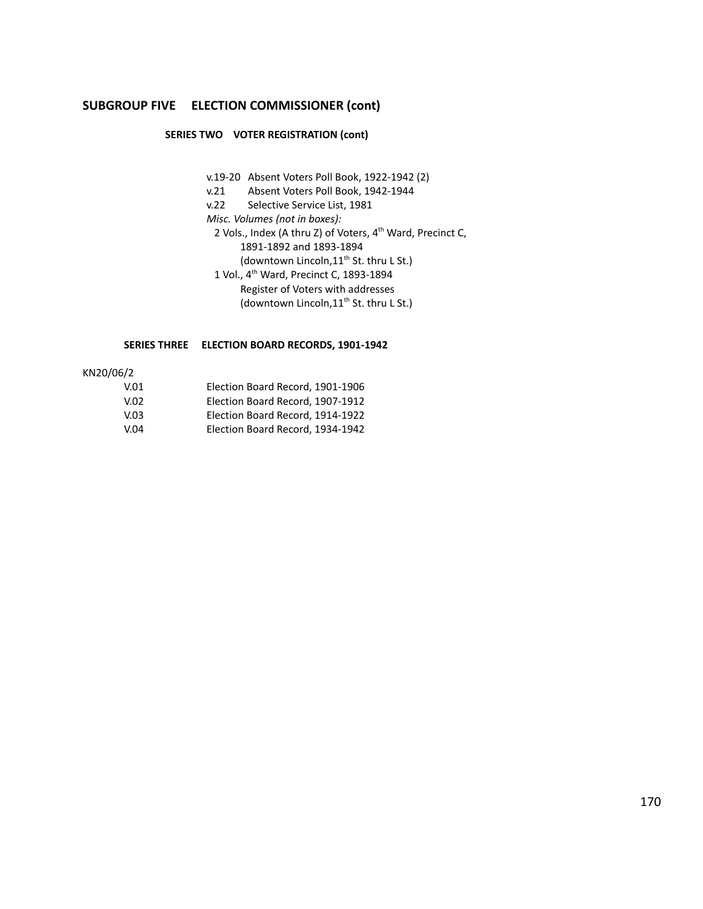## SUBGROUP FIVE ELECTION COMMISSIONER (cont)

### SERIES TWO VOTER REGISTRATION (cont)

v.19-20 Absent Voters Poll Book, 1922-1942 (2)
v.21 Absent Voters Poll Book, 1942-1944
v.22 Selective Service List, 1981
*Misc. Volumes (not in boxes):*
2 Vols., Index (A thru Z) of Voters, 4th Ward, Precinct C,
1891-1892 and 1893-1894
(downtown Lincoln,11th St. thru L St.)
1 Vol., 4th Ward, Precinct C, 1893-1894
Register of Voters with addresses
(downtown Lincoln,11th St. thru L St.)

### SERIES THREE ELECTION BOARD RECORDS, 1901-1942

KN20/06/2

V.01 Election Board Record, 1901-1906
V.02 Election Board Record, 1907-1912
V.03 Election Board Record, 1914-1922
V.04 Election Board Record, 1934-1942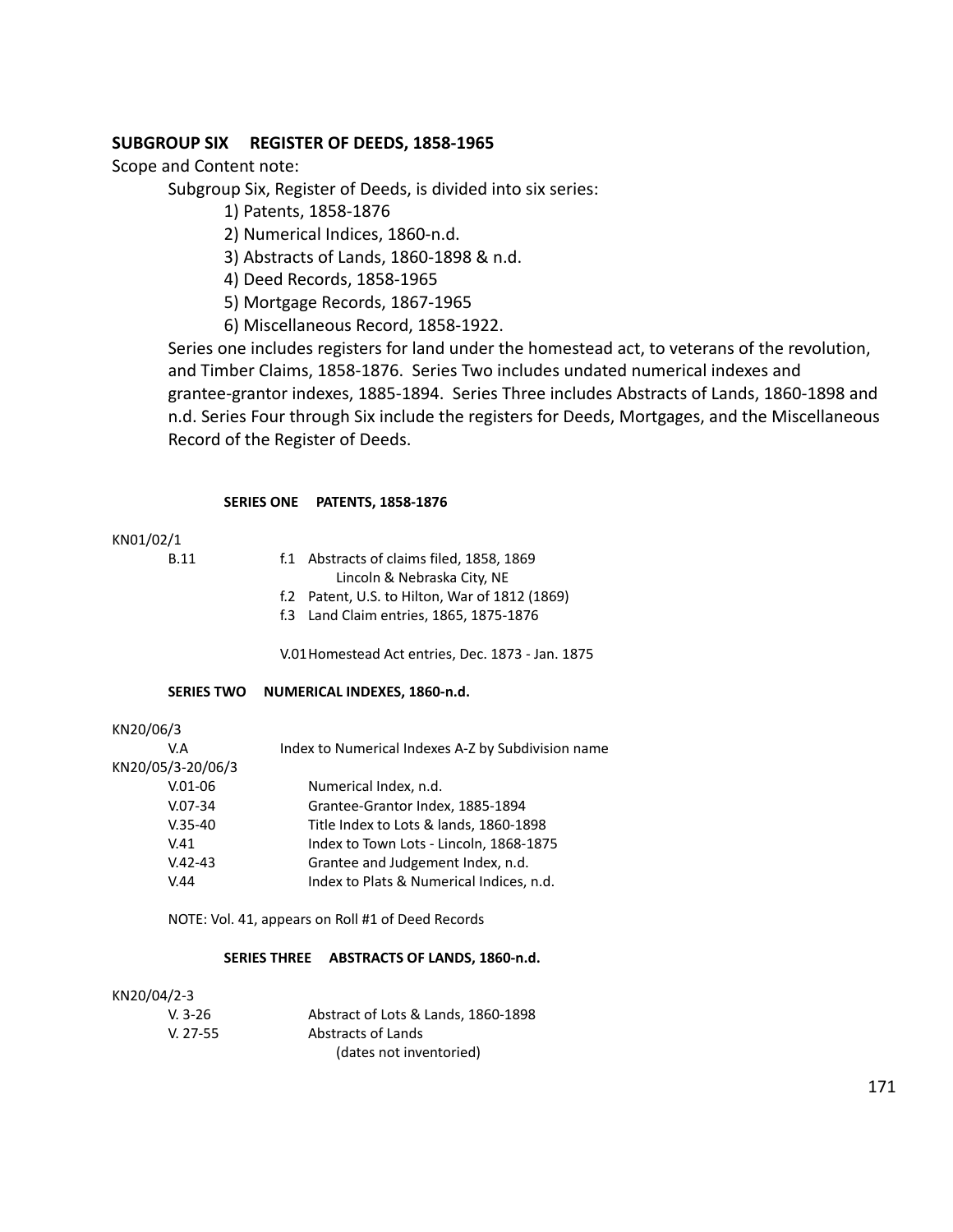## SUBGROUP SIX REGISTER OF DEEDS, 1858-1965

Scope and Content note:

Subgroup Six, Register of Deeds, is divided into six series:

1) Patents, 1858-1876
2) Numerical Indices, 1860-n.d.
3) Abstracts of Lands, 1860-1898 & n.d.
4) Deed Records, 1858-1965
5) Mortgage Records, 1867-1965
6) Miscellaneous Record, 1858-1922.

Series one includes registers for land under the homestead act, to veterans of the revolution, and Timber Claims, 1858-1876. Series Two includes undated numerical indexes and grantee-grantor indexes, 1885-1894. Series Three includes Abstracts of Lands, 1860-1898 and n.d. Series Four through Six include the registers for Deeds, Mortgages, and the Miscellaneous Record of the Register of Deeds.

### SERIES ONE PATENTS, 1858-1876

KN01/02/1

B.11

- f.1 Abstracts of claims filed, 1858, 1869
  Lincoln & Nebraska City, NE
- f.2 Patent, U.S. to Hilton, War of 1812 (1869)
- f.3 Land Claim entries, 1865, 1875-1876

V.01 Homestead Act entries, Dec. 1873 - Jan. 1875

### SERIES TWO NUMERICAL INDEXES, 1860-n.d.

KN20/06/3

| | |
|---|---|
| V.A | Index to Numerical Indexes A-Z by Subdivision name |

KN20/05/3-20/06/3

| | |
|---|---|
| V.01-06 | Numerical Index, n.d. |
| V.07-34 | Grantee-Grantor Index, 1885-1894 |
| V.35-40 | Title Index to Lots & lands, 1860-1898 |
| V.41 | Index to Town Lots - Lincoln, 1868-1875 |
| V.42-43 | Grantee and Judgement Index, n.d. |
| V.44 | Index to Plats & Numerical Indices, n.d. |

NOTE: Vol. 41, appears on Roll #1 of Deed Records

### SERIES THREE ABSTRACTS OF LANDS, 1860-n.d.

KN20/04/2-3

| | |
|---|---|
| V. 3-26 | Abstract of Lots & Lands, 1860-1898 |
| V. 27-55 | Abstracts of Lands<br>(dates not inventoried) |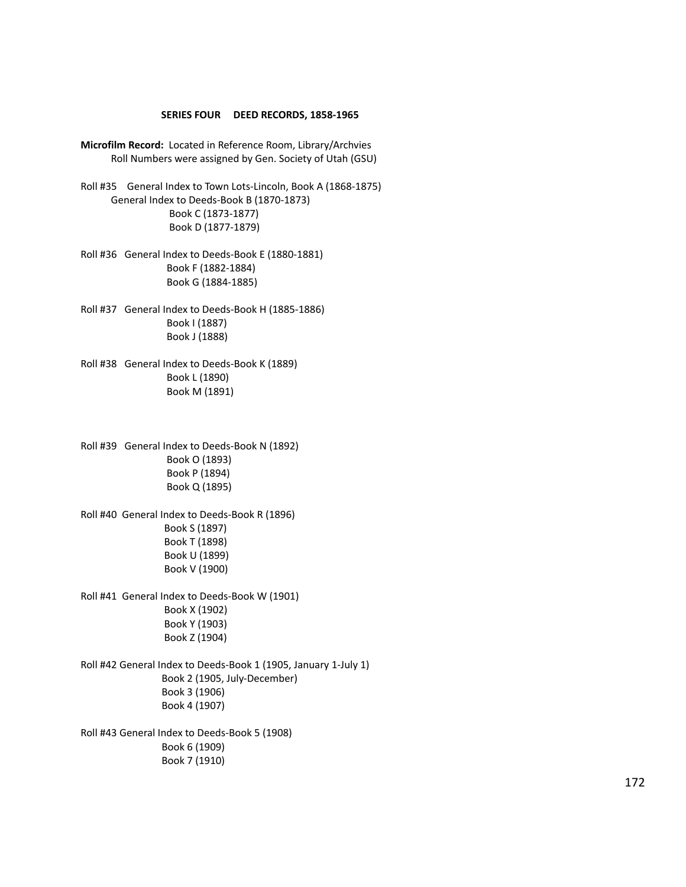## SERIES FOUR DEED RECORDS, 1858-1965

**Microfilm Record:** Located in Reference Room, Library/Archvies
Roll Numbers were assigned by Gen. Society of Utah (GSU)

Roll #35 General Index to Town Lots-Lincoln, Book A (1868-1875)
General Index to Deeds-Book B (1870-1873)
Book C (1873-1877)
Book D (1877-1879)

Roll #36 General Index to Deeds-Book E (1880-1881)
Book F (1882-1884)
Book G (1884-1885)

Roll #37 General Index to Deeds-Book H (1885-1886)
Book I (1887)
Book J (1888)

Roll #38 General Index to Deeds-Book K (1889)
Book L (1890)
Book M (1891)

Roll #39 General Index to Deeds-Book N (1892)
Book O (1893)
Book P (1894)
Book Q (1895)

Roll #40 General Index to Deeds-Book R (1896)
Book S (1897)
Book T (1898)
Book U (1899)
Book V (1900)

Roll #41 General Index to Deeds-Book W (1901)
Book X (1902)
Book Y (1903)
Book Z (1904)

Roll #42 General Index to Deeds-Book 1 (1905, January 1-July 1)
Book 2 (1905, July-December)
Book 3 (1906)
Book 4 (1907)

Roll #43 General Index to Deeds-Book 5 (1908)
Book 6 (1909)
Book 7 (1910)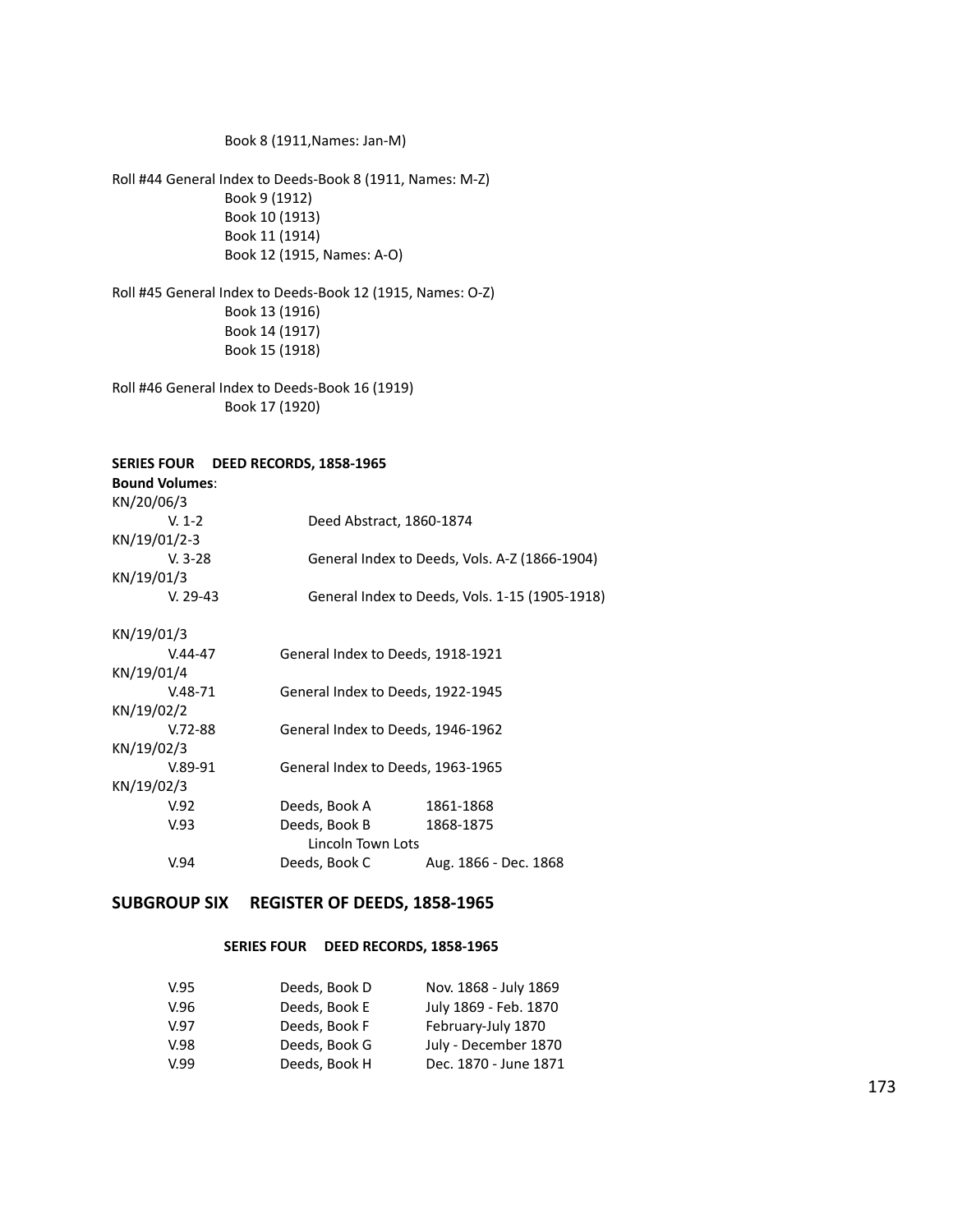Book 8 (1911,Names: Jan-M)

Roll #44 General Index to Deeds-Book 8 (1911, Names: M-Z)
Book 9 (1912)
Book 10 (1913)
Book 11 (1914)
Book 12 (1915, Names: A-O)

Roll #45 General Index to Deeds-Book 12 (1915, Names: O-Z)
Book 13 (1916)
Book 14 (1917)
Book 15 (1918)

Roll #46 General Index to Deeds-Book 16 (1919)
Book 17 (1920)

**SERIES FOUR DEED RECORDS, 1858-1965**

**Bound Volumes**:

KN/20/06/3
V. 1-2 Deed Abstract, 1860-1874

KN/19/01/2-3
V. 3-28 General Index to Deeds, Vols. A-Z (1866-1904)

KN/19/01/3
V. 29-43 General Index to Deeds, Vols. 1-15 (1905-1918)

KN/19/01/3
V.44-47 General Index to Deeds, 1918-1921

KN/19/01/4
V.48-71 General Index to Deeds, 1922-1945

KN/19/02/2
V.72-88 General Index to Deeds, 1946-1962

KN/19/02/3
V.89-91 General Index to Deeds, 1963-1965

KN/19/02/3

| | | |
|---|---|---|
| V.92 | Deeds, Book A | 1861-1868 |
| V.93 | Deeds, Book B<br>Lincoln Town Lots | 1868-1875 |
| V.94 | Deeds, Book C | Aug. 1866 - Dec. 1868 |

## SUBGROUP SIX REGISTER OF DEEDS, 1858-1965

### SERIES FOUR DEED RECORDS, 1858-1965

| | | |
|---|---|---|
| V.95 | Deeds, Book D | Nov. 1868 - July 1869 |
| V.96 | Deeds, Book E | July 1869 - Feb. 1870 |
| V.97 | Deeds, Book F | February-July 1870 |
| V.98 | Deeds, Book G | July - December 1870 |
| V.99 | Deeds, Book H | Dec. 1870 - June 1871 |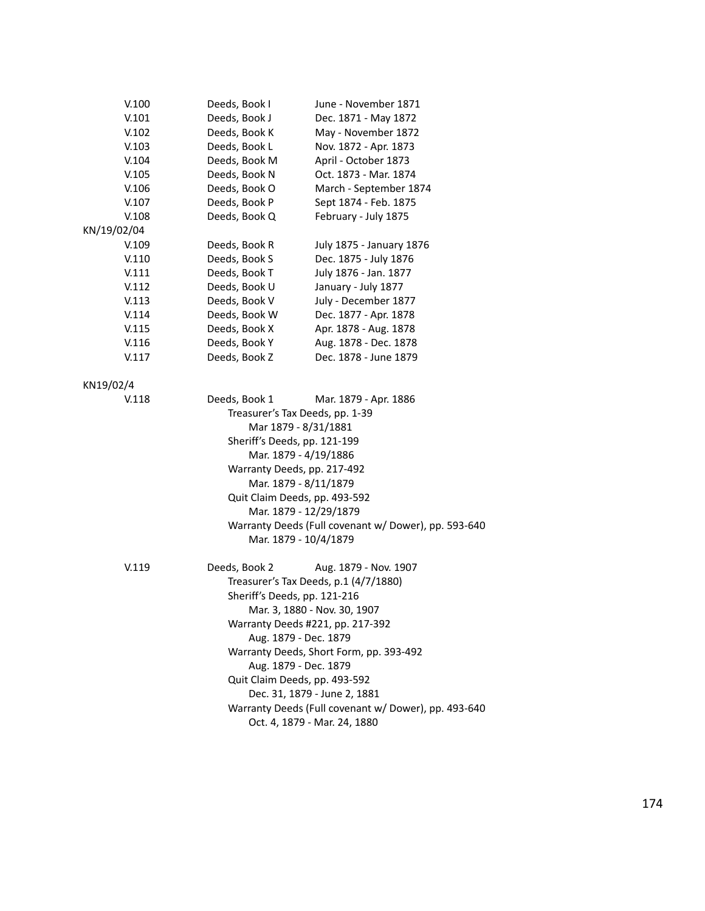| | | |
|---|---|---|
| V.100 | Deeds, Book I | June - November 1871 |
| V.101 | Deeds, Book J | Dec. 1871 - May 1872 |
| V.102 | Deeds, Book K | May - November 1872 |
| V.103 | Deeds, Book L | Nov. 1872 - Apr. 1873 |
| V.104 | Deeds, Book M | April - October 1873 |
| V.105 | Deeds, Book N | Oct. 1873 - Mar. 1874 |
| V.106 | Deeds, Book O | March - September 1874 |
| V.107 | Deeds, Book P | Sept 1874 - Feb. 1875 |
| V.108 | Deeds, Book Q | February - July 1875 |

KN/19/02/04

| | | |
|---|---|---|
| V.109 | Deeds, Book R | July 1875 - January 1876 |
| V.110 | Deeds, Book S | Dec. 1875 - July 1876 |
| V.111 | Deeds, Book T | July 1876 - Jan. 1877 |
| V.112 | Deeds, Book U | January - July 1877 |
| V.113 | Deeds, Book V | July - December 1877 |
| V.114 | Deeds, Book W | Dec. 1877 - Apr. 1878 |
| V.115 | Deeds, Book X | Apr. 1878 - Aug. 1878 |
| V.116 | Deeds, Book Y | Aug. 1878 - Dec. 1878 |
| V.117 | Deeds, Book Z | Dec. 1878 - June 1879 |

KN19/02/4

V.118 Deeds, Book 1 Mar. 1879 - Apr. 1886

- Treasurer's Tax Deeds, pp. 1-39
  - Mar 1879 - 8/31/1881
- Sheriff's Deeds, pp. 121-199
  - Mar. 1879 - 4/19/1886
- Warranty Deeds, pp. 217-492
  - Mar. 1879 - 8/11/1879
- Quit Claim Deeds, pp. 493-592
  - Mar. 1879 - 12/29/1879
- Warranty Deeds (Full covenant w/ Dower), pp. 593-640
  - Mar. 1879 - 10/4/1879

V.119 Deeds, Book 2 Aug. 1879 - Nov. 1907

- Treasurer's Tax Deeds, p.1 (4/7/1880)
- Sheriff's Deeds, pp. 121-216
  - Mar. 3, 1880 - Nov. 30, 1907
- Warranty Deeds #221, pp. 217-392
  - Aug. 1879 - Dec. 1879
- Warranty Deeds, Short Form, pp. 393-492
  - Aug. 1879 - Dec. 1879
- Quit Claim Deeds, pp. 493-592
  - Dec. 31, 1879 - June 2, 1881
- Warranty Deeds (Full covenant w/ Dower), pp. 493-640
  - Oct. 4, 1879 - Mar. 24, 1880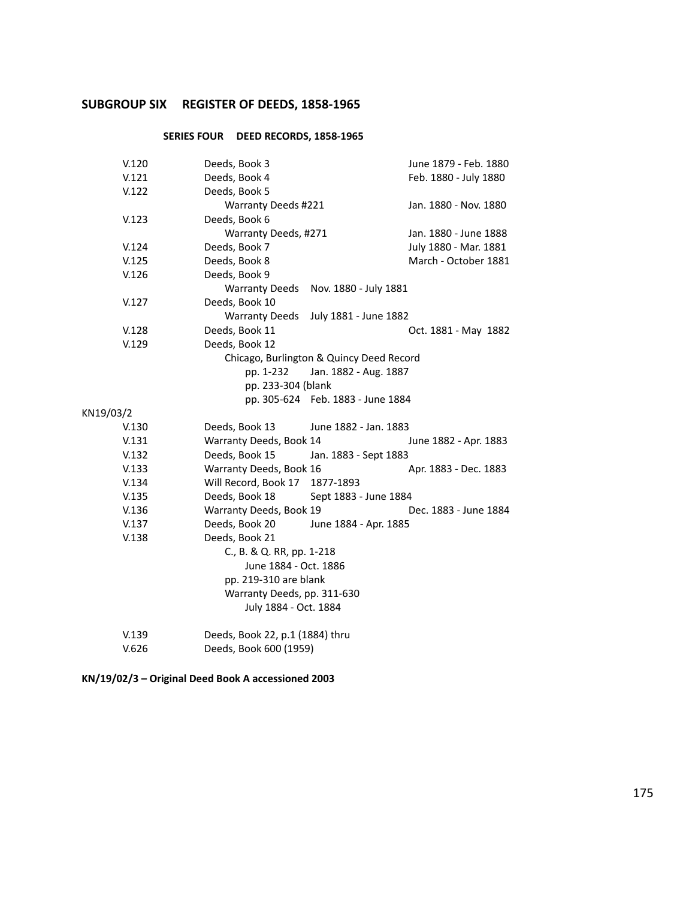## SUBGROUP SIX REGISTER OF DEEDS, 1858-1965

### SERIES FOUR DEED RECORDS, 1858-1965

| | | |
|---|---|---|
| V.120 | Deeds, Book 3 | June 1879 - Feb. 1880 |
| V.121 | Deeds, Book 4 | Feb. 1880 - July 1880 |
| V.122 | Deeds, Book 5 | |
| | Warranty Deeds #221 | Jan. 1880 - Nov. 1880 |
| V.123 | Deeds, Book 6 | |
| | Warranty Deeds, #271 | Jan. 1880 - June 1888 |
| V.124 | Deeds, Book 7 | July 1880 - Mar. 1881 |
| V.125 | Deeds, Book 8 | March - October 1881 |
| V.126 | Deeds, Book 9 | |
| | Warranty Deeds Nov. 1880 - July 1881 | |
| V.127 | Deeds, Book 10 | |
| | Warranty Deeds July 1881 - June 1882 | |
| V.128 | Deeds, Book 11 | Oct. 1881 - May 1882 |
| V.129 | Deeds, Book 12 | |
| | Chicago, Burlington & Quincy Deed Record | |
| | pp. 1-232 Jan. 1882 - Aug. 1887 | |
| | pp. 233-304 (blank | |
| | pp. 305-624 Feb. 1883 - June 1884 | |

KN19/03/2

| | | |
|---|---|---|
| V.130 | Deeds, Book 13 June 1882 - Jan. 1883 | |
| V.131 | Warranty Deeds, Book 14 | June 1882 - Apr. 1883 |
| V.132 | Deeds, Book 15 Jan. 1883 - Sept 1883 | |
| V.133 | Warranty Deeds, Book 16 | Apr. 1883 - Dec. 1883 |
| V.134 | Will Record, Book 17 1877-1893 | |
| V.135 | Deeds, Book 18 Sept 1883 - June 1884 | |
| V.136 | Warranty Deeds, Book 19 | Dec. 1883 - June 1884 |
| V.137 | Deeds, Book 20 June 1884 - Apr. 1885 | |
| V.138 | Deeds, Book 21 | |
| | C., B. & Q. RR, pp. 1-218 | |
| | June 1884 - Oct. 1886 | |
| | pp. 219-310 are blank | |
| | Warranty Deeds, pp. 311-630 | |
| | July 1884 - Oct. 1884 | |
| V.139 | Deeds, Book 22, p.1 (1884) thru | |
| V.626 | Deeds, Book 600 (1959) | |

**KN/19/02/3 – Original Deed Book A accessioned 2003**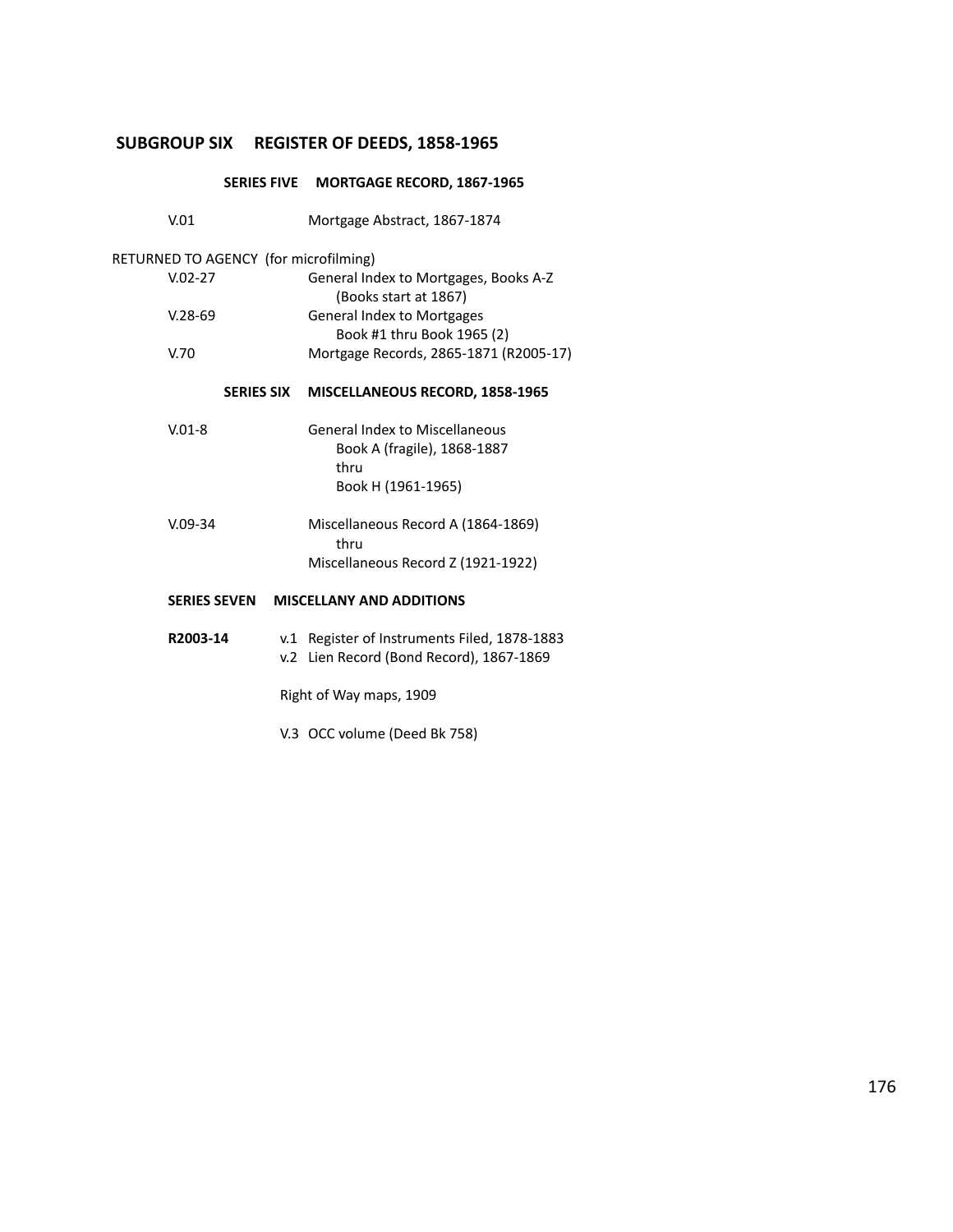## SUBGROUP SIX REGISTER OF DEEDS, 1858-1965

### SERIES FIVE MORTGAGE RECORD, 1867-1965

V.01 Mortgage Abstract, 1867-1874

RETURNED TO AGENCY (for microfilming)

V.02-27 General Index to Mortgages, Books A-Z
(Books start at 1867)

V.28-69 General Index to Mortgages
Book #1 thru Book 1965 (2)

V.70 Mortgage Records, 2865-1871 (R2005-17)

### SERIES SIX MISCELLANEOUS RECORD, 1858-1965

V.01-8 General Index to Miscellaneous
Book A (fragile), 1868-1887
thru
Book H (1961-1965)

V.09-34 Miscellaneous Record A (1864-1869)
thru
Miscellaneous Record Z (1921-1922)

### SERIES SEVEN MISCELLANY AND ADDITIONS

**R2003-14** v.1 Register of Instruments Filed, 1878-1883
v.2 Lien Record (Bond Record), 1867-1869

Right of Way maps, 1909

V.3 OCC volume (Deed Bk 758)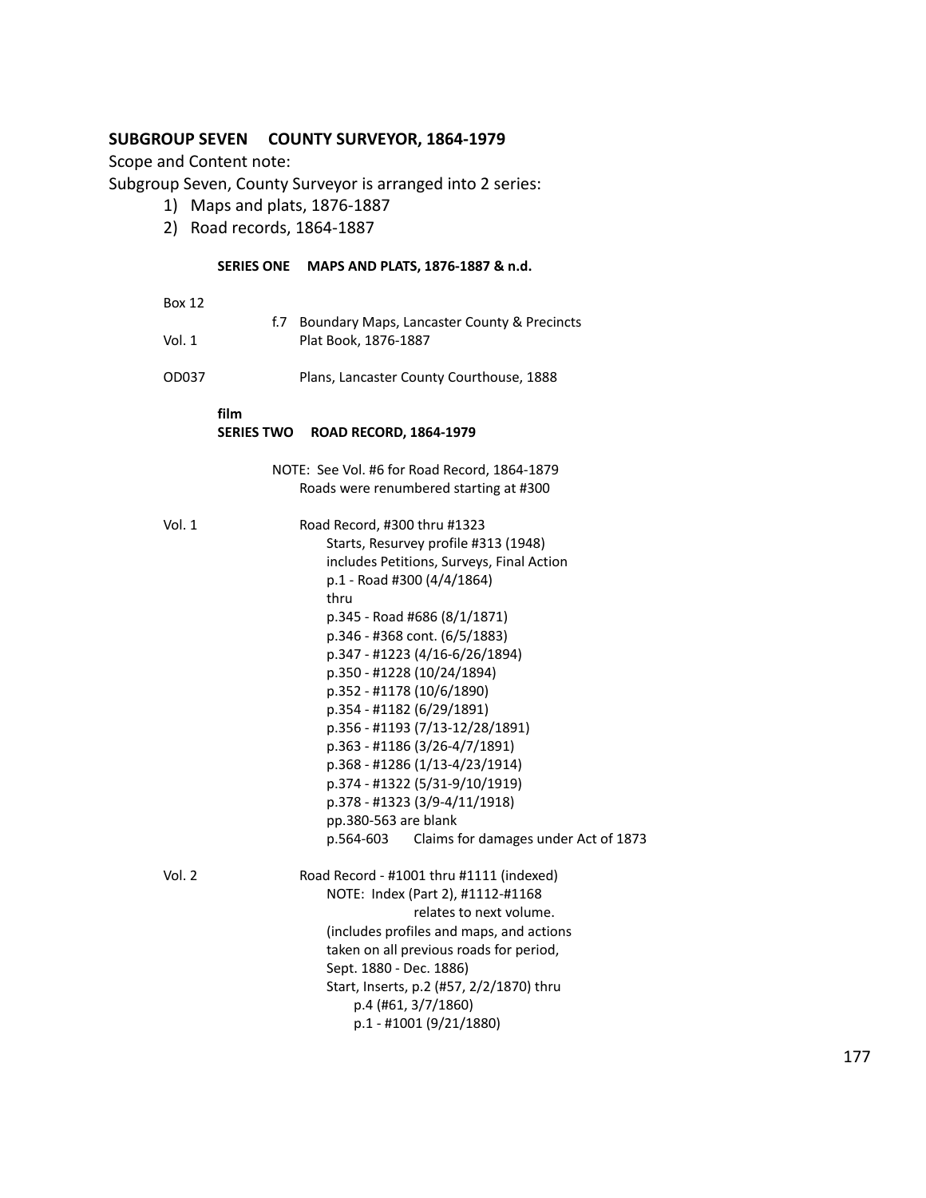## SUBGROUP SEVEN COUNTY SURVEYOR, 1864-1979

Scope and Content note:

Subgroup Seven, County Surveyor is arranged into 2 series:

1) Maps and plats, 1876-1887
2) Road records, 1864-1887

### SERIES ONE MAPS AND PLATS, 1876-1887 & n.d.

Box 12

f.7 Boundary Maps, Lancaster County & Precincts

Vol. 1 Plat Book, 1876-1887

OD037 Plans, Lancaster County Courthouse, 1888

**film**

### SERIES TWO ROAD RECORD, 1864-1979

NOTE: See Vol. #6 for Road Record, 1864-1879
Roads were renumbered starting at #300

Vol. 1 Road Record, #300 thru #1323
Starts, Resurvey profile #313 (1948)
includes Petitions, Surveys, Final Action
p.1 - Road #300 (4/4/1864)
thru
p.345 - Road #686 (8/1/1871)
p.346 - #368 cont. (6/5/1883)
p.347 - #1223 (4/16-6/26/1894)
p.350 - #1228 (10/24/1894)
p.352 - #1178 (10/6/1890)
p.354 - #1182 (6/29/1891)
p.356 - #1193 (7/13-12/28/1891)
p.363 - #1186 (3/26-4/7/1891)
p.368 - #1286 (1/13-4/23/1914)
p.374 - #1322 (5/31-9/10/1919)
p.378 - #1323 (3/9-4/11/1918)
pp.380-563 are blank
p.564-603 Claims for damages under Act of 1873

Vol. 2 Road Record - #1001 thru #1111 (indexed)
NOTE: Index (Part 2), #1112-#1168
relates to next volume.
(includes profiles and maps, and actions
taken on all previous roads for period,
Sept. 1880 - Dec. 1886)
Start, Inserts, p.2 (#57, 2/2/1870) thru
p.4 (#61, 3/7/1860)
p.1 - #1001 (9/21/1880)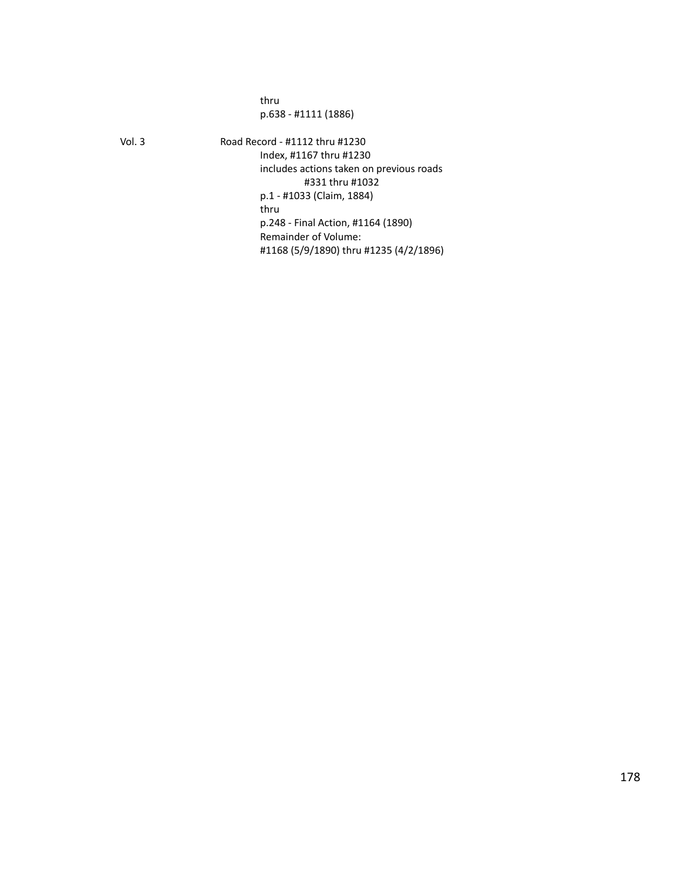thru
p.638 - #1111 (1886)

Vol. 3 Road Record - #1112 thru #1230
Index, #1167 thru #1230
includes actions taken on previous roads
#331 thru #1032
p.1 - #1033 (Claim, 1884)
thru
p.248 - Final Action, #1164 (1890)
Remainder of Volume:
#1168 (5/9/1890) thru #1235 (4/2/1896)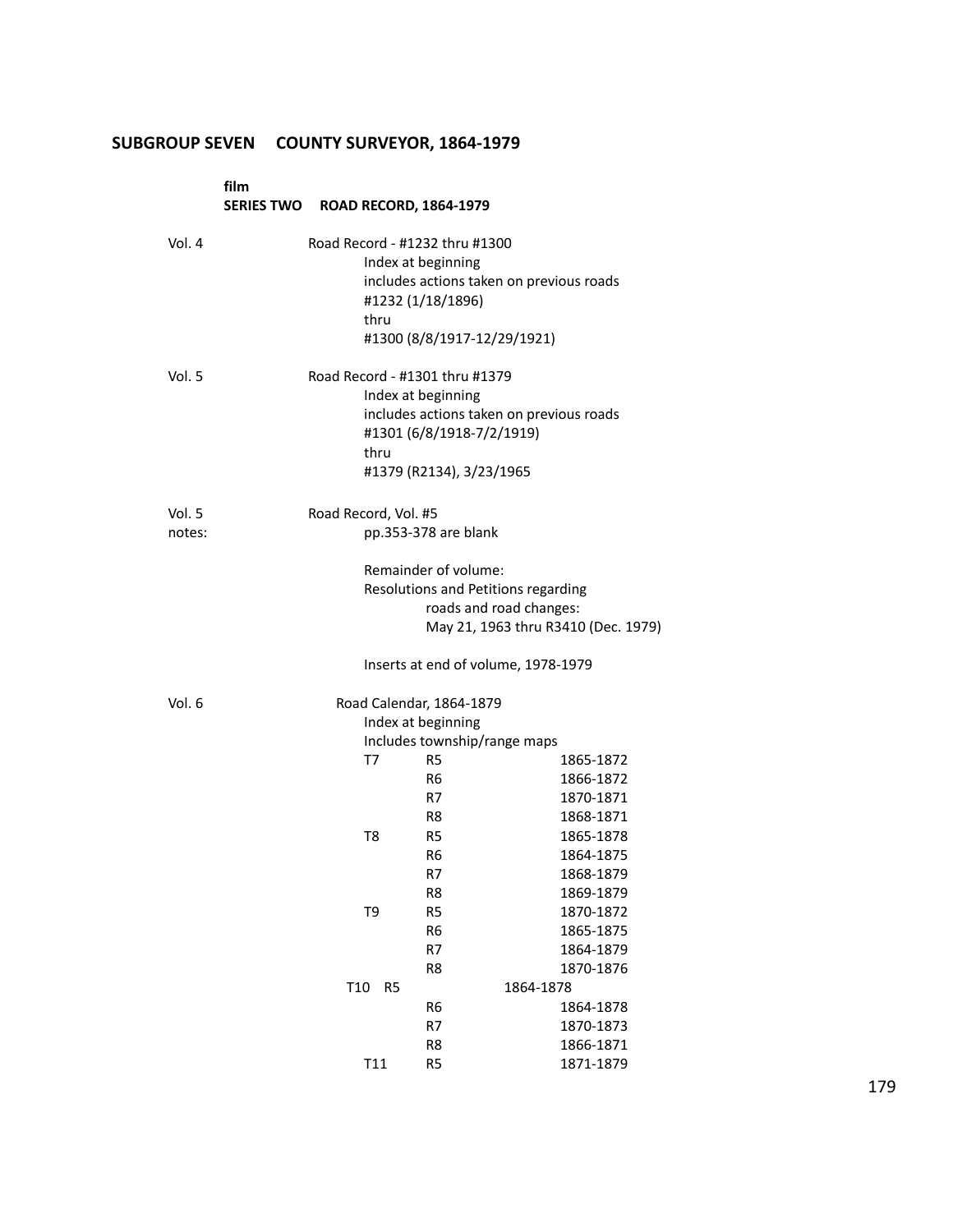## SUBGROUP SEVEN COUNTY SURVEYOR, 1864-1979

### film
### SERIES TWO ROAD RECORD, 1864-1979

Vol. 4 Road Record - #1232 thru #1300
Index at beginning
includes actions taken on previous roads
#1232 (1/18/1896)
thru
#1300 (8/8/1917-12/29/1921)

Vol. 5 Road Record - #1301 thru #1379
Index at beginning
includes actions taken on previous roads
#1301 (6/8/1918-7/2/1919)
thru
#1379 (R2134), 3/23/1965

Vol. 5 notes: Road Record, Vol. #5
pp.353-378 are blank

Remainder of volume:
Resolutions and Petitions regarding
roads and road changes:
May 21, 1963 thru R3410 (Dec. 1979)

Inserts at end of volume, 1978-1979

Vol. 6 Road Calendar, 1864-1879
Index at beginning
Includes township/range maps

| | | |
|---|---|---|
| T7 | R5 | 1865-1872 |
| | R6 | 1866-1872 |
| | R7 | 1870-1871 |
| | R8 | 1868-1871 |
| T8 | R5 | 1865-1878 |
| | R6 | 1864-1875 |
| | R7 | 1868-1879 |
| | R8 | 1869-1879 |
| T9 | R5 | 1870-1872 |
| | R6 | 1865-1875 |
| | R7 | 1864-1879 |
| | R8 | 1870-1876 |
| T10 | R5 | 1864-1878 |
| | R6 | 1864-1878 |
| | R7 | 1870-1873 |
| | R8 | 1866-1871 |
| T11 | R5 | 1871-1879 |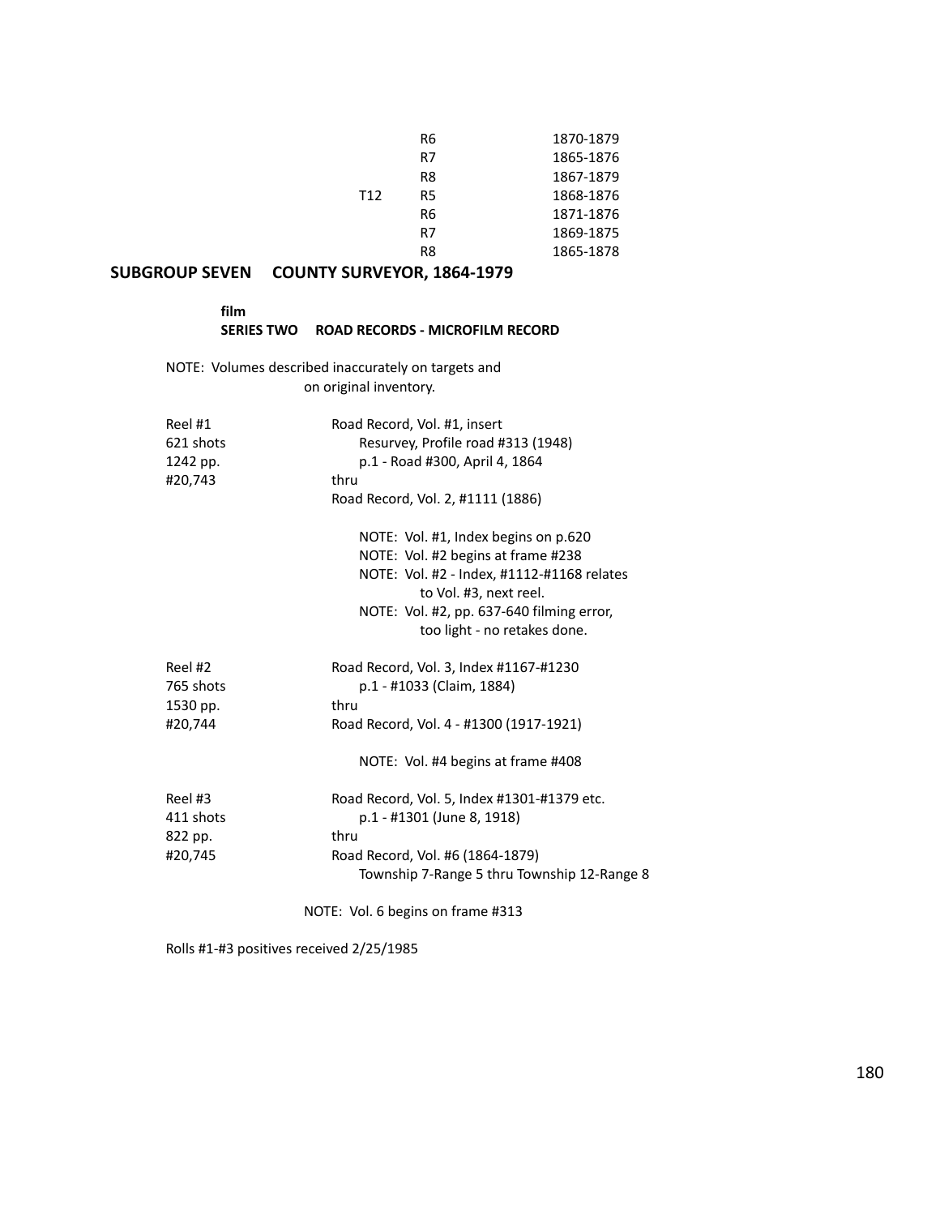| | | |
|---|---|---|
| | R6 | 1870-1879 |
| | R7 | 1865-1876 |
| | R8 | 1867-1879 |
| T12 | R5 | 1868-1876 |
| | R6 | 1871-1876 |
| | R7 | 1869-1875 |
| | R8 | 1865-1878 |

## SUBGROUP SEVEN COUNTY SURVEYOR, 1864-1979

**film**
**SERIES TWO ROAD RECORDS - MICROFILM RECORD**

NOTE: Volumes described inaccurately on targets and on original inventory.

| | |
|---|---|
| Reel #1 | Road Record, Vol. #1, insert |
| 621 shots | Resurvey, Profile road #313 (1948) |
| 1242 pp. | p.1 - Road #300, April 4, 1864 |
| #20,743 | thru |
| | Road Record, Vol. 2, #1111 (1886) |

NOTE: Vol. #1, Index begins on p.620
NOTE: Vol. #2 begins at frame #238
NOTE: Vol. #2 - Index, #1112-#1168 relates to Vol. #3, next reel.
NOTE: Vol. #2, pp. 637-640 filming error, too light - no retakes done.

| | |
|---|---|
| Reel #2 | Road Record, Vol. 3, Index #1167-#1230 |
| 765 shots | p.1 - #1033 (Claim, 1884) |
| 1530 pp. | thru |
| #20,744 | Road Record, Vol. 4 - #1300 (1917-1921) |

NOTE: Vol. #4 begins at frame #408

| | |
|---|---|
| Reel #3 | Road Record, Vol. 5, Index #1301-#1379 etc. |
| 411 shots | p.1 - #1301 (June 8, 1918) |
| 822 pp. | thru |
| #20,745 | Road Record, Vol. #6 (1864-1879) |
| | Township 7-Range 5 thru Township 12-Range 8 |

NOTE: Vol. 6 begins on frame #313

Rolls #1-#3 positives received 2/25/1985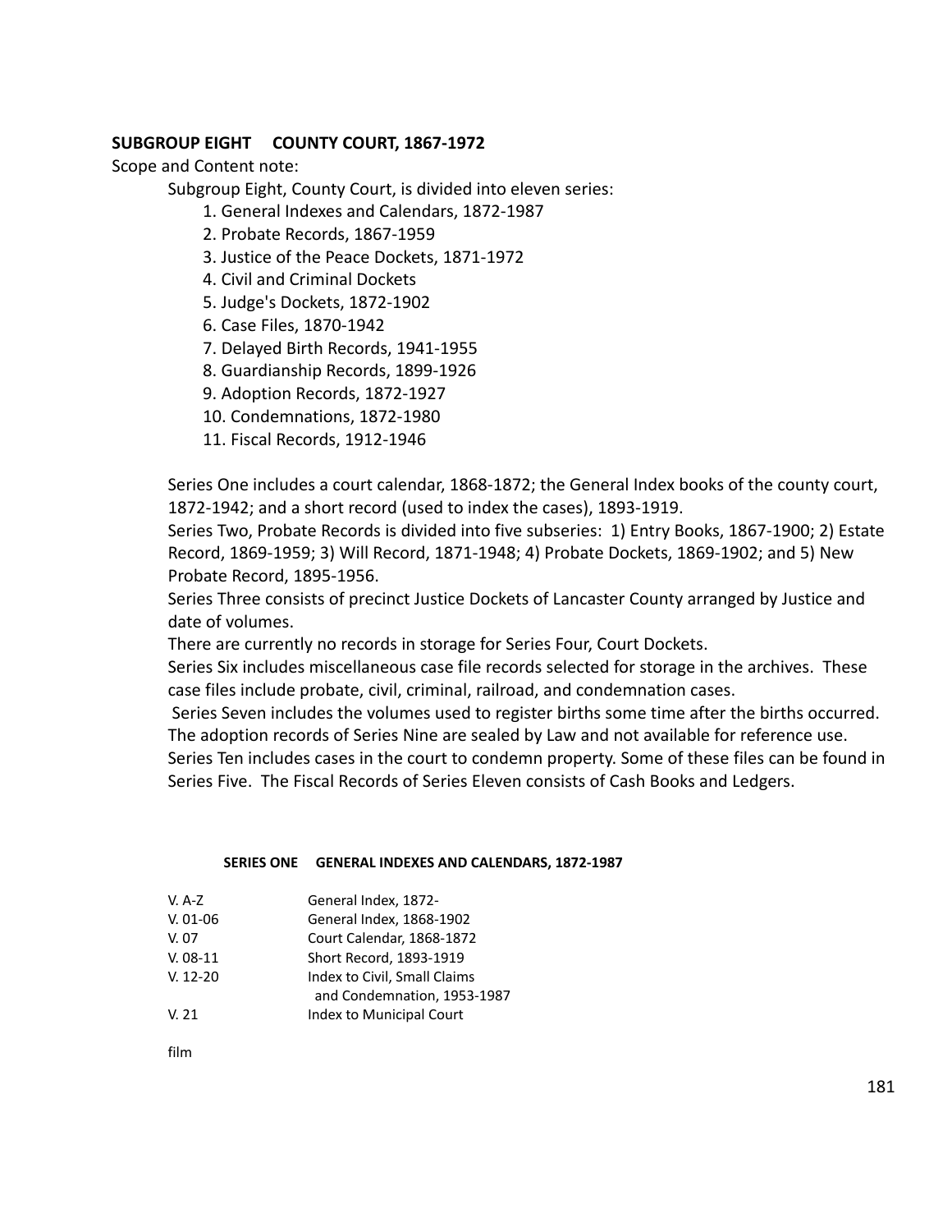## SUBGROUP EIGHT COUNTY COURT, 1867-1972

Scope and Content note:

Subgroup Eight, County Court, is divided into eleven series:

1. General Indexes and Calendars, 1872-1987
2. Probate Records, 1867-1959
3. Justice of the Peace Dockets, 1871-1972
4. Civil and Criminal Dockets
5. Judge's Dockets, 1872-1902
6. Case Files, 1870-1942
7. Delayed Birth Records, 1941-1955
8. Guardianship Records, 1899-1926
9. Adoption Records, 1872-1927
10. Condemnations, 1872-1980
11. Fiscal Records, 1912-1946

Series One includes a court calendar, 1868-1872; the General Index books of the county court, 1872-1942; and a short record (used to index the cases), 1893-1919.

Series Two, Probate Records is divided into five subseries: 1) Entry Books, 1867-1900; 2) Estate Record, 1869-1959; 3) Will Record, 1871-1948; 4) Probate Dockets, 1869-1902; and 5) New Probate Record, 1895-1956.

Series Three consists of precinct Justice Dockets of Lancaster County arranged by Justice and date of volumes.

There are currently no records in storage for Series Four, Court Dockets.

Series Six includes miscellaneous case file records selected for storage in the archives. These case files include probate, civil, criminal, railroad, and condemnation cases.

Series Seven includes the volumes used to register births some time after the births occurred.

The adoption records of Series Nine are sealed by Law and not available for reference use.

Series Ten includes cases in the court to condemn property. Some of these files can be found in Series Five. The Fiscal Records of Series Eleven consists of Cash Books and Ledgers.

### SERIES ONE GENERAL INDEXES AND CALENDARS, 1872-1987

| | |
|---|---|
| V. A-Z | General Index, 1872- |
| V. 01-06 | General Index, 1868-1902 |
| V. 07 | Court Calendar, 1868-1872 |
| V. 08-11 | Short Record, 1893-1919 |
| V. 12-20 | Index to Civil, Small Claims and Condemnation, 1953-1987 |
| V. 21 | Index to Municipal Court |

film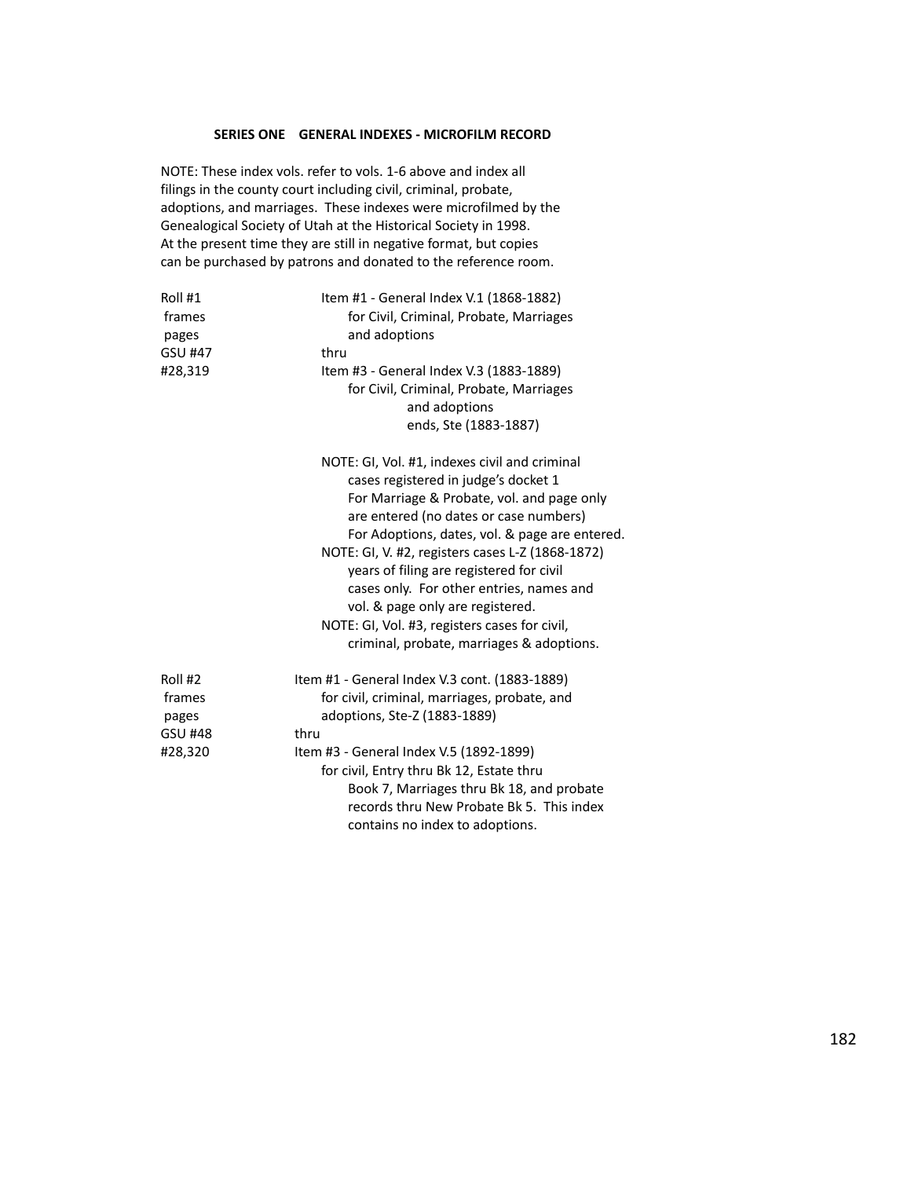**SERIES ONE GENERAL INDEXES - MICROFILM RECORD**

NOTE: These index vols. refer to vols. 1-6 above and index all filings in the county court including civil, criminal, probate, adoptions, and marriages. These indexes were microfilmed by the Genealogical Society of Utah at the Historical Society in 1998. At the present time they are still in negative format, but copies can be purchased by patrons and donated to the reference room.

| | |
|---|---|
| Roll #1<br>frames<br>pages<br>GSU #47<br>#28,319 | Item #1 - General Index V.1 (1868-1882)<br>for Civil, Criminal, Probate, Marriages<br>and adoptions<br>thru<br>Item #3 - General Index V.3 (1883-1889)<br>for Civil, Criminal, Probate, Marriages<br>and adoptions<br>ends, Ste (1883-1887)<br><br>NOTE: GI, Vol. #1, indexes civil and criminal cases registered in judge's docket 1<br>For Marriage & Probate, vol. and page only are entered (no dates or case numbers)<br>For Adoptions, dates, vol. & page are entered.<br>NOTE: GI, V. #2, registers cases L-Z (1868-1872) years of filing are registered for civil cases only. For other entries, names and vol. & page only are registered.<br>NOTE: GI, Vol. #3, registers cases for civil, criminal, probate, marriages & adoptions. |
| Roll #2<br>frames<br>pages<br>GSU #48<br>#28,320 | Item #1 - General Index V.3 cont. (1883-1889)<br>for civil, criminal, marriages, probate, and adoptions, Ste-Z (1883-1889)<br>thru<br>Item #3 - General Index V.5 (1892-1899)<br>for civil, Entry thru Bk 12, Estate thru Book 7, Marriages thru Bk 18, and probate records thru New Probate Bk 5. This index contains no index to adoptions. |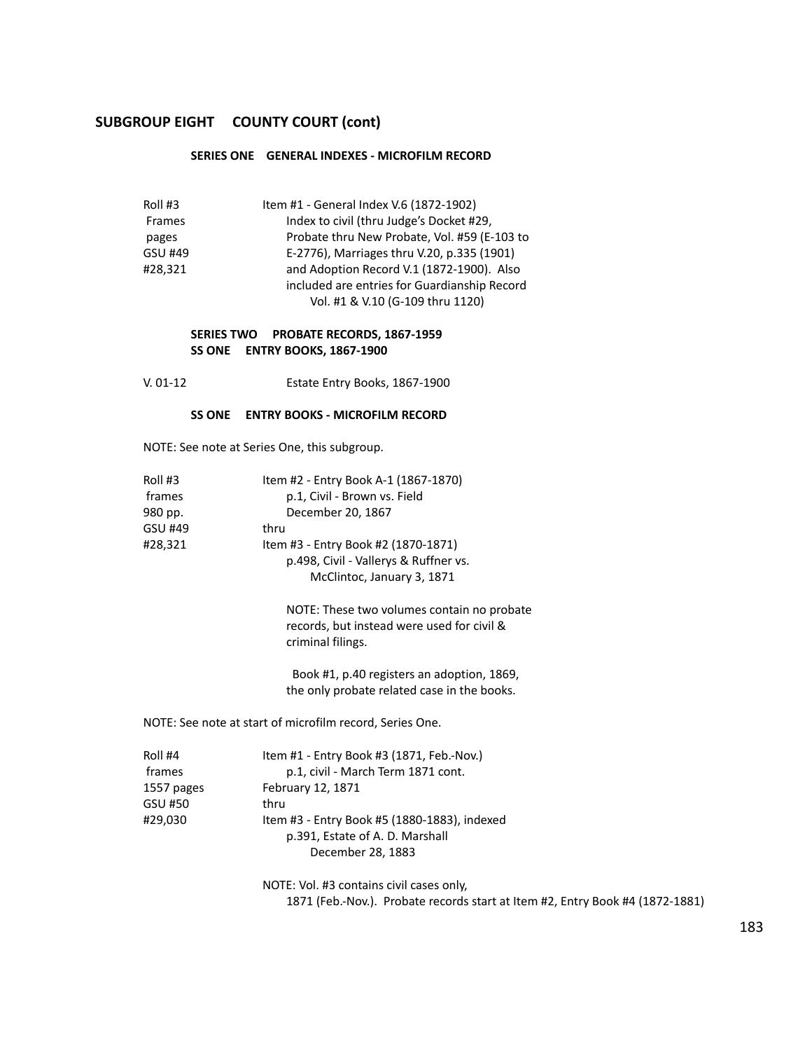## SUBGROUP EIGHT COUNTY COURT (cont)

### SERIES ONE GENERAL INDEXES - MICROFILM RECORD

| | |
|---|---|
| Roll #3<br>Frames<br>pages<br>GSU #49<br>#28,321 | Item #1 - General Index V.6 (1872-1902)<br>Index to civil (thru Judge's Docket #29, Probate thru New Probate, Vol. #59 (E-103 to E-2776), Marriages thru V.20, p.335 (1901) and Adoption Record V.1 (1872-1900). Also included are entries for Guardianship Record Vol. #1 & V.10 (G-109 thru 1120) |

### SERIES TWO PROBATE RECORDS, 1867-1959
### SS ONE ENTRY BOOKS, 1867-1900

| | |
|---|---|
| V. 01-12 | Estate Entry Books, 1867-1900 |

### SS ONE ENTRY BOOKS - MICROFILM RECORD

NOTE: See note at Series One, this subgroup.

| | |
|---|---|
| Roll #3<br>frames<br>980 pp.<br>GSU #49<br>#28,321 | Item #2 - Entry Book A-1 (1867-1870)<br>p.1, Civil - Brown vs. Field<br>December 20, 1867<br>thru<br>Item #3 - Entry Book #2 (1870-1871)<br>p.498, Civil - Vallerys & Ruffner vs. McClintoc, January 3, 1871 |

NOTE: These two volumes contain no probate records, but instead were used for civil & criminal filings.

Book #1, p.40 registers an adoption, 1869, the only probate related case in the books.

NOTE: See note at start of microfilm record, Series One.

| | |
|---|---|
| Roll #4<br>frames<br>1557 pages<br>GSU #50<br>#29,030 | Item #1 - Entry Book #3 (1871, Feb.-Nov.)<br>p.1, civil - March Term 1871 cont.<br>February 12, 1871<br>thru<br>Item #3 - Entry Book #5 (1880-1883), indexed<br>p.391, Estate of A. D. Marshall<br>December 28, 1883 |

NOTE: Vol. #3 contains civil cases only, 1871 (Feb.-Nov.). Probate records start at Item #2, Entry Book #4 (1872-1881)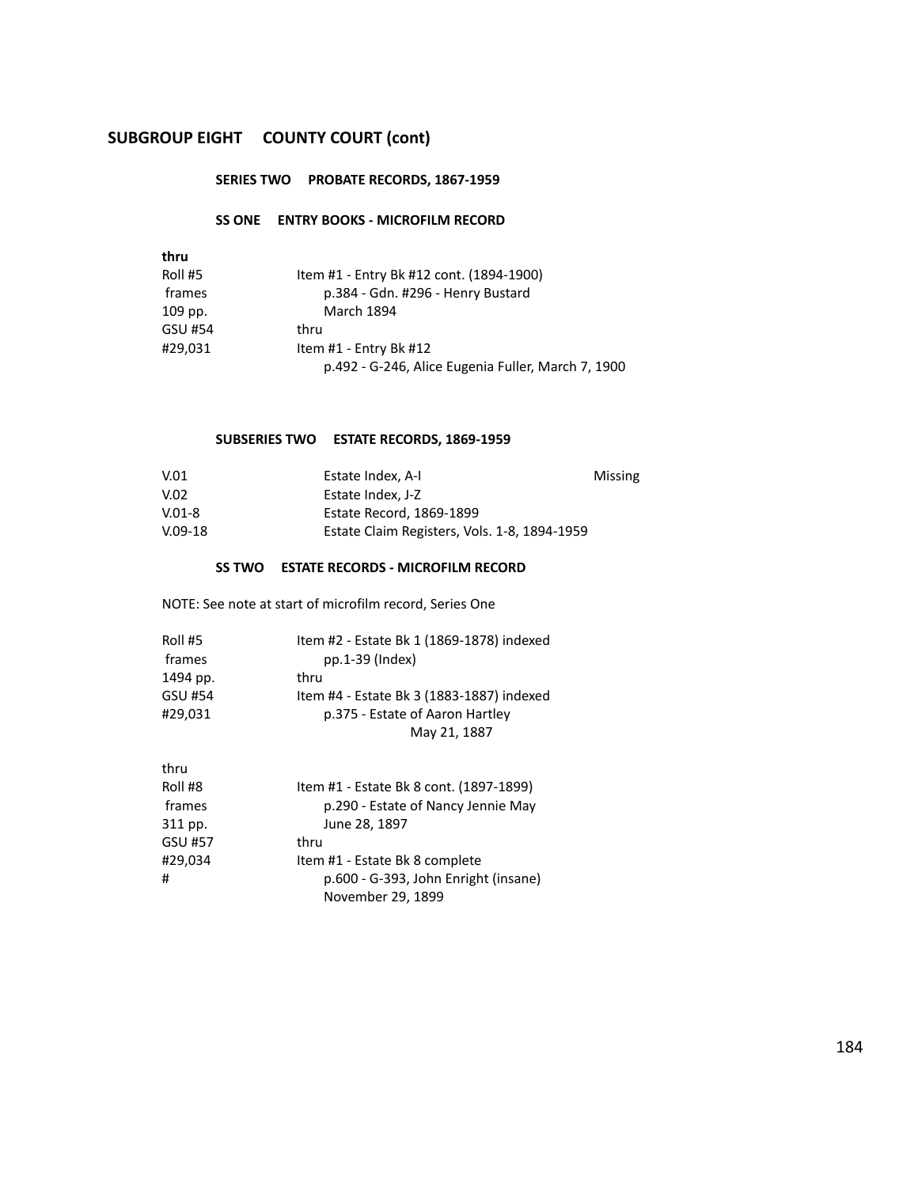## SUBGROUP EIGHT COUNTY COURT (cont)

### SERIES TWO PROBATE RECORDS, 1867-1959

#### SS ONE ENTRY BOOKS - MICROFILM RECORD

**thru**

| | |
|---|---|
| Roll #5 | Item #1 - Entry Bk #12 cont. (1894-1900) |
| frames | p.384 - Gdn. #296 - Henry Bustard |
| 109 pp. | March 1894 |
| GSU #54 | thru |
| #29,031 | Item #1 - Entry Bk #12 |
| | p.492 - G-246, Alice Eugenia Fuller, March 7, 1900 |

#### SUBSERIES TWO ESTATE RECORDS, 1869-1959

| | | |
|---|---|---|
| V.01 | Estate Index, A-I | Missing |
| V.02 | Estate Index, J-Z | |
| V.01-8 | Estate Record, 1869-1899 | |
| V.09-18 | Estate Claim Registers, Vols. 1-8, 1894-1959 | |

#### SS TWO ESTATE RECORDS - MICROFILM RECORD

NOTE: See note at start of microfilm record, Series One

| | |
|---|---|
| Roll #5 | Item #2 - Estate Bk 1 (1869-1878) indexed |
| frames | pp.1-39 (Index) |
| 1494 pp. | thru |
| GSU #54 | Item #4 - Estate Bk 3 (1883-1887) indexed |
| #29,031 | p.375 - Estate of Aaron Hartley |
| | May 21, 1887 |

thru

| | |
|---|---|
| Roll #8 | Item #1 - Estate Bk 8 cont. (1897-1899) |
| frames | p.290 - Estate of Nancy Jennie May |
| 311 pp. | June 28, 1897 |
| GSU #57 | thru |
| #29,034 | Item #1 - Estate Bk 8 complete |
| # | p.600 - G-393, John Enright (insane) |
| | November 29, 1899 |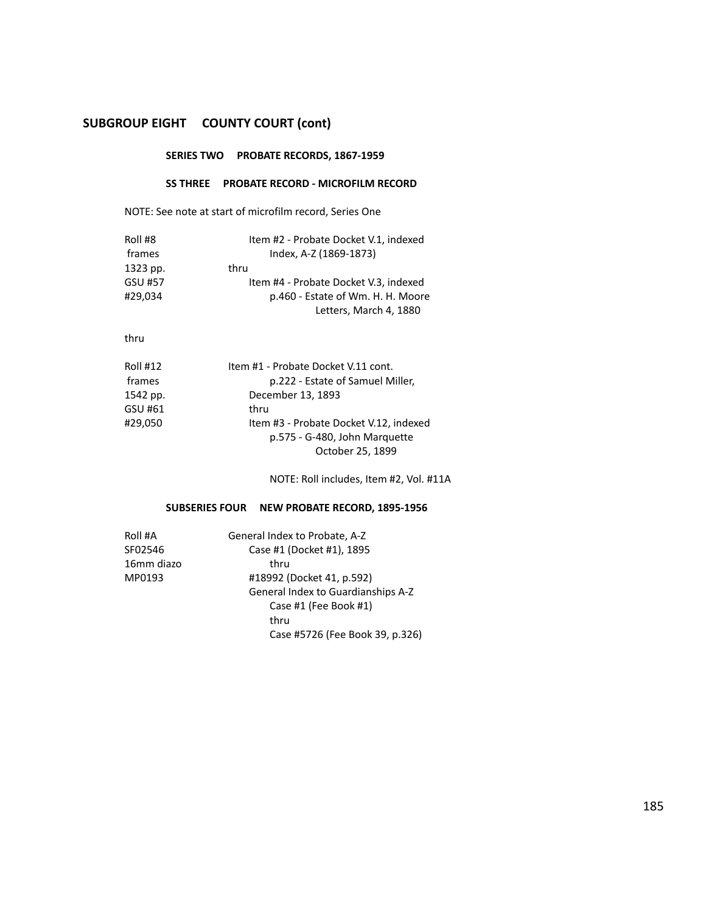## SUBGROUP EIGHT COUNTY COURT (cont)

### SERIES TWO PROBATE RECORDS, 1867-1959

#### SS THREE PROBATE RECORD - MICROFILM RECORD

NOTE: See note at start of microfilm record, Series One

| | |
|---|---|
| Roll #8 | Item #2 - Probate Docket V.1, indexed |
| frames | Index, A-Z (1869-1873) |
| 1323 pp. | thru |
| GSU #57 | Item #4 - Probate Docket V.3, indexed |
| #29,034 | p.460 - Estate of Wm. H. H. Moore |
| | Letters, March 4, 1880 |

thru

| | |
|---|---|
| Roll #12 | Item #1 - Probate Docket V.11 cont. |
| frames | p.222 - Estate of Samuel Miller, |
| 1542 pp. | December 13, 1893 |
| GSU #61 | thru |
| #29,050 | Item #3 - Probate Docket V.12, indexed |
| | p.575 - G-480, John Marquette |
| | October 25, 1899 |

NOTE: Roll includes, Item #2, Vol. #11A

#### SUBSERIES FOUR NEW PROBATE RECORD, 1895-1956

| | |
|---|---|
| Roll #A | General Index to Probate, A-Z |
| SF02546 | Case #1 (Docket #1), 1895 |
| 16mm diazo | thru |
| MP0193 | #18992 (Docket 41, p.592) |
| | General Index to Guardianships A-Z |
| | Case #1 (Fee Book #1) |
| | thru |
| | Case #5726 (Fee Book 39, p.326) |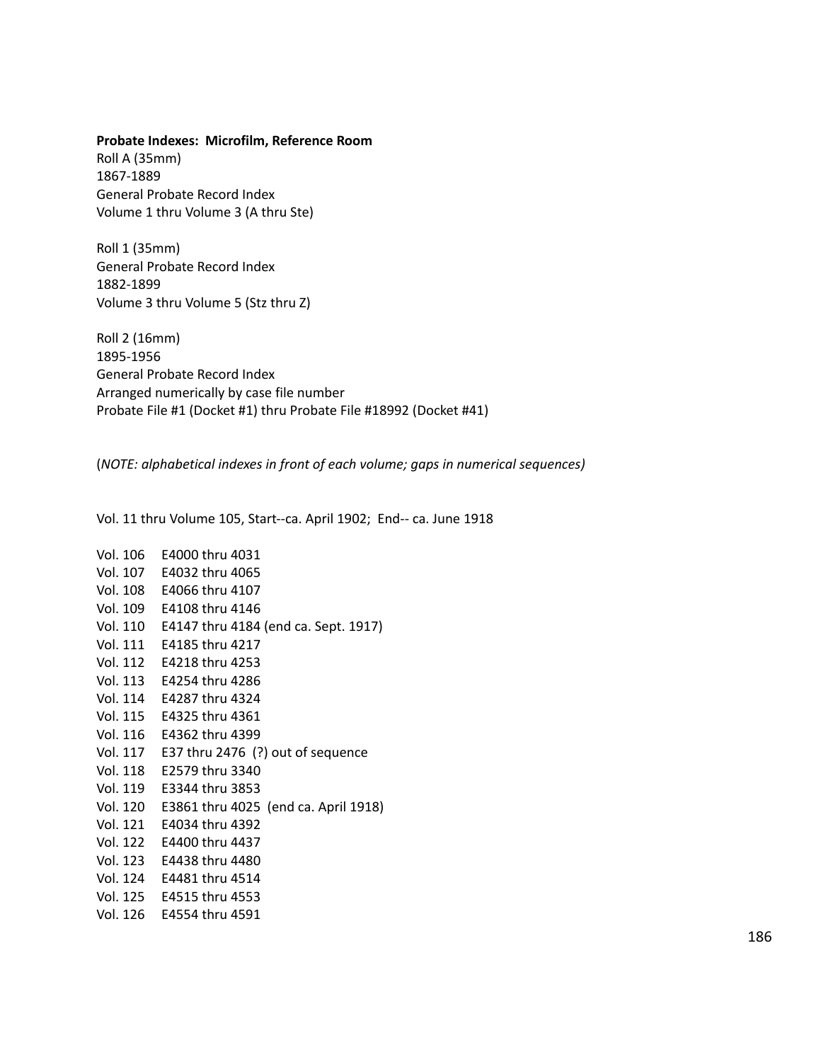**Probate Indexes: Microfilm, Reference Room**

Roll A (35mm)
1867-1889
General Probate Record Index
Volume 1 thru Volume 3 (A thru Ste)

Roll 1 (35mm)
General Probate Record Index
1882-1899
Volume 3 thru Volume 5 (Stz thru Z)

Roll 2 (16mm)
1895-1956
General Probate Record Index
Arranged numerically by case file number
Probate File #1 (Docket #1) thru Probate File #18992 (Docket #41)

(*NOTE: alphabetical indexes in front of each volume; gaps in numerical sequences)*

Vol. 11 thru Volume 105, Start--ca. April 1902; End-- ca. June 1918

Vol. 106 E4000 thru 4031
Vol. 107 E4032 thru 4065
Vol. 108 E4066 thru 4107
Vol. 109 E4108 thru 4146
Vol. 110 E4147 thru 4184 (end ca. Sept. 1917)
Vol. 111 E4185 thru 4217
Vol. 112 E4218 thru 4253
Vol. 113 E4254 thru 4286
Vol. 114 E4287 thru 4324
Vol. 115 E4325 thru 4361
Vol. 116 E4362 thru 4399
Vol. 117 E37 thru 2476 (?) out of sequence
Vol. 118 E2579 thru 3340
Vol. 119 E3344 thru 3853
Vol. 120 E3861 thru 4025 (end ca. April 1918)
Vol. 121 E4034 thru 4392
Vol. 122 E4400 thru 4437
Vol. 123 E4438 thru 4480
Vol. 124 E4481 thru 4514
Vol. 125 E4515 thru 4553
Vol. 126 E4554 thru 4591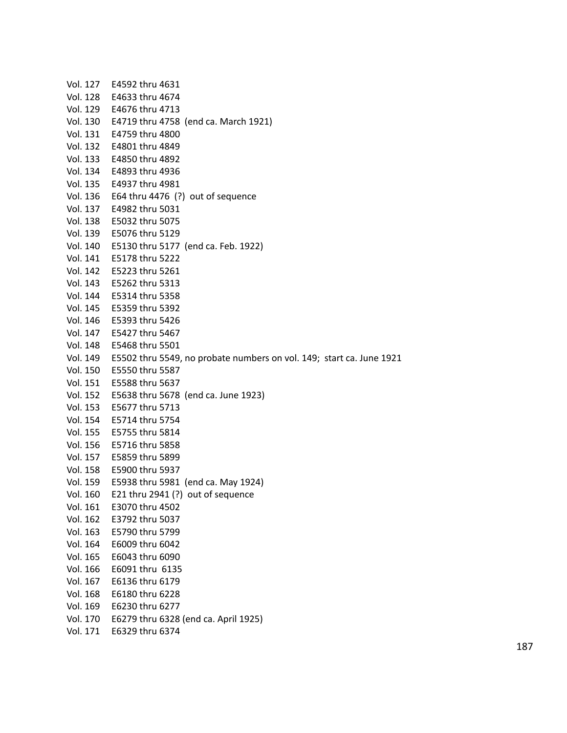Vol. 127 E4592 thru 4631
Vol. 128 E4633 thru 4674
Vol. 129 E4676 thru 4713
Vol. 130 E4719 thru 4758 (end ca. March 1921)
Vol. 131 E4759 thru 4800
Vol. 132 E4801 thru 4849
Vol. 133 E4850 thru 4892
Vol. 134 E4893 thru 4936
Vol. 135 E4937 thru 4981
Vol. 136 E64 thru 4476 (?) out of sequence
Vol. 137 E4982 thru 5031
Vol. 138 E5032 thru 5075
Vol. 139 E5076 thru 5129
Vol. 140 E5130 thru 5177 (end ca. Feb. 1922)
Vol. 141 E5178 thru 5222
Vol. 142 E5223 thru 5261
Vol. 143 E5262 thru 5313
Vol. 144 E5314 thru 5358
Vol. 145 E5359 thru 5392
Vol. 146 E5393 thru 5426
Vol. 147 E5427 thru 5467
Vol. 148 E5468 thru 5501
Vol. 149 E5502 thru 5549, no probate numbers on vol. 149; start ca. June 1921
Vol. 150 E5550 thru 5587
Vol. 151 E5588 thru 5637
Vol. 152 E5638 thru 5678 (end ca. June 1923)
Vol. 153 E5677 thru 5713
Vol. 154 E5714 thru 5754
Vol. 155 E5755 thru 5814
Vol. 156 E5716 thru 5858
Vol. 157 E5859 thru 5899
Vol. 158 E5900 thru 5937
Vol. 159 E5938 thru 5981 (end ca. May 1924)
Vol. 160 E21 thru 2941 (?) out of sequence
Vol. 161 E3070 thru 4502
Vol. 162 E3792 thru 5037
Vol. 163 E5790 thru 5799
Vol. 164 E6009 thru 6042
Vol. 165 E6043 thru 6090
Vol. 166 E6091 thru 6135
Vol. 167 E6136 thru 6179
Vol. 168 E6180 thru 6228
Vol. 169 E6230 thru 6277
Vol. 170 E6279 thru 6328 (end ca. April 1925)
Vol. 171 E6329 thru 6374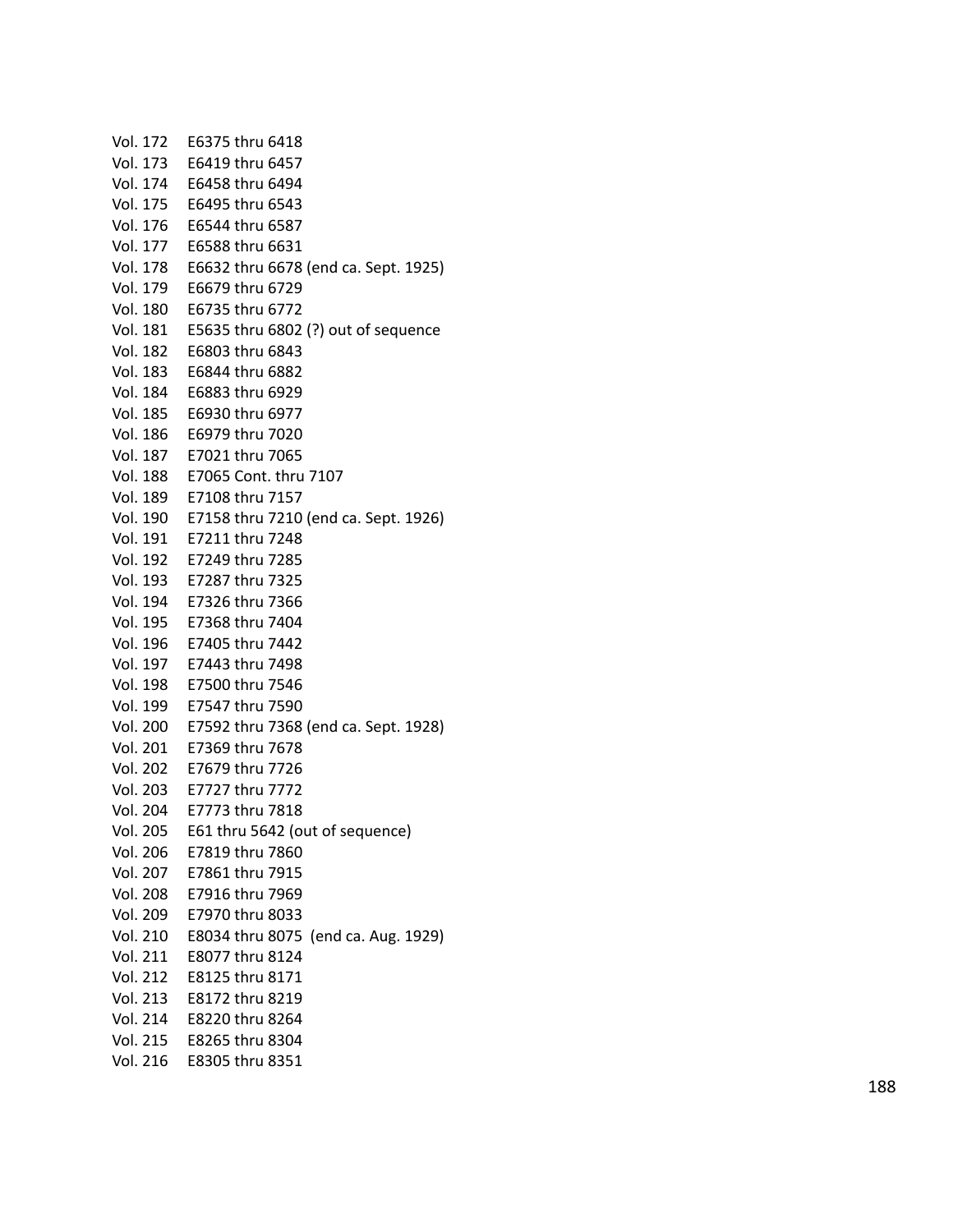Vol. 172 E6375 thru 6418
Vol. 173 E6419 thru 6457
Vol. 174 E6458 thru 6494
Vol. 175 E6495 thru 6543
Vol. 176 E6544 thru 6587
Vol. 177 E6588 thru 6631
Vol. 178 E6632 thru 6678 (end ca. Sept. 1925)
Vol. 179 E6679 thru 6729
Vol. 180 E6735 thru 6772
Vol. 181 E5635 thru 6802 (?) out of sequence
Vol. 182 E6803 thru 6843
Vol. 183 E6844 thru 6882
Vol. 184 E6883 thru 6929
Vol. 185 E6930 thru 6977
Vol. 186 E6979 thru 7020
Vol. 187 E7021 thru 7065
Vol. 188 E7065 Cont. thru 7107
Vol. 189 E7108 thru 7157
Vol. 190 E7158 thru 7210 (end ca. Sept. 1926)
Vol. 191 E7211 thru 7248
Vol. 192 E7249 thru 7285
Vol. 193 E7287 thru 7325
Vol. 194 E7326 thru 7366
Vol. 195 E7368 thru 7404
Vol. 196 E7405 thru 7442
Vol. 197 E7443 thru 7498
Vol. 198 E7500 thru 7546
Vol. 199 E7547 thru 7590
Vol. 200 E7592 thru 7368 (end ca. Sept. 1928)
Vol. 201 E7369 thru 7678
Vol. 202 E7679 thru 7726
Vol. 203 E7727 thru 7772
Vol. 204 E7773 thru 7818
Vol. 205 E61 thru 5642 (out of sequence)
Vol. 206 E7819 thru 7860
Vol. 207 E7861 thru 7915
Vol. 208 E7916 thru 7969
Vol. 209 E7970 thru 8033
Vol. 210 E8034 thru 8075 (end ca. Aug. 1929)
Vol. 211 E8077 thru 8124
Vol. 212 E8125 thru 8171
Vol. 213 E8172 thru 8219
Vol. 214 E8220 thru 8264
Vol. 215 E8265 thru 8304
Vol. 216 E8305 thru 8351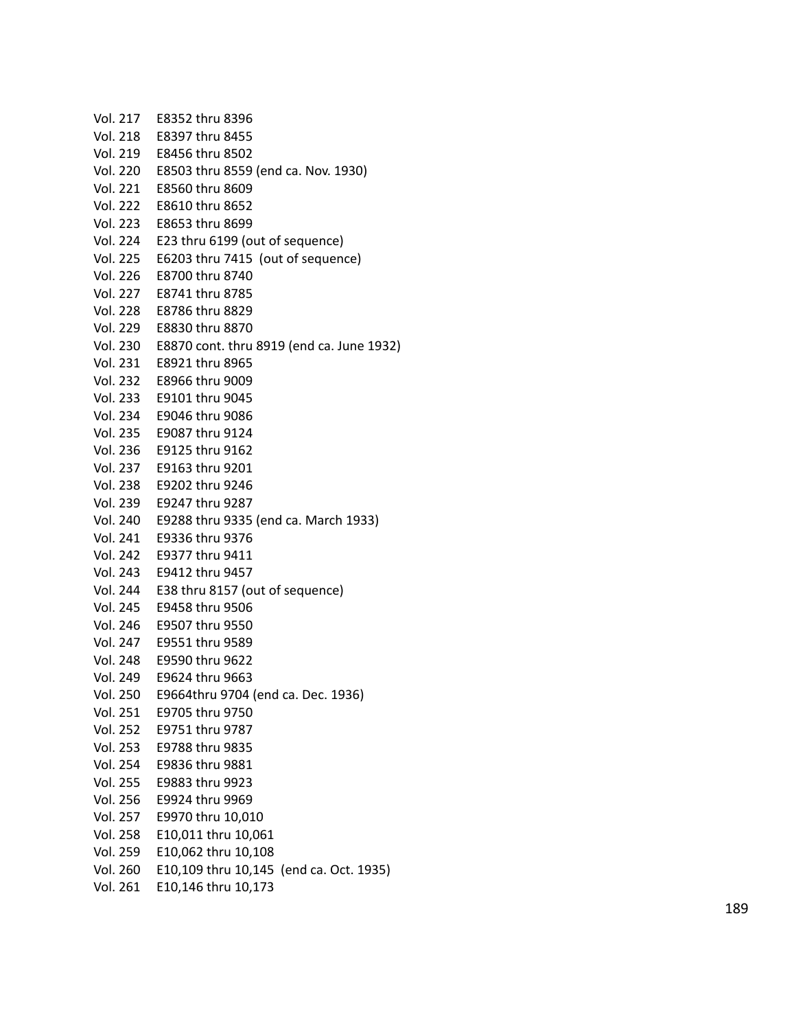Vol. 217 E8352 thru 8396
Vol. 218 E8397 thru 8455
Vol. 219 E8456 thru 8502
Vol. 220 E8503 thru 8559 (end ca. Nov. 1930)
Vol. 221 E8560 thru 8609
Vol. 222 E8610 thru 8652
Vol. 223 E8653 thru 8699
Vol. 224 E23 thru 6199 (out of sequence)
Vol. 225 E6203 thru 7415 (out of sequence)
Vol. 226 E8700 thru 8740
Vol. 227 E8741 thru 8785
Vol. 228 E8786 thru 8829
Vol. 229 E8830 thru 8870
Vol. 230 E8870 cont. thru 8919 (end ca. June 1932)
Vol. 231 E8921 thru 8965
Vol. 232 E8966 thru 9009
Vol. 233 E9101 thru 9045
Vol. 234 E9046 thru 9086
Vol. 235 E9087 thru 9124
Vol. 236 E9125 thru 9162
Vol. 237 E9163 thru 9201
Vol. 238 E9202 thru 9246
Vol. 239 E9247 thru 9287
Vol. 240 E9288 thru 9335 (end ca. March 1933)
Vol. 241 E9336 thru 9376
Vol. 242 E9377 thru 9411
Vol. 243 E9412 thru 9457
Vol. 244 E38 thru 8157 (out of sequence)
Vol. 245 E9458 thru 9506
Vol. 246 E9507 thru 9550
Vol. 247 E9551 thru 9589
Vol. 248 E9590 thru 9622
Vol. 249 E9624 thru 9663
Vol. 250 E9664thru 9704 (end ca. Dec. 1936)
Vol. 251 E9705 thru 9750
Vol. 252 E9751 thru 9787
Vol. 253 E9788 thru 9835
Vol. 254 E9836 thru 9881
Vol. 255 E9883 thru 9923
Vol. 256 E9924 thru 9969
Vol. 257 E9970 thru 10,010
Vol. 258 E10,011 thru 10,061
Vol. 259 E10,062 thru 10,108
Vol. 260 E10,109 thru 10,145 (end ca. Oct. 1935)
Vol. 261 E10,146 thru 10,173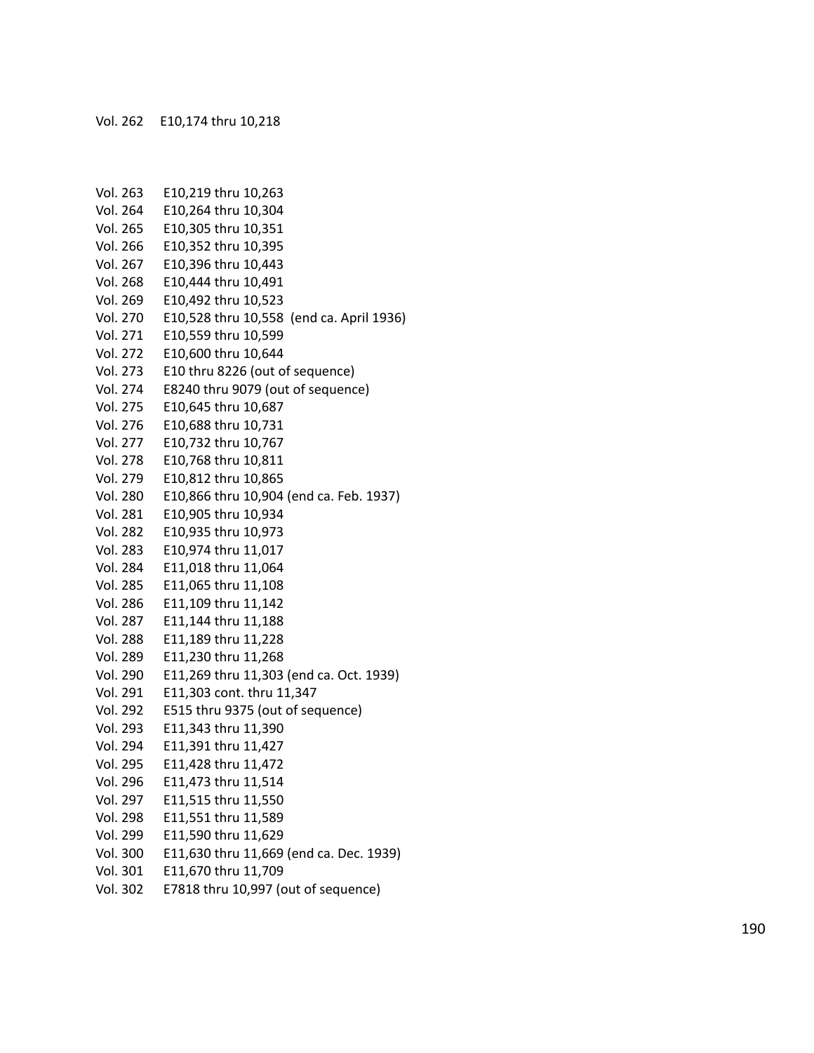Vol. 262  E10,174 thru 10,218

Vol. 263  E10,219 thru 10,263
Vol. 264  E10,264 thru 10,304
Vol. 265  E10,305 thru 10,351
Vol. 266  E10,352 thru 10,395
Vol. 267  E10,396 thru 10,443
Vol. 268  E10,444 thru 10,491
Vol. 269  E10,492 thru 10,523
Vol. 270  E10,528 thru 10,558 (end ca. April 1936)
Vol. 271  E10,559 thru 10,599
Vol. 272  E10,600 thru 10,644
Vol. 273  E10 thru 8226 (out of sequence)
Vol. 274  E8240 thru 9079 (out of sequence)
Vol. 275  E10,645 thru 10,687
Vol. 276  E10,688 thru 10,731
Vol. 277  E10,732 thru 10,767
Vol. 278  E10,768 thru 10,811
Vol. 279  E10,812 thru 10,865
Vol. 280  E10,866 thru 10,904 (end ca. Feb. 1937)
Vol. 281  E10,905 thru 10,934
Vol. 282  E10,935 thru 10,973
Vol. 283  E10,974 thru 11,017
Vol. 284  E11,018 thru 11,064
Vol. 285  E11,065 thru 11,108
Vol. 286  E11,109 thru 11,142
Vol. 287  E11,144 thru 11,188
Vol. 288  E11,189 thru 11,228
Vol. 289  E11,230 thru 11,268
Vol. 290  E11,269 thru 11,303 (end ca. Oct. 1939)
Vol. 291  E11,303 cont. thru 11,347
Vol. 292  E515 thru 9375 (out of sequence)
Vol. 293  E11,343 thru 11,390
Vol. 294  E11,391 thru 11,427
Vol. 295  E11,428 thru 11,472
Vol. 296  E11,473 thru 11,514
Vol. 297  E11,515 thru 11,550
Vol. 298  E11,551 thru 11,589
Vol. 299  E11,590 thru 11,629
Vol. 300  E11,630 thru 11,669 (end ca. Dec. 1939)
Vol. 301  E11,670 thru 11,709
Vol. 302  E7818 thru 10,997 (out of sequence)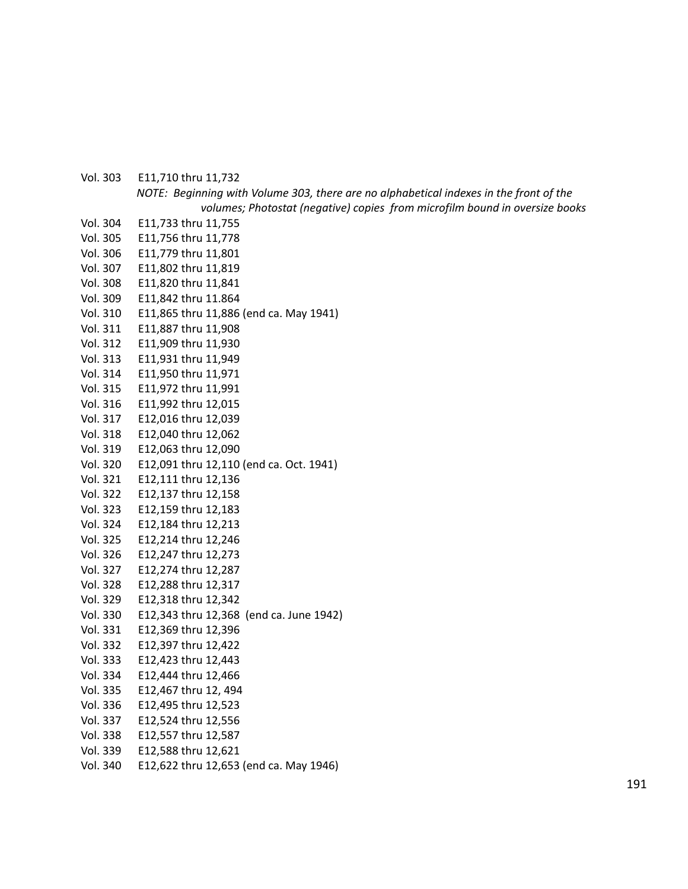Vol. 303 E11,710 thru 11,732

*NOTE: Beginning with Volume 303, there are no alphabetical indexes in the front of the volumes; Photostat (negative) copies from microfilm bound in oversize books*

Vol. 304 E11,733 thru 11,755
Vol. 305 E11,756 thru 11,778
Vol. 306 E11,779 thru 11,801
Vol. 307 E11,802 thru 11,819
Vol. 308 E11,820 thru 11,841
Vol. 309 E11,842 thru 11.864
Vol. 310 E11,865 thru 11,886 (end ca. May 1941)
Vol. 311 E11,887 thru 11,908
Vol. 312 E11,909 thru 11,930
Vol. 313 E11,931 thru 11,949
Vol. 314 E11,950 thru 11,971
Vol. 315 E11,972 thru 11,991
Vol. 316 E11,992 thru 12,015
Vol. 317 E12,016 thru 12,039
Vol. 318 E12,040 thru 12,062
Vol. 319 E12,063 thru 12,090
Vol. 320 E12,091 thru 12,110 (end ca. Oct. 1941)
Vol. 321 E12,111 thru 12,136
Vol. 322 E12,137 thru 12,158
Vol. 323 E12,159 thru 12,183
Vol. 324 E12,184 thru 12,213
Vol. 325 E12,214 thru 12,246
Vol. 326 E12,247 thru 12,273
Vol. 327 E12,274 thru 12,287
Vol. 328 E12,288 thru 12,317
Vol. 329 E12,318 thru 12,342
Vol. 330 E12,343 thru 12,368 (end ca. June 1942)
Vol. 331 E12,369 thru 12,396
Vol. 332 E12,397 thru 12,422
Vol. 333 E12,423 thru 12,443
Vol. 334 E12,444 thru 12,466
Vol. 335 E12,467 thru 12, 494
Vol. 336 E12,495 thru 12,523
Vol. 337 E12,524 thru 12,556
Vol. 338 E12,557 thru 12,587
Vol. 339 E12,588 thru 12,621
Vol. 340 E12,622 thru 12,653 (end ca. May 1946)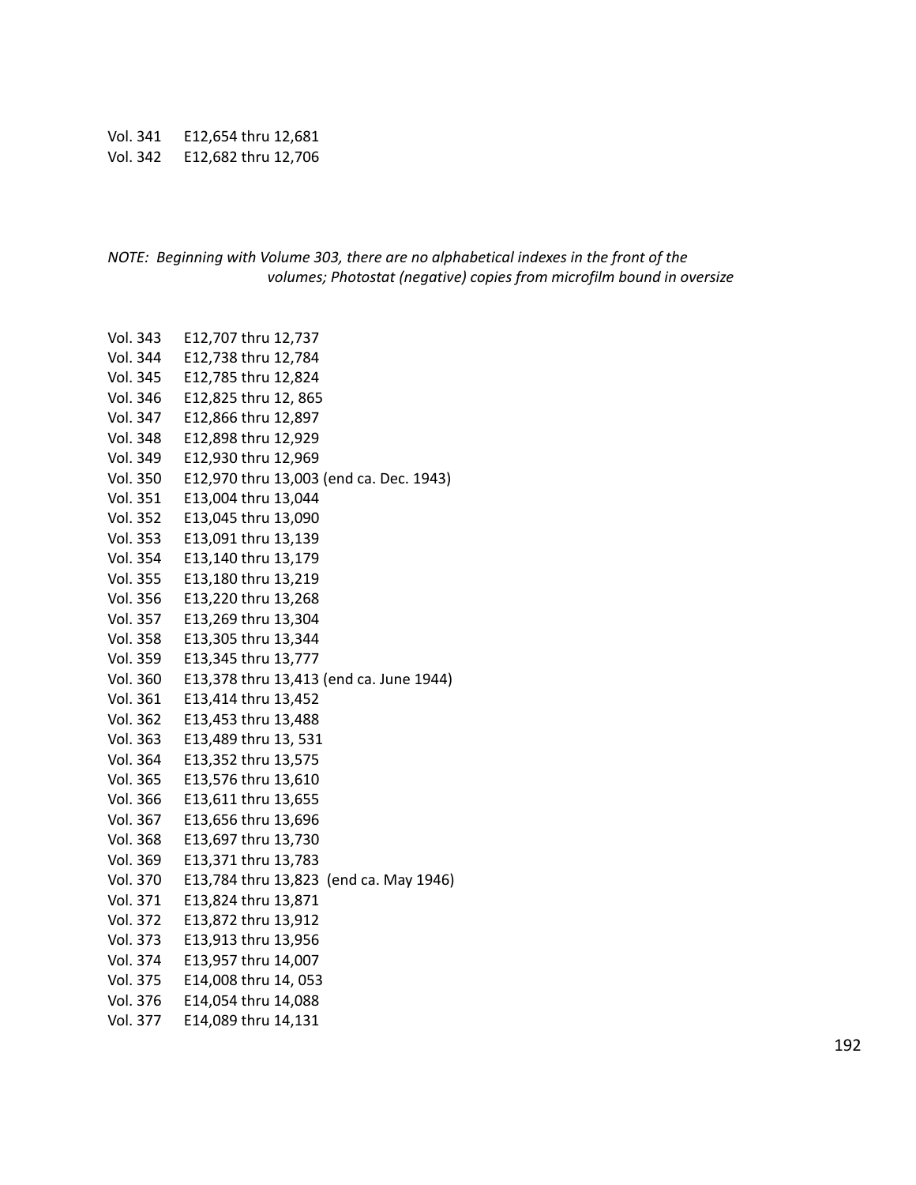Vol. 341 E12,654 thru 12,681
Vol. 342 E12,682 thru 12,706

*NOTE: Beginning with Volume 303, there are no alphabetical indexes in the front of the volumes; Photostat (negative) copies from microfilm bound in oversize*

Vol. 343 E12,707 thru 12,737
Vol. 344 E12,738 thru 12,784
Vol. 345 E12,785 thru 12,824
Vol. 346 E12,825 thru 12, 865
Vol. 347 E12,866 thru 12,897
Vol. 348 E12,898 thru 12,929
Vol. 349 E12,930 thru 12,969
Vol. 350 E12,970 thru 13,003 (end ca. Dec. 1943)
Vol. 351 E13,004 thru 13,044
Vol. 352 E13,045 thru 13,090
Vol. 353 E13,091 thru 13,139
Vol. 354 E13,140 thru 13,179
Vol. 355 E13,180 thru 13,219
Vol. 356 E13,220 thru 13,268
Vol. 357 E13,269 thru 13,304
Vol. 358 E13,305 thru 13,344
Vol. 359 E13,345 thru 13,777
Vol. 360 E13,378 thru 13,413 (end ca. June 1944)
Vol. 361 E13,414 thru 13,452
Vol. 362 E13,453 thru 13,488
Vol. 363 E13,489 thru 13, 531
Vol. 364 E13,352 thru 13,575
Vol. 365 E13,576 thru 13,610
Vol. 366 E13,611 thru 13,655
Vol. 367 E13,656 thru 13,696
Vol. 368 E13,697 thru 13,730
Vol. 369 E13,371 thru 13,783
Vol. 370 E13,784 thru 13,823 (end ca. May 1946)
Vol. 371 E13,824 thru 13,871
Vol. 372 E13,872 thru 13,912
Vol. 373 E13,913 thru 13,956
Vol. 374 E13,957 thru 14,007
Vol. 375 E14,008 thru 14, 053
Vol. 376 E14,054 thru 14,088
Vol. 377 E14,089 thru 14,131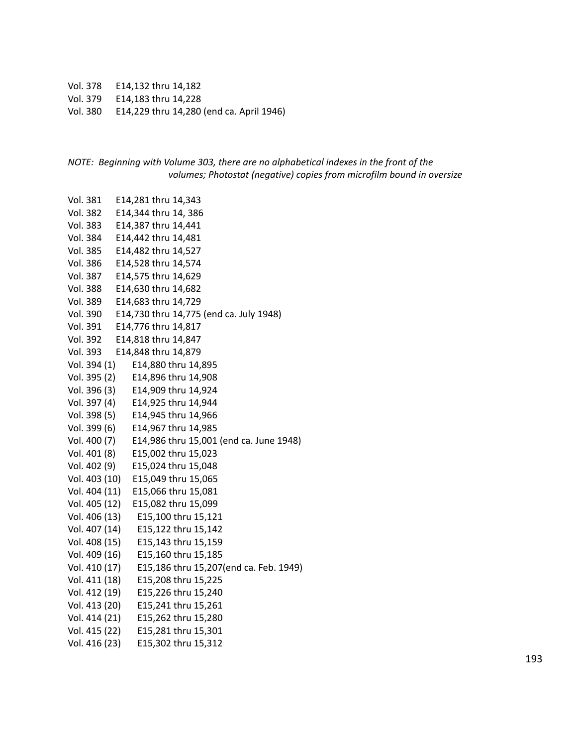Vol. 378 E14,132 thru 14,182

Vol. 379 E14,183 thru 14,228

Vol. 380 E14,229 thru 14,280 (end ca. April 1946)

*NOTE: Beginning with Volume 303, there are no alphabetical indexes in the front of the volumes; Photostat (negative) copies from microfilm bound in oversize*

Vol. 381 E14,281 thru 14,343

Vol. 382 E14,344 thru 14, 386

Vol. 383 E14,387 thru 14,441

Vol. 384 E14,442 thru 14,481

Vol. 385 E14,482 thru 14,527

Vol. 386 E14,528 thru 14,574

Vol. 387 E14,575 thru 14,629

Vol. 388 E14,630 thru 14,682

Vol. 389 E14,683 thru 14,729

Vol. 390 E14,730 thru 14,775 (end ca. July 1948)

Vol. 391 E14,776 thru 14,817

Vol. 392 E14,818 thru 14,847

Vol. 393 E14,848 thru 14,879

Vol. 394 (1) E14,880 thru 14,895

Vol. 395 (2) E14,896 thru 14,908

Vol. 396 (3) E14,909 thru 14,924

Vol. 397 (4) E14,925 thru 14,944

Vol. 398 (5) E14,945 thru 14,966

Vol. 399 (6) E14,967 thru 14,985

Vol. 400 (7) E14,986 thru 15,001 (end ca. June 1948)

Vol. 401 (8) E15,002 thru 15,023

Vol. 402 (9) E15,024 thru 15,048

Vol. 403 (10) E15,049 thru 15,065

Vol. 404 (11) E15,066 thru 15,081

Vol. 405 (12) E15,082 thru 15,099

Vol. 406 (13) E15,100 thru 15,121

Vol. 407 (14) E15,122 thru 15,142

Vol. 408 (15) E15,143 thru 15,159

Vol. 409 (16) E15,160 thru 15,185

Vol. 410 (17) E15,186 thru 15,207(end ca. Feb. 1949)

Vol. 411 (18) E15,208 thru 15,225

Vol. 412 (19) E15,226 thru 15,240

Vol. 413 (20) E15,241 thru 15,261

Vol. 414 (21) E15,262 thru 15,280

Vol. 415 (22) E15,281 thru 15,301

Vol. 416 (23) E15,302 thru 15,312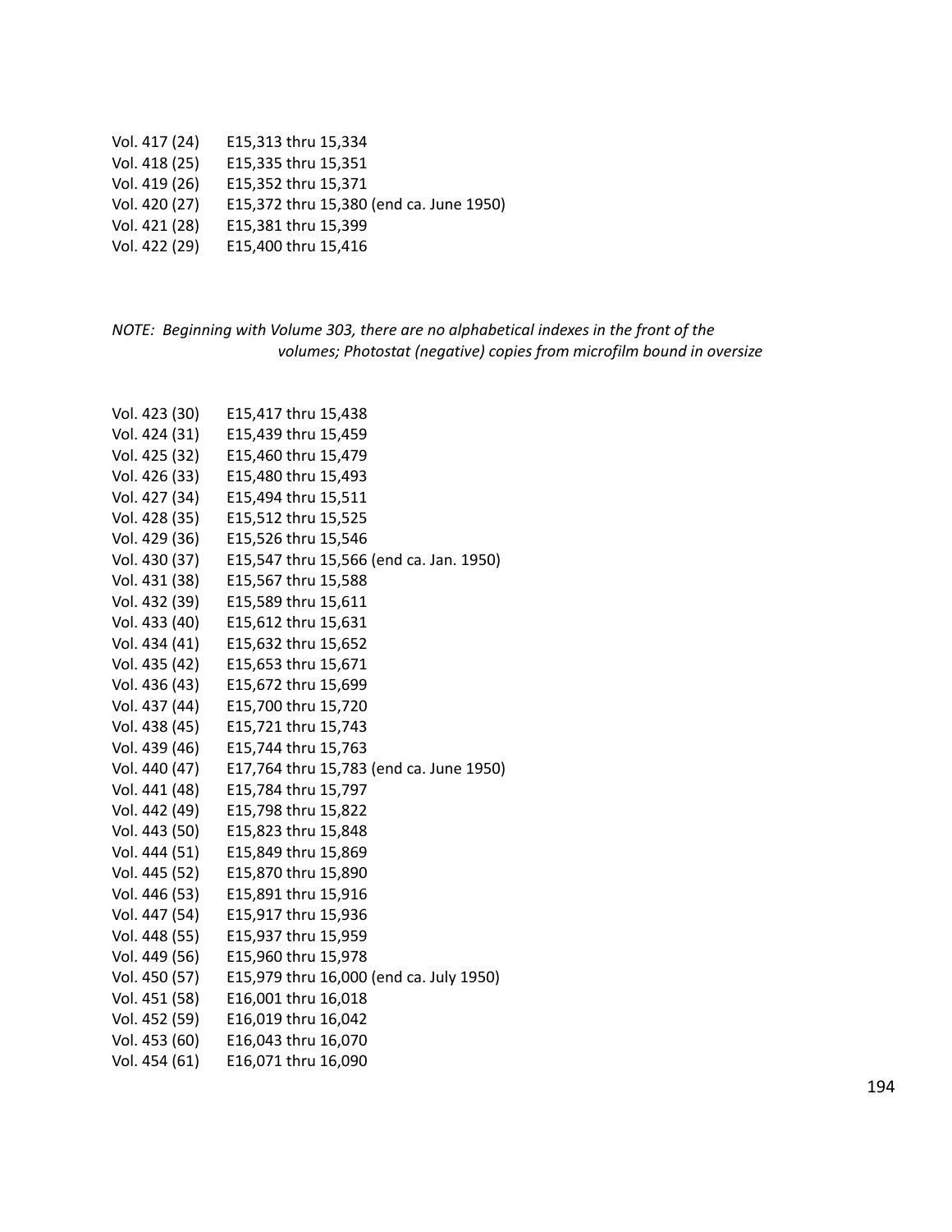Vol. 417 (24)	E15,313 thru 15,334
Vol. 418 (25)	E15,335 thru 15,351
Vol. 419 (26)	E15,352 thru 15,371
Vol. 420 (27)	E15,372 thru 15,380 (end ca. June 1950)
Vol. 421 (28)	E15,381 thru 15,399
Vol. 422 (29)	E15,400 thru 15,416

*NOTE: Beginning with Volume 303, there are no alphabetical indexes in the front of the volumes; Photostat (negative) copies from microfilm bound in oversize*

Vol. 423 (30)	E15,417 thru 15,438
Vol. 424 (31)	E15,439 thru 15,459
Vol. 425 (32)	E15,460 thru 15,479
Vol. 426 (33)	E15,480 thru 15,493
Vol. 427 (34)	E15,494 thru 15,511
Vol. 428 (35)	E15,512 thru 15,525
Vol. 429 (36)	E15,526 thru 15,546
Vol. 430 (37)	E15,547 thru 15,566 (end ca. Jan. 1950)
Vol. 431 (38)	E15,567 thru 15,588
Vol. 432 (39)	E15,589 thru 15,611
Vol. 433 (40)	E15,612 thru 15,631
Vol. 434 (41)	E15,632 thru 15,652
Vol. 435 (42)	E15,653 thru 15,671
Vol. 436 (43)	E15,672 thru 15,699
Vol. 437 (44)	E15,700 thru 15,720
Vol. 438 (45)	E15,721 thru 15,743
Vol. 439 (46)	E15,744 thru 15,763
Vol. 440 (47)	E17,764 thru 15,783 (end ca. June 1950)
Vol. 441 (48)	E15,784 thru 15,797
Vol. 442 (49)	E15,798 thru 15,822
Vol. 443 (50)	E15,823 thru 15,848
Vol. 444 (51)	E15,849 thru 15,869
Vol. 445 (52)	E15,870 thru 15,890
Vol. 446 (53)	E15,891 thru 15,916
Vol. 447 (54)	E15,917 thru 15,936
Vol. 448 (55)	E15,937 thru 15,959
Vol. 449 (56)	E15,960 thru 15,978
Vol. 450 (57)	E15,979 thru 16,000 (end ca. July 1950)
Vol. 451 (58)	E16,001 thru 16,018
Vol. 452 (59)	E16,019 thru 16,042
Vol. 453 (60)	E16,043 thru 16,070
Vol. 454 (61)	E16,071 thru 16,090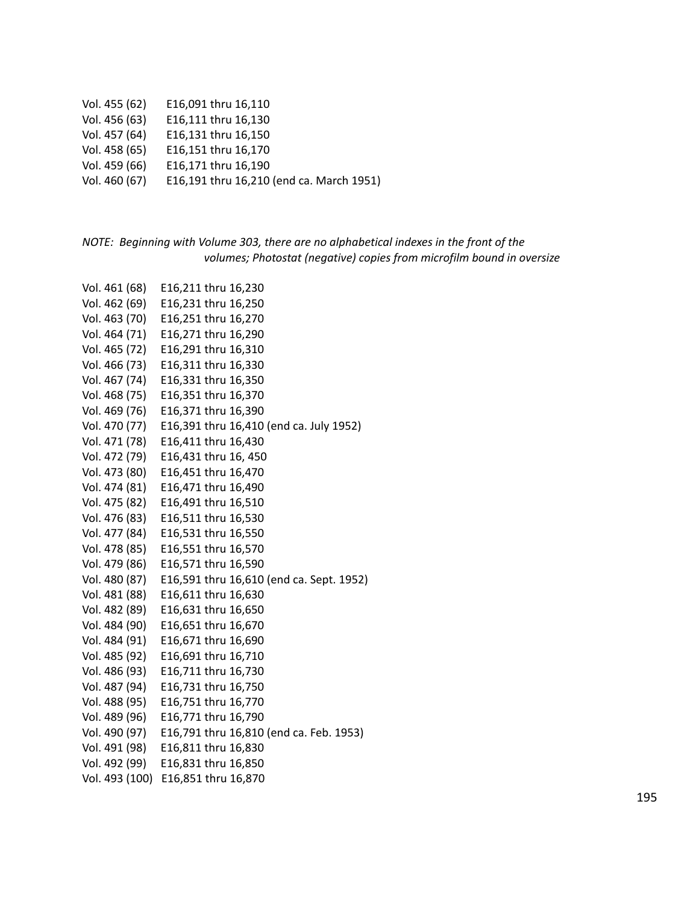Vol. 455 (62) E16,091 thru 16,110
Vol. 456 (63) E16,111 thru 16,130
Vol. 457 (64) E16,131 thru 16,150
Vol. 458 (65) E16,151 thru 16,170
Vol. 459 (66) E16,171 thru 16,190
Vol. 460 (67) E16,191 thru 16,210 (end ca. March 1951)

*NOTE: Beginning with Volume 303, there are no alphabetical indexes in the front of the volumes; Photostat (negative) copies from microfilm bound in oversize*

Vol. 461 (68) E16,211 thru 16,230
Vol. 462 (69) E16,231 thru 16,250
Vol. 463 (70) E16,251 thru 16,270
Vol. 464 (71) E16,271 thru 16,290
Vol. 465 (72) E16,291 thru 16,310
Vol. 466 (73) E16,311 thru 16,330
Vol. 467 (74) E16,331 thru 16,350
Vol. 468 (75) E16,351 thru 16,370
Vol. 469 (76) E16,371 thru 16,390
Vol. 470 (77) E16,391 thru 16,410 (end ca. July 1952)
Vol. 471 (78) E16,411 thru 16,430
Vol. 472 (79) E16,431 thru 16, 450
Vol. 473 (80) E16,451 thru 16,470
Vol. 474 (81) E16,471 thru 16,490
Vol. 475 (82) E16,491 thru 16,510
Vol. 476 (83) E16,511 thru 16,530
Vol. 477 (84) E16,531 thru 16,550
Vol. 478 (85) E16,551 thru 16,570
Vol. 479 (86) E16,571 thru 16,590
Vol. 480 (87) E16,591 thru 16,610 (end ca. Sept. 1952)
Vol. 481 (88) E16,611 thru 16,630
Vol. 482 (89) E16,631 thru 16,650
Vol. 484 (90) E16,651 thru 16,670
Vol. 484 (91) E16,671 thru 16,690
Vol. 485 (92) E16,691 thru 16,710
Vol. 486 (93) E16,711 thru 16,730
Vol. 487 (94) E16,731 thru 16,750
Vol. 488 (95) E16,751 thru 16,770
Vol. 489 (96) E16,771 thru 16,790
Vol. 490 (97) E16,791 thru 16,810 (end ca. Feb. 1953)
Vol. 491 (98) E16,811 thru 16,830
Vol. 492 (99) E16,831 thru 16,850
Vol. 493 (100) E16,851 thru 16,870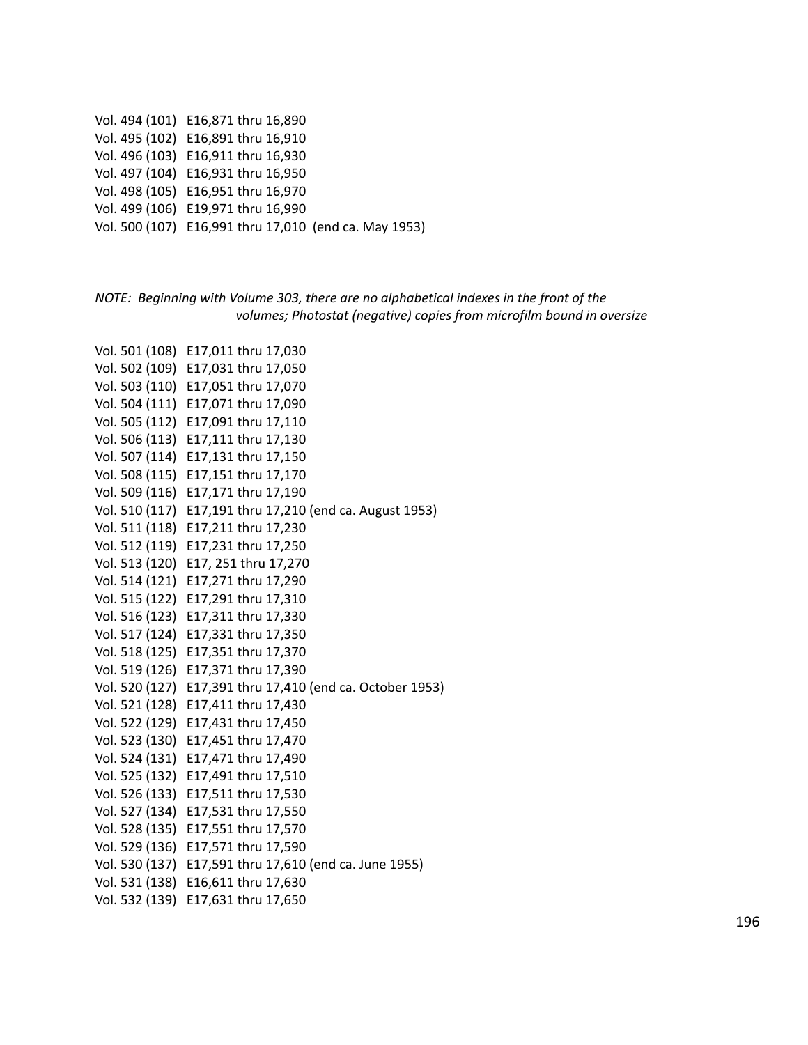Vol. 494 (101) E16,871 thru 16,890
Vol. 495 (102) E16,891 thru 16,910
Vol. 496 (103) E16,911 thru 16,930
Vol. 497 (104) E16,931 thru 16,950
Vol. 498 (105) E16,951 thru 16,970
Vol. 499 (106) E19,971 thru 16,990
Vol. 500 (107) E16,991 thru 17,010 (end ca. May 1953)

*NOTE: Beginning with Volume 303, there are no alphabetical indexes in the front of the volumes; Photostat (negative) copies from microfilm bound in oversize*

Vol. 501 (108) E17,011 thru 17,030
Vol. 502 (109) E17,031 thru 17,050
Vol. 503 (110) E17,051 thru 17,070
Vol. 504 (111) E17,071 thru 17,090
Vol. 505 (112) E17,091 thru 17,110
Vol. 506 (113) E17,111 thru 17,130
Vol. 507 (114) E17,131 thru 17,150
Vol. 508 (115) E17,151 thru 17,170
Vol. 509 (116) E17,171 thru 17,190
Vol. 510 (117) E17,191 thru 17,210 (end ca. August 1953)
Vol. 511 (118) E17,211 thru 17,230
Vol. 512 (119) E17,231 thru 17,250
Vol. 513 (120) E17, 251 thru 17,270
Vol. 514 (121) E17,271 thru 17,290
Vol. 515 (122) E17,291 thru 17,310
Vol. 516 (123) E17,311 thru 17,330
Vol. 517 (124) E17,331 thru 17,350
Vol. 518 (125) E17,351 thru 17,370
Vol. 519 (126) E17,371 thru 17,390
Vol. 520 (127) E17,391 thru 17,410 (end ca. October 1953)
Vol. 521 (128) E17,411 thru 17,430
Vol. 522 (129) E17,431 thru 17,450
Vol. 523 (130) E17,451 thru 17,470
Vol. 524 (131) E17,471 thru 17,490
Vol. 525 (132) E17,491 thru 17,510
Vol. 526 (133) E17,511 thru 17,530
Vol. 527 (134) E17,531 thru 17,550
Vol. 528 (135) E17,551 thru 17,570
Vol. 529 (136) E17,571 thru 17,590
Vol. 530 (137) E17,591 thru 17,610 (end ca. June 1955)
Vol. 531 (138) E16,611 thru 17,630
Vol. 532 (139) E17,631 thru 17,650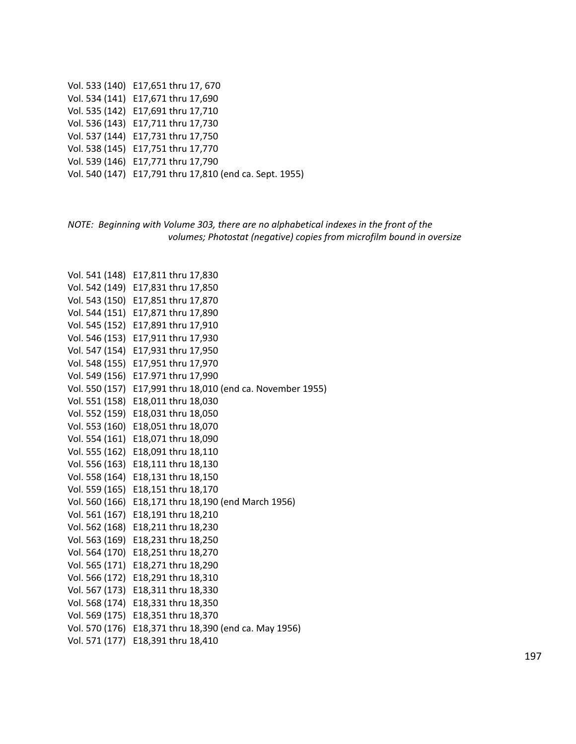Vol. 533 (140) E17,651 thru 17, 670
Vol. 534 (141) E17,671 thru 17,690
Vol. 535 (142) E17,691 thru 17,710
Vol. 536 (143) E17,711 thru 17,730
Vol. 537 (144) E17,731 thru 17,750
Vol. 538 (145) E17,751 thru 17,770
Vol. 539 (146) E17,771 thru 17,790
Vol. 540 (147) E17,791 thru 17,810 (end ca. Sept. 1955)

*NOTE: Beginning with Volume 303, there are no alphabetical indexes in the front of the volumes; Photostat (negative) copies from microfilm bound in oversize*

Vol. 541 (148) E17,811 thru 17,830
Vol. 542 (149) E17,831 thru 17,850
Vol. 543 (150) E17,851 thru 17,870
Vol. 544 (151) E17,871 thru 17,890
Vol. 545 (152) E17,891 thru 17,910
Vol. 546 (153) E17,911 thru 17,930
Vol. 547 (154) E17,931 thru 17,950
Vol. 548 (155) E17,951 thru 17,970
Vol. 549 (156) E17.971 thru 17,990
Vol. 550 (157) E17,991 thru 18,010 (end ca. November 1955)
Vol. 551 (158) E18,011 thru 18,030
Vol. 552 (159) E18,031 thru 18,050
Vol. 553 (160) E18,051 thru 18,070
Vol. 554 (161) E18,071 thru 18,090
Vol. 555 (162) E18,091 thru 18,110
Vol. 556 (163) E18,111 thru 18,130
Vol. 558 (164) E18,131 thru 18,150
Vol. 559 (165) E18,151 thru 18,170
Vol. 560 (166) E18,171 thru 18,190 (end March 1956)
Vol. 561 (167) E18,191 thru 18,210
Vol. 562 (168) E18,211 thru 18,230
Vol. 563 (169) E18,231 thru 18,250
Vol. 564 (170) E18,251 thru 18,270
Vol. 565 (171) E18,271 thru 18,290
Vol. 566 (172) E18,291 thru 18,310
Vol. 567 (173) E18,311 thru 18,330
Vol. 568 (174) E18,331 thru 18,350
Vol. 569 (175) E18,351 thru 18,370
Vol. 570 (176) E18,371 thru 18,390 (end ca. May 1956)
Vol. 571 (177) E18,391 thru 18,410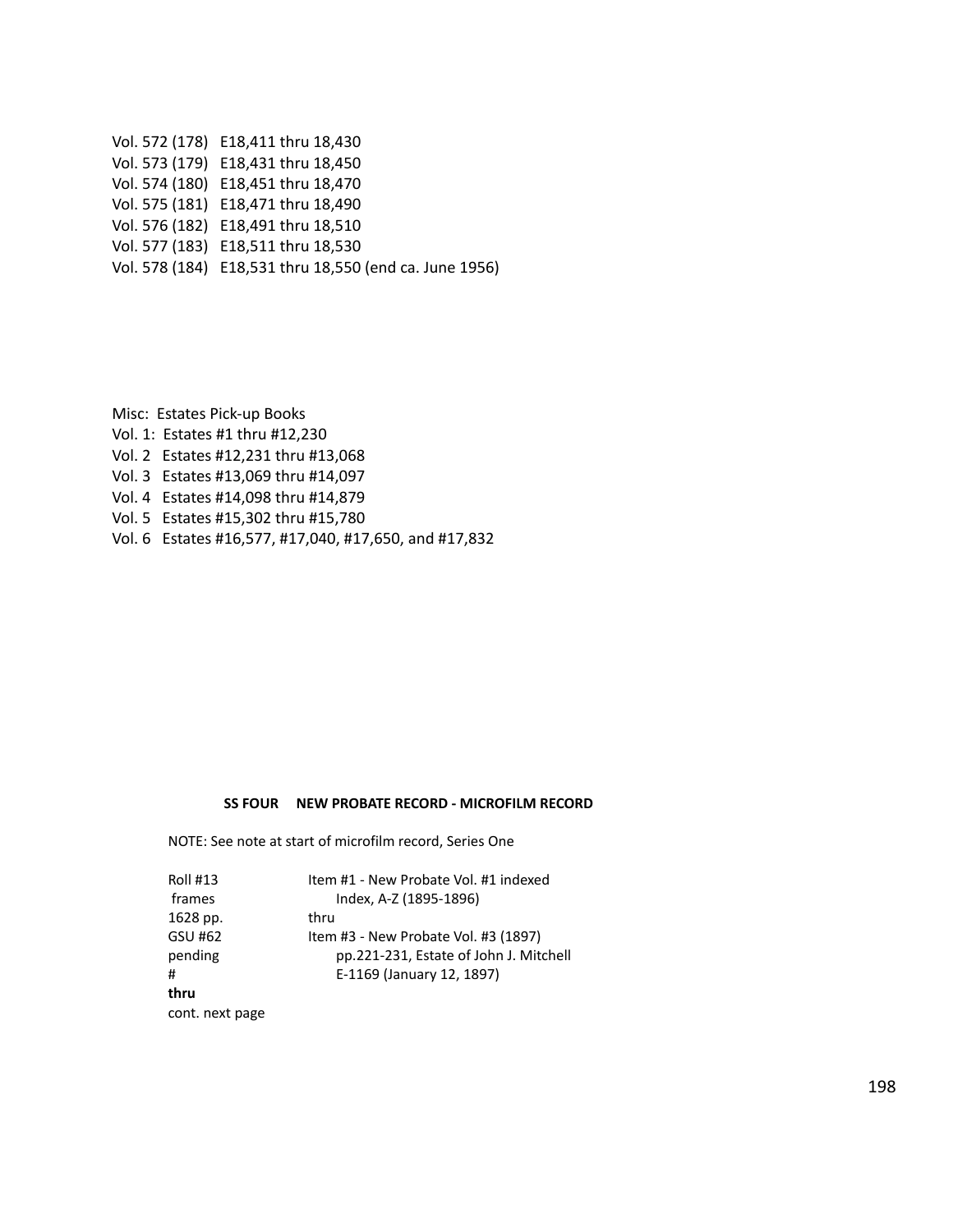Vol. 572 (178) E18,411 thru 18,430
Vol. 573 (179) E18,431 thru 18,450
Vol. 574 (180) E18,451 thru 18,470
Vol. 575 (181) E18,471 thru 18,490
Vol. 576 (182) E18,491 thru 18,510
Vol. 577 (183) E18,511 thru 18,530
Vol. 578 (184) E18,531 thru 18,550 (end ca. June 1956)

Misc: Estates Pick-up Books
Vol. 1: Estates #1 thru #12,230
Vol. 2 Estates #12,231 thru #13,068
Vol. 3 Estates #13,069 thru #14,097
Vol. 4 Estates #14,098 thru #14,879
Vol. 5 Estates #15,302 thru #15,780
Vol. 6 Estates #16,577, #17,040, #17,650, and #17,832

**SS FOUR NEW PROBATE RECORD - MICROFILM RECORD**

NOTE: See note at start of microfilm record, Series One

| | |
|---|---|
| Roll #13 | Item #1 - New Probate Vol. #1 indexed |
| frames | Index, A-Z (1895-1896) |
| 1628 pp. | thru |
| GSU #62 | Item #3 - New Probate Vol. #3 (1897) |
| pending | pp.221-231, Estate of John J. Mitchell |
| # | E-1169 (January 12, 1897) |
| **thru** | |
| cont. next page | |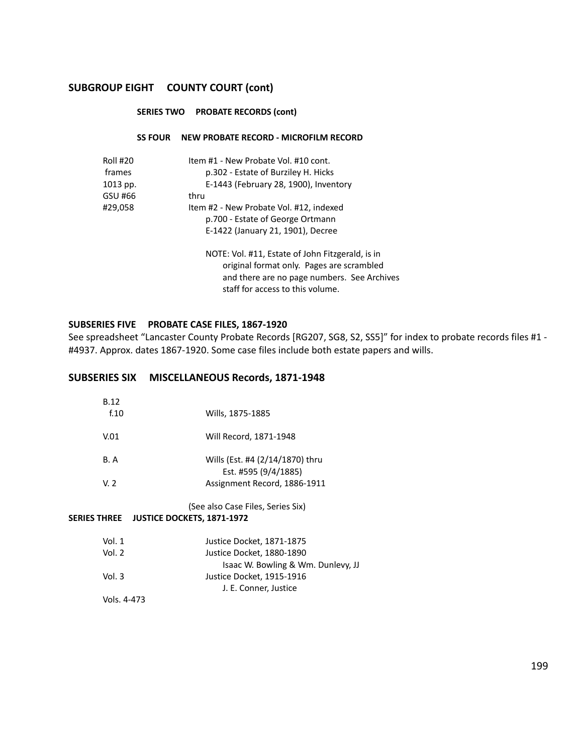## SUBGROUP EIGHT COUNTY COURT (cont)

### SERIES TWO PROBATE RECORDS (cont)

#### SS FOUR NEW PROBATE RECORD - MICROFILM RECORD

| | |
|---|---|
| Roll #20<br>frames<br>1013 pp.<br>GSU #66<br>#29,058 | Item #1 - New Probate Vol. #10 cont.<br>p.302 - Estate of Burziley H. Hicks<br>E-1443 (February 28, 1900), Inventory<br>thru<br>Item #2 - New Probate Vol. #12, indexed<br>p.700 - Estate of George Ortmann<br>E-1422 (January 21, 1901), Decree |
| | NOTE: Vol. #11, Estate of John Fitzgerald, is in original format only. Pages are scrambled and there are no page numbers. See Archives staff for access to this volume. |

### SUBSERIES FIVE PROBATE CASE FILES, 1867-1920

See spreadsheet "Lancaster County Probate Records [RG207, SG8, S2, SS5]" for index to probate records files #1 - #4937. Approx. dates 1867-1920. Some case files include both estate papers and wills.

### SUBSERIES SIX MISCELLANEOUS Records, 1871-1948

| | |
|---|---|
| B.12<br>f.10 | Wills, 1875-1885 |
| V.01 | Will Record, 1871-1948 |
| B. A | Wills (Est. #4 (2/14/1870) thru<br>Est. #595 (9/4/1885) |
| V. 2 | Assignment Record, 1886-1911 |

(See also Case Files, Series Six)

### SERIES THREE JUSTICE DOCKETS, 1871-1972

| | |
|---|---|
| Vol. 1 | Justice Docket, 1871-1875 |
| Vol. 2 | Justice Docket, 1880-1890<br>Isaac W. Bowling & Wm. Dunlevy, JJ |
| Vol. 3 | Justice Docket, 1915-1916<br>J. E. Conner, Justice |
| Vols. 4-473 | |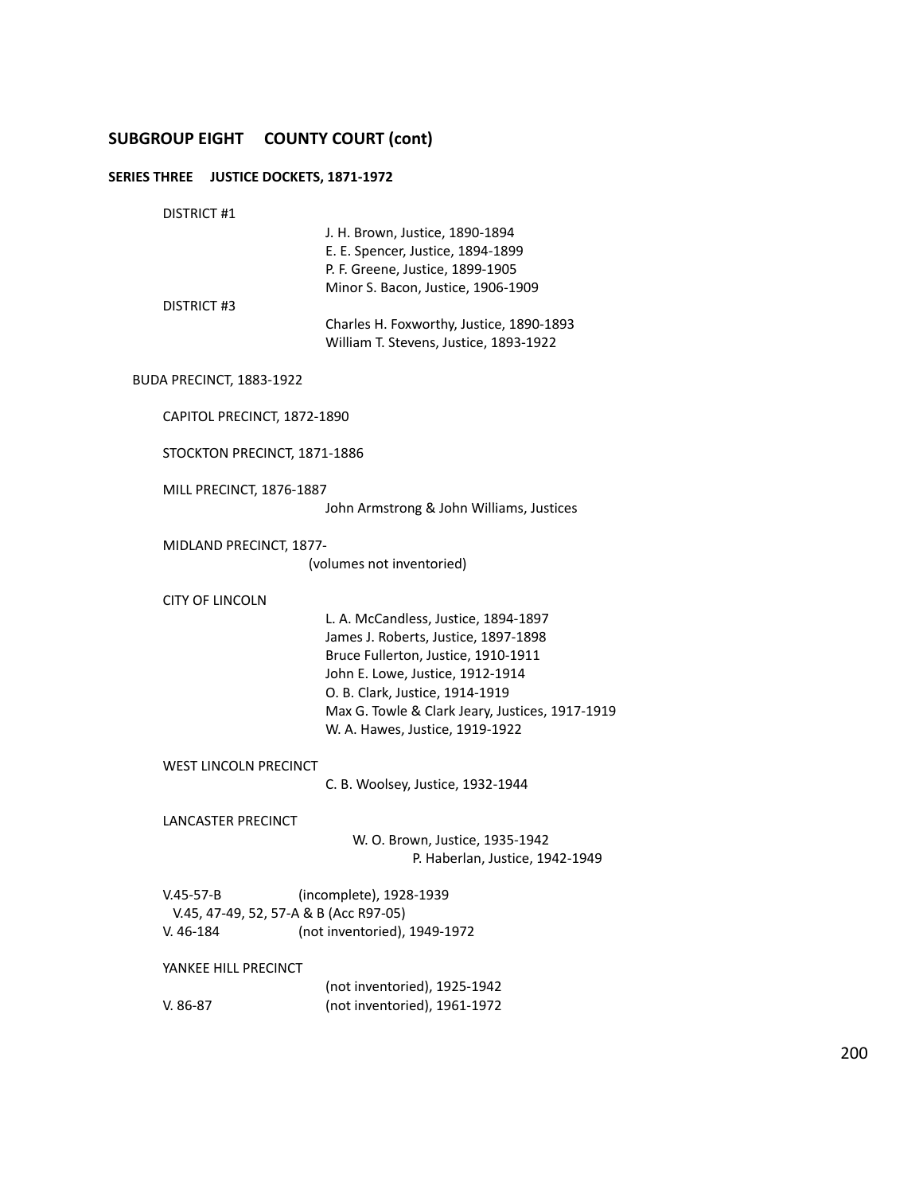## SUBGROUP EIGHT COUNTY COURT (cont)

### SERIES THREE JUSTICE DOCKETS, 1871-1972

DISTRICT #1

J. H. Brown, Justice, 1890-1894
E. E. Spencer, Justice, 1894-1899
P. F. Greene, Justice, 1899-1905
Minor S. Bacon, Justice, 1906-1909

DISTRICT #3

Charles H. Foxworthy, Justice, 1890-1893
William T. Stevens, Justice, 1893-1922

BUDA PRECINCT, 1883-1922

CAPITOL PRECINCT, 1872-1890

STOCKTON PRECINCT, 1871-1886

MILL PRECINCT, 1876-1887

John Armstrong & John Williams, Justices

MIDLAND PRECINCT, 1877-

(volumes not inventoried)

CITY OF LINCOLN

L. A. McCandless, Justice, 1894-1897
James J. Roberts, Justice, 1897-1898
Bruce Fullerton, Justice, 1910-1911
John E. Lowe, Justice, 1912-1914
O. B. Clark, Justice, 1914-1919
Max G. Towle & Clark Jeary, Justices, 1917-1919
W. A. Hawes, Justice, 1919-1922

WEST LINCOLN PRECINCT

C. B. Woolsey, Justice, 1932-1944

LANCASTER PRECINCT

W. O. Brown, Justice, 1935-1942
P. Haberlan, Justice, 1942-1949

V.45-57-B (incomplete), 1928-1939
V.45, 47-49, 52, 57-A & B (Acc R97-05)
V. 46-184 (not inventoried), 1949-1972

YANKEE HILL PRECINCT

(not inventoried), 1925-1942
V. 86-87 (not inventoried), 1961-1972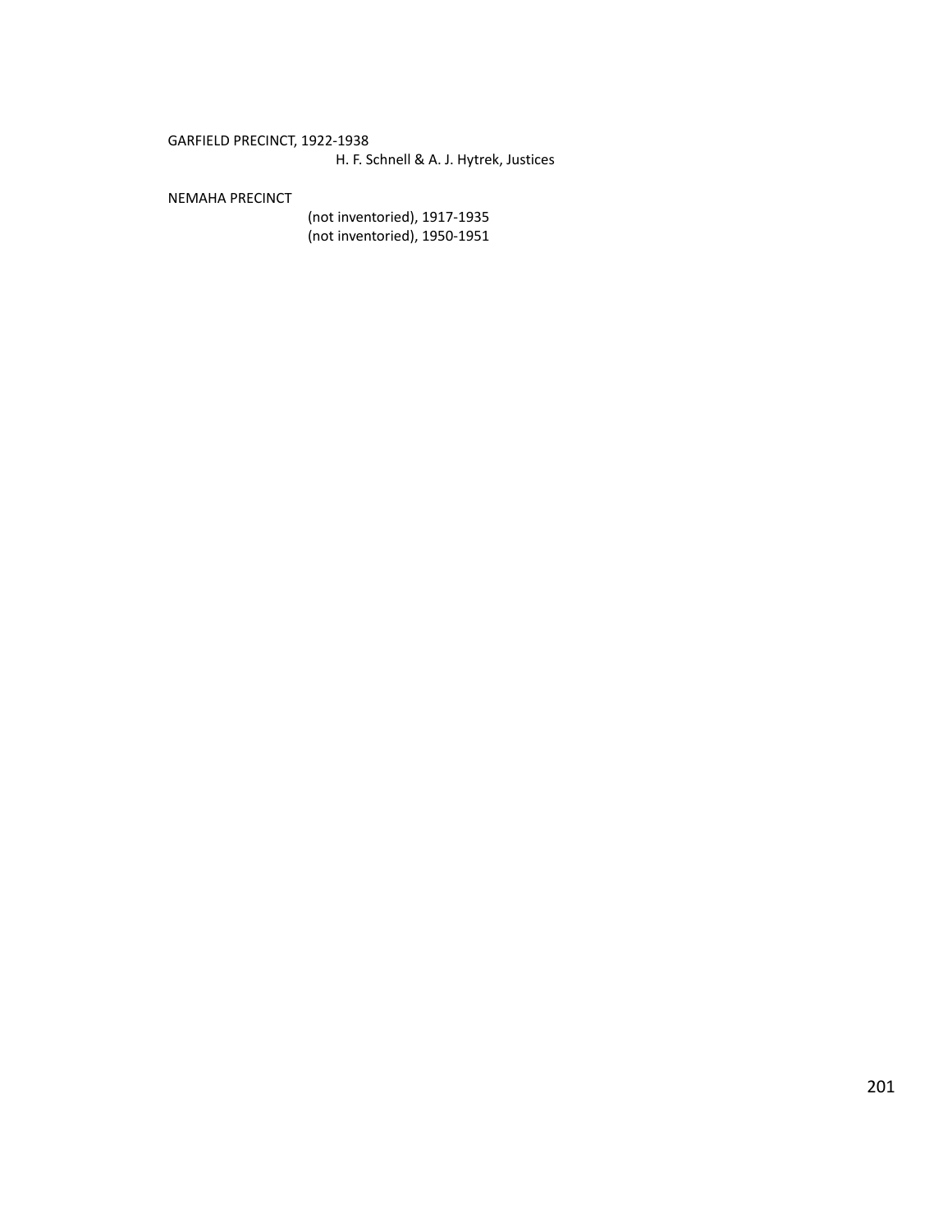GARFIELD PRECINCT, 1922-1938

H. F. Schnell & A. J. Hytrek, Justices

NEMAHA PRECINCT

(not inventoried), 1917-1935
(not inventoried), 1950-1951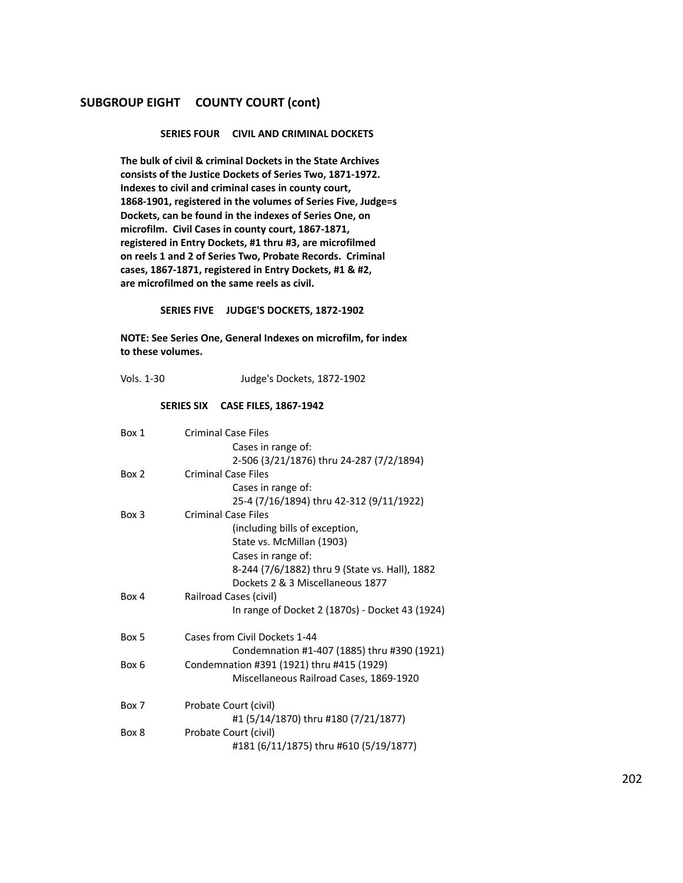## SUBGROUP EIGHT COUNTY COURT (cont)

### SERIES FOUR CIVIL AND CRIMINAL DOCKETS

**The bulk of civil & criminal Dockets in the State Archives consists of the Justice Dockets of Series Two, 1871-1972. Indexes to civil and criminal cases in county court, 1868-1901, registered in the volumes of Series Five, Judge=s Dockets, can be found in the indexes of Series One, on microfilm. Civil Cases in county court, 1867-1871, registered in Entry Dockets, #1 thru #3, are microfilmed on reels 1 and 2 of Series Two, Probate Records. Criminal cases, 1867-1871, registered in Entry Dockets, #1 & #2, are microfilmed on the same reels as civil.**

### SERIES FIVE JUDGE'S DOCKETS, 1872-1902

**NOTE: See Series One, General Indexes on microfilm, for index to these volumes.**

| | |
|---|---|
| Vols. 1-30 | Judge's Dockets, 1872-1902 |

### SERIES SIX CASE FILES, 1867-1942

| | |
|---|---|
| Box 1 | Criminal Case Files<br>Cases in range of:<br>2-506 (3/21/1876) thru 24-287 (7/2/1894) |
| Box 2 | Criminal Case Files<br>Cases in range of:<br>25-4 (7/16/1894) thru 42-312 (9/11/1922) |
| Box 3 | Criminal Case Files<br>(including bills of exception,<br>State vs. McMillan (1903)<br>Cases in range of:<br>8-244 (7/6/1882) thru 9 (State vs. Hall), 1882<br>Dockets 2 & 3 Miscellaneous 1877 |
| Box 4 | Railroad Cases (civil)<br>In range of Docket 2 (1870s) - Docket 43 (1924) |
| Box 5 | Cases from Civil Dockets 1-44<br>Condemnation #1-407 (1885) thru #390 (1921) |
| Box 6 | Condemnation #391 (1921) thru #415 (1929)<br>Miscellaneous Railroad Cases, 1869-1920 |
| Box 7 | Probate Court (civil)<br>#1 (5/14/1870) thru #180 (7/21/1877) |
| Box 8 | Probate Court (civil)<br>#181 (6/11/1875) thru #610 (5/19/1877) |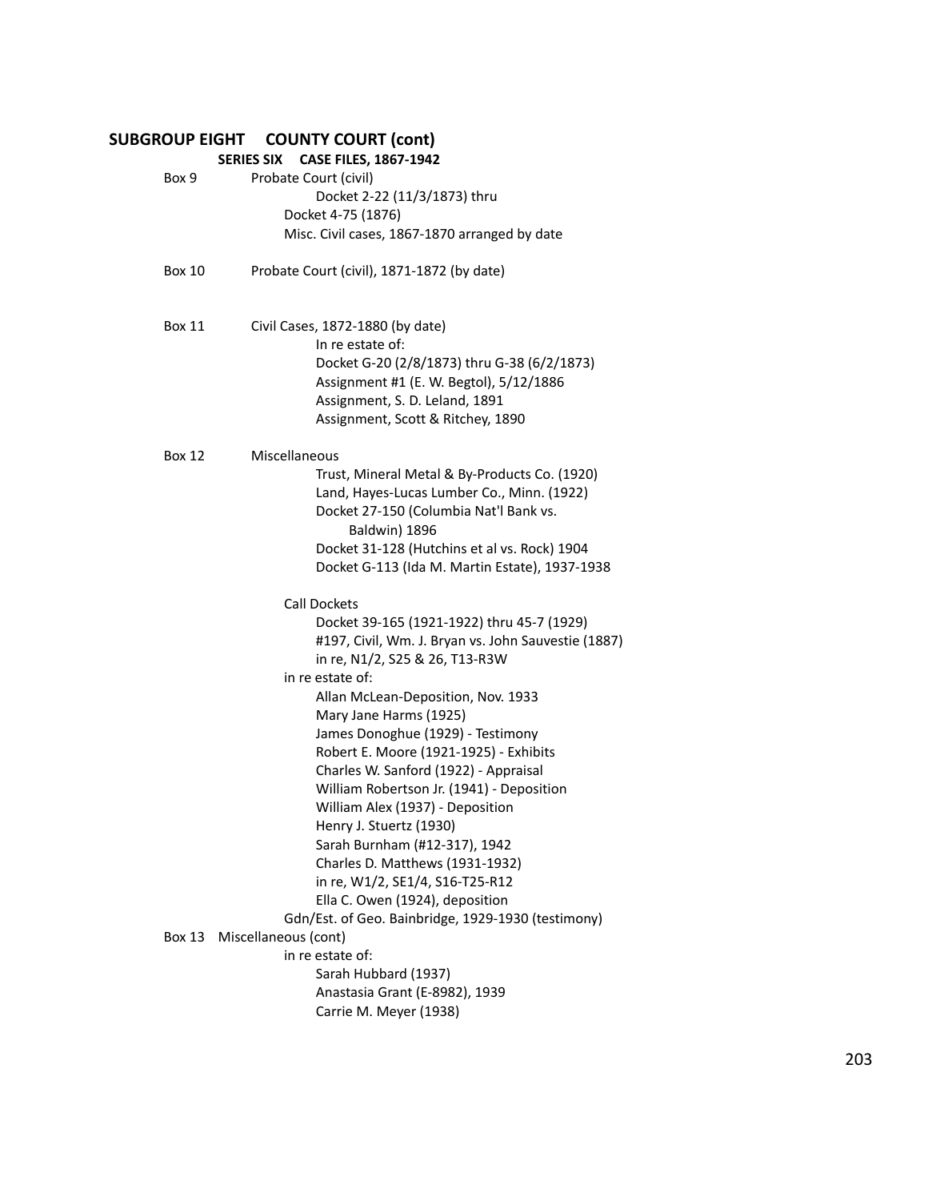## SUBGROUP EIGHT COUNTY COURT (cont)

### SERIES SIX CASE FILES, 1867-1942

Box 9 Probate Court (civil)
- Docket 2-22 (11/3/1873) thru
- Docket 4-75 (1876)
- Misc. Civil cases, 1867-1870 arranged by date

Box 10 Probate Court (civil), 1871-1872 (by date)

Box 11 Civil Cases, 1872-1880 (by date)
- In re estate of:
  - Docket G-20 (2/8/1873) thru G-38 (6/2/1873)
  - Assignment #1 (E. W. Begtol), 5/12/1886
  - Assignment, S. D. Leland, 1891
  - Assignment, Scott & Ritchey, 1890

Box 12 Miscellaneous
- Trust, Mineral Metal & By-Products Co. (1920)
- Land, Hayes-Lucas Lumber Co., Minn. (1922)
- Docket 27-150 (Columbia Nat'l Bank vs. Baldwin) 1896
- Docket 31-128 (Hutchins et al vs. Rock) 1904
- Docket G-113 (Ida M. Martin Estate), 1937-1938

Call Dockets
- Docket 39-165 (1921-1922) thru 45-7 (1929)
- #197, Civil, Wm. J. Bryan vs. John Sauvestie (1887)
- in re, N1/2, S25 & 26, T13-R3W

in re estate of:
- Allan McLean-Deposition, Nov. 1933
- Mary Jane Harms (1925)
- James Donoghue (1929) - Testimony
- Robert E. Moore (1921-1925) - Exhibits
- Charles W. Sanford (1922) - Appraisal
- William Robertson Jr. (1941) - Deposition
- William Alex (1937) - Deposition
- Henry J. Stuertz (1930)
- Sarah Burnham (#12-317), 1942
- Charles D. Matthews (1931-1932)
- in re, W1/2, SE1/4, S16-T25-R12
- Ella C. Owen (1924), deposition

Gdn/Est. of Geo. Bainbridge, 1929-1930 (testimony)

Box 13 Miscellaneous (cont)
- in re estate of:
  - Sarah Hubbard (1937)
  - Anastasia Grant (E-8982), 1939
  - Carrie M. Meyer (1938)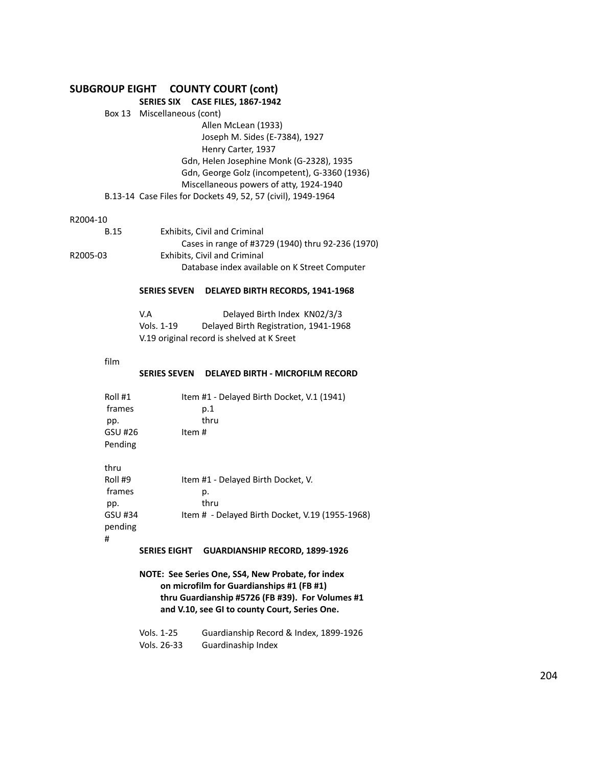## SUBGROUP EIGHT COUNTY COURT (cont)

**SERIES SIX CASE FILES, 1867-1942**

Box 13 Miscellaneous (cont)

Allen McLean (1933)
Joseph M. Sides (E-7384), 1927
Henry Carter, 1937
Gdn, Helen Josephine Monk (G-2328), 1935
Gdn, George Golz (incompetent), G-3360 (1936)
Miscellaneous powers of atty, 1924-1940

B.13-14 Case Files for Dockets 49, 52, 57 (civil), 1949-1964

R2004-10

B.15 Exhibits, Civil and Criminal
Cases in range of #3729 (1940) thru 92-236 (1970)

R2005-03 Exhibits, Civil and Criminal
Database index available on K Street Computer

**SERIES SEVEN DELAYED BIRTH RECORDS, 1941-1968**

V.A Delayed Birth Index KN02/3/3
Vols. 1-19 Delayed Birth Registration, 1941-1968
V.19 original record is shelved at K Sreet

film

**SERIES SEVEN DELAYED BIRTH - MICROFILM RECORD**

Roll #1 Item #1 - Delayed Birth Docket, V.1 (1941)
frames p.1
pp. thru
GSU #26 Item #
Pending

thru
Roll #9 Item #1 - Delayed Birth Docket, V.
frames p.
pp. thru
GSU #34 Item # - Delayed Birth Docket, V.19 (1955-1968)
pending
#

**SERIES EIGHT GUARDIANSHIP RECORD, 1899-1926**

**NOTE: See Series One, SS4, New Probate, for index on microfilm for Guardianships #1 (FB #1) thru Guardianship #5726 (FB #39). For Volumes #1 and V.10, see GI to county Court, Series One.**

Vols. 1-25 Guardianship Record & Index, 1899-1926
Vols. 26-33 Guardinaship Index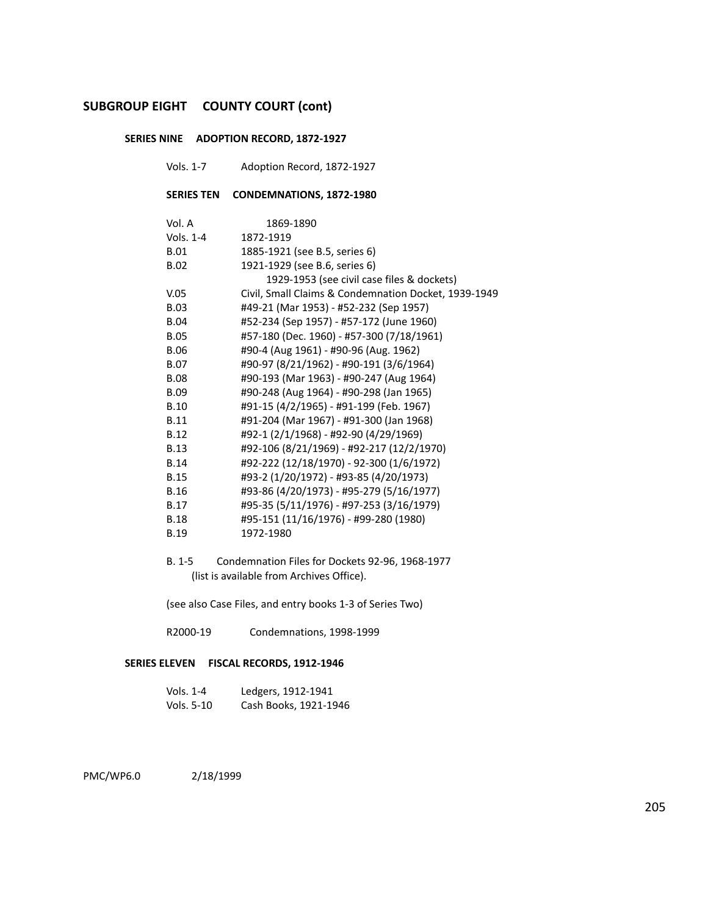## SUBGROUP EIGHT COUNTY COURT (cont)

### SERIES NINE ADOPTION RECORD, 1872-1927

Vols. 1-7 Adoption Record, 1872-1927

### SERIES TEN CONDEMNATIONS, 1872-1980

| | |
|---|---|
| Vol. A | 1869-1890 |
| Vols. 1-4 | 1872-1919 |
| B.01 | 1885-1921 (see B.5, series 6) |
| B.02 | 1921-1929 (see B.6, series 6) |
| | 1929-1953 (see civil case files & dockets) |
| V.05 | Civil, Small Claims & Condemnation Docket, 1939-1949 |
| B.03 | #49-21 (Mar 1953) - #52-232 (Sep 1957) |
| B.04 | #52-234 (Sep 1957) - #57-172 (June 1960) |
| B.05 | #57-180 (Dec. 1960) - #57-300 (7/18/1961) |
| B.06 | #90-4 (Aug 1961) - #90-96 (Aug. 1962) |
| B.07 | #90-97 (8/21/1962) - #90-191 (3/6/1964) |
| B.08 | #90-193 (Mar 1963) - #90-247 (Aug 1964) |
| B.09 | #90-248 (Aug 1964) - #90-298 (Jan 1965) |
| B.10 | #91-15 (4/2/1965) - #91-199 (Feb. 1967) |
| B.11 | #91-204 (Mar 1967) - #91-300 (Jan 1968) |
| B.12 | #92-1 (2/1/1968) - #92-90 (4/29/1969) |
| B.13 | #92-106 (8/21/1969) - #92-217 (12/2/1970) |
| B.14 | #92-222 (12/18/1970) - 92-300 (1/6/1972) |
| B.15 | #93-2 (1/20/1972) - #93-85 (4/20/1973) |
| B.16 | #93-86 (4/20/1973) - #95-279 (5/16/1977) |
| B.17 | #95-35 (5/11/1976) - #97-253 (3/16/1979) |
| B.18 | #95-151 (11/16/1976) - #99-280 (1980) |
| B.19 | 1972-1980 |

B. 1-5 Condemnation Files for Dockets 92-96, 1968-1977 (list is available from Archives Office).

(see also Case Files, and entry books 1-3 of Series Two)

R2000-19 Condemnations, 1998-1999

### SERIES ELEVEN FISCAL RECORDS, 1912-1946

| | |
|---|---|
| Vols. 1-4 | Ledgers, 1912-1941 |
| Vols. 5-10 | Cash Books, 1921-1946 |

PMC/WP6.0 2/18/1999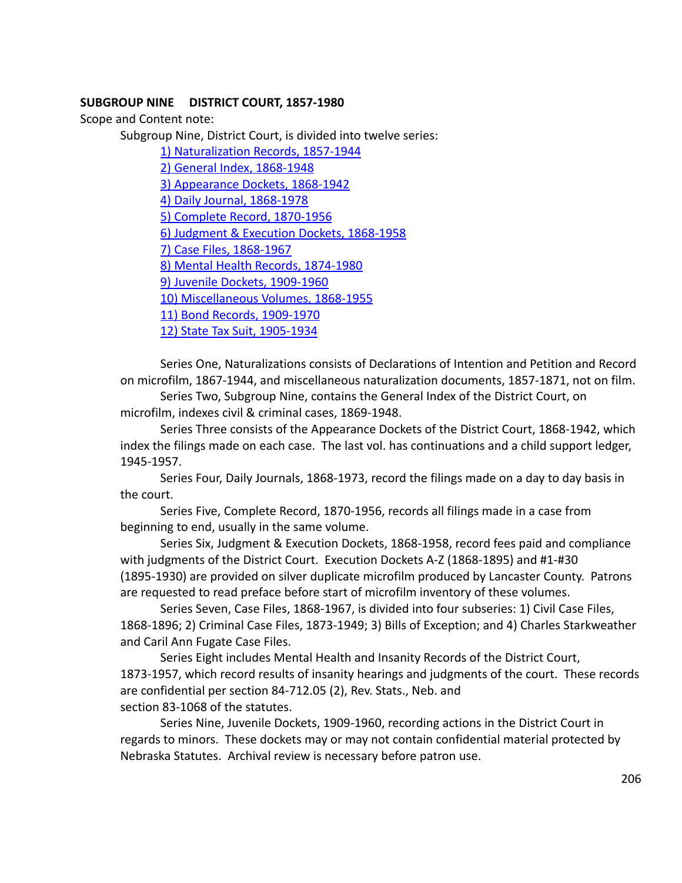**SUBGROUP NINE DISTRICT COURT, 1857-1980**

Scope and Content note:

Subgroup Nine, District Court, is divided into twelve series:

1) Naturalization Records, 1857-1944
2) General Index, 1868-1948
3) Appearance Dockets, 1868-1942
4) Daily Journal, 1868-1978
5) Complete Record, 1870-1956
6) Judgment & Execution Dockets, 1868-1958
7) Case Files, 1868-1967
8) Mental Health Records, 1874-1980
9) Juvenile Dockets, 1909-1960
10) Miscellaneous Volumes, 1868-1955
11) Bond Records, 1909-1970
12) State Tax Suit, 1905-1934

Series One, Naturalizations consists of Declarations of Intention and Petition and Record on microfilm, 1867-1944, and miscellaneous naturalization documents, 1857-1871, not on film.

Series Two, Subgroup Nine, contains the General Index of the District Court, on microfilm, indexes civil & criminal cases, 1869-1948.

Series Three consists of the Appearance Dockets of the District Court, 1868-1942, which index the filings made on each case. The last vol. has continuations and a child support ledger, 1945-1957.

Series Four, Daily Journals, 1868-1973, record the filings made on a day to day basis in the court.

Series Five, Complete Record, 1870-1956, records all filings made in a case from beginning to end, usually in the same volume.

Series Six, Judgment & Execution Dockets, 1868-1958, record fees paid and compliance with judgments of the District Court. Execution Dockets A-Z (1868-1895) and #1-#30 (1895-1930) are provided on silver duplicate microfilm produced by Lancaster County. Patrons are requested to read preface before start of microfilm inventory of these volumes.

Series Seven, Case Files, 1868-1967, is divided into four subseries: 1) Civil Case Files, 1868-1896; 2) Criminal Case Files, 1873-1949; 3) Bills of Exception; and 4) Charles Starkweather and Caril Ann Fugate Case Files.

Series Eight includes Mental Health and Insanity Records of the District Court, 1873-1957, which record results of insanity hearings and judgments of the court. These records are confidential per section 84-712.05 (2), Rev. Stats., Neb. and section 83-1068 of the statutes.

Series Nine, Juvenile Dockets, 1909-1960, recording actions in the District Court in regards to minors. These dockets may or may not contain confidential material protected by Nebraska Statutes. Archival review is necessary before patron use.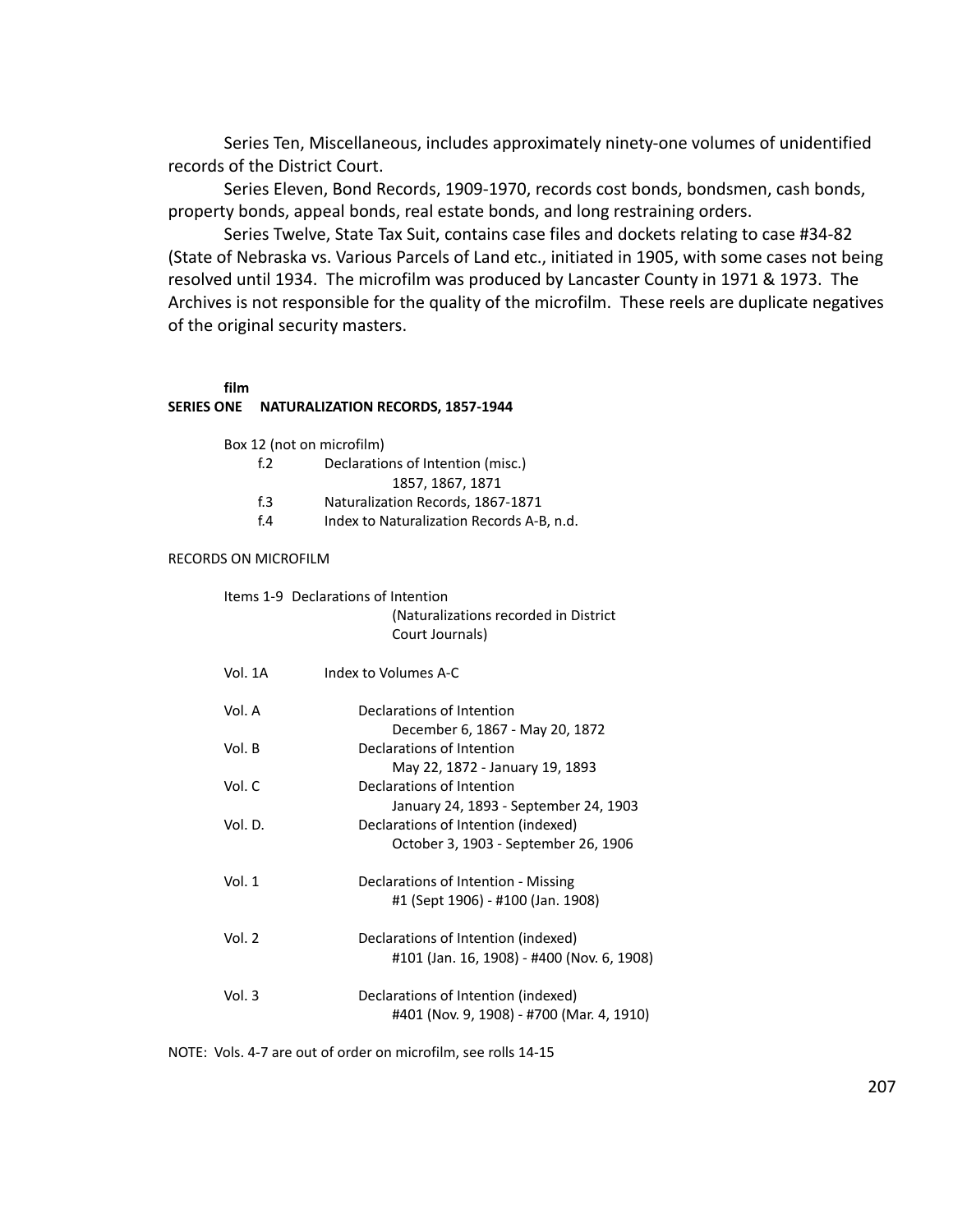Series Ten, Miscellaneous, includes approximately ninety-one volumes of unidentified records of the District Court.

Series Eleven, Bond Records, 1909-1970, records cost bonds, bondsmen, cash bonds, property bonds, appeal bonds, real estate bonds, and long restraining orders.

Series Twelve, State Tax Suit, contains case files and dockets relating to case #34-82 (State of Nebraska vs. Various Parcels of Land etc., initiated in 1905, with some cases not being resolved until 1934. The microfilm was produced by Lancaster County in 1971 & 1973. The Archives is not responsible for the quality of the microfilm. These reels are duplicate negatives of the original security masters.

**film**

**SERIES ONE NATURALIZATION RECORDS, 1857-1944**

Box 12 (not on microfilm)

| | |
|---|---|
| f.2 | Declarations of Intention (misc.) 1857, 1867, 1871 |
| f.3 | Naturalization Records, 1867-1871 |
| f.4 | Index to Naturalization Records A-B, n.d. |

RECORDS ON MICROFILM

Items 1-9 Declarations of Intention (Naturalizations recorded in District Court Journals)

| | |
|---|---|
| Vol. 1A | Index to Volumes A-C |
| Vol. A | Declarations of Intention<br>December 6, 1867 - May 20, 1872 |
| Vol. B | Declarations of Intention<br>May 22, 1872 - January 19, 1893 |
| Vol. C | Declarations of Intention<br>January 24, 1893 - September 24, 1903 |
| Vol. D. | Declarations of Intention (indexed)<br>October 3, 1903 - September 26, 1906 |
| Vol. 1 | Declarations of Intention - Missing<br>#1 (Sept 1906) - #100 (Jan. 1908) |
| Vol. 2 | Declarations of Intention (indexed)<br>#101 (Jan. 16, 1908) - #400 (Nov. 6, 1908) |
| Vol. 3 | Declarations of Intention (indexed)<br>#401 (Nov. 9, 1908) - #700 (Mar. 4, 1910) |

NOTE: Vols. 4-7 are out of order on microfilm, see rolls 14-15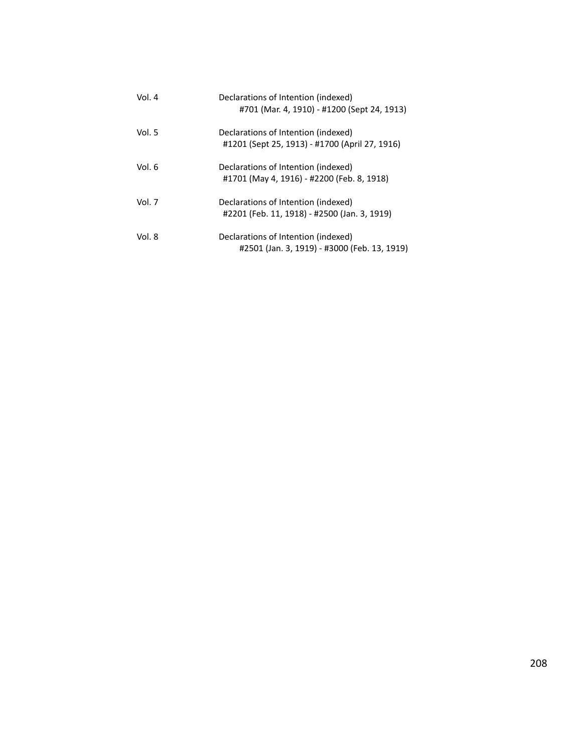Vol. 4 Declarations of Intention (indexed)
#701 (Mar. 4, 1910) - #1200 (Sept 24, 1913)

Vol. 5 Declarations of Intention (indexed)
#1201 (Sept 25, 1913) - #1700 (April 27, 1916)

Vol. 6 Declarations of Intention (indexed)
#1701 (May 4, 1916) - #2200 (Feb. 8, 1918)

Vol. 7 Declarations of Intention (indexed)
#2201 (Feb. 11, 1918) - #2500 (Jan. 3, 1919)

Vol. 8 Declarations of Intention (indexed)
#2501 (Jan. 3, 1919) - #3000 (Feb. 13, 1919)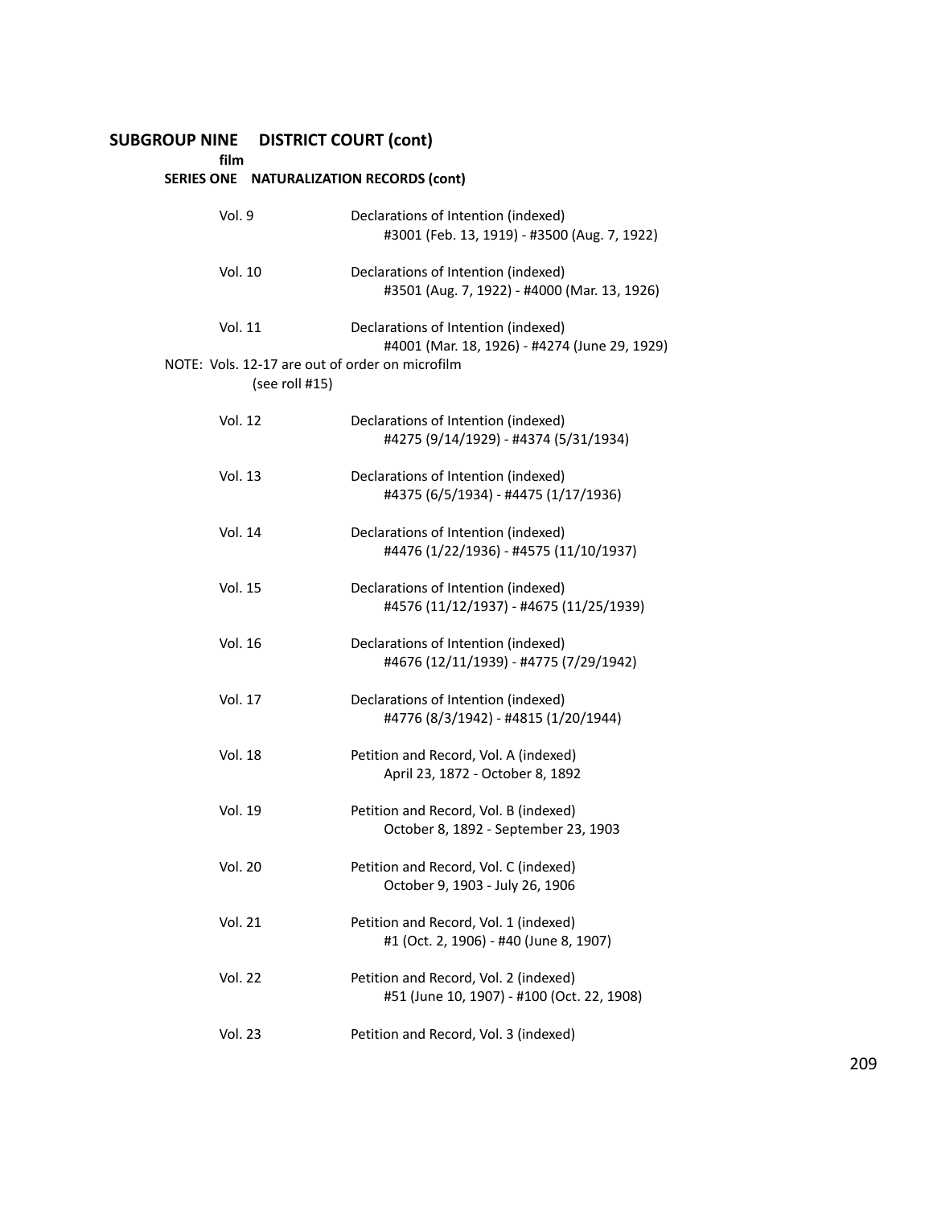## SUBGROUP NINE DISTRICT COURT (cont)

**film**

### SERIES ONE NATURALIZATION RECORDS (cont)

Vol. 9 — Declarations of Intention (indexed)
#3001 (Feb. 13, 1919) - #3500 (Aug. 7, 1922)

Vol. 10 — Declarations of Intention (indexed)
#3501 (Aug. 7, 1922) - #4000 (Mar. 13, 1926)

Vol. 11 — Declarations of Intention (indexed)
#4001 (Mar. 18, 1926) - #4274 (June 29, 1929)

NOTE: Vols. 12-17 are out of order on microfilm
(see roll #15)

Vol. 12 — Declarations of Intention (indexed)
#4275 (9/14/1929) - #4374 (5/31/1934)

Vol. 13 — Declarations of Intention (indexed)
#4375 (6/5/1934) - #4475 (1/17/1936)

Vol. 14 — Declarations of Intention (indexed)
#4476 (1/22/1936) - #4575 (11/10/1937)

Vol. 15 — Declarations of Intention (indexed)
#4576 (11/12/1937) - #4675 (11/25/1939)

Vol. 16 — Declarations of Intention (indexed)
#4676 (12/11/1939) - #4775 (7/29/1942)

Vol. 17 — Declarations of Intention (indexed)
#4776 (8/3/1942) - #4815 (1/20/1944)

Vol. 18 — Petition and Record, Vol. A (indexed)
April 23, 1872 - October 8, 1892

Vol. 19 — Petition and Record, Vol. B (indexed)
October 8, 1892 - September 23, 1903

Vol. 20 — Petition and Record, Vol. C (indexed)
October 9, 1903 - July 26, 1906

Vol. 21 — Petition and Record, Vol. 1 (indexed)
#1 (Oct. 2, 1906) - #40 (June 8, 1907)

Vol. 22 — Petition and Record, Vol. 2 (indexed)
#51 (June 10, 1907) - #100 (Oct. 22, 1908)

Vol. 23 — Petition and Record, Vol. 3 (indexed)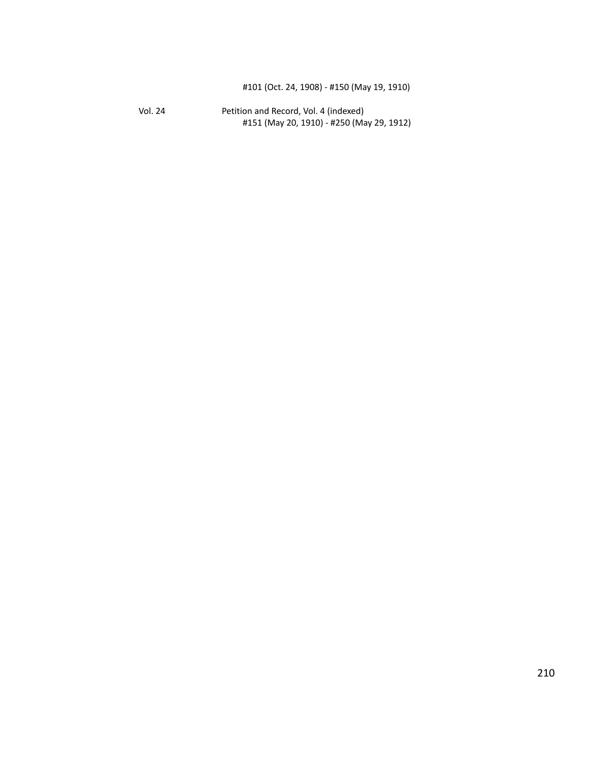#101 (Oct. 24, 1908) - #150 (May 19, 1910)

Vol. 24 Petition and Record, Vol. 4 (indexed)
#151 (May 20, 1910) - #250 (May 29, 1912)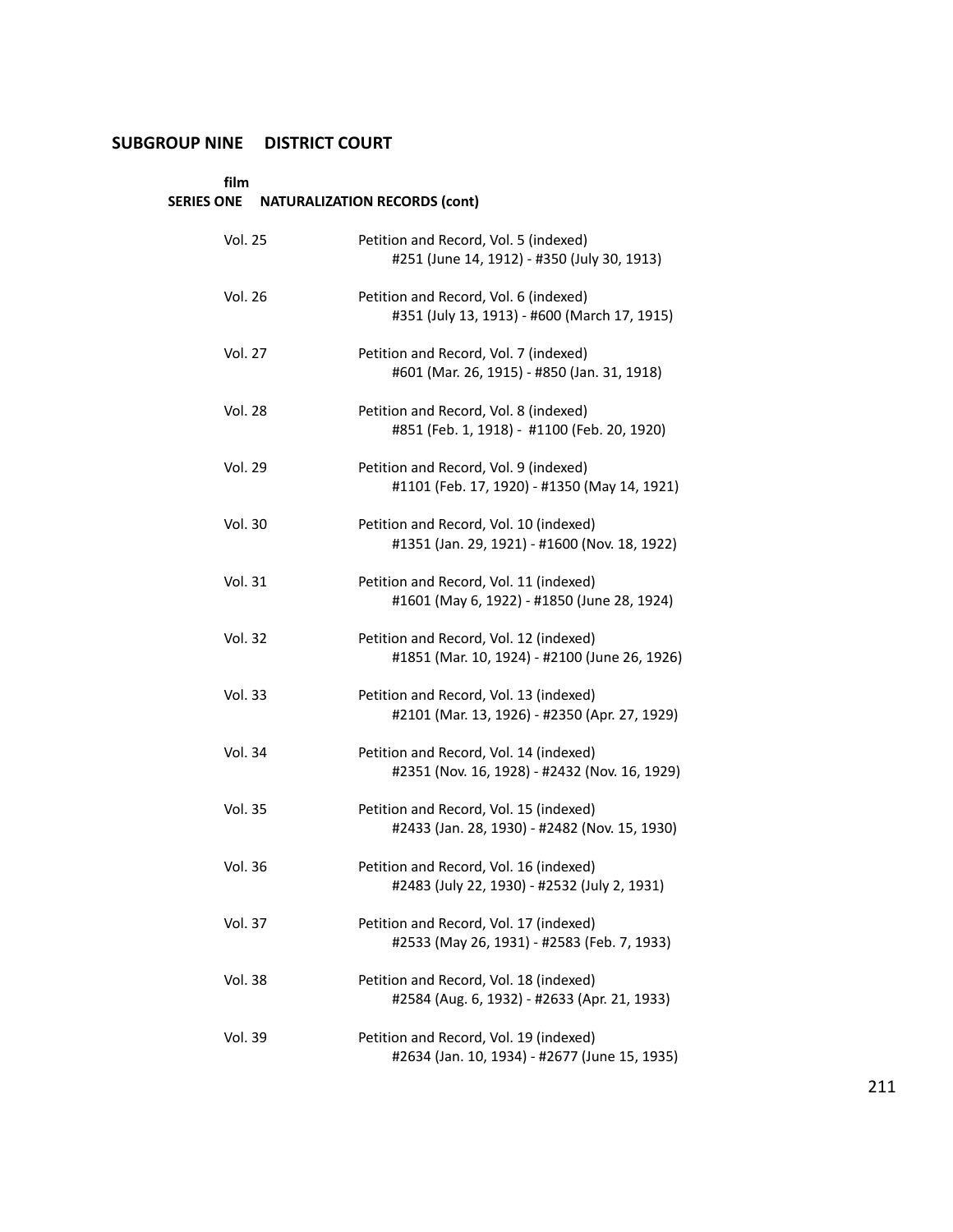## SUBGROUP NINE DISTRICT COURT

### SERIES ONE NATURALIZATION RECORDS (cont)

| film | |
|---|---|
| Vol. 25 | Petition and Record, Vol. 5 (indexed)<br>#251 (June 14, 1912) - #350 (July 30, 1913) |
| Vol. 26 | Petition and Record, Vol. 6 (indexed)<br>#351 (July 13, 1913) - #600 (March 17, 1915) |
| Vol. 27 | Petition and Record, Vol. 7 (indexed)<br>#601 (Mar. 26, 1915) - #850 (Jan. 31, 1918) |
| Vol. 28 | Petition and Record, Vol. 8 (indexed)<br>#851 (Feb. 1, 1918) - #1100 (Feb. 20, 1920) |
| Vol. 29 | Petition and Record, Vol. 9 (indexed)<br>#1101 (Feb. 17, 1920) - #1350 (May 14, 1921) |
| Vol. 30 | Petition and Record, Vol. 10 (indexed)<br>#1351 (Jan. 29, 1921) - #1600 (Nov. 18, 1922) |
| Vol. 31 | Petition and Record, Vol. 11 (indexed)<br>#1601 (May 6, 1922) - #1850 (June 28, 1924) |
| Vol. 32 | Petition and Record, Vol. 12 (indexed)<br>#1851 (Mar. 10, 1924) - #2100 (June 26, 1926) |
| Vol. 33 | Petition and Record, Vol. 13 (indexed)<br>#2101 (Mar. 13, 1926) - #2350 (Apr. 27, 1929) |
| Vol. 34 | Petition and Record, Vol. 14 (indexed)<br>#2351 (Nov. 16, 1928) - #2432 (Nov. 16, 1929) |
| Vol. 35 | Petition and Record, Vol. 15 (indexed)<br>#2433 (Jan. 28, 1930) - #2482 (Nov. 15, 1930) |
| Vol. 36 | Petition and Record, Vol. 16 (indexed)<br>#2483 (July 22, 1930) - #2532 (July 2, 1931) |
| Vol. 37 | Petition and Record, Vol. 17 (indexed)<br>#2533 (May 26, 1931) - #2583 (Feb. 7, 1933) |
| Vol. 38 | Petition and Record, Vol. 18 (indexed)<br>#2584 (Aug. 6, 1932) - #2633 (Apr. 21, 1933) |
| Vol. 39 | Petition and Record, Vol. 19 (indexed)<br>#2634 (Jan. 10, 1934) - #2677 (June 15, 1935) |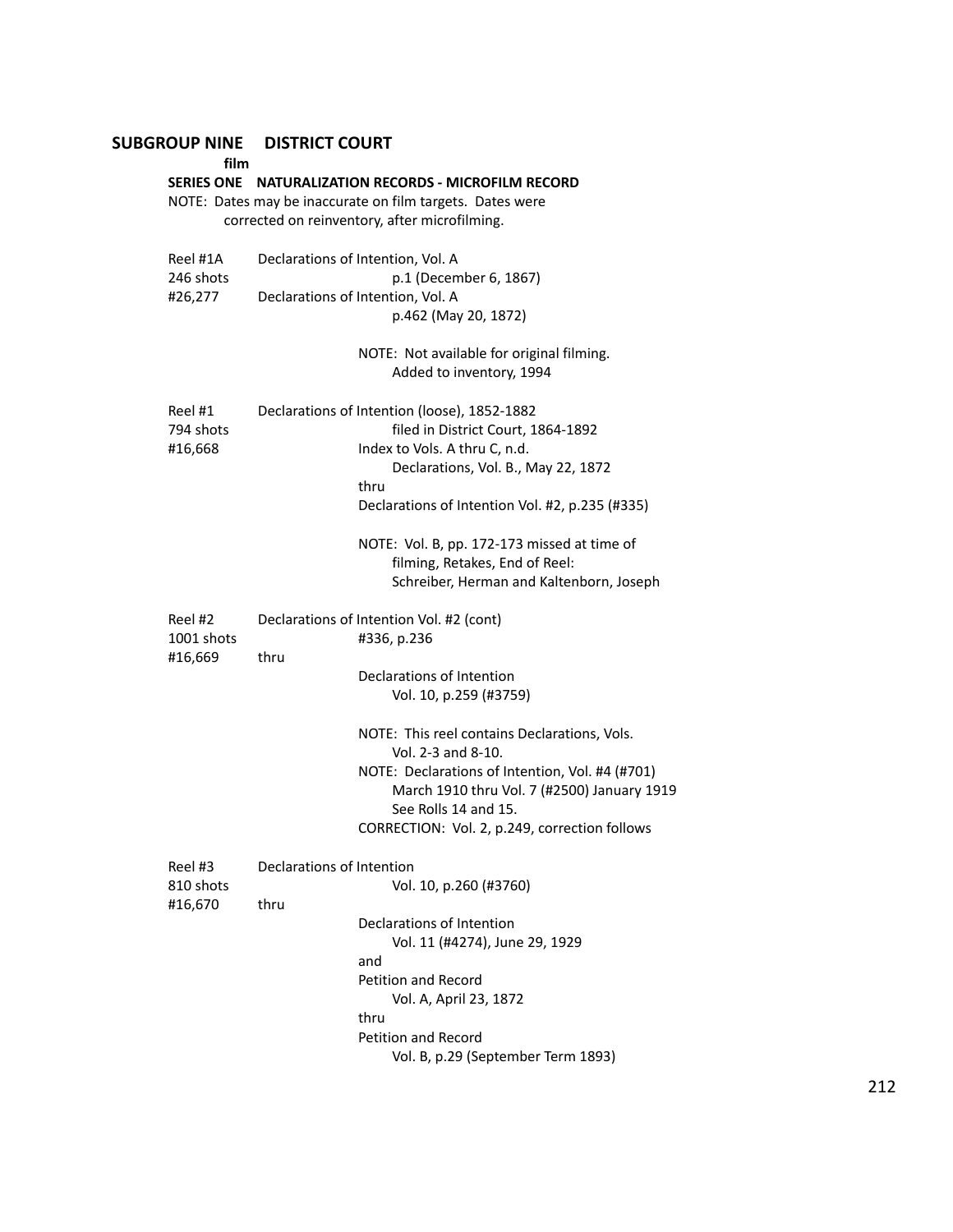## SUBGROUP NINE DISTRICT COURT

**film**

**SERIES ONE NATURALIZATION RECORDS - MICROFILM RECORD**

NOTE: Dates may be inaccurate on film targets. Dates were corrected on reinventory, after microfilming.

Reel #1A
246 shots
#26,277

Declarations of Intention, Vol. A
p.1 (December 6, 1867)
Declarations of Intention, Vol. A
p.462 (May 20, 1872)

NOTE: Not available for original filming. Added to inventory, 1994

Reel #1
794 shots
#16,668

Declarations of Intention (loose), 1852-1882
filed in District Court, 1864-1892
Index to Vols. A thru C, n.d.
Declarations, Vol. B., May 22, 1872
thru
Declarations of Intention Vol. #2, p.235 (#335)

NOTE: Vol. B, pp. 172-173 missed at time of filming, Retakes, End of Reel: Schreiber, Herman and Kaltenborn, Joseph

Reel #2
1001 shots
#16,669

Declarations of Intention Vol. #2 (cont)
#336, p.236
thru
Declarations of Intention
Vol. 10, p.259 (#3759)

NOTE: This reel contains Declarations, Vols. Vol. 2-3 and 8-10.
NOTE: Declarations of Intention, Vol. #4 (#701) March 1910 thru Vol. 7 (#2500) January 1919 See Rolls 14 and 15.
CORRECTION: Vol. 2, p.249, correction follows

Reel #3
810 shots
#16,670

Declarations of Intention
Vol. 10, p.260 (#3760)
thru
Declarations of Intention
Vol. 11 (#4274), June 29, 1929
and
Petition and Record
Vol. A, April 23, 1872
thru
Petition and Record
Vol. B, p.29 (September Term 1893)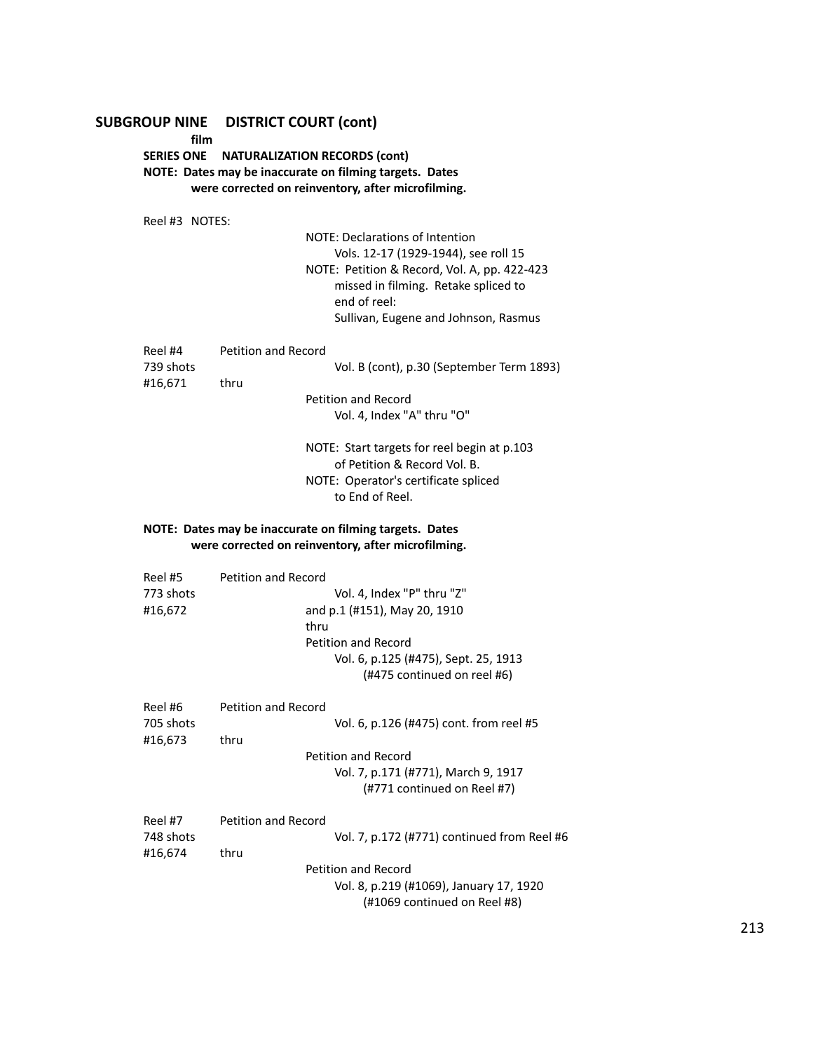## SUBGROUP NINE DISTRICT COURT (cont)

**film**

**SERIES ONE NATURALIZATION RECORDS (cont)**

**NOTE: Dates may be inaccurate on filming targets. Dates were corrected on reinventory, after microfilming.**

Reel #3 NOTES:

NOTE: Declarations of Intention
Vols. 12-17 (1929-1944), see roll 15

NOTE: Petition & Record, Vol. A, pp. 422-423
missed in filming. Retake spliced to
end of reel:
Sullivan, Eugene and Johnson, Rasmus

Reel #4
739 shots
#16,671

Petition and Record
Vol. B (cont), p.30 (September Term 1893)
thru
Petition and Record
Vol. 4, Index "A" thru "O"

NOTE: Start targets for reel begin at p.103
of Petition & Record Vol. B.

NOTE: Operator's certificate spliced
to End of Reel.

**NOTE: Dates may be inaccurate on filming targets. Dates were corrected on reinventory, after microfilming.**

Reel #5
773 shots
#16,672

Petition and Record
Vol. 4, Index "P" thru "Z"
and p.1 (#151), May 20, 1910
thru
Petition and Record
Vol. 6, p.125 (#475), Sept. 25, 1913
(#475 continued on reel #6)

Reel #6
705 shots
#16,673

Petition and Record
Vol. 6, p.126 (#475) cont. from reel #5
thru
Petition and Record
Vol. 7, p.171 (#771), March 9, 1917
(#771 continued on Reel #7)

Reel #7
748 shots
#16,674

Petition and Record
Vol. 7, p.172 (#771) continued from Reel #6
thru
Petition and Record
Vol. 8, p.219 (#1069), January 17, 1920
(#1069 continued on Reel #8)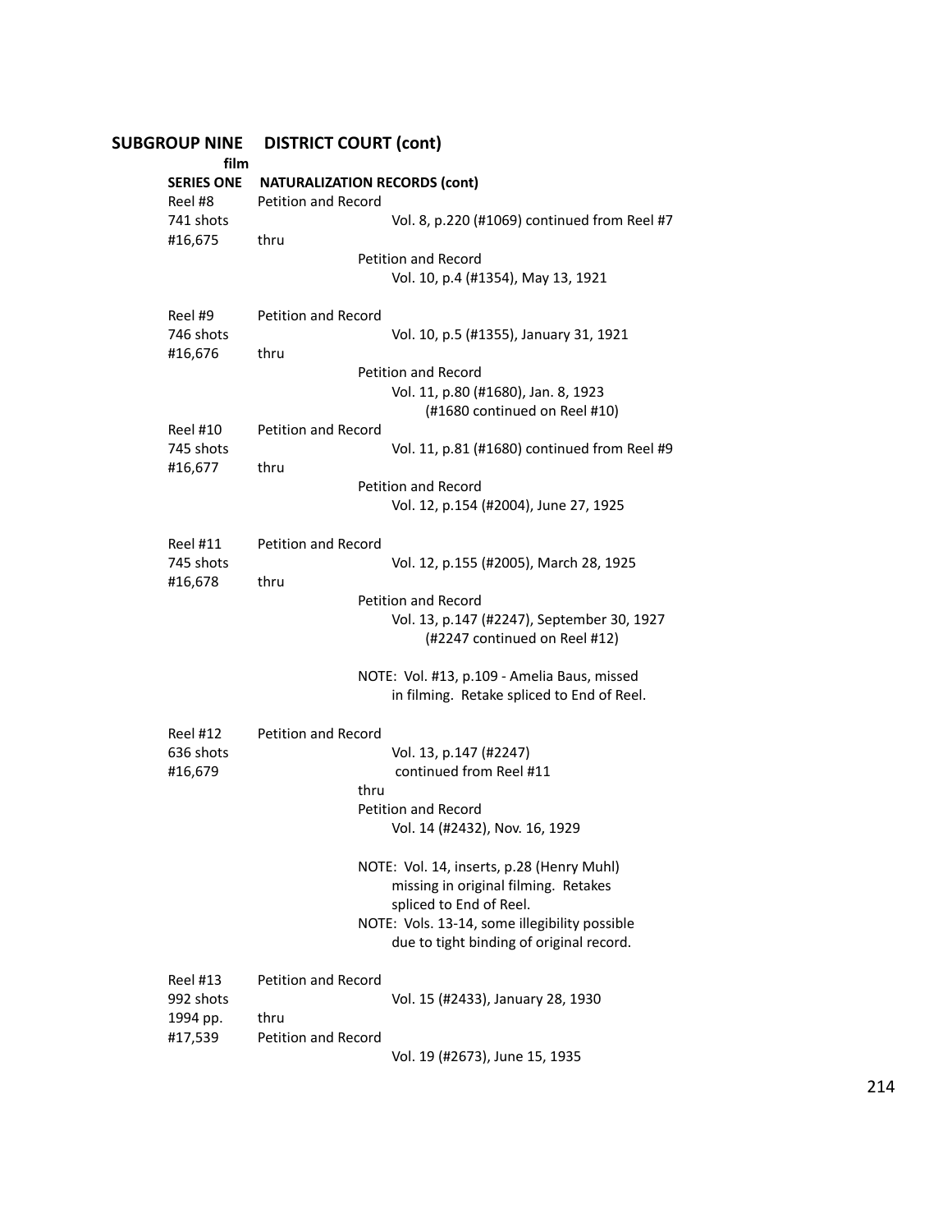## SUBGROUP NINE DISTRICT COURT (cont)

**film**

**SERIES ONE NATURALIZATION RECORDS (cont)**

Reel #8
741 shots
#16,675

Petition and Record
Vol. 8, p.220 (#1069) continued from Reel #7
thru
Petition and Record
Vol. 10, p.4 (#1354), May 13, 1921

Reel #9
746 shots
#16,676

Petition and Record
Vol. 10, p.5 (#1355), January 31, 1921
thru
Petition and Record
Vol. 11, p.80 (#1680), Jan. 8, 1923
(#1680 continued on Reel #10)

Reel #10
745 shots
#16,677

Petition and Record
Vol. 11, p.81 (#1680) continued from Reel #9
thru
Petition and Record
Vol. 12, p.154 (#2004), June 27, 1925

Reel #11
745 shots
#16,678

Petition and Record
Vol. 12, p.155 (#2005), March 28, 1925
thru
Petition and Record
Vol. 13, p.147 (#2247), September 30, 1927
(#2247 continued on Reel #12)

NOTE: Vol. #13, p.109 - Amelia Baus, missed in filming. Retake spliced to End of Reel.

Reel #12
636 shots
#16,679

Petition and Record
Vol. 13, p.147 (#2247)
continued from Reel #11
thru
Petition and Record
Vol. 14 (#2432), Nov. 16, 1929

NOTE: Vol. 14, inserts, p.28 (Henry Muhl) missing in original filming. Retakes spliced to End of Reel.

NOTE: Vols. 13-14, some illegibility possible due to tight binding of original record.

Reel #13
992 shots
1994 pp.
#17,539

Petition and Record
Vol. 15 (#2433), January 28, 1930
thru
Petition and Record
Vol. 19 (#2673), June 15, 1935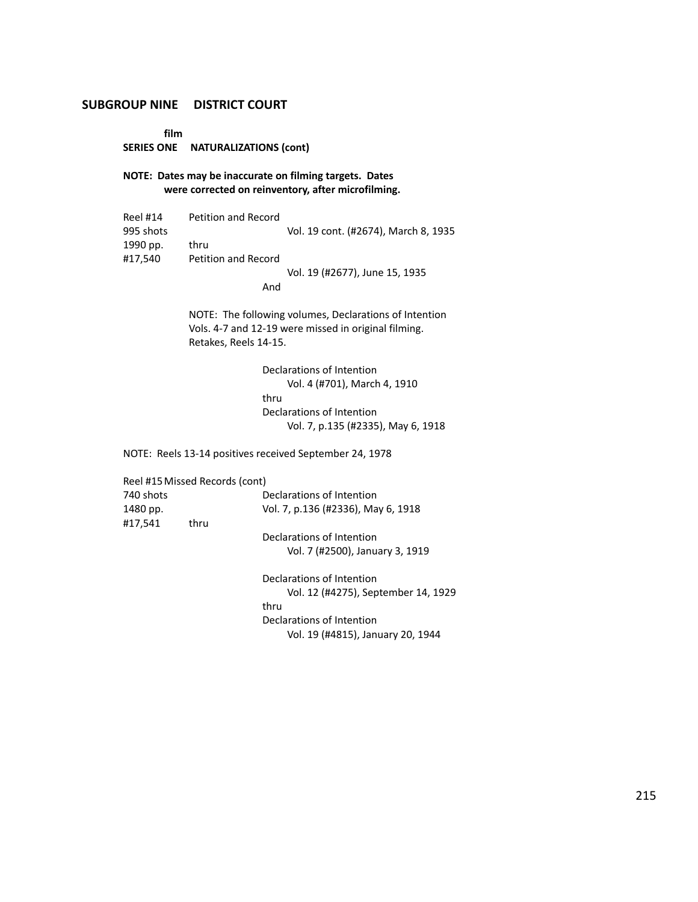## SUBGROUP NINE DISTRICT COURT

**film**

**SERIES ONE NATURALIZATIONS (cont)**

**NOTE: Dates may be inaccurate on filming targets. Dates were corrected on reinventory, after microfilming.**

Reel #14
995 shots
1990 pp.
#17,540

Petition and Record
Vol. 19 cont. (#2674), March 8, 1935
thru
Petition and Record
Vol. 19 (#2677), June 15, 1935
And

NOTE: The following volumes, Declarations of Intention Vols. 4-7 and 12-19 were missed in original filming. Retakes, Reels 14-15.

Declarations of Intention
Vol. 4 (#701), March 4, 1910
thru
Declarations of Intention
Vol. 7, p.135 (#2335), May 6, 1918

NOTE: Reels 13-14 positives received September 24, 1978

Reel #15 Missed Records (cont)
740 shots
1480 pp.
#17,541

Declarations of Intention
Vol. 7, p.136 (#2336), May 6, 1918
thru
Declarations of Intention
Vol. 7 (#2500), January 3, 1919

Declarations of Intention
Vol. 12 (#4275), September 14, 1929
thru
Declarations of Intention
Vol. 19 (#4815), January 20, 1944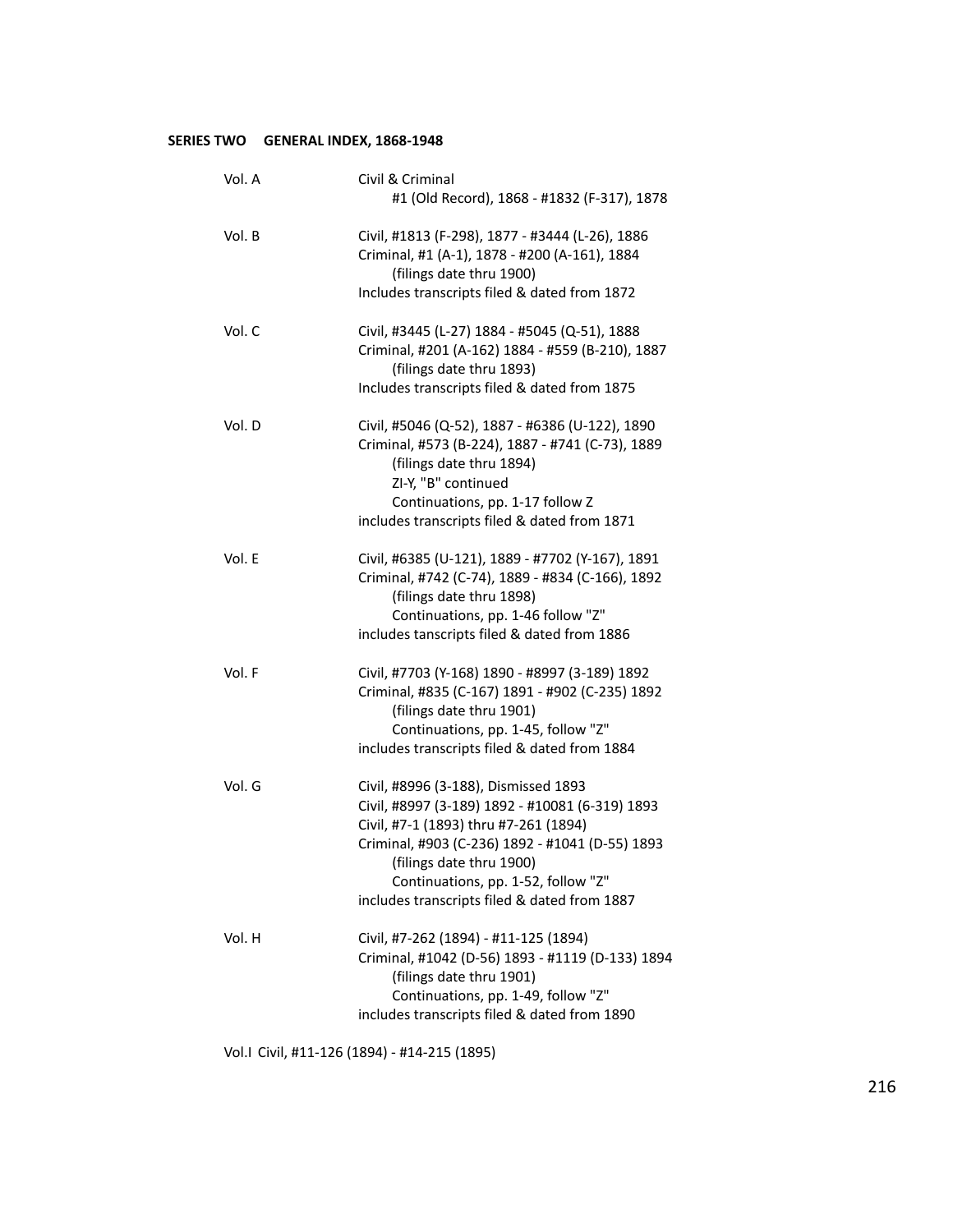**SERIES TWO GENERAL INDEX, 1868-1948**

Vol. A
Civil & Criminal
#1 (Old Record), 1868 - #1832 (F-317), 1878

Vol. B
Civil, #1813 (F-298), 1877 - #3444 (L-26), 1886
Criminal, #1 (A-1), 1878 - #200 (A-161), 1884
(filings date thru 1900)
Includes transcripts filed & dated from 1872

Vol. C
Civil, #3445 (L-27) 1884 - #5045 (Q-51), 1888
Criminal, #201 (A-162) 1884 - #559 (B-210), 1887
(filings date thru 1893)
Includes transcripts filed & dated from 1875

Vol. D
Civil, #5046 (Q-52), 1887 - #6386 (U-122), 1890
Criminal, #573 (B-224), 1887 - #741 (C-73), 1889
(filings date thru 1894)
ZI-Y, "B" continued
Continuations, pp. 1-17 follow Z
includes transcripts filed & dated from 1871

Vol. E
Civil, #6385 (U-121), 1889 - #7702 (Y-167), 1891
Criminal, #742 (C-74), 1889 - #834 (C-166), 1892
(filings date thru 1898)
Continuations, pp. 1-46 follow "Z"
includes tanscripts filed & dated from 1886

Vol. F
Civil, #7703 (Y-168) 1890 - #8997 (3-189) 1892
Criminal, #835 (C-167) 1891 - #902 (C-235) 1892
(filings date thru 1901)
Continuations, pp. 1-45, follow "Z"
includes transcripts filed & dated from 1884

Vol. G
Civil, #8996 (3-188), Dismissed 1893
Civil, #8997 (3-189) 1892 - #10081 (6-319) 1893
Civil, #7-1 (1893) thru #7-261 (1894)
Criminal, #903 (C-236) 1892 - #1041 (D-55) 1893
(filings date thru 1900)
Continuations, pp. 1-52, follow "Z"
includes transcripts filed & dated from 1887

Vol. H
Civil, #7-262 (1894) - #11-125 (1894)
Criminal, #1042 (D-56) 1893 - #1119 (D-133) 1894
(filings date thru 1901)
Continuations, pp. 1-49, follow "Z"
includes transcripts filed & dated from 1890

Vol.I Civil, #11-126 (1894) - #14-215 (1895)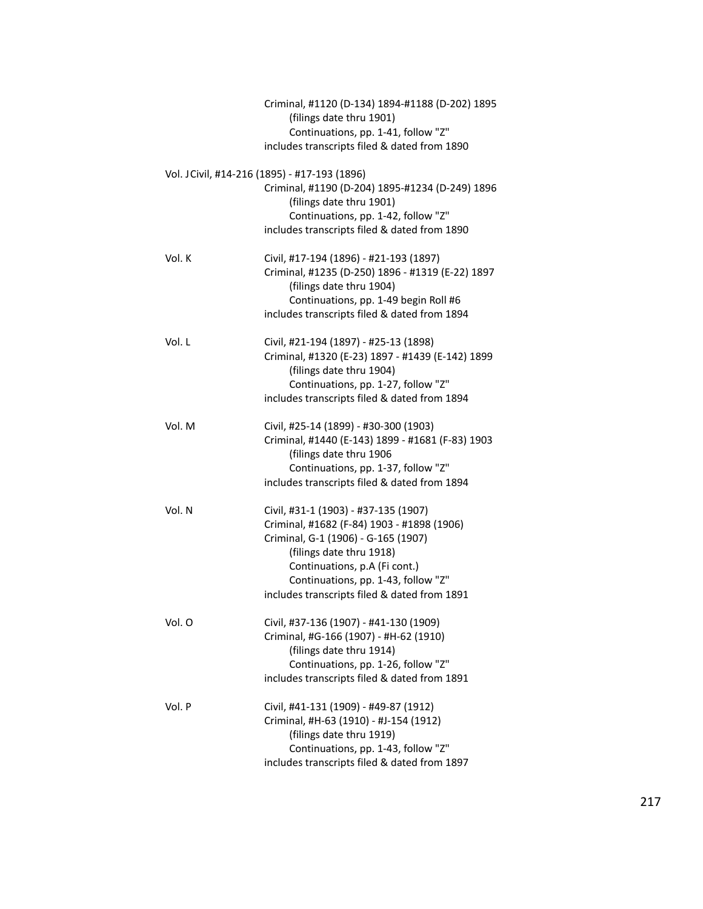Criminal, #1120 (D-134) 1894-#1188 (D-202) 1895
(filings date thru 1901)
Continuations, pp. 1-41, follow "Z"
includes transcripts filed & dated from 1890

Vol. J Civil, #14-216 (1895) - #17-193 (1896)
Criminal, #1190 (D-204) 1895-#1234 (D-249) 1896
(filings date thru 1901)
Continuations, pp. 1-42, follow "Z"
includes transcripts filed & dated from 1890

Vol. K
Civil, #17-194 (1896) - #21-193 (1897)
Criminal, #1235 (D-250) 1896 - #1319 (E-22) 1897
(filings date thru 1904)
Continuations, pp. 1-49 begin Roll #6
includes transcripts filed & dated from 1894

Vol. L
Civil, #21-194 (1897) - #25-13 (1898)
Criminal, #1320 (E-23) 1897 - #1439 (E-142) 1899
(filings date thru 1904)
Continuations, pp. 1-27, follow "Z"
includes transcripts filed & dated from 1894

Vol. M
Civil, #25-14 (1899) - #30-300 (1903)
Criminal, #1440 (E-143) 1899 - #1681 (F-83) 1903
(filings date thru 1906
Continuations, pp. 1-37, follow "Z"
includes transcripts filed & dated from 1894

Vol. N
Civil, #31-1 (1903) - #37-135 (1907)
Criminal, #1682 (F-84) 1903 - #1898 (1906)
Criminal, G-1 (1906) - G-165 (1907)
(filings date thru 1918)
Continuations, p.A (Fi cont.)
Continuations, pp. 1-43, follow "Z"
includes transcripts filed & dated from 1891

Vol. O
Civil, #37-136 (1907) - #41-130 (1909)
Criminal, #G-166 (1907) - #H-62 (1910)
(filings date thru 1914)
Continuations, pp. 1-26, follow "Z"
includes transcripts filed & dated from 1891

Vol. P
Civil, #41-131 (1909) - #49-87 (1912)
Criminal, #H-63 (1910) - #J-154 (1912)
(filings date thru 1919)
Continuations, pp. 1-43, follow "Z"
includes transcripts filed & dated from 1897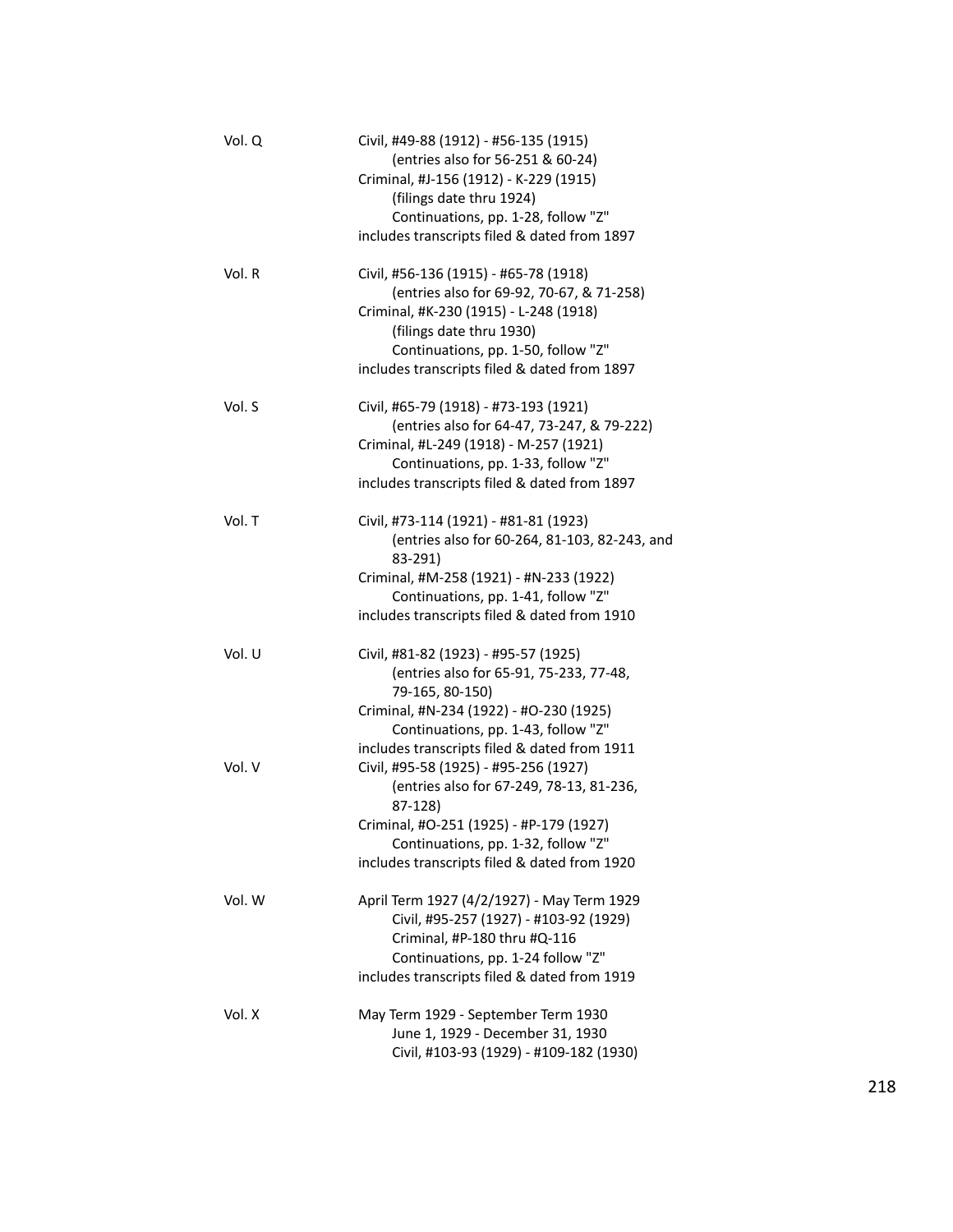Vol. Q Civil, #49-88 (1912) - #56-135 (1915)
(entries also for 56-251 & 60-24)
Criminal, #J-156 (1912) - K-229 (1915)
(filings date thru 1924)
Continuations, pp. 1-28, follow "Z"
includes transcripts filed & dated from 1897

Vol. R Civil, #56-136 (1915) - #65-78 (1918)
(entries also for 69-92, 70-67, & 71-258)
Criminal, #K-230 (1915) - L-248 (1918)
(filings date thru 1930)
Continuations, pp. 1-50, follow "Z"
includes transcripts filed & dated from 1897

Vol. S Civil, #65-79 (1918) - #73-193 (1921)
(entries also for 64-47, 73-247, & 79-222)
Criminal, #L-249 (1918) - M-257 (1921)
Continuations, pp. 1-33, follow "Z"
includes transcripts filed & dated from 1897

Vol. T Civil, #73-114 (1921) - #81-81 (1923)
(entries also for 60-264, 81-103, 82-243, and 83-291)
Criminal, #M-258 (1921) - #N-233 (1922)
Continuations, pp. 1-41, follow "Z"
includes transcripts filed & dated from 1910

Vol. U Civil, #81-82 (1923) - #95-57 (1925)
(entries also for 65-91, 75-233, 77-48, 79-165, 80-150)
Criminal, #N-234 (1922) - #O-230 (1925)
Continuations, pp. 1-43, follow "Z"
includes transcripts filed & dated from 1911

Vol. V Civil, #95-58 (1925) - #95-256 (1927)
(entries also for 67-249, 78-13, 81-236, 87-128)
Criminal, #O-251 (1925) - #P-179 (1927)
Continuations, pp. 1-32, follow "Z"
includes transcripts filed & dated from 1920

Vol. W April Term 1927 (4/2/1927) - May Term 1929
Civil, #95-257 (1927) - #103-92 (1929)
Criminal, #P-180 thru #Q-116
Continuations, pp. 1-24 follow "Z"
includes transcripts filed & dated from 1919

Vol. X May Term 1929 - September Term 1930
June 1, 1929 - December 31, 1930
Civil, #103-93 (1929) - #109-182 (1930)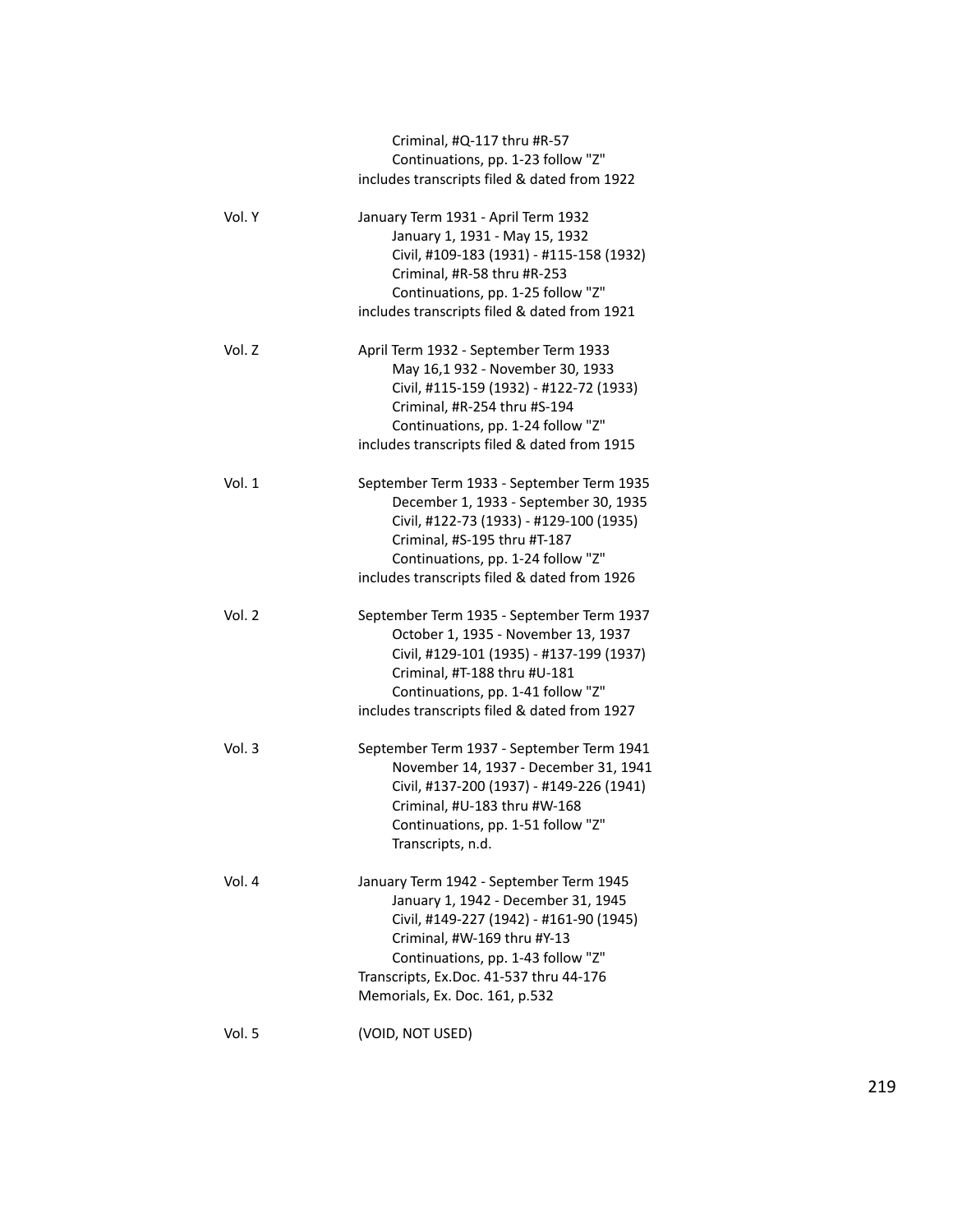Criminal, #Q-117 thru #R-57
Continuations, pp. 1-23 follow "Z"
includes transcripts filed & dated from 1922

Vol. Y
January Term 1931 - April Term 1932
January 1, 1931 - May 15, 1932
Civil, #109-183 (1931) - #115-158 (1932)
Criminal, #R-58 thru #R-253
Continuations, pp. 1-25 follow "Z"
includes transcripts filed & dated from 1921

Vol. Z
April Term 1932 - September Term 1933
May 16,1 932 - November 30, 1933
Civil, #115-159 (1932) - #122-72 (1933)
Criminal, #R-254 thru #S-194
Continuations, pp. 1-24 follow "Z"
includes transcripts filed & dated from 1915

Vol. 1
September Term 1933 - September Term 1935
December 1, 1933 - September 30, 1935
Civil, #122-73 (1933) - #129-100 (1935)
Criminal, #S-195 thru #T-187
Continuations, pp. 1-24 follow "Z"
includes transcripts filed & dated from 1926

Vol. 2
September Term 1935 - September Term 1937
October 1, 1935 - November 13, 1937
Civil, #129-101 (1935) - #137-199 (1937)
Criminal, #T-188 thru #U-181
Continuations, pp. 1-41 follow "Z"
includes transcripts filed & dated from 1927

Vol. 3
September Term 1937 - September Term 1941
November 14, 1937 - December 31, 1941
Civil, #137-200 (1937) - #149-226 (1941)
Criminal, #U-183 thru #W-168
Continuations, pp. 1-51 follow "Z"
Transcripts, n.d.

Vol. 4
January Term 1942 - September Term 1945
January 1, 1942 - December 31, 1945
Civil, #149-227 (1942) - #161-90 (1945)
Criminal, #W-169 thru #Y-13
Continuations, pp. 1-43 follow "Z"
Transcripts, Ex.Doc. 41-537 thru 44-176
Memorials, Ex. Doc. 161, p.532

Vol. 5
(VOID, NOT USED)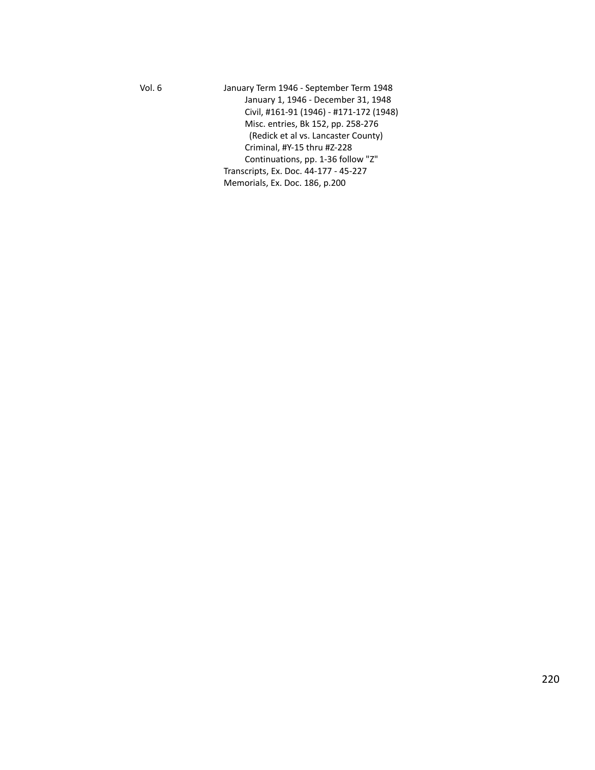Vol. 6 January Term 1946 - September Term 1948

- January 1, 1946 - December 31, 1948
- Civil, #161-91 (1946) - #171-172 (1948)
- Misc. entries, Bk 152, pp. 258-276
  - (Redick et al vs. Lancaster County)
- Criminal, #Y-15 thru #Z-228
- Continuations, pp. 1-36 follow "Z"

Transcripts, Ex. Doc. 44-177 - 45-227

Memorials, Ex. Doc. 186, p.200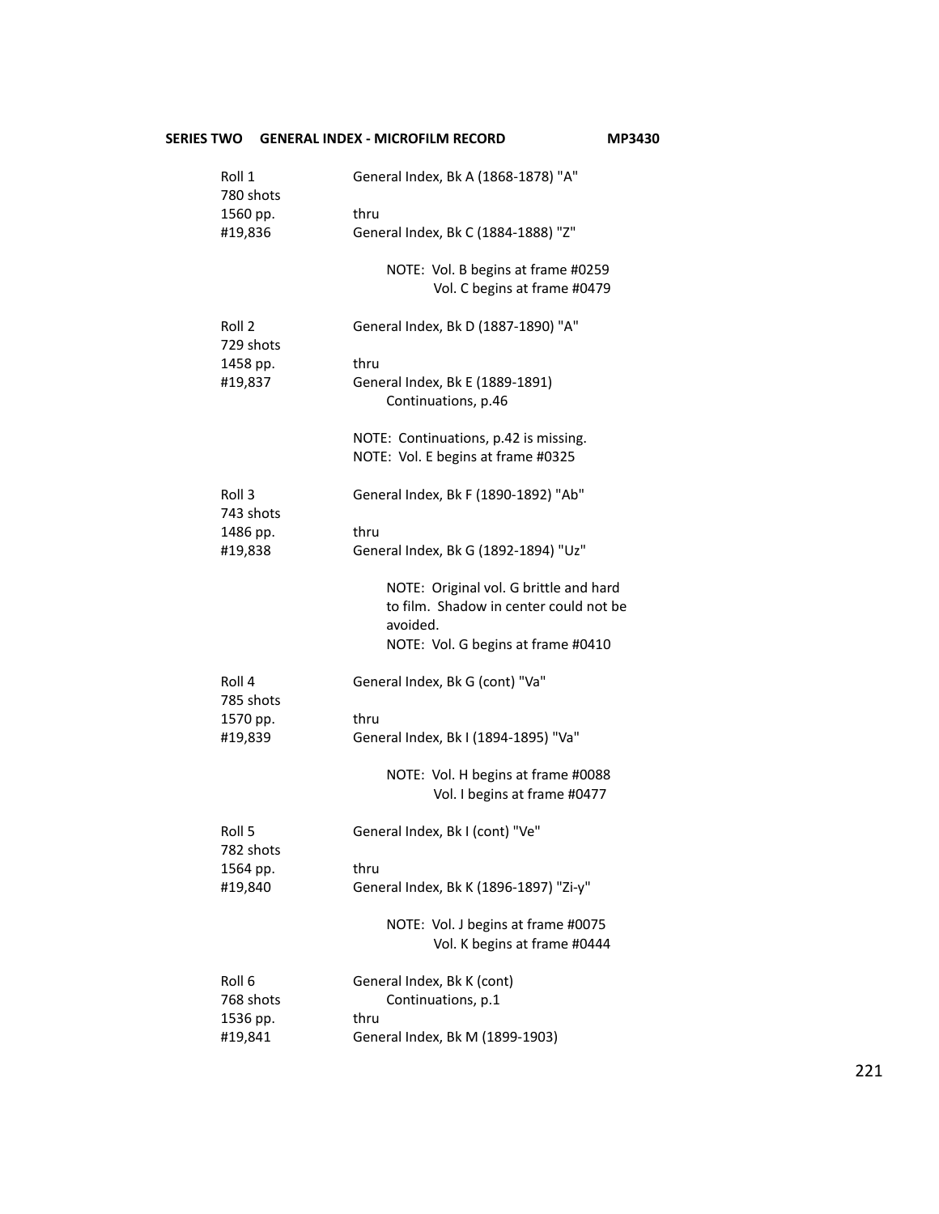**SERIES TWO GENERAL INDEX - MICROFILM RECORD MP3430**

| | |
|---|---|
| Roll 1 | General Index, Bk A (1868-1878) "A" |
| 780 shots | |
| 1560 pp. | thru |
| #19,836 | General Index, Bk C (1884-1888) "Z" |
| | NOTE: Vol. B begins at frame #0259<br>Vol. C begins at frame #0479 |
| Roll 2 | General Index, Bk D (1887-1890) "A" |
| 729 shots | |
| 1458 pp. | thru |
| #19,837 | General Index, Bk E (1889-1891)<br>Continuations, p.46 |
| | NOTE: Continuations, p.42 is missing.<br>NOTE: Vol. E begins at frame #0325 |
| Roll 3 | General Index, Bk F (1890-1892) "Ab" |
| 743 shots | |
| 1486 pp. | thru |
| #19,838 | General Index, Bk G (1892-1894) "Uz" |
| | NOTE: Original vol. G brittle and hard to film. Shadow in center could not be avoided.<br>NOTE: Vol. G begins at frame #0410 |
| Roll 4 | General Index, Bk G (cont) "Va" |
| 785 shots | |
| 1570 pp. | thru |
| #19,839 | General Index, Bk I (1894-1895) "Va" |
| | NOTE: Vol. H begins at frame #0088<br>Vol. I begins at frame #0477 |
| Roll 5 | General Index, Bk I (cont) "Ve" |
| 782 shots | |
| 1564 pp. | thru |
| #19,840 | General Index, Bk K (1896-1897) "Zi-y" |
| | NOTE: Vol. J begins at frame #0075<br>Vol. K begins at frame #0444 |
| Roll 6 | General Index, Bk K (cont) |
| 768 shots | Continuations, p.1 |
| 1536 pp. | thru |
| #19,841 | General Index, Bk M (1899-1903) |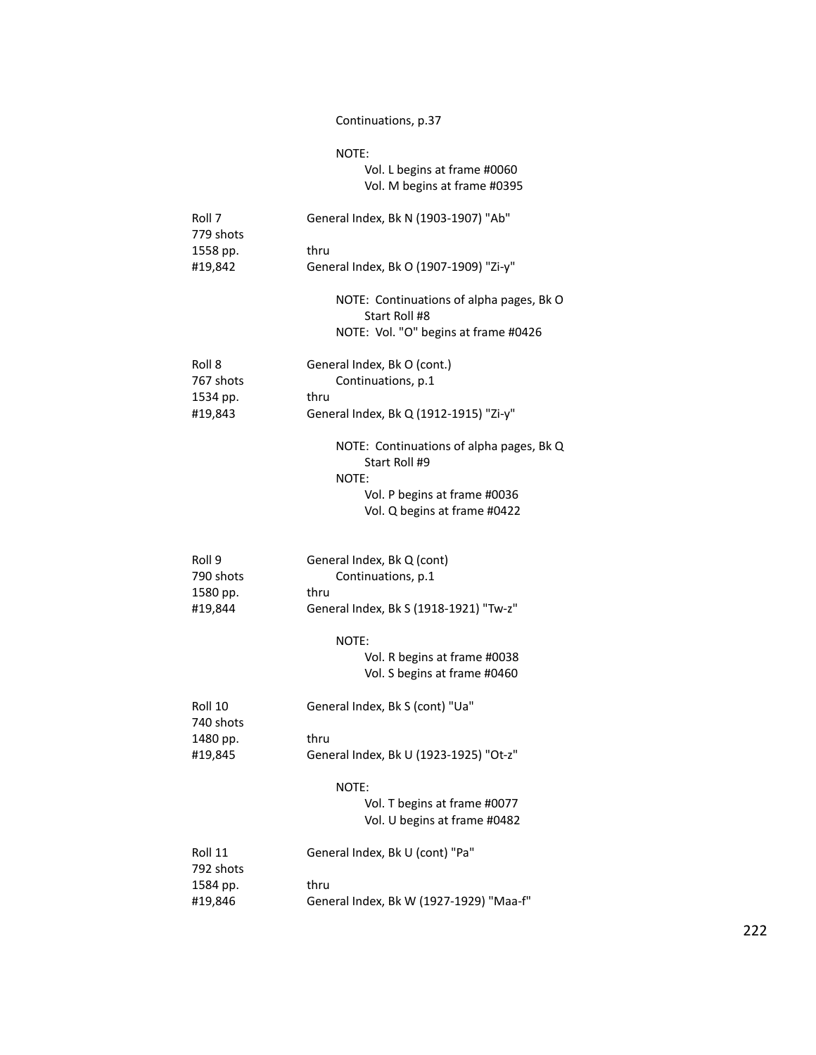Continuations, p.37

NOTE:
Vol. L begins at frame #0060
Vol. M begins at frame #0395

Roll 7
779 shots
1558 pp.
#19,842

General Index, Bk N (1903-1907) "Ab"
thru
General Index, Bk O (1907-1909) "Zi-y"

NOTE: Continuations of alpha pages, Bk O Start Roll #8
NOTE: Vol. "O" begins at frame #0426

Roll 8
767 shots
1534 pp.
#19,843

General Index, Bk O (cont.)
Continuations, p.1
thru
General Index, Bk Q (1912-1915) "Zi-y"

NOTE: Continuations of alpha pages, Bk Q Start Roll #9
NOTE:
Vol. P begins at frame #0036
Vol. Q begins at frame #0422

Roll 9
790 shots
1580 pp.
#19,844

General Index, Bk Q (cont)
Continuations, p.1
thru
General Index, Bk S (1918-1921) "Tw-z"

NOTE:
Vol. R begins at frame #0038
Vol. S begins at frame #0460

Roll 10
740 shots
1480 pp.
#19,845

General Index, Bk S (cont) "Ua"
thru
General Index, Bk U (1923-1925) "Ot-z"

NOTE:
Vol. T begins at frame #0077
Vol. U begins at frame #0482

Roll 11
792 shots
1584 pp.
#19,846

General Index, Bk U (cont) "Pa"
thru
General Index, Bk W (1927-1929) "Maa-f"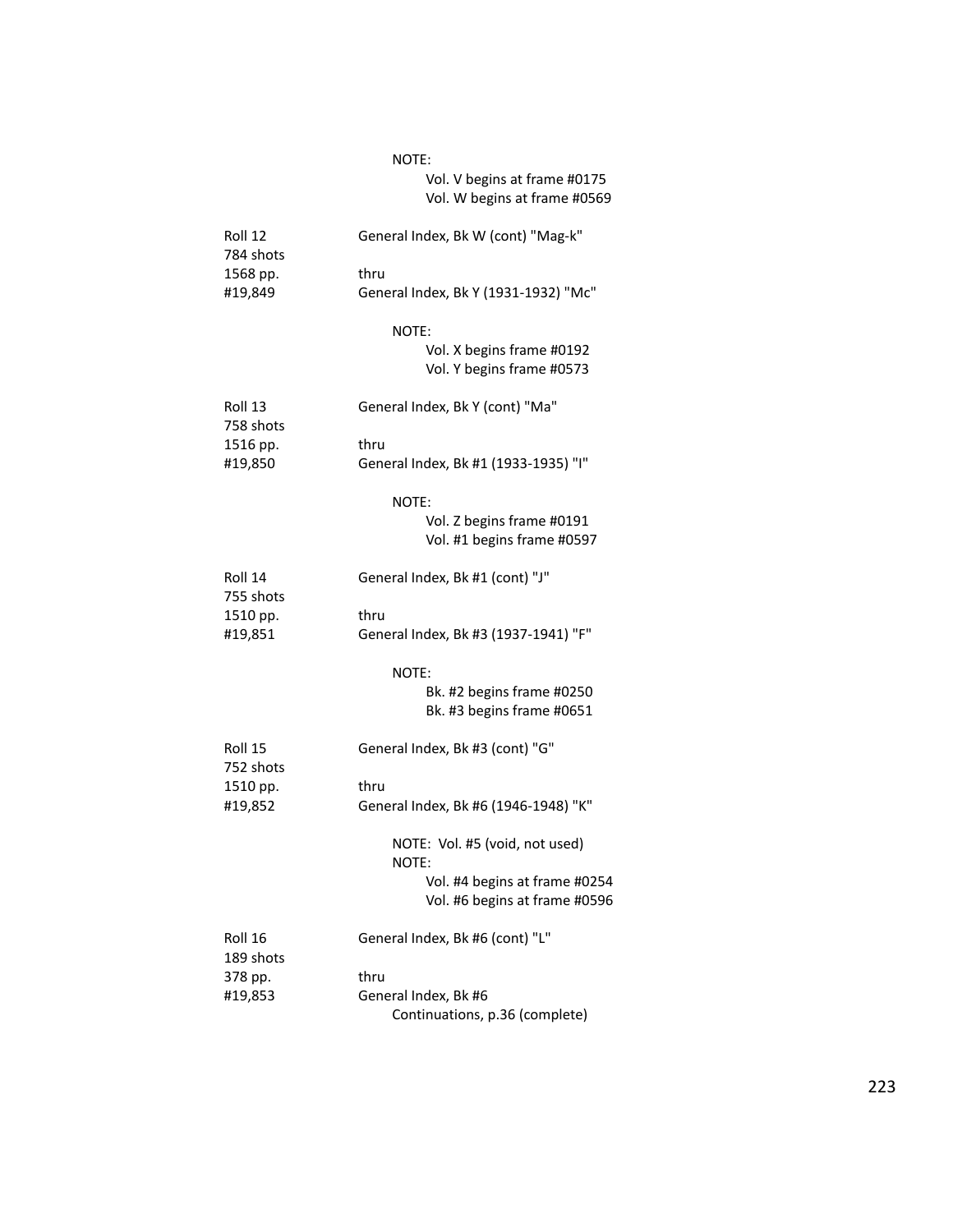NOTE:
Vol. V begins at frame #0175
Vol. W begins at frame #0569

Roll 12
784 shots
1568 pp.
#19,849

General Index, Bk W (cont) "Mag-k"

thru

General Index, Bk Y (1931-1932) "Mc"

NOTE:
Vol. X begins frame #0192
Vol. Y begins frame #0573

Roll 13
758 shots
1516 pp.
#19,850

General Index, Bk Y (cont) "Ma"

thru

General Index, Bk #1 (1933-1935) "I"

NOTE:
Vol. Z begins frame #0191
Vol. #1 begins frame #0597

Roll 14
755 shots
1510 pp.
#19,851

General Index, Bk #1 (cont) "J"

thru

General Index, Bk #3 (1937-1941) "F"

NOTE:
Bk. #2 begins frame #0250
Bk. #3 begins frame #0651

Roll 15
752 shots
1510 pp.
#19,852

General Index, Bk #3 (cont) "G"

thru

General Index, Bk #6 (1946-1948) "K"

NOTE: Vol. #5 (void, not used)
NOTE:
Vol. #4 begins at frame #0254
Vol. #6 begins at frame #0596

Roll 16
189 shots
378 pp.
#19,853

General Index, Bk #6 (cont) "L"

thru

General Index, Bk #6
Continuations, p.36 (complete)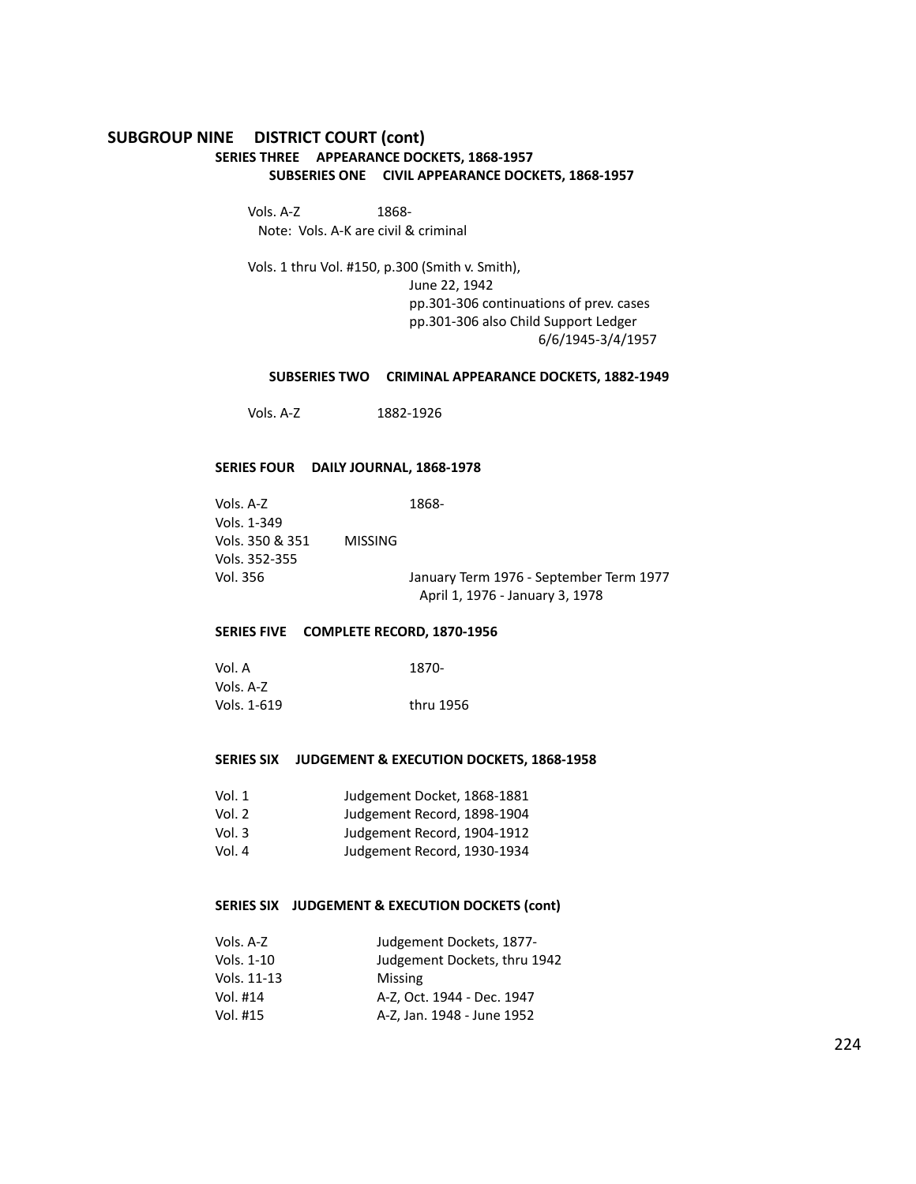## SUBGROUP NINE DISTRICT COURT (cont)

### SERIES THREE APPEARANCE DOCKETS, 1868-1957

#### SUBSERIES ONE CIVIL APPEARANCE DOCKETS, 1868-1957

Vols. A-Z 1868-
Note: Vols. A-K are civil & criminal

Vols. 1 thru Vol. #150, p.300 (Smith v. Smith),
June 22, 1942
pp.301-306 continuations of prev. cases
pp.301-306 also Child Support Ledger
6/6/1945-3/4/1957

#### SUBSERIES TWO CRIMINAL APPEARANCE DOCKETS, 1882-1949

Vols. A-Z 1882-1926

### SERIES FOUR DAILY JOURNAL, 1868-1978

| | | |
|---|---|---|
| Vols. A-Z | | 1868- |
| Vols. 1-349 | | |
| Vols. 350 & 351 | MISSING | |
| Vols. 352-355 | | |
| Vol. 356 | | January Term 1976 - September Term 1977<br>April 1, 1976 - January 3, 1978 |

### SERIES FIVE COMPLETE RECORD, 1870-1956

| | |
|---|---|
| Vol. A | 1870- |
| Vols. A-Z | |
| Vols. 1-619 | thru 1956 |

### SERIES SIX JUDGEMENT & EXECUTION DOCKETS, 1868-1958

| | |
|---|---|
| Vol. 1 | Judgement Docket, 1868-1881 |
| Vol. 2 | Judgement Record, 1898-1904 |
| Vol. 3 | Judgement Record, 1904-1912 |
| Vol. 4 | Judgement Record, 1930-1934 |

### SERIES SIX JUDGEMENT & EXECUTION DOCKETS (cont)

| | |
|---|---|
| Vols. A-Z | Judgement Dockets, 1877- |
| Vols. 1-10 | Judgement Dockets, thru 1942 |
| Vols. 11-13 | Missing |
| Vol. #14 | A-Z, Oct. 1944 - Dec. 1947 |
| Vol. #15 | A-Z, Jan. 1948 - June 1952 |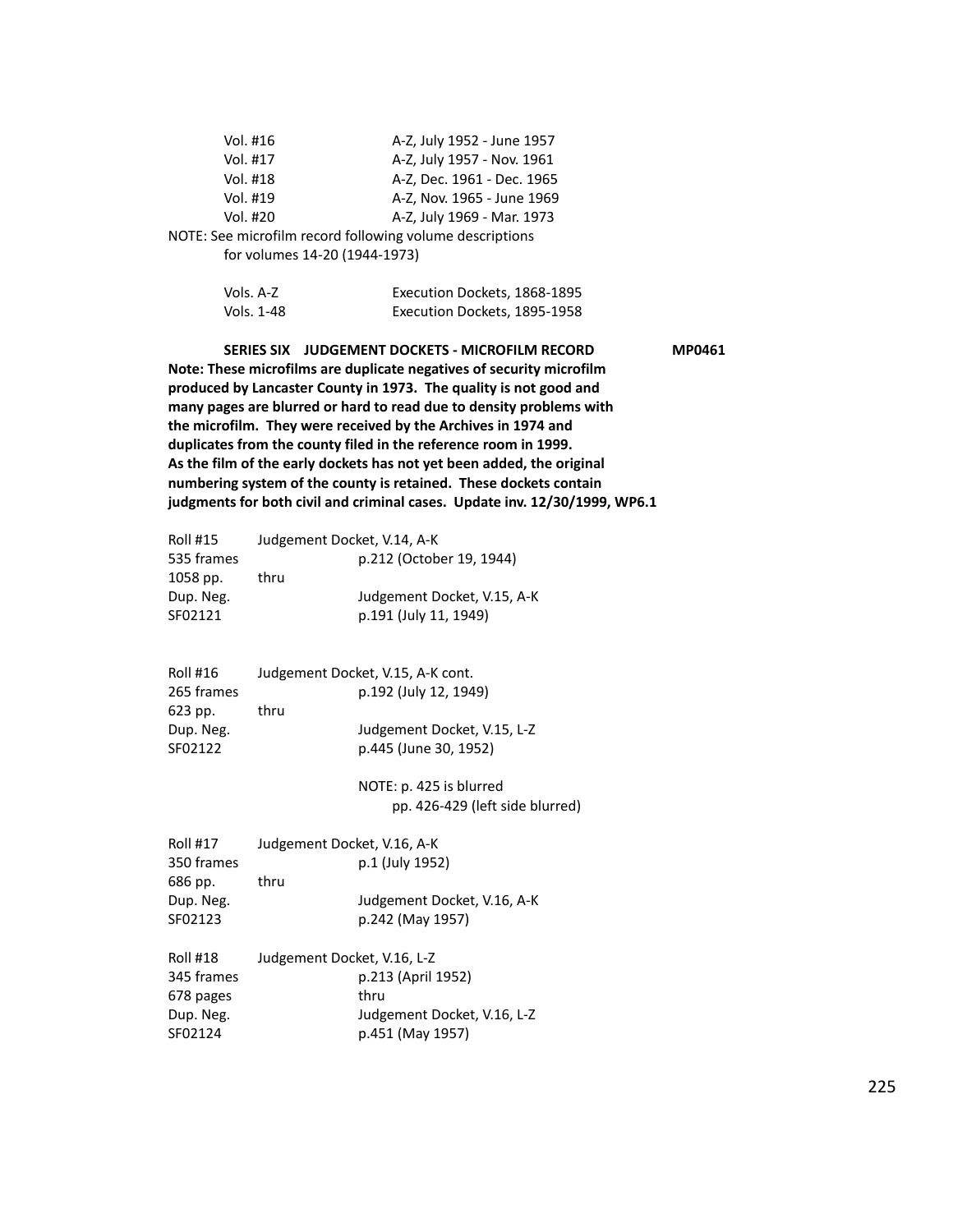| | |
|---|---|
| Vol. #16 | A-Z, July 1952 - June 1957 |
| Vol. #17 | A-Z, July 1957 - Nov. 1961 |
| Vol. #18 | A-Z, Dec. 1961 - Dec. 1965 |
| Vol. #19 | A-Z, Nov. 1965 - June 1969 |
| Vol. #20 | A-Z, July 1969 - Mar. 1973 |

NOTE: See microfilm record following volume descriptions
for volumes 14-20 (1944-1973)

| | |
|---|---|
| Vols. A-Z | Execution Dockets, 1868-1895 |
| Vols. 1-48 | Execution Dockets, 1895-1958 |

**SERIES SIX JUDGEMENT DOCKETS - MICROFILM RECORD MP0461**

**Note: These microfilms are duplicate negatives of security microfilm produced by Lancaster County in 1973. The quality is not good and many pages are blurred or hard to read due to density problems with the microfilm. They were received by the Archives in 1974 and duplicates from the county filed in the reference room in 1999. As the film of the early dockets has not yet been added, the original numbering system of the county is retained. These dockets contain judgments for both civil and criminal cases. Update inv. 12/30/1999, WP6.1**

Roll #15 Judgement Docket, V.14, A-K
535 frames p.212 (October 19, 1944)
1058 pp. thru
Dup. Neg. Judgement Docket, V.15, A-K
SF02121 p.191 (July 11, 1949)

Roll #16 Judgement Docket, V.15, A-K cont.
265 frames p.192 (July 12, 1949)
623 pp. thru
Dup. Neg. Judgement Docket, V.15, L-Z
SF02122 p.445 (June 30, 1952)

NOTE: p. 425 is blurred
pp. 426-429 (left side blurred)

Roll #17 Judgement Docket, V.16, A-K
350 frames p.1 (July 1952)
686 pp. thru
Dup. Neg. Judgement Docket, V.16, A-K
SF02123 p.242 (May 1957)

Roll #18 Judgement Docket, V.16, L-Z
345 frames p.213 (April 1952)
678 pages thru
Dup. Neg. Judgement Docket, V.16, L-Z
SF02124 p.451 (May 1957)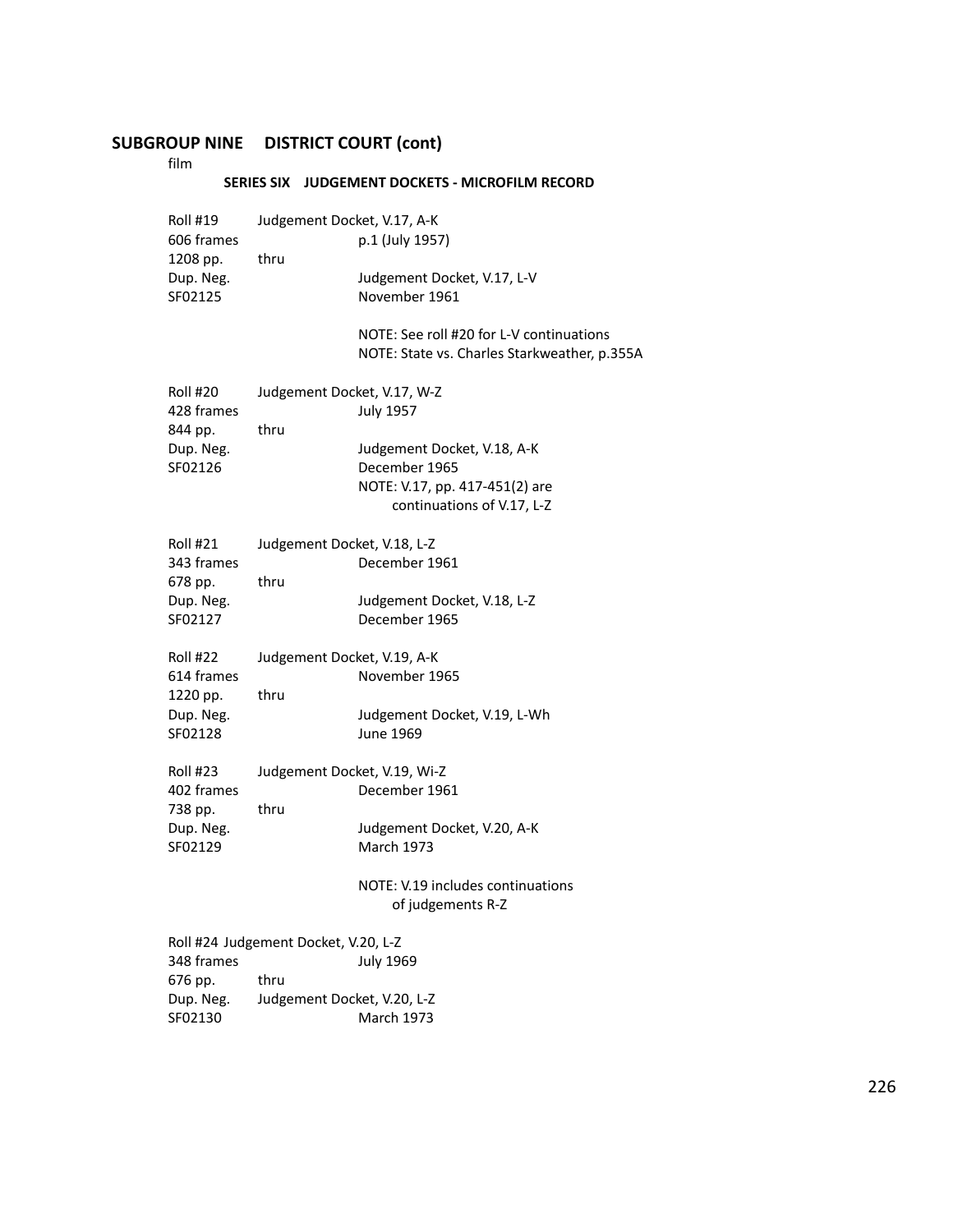## SUBGROUP NINE DISTRICT COURT (cont)

film

### SERIES SIX JUDGEMENT DOCKETS - MICROFILM RECORD

Roll #19 Judgement Docket, V.17, A-K
606 frames p.1 (July 1957)
1208 pp. thru
Dup. Neg. Judgement Docket, V.17, L-V
SF02125 November 1961

NOTE: See roll #20 for L-V continuations
NOTE: State vs. Charles Starkweather, p.355A

Roll #20 Judgement Docket, V.17, W-Z
428 frames July 1957
844 pp. thru
Dup. Neg. Judgement Docket, V.18, A-K
SF02126 December 1965
NOTE: V.17, pp. 417-451(2) are continuations of V.17, L-Z

Roll #21 Judgement Docket, V.18, L-Z
343 frames December 1961
678 pp. thru
Dup. Neg. Judgement Docket, V.18, L-Z
SF02127 December 1965

Roll #22 Judgement Docket, V.19, A-K
614 frames November 1965
1220 pp. thru
Dup. Neg. Judgement Docket, V.19, L-Wh
SF02128 June 1969

Roll #23 Judgement Docket, V.19, Wi-Z
402 frames December 1961
738 pp. thru
Dup. Neg. Judgement Docket, V.20, A-K
SF02129 March 1973

NOTE: V.19 includes continuations of judgements R-Z

Roll #24 Judgement Docket, V.20, L-Z
348 frames July 1969
676 pp. thru
Dup. Neg. Judgement Docket, V.20, L-Z
SF02130 March 1973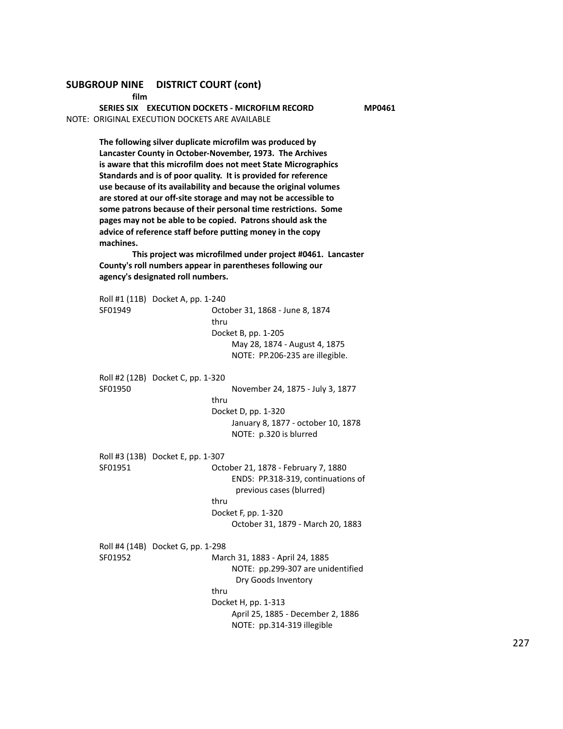## SUBGROUP NINE DISTRICT COURT (cont)

**film**

**SERIES SIX EXECUTION DOCKETS - MICROFILM RECORD MP0461**

NOTE: ORIGINAL EXECUTION DOCKETS ARE AVAILABLE

**The following silver duplicate microfilm was produced by Lancaster County in October-November, 1973. The Archives is aware that this microfilm does not meet State Micrographics Standards and is of poor quality. It is provided for reference use because of its availability and because the original volumes are stored at our off-site storage and may not be accessible to some patrons because of their personal time restrictions. Some pages may not be able to be copied. Patrons should ask the advice of reference staff before putting money in the copy machines.**

**This project was microfilmed under project #0461. Lancaster County's roll numbers appear in parentheses following our agency's designated roll numbers.**

Roll #1 (11B) Docket A, pp. 1-240
SF01949
October 31, 1868 - June 8, 1874
thru
Docket B, pp. 1-205
May 28, 1874 - August 4, 1875
NOTE: PP.206-235 are illegible.

Roll #2 (12B) Docket C, pp. 1-320
SF01950
November 24, 1875 - July 3, 1877
thru
Docket D, pp. 1-320
January 8, 1877 - october 10, 1878
NOTE: p.320 is blurred

Roll #3 (13B) Docket E, pp. 1-307
SF01951
October 21, 1878 - February 7, 1880
ENDS: PP.318-319, continuations of previous cases (blurred)
thru
Docket F, pp. 1-320
October 31, 1879 - March 20, 1883

Roll #4 (14B) Docket G, pp. 1-298
SF01952
March 31, 1883 - April 24, 1885
NOTE: pp.299-307 are unidentified Dry Goods Inventory
thru
Docket H, pp. 1-313
April 25, 1885 - December 2, 1886
NOTE: pp.314-319 illegible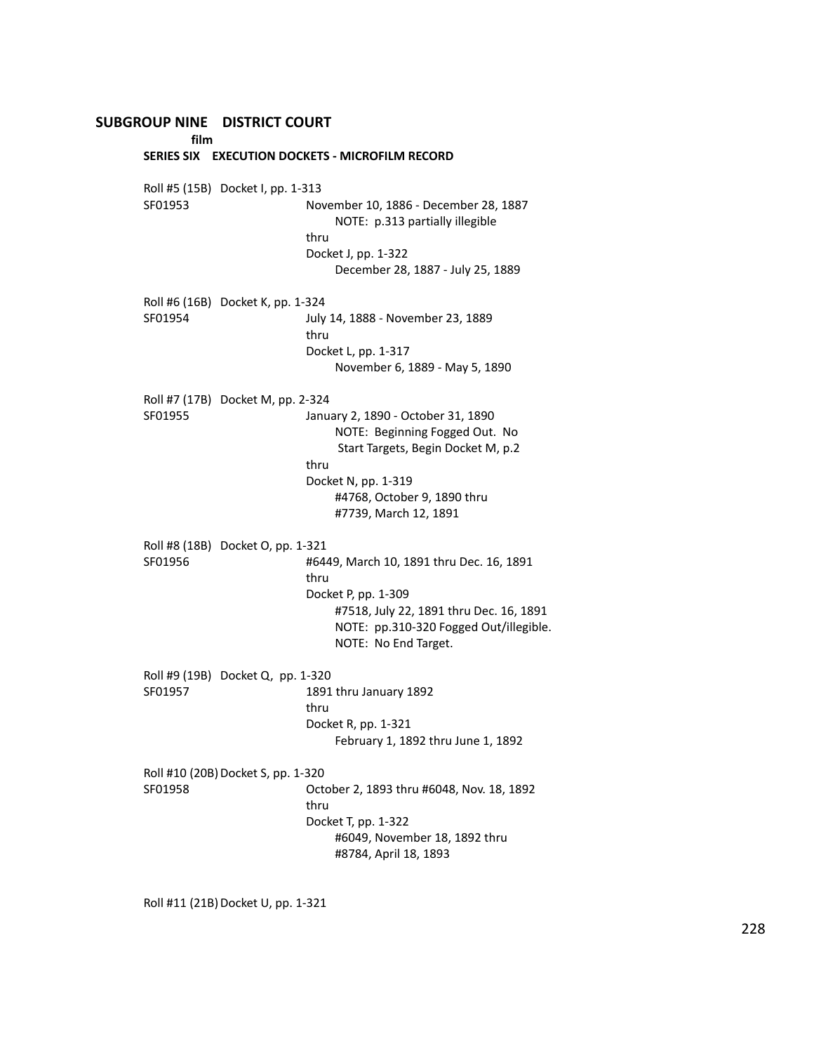## SUBGROUP NINE DISTRICT COURT

**film**

### SERIES SIX EXECUTION DOCKETS - MICROFILM RECORD

Roll #5 (15B) Docket I, pp. 1-313
SF01953
November 10, 1886 - December 28, 1887
NOTE: p.313 partially illegible
thru
Docket J, pp. 1-322
December 28, 1887 - July 25, 1889

Roll #6 (16B) Docket K, pp. 1-324
SF01954
July 14, 1888 - November 23, 1889
thru
Docket L, pp. 1-317
November 6, 1889 - May 5, 1890

Roll #7 (17B) Docket M, pp. 2-324
SF01955
January 2, 1890 - October 31, 1890
NOTE: Beginning Fogged Out. No Start Targets, Begin Docket M, p.2
thru
Docket N, pp. 1-319
#4768, October 9, 1890 thru
#7739, March 12, 1891

Roll #8 (18B) Docket O, pp. 1-321
SF01956
#6449, March 10, 1891 thru Dec. 16, 1891
thru
Docket P, pp. 1-309
#7518, July 22, 1891 thru Dec. 16, 1891
NOTE: pp.310-320 Fogged Out/illegible.
NOTE: No End Target.

Roll #9 (19B) Docket Q, pp. 1-320
SF01957
1891 thru January 1892
thru
Docket R, pp. 1-321
February 1, 1892 thru June 1, 1892

Roll #10 (20B) Docket S, pp. 1-320
SF01958
October 2, 1893 thru #6048, Nov. 18, 1892
thru
Docket T, pp. 1-322
#6049, November 18, 1892 thru
#8784, April 18, 1893

Roll #11 (21B) Docket U, pp. 1-321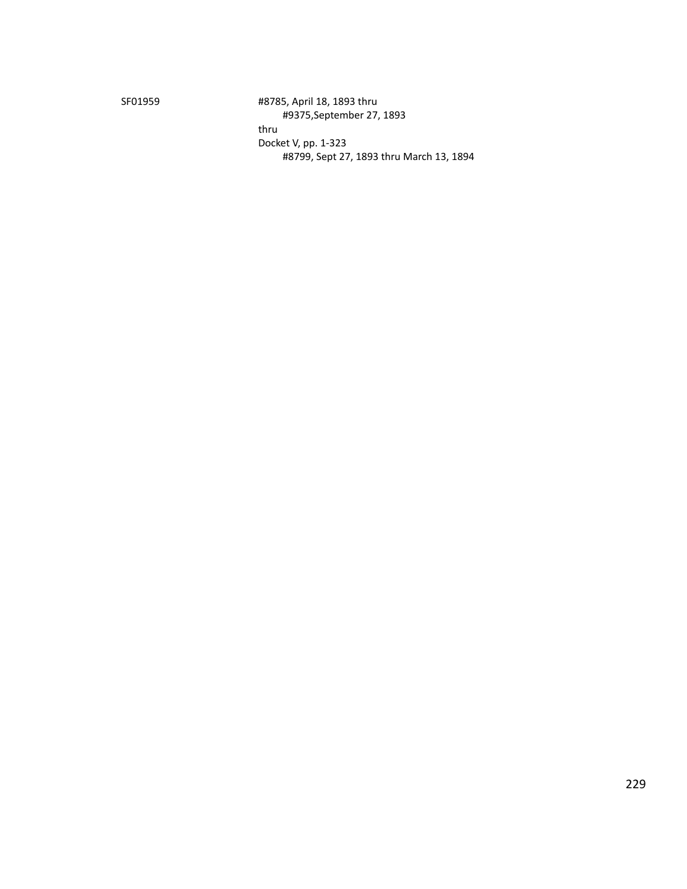SF01959 #8785, April 18, 1893 thru
#9375,September 27, 1893
thru
Docket V, pp. 1-323
#8799, Sept 27, 1893 thru March 13, 1894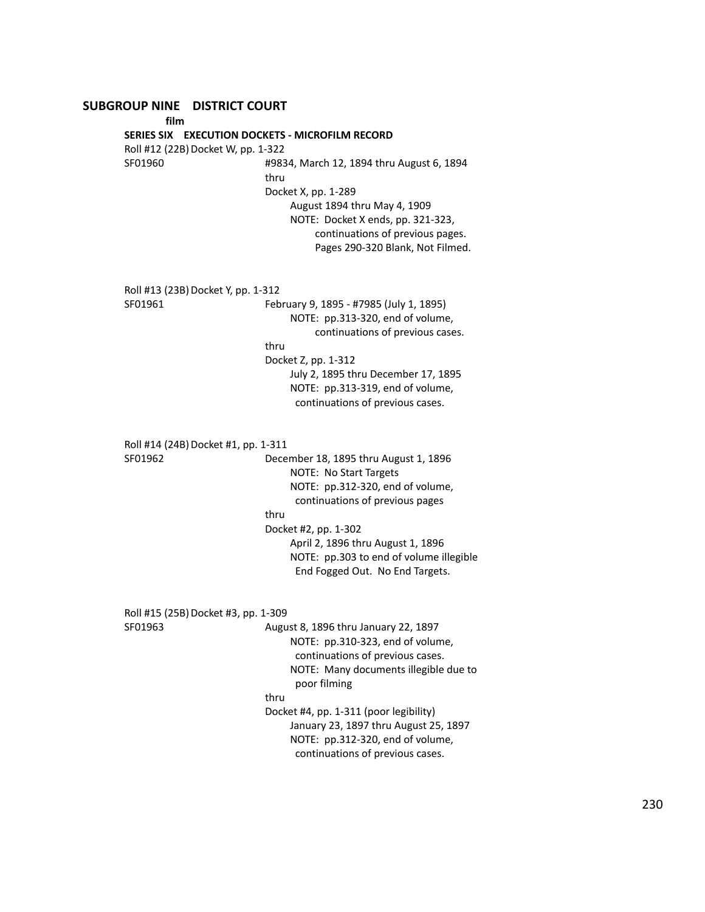## SUBGROUP NINE DISTRICT COURT

**film**

### SERIES SIX EXECUTION DOCKETS - MICROFILM RECORD

Roll #12 (22B) Docket W, pp. 1-322
SF01960
#9834, March 12, 1894 thru August 6, 1894
thru
Docket X, pp. 1-289
August 1894 thru May 4, 1909
NOTE: Docket X ends, pp. 321-323, continuations of previous pages. Pages 290-320 Blank, Not Filmed.

Roll #13 (23B) Docket Y, pp. 1-312
SF01961
February 9, 1895 - #7985 (July 1, 1895)
NOTE: pp.313-320, end of volume, continuations of previous cases.
thru
Docket Z, pp. 1-312
July 2, 1895 thru December 17, 1895
NOTE: pp.313-319, end of volume, continuations of previous cases.

Roll #14 (24B) Docket #1, pp. 1-311
SF01962
December 18, 1895 thru August 1, 1896
NOTE: No Start Targets
NOTE: pp.312-320, end of volume, continuations of previous pages
thru
Docket #2, pp. 1-302
April 2, 1896 thru August 1, 1896
NOTE: pp.303 to end of volume illegible End Fogged Out. No End Targets.

Roll #15 (25B) Docket #3, pp. 1-309
SF01963
August 8, 1896 thru January 22, 1897
NOTE: pp.310-323, end of volume, continuations of previous cases.
NOTE: Many documents illegible due to poor filming
thru
Docket #4, pp. 1-311 (poor legibility)
January 23, 1897 thru August 25, 1897
NOTE: pp.312-320, end of volume, continuations of previous cases.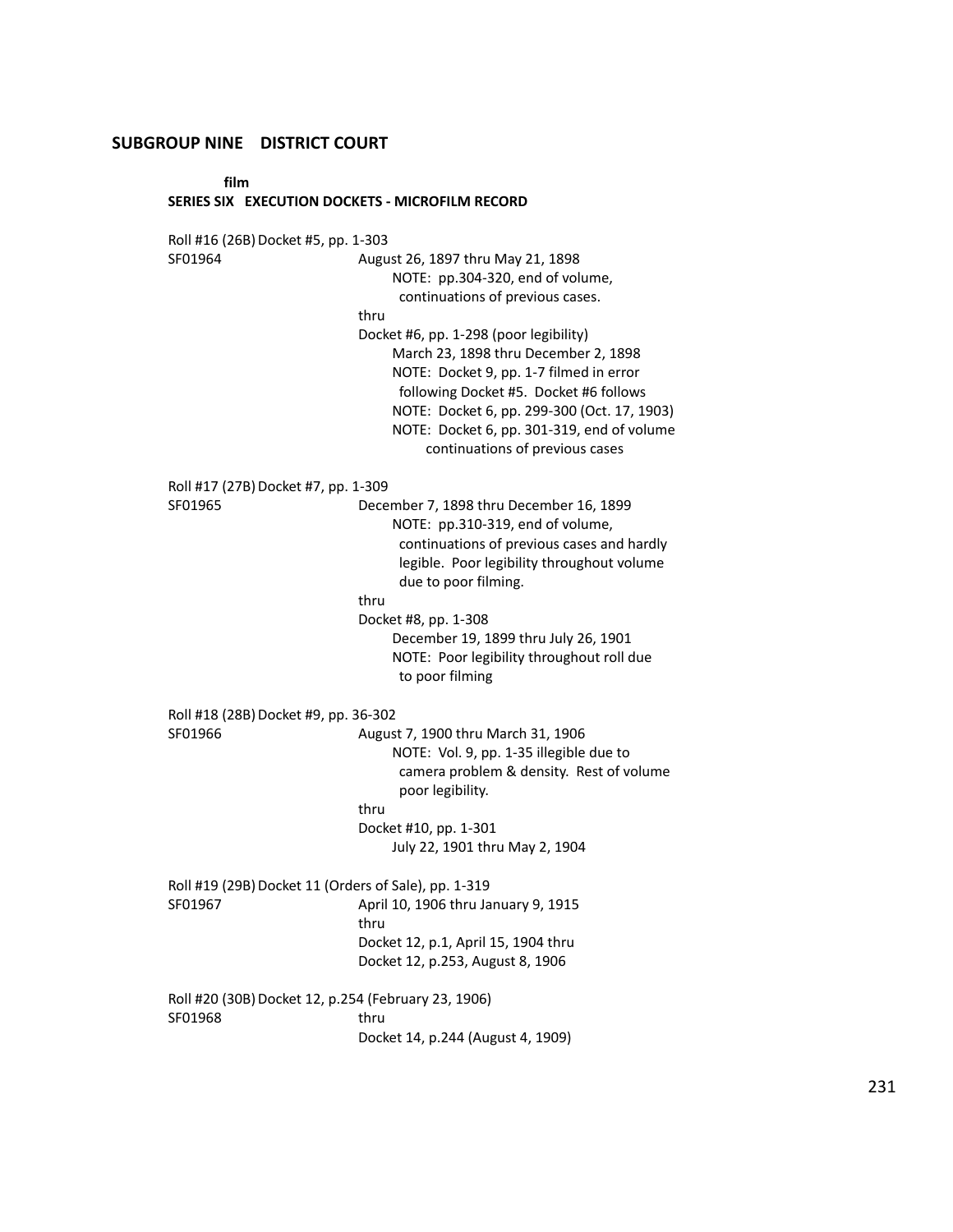## SUBGROUP NINE DISTRICT COURT

**film**

**SERIES SIX EXECUTION DOCKETS - MICROFILM RECORD**

Roll #16 (26B) Docket #5, pp. 1-303
SF01964
August 26, 1897 thru May 21, 1898
NOTE: pp.304-320, end of volume, continuations of previous cases.
thru
Docket #6, pp. 1-298 (poor legibility)
March 23, 1898 thru December 2, 1898
NOTE: Docket 9, pp. 1-7 filmed in error following Docket #5. Docket #6 follows
NOTE: Docket 6, pp. 299-300 (Oct. 17, 1903)
NOTE: Docket 6, pp. 301-319, end of volume continuations of previous cases

Roll #17 (27B) Docket #7, pp. 1-309
SF01965
December 7, 1898 thru December 16, 1899
NOTE: pp.310-319, end of volume, continuations of previous cases and hardly legible. Poor legibility throughout volume due to poor filming.
thru
Docket #8, pp. 1-308
December 19, 1899 thru July 26, 1901
NOTE: Poor legibility throughout roll due to poor filming

Roll #18 (28B) Docket #9, pp. 36-302
SF01966
August 7, 1900 thru March 31, 1906
NOTE: Vol. 9, pp. 1-35 illegible due to camera problem & density. Rest of volume poor legibility.
thru
Docket #10, pp. 1-301
July 22, 1901 thru May 2, 1904

Roll #19 (29B) Docket 11 (Orders of Sale), pp. 1-319
SF01967
April 10, 1906 thru January 9, 1915
thru
Docket 12, p.1, April 15, 1904 thru
Docket 12, p.253, August 8, 1906

Roll #20 (30B) Docket 12, p.254 (February 23, 1906)
SF01968
thru
Docket 14, p.244 (August 4, 1909)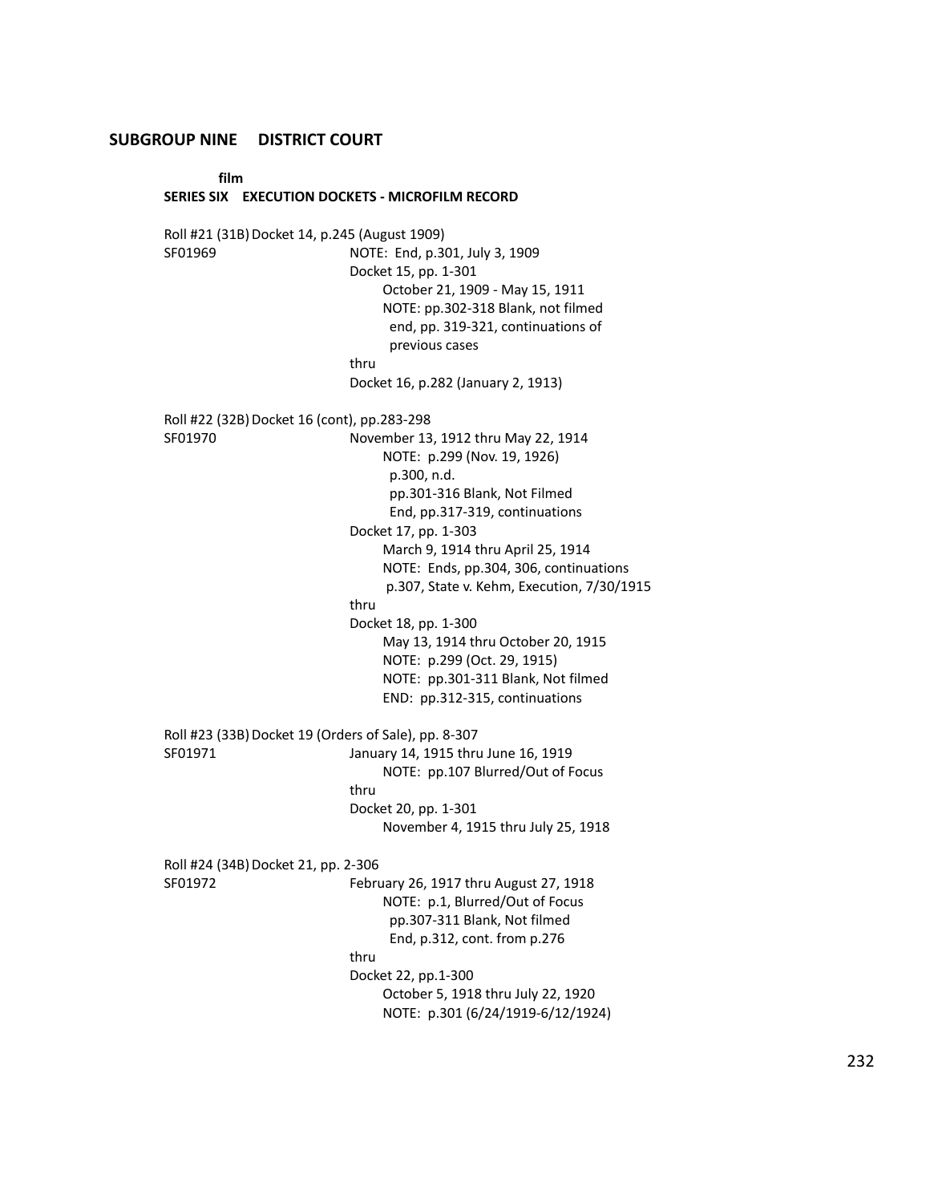## SUBGROUP NINE DISTRICT COURT

**film**

### SERIES SIX EXECUTION DOCKETS - MICROFILM RECORD

Roll #21 (31B) Docket 14, p.245 (August 1909)
SF01969
NOTE: End, p.301, July 3, 1909
Docket 15, pp. 1-301
October 21, 1909 - May 15, 1911
NOTE: pp.302-318 Blank, not filmed
end, pp. 319-321, continuations of previous cases
thru
Docket 16, p.282 (January 2, 1913)

Roll #22 (32B) Docket 16 (cont), pp.283-298
SF01970
November 13, 1912 thru May 22, 1914
NOTE: p.299 (Nov. 19, 1926)
p.300, n.d.
pp.301-316 Blank, Not Filmed
End, pp.317-319, continuations
Docket 17, pp. 1-303
March 9, 1914 thru April 25, 1914
NOTE: Ends, pp.304, 306, continuations
p.307, State v. Kehm, Execution, 7/30/1915
thru
Docket 18, pp. 1-300
May 13, 1914 thru October 20, 1915
NOTE: p.299 (Oct. 29, 1915)
NOTE: pp.301-311 Blank, Not filmed
END: pp.312-315, continuations

Roll #23 (33B) Docket 19 (Orders of Sale), pp. 8-307
SF01971
January 14, 1915 thru June 16, 1919
NOTE: pp.107 Blurred/Out of Focus
thru
Docket 20, pp. 1-301
November 4, 1915 thru July 25, 1918

Roll #24 (34B) Docket 21, pp. 2-306
SF01972
February 26, 1917 thru August 27, 1918
NOTE: p.1, Blurred/Out of Focus
pp.307-311 Blank, Not filmed
End, p.312, cont. from p.276
thru
Docket 22, pp.1-300
October 5, 1918 thru July 22, 1920
NOTE: p.301 (6/24/1919-6/12/1924)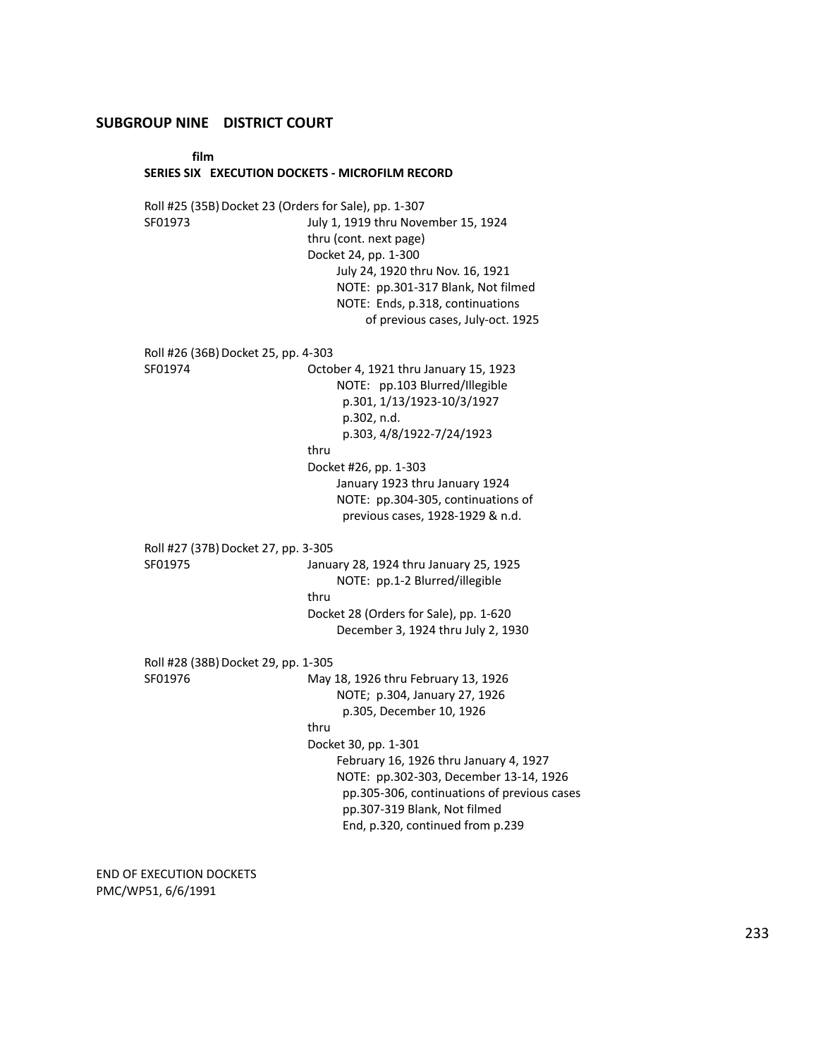## SUBGROUP NINE    DISTRICT COURT

**film**

### SERIES SIX   EXECUTION DOCKETS - MICROFILM RECORD

Roll #25 (35B) Docket 23 (Orders for Sale), pp. 1-307
SF01973
July 1, 1919 thru November 15, 1924
thru (cont. next page)
Docket 24, pp. 1-300
July 24, 1920 thru Nov. 16, 1921
NOTE: pp.301-317 Blank, Not filmed
NOTE: Ends, p.318, continuations of previous cases, July-oct. 1925

Roll #26 (36B) Docket 25, pp. 4-303
SF01974
October 4, 1921 thru January 15, 1923
NOTE: pp.103 Blurred/Illegible
p.301, 1/13/1923-10/3/1927
p.302, n.d.
p.303, 4/8/1922-7/24/1923
thru
Docket #26, pp. 1-303
January 1923 thru January 1924
NOTE: pp.304-305, continuations of previous cases, 1928-1929 & n.d.

Roll #27 (37B) Docket 27, pp. 3-305
SF01975
January 28, 1924 thru January 25, 1925
NOTE: pp.1-2 Blurred/illegible
thru
Docket 28 (Orders for Sale), pp. 1-620
December 3, 1924 thru July 2, 1930

Roll #28 (38B) Docket 29, pp. 1-305
SF01976
May 18, 1926 thru February 13, 1926
NOTE; p.304, January 27, 1926
p.305, December 10, 1926
thru
Docket 30, pp. 1-301
February 16, 1926 thru January 4, 1927
NOTE: pp.302-303, December 13-14, 1926
pp.305-306, continuations of previous cases
pp.307-319 Blank, Not filmed
End, p.320, continued from p.239

END OF EXECUTION DOCKETS
PMC/WP51, 6/6/1991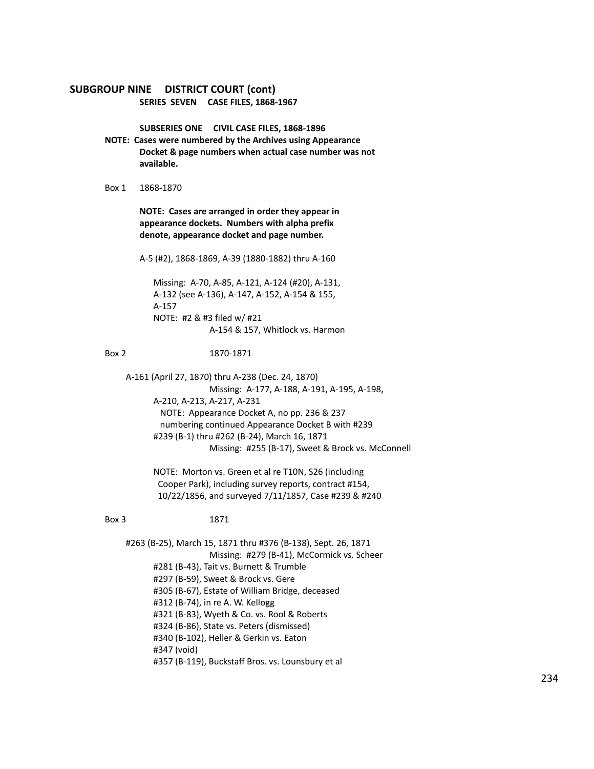## SUBGROUP NINE DISTRICT COURT (cont)

### SERIES SEVEN CASE FILES, 1868-1967

#### SUBSERIES ONE CIVIL CASE FILES, 1868-1896

**NOTE: Cases were numbered by the Archives using Appearance Docket & page numbers when actual case number was not available.**

Box 1 1868-1870

**NOTE: Cases are arranged in order they appear in appearance dockets. Numbers with alpha prefix denote, appearance docket and page number.**

A-5 (#2), 1868-1869, A-39 (1880-1882) thru A-160

Missing: A-70, A-85, A-121, A-124 (#20), A-131, A-132 (see A-136), A-147, A-152, A-154 & 155, A-157
NOTE: #2 & #3 filed w/ #21
A-154 & 157, Whitlock vs. Harmon

Box 2 1870-1871

A-161 (April 27, 1870) thru A-238 (Dec. 24, 1870)
Missing: A-177, A-188, A-191, A-195, A-198, A-210, A-213, A-217, A-231
NOTE: Appearance Docket A, no pp. 236 & 237 numbering continued Appearance Docket B with #239
#239 (B-1) thru #262 (B-24), March 16, 1871
Missing: #255 (B-17), Sweet & Brock vs. McConnell

NOTE: Morton vs. Green et al re T10N, S26 (including Cooper Park), including survey reports, contract #154, 10/22/1856, and surveyed 7/11/1857, Case #239 & #240

Box 3 1871

#263 (B-25), March 15, 1871 thru #376 (B-138), Sept. 26, 1871
Missing: #279 (B-41), McCormick vs. Scheer
#281 (B-43), Tait vs. Burnett & Trumble
#297 (B-59), Sweet & Brock vs. Gere
#305 (B-67), Estate of William Bridge, deceased
#312 (B-74), in re A. W. Kellogg
#321 (B-83), Wyeth & Co. vs. Rool & Roberts
#324 (B-86), State vs. Peters (dismissed)
#340 (B-102), Heller & Gerkin vs. Eaton
#347 (void)
#357 (B-119), Buckstaff Bros. vs. Lounsbury et al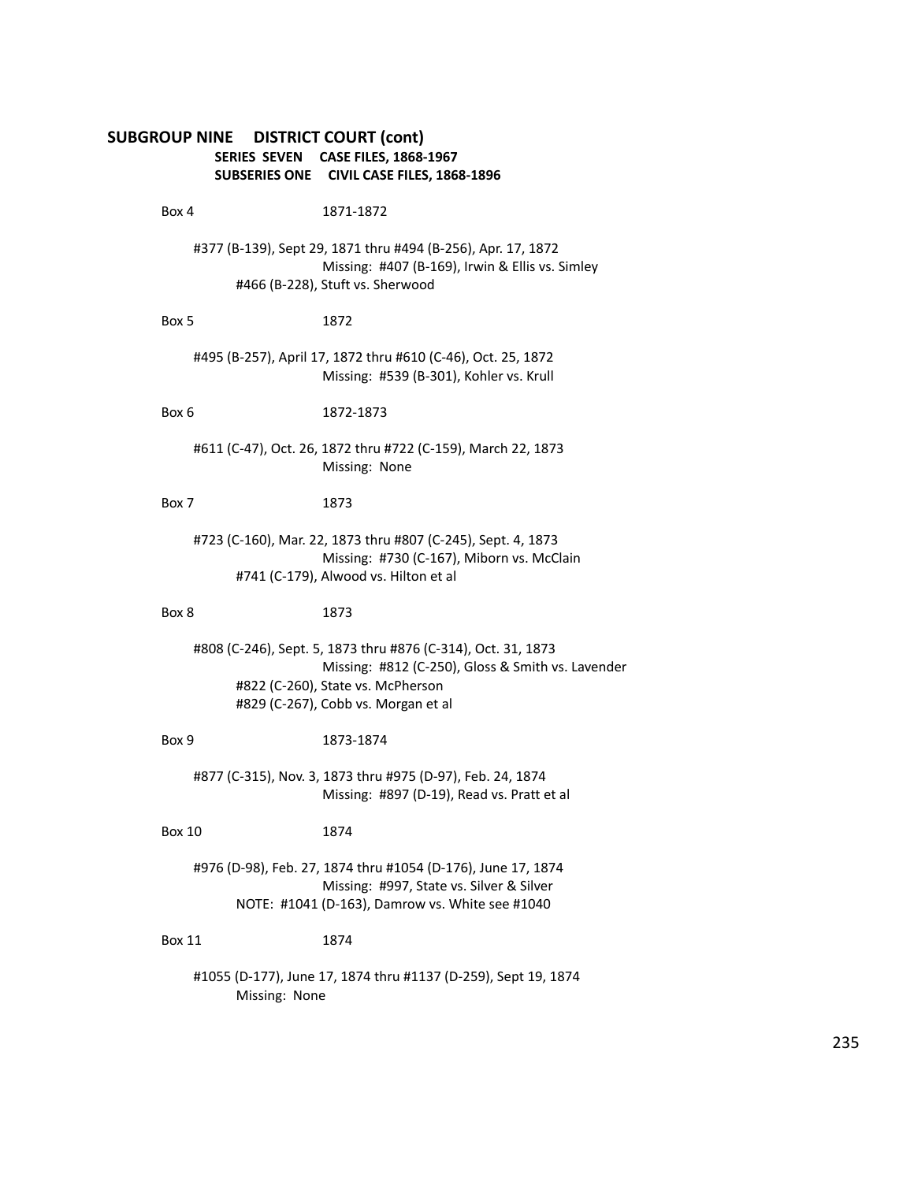## SUBGROUP NINE DISTRICT COURT (cont)

### SERIES SEVEN CASE FILES, 1868-1967

### SUBSERIES ONE CIVIL CASE FILES, 1868-1896

Box 4 1871-1872

#377 (B-139), Sept 29, 1871 thru #494 (B-256), Apr. 17, 1872
Missing: #407 (B-169), Irwin & Ellis vs. Simley
#466 (B-228), Stuft vs. Sherwood

Box 5 1872

#495 (B-257), April 17, 1872 thru #610 (C-46), Oct. 25, 1872
Missing: #539 (B-301), Kohler vs. Krull

Box 6 1872-1873

#611 (C-47), Oct. 26, 1872 thru #722 (C-159), March 22, 1873
Missing: None

Box 7 1873

#723 (C-160), Mar. 22, 1873 thru #807 (C-245), Sept. 4, 1873
Missing: #730 (C-167), Miborn vs. McClain
#741 (C-179), Alwood vs. Hilton et al

Box 8 1873

#808 (C-246), Sept. 5, 1873 thru #876 (C-314), Oct. 31, 1873
Missing: #812 (C-250), Gloss & Smith vs. Lavender
#822 (C-260), State vs. McPherson
#829 (C-267), Cobb vs. Morgan et al

Box 9 1873-1874

#877 (C-315), Nov. 3, 1873 thru #975 (D-97), Feb. 24, 1874
Missing: #897 (D-19), Read vs. Pratt et al

Box 10 1874

#976 (D-98), Feb. 27, 1874 thru #1054 (D-176), June 17, 1874
Missing: #997, State vs. Silver & Silver
NOTE: #1041 (D-163), Damrow vs. White see #1040

Box 11 1874

#1055 (D-177), June 17, 1874 thru #1137 (D-259), Sept 19, 1874
Missing: None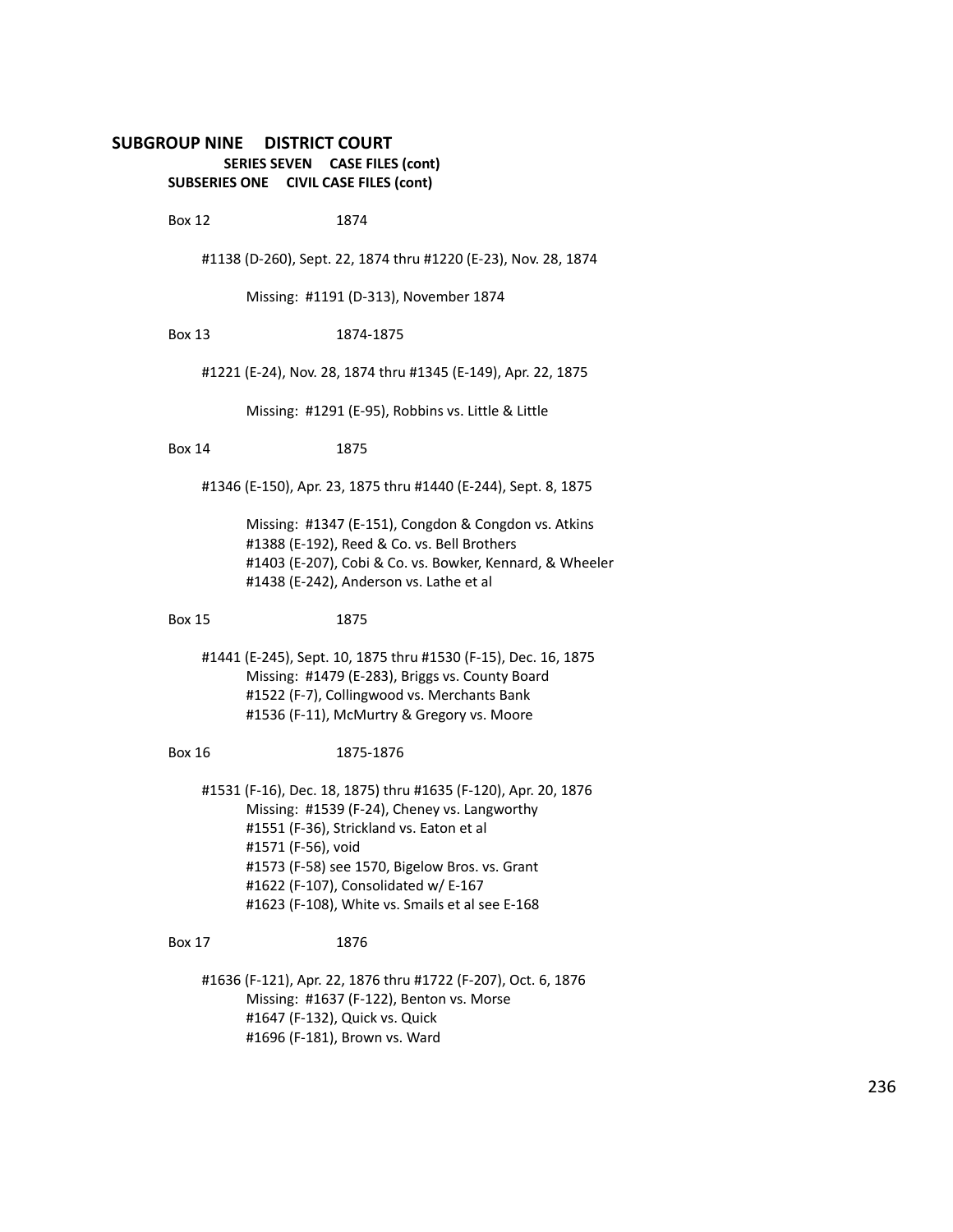## SUBGROUP NINE DISTRICT COURT

### SERIES SEVEN CASE FILES (cont)

### SUBSERIES ONE CIVIL CASE FILES (cont)

Box 12 1874

#1138 (D-260), Sept. 22, 1874 thru #1220 (E-23), Nov. 28, 1874

Missing: #1191 (D-313), November 1874

Box 13 1874-1875

#1221 (E-24), Nov. 28, 1874 thru #1345 (E-149), Apr. 22, 1875

Missing: #1291 (E-95), Robbins vs. Little & Little

Box 14 1875

#1346 (E-150), Apr. 23, 1875 thru #1440 (E-244), Sept. 8, 1875

Missing: #1347 (E-151), Congdon & Congdon vs. Atkins
#1388 (E-192), Reed & Co. vs. Bell Brothers
#1403 (E-207), Cobi & Co. vs. Bowker, Kennard, & Wheeler
#1438 (E-242), Anderson vs. Lathe et al

Box 15 1875

#1441 (E-245), Sept. 10, 1875 thru #1530 (F-15), Dec. 16, 1875
Missing: #1479 (E-283), Briggs vs. County Board
#1522 (F-7), Collingwood vs. Merchants Bank
#1536 (F-11), McMurtry & Gregory vs. Moore

Box 16 1875-1876

#1531 (F-16), Dec. 18, 1875) thru #1635 (F-120), Apr. 20, 1876
Missing: #1539 (F-24), Cheney vs. Langworthy
#1551 (F-36), Strickland vs. Eaton et al
#1571 (F-56), void
#1573 (F-58) see 1570, Bigelow Bros. vs. Grant
#1622 (F-107), Consolidated w/ E-167
#1623 (F-108), White vs. Smails et al see E-168

Box 17 1876

#1636 (F-121), Apr. 22, 1876 thru #1722 (F-207), Oct. 6, 1876
Missing: #1637 (F-122), Benton vs. Morse
#1647 (F-132), Quick vs. Quick
#1696 (F-181), Brown vs. Ward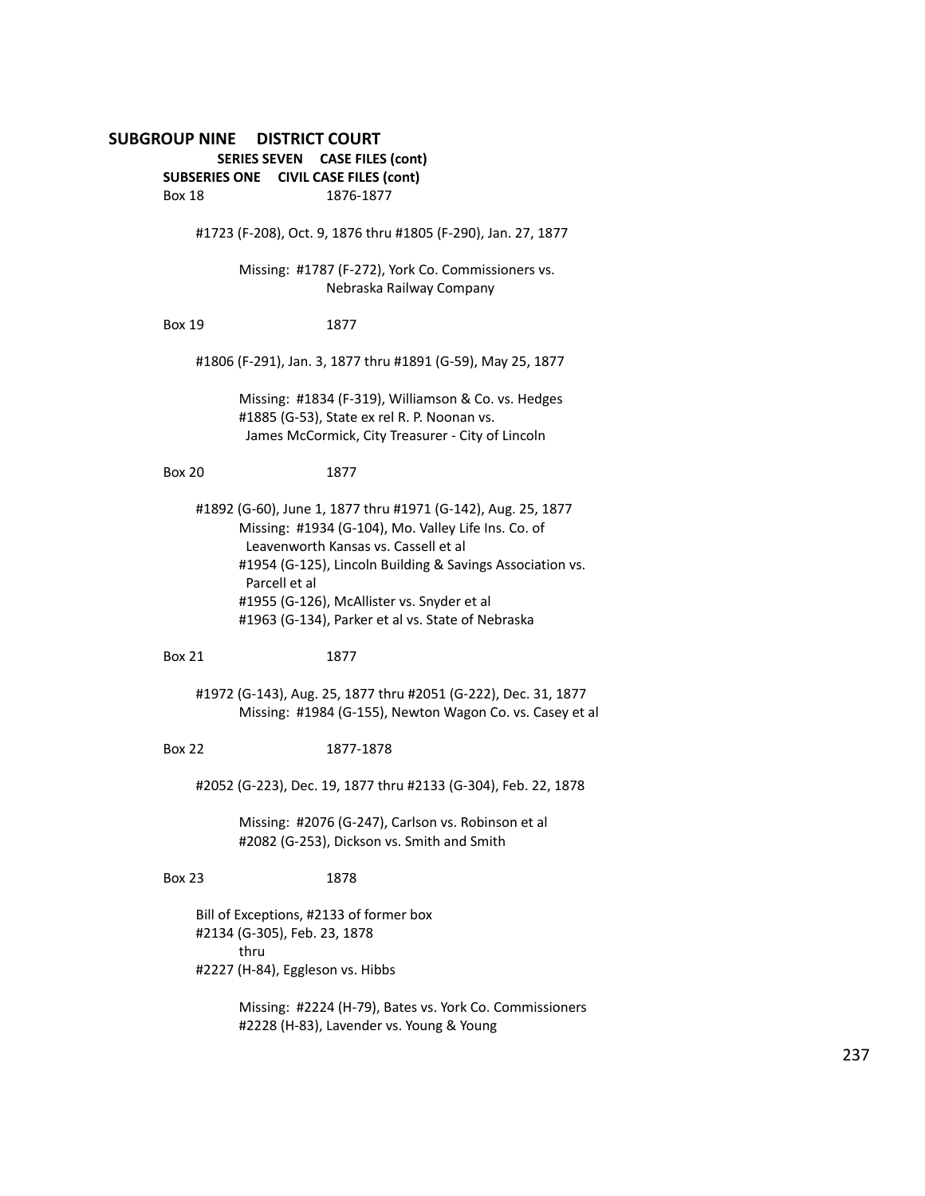## SUBGROUP NINE DISTRICT COURT

### SERIES SEVEN CASE FILES (cont)

#### SUBSERIES ONE CIVIL CASE FILES (cont)

Box 18 1876-1877

#1723 (F-208), Oct. 9, 1876 thru #1805 (F-290), Jan. 27, 1877

Missing: #1787 (F-272), York Co. Commissioners vs. Nebraska Railway Company

Box 19 1877

#1806 (F-291), Jan. 3, 1877 thru #1891 (G-59), May 25, 1877

Missing: #1834 (F-319), Williamson & Co. vs. Hedges
#1885 (G-53), State ex rel R. P. Noonan vs. James McCormick, City Treasurer - City of Lincoln

Box 20 1877

#1892 (G-60), June 1, 1877 thru #1971 (G-142), Aug. 25, 1877

Missing: #1934 (G-104), Mo. Valley Life Ins. Co. of Leavenworth Kansas vs. Cassell et al
#1954 (G-125), Lincoln Building & Savings Association vs. Parcell et al
#1955 (G-126), McAllister vs. Snyder et al
#1963 (G-134), Parker et al vs. State of Nebraska

Box 21 1877

#1972 (G-143), Aug. 25, 1877 thru #2051 (G-222), Dec. 31, 1877

Missing: #1984 (G-155), Newton Wagon Co. vs. Casey et al

Box 22 1877-1878

#2052 (G-223), Dec. 19, 1877 thru #2133 (G-304), Feb. 22, 1878

Missing: #2076 (G-247), Carlson vs. Robinson et al
#2082 (G-253), Dickson vs. Smith and Smith

Box 23 1878

Bill of Exceptions, #2133 of former box
#2134 (G-305), Feb. 23, 1878
thru
#2227 (H-84), Eggleson vs. Hibbs

Missing: #2224 (H-79), Bates vs. York Co. Commissioners
#2228 (H-83), Lavender vs. Young & Young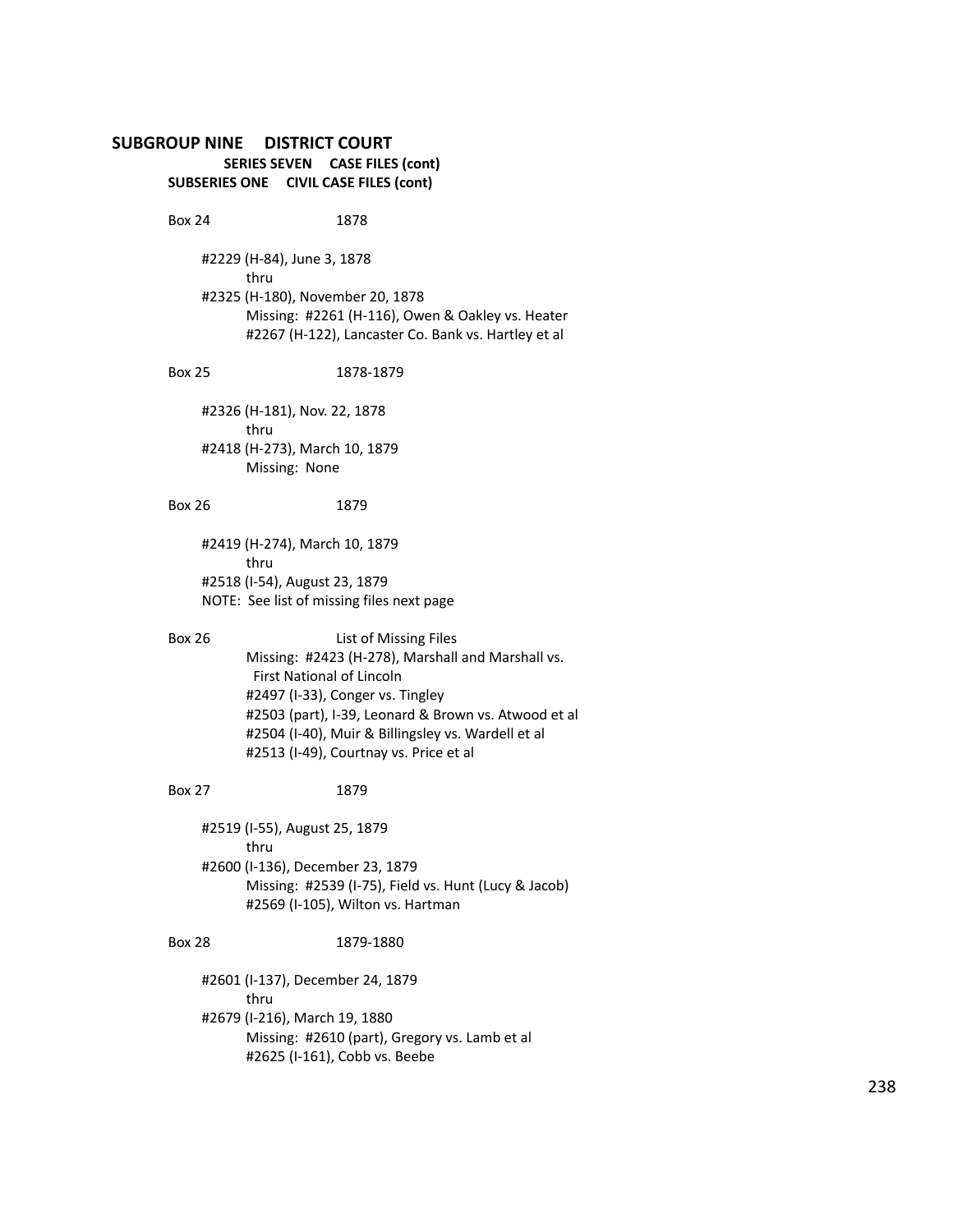## SUBGROUP NINE DISTRICT COURT

### SERIES SEVEN CASE FILES (cont)

### SUBSERIES ONE CIVIL CASE FILES (cont)

Box 24 1878

#2229 (H-84), June 3, 1878
thru
#2325 (H-180), November 20, 1878
Missing: #2261 (H-116), Owen & Oakley vs. Heater
#2267 (H-122), Lancaster Co. Bank vs. Hartley et al

Box 25 1878-1879

#2326 (H-181), Nov. 22, 1878
thru
#2418 (H-273), March 10, 1879
Missing: None

Box 26 1879

#2419 (H-274), March 10, 1879
thru
#2518 (I-54), August 23, 1879
NOTE: See list of missing files next page

Box 26 List of Missing Files

Missing: #2423 (H-278), Marshall and Marshall vs. First National of Lincoln
#2497 (I-33), Conger vs. Tingley
#2503 (part), I-39, Leonard & Brown vs. Atwood et al
#2504 (I-40), Muir & Billingsley vs. Wardell et al
#2513 (I-49), Courtnay vs. Price et al

Box 27 1879

#2519 (I-55), August 25, 1879
thru
#2600 (I-136), December 23, 1879
Missing: #2539 (I-75), Field vs. Hunt (Lucy & Jacob)
#2569 (I-105), Wilton vs. Hartman

Box 28 1879-1880

#2601 (I-137), December 24, 1879
thru
#2679 (I-216), March 19, 1880
Missing: #2610 (part), Gregory vs. Lamb et al
#2625 (I-161), Cobb vs. Beebe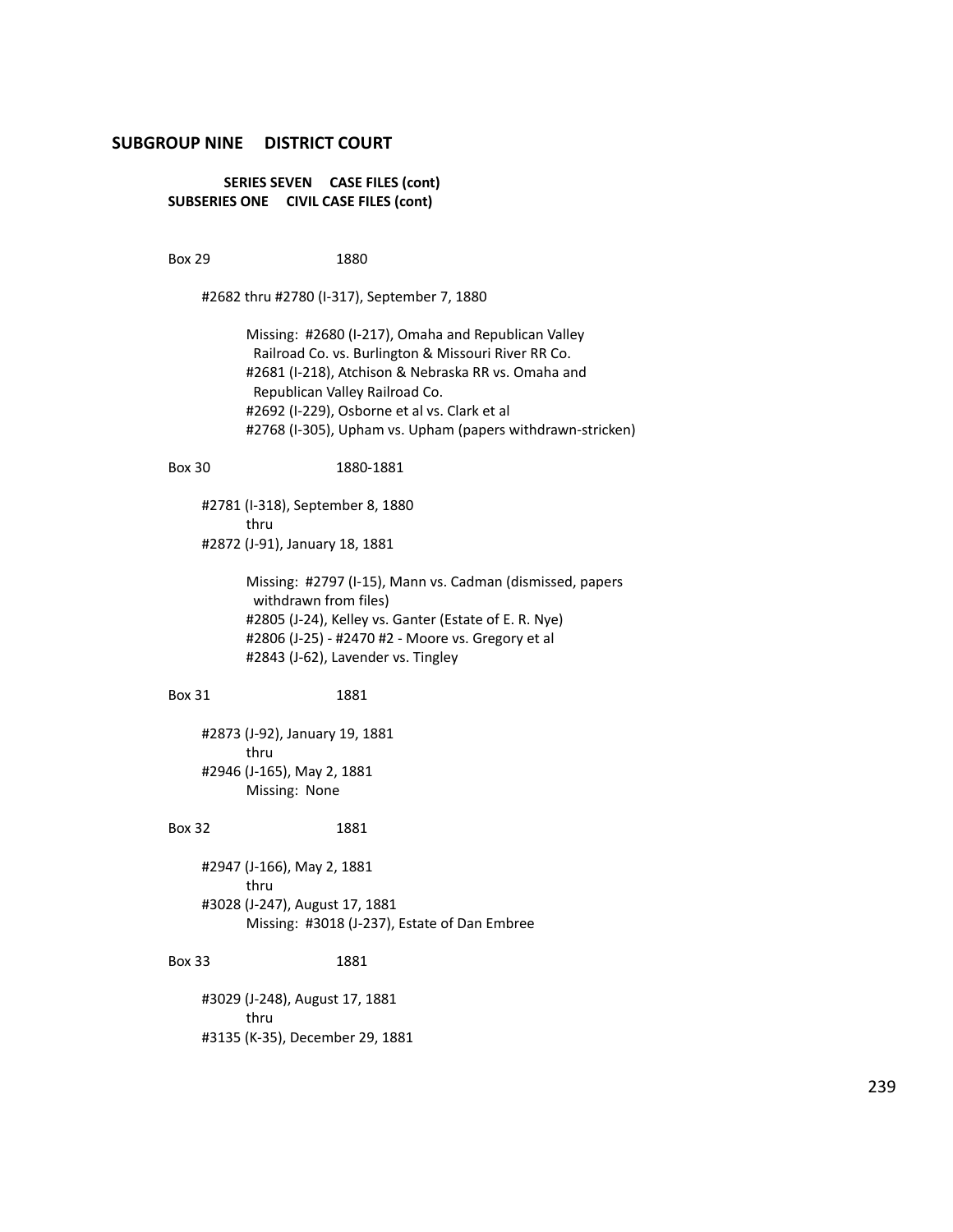## SUBGROUP NINE DISTRICT COURT

### SERIES SEVEN CASE FILES (cont)

### SUBSERIES ONE CIVIL CASE FILES (cont)

Box 29 1880

#2682 thru #2780 (I-317), September 7, 1880

Missing: #2680 (I-217), Omaha and Republican Valley Railroad Co. vs. Burlington & Missouri River RR Co.
#2681 (I-218), Atchison & Nebraska RR vs. Omaha and Republican Valley Railroad Co.
#2692 (I-229), Osborne et al vs. Clark et al
#2768 (I-305), Upham vs. Upham (papers withdrawn-stricken)

Box 30 1880-1881

#2781 (I-318), September 8, 1880
thru
#2872 (J-91), January 18, 1881

Missing: #2797 (I-15), Mann vs. Cadman (dismissed, papers withdrawn from files)
#2805 (J-24), Kelley vs. Ganter (Estate of E. R. Nye)
#2806 (J-25) - #2470 #2 - Moore vs. Gregory et al
#2843 (J-62), Lavender vs. Tingley

Box 31 1881

#2873 (J-92), January 19, 1881
thru
#2946 (J-165), May 2, 1881
Missing: None

Box 32 1881

#2947 (J-166), May 2, 1881
thru
#3028 (J-247), August 17, 1881
Missing: #3018 (J-237), Estate of Dan Embree

Box 33 1881

#3029 (J-248), August 17, 1881
thru
#3135 (K-35), December 29, 1881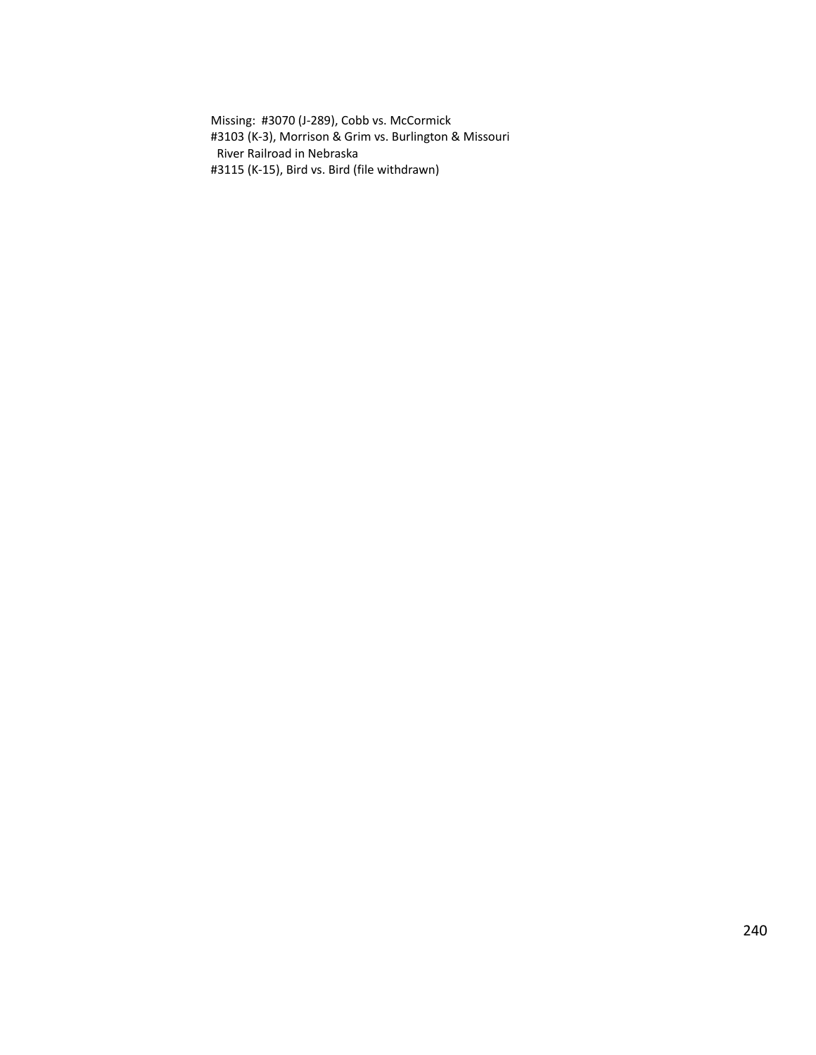Missing: #3070 (J-289), Cobb vs. McCormick
#3103 (K-3), Morrison & Grim vs. Burlington & Missouri
River Railroad in Nebraska
#3115 (K-15), Bird vs. Bird (file withdrawn)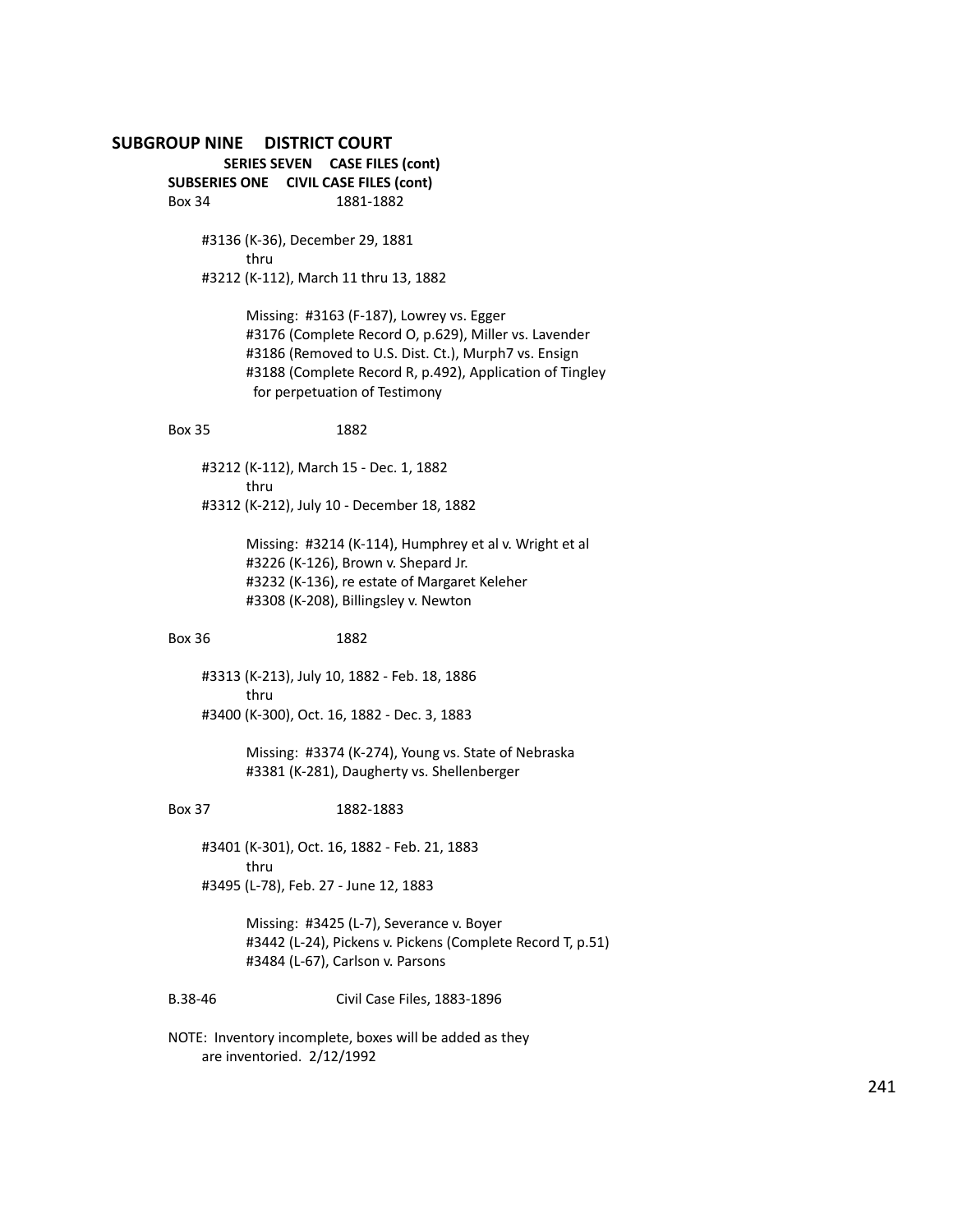# SUBGROUP NINE DISTRICT COURT

## SERIES SEVEN CASE FILES (cont)

### SUBSERIES ONE CIVIL CASE FILES (cont)

Box 34 1881-1882

#3136 (K-36), December 29, 1881
thru
#3212 (K-112), March 11 thru 13, 1882

Missing: #3163 (F-187), Lowrey vs. Egger
#3176 (Complete Record O, p.629), Miller vs. Lavender
#3186 (Removed to U.S. Dist. Ct.), Murph7 vs. Ensign
#3188 (Complete Record R, p.492), Application of Tingley for perpetuation of Testimony

Box 35 1882

#3212 (K-112), March 15 - Dec. 1, 1882
thru
#3312 (K-212), July 10 - December 18, 1882

Missing: #3214 (K-114), Humphrey et al v. Wright et al
#3226 (K-126), Brown v. Shepard Jr.
#3232 (K-136), re estate of Margaret Keleher
#3308 (K-208), Billingsley v. Newton

Box 36 1882

#3313 (K-213), July 10, 1882 - Feb. 18, 1886
thru
#3400 (K-300), Oct. 16, 1882 - Dec. 3, 1883

Missing: #3374 (K-274), Young vs. State of Nebraska
#3381 (K-281), Daugherty vs. Shellenberger

Box 37 1882-1883

#3401 (K-301), Oct. 16, 1882 - Feb. 21, 1883
thru
#3495 (L-78), Feb. 27 - June 12, 1883

Missing: #3425 (L-7), Severance v. Boyer
#3442 (L-24), Pickens v. Pickens (Complete Record T, p.51)
#3484 (L-67), Carlson v. Parsons

B.38-46 Civil Case Files, 1883-1896

NOTE: Inventory incomplete, boxes will be added as they are inventoried. 2/12/1992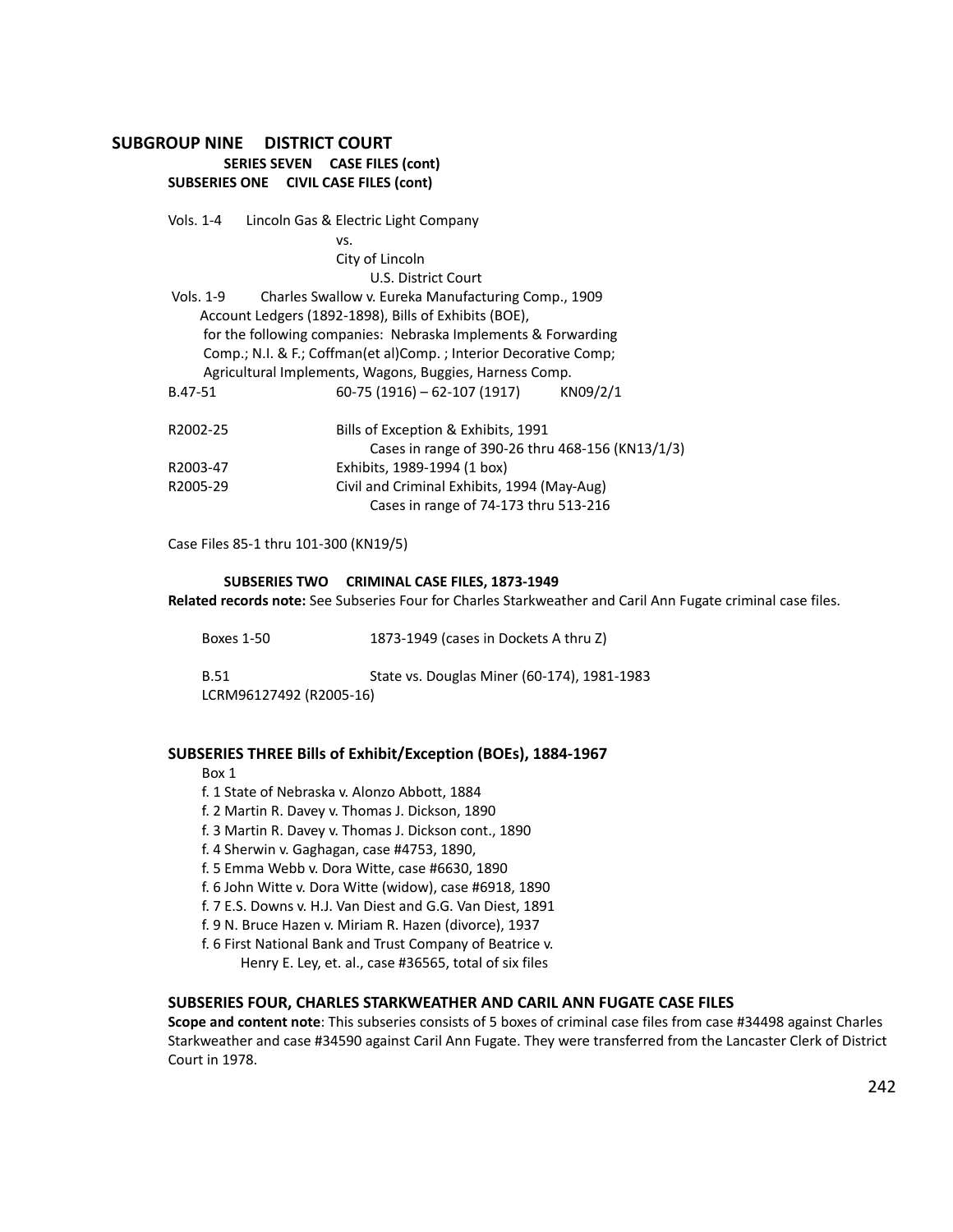## SUBGROUP NINE DISTRICT COURT

### SERIES SEVEN CASE FILES (cont)

### SUBSERIES ONE CIVIL CASE FILES (cont)

Vols. 1-4 Lincoln Gas & Electric Light Company
vs.
City of Lincoln
U.S. District Court

Vols. 1-9 Charles Swallow v. Eureka Manufacturing Comp., 1909
Account Ledgers (1892-1898), Bills of Exhibits (BOE),
for the following companies: Nebraska Implements & Forwarding
Comp.; N.I. & F.; Coffman(et al)Comp. ; Interior Decorative Comp;
Agricultural Implements, Wagons, Buggies, Harness Comp.

B.47-51 60-75 (1916) – 62-107 (1917) KN09/2/1

R2002-25 Bills of Exception & Exhibits, 1991
Cases in range of 390-26 thru 468-156 (KN13/1/3)

R2003-47 Exhibits, 1989-1994 (1 box)

R2005-29 Civil and Criminal Exhibits, 1994 (May-Aug)
Cases in range of 74-173 thru 513-216

Case Files 85-1 thru 101-300 (KN19/5)

### SUBSERIES TWO CRIMINAL CASE FILES, 1873-1949

**Related records note:** See Subseries Four for Charles Starkweather and Caril Ann Fugate criminal case files.

Boxes 1-50 1873-1949 (cases in Dockets A thru Z)

B.51 State vs. Douglas Miner (60-174), 1981-1983
LCRM96127492 (R2005-16)

### SUBSERIES THREE Bills of Exhibit/Exception (BOEs), 1884-1967

Box 1

- f. 1 State of Nebraska v. Alonzo Abbott, 1884
- f. 2 Martin R. Davey v. Thomas J. Dickson, 1890
- f. 3 Martin R. Davey v. Thomas J. Dickson cont., 1890
- f. 4 Sherwin v. Gaghagan, case #4753, 1890,
- f. 5 Emma Webb v. Dora Witte, case #6630, 1890
- f. 6 John Witte v. Dora Witte (widow), case #6918, 1890
- f. 7 E.S. Downs v. H.J. Van Diest and G.G. Van Diest, 1891
- f. 9 N. Bruce Hazen v. Miriam R. Hazen (divorce), 1937
- f. 6 First National Bank and Trust Company of Beatrice v.
  Henry E. Ley, et. al., case #36565, total of six files

### SUBSERIES FOUR, CHARLES STARKWEATHER AND CARIL ANN FUGATE CASE FILES

**Scope and content note**: This subseries consists of 5 boxes of criminal case files from case #34498 against Charles Starkweather and case #34590 against Caril Ann Fugate. They were transferred from the Lancaster Clerk of District Court in 1978.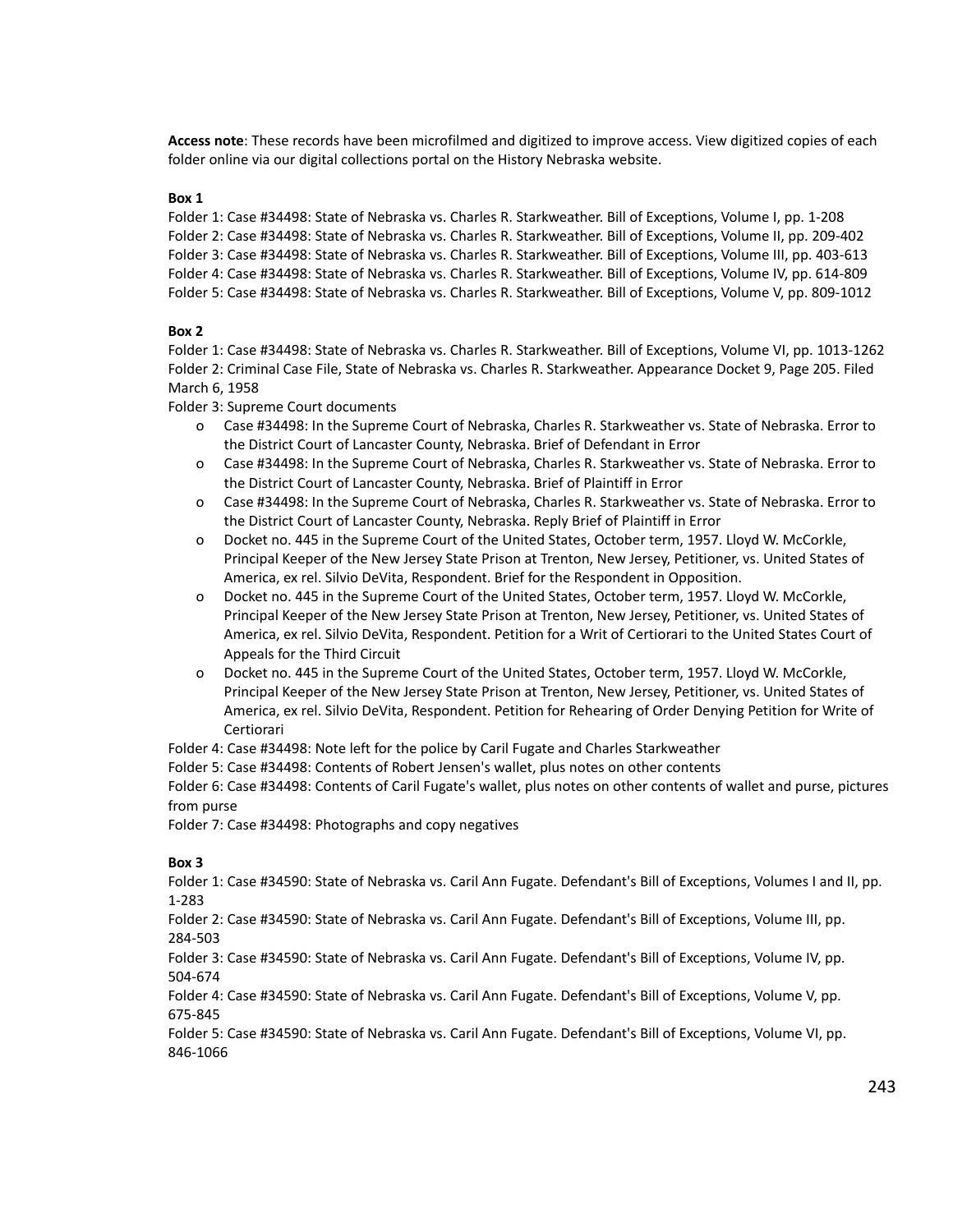**Access note**: These records have been microfilmed and digitized to improve access. View digitized copies of each folder online via our digital collections portal on the History Nebraska website.

**Box 1**

Folder 1: Case #34498: State of Nebraska vs. Charles R. Starkweather. Bill of Exceptions, Volume I, pp. 1-208
Folder 2: Case #34498: State of Nebraska vs. Charles R. Starkweather. Bill of Exceptions, Volume II, pp. 209-402
Folder 3: Case #34498: State of Nebraska vs. Charles R. Starkweather. Bill of Exceptions, Volume III, pp. 403-613
Folder 4: Case #34498: State of Nebraska vs. Charles R. Starkweather. Bill of Exceptions, Volume IV, pp. 614-809
Folder 5: Case #34498: State of Nebraska vs. Charles R. Starkweather. Bill of Exceptions, Volume V, pp. 809-1012

**Box 2**

Folder 1: Case #34498: State of Nebraska vs. Charles R. Starkweather. Bill of Exceptions, Volume VI, pp. 1013-1262
Folder 2: Criminal Case File, State of Nebraska vs. Charles R. Starkweather. Appearance Docket 9, Page 205. Filed March 6, 1958
Folder 3: Supreme Court documents

- Case #34498: In the Supreme Court of Nebraska, Charles R. Starkweather vs. State of Nebraska. Error to the District Court of Lancaster County, Nebraska. Brief of Defendant in Error
- Case #34498: In the Supreme Court of Nebraska, Charles R. Starkweather vs. State of Nebraska. Error to the District Court of Lancaster County, Nebraska. Brief of Plaintiff in Error
- Case #34498: In the Supreme Court of Nebraska, Charles R. Starkweather vs. State of Nebraska. Error to the District Court of Lancaster County, Nebraska. Reply Brief of Plaintiff in Error
- Docket no. 445 in the Supreme Court of the United States, October term, 1957. Lloyd W. McCorkle, Principal Keeper of the New Jersey State Prison at Trenton, New Jersey, Petitioner, vs. United States of America, ex rel. Silvio DeVita, Respondent. Brief for the Respondent in Opposition.
- Docket no. 445 in the Supreme Court of the United States, October term, 1957. Lloyd W. McCorkle, Principal Keeper of the New Jersey State Prison at Trenton, New Jersey, Petitioner, vs. United States of America, ex rel. Silvio DeVita, Respondent. Petition for a Writ of Certiorari to the United States Court of Appeals for the Third Circuit
- Docket no. 445 in the Supreme Court of the United States, October term, 1957. Lloyd W. McCorkle, Principal Keeper of the New Jersey State Prison at Trenton, New Jersey, Petitioner, vs. United States of America, ex rel. Silvio DeVita, Respondent. Petition for Rehearing of Order Denying Petition for Write of Certiorari

Folder 4: Case #34498: Note left for the police by Caril Fugate and Charles Starkweather
Folder 5: Case #34498: Contents of Robert Jensen's wallet, plus notes on other contents
Folder 6: Case #34498: Contents of Caril Fugate's wallet, plus notes on other contents of wallet and purse, pictures from purse
Folder 7: Case #34498: Photographs and copy negatives

**Box 3**

Folder 1: Case #34590: State of Nebraska vs. Caril Ann Fugate. Defendant's Bill of Exceptions, Volumes I and II, pp. 1-283
Folder 2: Case #34590: State of Nebraska vs. Caril Ann Fugate. Defendant's Bill of Exceptions, Volume III, pp. 284-503
Folder 3: Case #34590: State of Nebraska vs. Caril Ann Fugate. Defendant's Bill of Exceptions, Volume IV, pp. 504-674
Folder 4: Case #34590: State of Nebraska vs. Caril Ann Fugate. Defendant's Bill of Exceptions, Volume V, pp. 675-845
Folder 5: Case #34590: State of Nebraska vs. Caril Ann Fugate. Defendant's Bill of Exceptions, Volume VI, pp. 846-1066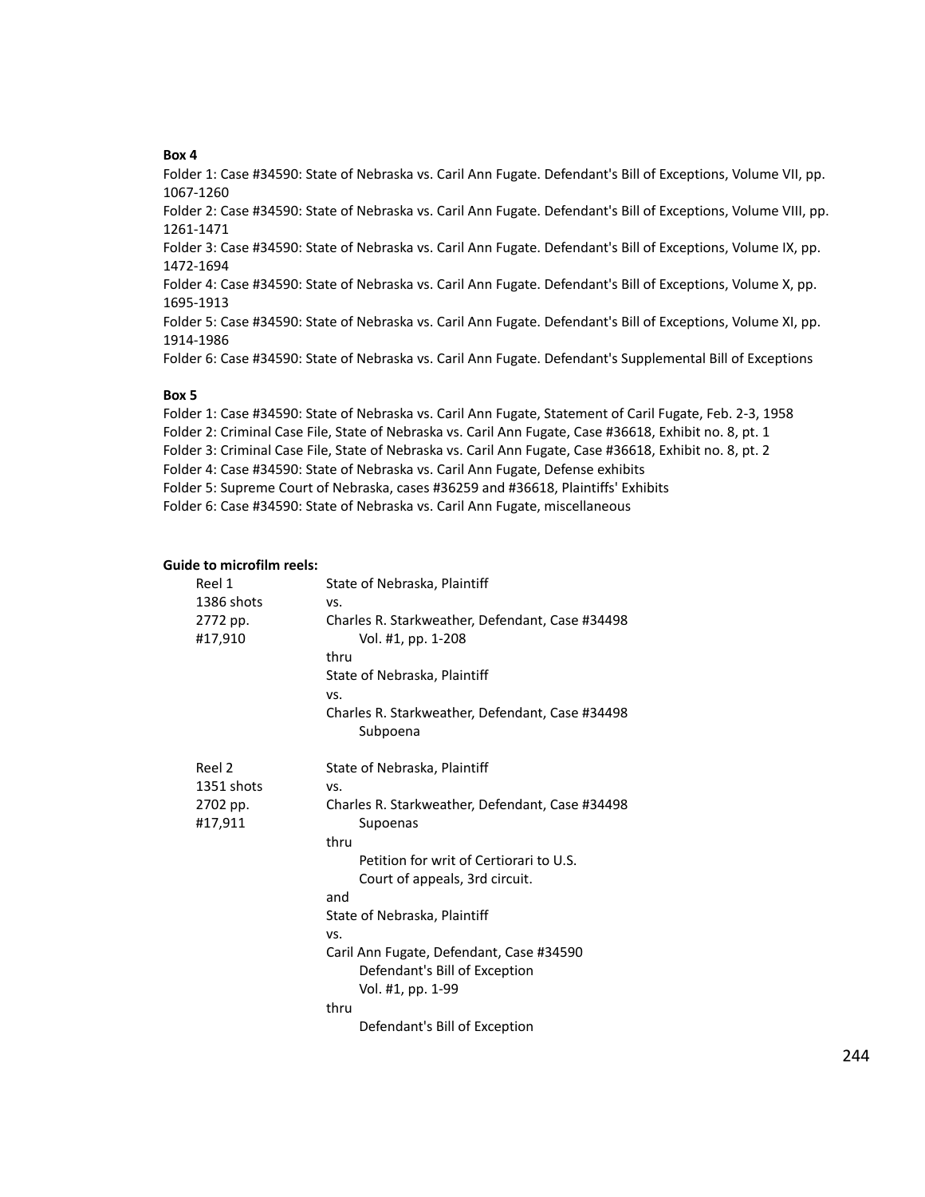**Box 4**

Folder 1: Case #34590: State of Nebraska vs. Caril Ann Fugate. Defendant's Bill of Exceptions, Volume VII, pp. 1067-1260

Folder 2: Case #34590: State of Nebraska vs. Caril Ann Fugate. Defendant's Bill of Exceptions, Volume VIII, pp. 1261-1471

Folder 3: Case #34590: State of Nebraska vs. Caril Ann Fugate. Defendant's Bill of Exceptions, Volume IX, pp. 1472-1694

Folder 4: Case #34590: State of Nebraska vs. Caril Ann Fugate. Defendant's Bill of Exceptions, Volume X, pp. 1695-1913

Folder 5: Case #34590: State of Nebraska vs. Caril Ann Fugate. Defendant's Bill of Exceptions, Volume XI, pp. 1914-1986

Folder 6: Case #34590: State of Nebraska vs. Caril Ann Fugate. Defendant's Supplemental Bill of Exceptions

**Box 5**

Folder 1: Case #34590: State of Nebraska vs. Caril Ann Fugate, Statement of Caril Fugate, Feb. 2-3, 1958

Folder 2: Criminal Case File, State of Nebraska vs. Caril Ann Fugate, Case #36618, Exhibit no. 8, pt. 1

Folder 3: Criminal Case File, State of Nebraska vs. Caril Ann Fugate, Case #36618, Exhibit no. 8, pt. 2

Folder 4: Case #34590: State of Nebraska vs. Caril Ann Fugate, Defense exhibits

Folder 5: Supreme Court of Nebraska, cases #36259 and #36618, Plaintiffs' Exhibits

Folder 6: Case #34590: State of Nebraska vs. Caril Ann Fugate, miscellaneous

**Guide to microfilm reels:**

Reel 1
1386 shots
2772 pp.
#17,910

State of Nebraska, Plaintiff
vs.
Charles R. Starkweather, Defendant, Case #34498
Vol. #1, pp. 1-208
thru
State of Nebraska, Plaintiff
vs.
Charles R. Starkweather, Defendant, Case #34498
Subpoena

Reel 2
1351 shots
2702 pp.
#17,911

State of Nebraska, Plaintiff
vs.
Charles R. Starkweather, Defendant, Case #34498
Supoenas
thru
Petition for writ of Certiorari to U.S. Court of appeals, 3rd circuit.
and
State of Nebraska, Plaintiff
vs.
Caril Ann Fugate, Defendant, Case #34590
Defendant's Bill of Exception
Vol. #1, pp. 1-99
thru
Defendant's Bill of Exception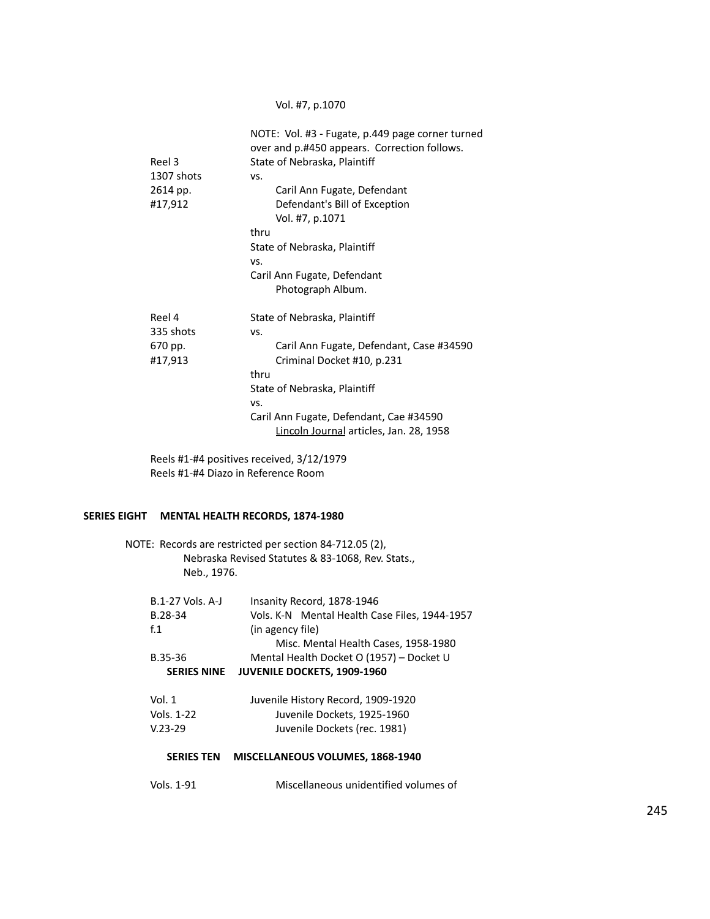Vol. #7, p.1070

NOTE: Vol. #3 - Fugate, p.449 page corner turned over and p.#450 appears. Correction follows.

| | |
|---|---|
| Reel 3 | State of Nebraska, Plaintiff |
| 1307 shots | vs. |
| 2614 pp. | Caril Ann Fugate, Defendant |
| #17,912 | Defendant's Bill of Exception |
| | Vol. #7, p.1071 |
| | thru |
| | State of Nebraska, Plaintiff |
| | vs. |
| | Caril Ann Fugate, Defendant |
| | Photograph Album. |
| Reel 4 | State of Nebraska, Plaintiff |
| 335 shots | vs. |
| 670 pp. | Caril Ann Fugate, Defendant, Case #34590 |
| #17,913 | Criminal Docket #10, p.231 |
| | thru |
| | State of Nebraska, Plaintiff |
| | vs. |
| | Caril Ann Fugate, Defendant, Cae #34590 |
| | Lincoln Journal articles, Jan. 28, 1958 |

Reels #1-#4 positives received, 3/12/1979
Reels #1-#4 Diazo in Reference Room

**SERIES EIGHT MENTAL HEALTH RECORDS, 1874-1980**

NOTE: Records are restricted per section 84-712.05 (2), Nebraska Revised Statutes & 83-1068, Rev. Stats., Neb., 1976.

| | |
|---|---|
| B.1-27 Vols. A-J | Insanity Record, 1878-1946 |
| B.28-34 | Vols. K-N Mental Health Case Files, 1944-1957 |
| f.1 | (in agency file) |
| | Misc. Mental Health Cases, 1958-1980 |
| B.35-36 | Mental Health Docket O (1957) – Docket U |

**SERIES NINE JUVENILE DOCKETS, 1909-1960**

| | |
|---|---|
| Vol. 1 | Juvenile History Record, 1909-1920 |
| Vols. 1-22 | Juvenile Dockets, 1925-1960 |
| V.23-29 | Juvenile Dockets (rec. 1981) |

**SERIES TEN MISCELLANEOUS VOLUMES, 1868-1940**

| | |
|---|---|
| Vols. 1-91 | Miscellaneous unidentified volumes of |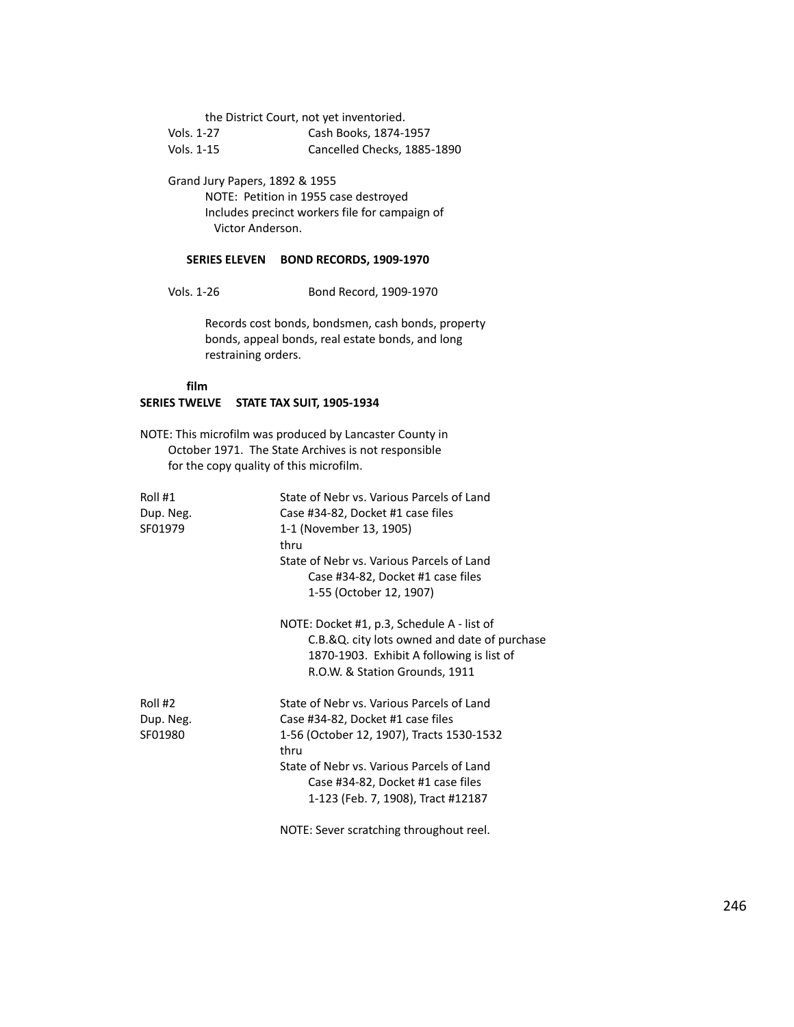the District Court, not yet inventoried.

| | |
|---|---|
| Vols. 1-27 | Cash Books, 1874-1957 |
| Vols. 1-15 | Cancelled Checks, 1885-1890 |

Grand Jury Papers, 1892 & 1955

NOTE: Petition in 1955 case destroyed
Includes precinct workers file for campaign of Victor Anderson.

**SERIES ELEVEN BOND RECORDS, 1909-1970**

| | |
|---|---|
| Vols. 1-26 | Bond Record, 1909-1970 |

Records cost bonds, bondsmen, cash bonds, property bonds, appeal bonds, real estate bonds, and long restraining orders.

**film**

**SERIES TWELVE STATE TAX SUIT, 1905-1934**

NOTE: This microfilm was produced by Lancaster County in October 1971. The State Archives is not responsible for the copy quality of this microfilm.

Roll #1
Dup. Neg.
SF01979

State of Nebr vs. Various Parcels of Land
Case #34-82, Docket #1 case files
1-1 (November 13, 1905)
thru
State of Nebr vs. Various Parcels of Land
Case #34-82, Docket #1 case files
1-55 (October 12, 1907)

NOTE: Docket #1, p.3, Schedule A - list of C.B.&Q. city lots owned and date of purchase 1870-1903. Exhibit A following is list of R.O.W. & Station Grounds, 1911

Roll #2
Dup. Neg.
SF01980

State of Nebr vs. Various Parcels of Land
Case #34-82, Docket #1 case files
1-56 (October 12, 1907), Tracts 1530-1532
thru
State of Nebr vs. Various Parcels of Land
Case #34-82, Docket #1 case files
1-123 (Feb. 7, 1908), Tract #12187

NOTE: Sever scratching throughout reel.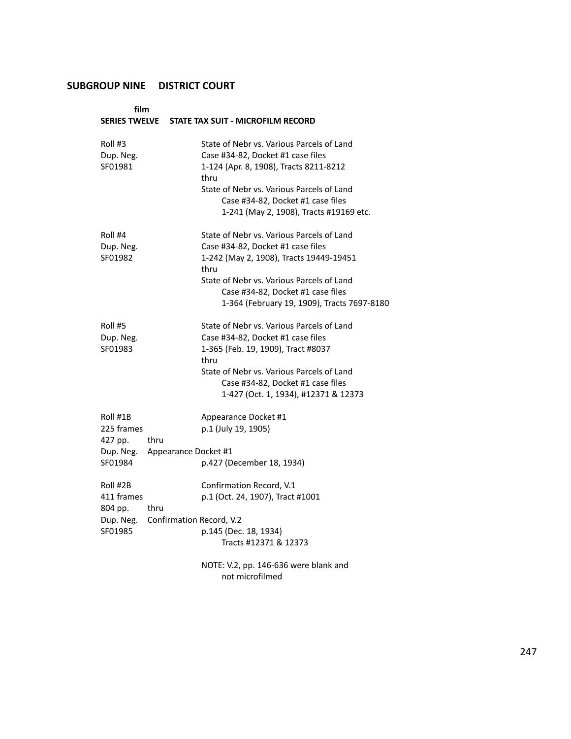## SUBGROUP NINE DISTRICT COURT

**film**
**SERIES TWELVE STATE TAX SUIT - MICROFILM RECORD**

| | |
|---|---|
| Roll #3<br>Dup. Neg.<br>SF01981 | State of Nebr vs. Various Parcels of Land<br>Case #34-82, Docket #1 case files<br>1-124 (Apr. 8, 1908), Tracts 8211-8212<br>thru<br>State of Nebr vs. Various Parcels of Land<br>Case #34-82, Docket #1 case files<br>1-241 (May 2, 1908), Tracts #19169 etc. |
| Roll #4<br>Dup. Neg.<br>SF01982 | State of Nebr vs. Various Parcels of Land<br>Case #34-82, Docket #1 case files<br>1-242 (May 2, 1908), Tracts 19449-19451<br>thru<br>State of Nebr vs. Various Parcels of Land<br>Case #34-82, Docket #1 case files<br>1-364 (February 19, 1909), Tracts 7697-8180 |
| Roll #5<br>Dup. Neg.<br>SF01983 | State of Nebr vs. Various Parcels of Land<br>Case #34-82, Docket #1 case files<br>1-365 (Feb. 19, 1909), Tract #8037<br>thru<br>State of Nebr vs. Various Parcels of Land<br>Case #34-82, Docket #1 case files<br>1-427 (Oct. 1, 1934), #12371 & 12373 |
| Roll #1B<br>225 frames<br>427 pp.<br>Dup. Neg.<br>SF01984 | Appearance Docket #1<br>p.1 (July 19, 1905)<br>thru<br>Appearance Docket #1<br>p.427 (December 18, 1934) |
| Roll #2B<br>411 frames<br>804 pp.<br>Dup. Neg.<br>SF01985 | Confirmation Record, V.1<br>p.1 (Oct. 24, 1907), Tract #1001<br>thru<br>Confirmation Record, V.2<br>p.145 (Dec. 18, 1934)<br>Tracts #12371 & 12373<br><br>NOTE: V.2, pp. 146-636 were blank and not microfilmed |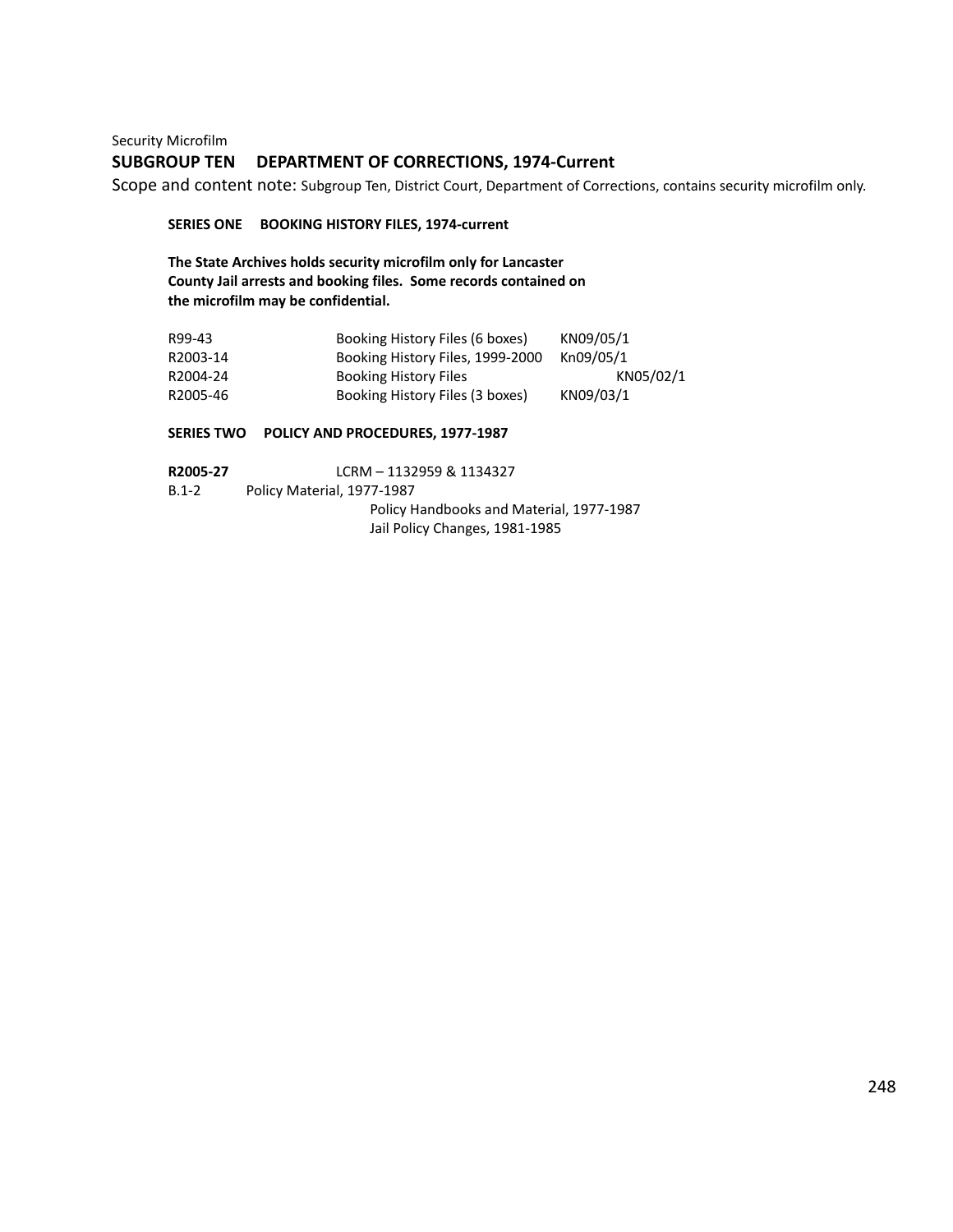Security Microfilm

## SUBGROUP TEN DEPARTMENT OF CORRECTIONS, 1974-Current

Scope and content note: Subgroup Ten, District Court, Department of Corrections, contains security microfilm only.

### SERIES ONE BOOKING HISTORY FILES, 1974-current

**The State Archives holds security microfilm only for Lancaster County Jail arrests and booking files. Some records contained on the microfilm may be confidential.**

| | | |
|---|---|---|
| R99-43 | Booking History Files (6 boxes) | KN09/05/1 |
| R2003-14 | Booking History Files, 1999-2000 | Kn09/05/1 |
| R2004-24 | Booking History Files | KN05/02/1 |
| R2005-46 | Booking History Files (3 boxes) | KN09/03/1 |

### SERIES TWO POLICY AND PROCEDURES, 1977-1987

**R2005-27** LCRM – 1132959 & 1134327

B.1-2 Policy Material, 1977-1987

Policy Handbooks and Material, 1977-1987

Jail Policy Changes, 1981-1985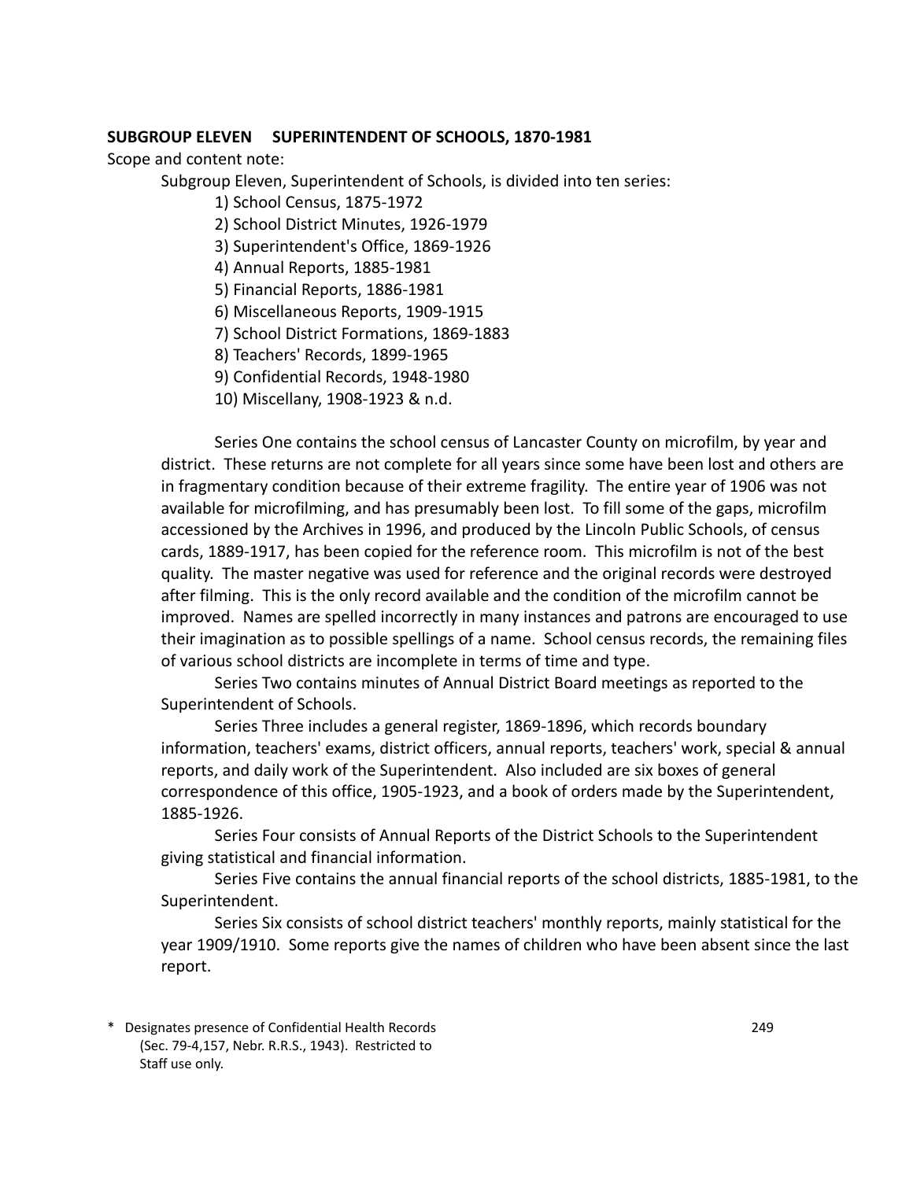**SUBGROUP ELEVEN SUPERINTENDENT OF SCHOOLS, 1870-1981**

Scope and content note:

Subgroup Eleven, Superintendent of Schools, is divided into ten series:

1) School Census, 1875-1972
2) School District Minutes, 1926-1979
3) Superintendent's Office, 1869-1926
4) Annual Reports, 1885-1981
5) Financial Reports, 1886-1981
6) Miscellaneous Reports, 1909-1915
7) School District Formations, 1869-1883
8) Teachers' Records, 1899-1965
9) Confidential Records, 1948-1980
10) Miscellany, 1908-1923 & n.d.

Series One contains the school census of Lancaster County on microfilm, by year and district. These returns are not complete for all years since some have been lost and others are in fragmentary condition because of their extreme fragility. The entire year of 1906 was not available for microfilming, and has presumably been lost. To fill some of the gaps, microfilm accessioned by the Archives in 1996, and produced by the Lincoln Public Schools, of census cards, 1889-1917, has been copied for the reference room. This microfilm is not of the best quality. The master negative was used for reference and the original records were destroyed after filming. This is the only record available and the condition of the microfilm cannot be improved. Names are spelled incorrectly in many instances and patrons are encouraged to use their imagination as to possible spellings of a name. School census records, the remaining files of various school districts are incomplete in terms of time and type.

Series Two contains minutes of Annual District Board meetings as reported to the Superintendent of Schools.

Series Three includes a general register, 1869-1896, which records boundary information, teachers' exams, district officers, annual reports, teachers' work, special & annual reports, and daily work of the Superintendent. Also included are six boxes of general correspondence of this office, 1905-1923, and a book of orders made by the Superintendent, 1885-1926.

Series Four consists of Annual Reports of the District Schools to the Superintendent giving statistical and financial information.

Series Five contains the annual financial reports of the school districts, 1885-1981, to the Superintendent.

Series Six consists of school district teachers' monthly reports, mainly statistical for the year 1909/1910. Some reports give the names of children who have been absent since the last report.

\* Designates presence of Confidential Health Records (Sec. 79-4,157, Nebr. R.R.S., 1943). Restricted to Staff use only.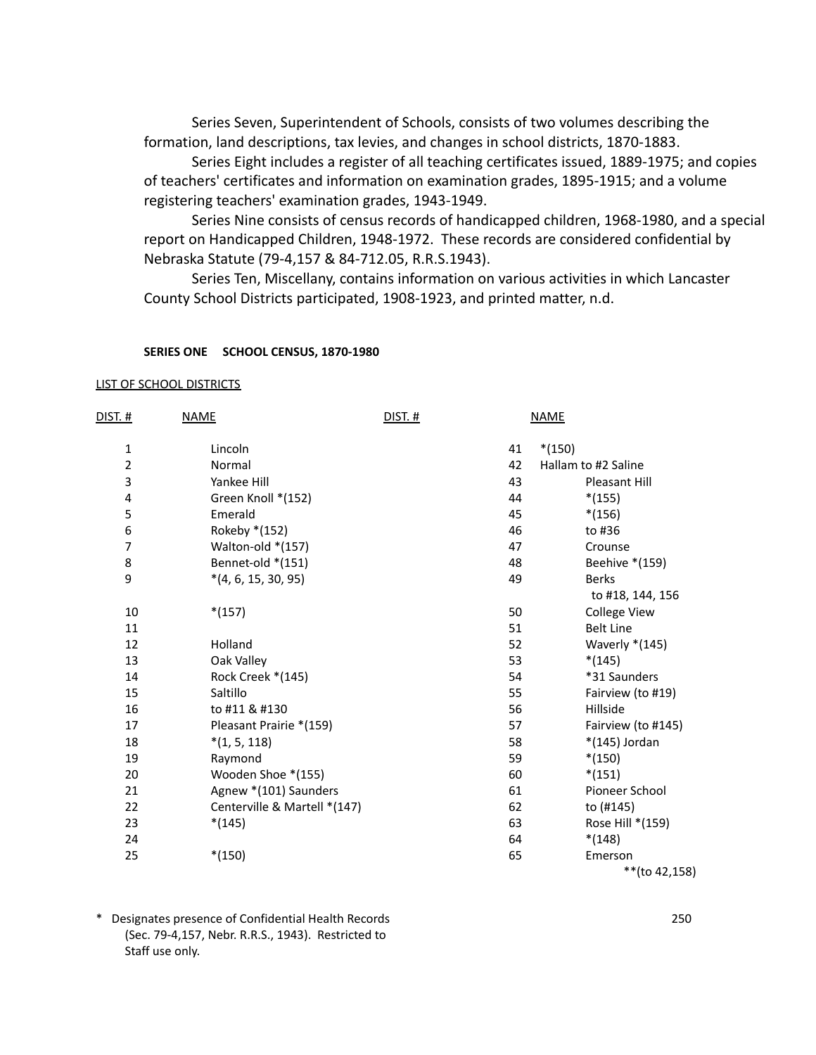Series Seven, Superintendent of Schools, consists of two volumes describing the formation, land descriptions, tax levies, and changes in school districts, 1870-1883.

Series Eight includes a register of all teaching certificates issued, 1889-1975; and copies of teachers' certificates and information on examination grades, 1895-1915; and a volume registering teachers' examination grades, 1943-1949.

Series Nine consists of census records of handicapped children, 1968-1980, and a special report on Handicapped Children, 1948-1972. These records are considered confidential by Nebraska Statute (79-4,157 & 84-712.05, R.R.S.1943).

Series Ten, Miscellany, contains information on various activities in which Lancaster County School Districts participated, 1908-1923, and printed matter, n.d.

**SERIES ONE SCHOOL CENSUS, 1870-1980**

LIST OF SCHOOL DISTRICTS

| DIST. # | NAME | DIST. # | NAME |
|---|---|---|---|
| 1 | Lincoln | 41 | *(150) |
| 2 | Normal | 42 | Hallam to #2 Saline |
| 3 | Yankee Hill | 43 | Pleasant Hill |
| 4 | Green Knoll *(152) | 44 | *(155) |
| 5 | Emerald | 45 | *(156) |
| 6 | Rokeby *(152) | 46 | to #36 |
| 7 | Walton-old *(157) | 47 | Crounse |
| 8 | Bennet-old *(151) | 48 | Beehive *(159) |
| 9 | *(4, 6, 15, 30, 95) | 49 | Berks to #18, 144, 156 |
| 10 | *(157) | 50 | College View |
| 11 | | 51 | Belt Line |
| 12 | Holland | 52 | Waverly *(145) |
| 13 | Oak Valley | 53 | *(145) |
| 14 | Rock Creek *(145) | 54 | *31 Saunders |
| 15 | Saltillo | 55 | Fairview (to #19) |
| 16 | to #11 & #130 | 56 | Hillside |
| 17 | Pleasant Prairie *(159) | 57 | Fairview (to #145) |
| 18 | *(1, 5, 118) | 58 | *(145) Jordan |
| 19 | Raymond | 59 | *(150) |
| 20 | Wooden Shoe *(155) | 60 | *(151) |
| 21 | Agnew *(101) Saunders | 61 | Pioneer School |
| 22 | Centerville & Martell *(147) | 62 | to (#145) |
| 23 | *(145) | 63 | Rose Hill *(159) |
| 24 | | 64 | *(148) |
| 25 | *(150) | 65 | Emerson **(to 42,158) |

\* Designates presence of Confidential Health Records (Sec. 79-4,157, Nebr. R.R.S., 1943). Restricted to Staff use only.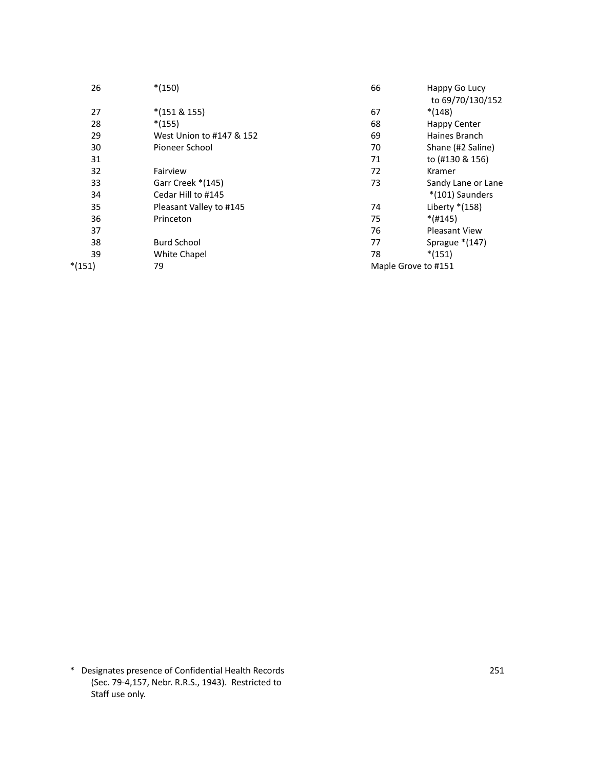| | |
|---|---|
| 26 | *(150) |
| 27 | *(151 & 155) |
| 28 | *(155) |
| 29 | West Union to #147 & 152 |
| 30 | Pioneer School |
| 31 | |
| 32 | Fairview |
| 33 | Garr Creek *(145) |
| 34 | Cedar Hill to #145 |
| 35 | Pleasant Valley to #145 |
| 36 | Princeton |
| 37 | |
| 38 | Burd School |
| 39 | White Chapel |
| *(151) | 79 |

| | |
|---|---|
| 66 | Happy Go Lucy to 69/70/130/152 |
| 67 | *(148) |
| 68 | Happy Center |
| 69 | Haines Branch |
| 70 | Shane (#2 Saline) |
| 71 | to (#130 & 156) |
| 72 | Kramer |
| 73 | Sandy Lane or Lane *(101) Saunders |
| 74 | Liberty *(158) |
| 75 | *(#145) |
| 76 | Pleasant View |
| 77 | Sprague *(147) |
| 78 | *(151) |
| Maple Grove to #151 | |

\* Designates presence of Confidential Health Records (Sec. 79-4,157, Nebr. R.R.S., 1943). Restricted to Staff use only.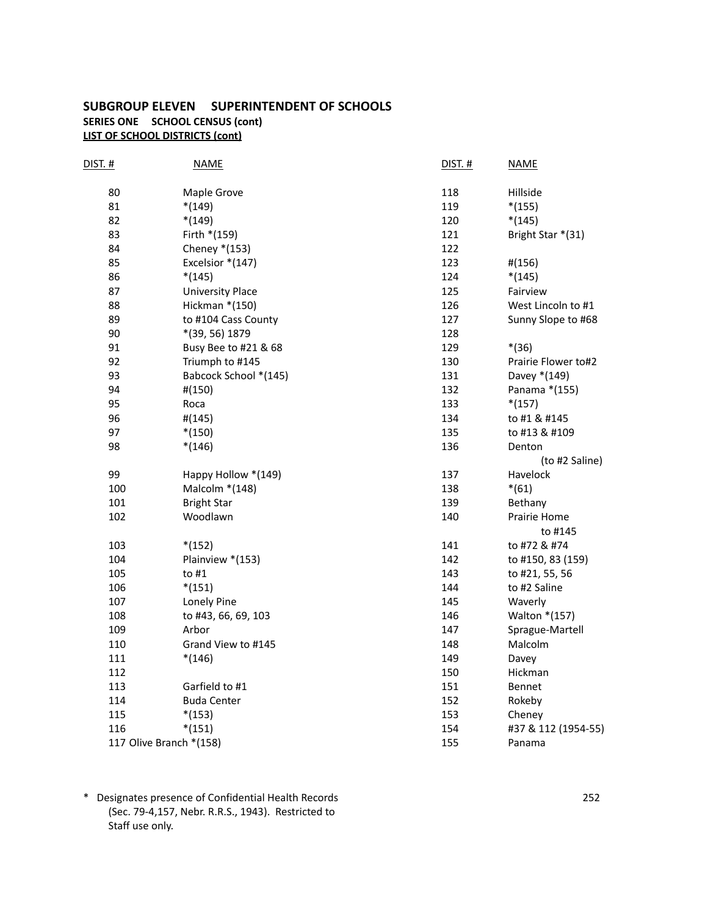## SUBGROUP ELEVEN SUPERINTENDENT OF SCHOOLS

### SERIES ONE SCHOOL CENSUS (cont)

**LIST OF SCHOOL DISTRICTS (cont)**

| DIST. # | NAME |
|---|---|
| 80 | Maple Grove |
| 81 | *(149) |
| 82 | *(149) |
| 83 | Firth *(159) |
| 84 | Cheney *(153) |
| 85 | Excelsior *(147) |
| 86 | *(145) |
| 87 | University Place |
| 88 | Hickman *(150) |
| 89 | to #104 Cass County |
| 90 | *(39, 56) 1879 |
| 91 | Busy Bee to #21 & 68 |
| 92 | Triumph to #145 |
| 93 | Babcock School *(145) |
| 94 | #(150) |
| 95 | Roca |
| 96 | #(145) |
| 97 | *(150) |
| 98 | *(146) |
| 99 | Happy Hollow *(149) |
| 100 | Malcolm *(148) |
| 101 | Bright Star |
| 102 | Woodlawn |
| 103 | *(152) |
| 104 | Plainview *(153) |
| 105 | to #1 |
| 106 | *(151) |
| 107 | Lonely Pine |
| 108 | to #43, 66, 69, 103 |
| 109 | Arbor |
| 110 | Grand View to #145 |
| 111 | *(146) |
| 112 | |
| 113 | Garfield to #1 |
| 114 | Buda Center |
| 115 | *(153) |
| 116 | *(151) |
| 117 | Olive Branch *(158) |
| 118 | Hillside |
| 119 | *(155) |
| 120 | *(145) |
| 121 | Bright Star *(31) |
| 122 | |
| 123 | #(156) |
| 124 | *(145) |
| 125 | Fairview |
| 126 | West Lincoln to #1 |
| 127 | Sunny Slope to #68 |
| 128 | |
| 129 | *(36) |
| 130 | Prairie Flower to#2 |
| 131 | Davey *(149) |
| 132 | Panama *(155) |
| 133 | *(157) |
| 134 | to #1 & #145 |
| 135 | to #13 & #109 |
| 136 | Denton (to #2 Saline) |
| 137 | Havelock |
| 138 | *(61) |
| 139 | Bethany |
| 140 | Prairie Home to #145 |
| 141 | to #72 & #74 |
| 142 | to #150, 83 (159) |
| 143 | to #21, 55, 56 |
| 144 | to #2 Saline |
| 145 | Waverly |
| 146 | Walton *(157) |
| 147 | Sprague-Martell |
| 148 | Malcolm |
| 149 | Davey |
| 150 | Hickman |
| 151 | Bennet |
| 152 | Rokeby |
| 153 | Cheney |
| 154 | #37 & 112 (1954-55) |
| 155 | Panama |

\* Designates presence of Confidential Health Records (Sec. 79-4,157, Nebr. R.R.S., 1943). Restricted to Staff use only.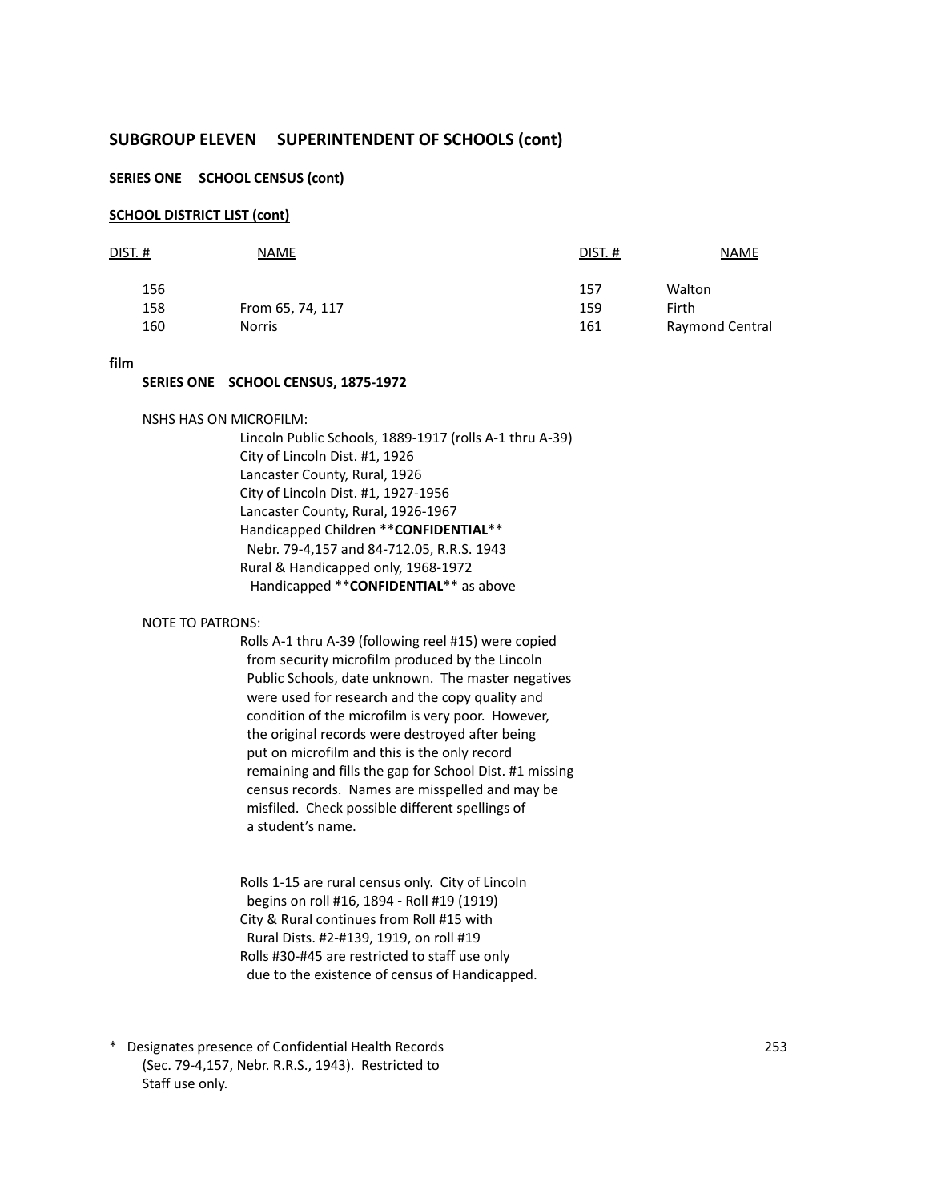## SUBGROUP ELEVEN SUPERINTENDENT OF SCHOOLS (cont)

### SERIES ONE SCHOOL CENSUS (cont)

**SCHOOL DISTRICT LIST (cont)**

| DIST. # | NAME | DIST. # | NAME |
|---|---|---|---|
| 156 | | 157 | Walton |
| 158 | From 65, 74, 117 | 159 | Firth |
| 160 | Norris | 161 | Raymond Central |

**film**

**SERIES ONE SCHOOL CENSUS, 1875-1972**

NSHS HAS ON MICROFILM:

Lincoln Public Schools, 1889-1917 (rolls A-1 thru A-39)
City of Lincoln Dist. #1, 1926
Lancaster County, Rural, 1926
City of Lincoln Dist. #1, 1927-1956
Lancaster County, Rural, 1926-1967
Handicapped Children ****CONFIDENTIAL****
Nebr. 79-4,157 and 84-712.05, R.R.S. 1943
Rural & Handicapped only, 1968-1972
Handicapped ****CONFIDENTIAL**** as above

NOTE TO PATRONS:

Rolls A-1 thru A-39 (following reel #15) were copied from security microfilm produced by the Lincoln Public Schools, date unknown. The master negatives were used for research and the copy quality and condition of the microfilm is very poor. However, the original records were destroyed after being put on microfilm and this is the only record remaining and fills the gap for School Dist. #1 missing census records. Names are misspelled and may be misfiled. Check possible different spellings of a student's name.

Rolls 1-15 are rural census only. City of Lincoln begins on roll #16, 1894 - Roll #19 (1919)
City & Rural continues from Roll #15 with Rural Dists. #2-#139, 1919, on roll #19
Rolls #30-#45 are restricted to staff use only due to the existence of census of Handicapped.

\* Designates presence of Confidential Health Records (Sec. 79-4,157, Nebr. R.R.S., 1943). Restricted to Staff use only.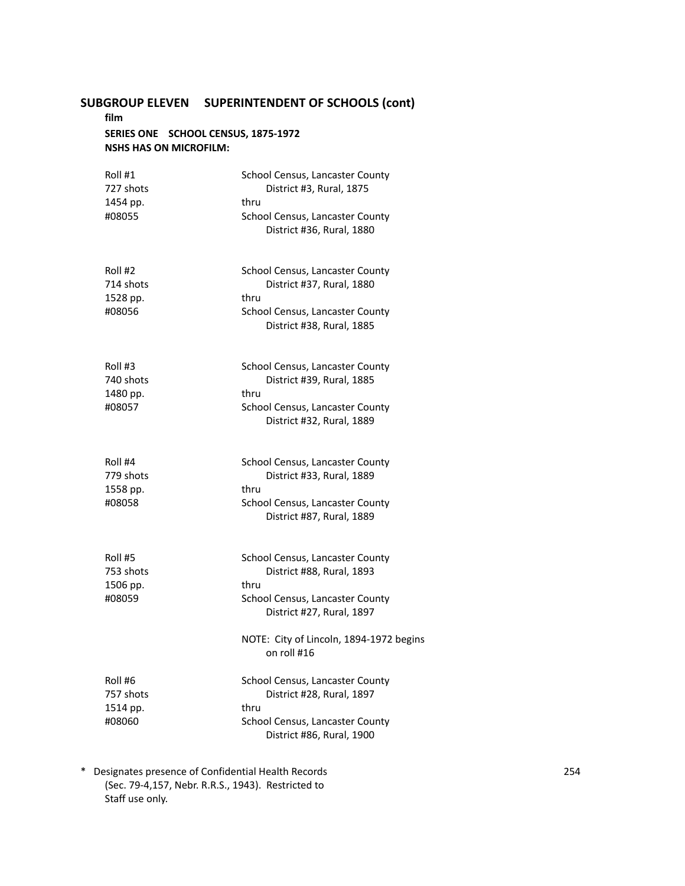## SUBGROUP ELEVEN SUPERINTENDENT OF SCHOOLS (cont)

**film**

**SERIES ONE SCHOOL CENSUS, 1875-1972**

**NSHS HAS ON MICROFILM:**

| | |
|---|---|
| Roll #1<br>727 shots<br>1454 pp.<br>#08055 | School Census, Lancaster County<br>District #3, Rural, 1875<br>thru<br>School Census, Lancaster County<br>District #36, Rural, 1880 |
| Roll #2<br>714 shots<br>1528 pp.<br>#08056 | School Census, Lancaster County<br>District #37, Rural, 1880<br>thru<br>School Census, Lancaster County<br>District #38, Rural, 1885 |
| Roll #3<br>740 shots<br>1480 pp.<br>#08057 | School Census, Lancaster County<br>District #39, Rural, 1885<br>thru<br>School Census, Lancaster County<br>District #32, Rural, 1889 |
| Roll #4<br>779 shots<br>1558 pp.<br>#08058 | School Census, Lancaster County<br>District #33, Rural, 1889<br>thru<br>School Census, Lancaster County<br>District #87, Rural, 1889 |
| Roll #5<br>753 shots<br>1506 pp.<br>#08059 | School Census, Lancaster County<br>District #88, Rural, 1893<br>thru<br>School Census, Lancaster County<br>District #27, Rural, 1897<br><br>NOTE: City of Lincoln, 1894-1972 begins on roll #16 |
| Roll #6<br>757 shots<br>1514 pp.<br>#08060 | School Census, Lancaster County<br>District #28, Rural, 1897<br>thru<br>School Census, Lancaster County<br>District #86, Rural, 1900 |

* Designates presence of Confidential Health Records (Sec. 79-4,157, Nebr. R.R.S., 1943). Restricted to Staff use only.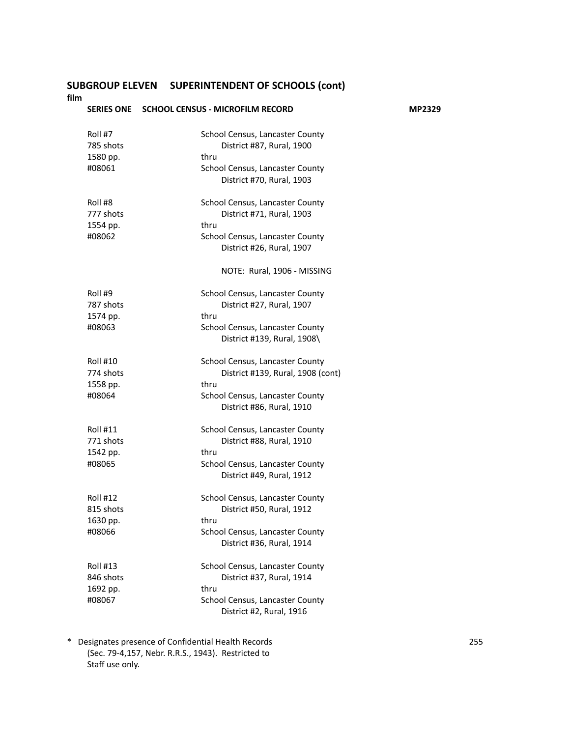## SUBGROUP ELEVEN SUPERINTENDENT OF SCHOOLS (cont)

**film**

**SERIES ONE SCHOOL CENSUS - MICROFILM RECORD** **MP2329**

| | |
|---|---|
| Roll #7<br>785 shots<br>1580 pp.<br>#08061 | School Census, Lancaster County<br>District #87, Rural, 1900<br>thru<br>School Census, Lancaster County<br>District #70, Rural, 1903 |
| Roll #8<br>777 shots<br>1554 pp.<br>#08062 | School Census, Lancaster County<br>District #71, Rural, 1903<br>thru<br>School Census, Lancaster County<br>District #26, Rural, 1907<br><br>NOTE: Rural, 1906 - MISSING |
| Roll #9<br>787 shots<br>1574 pp.<br>#08063 | School Census, Lancaster County<br>District #27, Rural, 1907<br>thru<br>School Census, Lancaster County<br>District #139, Rural, 1908\ |
| Roll #10<br>774 shots<br>1558 pp.<br>#08064 | School Census, Lancaster County<br>District #139, Rural, 1908 (cont)<br>thru<br>School Census, Lancaster County<br>District #86, Rural, 1910 |
| Roll #11<br>771 shots<br>1542 pp.<br>#08065 | School Census, Lancaster County<br>District #88, Rural, 1910<br>thru<br>School Census, Lancaster County<br>District #49, Rural, 1912 |
| Roll #12<br>815 shots<br>1630 pp.<br>#08066 | School Census, Lancaster County<br>District #50, Rural, 1912<br>thru<br>School Census, Lancaster County<br>District #36, Rural, 1914 |
| Roll #13<br>846 shots<br>1692 pp.<br>#08067 | School Census, Lancaster County<br>District #37, Rural, 1914<br>thru<br>School Census, Lancaster County<br>District #2, Rural, 1916 |

\* Designates presence of Confidential Health Records (Sec. 79-4,157, Nebr. R.R.S., 1943). Restricted to Staff use only.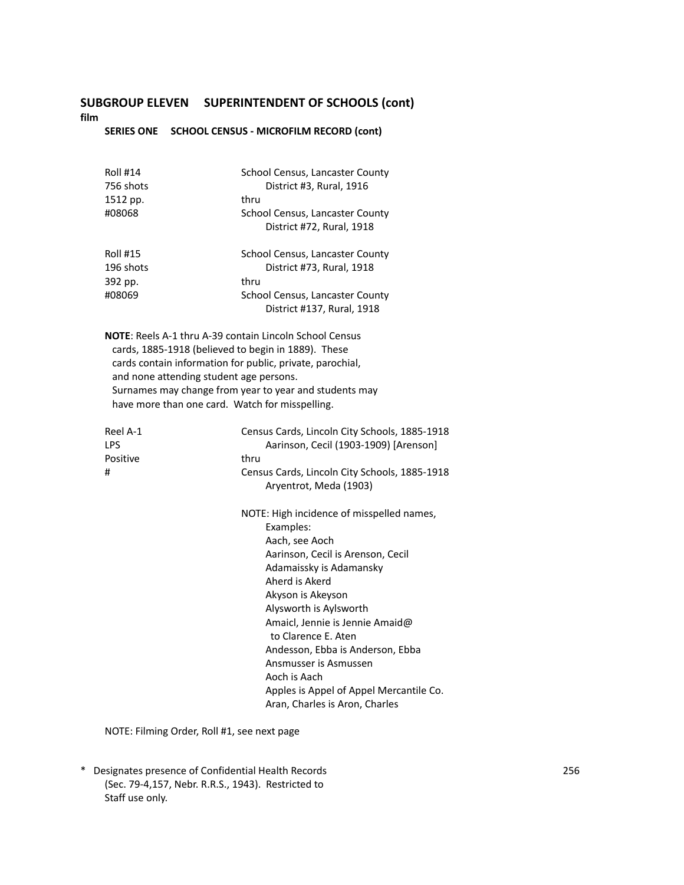## SUBGROUP ELEVEN SUPERINTENDENT OF SCHOOLS (cont)

**film**

### SERIES ONE SCHOOL CENSUS - MICROFILM RECORD (cont)

| | |
|---|---|
| Roll #14<br>756 shots<br>1512 pp.<br>#08068 | School Census, Lancaster County<br>District #3, Rural, 1916<br>thru<br>School Census, Lancaster County<br>District #72, Rural, 1918 |
| Roll #15<br>196 shots<br>392 pp.<br>#08069 | School Census, Lancaster County<br>District #73, Rural, 1918<br>thru<br>School Census, Lancaster County<br>District #137, Rural, 1918 |

**NOTE**: Reels A-1 thru A-39 contain Lincoln School Census cards, 1885-1918 (believed to begin in 1889). These cards contain information for public, private, parochial, and none attending student age persons. Surnames may change from year to year and students may have more than one card. Watch for misspelling.

| | |
|---|---|
| Reel A-1<br>LPS<br>Positive<br># | Census Cards, Lincoln City Schools, 1885-1918<br>Aarinson, Cecil (1903-1909) [Arenson]<br>thru<br>Census Cards, Lincoln City Schools, 1885-1918<br>Aryentrot, Meda (1903) |

NOTE: High incidence of misspelled names,
Examples:
Aach, see Aoch
Aarinson, Cecil is Arenson, Cecil
Adamaissky is Adamansky
Aherd is Akerd
Akyson is Akeyson
Alysworth is Aylsworth
Amaicl, Jennie is Jennie Amaid@ to Clarence E. Aten
Andesson, Ebba is Anderson, Ebba
Ansmusser is Asmussen
Aoch is Aach
Apples is Appel of Appel Mercantile Co.
Aran, Charles is Aron, Charles

NOTE: Filming Order, Roll #1, see next page

\* Designates presence of Confidential Health Records (Sec. 79-4,157, Nebr. R.R.S., 1943). Restricted to Staff use only.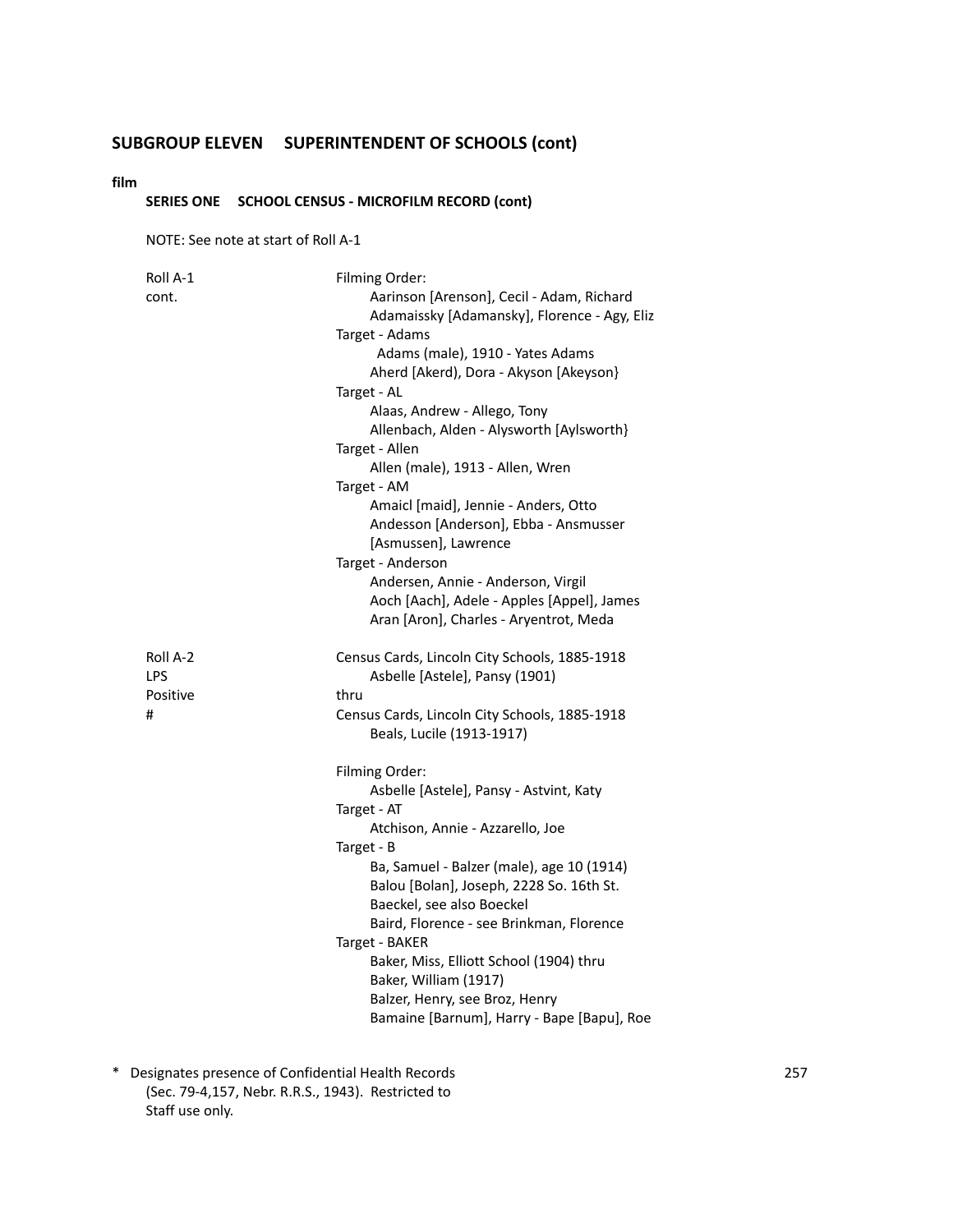## SUBGROUP ELEVEN SUPERINTENDENT OF SCHOOLS (cont)

**film**

### SERIES ONE SCHOOL CENSUS - MICROFILM RECORD (cont)

NOTE: See note at start of Roll A-1

Roll A-1 cont.

Filming Order:
- Aarinson [Arenson], Cecil - Adam, Richard
- Adamaissky [Adamansky], Florence - Agy, Eliz

Target - Adams
- Adams (male), 1910 - Yates Adams
- Aherd [Akerd), Dora - Akyson [Akeyson}

Target - AL
- Alaas, Andrew - Allego, Tony
- Allenbach, Alden - Alysworth [Aylsworth}

Target - Allen
- Allen (male), 1913 - Allen, Wren

Target - AM
- Amaicl [maid], Jennie - Anders, Otto
- Andesson [Anderson], Ebba - Ansmusser [Asmussen], Lawrence

Target - Anderson
- Andersen, Annie - Anderson, Virgil
- Aoch [Aach], Adele - Apples [Appel], James
- Aran [Aron], Charles - Aryentrot, Meda

Roll A-2
LPS
Positive
#

Census Cards, Lincoln City Schools, 1885-1918
- Asbelle [Astele], Pansy (1901)

thru

Census Cards, Lincoln City Schools, 1885-1918
- Beals, Lucile (1913-1917)

Filming Order:
- Asbelle [Astele], Pansy - Astvint, Katy

Target - AT
- Atchison, Annie - Azzarello, Joe

Target - B
- Ba, Samuel - Balzer (male), age 10 (1914)
- Balou [Bolan], Joseph, 2228 So. 16th St.
- Baeckel, see also Boeckel
- Baird, Florence - see Brinkman, Florence

Target - BAKER
- Baker, Miss, Elliott School (1904) thru
- Baker, William (1917)
- Balzer, Henry, see Broz, Henry
- Bamaine [Barnum], Harry - Bape [Bapu], Roe

\* Designates presence of Confidential Health Records (Sec. 79-4,157, Nebr. R.R.S., 1943). Restricted to Staff use only.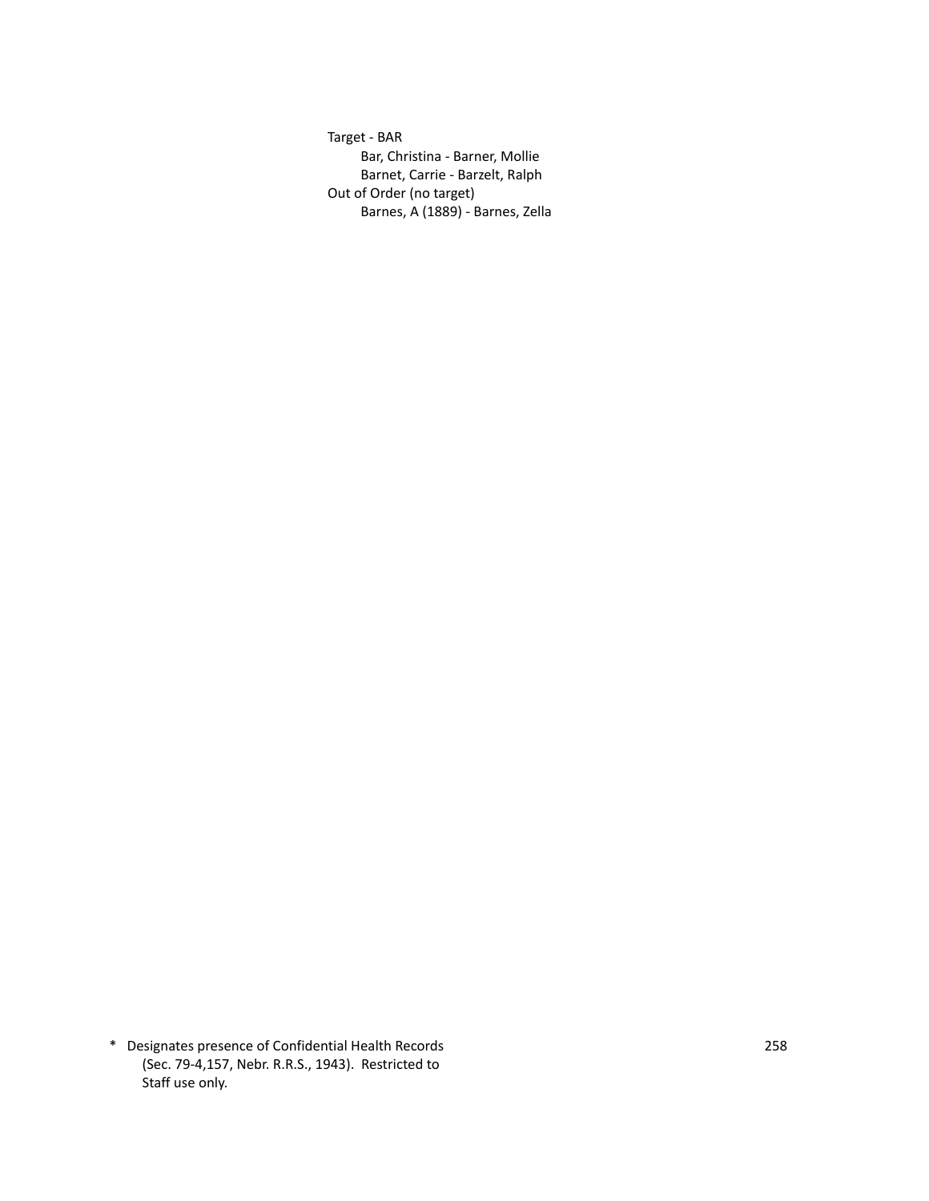Target - BAR

- Bar, Christina - Barner, Mollie
- Barnet, Carrie - Barzelt, Ralph

Out of Order (no target)

- Barnes, A (1889) - Barnes, Zella

* Designates presence of Confidential Health Records (Sec. 79-4,157, Nebr. R.R.S., 1943). Restricted to Staff use only.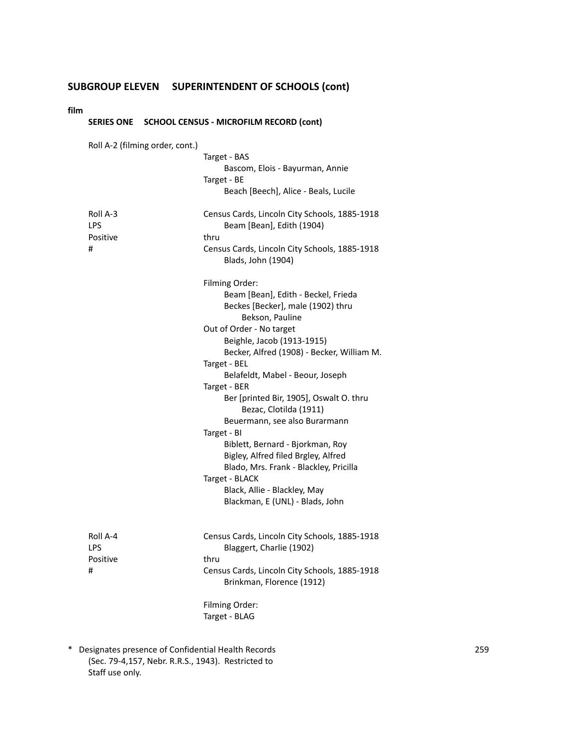## SUBGROUP ELEVEN SUPERINTENDENT OF SCHOOLS (cont)

**film**

**SERIES ONE SCHOOL CENSUS - MICROFILM RECORD (cont)**

Roll A-2 (filming order, cont.)

Target - BAS
  Bascom, Elois - Bayurman, Annie
Target - BE
  Beach [Beech], Alice - Beals, Lucile

Roll A-3
LPS
Positive
#

Census Cards, Lincoln City Schools, 1885-1918
  Beam [Bean], Edith (1904)
thru
Census Cards, Lincoln City Schools, 1885-1918
  Blads, John (1904)

Filming Order:
  Beam [Bean], Edith - Beckel, Frieda
  Beckes [Becker], male (1902) thru
    Bekson, Pauline
Out of Order - No target
  Beighle, Jacob (1913-1915)
  Becker, Alfred (1908) - Becker, William M.
Target - BEL
  Belafeldt, Mabel - Beour, Joseph
Target - BER
  Ber [printed Bir, 1905], Oswalt O. thru
    Bezac, Clotilda (1911)
  Beuermann, see also Burarmann
Target - BI
  Biblett, Bernard - Bjorkman, Roy
  Bigley, Alfred filed Brgley, Alfred
  Blado, Mrs. Frank - Blackley, Pricilla
Target - BLACK
  Black, Allie - Blackley, May
  Blackman, E (UNL) - Blads, John

Roll A-4
LPS
Positive
#

Census Cards, Lincoln City Schools, 1885-1918
  Blaggert, Charlie (1902)
thru
Census Cards, Lincoln City Schools, 1885-1918
  Brinkman, Florence (1912)

Filming Order:
Target - BLAG

\* Designates presence of Confidential Health Records (Sec. 79-4,157, Nebr. R.R.S., 1943). Restricted to Staff use only.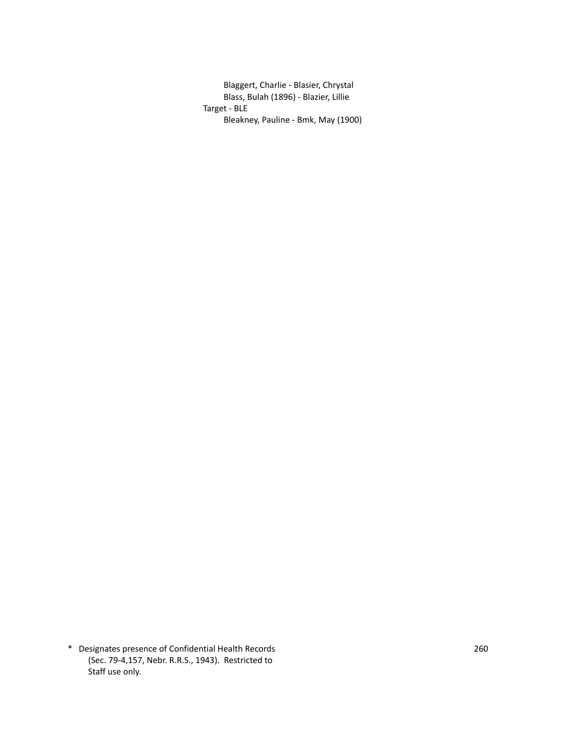Blaggert, Charlie - Blasier, Chrystal
Blass, Bulah (1896) - Blazier, Lillie

Target - BLE

Bleakney, Pauline - Bmk, May (1900)

\* Designates presence of Confidential Health Records (Sec. 79-4,157, Nebr. R.R.S., 1943). Restricted to Staff use only.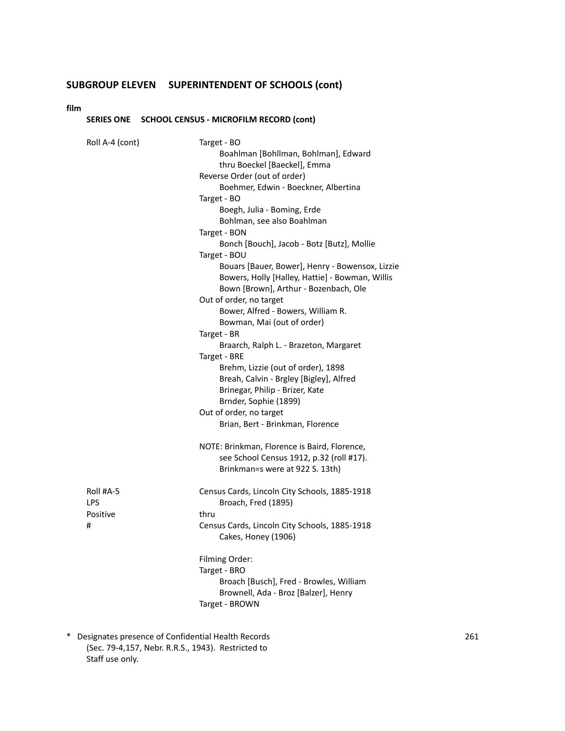## SUBGROUP ELEVEN SUPERINTENDENT OF SCHOOLS (cont)

**film**

### SERIES ONE SCHOOL CENSUS - MICROFILM RECORD (cont)

Roll A-4 (cont)

Target - BO
- Boahlman [Bohllman, Bohlman], Edward thru Boeckel [Baeckel], Emma

Reverse Order (out of order)
- Boehmer, Edwin - Boeckner, Albertina

Target - BO
- Boegh, Julia - Boming, Erde
- Bohlman, see also Boahlman

Target - BON
- Bonch [Bouch], Jacob - Botz [Butz], Mollie

Target - BOU
- Bouars [Bauer, Bower], Henry - Bowensox, Lizzie
- Bowers, Holly [Halley, Hattie] - Bowman, Willis
- Bown [Brown], Arthur - Bozenbach, Ole

Out of order, no target
- Bower, Alfred - Bowers, William R.
- Bowman, Mai (out of order)

Target - BR
- Braarch, Ralph L. - Brazeton, Margaret

Target - BRE
- Brehm, Lizzie (out of order), 1898
- Breah, Calvin - Brgley [Bigley], Alfred
- Brinegar, Philip - Brizer, Kate
- Brnder, Sophie (1899)

Out of order, no target
- Brian, Bert - Brinkman, Florence

NOTE: Brinkman, Florence is Baird, Florence, see School Census 1912, p.32 (roll #17). Brinkman=s were at 922 S. 13th)

Roll #A-5
LPS
Positive
#

Census Cards, Lincoln City Schools, 1885-1918
- Broach, Fred (1895)

thru

Census Cards, Lincoln City Schools, 1885-1918
- Cakes, Honey (1906)

Filming Order:

Target - BRO
- Broach [Busch], Fred - Browles, William
- Brownell, Ada - Broz [Balzer], Henry

Target - BROWN

\* Designates presence of Confidential Health Records (Sec. 79-4,157, Nebr. R.R.S., 1943). Restricted to Staff use only.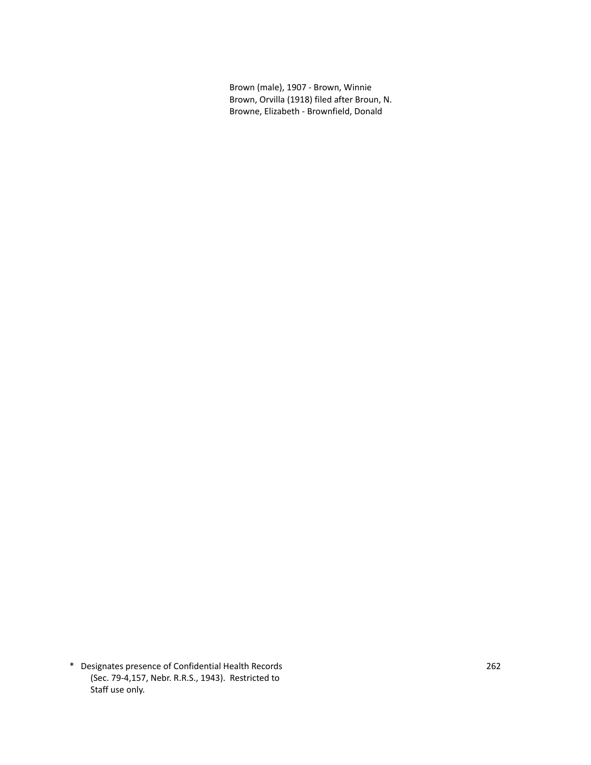Brown (male), 1907 - Brown, Winnie
Brown, Orvilla (1918) filed after Broun, N.
Browne, Elizabeth - Brownfield, Donald

* Designates presence of Confidential Health Records (Sec. 79-4,157, Nebr. R.R.S., 1943). Restricted to Staff use only.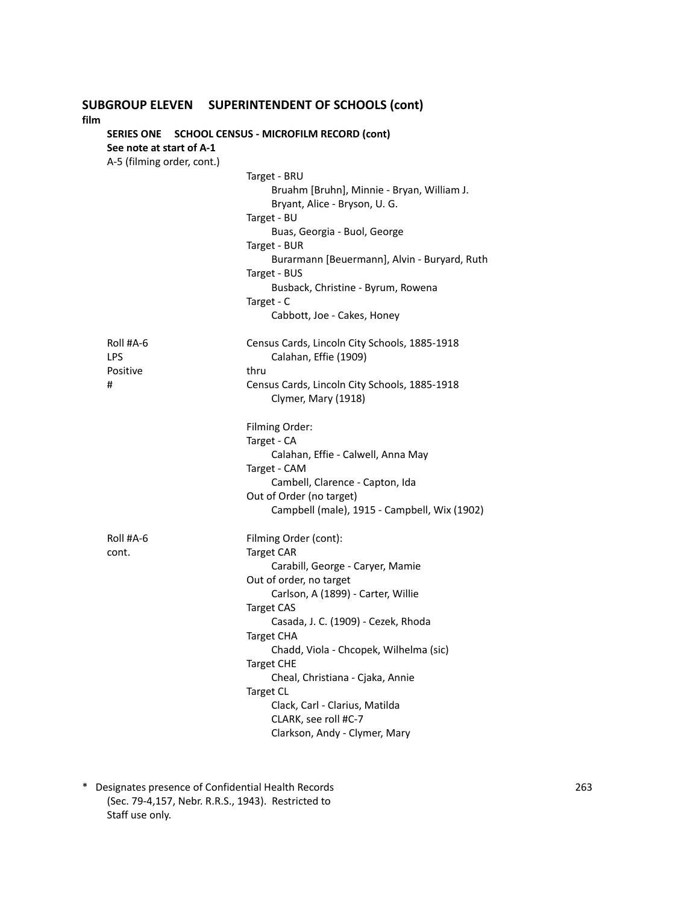## SUBGROUP ELEVEN SUPERINTENDENT OF SCHOOLS (cont)

**film**

**SERIES ONE SCHOOL CENSUS - MICROFILM RECORD (cont)**

**See note at start of A-1**

A-5 (filming order, cont.)

Target - BRU
- Bruahm [Bruhn], Minnie - Bryan, William J.
- Bryant, Alice - Bryson, U. G.

Target - BU
- Buas, Georgia - Buol, George

Target - BUR
- Burarmann [Beuermann], Alvin - Buryard, Ruth

Target - BUS
- Busback, Christine - Byrum, Rowena

Target - C
- Cabbott, Joe - Cakes, Honey

Roll #A-6
LPS
Positive
#

Census Cards, Lincoln City Schools, 1885-1918
- Calahan, Effie (1909)

thru

Census Cards, Lincoln City Schools, 1885-1918
- Clymer, Mary (1918)

Filming Order:

Target - CA
- Calahan, Effie - Calwell, Anna May

Target - CAM
- Cambell, Clarence - Capton, Ida

Out of Order (no target)
- Campbell (male), 1915 - Campbell, Wix (1902)

Roll #A-6
cont.

Filming Order (cont):

Target CAR
- Carabill, George - Caryer, Mamie

Out of order, no target
- Carlson, A (1899) - Carter, Willie

Target CAS
- Casada, J. C. (1909) - Cezek, Rhoda

Target CHA
- Chadd, Viola - Chcopek, Wilhelma (sic)

Target CHE
- Cheal, Christiana - Cjaka, Annie

Target CL
- Clack, Carl - Clarius, Matilda
- CLARK, see roll #C-7
- Clarkson, Andy - Clymer, Mary

\* Designates presence of Confidential Health Records (Sec. 79-4,157, Nebr. R.R.S., 1943). Restricted to Staff use only.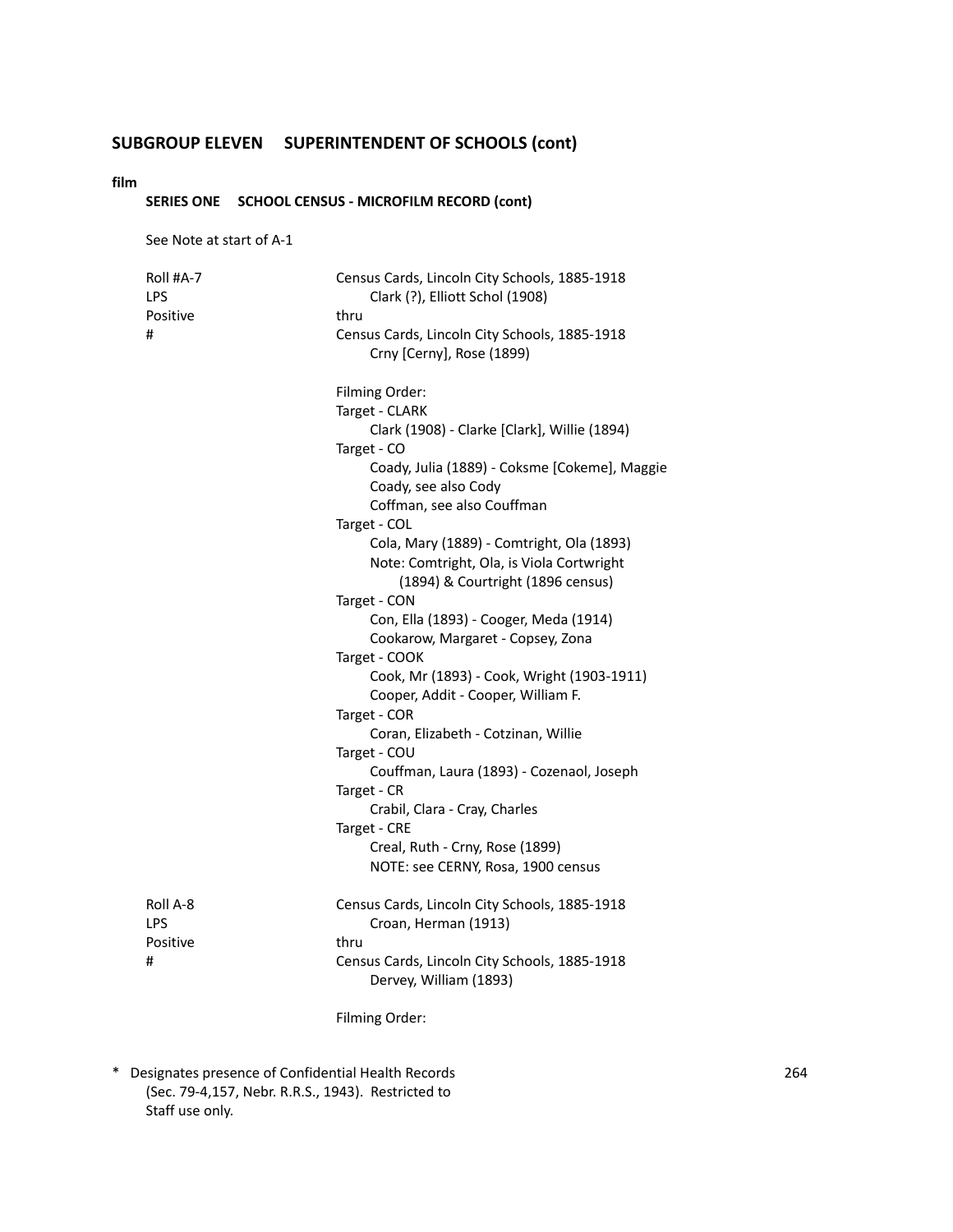## SUBGROUP ELEVEN SUPERINTENDENT OF SCHOOLS (cont)

**film**

### SERIES ONE SCHOOL CENSUS - MICROFILM RECORD (cont)

See Note at start of A-1

Roll #A-7
LPS
Positive
#

Census Cards, Lincoln City Schools, 1885-1918
Clark (?), Elliott Schol (1908)
thru
Census Cards, Lincoln City Schools, 1885-1918
Crny [Cerny], Rose (1899)

Filming Order:
Target - CLARK
Clark (1908) - Clarke [Clark], Willie (1894)
Target - CO
Coady, Julia (1889) - Coksme [Cokeme], Maggie
Coady, see also Cody
Coffman, see also Couffman
Target - COL
Cola, Mary (1889) - Comtright, Ola (1893)
Note: Comtright, Ola, is Viola Cortwright (1894) & Courtright (1896 census)
Target - CON
Con, Ella (1893) - Cooger, Meda (1914)
Cookarow, Margaret - Copsey, Zona
Target - COOK
Cook, Mr (1893) - Cook, Wright (1903-1911)
Cooper, Addit - Cooper, William F.
Target - COR
Coran, Elizabeth - Cotzinan, Willie
Target - COU
Couffman, Laura (1893) - Cozenaol, Joseph
Target - CR
Crabil, Clara - Cray, Charles
Target - CRE
Creal, Ruth - Crny, Rose (1899)
NOTE: see CERNY, Rosa, 1900 census

Roll A-8
LPS
Positive
#

Census Cards, Lincoln City Schools, 1885-1918
Croan, Herman (1913)
thru
Census Cards, Lincoln City Schools, 1885-1918
Dervey, William (1893)

Filming Order:

\* Designates presence of Confidential Health Records (Sec. 79-4,157, Nebr. R.R.S., 1943). Restricted to Staff use only.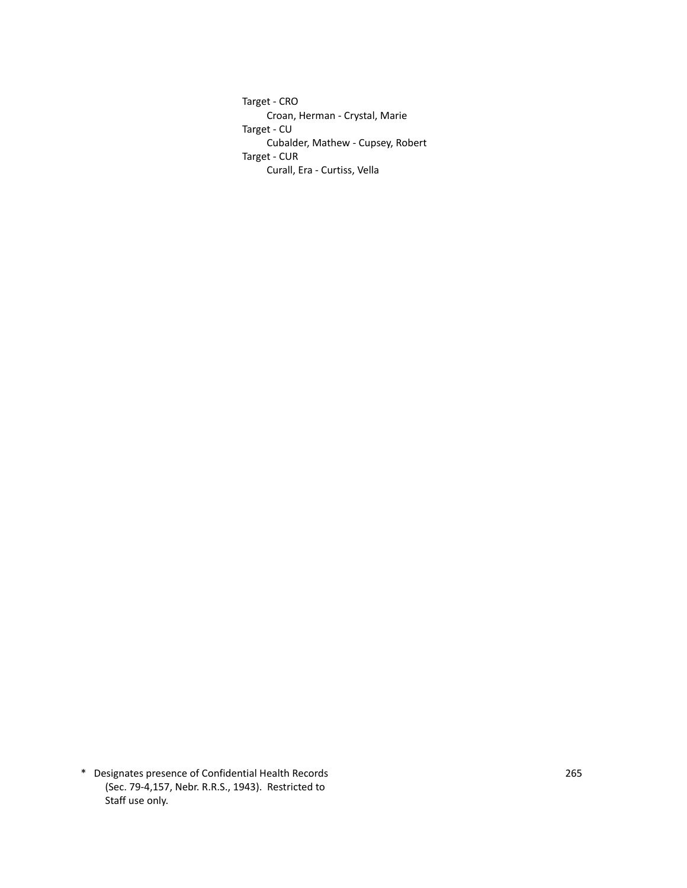Target - CRO
- Croan, Herman - Crystal, Marie

Target - CU
- Cubalder, Mathew - Cupsey, Robert

Target - CUR
- Curall, Era - Curtiss, Vella

\* Designates presence of Confidential Health Records (Sec. 79-4,157, Nebr. R.R.S., 1943). Restricted to Staff use only.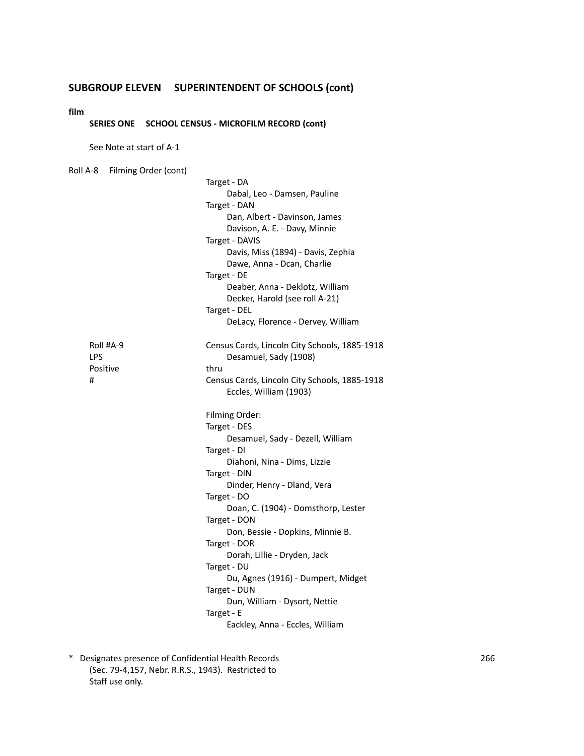## SUBGROUP ELEVEN SUPERINTENDENT OF SCHOOLS (cont)

**film**

**SERIES ONE SCHOOL CENSUS - MICROFILM RECORD (cont)**

See Note at start of A-1

Roll A-8 Filming Order (cont)

Target - DA
- Dabal, Leo - Damsen, Pauline

Target - DAN
- Dan, Albert - Davinson, James
- Davison, A. E. - Davy, Minnie

Target - DAVIS
- Davis, Miss (1894) - Davis, Zephia
- Dawe, Anna - Dcan, Charlie

Target - DE
- Deaber, Anna - Deklotz, William
- Decker, Harold (see roll A-21)

Target - DEL
- DeLacy, Florence - Dervey, William

Roll #A-9
LPS
Positive
#

Census Cards, Lincoln City Schools, 1885-1918
Desamuel, Sady (1908)
thru
Census Cards, Lincoln City Schools, 1885-1918
Eccles, William (1903)

Filming Order:

Target - DES
- Desamuel, Sady - Dezell, William

Target - DI
- Diahoni, Nina - Dims, Lizzie

Target - DIN
- Dinder, Henry - Dland, Vera

Target - DO
- Doan, C. (1904) - Domsthorp, Lester

Target - DON
- Don, Bessie - Dopkins, Minnie B.

Target - DOR
- Dorah, Lillie - Dryden, Jack

Target - DU
- Du, Agnes (1916) - Dumpert, Midget

Target - DUN
- Dun, William - Dysort, Nettie

Target - E
- Eackley, Anna - Eccles, William

\* Designates presence of Confidential Health Records (Sec. 79-4,157, Nebr. R.R.S., 1943). Restricted to Staff use only.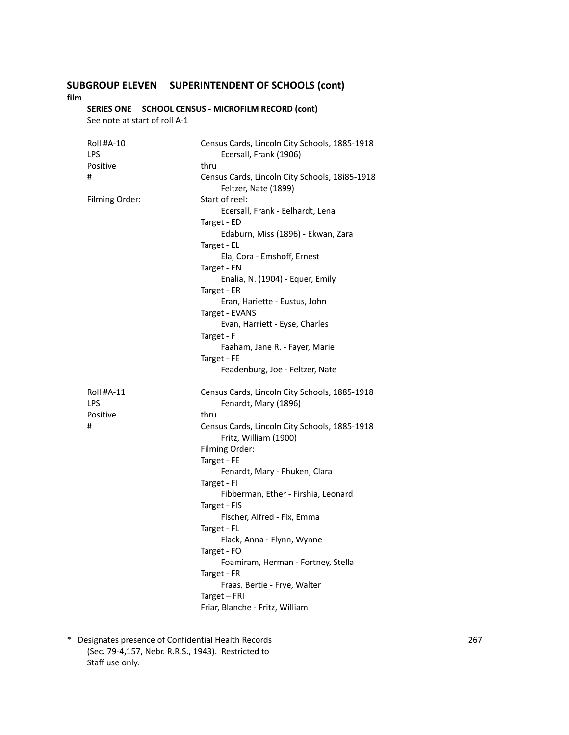## SUBGROUP ELEVEN SUPERINTENDENT OF SCHOOLS (cont)

**film**

**SERIES ONE SCHOOL CENSUS - MICROFILM RECORD (cont)**

See note at start of roll A-1

| | |
|---|---|
| Roll #A-10 | Census Cards, Lincoln City Schools, 1885-1918 |
| LPS | Ecersall, Frank (1906) |
| Positive | thru |
| # | Census Cards, Lincoln City Schools, 18i85-1918 |
| | Feltzer, Nate (1899) |
| Filming Order: | Start of reel: |
| | Ecersall, Frank - Eelhardt, Lena |
| | Target - ED |
| | Edaburn, Miss (1896) - Ekwan, Zara |
| | Target - EL |
| | Ela, Cora - Emshoff, Ernest |
| | Target - EN |
| | Enalia, N. (1904) - Equer, Emily |
| | Target - ER |
| | Eran, Hariette - Eustus, John |
| | Target - EVANS |
| | Evan, Harriett - Eyse, Charles |
| | Target - F |
| | Faaham, Jane R. - Fayer, Marie |
| | Target - FE |
| | Feadenburg, Joe - Feltzer, Nate |
| | |
| Roll #A-11 | Census Cards, Lincoln City Schools, 1885-1918 |
| LPS | Fenardt, Mary (1896) |
| Positive | thru |
| # | Census Cards, Lincoln City Schools, 1885-1918 |
| | Fritz, William (1900) |
| | Filming Order: |
| | Target - FE |
| | Fenardt, Mary - Fhuken, Clara |
| | Target - FI |
| | Fibberman, Ether - Firshia, Leonard |
| | Target - FIS |
| | Fischer, Alfred - Fix, Emma |
| | Target - FL |
| | Flack, Anna - Flynn, Wynne |
| | Target - FO |
| | Foamiram, Herman - Fortney, Stella |
| | Target - FR |
| | Fraas, Bertie - Frye, Walter |
| | Target – FRI |
| | Friar, Blanche - Fritz, William |

\* Designates presence of Confidential Health Records (Sec. 79-4,157, Nebr. R.R.S., 1943). Restricted to Staff use only.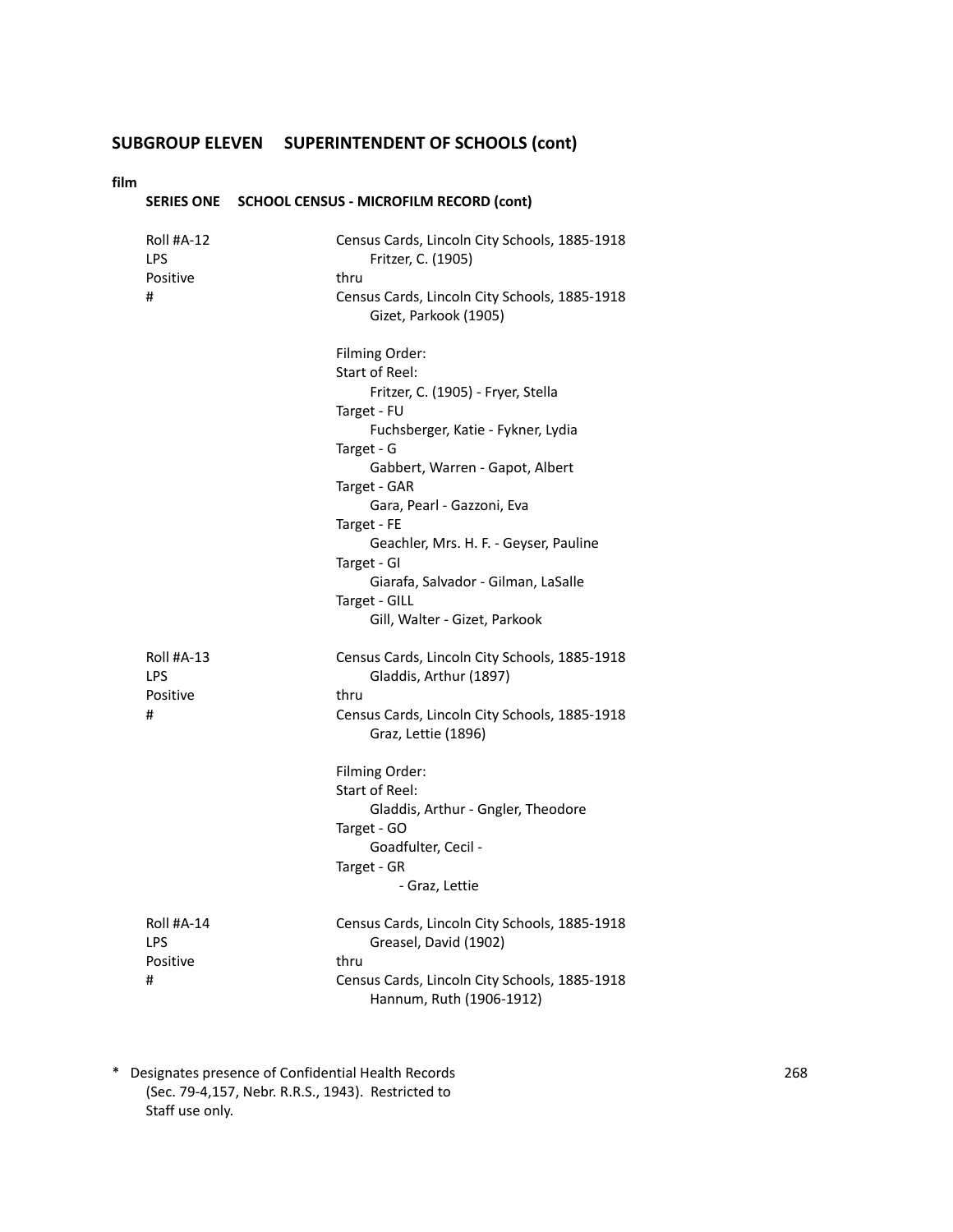## SUBGROUP ELEVEN SUPERINTENDENT OF SCHOOLS (cont)

**film**

### SERIES ONE SCHOOL CENSUS - MICROFILM RECORD (cont)

Roll #A-12
LPS
Positive
#

Census Cards, Lincoln City Schools, 1885-1918
Fritzer, C. (1905)
thru
Census Cards, Lincoln City Schools, 1885-1918
Gizet, Parkook (1905)

Filming Order:
Start of Reel:
Fritzer, C. (1905) - Fryer, Stella
Target - FU
Fuchsberger, Katie - Fykner, Lydia
Target - G
Gabbert, Warren - Gapot, Albert
Target - GAR
Gara, Pearl - Gazzoni, Eva
Target - FE
Geachler, Mrs. H. F. - Geyser, Pauline
Target - GI
Giarafa, Salvador - Gilman, LaSalle
Target - GILL
Gill, Walter - Gizet, Parkook

Roll #A-13
LPS
Positive
#

Census Cards, Lincoln City Schools, 1885-1918
Gladdis, Arthur (1897)
thru
Census Cards, Lincoln City Schools, 1885-1918
Graz, Lettie (1896)

Filming Order:
Start of Reel:
Gladdis, Arthur - Gngler, Theodore
Target - GO
Goadfulter, Cecil -
Target - GR
- Graz, Lettie

Roll #A-14
LPS
Positive
#

Census Cards, Lincoln City Schools, 1885-1918
Greasel, David (1902)
thru
Census Cards, Lincoln City Schools, 1885-1918
Hannum, Ruth (1906-1912)

* Designates presence of Confidential Health Records (Sec. 79-4,157, Nebr. R.R.S., 1943). Restricted to Staff use only.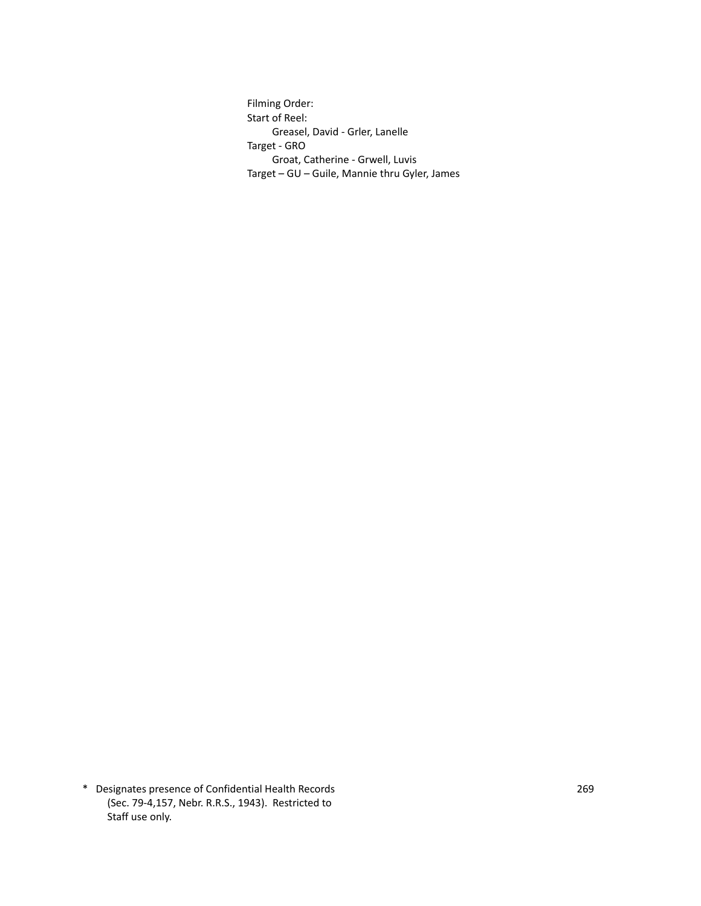Filming Order:
Start of Reel:
    Greasel, David - Grler, Lanelle
Target - GRO
    Groat, Catherine - Grwell, Luvis
Target – GU – Guile, Mannie thru Gyler, James

\* Designates presence of Confidential Health Records (Sec. 79-4,157, Nebr. R.R.S., 1943). Restricted to Staff use only.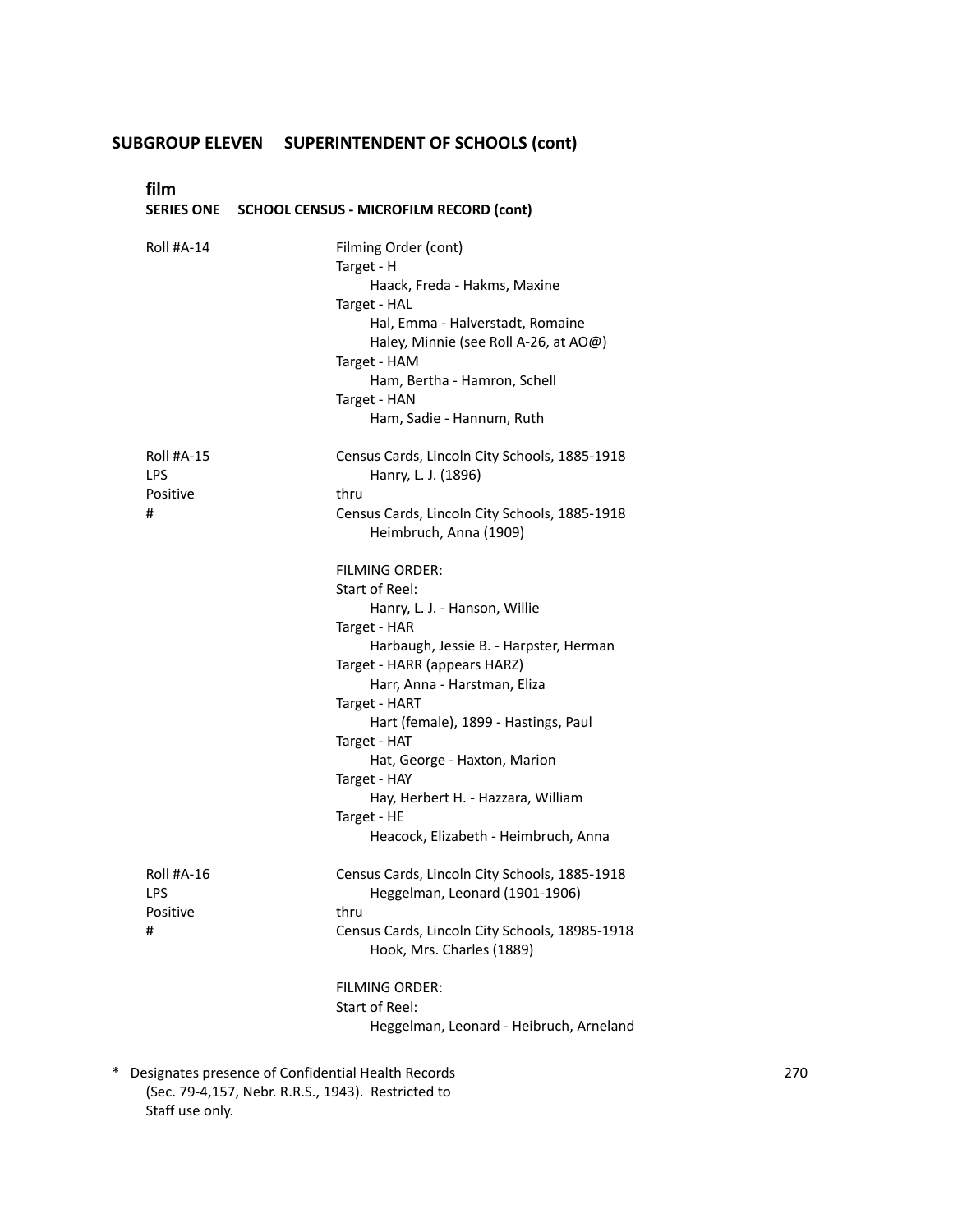## SUBGROUP ELEVEN SUPERINTENDENT OF SCHOOLS (cont)

**film**

**SERIES ONE SCHOOL CENSUS - MICROFILM RECORD (cont)**

Roll #A-14

Filming Order (cont)
Target - H
  Haack, Freda - Hakms, Maxine
Target - HAL
  Hal, Emma - Halverstadt, Romaine
  Haley, Minnie (see Roll A-26, at AO@)
Target - HAM
  Ham, Bertha - Hamron, Schell
Target - HAN
  Ham, Sadie - Hannum, Ruth

Roll #A-15
LPS
Positive
#

Census Cards, Lincoln City Schools, 1885-1918
  Hanry, L. J. (1896)
thru
Census Cards, Lincoln City Schools, 1885-1918
  Heimbruch, Anna (1909)

FILMING ORDER:
Start of Reel:
  Hanry, L. J. - Hanson, Willie
Target - HAR
  Harbaugh, Jessie B. - Harpster, Herman
Target - HARR (appears HARZ)
  Harr, Anna - Harstman, Eliza
Target - HART
  Hart (female), 1899 - Hastings, Paul
Target - HAT
  Hat, George - Haxton, Marion
Target - HAY
  Hay, Herbert H. - Hazzara, William
Target - HE
  Heacock, Elizabeth - Heimbruch, Anna

Roll #A-16
LPS
Positive
#

Census Cards, Lincoln City Schools, 1885-1918
  Heggelman, Leonard (1901-1906)
thru
Census Cards, Lincoln City Schools, 18985-1918
  Hook, Mrs. Charles (1889)

FILMING ORDER:
Start of Reel:
  Heggelman, Leonard - Heibruch, Arneland

\* Designates presence of Confidential Health Records (Sec. 79-4,157, Nebr. R.R.S., 1943). Restricted to Staff use only.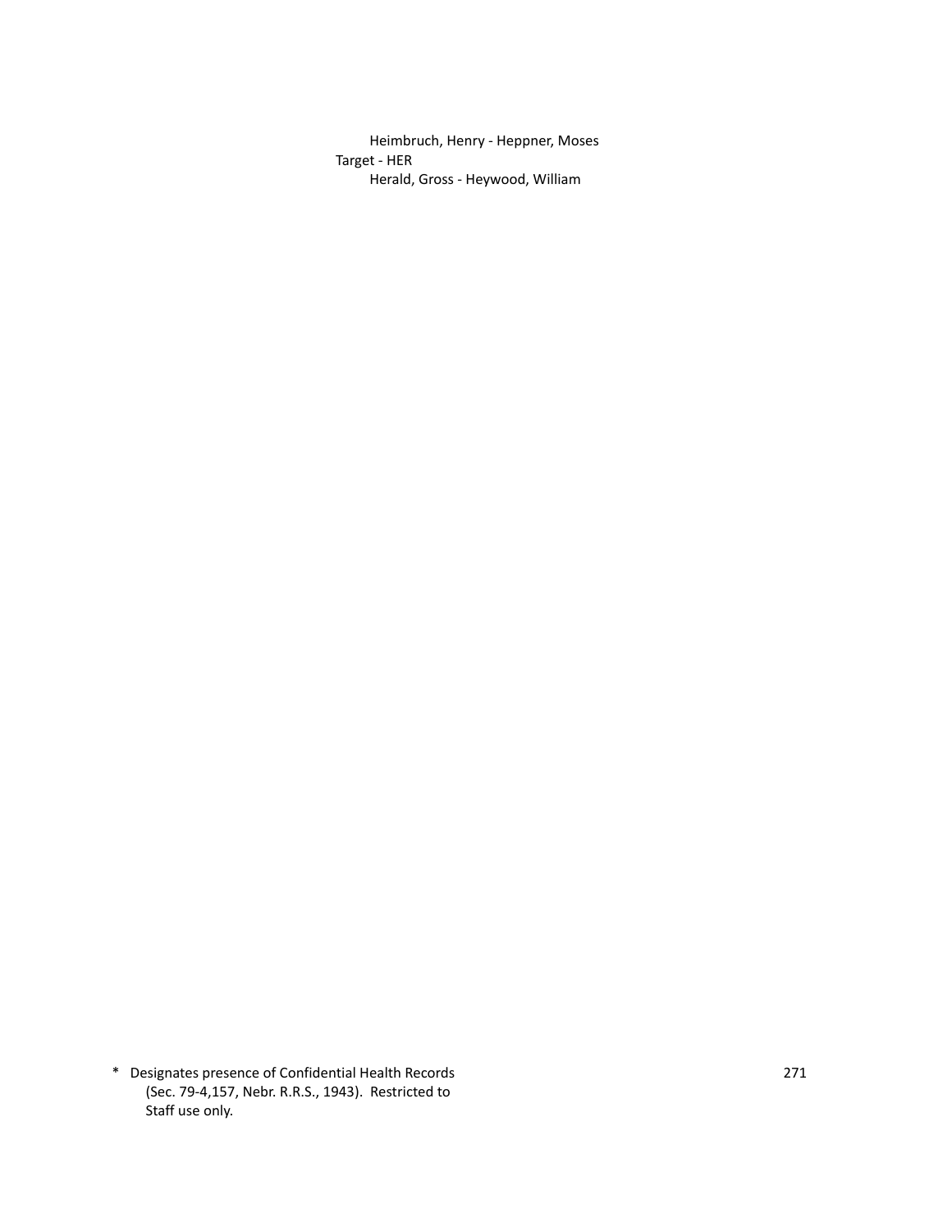Heimbruch, Henry - Heppner, Moses

Target - HER

Herald, Gross - Heywood, William

* Designates presence of Confidential Health Records (Sec. 79-4,157, Nebr. R.R.S., 1943). Restricted to Staff use only.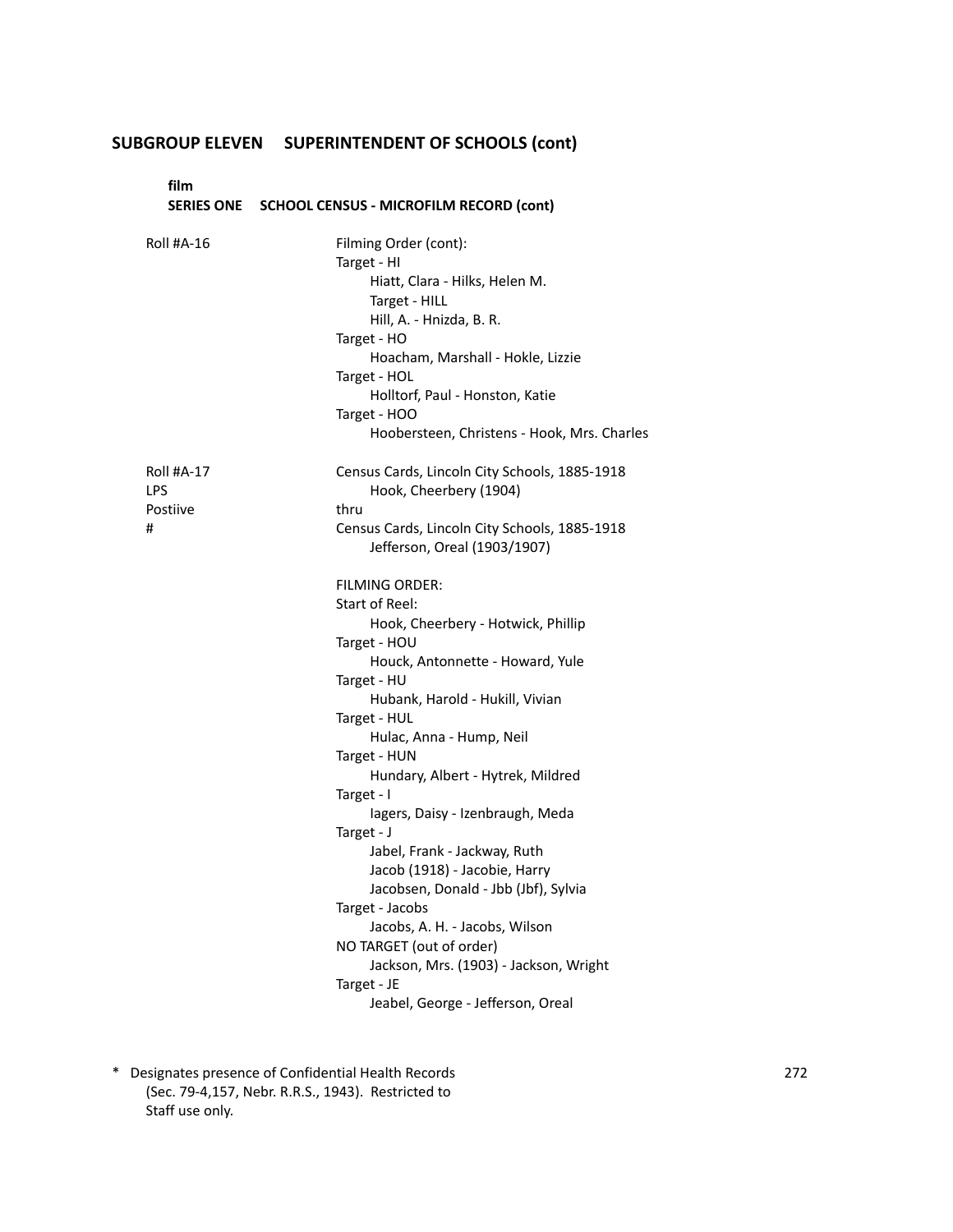## SUBGROUP ELEVEN SUPERINTENDENT OF SCHOOLS (cont)

**film**

**SERIES ONE SCHOOL CENSUS - MICROFILM RECORD (cont)**

Roll #A-16

Filming Order (cont):

Target - HI

- Hiatt, Clara - Hilks, Helen M.
- Target - HILL
- Hill, A. - Hnizda, B. R.

Target - HO

- Hoacham, Marshall - Hokle, Lizzie

Target - HOL

- Holltorf, Paul - Honston, Katie

Target - HOO

- Hoobersteen, Christens - Hook, Mrs. Charles

Roll #A-17
LPS
Postiive
#

Census Cards, Lincoln City Schools, 1885-1918
Hook, Cheerbery (1904)
thru
Census Cards, Lincoln City Schools, 1885-1918
Jefferson, Oreal (1903/1907)

FILMING ORDER:

Start of Reel:

- Hook, Cheerbery - Hotwick, Phillip

Target - HOU

- Houck, Antonnette - Howard, Yule

Target - HU

- Hubank, Harold - Hukill, Vivian

Target - HUL

- Hulac, Anna - Hump, Neil

Target - HUN

- Hundary, Albert - Hytrek, Mildred

Target - I

- Iagers, Daisy - Izenbraugh, Meda

Target - J

- Jabel, Frank - Jackway, Ruth
- Jacob (1918) - Jacobie, Harry
- Jacobsen, Donald - Jbb (Jbf), Sylvia

Target - Jacobs

- Jacobs, A. H. - Jacobs, Wilson

NO TARGET (out of order)

- Jackson, Mrs. (1903) - Jackson, Wright

Target - JE

- Jeabel, George - Jefferson, Oreal

\* Designates presence of Confidential Health Records (Sec. 79-4,157, Nebr. R.R.S., 1943). Restricted to Staff use only.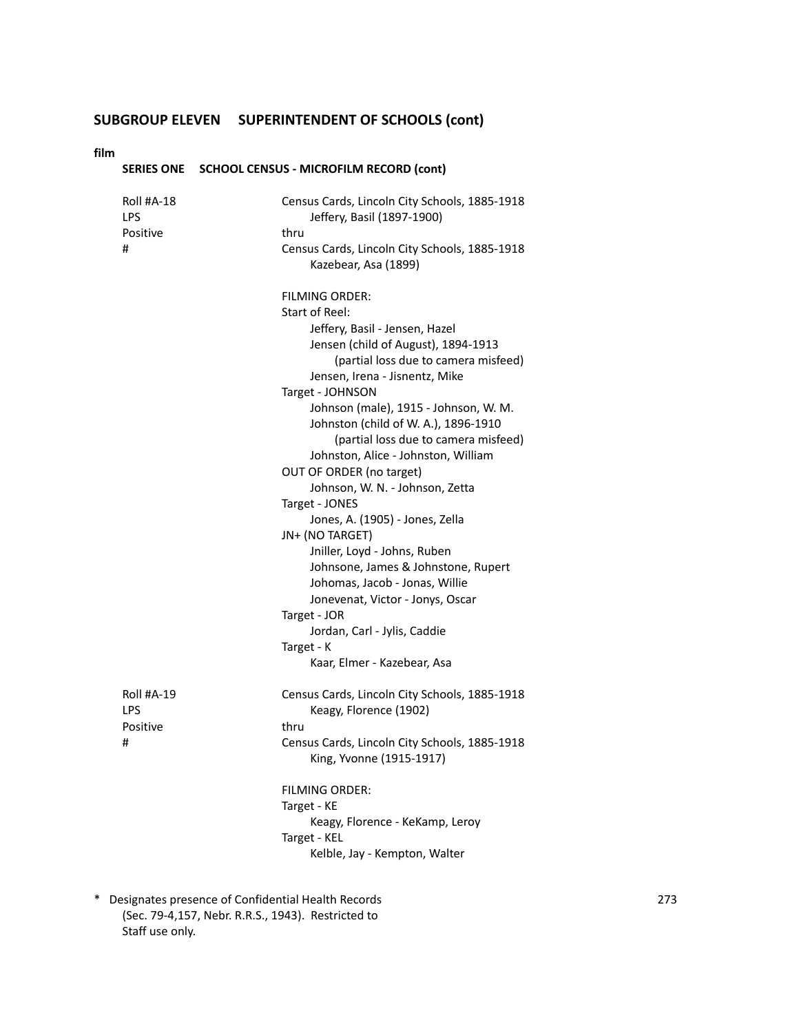## SUBGROUP ELEVEN SUPERINTENDENT OF SCHOOLS (cont)

**film**

### SERIES ONE SCHOOL CENSUS - MICROFILM RECORD (cont)

Roll #A-18
LPS
Positive
#

Census Cards, Lincoln City Schools, 1885-1918
  Jeffery, Basil (1897-1900)
thru
Census Cards, Lincoln City Schools, 1885-1918
  Kazebear, Asa (1899)

FILMING ORDER:
Start of Reel:
  Jeffery, Basil - Jensen, Hazel
  Jensen (child of August), 1894-1913
    (partial loss due to camera misfeed)
  Jensen, Irena - Jisnentz, Mike
Target - JOHNSON
  Johnson (male), 1915 - Johnson, W. M.
  Johnston (child of W. A.), 1896-1910
    (partial loss due to camera misfeed)
  Johnston, Alice - Johnston, William
OUT OF ORDER (no target)
  Johnson, W. N. - Johnson, Zetta
Target - JONES
  Jones, A. (1905) - Jones, Zella
JN+ (NO TARGET)
  Jniller, Loyd - Johns, Ruben
  Johnsone, James & Johnstone, Rupert
  Johomas, Jacob - Jonas, Willie
  Jonevenat, Victor - Jonys, Oscar
Target - JOR
  Jordan, Carl - Jylis, Caddie
Target - K
  Kaar, Elmer - Kazebear, Asa

Roll #A-19
LPS
Positive
#

Census Cards, Lincoln City Schools, 1885-1918
  Keagy, Florence (1902)
thru
Census Cards, Lincoln City Schools, 1885-1918
  King, Yvonne (1915-1917)

FILMING ORDER:
Target - KE
  Keagy, Florence - KeKamp, Leroy
Target - KEL
  Kelble, Jay - Kempton, Walter

\* Designates presence of Confidential Health Records (Sec. 79-4,157, Nebr. R.R.S., 1943). Restricted to Staff use only.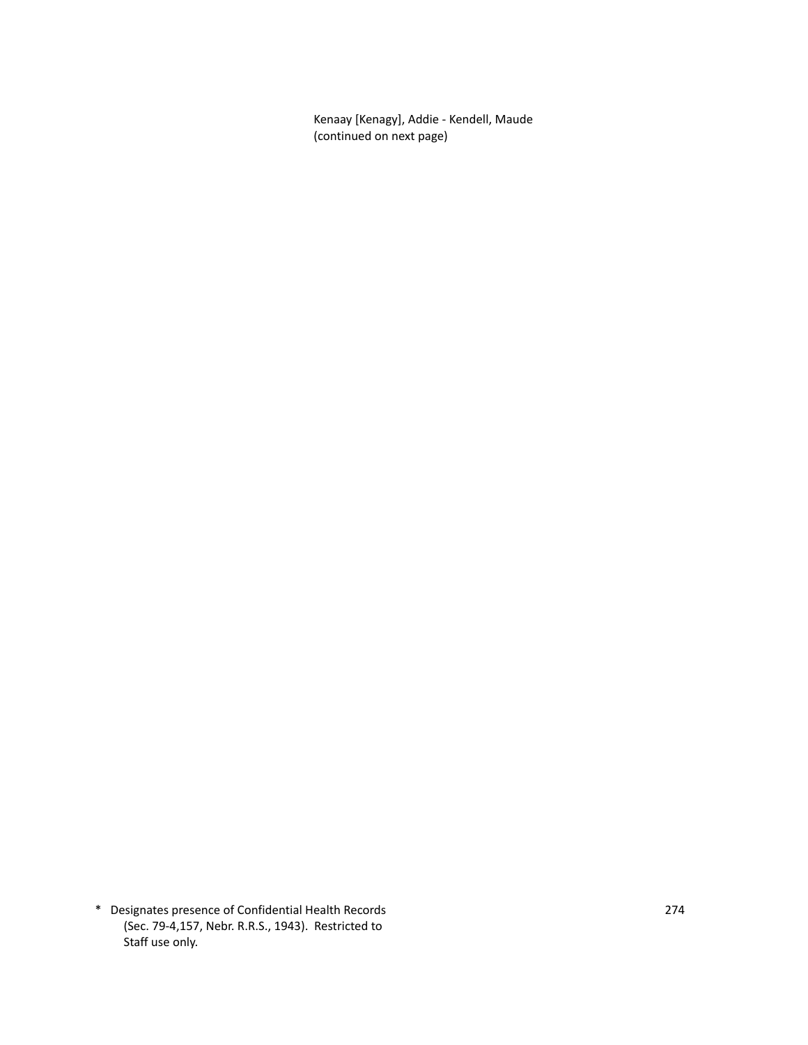Kenaay [Kenagy], Addie - Kendell, Maude
(continued on next page)

\* Designates presence of Confidential Health Records (Sec. 79-4,157, Nebr. R.R.S., 1943). Restricted to Staff use only.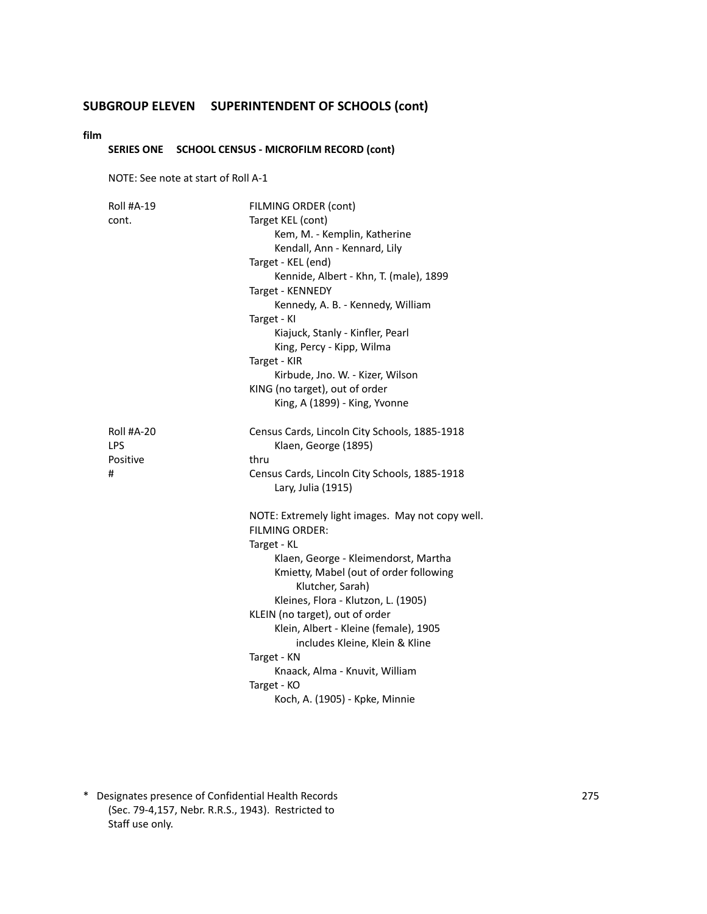## SUBGROUP ELEVEN SUPERINTENDENT OF SCHOOLS (cont)

**film**

### SERIES ONE SCHOOL CENSUS - MICROFILM RECORD (cont)

NOTE: See note at start of Roll A-1

| | |
|---|---|
| Roll #A-19<br>cont. | FILMING ORDER (cont)<br>Target KEL (cont)<br>&nbsp;&nbsp;&nbsp;&nbsp;Kem, M. - Kemplin, Katherine<br>&nbsp;&nbsp;&nbsp;&nbsp;Kendall, Ann - Kennard, Lily<br>Target - KEL (end)<br>&nbsp;&nbsp;&nbsp;&nbsp;Kennide, Albert - Khn, T. (male), 1899<br>Target - KENNEDY<br>&nbsp;&nbsp;&nbsp;&nbsp;Kennedy, A. B. - Kennedy, William<br>Target - KI<br>&nbsp;&nbsp;&nbsp;&nbsp;Kiajuck, Stanly - Kinfler, Pearl<br>&nbsp;&nbsp;&nbsp;&nbsp;King, Percy - Kipp, Wilma<br>Target - KIR<br>&nbsp;&nbsp;&nbsp;&nbsp;Kirbude, Jno. W. - Kizer, Wilson<br>KING (no target), out of order<br>&nbsp;&nbsp;&nbsp;&nbsp;King, A (1899) - King, Yvonne |
| Roll #A-20<br>LPS<br>Positive<br># | Census Cards, Lincoln City Schools, 1885-1918<br>&nbsp;&nbsp;&nbsp;&nbsp;Klaen, George (1895)<br>thru<br>Census Cards, Lincoln City Schools, 1885-1918<br>&nbsp;&nbsp;&nbsp;&nbsp;Lary, Julia (1915)<br><br>NOTE: Extremely light images. May not copy well.<br>FILMING ORDER:<br>Target - KL<br>&nbsp;&nbsp;&nbsp;&nbsp;Klaen, George - Kleimendorst, Martha<br>&nbsp;&nbsp;&nbsp;&nbsp;Kmietty, Mabel (out of order following<br>&nbsp;&nbsp;&nbsp;&nbsp;&nbsp;&nbsp;&nbsp;&nbsp;Klutcher, Sarah)<br>&nbsp;&nbsp;&nbsp;&nbsp;Kleines, Flora - Klutzon, L. (1905)<br>KLEIN (no target), out of order<br>&nbsp;&nbsp;&nbsp;&nbsp;Klein, Albert - Kleine (female), 1905<br>&nbsp;&nbsp;&nbsp;&nbsp;&nbsp;&nbsp;&nbsp;&nbsp;includes Kleine, Klein & Kline<br>Target - KN<br>&nbsp;&nbsp;&nbsp;&nbsp;Knaack, Alma - Knuvit, William<br>Target - KO<br>&nbsp;&nbsp;&nbsp;&nbsp;Koch, A. (1905) - Kpke, Minnie |

* Designates presence of Confidential Health Records (Sec. 79-4,157, Nebr. R.R.S., 1943). Restricted to Staff use only.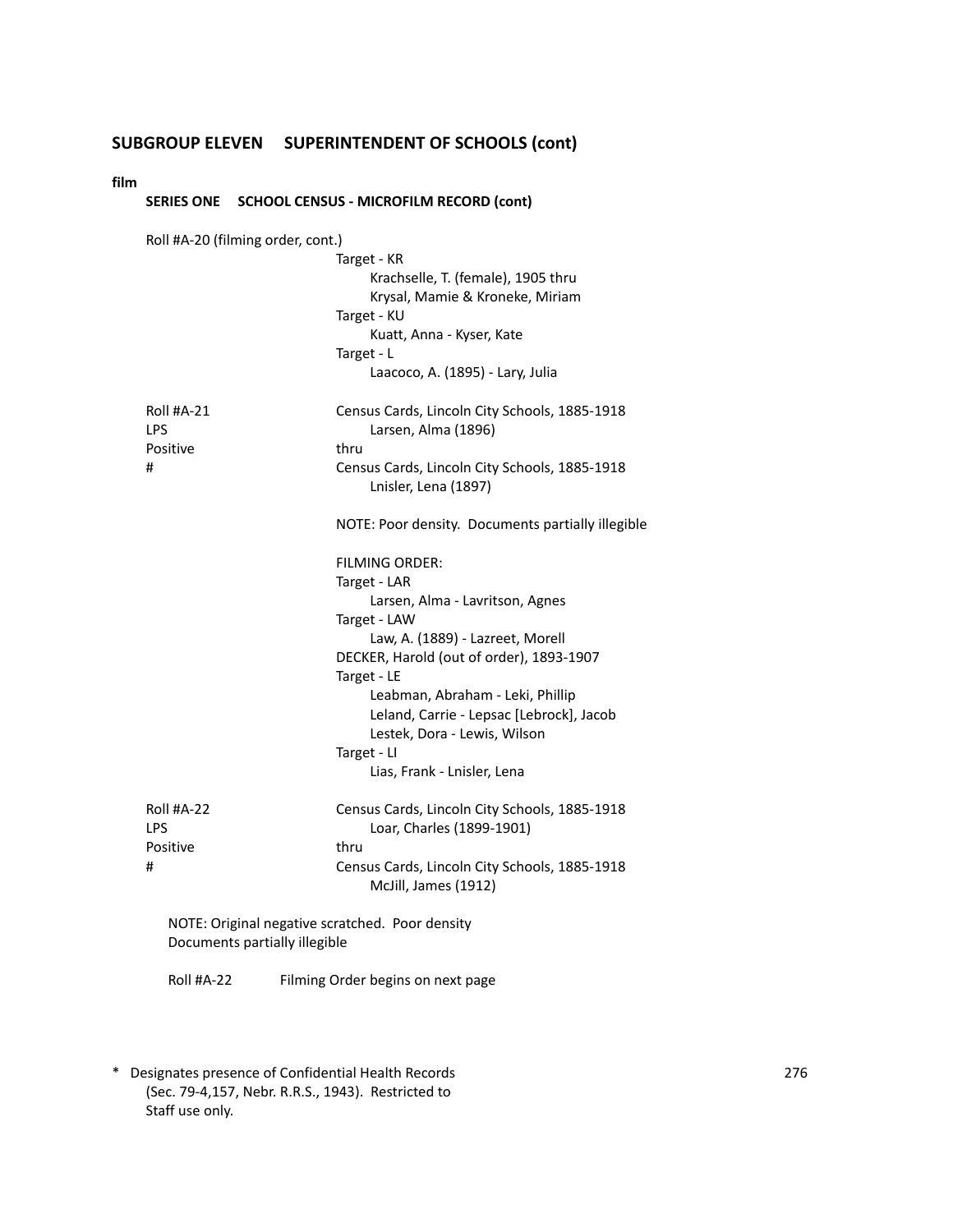## SUBGROUP ELEVEN SUPERINTENDENT OF SCHOOLS (cont)

**film**

### SERIES ONE SCHOOL CENSUS - MICROFILM RECORD (cont)

Roll #A-20 (filming order, cont.)

Target - KR
- Krachselle, T. (female), 1905 thru
- Krysal, Mamie & Kroneke, Miriam

Target - KU
- Kuatt, Anna - Kyser, Kate

Target - L
- Laacoco, A. (1895) - Lary, Julia

Roll #A-21
LPS
Positive
#

Census Cards, Lincoln City Schools, 1885-1918
Larsen, Alma (1896)
thru
Census Cards, Lincoln City Schools, 1885-1918
Lnisler, Lena (1897)

NOTE: Poor density. Documents partially illegible

FILMING ORDER:

Target - LAR
- Larsen, Alma - Lavritson, Agnes

Target - LAW
- Law, A. (1889) - Lazreet, Morell

DECKER, Harold (out of order), 1893-1907

Target - LE
- Leabman, Abraham - Leki, Phillip
- Leland, Carrie - Lepsac [Lebrock], Jacob
- Lestek, Dora - Lewis, Wilson

Target - LI
- Lias, Frank - Lnisler, Lena

Roll #A-22
LPS
Positive
#

Census Cards, Lincoln City Schools, 1885-1918
Loar, Charles (1899-1901)
thru
Census Cards, Lincoln City Schools, 1885-1918
McJill, James (1912)

NOTE: Original negative scratched. Poor density
Documents partially illegible

Roll #A-22 Filming Order begins on next page

\* Designates presence of Confidential Health Records (Sec. 79-4,157, Nebr. R.R.S., 1943). Restricted to Staff use only.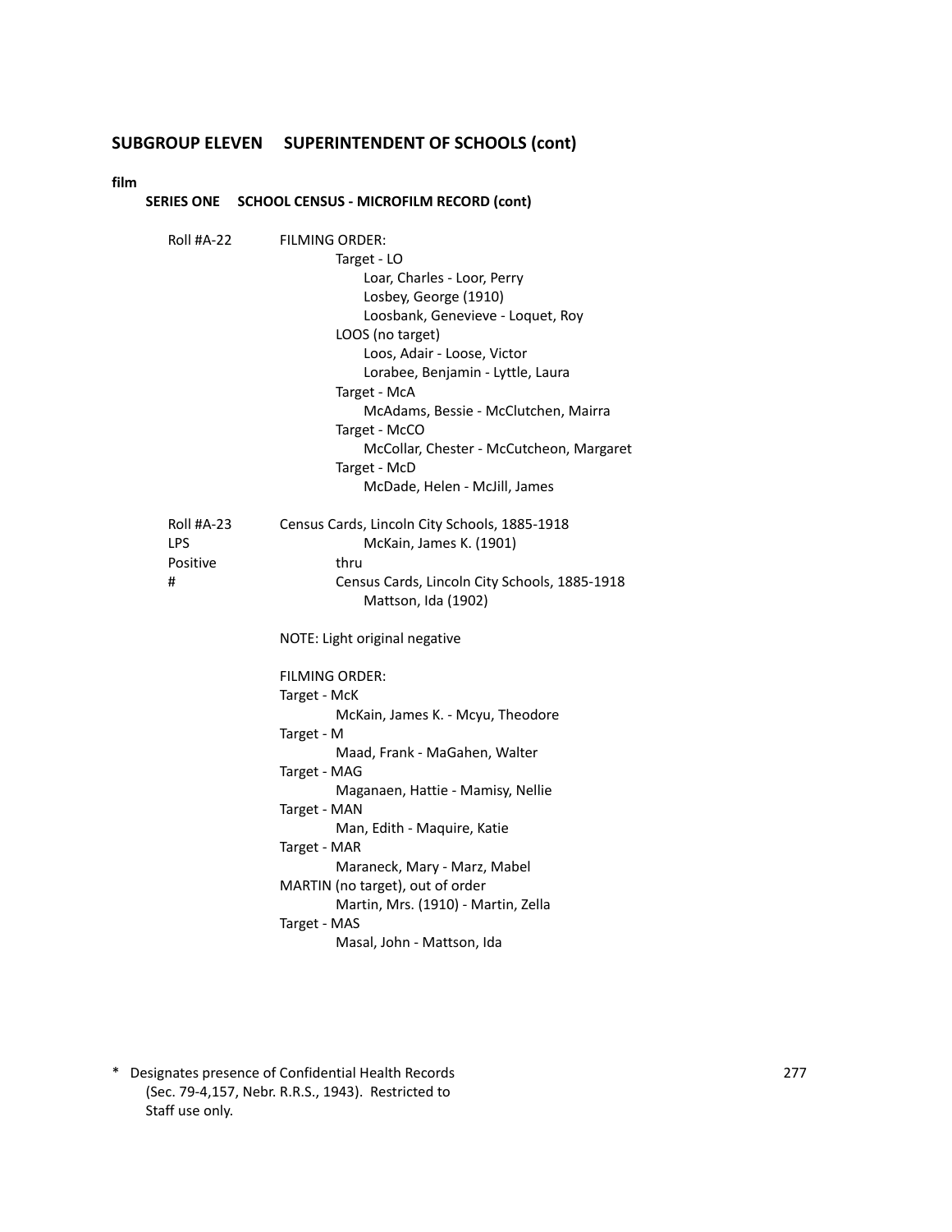## SUBGROUP ELEVEN SUPERINTENDENT OF SCHOOLS (cont)

**film**

### SERIES ONE SCHOOL CENSUS - MICROFILM RECORD (cont)

Roll #A-22

FILMING ORDER:

- Target - LO
  - Loar, Charles - Loor, Perry
  - Losbey, George (1910)
  - Loosbank, Genevieve - Loquet, Roy
- LOOS (no target)
  - Loos, Adair - Loose, Victor
  - Lorabee, Benjamin - Lyttle, Laura
- Target - McA
  - McAdams, Bessie - McClutchen, Mairra
- Target - McCO
  - McCollar, Chester - McCutcheon, Margaret
- Target - McD
  - McDade, Helen - McJill, James

Roll #A-23
LPS
Positive
#

Census Cards, Lincoln City Schools, 1885-1918
McKain, James K. (1901)
thru
Census Cards, Lincoln City Schools, 1885-1918
Mattson, Ida (1902)

NOTE: Light original negative

FILMING ORDER:

- Target - McK
  - McKain, James K. - Mcyu, Theodore
- Target - M
  - Maad, Frank - MaGahen, Walter
- Target - MAG
  - Maganaen, Hattie - Mamisy, Nellie
- Target - MAN
  - Man, Edith - Maquire, Katie
- Target - MAR
  - Maraneck, Mary - Marz, Mabel
- MARTIN (no target), out of order
  - Martin, Mrs. (1910) - Martin, Zella
- Target - MAS
  - Masal, John - Mattson, Ida

\* Designates presence of Confidential Health Records (Sec. 79-4,157, Nebr. R.R.S., 1943). Restricted to Staff use only.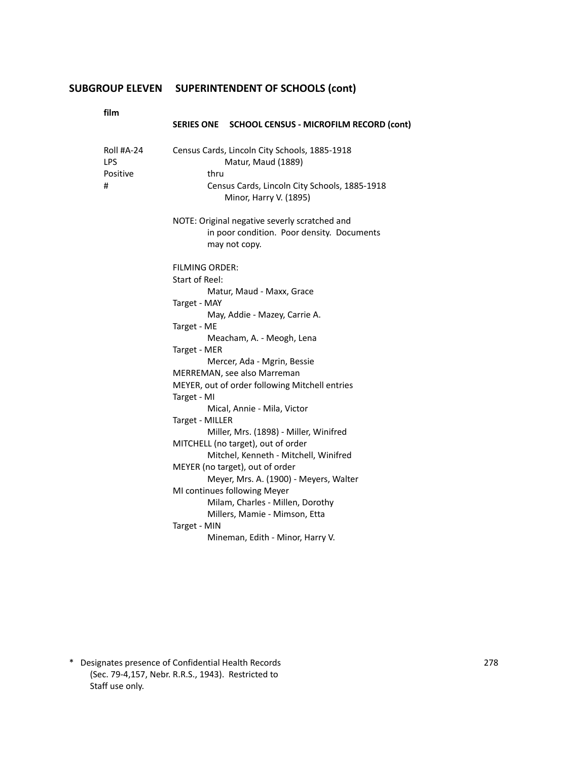## SUBGROUP ELEVEN SUPERINTENDENT OF SCHOOLS (cont)

**film**

### SERIES ONE SCHOOL CENSUS - MICROFILM RECORD (cont)

Roll #A-24
LPS
Positive
#

Census Cards, Lincoln City Schools, 1885-1918
Matur, Maud (1889)
thru
Census Cards, Lincoln City Schools, 1885-1918
Minor, Harry V. (1895)

NOTE: Original negative severly scratched and in poor condition. Poor density. Documents may not copy.

FILMING ORDER:
Start of Reel:
Matur, Maud - Maxx, Grace
Target - MAY
May, Addie - Mazey, Carrie A.
Target - ME
Meacham, A. - Meogh, Lena
Target - MER
Mercer, Ada - Mgrin, Bessie
MERREMAN, see also Marreman
MEYER, out of order following Mitchell entries
Target - MI
Mical, Annie - Mila, Victor
Target - MILLER
Miller, Mrs. (1898) - Miller, Winifred
MITCHELL (no target), out of order
Mitchel, Kenneth - Mitchell, Winifred
MEYER (no target), out of order
Meyer, Mrs. A. (1900) - Meyers, Walter
MI continues following Meyer
Milam, Charles - Millen, Dorothy
Millers, Mamie - Mimson, Etta
Target - MIN
Mineman, Edith - Minor, Harry V.

* Designates presence of Confidential Health Records (Sec. 79-4,157, Nebr. R.R.S., 1943). Restricted to Staff use only.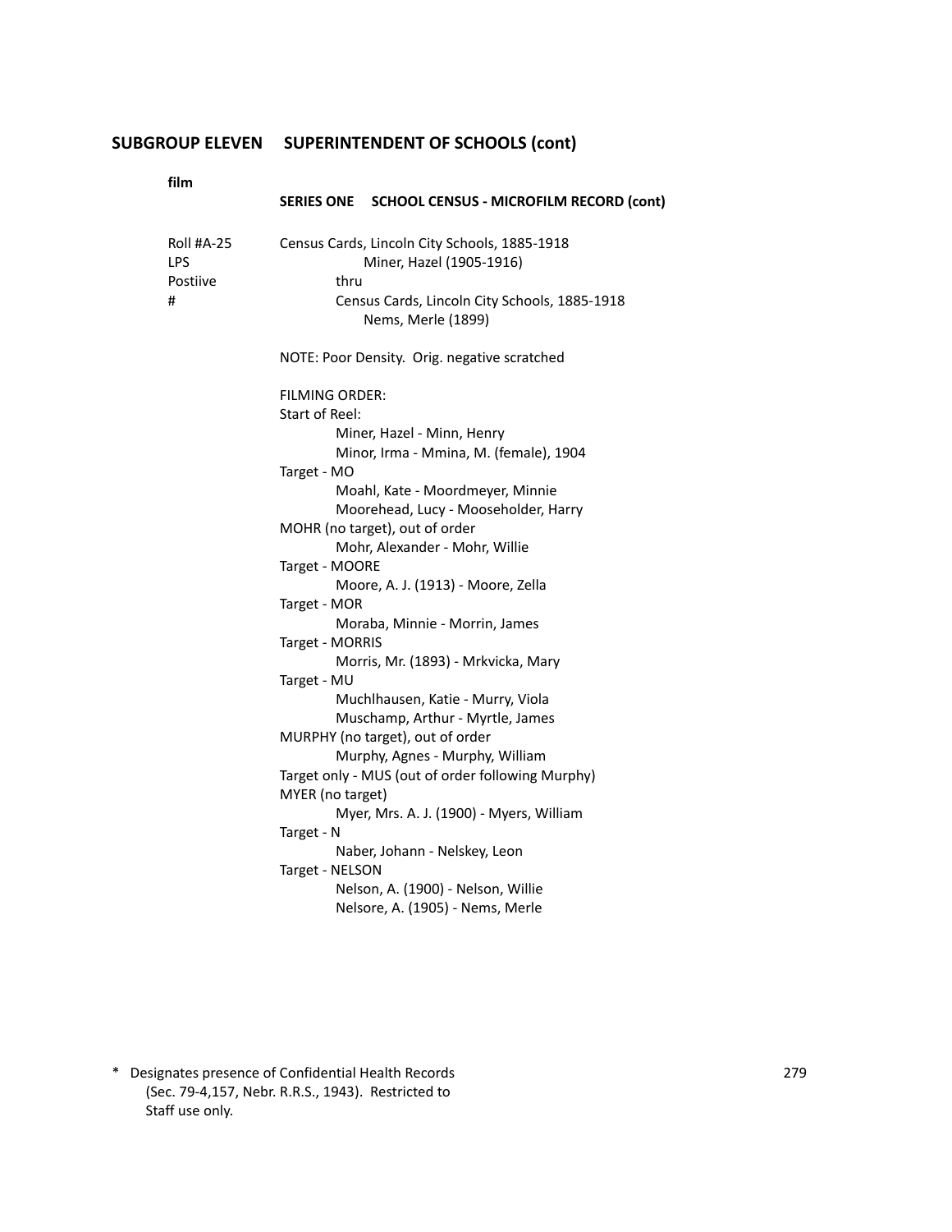## SUBGROUP ELEVEN SUPERINTENDENT OF SCHOOLS (cont)

**film**

### SERIES ONE SCHOOL CENSUS - MICROFILM RECORD (cont)

Roll #A-25
LPS
Postiive
#

Census Cards, Lincoln City Schools, 1885-1918
Miner, Hazel (1905-1916)
thru
Census Cards, Lincoln City Schools, 1885-1918
Nems, Merle (1899)

NOTE: Poor Density. Orig. negative scratched

FILMING ORDER:
Start of Reel:
- Miner, Hazel - Minn, Henry
- Minor, Irma - Mmina, M. (female), 1904

Target - MO
- Moahl, Kate - Moordmeyer, Minnie
- Moorehead, Lucy - Mooseholder, Harry

MOHR (no target), out of order
- Mohr, Alexander - Mohr, Willie

Target - MOORE
- Moore, A. J. (1913) - Moore, Zella

Target - MOR
- Moraba, Minnie - Morrin, James

Target - MORRIS
- Morris, Mr. (1893) - Mrkvicka, Mary

Target - MU
- Muchlhausen, Katie - Murry, Viola
- Muschamp, Arthur - Myrtle, James

MURPHY (no target), out of order
- Murphy, Agnes - Murphy, William

Target only - MUS (out of order following Murphy)

MYER (no target)
- Myer, Mrs. A. J. (1900) - Myers, William

Target - N
- Naber, Johann - Nelskey, Leon

Target - NELSON
- Nelson, A. (1900) - Nelson, Willie
- Nelsore, A. (1905) - Nems, Merle

\* Designates presence of Confidential Health Records (Sec. 79-4,157, Nebr. R.R.S., 1943). Restricted to Staff use only.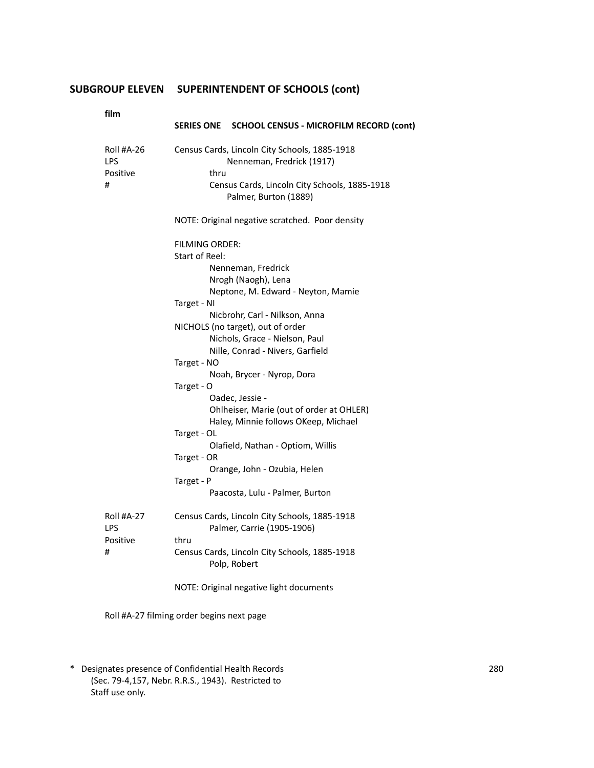## SUBGROUP ELEVEN SUPERINTENDENT OF SCHOOLS (cont)

**film**

### SERIES ONE SCHOOL CENSUS - MICROFILM RECORD (cont)

Roll #A-26
LPS
Positive
#

Census Cards, Lincoln City Schools, 1885-1918
Nenneman, Fredrick (1917)
thru
Census Cards, Lincoln City Schools, 1885-1918
Palmer, Burton (1889)

NOTE: Original negative scratched. Poor density

FILMING ORDER:
Start of Reel:
- Nenneman, Fredrick
- Nrogh (Naogh), Lena
- Neptone, M. Edward - Neyton, Mamie

Target - NI
- Nicbrohr, Carl - Nilkson, Anna

NICHOLS (no target), out of order
- Nichols, Grace - Nielson, Paul
- Nille, Conrad - Nivers, Garfield

Target - NO
- Noah, Brycer - Nyrop, Dora

Target - O
- Oadec, Jessie -
- Ohlheiser, Marie (out of order at OHLER)
- Haley, Minnie follows OKeep, Michael

Target - OL
- Olafield, Nathan - Optiom, Willis

Target - OR
- Orange, John - Ozubia, Helen

Target - P
- Paacosta, Lulu - Palmer, Burton

Roll #A-27
LPS
Positive
#

Census Cards, Lincoln City Schools, 1885-1918
Palmer, Carrie (1905-1906)
thru
Census Cards, Lincoln City Schools, 1885-1918
Polp, Robert

NOTE: Original negative light documents

Roll #A-27 filming order begins next page

\* Designates presence of Confidential Health Records (Sec. 79-4,157, Nebr. R.R.S., 1943). Restricted to Staff use only.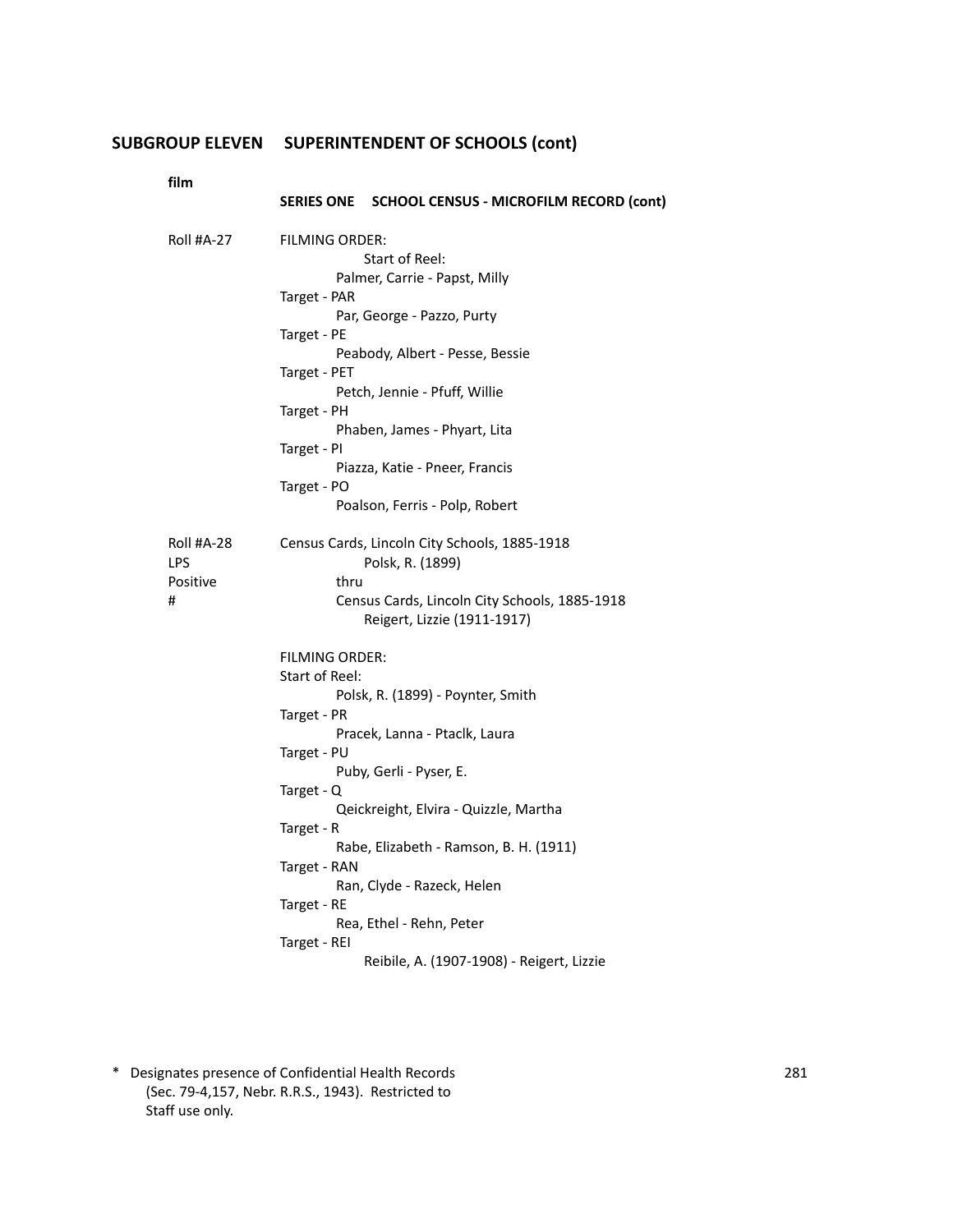## SUBGROUP ELEVEN SUPERINTENDENT OF SCHOOLS (cont)

**film**

### SERIES ONE SCHOOL CENSUS - MICROFILM RECORD (cont)

Roll #A-27

FILMING ORDER:
Start of Reel:
Palmer, Carrie - Papst, Milly
Target - PAR
Par, George - Pazzo, Purty
Target - PE
Peabody, Albert - Pesse, Bessie
Target - PET
Petch, Jennie - Pfuff, Willie
Target - PH
Phaben, James - Phyart, Lita
Target - PI
Piazza, Katie - Pneer, Francis
Target - PO
Poalson, Ferris - Polp, Robert

Roll #A-28
LPS
Positive
#

Census Cards, Lincoln City Schools, 1885-1918
Polsk, R. (1899)
thru
Census Cards, Lincoln City Schools, 1885-1918
Reigert, Lizzie (1911-1917)

FILMING ORDER:
Start of Reel:
Polsk, R. (1899) - Poynter, Smith
Target - PR
Pracek, Lanna - Ptaclk, Laura
Target - PU
Puby, Gerli - Pyser, E.
Target - Q
Qeickreight, Elvira - Quizzle, Martha
Target - R
Rabe, Elizabeth - Ramson, B. H. (1911)
Target - RAN
Ran, Clyde - Razeck, Helen
Target - RE
Rea, Ethel - Rehn, Peter
Target - REI
Reibile, A. (1907-1908) - Reigert, Lizzie

* Designates presence of Confidential Health Records (Sec. 79-4,157, Nebr. R.R.S., 1943). Restricted to Staff use only.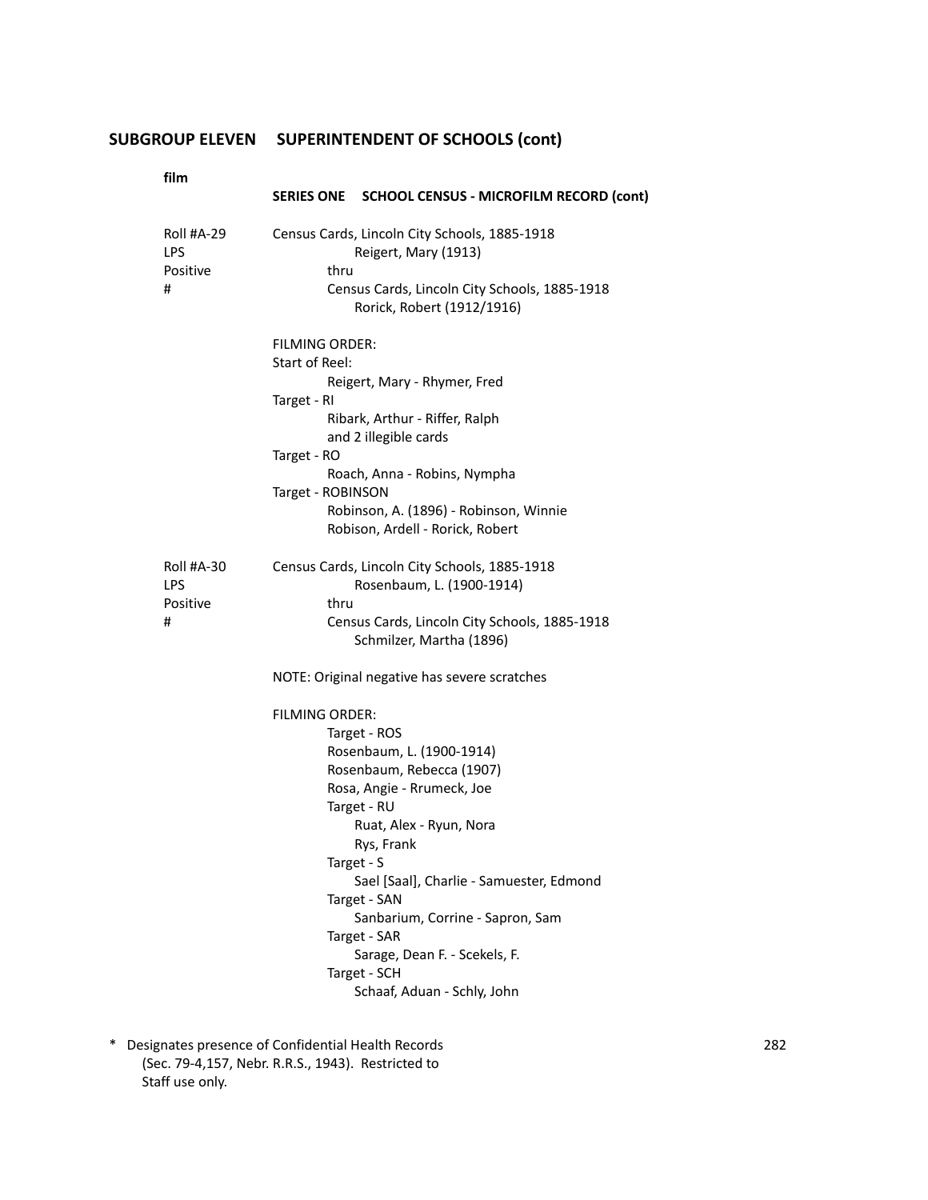## SUBGROUP ELEVEN SUPERINTENDENT OF SCHOOLS (cont)

**film**

### SERIES ONE SCHOOL CENSUS - MICROFILM RECORD (cont)

Roll #A-29
LPS
Positive
#

Census Cards, Lincoln City Schools, 1885-1918
Reigert, Mary (1913)
thru
Census Cards, Lincoln City Schools, 1885-1918
Rorick, Robert (1912/1916)

FILMING ORDER:
Start of Reel:
Reigert, Mary - Rhymer, Fred
Target - RI
Ribark, Arthur - Riffer, Ralph
and 2 illegible cards
Target - RO
Roach, Anna - Robins, Nympha
Target - ROBINSON
Robinson, A. (1896) - Robinson, Winnie
Robison, Ardell - Rorick, Robert

Roll #A-30
LPS
Positive
#

Census Cards, Lincoln City Schools, 1885-1918
Rosenbaum, L. (1900-1914)
thru
Census Cards, Lincoln City Schools, 1885-1918
Schmilzer, Martha (1896)

NOTE: Original negative has severe scratches

FILMING ORDER:
Target - ROS
Rosenbaum, L. (1900-1914)
Rosenbaum, Rebecca (1907)
Rosa, Angie - Rrumeck, Joe
Target - RU
Ruat, Alex - Ryun, Nora
Rys, Frank
Target - S
Sael [Saal], Charlie - Samuester, Edmond
Target - SAN
Sanbarium, Corrine - Sapron, Sam
Target - SAR
Sarage, Dean F. - Scekels, F.
Target - SCH
Schaaf, Aduan - Schly, John

\* Designates presence of Confidential Health Records (Sec. 79-4,157, Nebr. R.R.S., 1943). Restricted to Staff use only.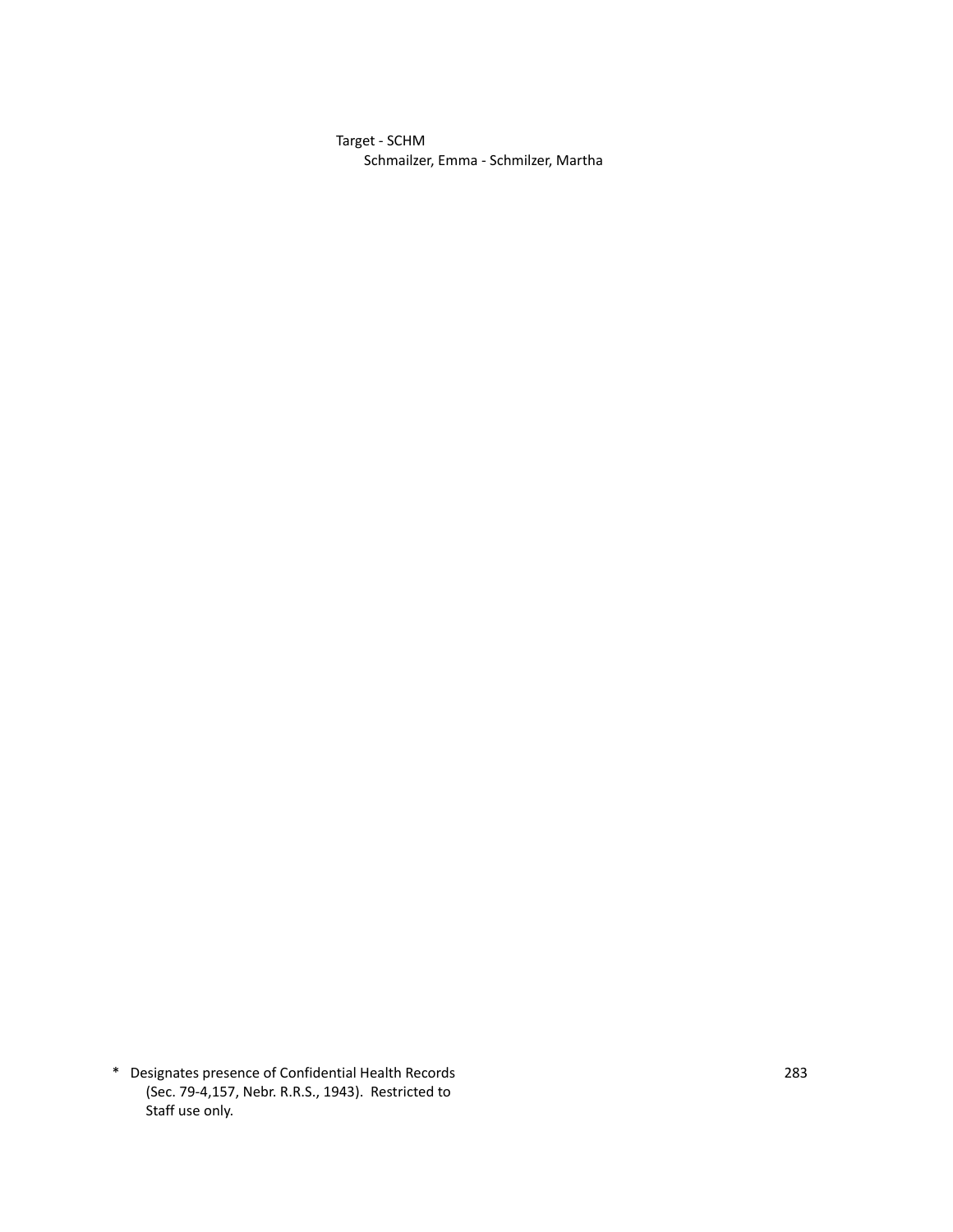Target - SCHM

Schmailzer, Emma - Schmilzer, Martha

\* Designates presence of Confidential Health Records (Sec. 79-4,157, Nebr. R.R.S., 1943). Restricted to Staff use only.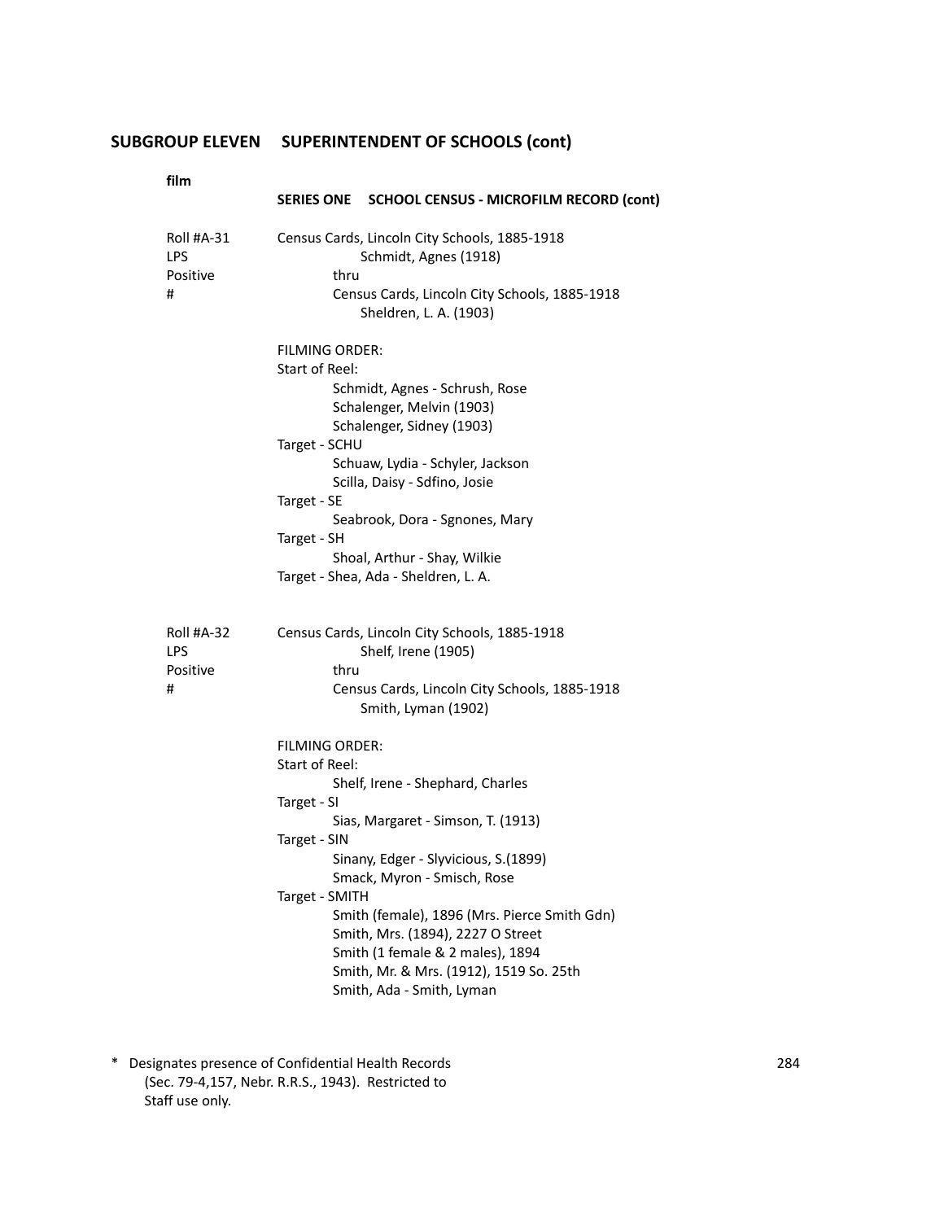## SUBGROUP ELEVEN SUPERINTENDENT OF SCHOOLS (cont)

**film**

### SERIES ONE SCHOOL CENSUS - MICROFILM RECORD (cont)

Roll #A-31
LPS
Positive
#

Census Cards, Lincoln City Schools, 1885-1918
Schmidt, Agnes (1918)
thru
Census Cards, Lincoln City Schools, 1885-1918
Sheldren, L. A. (1903)

FILMING ORDER:
Start of Reel:
- Schmidt, Agnes - Schrush, Rose
- Schalenger, Melvin (1903)
- Schalenger, Sidney (1903)

Target - SCHU
- Schuaw, Lydia - Schyler, Jackson
- Scilla, Daisy - Sdfino, Josie

Target - SE
- Seabrook, Dora - Sgnones, Mary

Target - SH
- Shoal, Arthur - Shay, Wilkie

Target - Shea, Ada - Sheldren, L. A.

Roll #A-32
LPS
Positive
#

Census Cards, Lincoln City Schools, 1885-1918
Shelf, Irene (1905)
thru
Census Cards, Lincoln City Schools, 1885-1918
Smith, Lyman (1902)

FILMING ORDER:
Start of Reel:
- Shelf, Irene - Shephard, Charles

Target - SI
- Sias, Margaret - Simson, T. (1913)

Target - SIN
- Sinany, Edger - Slyvicious, S.(1899)
- Smack, Myron - Smisch, Rose

Target - SMITH
- Smith (female), 1896 (Mrs. Pierce Smith Gdn)
- Smith, Mrs. (1894), 2227 O Street
- Smith (1 female & 2 males), 1894
- Smith, Mr. & Mrs. (1912), 1519 So. 25th
- Smith, Ada - Smith, Lyman

\* Designates presence of Confidential Health Records (Sec. 79-4,157, Nebr. R.R.S., 1943). Restricted to Staff use only.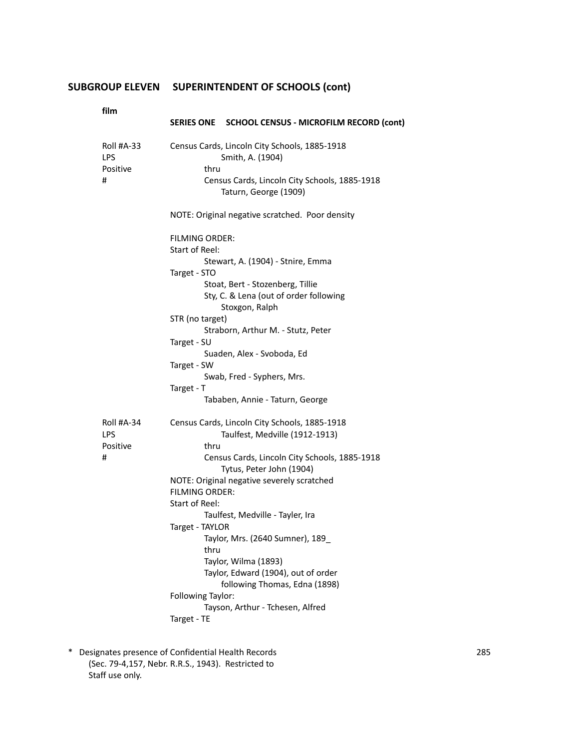## SUBGROUP ELEVEN SUPERINTENDENT OF SCHOOLS (cont)

**film**

### SERIES ONE SCHOOL CENSUS - MICROFILM RECORD (cont)

Roll #A-33
LPS
Positive
#

Census Cards, Lincoln City Schools, 1885-1918
Smith, A. (1904)
thru
Census Cards, Lincoln City Schools, 1885-1918
Taturn, George (1909)

NOTE: Original negative scratched. Poor density

FILMING ORDER:
Start of Reel:
Stewart, A. (1904) - Stnire, Emma
Target - STO
Stoat, Bert - Stozenberg, Tillie
Sty, C. & Lena (out of order following
Stoxgon, Ralph
STR (no target)
Straborn, Arthur M. - Stutz, Peter
Target - SU
Suaden, Alex - Svoboda, Ed
Target - SW
Swab, Fred - Syphers, Mrs.
Target - T
Tababen, Annie - Taturn, George

Roll #A-34
LPS
Positive
#

Census Cards, Lincoln City Schools, 1885-1918
Taulfest, Medville (1912-1913)
thru
Census Cards, Lincoln City Schools, 1885-1918
Tytus, Peter John (1904)
NOTE: Original negative severely scratched
FILMING ORDER:
Start of Reel:
Taulfest, Medville - Tayler, Ira
Target - TAYLOR
Taylor, Mrs. (2640 Sumner), 189_
thru
Taylor, Wilma (1893)
Taylor, Edward (1904), out of order
following Thomas, Edna (1898)
Following Taylor:
Tayson, Arthur - Tchesen, Alfred
Target - TE

\* Designates presence of Confidential Health Records (Sec. 79-4,157, Nebr. R.R.S., 1943). Restricted to Staff use only.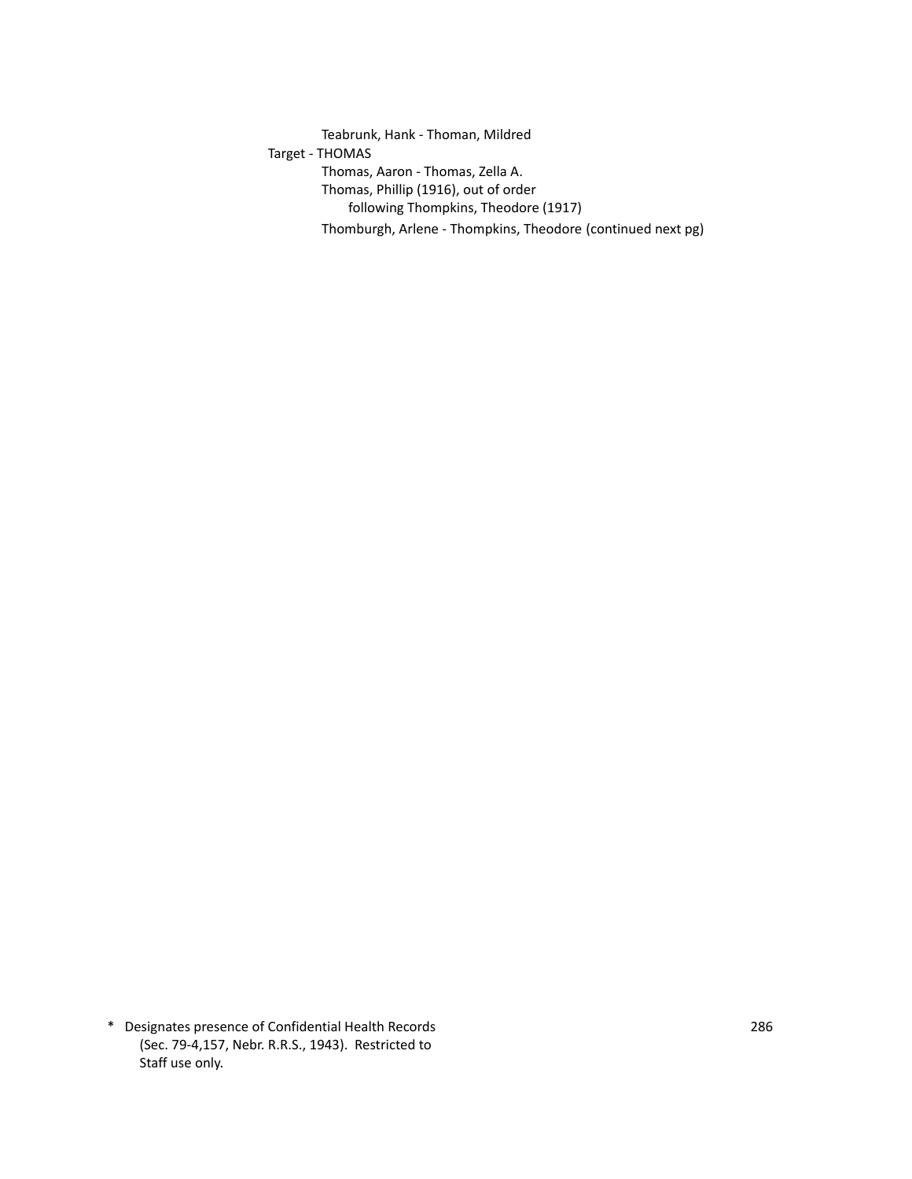Teabrunk, Hank - Thoman, Mildred

Target - THOMAS

Thomas, Aaron - Thomas, Zella A.

Thomas, Phillip (1916), out of order
following Thompkins, Theodore (1917)

Thomburgh, Arlene - Thompkins, Theodore (continued next pg)

\* Designates presence of Confidential Health Records (Sec. 79-4,157, Nebr. R.R.S., 1943). Restricted to Staff use only.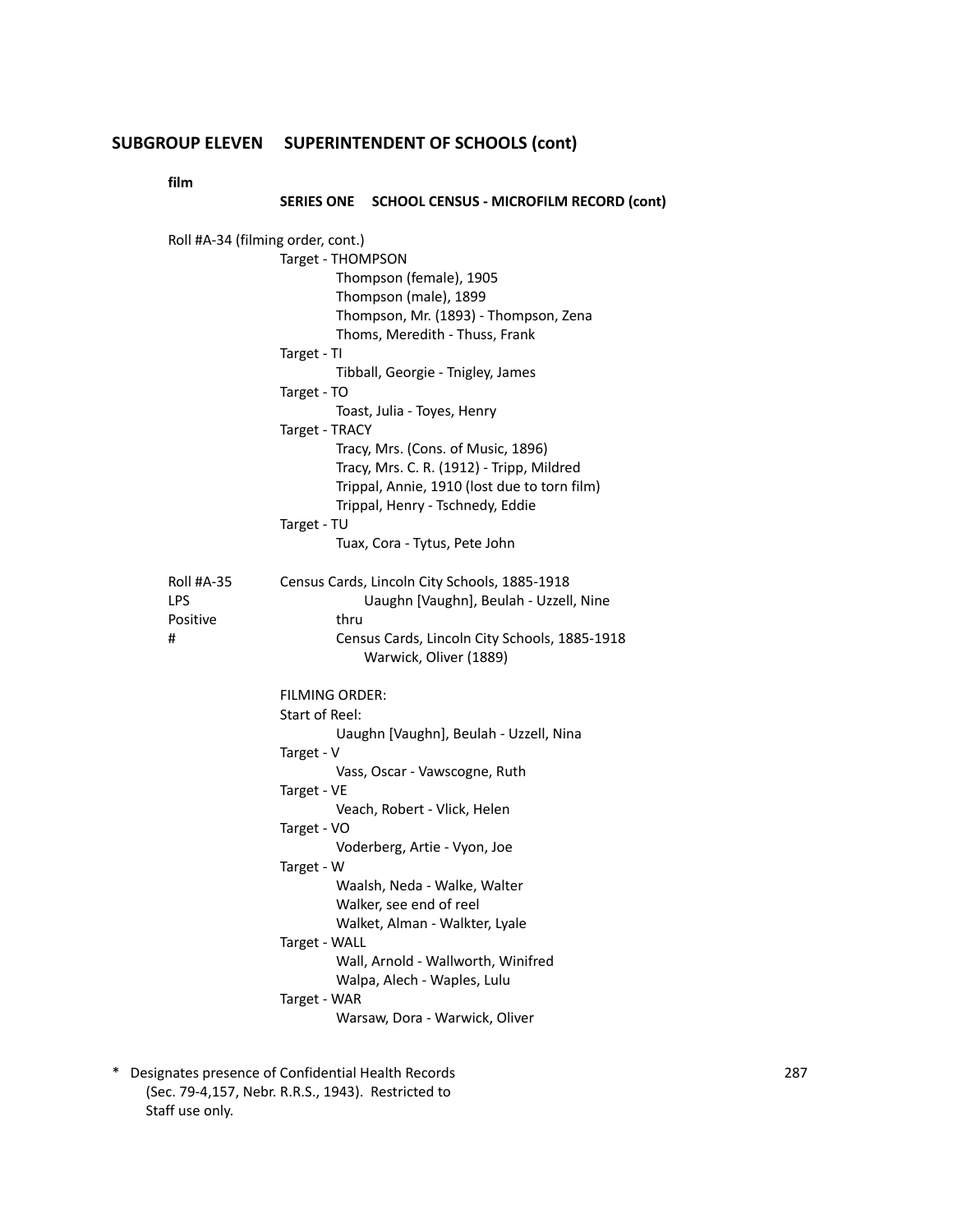## SUBGROUP ELEVEN SUPERINTENDENT OF SCHOOLS (cont)

**film**

### SERIES ONE SCHOOL CENSUS - MICROFILM RECORD (cont)

Roll #A-34 (filming order, cont.)

Target - THOMPSON
- Thompson (female), 1905
- Thompson (male), 1899
- Thompson, Mr. (1893) - Thompson, Zena
- Thoms, Meredith - Thuss, Frank

Target - TI
- Tibball, Georgie - Tnigley, James

Target - TO
- Toast, Julia - Toyes, Henry

Target - TRACY
- Tracy, Mrs. (Cons. of Music, 1896)
- Tracy, Mrs. C. R. (1912) - Tripp, Mildred
- Trippal, Annie, 1910 (lost due to torn film)
- Trippal, Henry - Tschnedy, Eddie

Target - TU
- Tuax, Cora - Tytus, Pete John

Roll #A-35 LPS Positive #

Census Cards, Lincoln City Schools, 1885-1918
Uaughn [Vaughn], Beulah - Uzzell, Nine
thru
Census Cards, Lincoln City Schools, 1885-1918
Warwick, Oliver (1889)

FILMING ORDER:

Start of Reel:
- Uaughn [Vaughn], Beulah - Uzzell, Nina

Target - V
- Vass, Oscar - Vawscogne, Ruth

Target - VE
- Veach, Robert - Vlick, Helen

Target - VO
- Voderberg, Artie - Vyon, Joe

Target - W
- Waalsh, Neda - Walke, Walter
- Walker, see end of reel
- Walket, Alman - Walkter, Lyale

Target - WALL
- Wall, Arnold - Wallworth, Winifred
- Walpa, Alech - Waples, Lulu

Target - WAR
- Warsaw, Dora - Warwick, Oliver

\* Designates presence of Confidential Health Records (Sec. 79-4,157, Nebr. R.R.S., 1943). Restricted to Staff use only.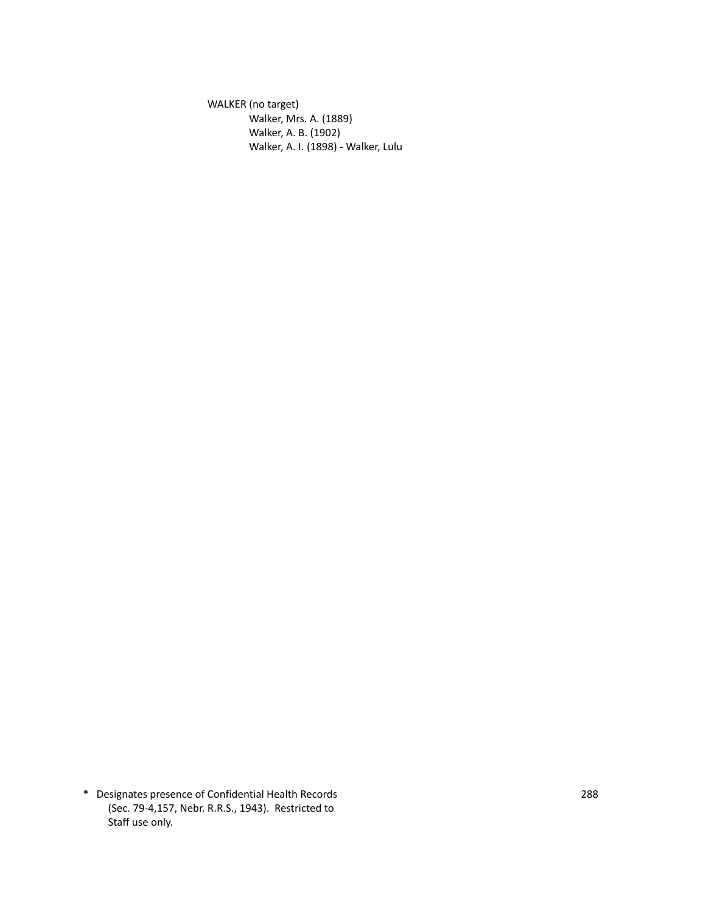WALKER (no target)

- Walker, Mrs. A. (1889)
- Walker, A. B. (1902)
- Walker, A. I. (1898) - Walker, Lulu

\* Designates presence of Confidential Health Records (Sec. 79-4,157, Nebr. R.R.S., 1943). Restricted to Staff use only.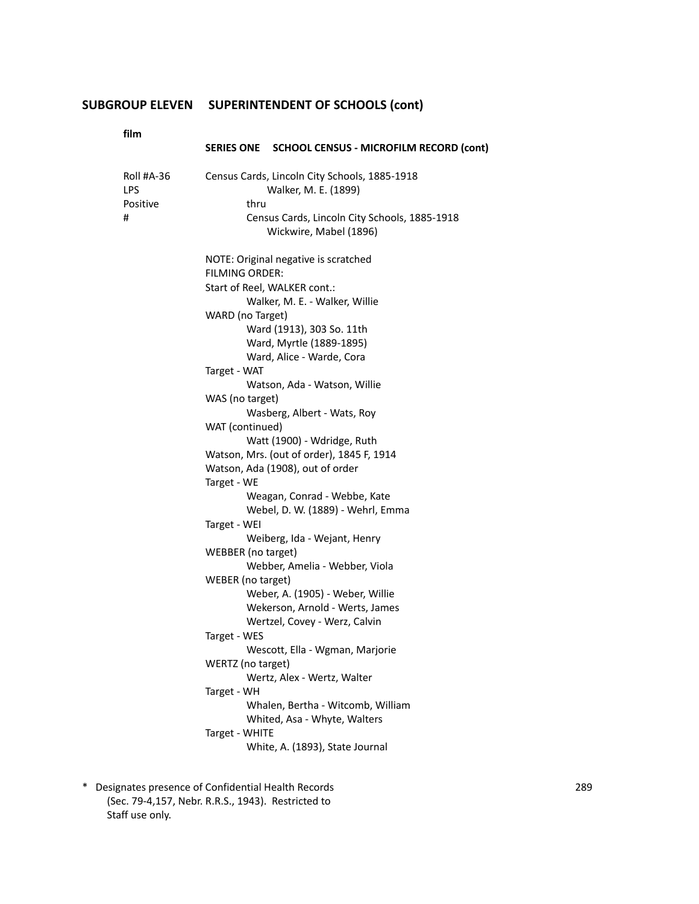## SUBGROUP ELEVEN SUPERINTENDENT OF SCHOOLS (cont)

**film**

### SERIES ONE SCHOOL CENSUS - MICROFILM RECORD (cont)

Roll #A-36
LPS
Positive
#

Census Cards, Lincoln City Schools, 1885-1918
Walker, M. E. (1899)
thru
Census Cards, Lincoln City Schools, 1885-1918
Wickwire, Mabel (1896)

NOTE: Original negative is scratched
FILMING ORDER:
Start of Reel, WALKER cont.:
    Walker, M. E. - Walker, Willie
WARD (no Target)
    Ward (1913), 303 So. 11th
    Ward, Myrtle (1889-1895)
    Ward, Alice - Warde, Cora
Target - WAT
    Watson, Ada - Watson, Willie
WAS (no target)
    Wasberg, Albert - Wats, Roy
WAT (continued)
    Watt (1900) - Wdridge, Ruth
Watson, Mrs. (out of order), 1845 F, 1914
Watson, Ada (1908), out of order
Target - WE
    Weagan, Conrad - Webbe, Kate
    Webel, D. W. (1889) - Wehrl, Emma
Target - WEI
    Weiberg, Ida - Wejant, Henry
WEBBER (no target)
    Webber, Amelia - Webber, Viola
WEBER (no target)
    Weber, A. (1905) - Weber, Willie
    Wekerson, Arnold - Werts, James
    Wertzel, Covey - Werz, Calvin
Target - WES
    Wescott, Ella - Wgman, Marjorie
WERTZ (no target)
    Wertz, Alex - Wertz, Walter
Target - WH
    Whalen, Bertha - Witcomb, William
    Whited, Asa - Whyte, Walters
Target - WHITE
    White, A. (1893), State Journal

\* Designates presence of Confidential Health Records (Sec. 79-4,157, Nebr. R.R.S., 1943). Restricted to Staff use only.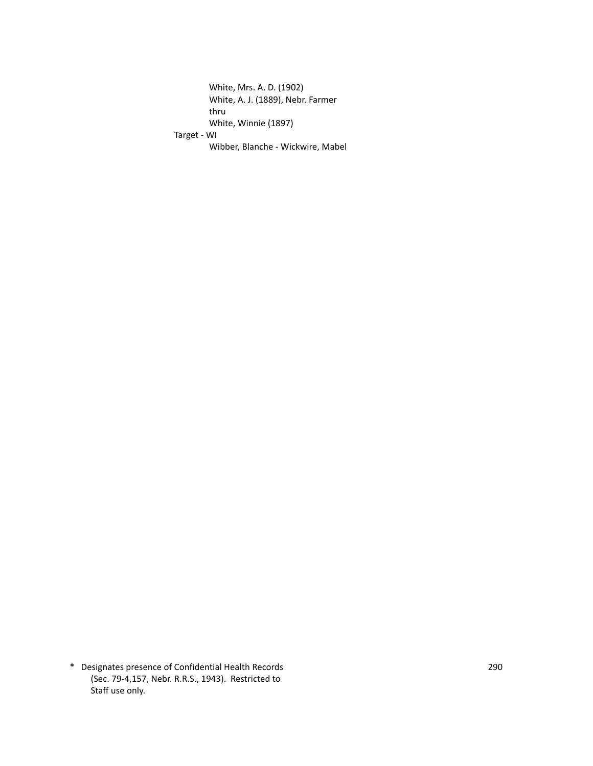White, Mrs. A. D. (1902)
White, A. J. (1889), Nebr. Farmer
thru
White, Winnie (1897)

Target - WI

Wibber, Blanche - Wickwire, Mabel

\* Designates presence of Confidential Health Records (Sec. 79-4,157, Nebr. R.R.S., 1943). Restricted to Staff use only.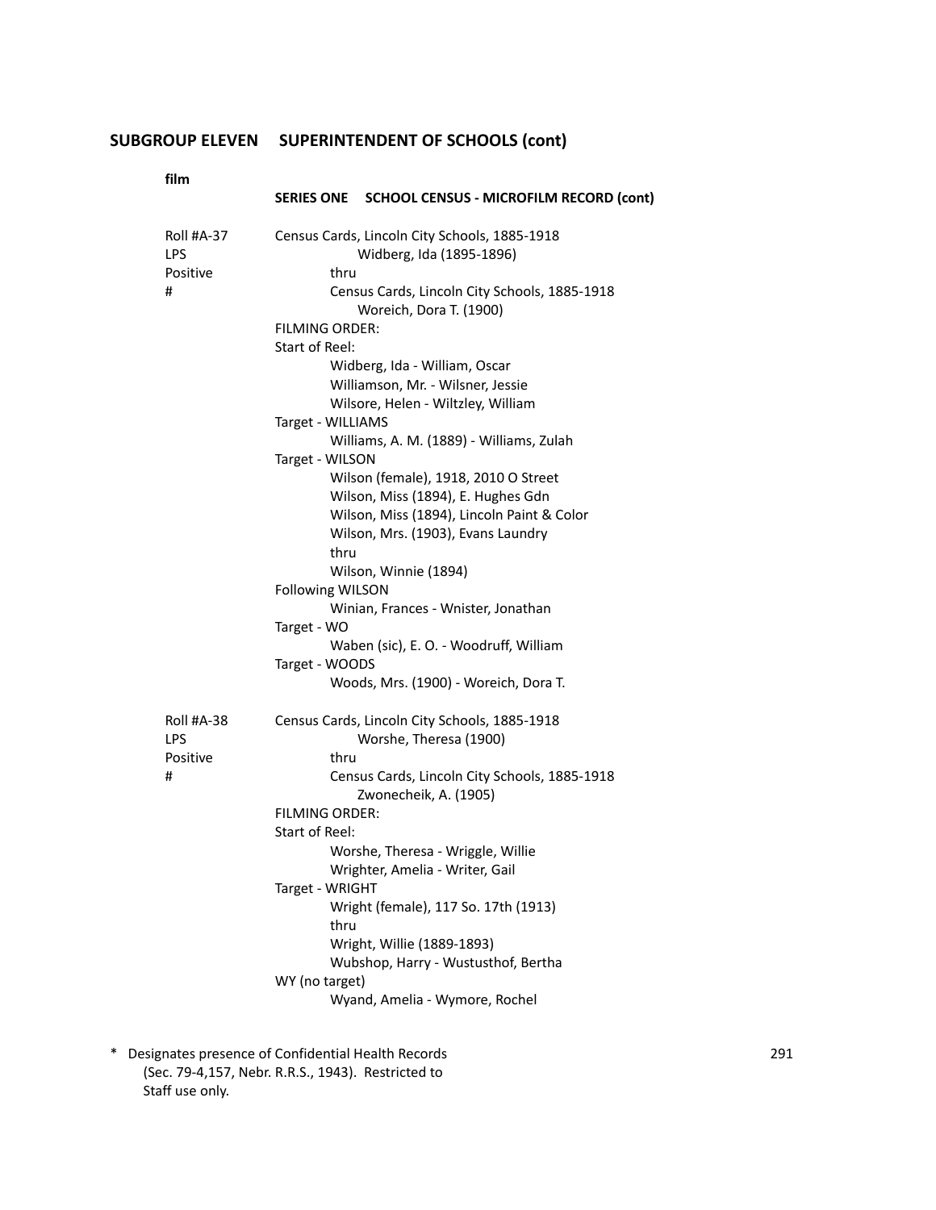## SUBGROUP ELEVEN SUPERINTENDENT OF SCHOOLS (cont)

**film**

### SERIES ONE SCHOOL CENSUS - MICROFILM RECORD (cont)

Roll #A-37
LPS
Positive
#

Census Cards, Lincoln City Schools, 1885-1918
Widberg, Ida (1895-1896)
thru
Census Cards, Lincoln City Schools, 1885-1918
Woreich, Dora T. (1900)

FILMING ORDER:
Start of Reel:
Widberg, Ida - William, Oscar
Williamson, Mr. - Wilsner, Jessie
Wilsore, Helen - Wiltzley, William
Target - WILLIAMS
Williams, A. M. (1889) - Williams, Zulah
Target - WILSON
Wilson (female), 1918, 2010 O Street
Wilson, Miss (1894), E. Hughes Gdn
Wilson, Miss (1894), Lincoln Paint & Color
Wilson, Mrs. (1903), Evans Laundry
thru
Wilson, Winnie (1894)
Following WILSON
Winian, Frances - Wnister, Jonathan
Target - WO
Waben (sic), E. O. - Woodruff, William
Target - WOODS
Woods, Mrs. (1900) - Woreich, Dora T.

Roll #A-38
LPS
Positive
#

Census Cards, Lincoln City Schools, 1885-1918
Worshe, Theresa (1900)
thru
Census Cards, Lincoln City Schools, 1885-1918
Zwonecheik, A. (1905)

FILMING ORDER:
Start of Reel:
Worshe, Theresa - Wriggle, Willie
Wrighter, Amelia - Writer, Gail
Target - WRIGHT
Wright (female), 117 So. 17th (1913)
thru
Wright, Willie (1889-1893)
Wubshop, Harry - Wustusthof, Bertha
WY (no target)
Wyand, Amelia - Wymore, Rochel

\* Designates presence of Confidential Health Records (Sec. 79-4,157, Nebr. R.R.S., 1943). Restricted to Staff use only.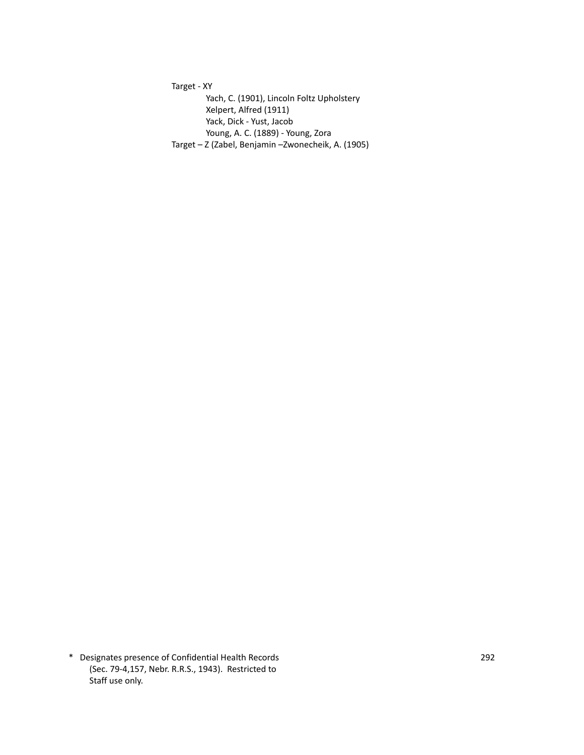Target - XY

- Yach, C. (1901), Lincoln Foltz Upholstery
- Xelpert, Alfred (1911)
- Yack, Dick - Yust, Jacob
- Young, A. C. (1889) - Young, Zora

Target – Z (Zabel, Benjamin –Zwonecheik, A. (1905)

\* Designates presence of Confidential Health Records (Sec. 79-4,157, Nebr. R.R.S., 1943). Restricted to Staff use only.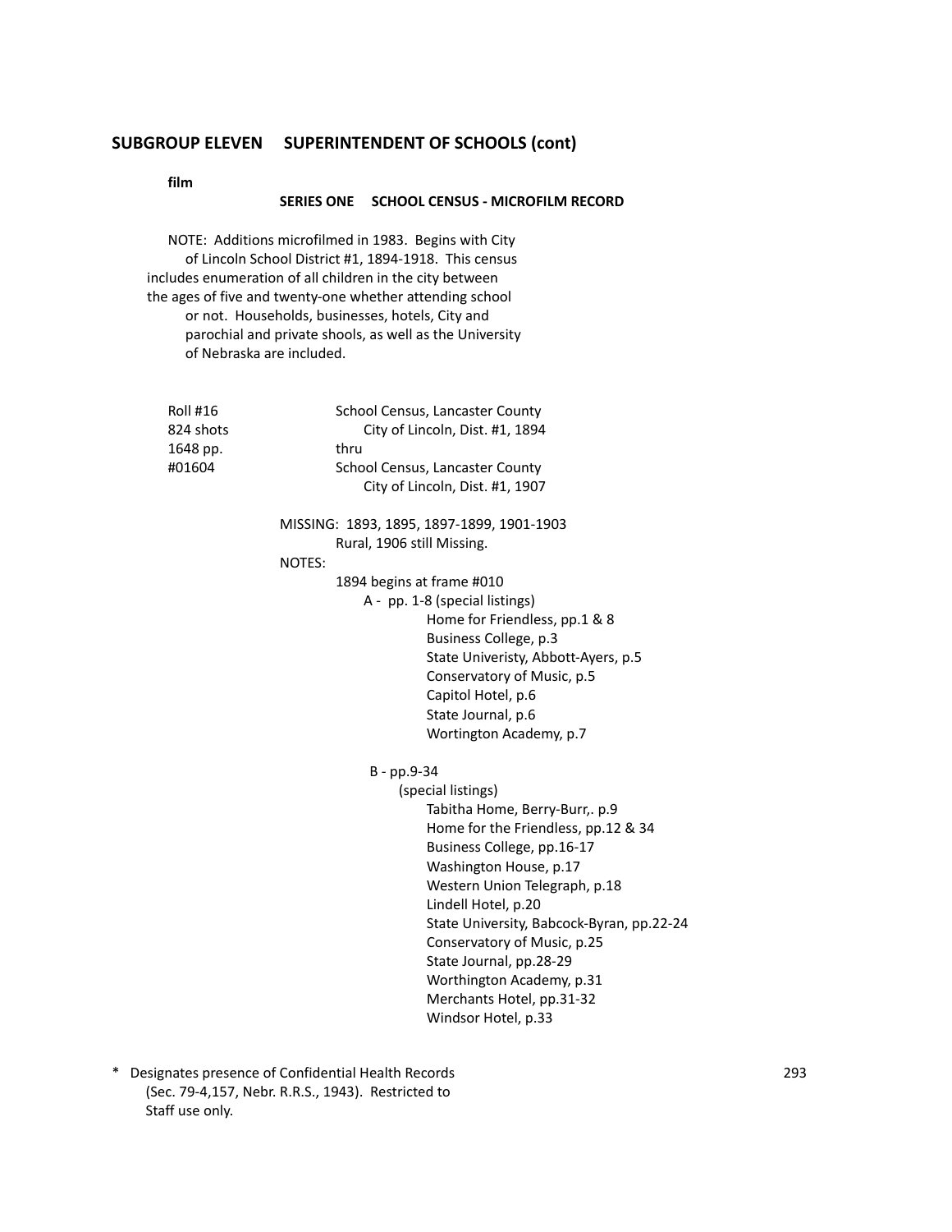## SUBGROUP ELEVEN SUPERINTENDENT OF SCHOOLS (cont)

**film**

### SERIES ONE SCHOOL CENSUS - MICROFILM RECORD

NOTE: Additions microfilmed in 1983. Begins with City of Lincoln School District #1, 1894-1918. This census includes enumeration of all children in the city between the ages of five and twenty-one whether attending school or not. Households, businesses, hotels, City and parochial and private shools, as well as the University of Nebraska are included.

| | |
|---|---|
| Roll #16 | School Census, Lancaster County |
| 824 shots | City of Lincoln, Dist. #1, 1894 |
| 1648 pp. | thru |
| #01604 | School Census, Lancaster County |
| | City of Lincoln, Dist. #1, 1907 |

MISSING: 1893, 1895, 1897-1899, 1901-1903
Rural, 1906 still Missing.

NOTES:

1894 begins at frame #010

A - pp. 1-8 (special listings)
- Home for Friendless, pp.1 & 8
- Business College, p.3
- State Univeristy, Abbott-Ayers, p.5
- Conservatory of Music, p.5
- Capitol Hotel, p.6
- State Journal, p.6
- Wortington Academy, p.7

B - pp.9-34
(special listings)
- Tabitha Home, Berry-Burr,. p.9
- Home for the Friendless, pp.12 & 34
- Business College, pp.16-17
- Washington House, p.17
- Western Union Telegraph, p.18
- Lindell Hotel, p.20
- State University, Babcock-Byran, pp.22-24
- Conservatory of Music, p.25
- State Journal, pp.28-29
- Worthington Academy, p.31
- Merchants Hotel, pp.31-32
- Windsor Hotel, p.33

\* Designates presence of Confidential Health Records (Sec. 79-4,157, Nebr. R.R.S., 1943). Restricted to Staff use only.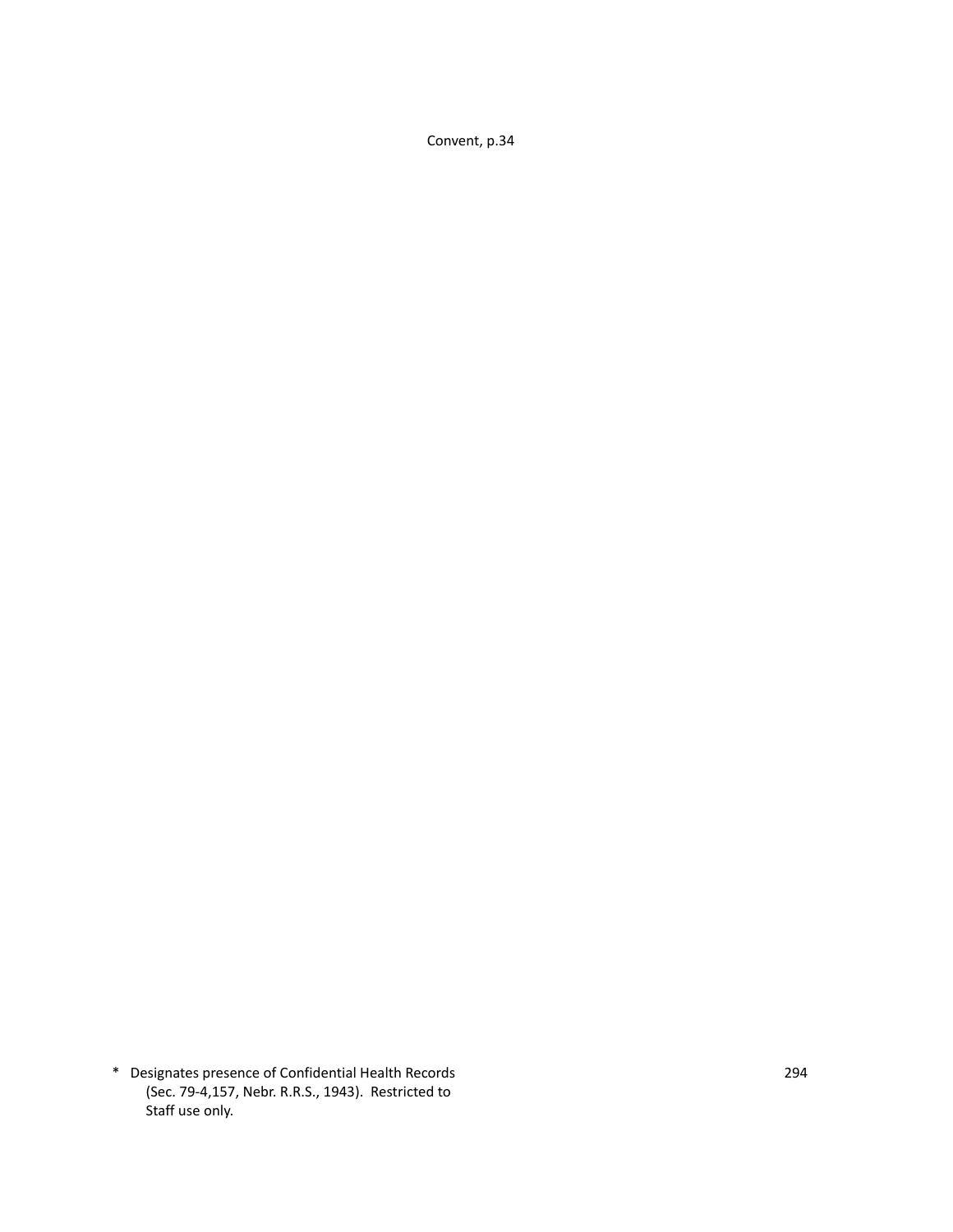Convent, p.34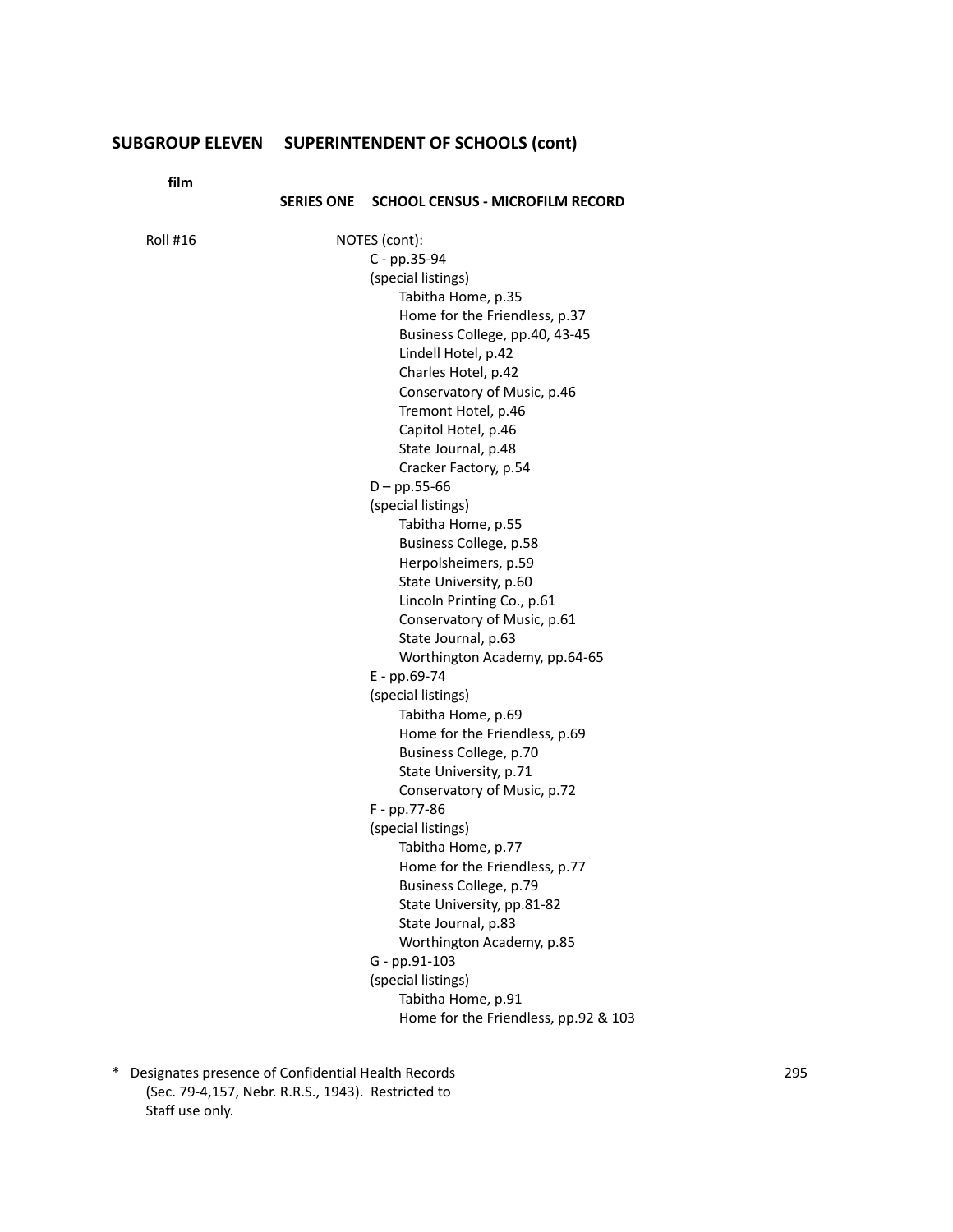## SUBGROUP ELEVEN SUPERINTENDENT OF SCHOOLS (cont)

**film**

### SERIES ONE SCHOOL CENSUS - MICROFILM RECORD

Roll #16

NOTES (cont):

- C - pp.35-94
  - (special listings)
    - Tabitha Home, p.35
    - Home for the Friendless, p.37
    - Business College, pp.40, 43-45
    - Lindell Hotel, p.42
    - Charles Hotel, p.42
    - Conservatory of Music, p.46
    - Tremont Hotel, p.46
    - Capitol Hotel, p.46
    - State Journal, p.48
    - Cracker Factory, p.54
- D – pp.55-66
  - (special listings)
    - Tabitha Home, p.55
    - Business College, p.58
    - Herpolsheimers, p.59
    - State University, p.60
    - Lincoln Printing Co., p.61
    - Conservatory of Music, p.61
    - State Journal, p.63
    - Worthington Academy, pp.64-65
- E - pp.69-74
  - (special listings)
    - Tabitha Home, p.69
    - Home for the Friendless, p.69
    - Business College, p.70
    - State University, p.71
    - Conservatory of Music, p.72
- F - pp.77-86
  - (special listings)
    - Tabitha Home, p.77
    - Home for the Friendless, p.77
    - Business College, p.79
    - State University, pp.81-82
    - State Journal, p.83
    - Worthington Academy, p.85
- G - pp.91-103
  - (special listings)
    - Tabitha Home, p.91
    - Home for the Friendless, pp.92 & 103

\* Designates presence of Confidential Health Records (Sec. 79-4,157, Nebr. R.R.S., 1943). Restricted to Staff use only.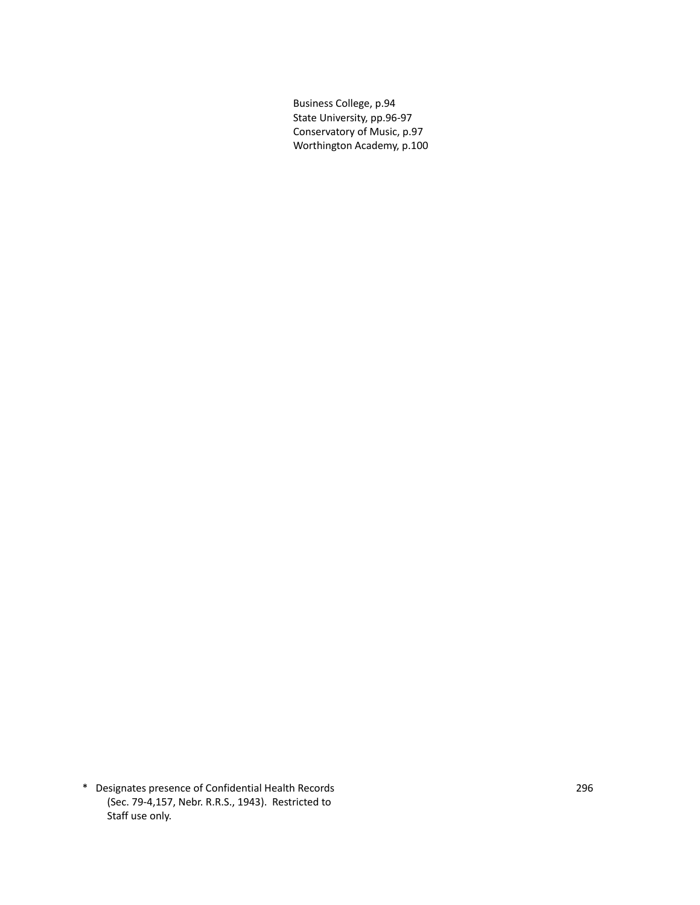Business College, p.94
State University, pp.96-97
Conservatory of Music, p.97
Worthington Academy, p.100

\* Designates presence of Confidential Health Records (Sec. 79-4,157, Nebr. R.R.S., 1943). Restricted to Staff use only.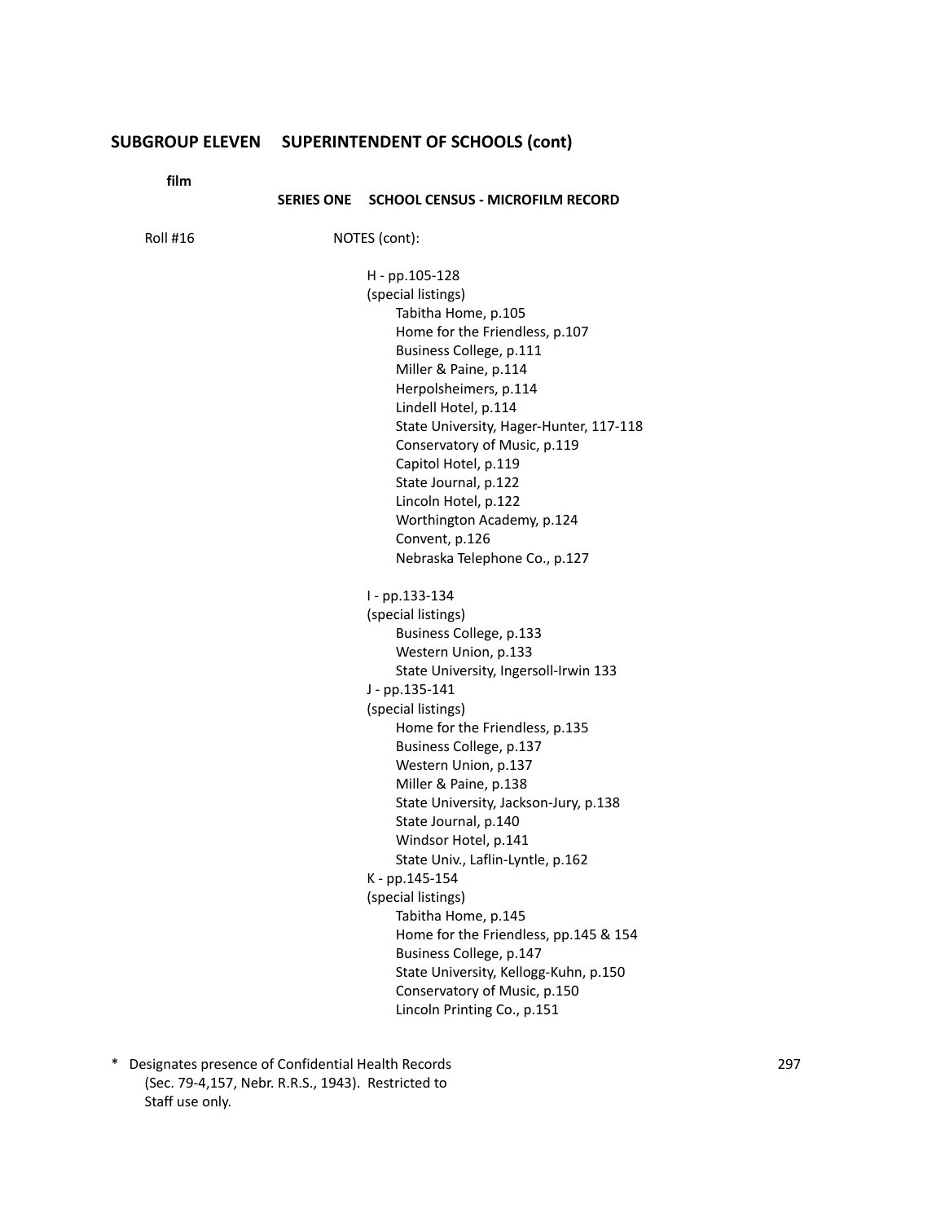## SUBGROUP ELEVEN SUPERINTENDENT OF SCHOOLS (cont)

**film**

### SERIES ONE SCHOOL CENSUS - MICROFILM RECORD

Roll #16

NOTES (cont):

H - pp.105-128
(special listings)
- Tabitha Home, p.105
- Home for the Friendless, p.107
- Business College, p.111
- Miller & Paine, p.114
- Herpolsheimers, p.114
- Lindell Hotel, p.114
- State University, Hager-Hunter, 117-118
- Conservatory of Music, p.119
- Capitol Hotel, p.119
- State Journal, p.122
- Lincoln Hotel, p.122
- Worthington Academy, p.124
- Convent, p.126
- Nebraska Telephone Co., p.127

I - pp.133-134
(special listings)
- Business College, p.133
- Western Union, p.133
- State University, Ingersoll-Irwin 133

J - pp.135-141
(special listings)
- Home for the Friendless, p.135
- Business College, p.137
- Western Union, p.137
- Miller & Paine, p.138
- State University, Jackson-Jury, p.138
- State Journal, p.140
- Windsor Hotel, p.141
- State Univ., Laflin-Lyntle, p.162

K - pp.145-154
(special listings)
- Tabitha Home, p.145
- Home for the Friendless, pp.145 & 154
- Business College, p.147
- State University, Kellogg-Kuhn, p.150
- Conservatory of Music, p.150
- Lincoln Printing Co., p.151

\* Designates presence of Confidential Health Records (Sec. 79-4,157, Nebr. R.R.S., 1943). Restricted to Staff use only.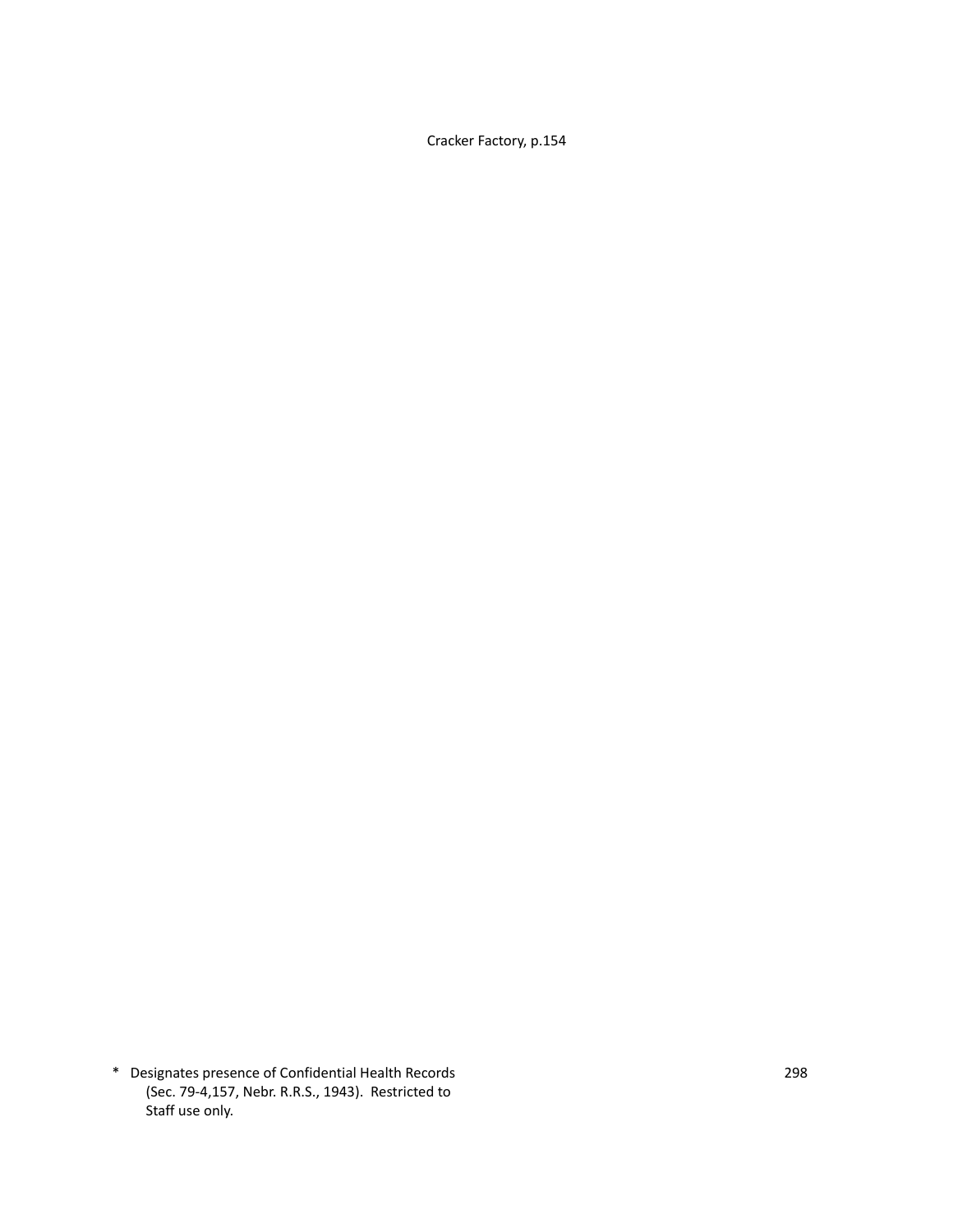Cracker Factory, p.154

\* Designates presence of Confidential Health Records (Sec. 79-4,157, Nebr. R.R.S., 1943). Restricted to Staff use only.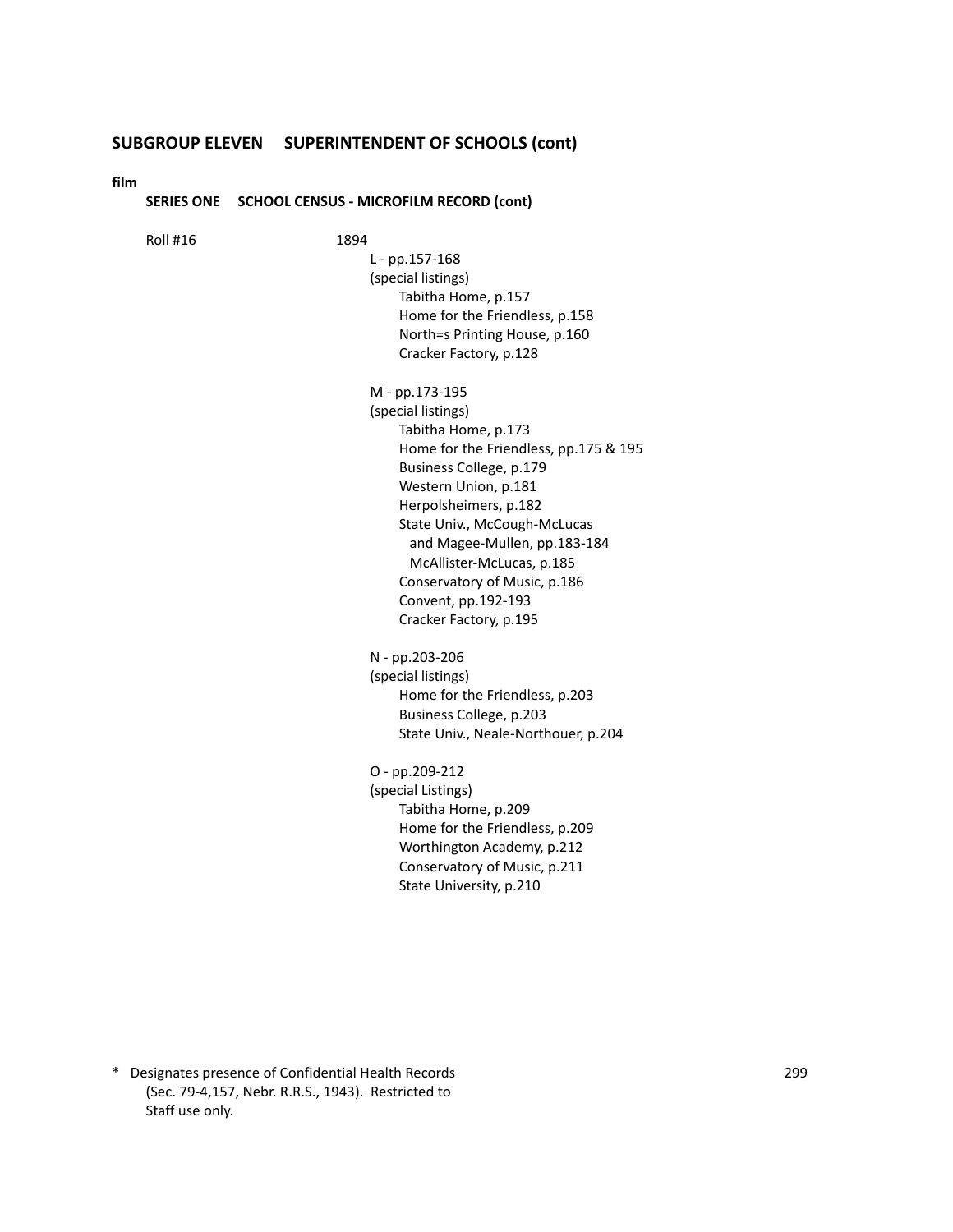## SUBGROUP ELEVEN SUPERINTENDENT OF SCHOOLS (cont)

**film**

**SERIES ONE SCHOOL CENSUS - MICROFILM RECORD (cont)**

Roll #16 1894

L - pp.157-168
(special listings)
- Tabitha Home, p.157
- Home for the Friendless, p.158
- North=s Printing House, p.160
- Cracker Factory, p.128

M - pp.173-195
(special listings)
- Tabitha Home, p.173
- Home for the Friendless, pp.175 & 195
- Business College, p.179
- Western Union, p.181
- Herpolsheimers, p.182
- State Univ., McCough-McLucas
  and Magee-Mullen, pp.183-184
  McAllister-McLucas, p.185
- Conservatory of Music, p.186
- Convent, pp.192-193
- Cracker Factory, p.195

N - pp.203-206
(special listings)
- Home for the Friendless, p.203
- Business College, p.203
- State Univ., Neale-Northouer, p.204

O - pp.209-212
(special Listings)
- Tabitha Home, p.209
- Home for the Friendless, p.209
- Worthington Academy, p.212
- Conservatory of Music, p.211
- State University, p.210

\* Designates presence of Confidential Health Records (Sec. 79-4,157, Nebr. R.R.S., 1943). Restricted to Staff use only.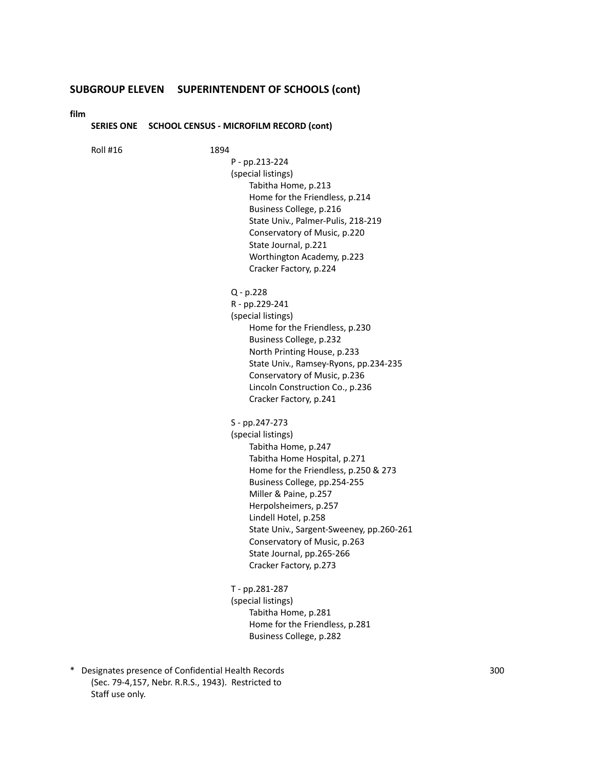## SUBGROUP ELEVEN    SUPERINTENDENT OF SCHOOLS (cont)

**film**

**SERIES ONE    SCHOOL CENSUS - MICROFILM RECORD (cont)**

Roll #16    1894

P - pp.213-224
(special listings)
- Tabitha Home, p.213
- Home for the Friendless, p.214
- Business College, p.216
- State Univ., Palmer-Pulis, 218-219
- Conservatory of Music, p.220
- State Journal, p.221
- Worthington Academy, p.223
- Cracker Factory, p.224

Q - p.228
R - pp.229-241
(special listings)
- Home for the Friendless, p.230
- Business College, p.232
- North Printing House, p.233
- State Univ., Ramsey-Ryons, pp.234-235
- Conservatory of Music, p.236
- Lincoln Construction Co., p.236
- Cracker Factory, p.241

S - pp.247-273
(special listings)
- Tabitha Home, p.247
- Tabitha Home Hospital, p.271
- Home for the Friendless, p.250 & 273
- Business College, pp.254-255
- Miller & Paine, p.257
- Herpolsheimers, p.257
- Lindell Hotel, p.258
- State Univ., Sargent-Sweeney, pp.260-261
- Conservatory of Music, p.263
- State Journal, pp.265-266
- Cracker Factory, p.273

T - pp.281-287
(special listings)
- Tabitha Home, p.281
- Home for the Friendless, p.281
- Business College, p.282

\* Designates presence of Confidential Health Records (Sec. 79-4,157, Nebr. R.R.S., 1943). Restricted to Staff use only.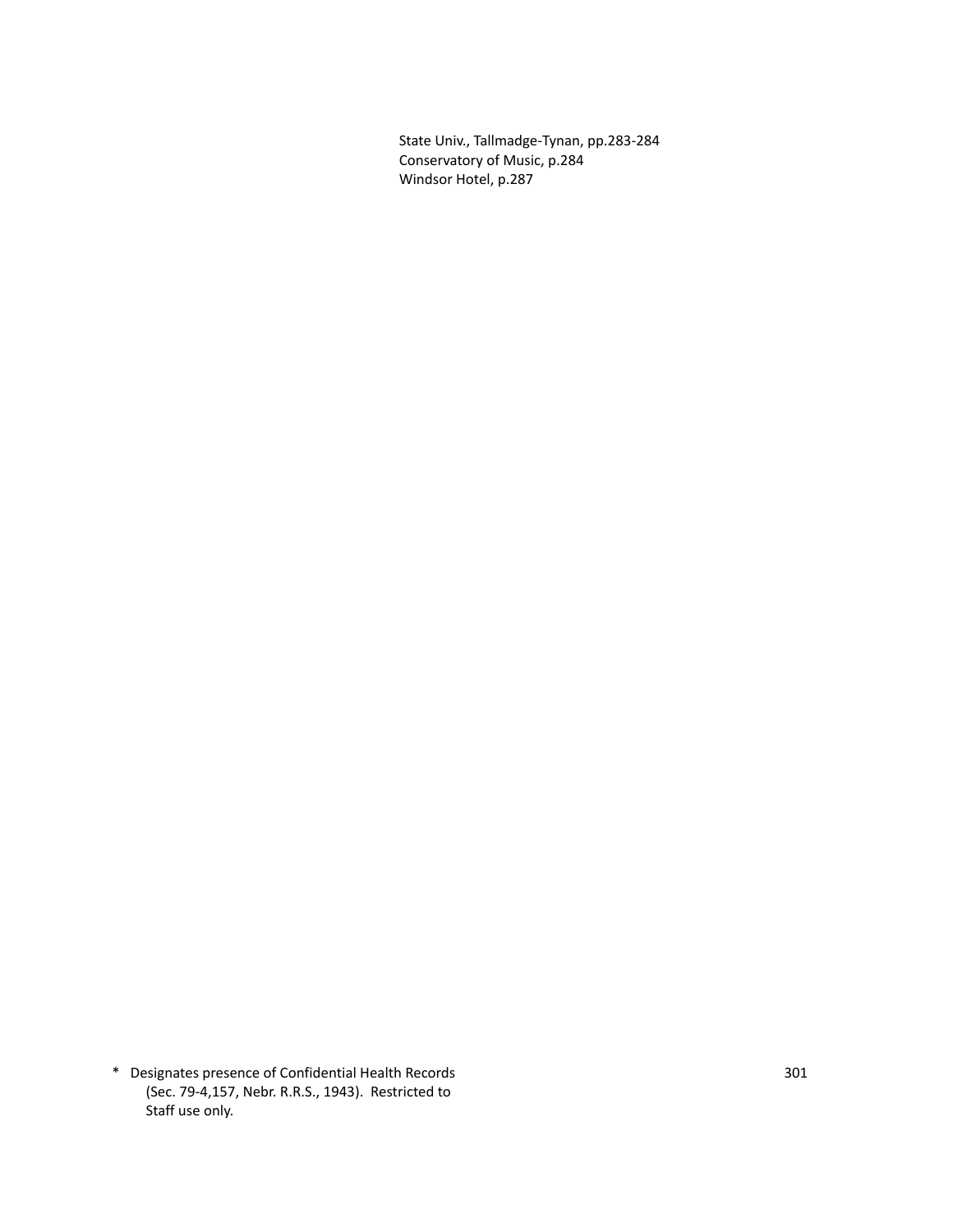State Univ., Tallmadge-Tynan, pp.283-284
Conservatory of Music, p.284
Windsor Hotel, p.287

\* Designates presence of Confidential Health Records (Sec. 79-4,157, Nebr. R.R.S., 1943). Restricted to Staff use only.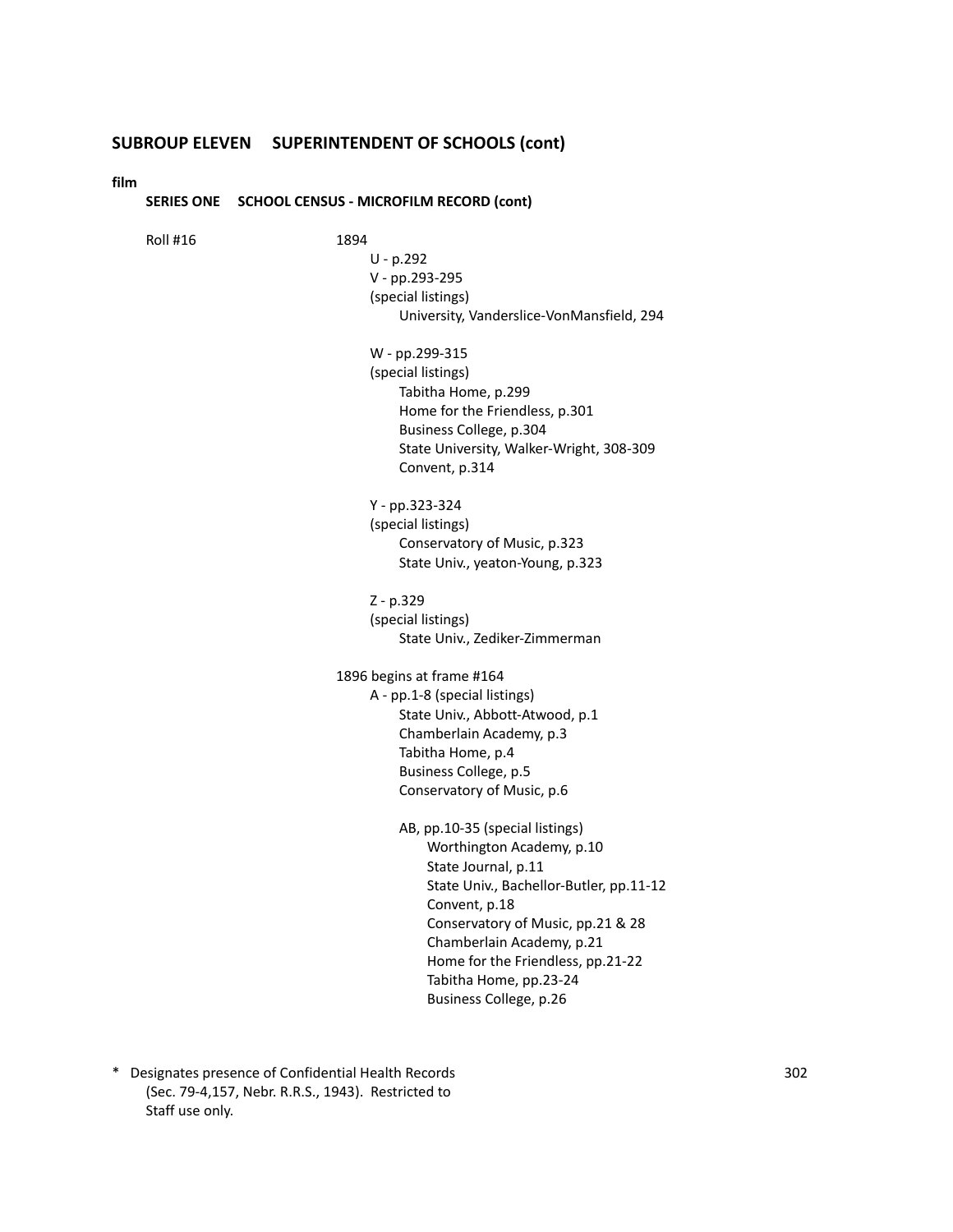## SUBROUP ELEVEN SUPERINTENDENT OF SCHOOLS (cont)

**film**

**SERIES ONE SCHOOL CENSUS - MICROFILM RECORD (cont)**

Roll #16

1894
- U - p.292
- V - pp.293-295
- (special listings)
  - University, Vanderslice-VonMansfield, 294

- W - pp.299-315
- (special listings)
  - Tabitha Home, p.299
  - Home for the Friendless, p.301
  - Business College, p.304
  - State University, Walker-Wright, 308-309
  - Convent, p.314

- Y - pp.323-324
- (special listings)
  - Conservatory of Music, p.323
  - State Univ., yeaton-Young, p.323

- Z - p.329
- (special listings)
  - State Univ., Zediker-Zimmerman

1896 begins at frame #164
- A - pp.1-8 (special listings)
  - State Univ., Abbott-Atwood, p.1
  - Chamberlain Academy, p.3
  - Tabitha Home, p.4
  - Business College, p.5
  - Conservatory of Music, p.6

  - AB, pp.10-35 (special listings)
    - Worthington Academy, p.10
    - State Journal, p.11
    - State Univ., Bachellor-Butler, pp.11-12
    - Convent, p.18
    - Conservatory of Music, pp.21 & 28
    - Chamberlain Academy, p.21
    - Home for the Friendless, pp.21-22
    - Tabitha Home, pp.23-24
    - Business College, p.26

\* Designates presence of Confidential Health Records (Sec. 79-4,157, Nebr. R.R.S., 1943). Restricted to Staff use only.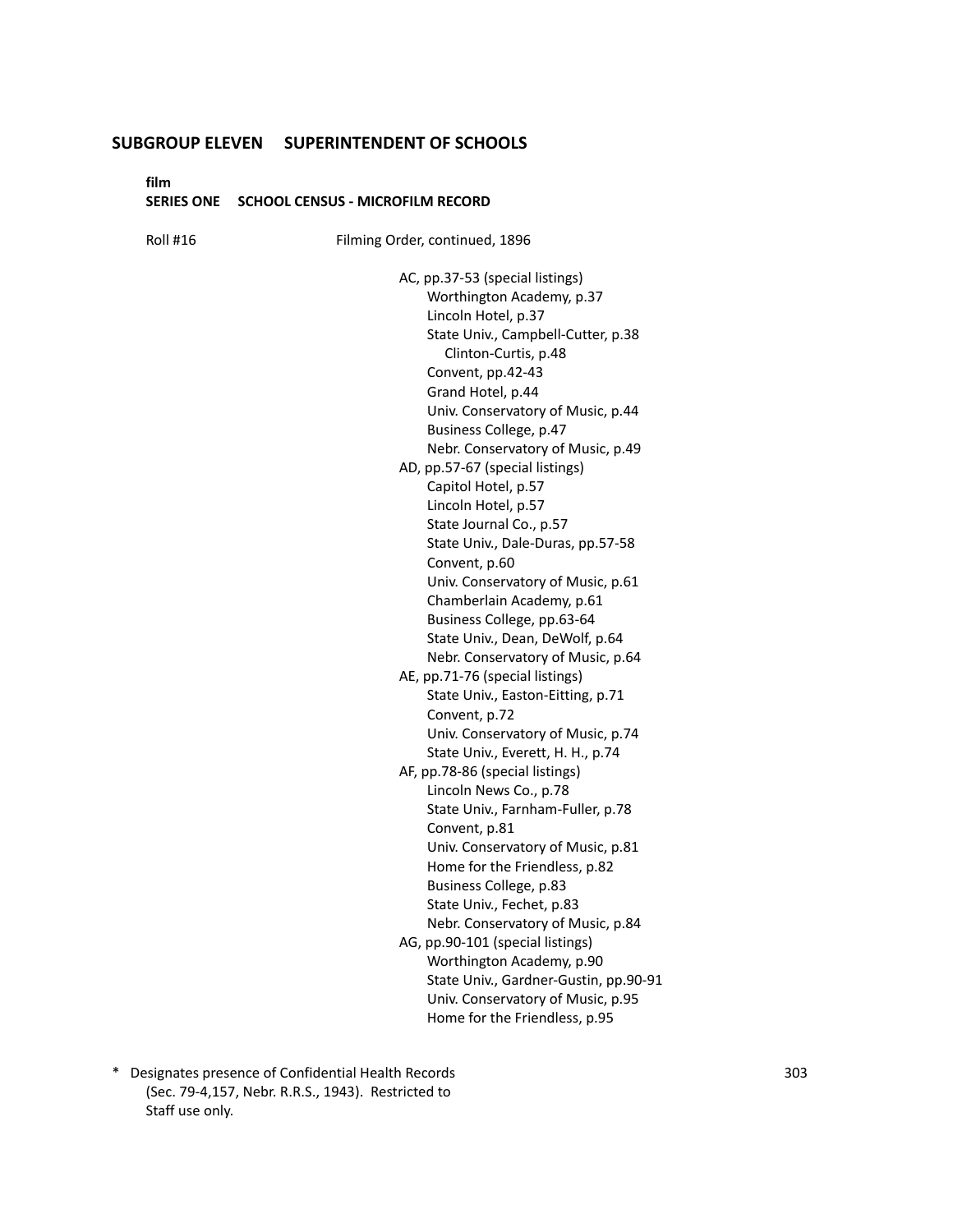## SUBGROUP ELEVEN SUPERINTENDENT OF SCHOOLS

**film**
**SERIES ONE SCHOOL CENSUS - MICROFILM RECORD**

Roll #16 Filming Order, continued, 1896

- AC, pp.37-53 (special listings)
  - Worthington Academy, p.37
  - Lincoln Hotel, p.37
  - State Univ., Campbell-Cutter, p.38
    - Clinton-Curtis, p.48
  - Convent, pp.42-43
  - Grand Hotel, p.44
  - Univ. Conservatory of Music, p.44
  - Business College, p.47
  - Nebr. Conservatory of Music, p.49
- AD, pp.57-67 (special listings)
  - Capitol Hotel, p.57
  - Lincoln Hotel, p.57
  - State Journal Co., p.57
  - State Univ., Dale-Duras, pp.57-58
  - Convent, p.60
  - Univ. Conservatory of Music, p.61
  - Chamberlain Academy, p.61
  - Business College, pp.63-64
  - State Univ., Dean, DeWolf, p.64
  - Nebr. Conservatory of Music, p.64
- AE, pp.71-76 (special listings)
  - State Univ., Easton-Eitting, p.71
  - Convent, p.72
  - Univ. Conservatory of Music, p.74
  - State Univ., Everett, H. H., p.74
- AF, pp.78-86 (special listings)
  - Lincoln News Co., p.78
  - State Univ., Farnham-Fuller, p.78
  - Convent, p.81
  - Univ. Conservatory of Music, p.81
  - Home for the Friendless, p.82
  - Business College, p.83
  - State Univ., Fechet, p.83
  - Nebr. Conservatory of Music, p.84
- AG, pp.90-101 (special listings)
  - Worthington Academy, p.90
  - State Univ., Gardner-Gustin, pp.90-91
  - Univ. Conservatory of Music, p.95
  - Home for the Friendless, p.95

\* Designates presence of Confidential Health Records (Sec. 79-4,157, Nebr. R.R.S., 1943). Restricted to Staff use only.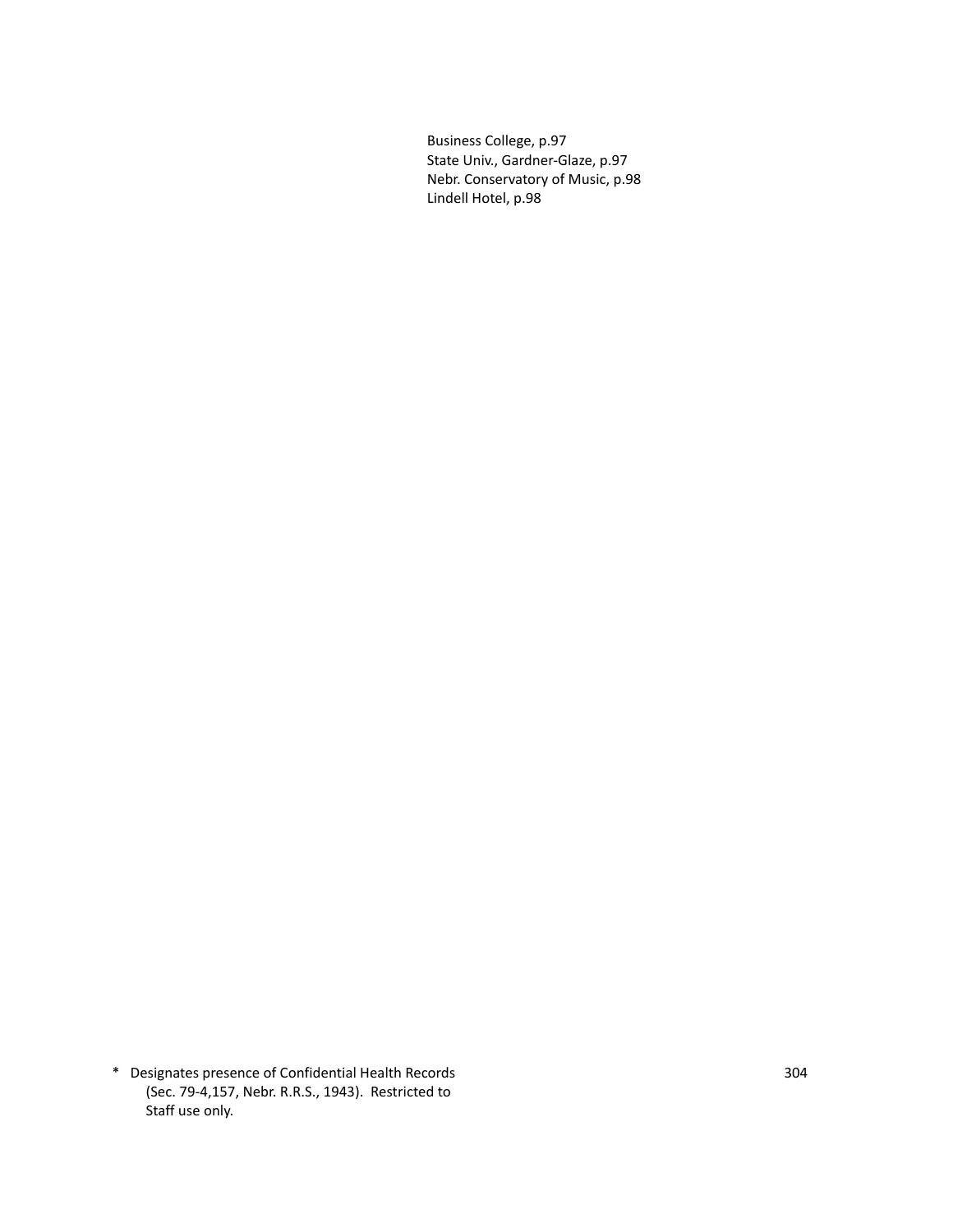Business College, p.97
State Univ., Gardner-Glaze, p.97
Nebr. Conservatory of Music, p.98
Lindell Hotel, p.98

\* Designates presence of Confidential Health Records (Sec. 79-4,157, Nebr. R.R.S., 1943). Restricted to Staff use only.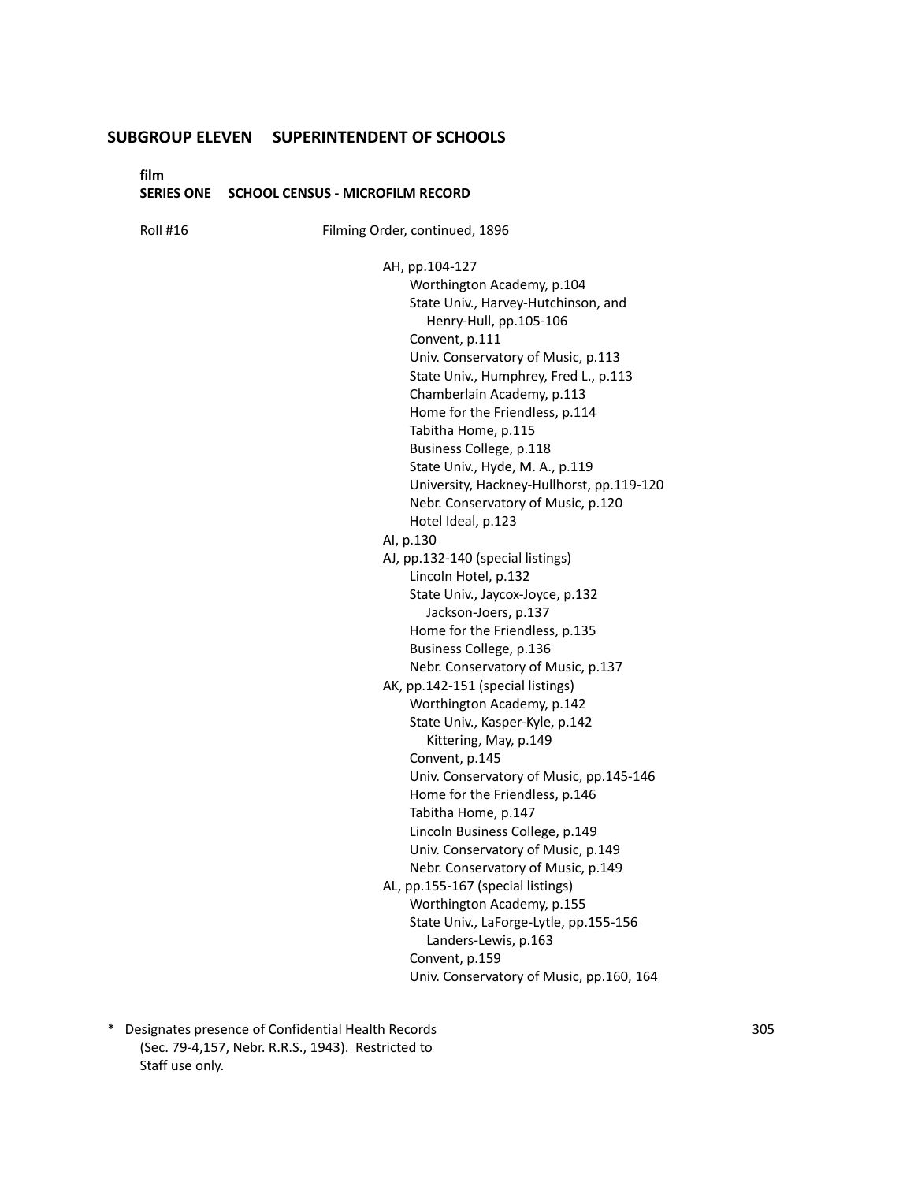## SUBGROUP ELEVEN SUPERINTENDENT OF SCHOOLS

**film**
**SERIES ONE SCHOOL CENSUS - MICROFILM RECORD**

Roll #16 Filming Order, continued, 1896

- AH, pp.104-127
  - Worthington Academy, p.104
  - State Univ., Harvey-Hutchinson, and Henry-Hull, pp.105-106
  - Convent, p.111
  - Univ. Conservatory of Music, p.113
  - State Univ., Humphrey, Fred L., p.113
  - Chamberlain Academy, p.113
  - Home for the Friendless, p.114
  - Tabitha Home, p.115
  - Business College, p.118
  - State Univ., Hyde, M. A., p.119
  - University, Hackney-Hullhorst, pp.119-120
  - Nebr. Conservatory of Music, p.120
  - Hotel Ideal, p.123
- AI, p.130
- AJ, pp.132-140 (special listings)
  - Lincoln Hotel, p.132
  - State Univ., Jaycox-Joyce, p.132
    - Jackson-Joers, p.137
  - Home for the Friendless, p.135
  - Business College, p.136
  - Nebr. Conservatory of Music, p.137
- AK, pp.142-151 (special listings)
  - Worthington Academy, p.142
  - State Univ., Kasper-Kyle, p.142
    - Kittering, May, p.149
  - Convent, p.145
  - Univ. Conservatory of Music, pp.145-146
  - Home for the Friendless, p.146
  - Tabitha Home, p.147
  - Lincoln Business College, p.149
  - Univ. Conservatory of Music, p.149
  - Nebr. Conservatory of Music, p.149
- AL, pp.155-167 (special listings)
  - Worthington Academy, p.155
  - State Univ., LaForge-Lytle, pp.155-156
    - Landers-Lewis, p.163
  - Convent, p.159
  - Univ. Conservatory of Music, pp.160, 164

\* Designates presence of Confidential Health Records (Sec. 79-4,157, Nebr. R.R.S., 1943). Restricted to Staff use only.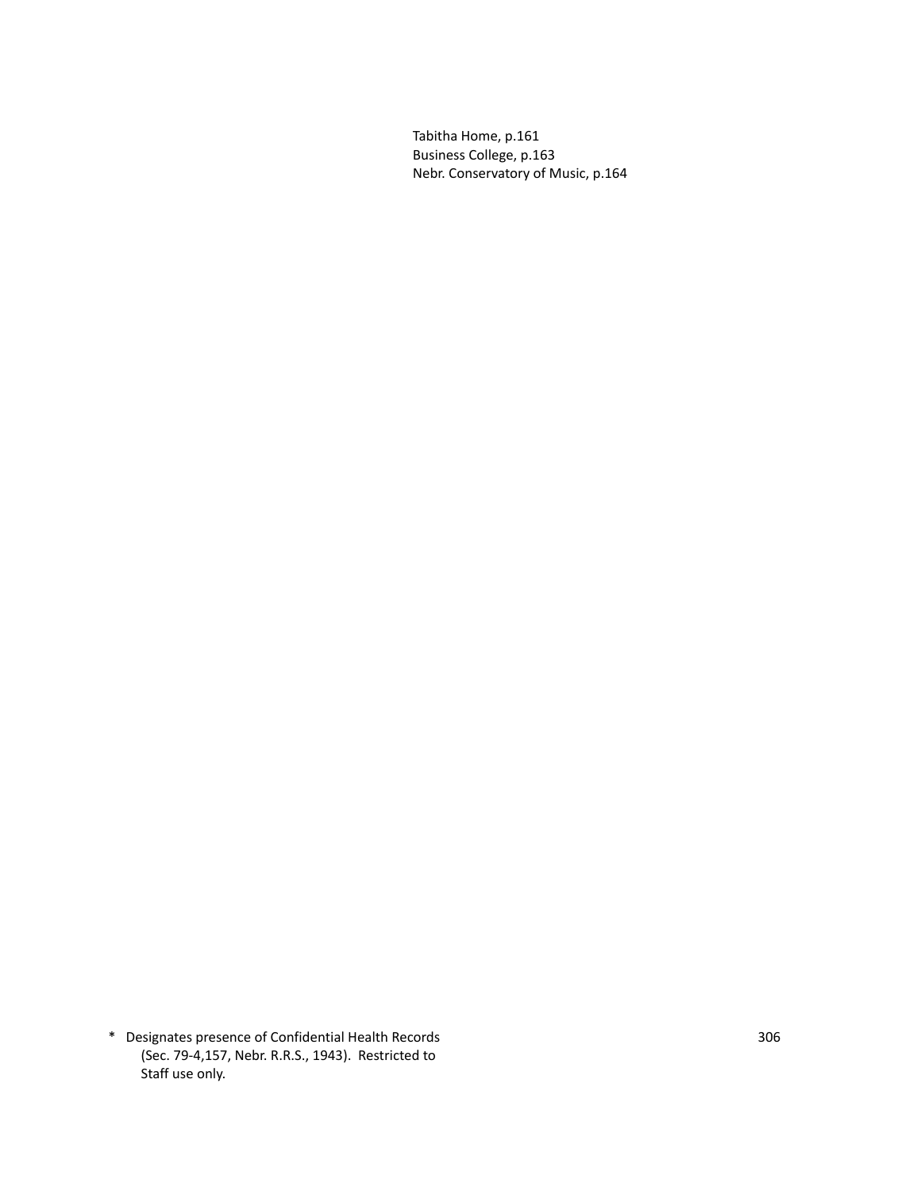Tabitha Home, p.161
Business College, p.163
Nebr. Conservatory of Music, p.164

\* Designates presence of Confidential Health Records (Sec. 79-4,157, Nebr. R.R.S., 1943). Restricted to Staff use only.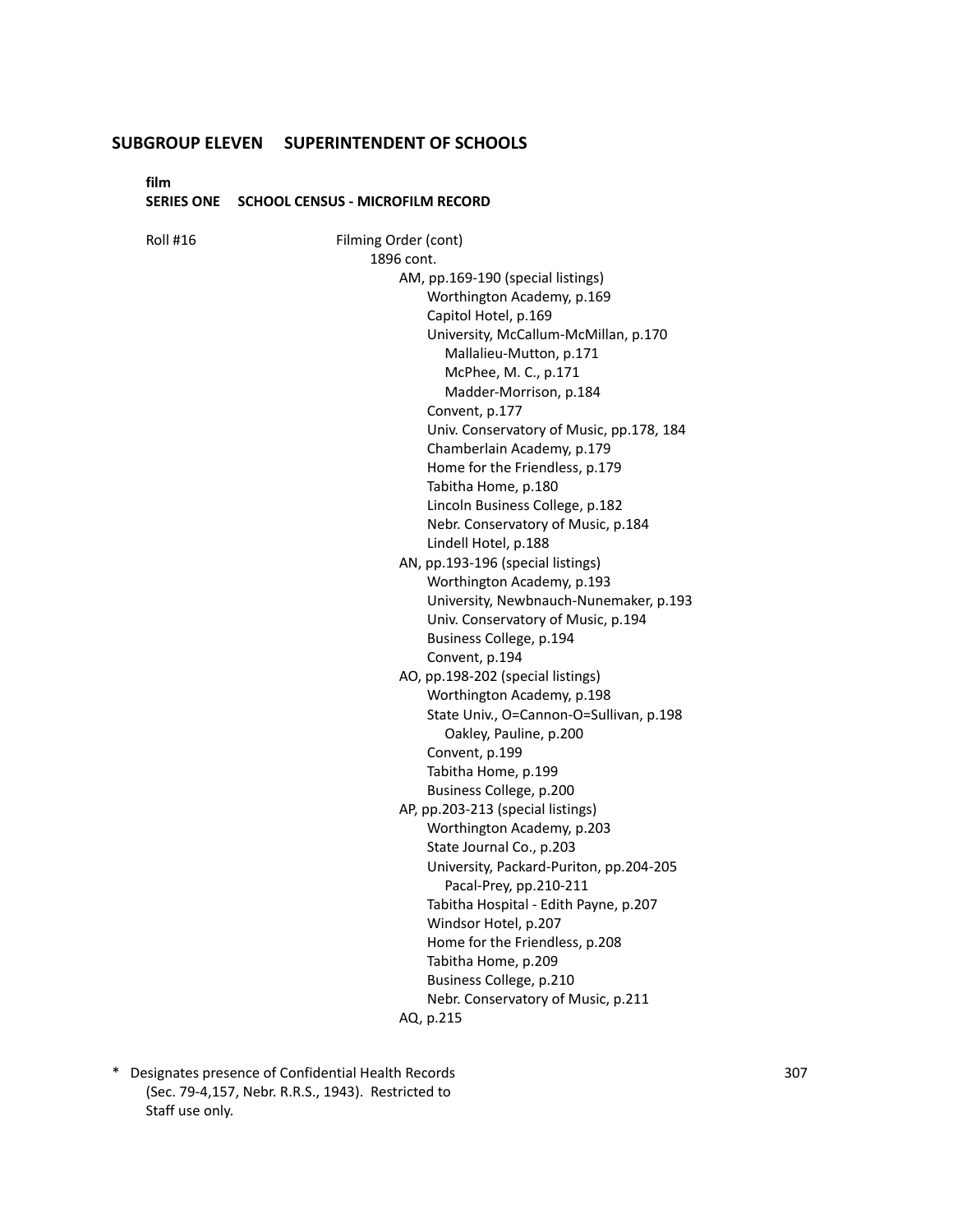## SUBGROUP ELEVEN SUPERINTENDENT OF SCHOOLS

**film**
**SERIES ONE SCHOOL CENSUS - MICROFILM RECORD**

Roll #16

- Filming Order (cont)
  - 1896 cont.
    - AM, pp.169-190 (special listings)
      - Worthington Academy, p.169
      - Capitol Hotel, p.169
      - University, McCallum-McMillan, p.170
        - Mallalieu-Mutton, p.171
        - McPhee, M. C., p.171
        - Madder-Morrison, p.184
      - Convent, p.177
      - Univ. Conservatory of Music, pp.178, 184
      - Chamberlain Academy, p.179
      - Home for the Friendless, p.179
      - Tabitha Home, p.180
      - Lincoln Business College, p.182
      - Nebr. Conservatory of Music, p.184
      - Lindell Hotel, p.188
    - AN, pp.193-196 (special listings)
      - Worthington Academy, p.193
      - University, Newbnauch-Nunemaker, p.193
      - Univ. Conservatory of Music, p.194
      - Business College, p.194
      - Convent, p.194
    - AO, pp.198-202 (special listings)
      - Worthington Academy, p.198
      - State Univ., O=Cannon-O=Sullivan, p.198
        - Oakley, Pauline, p.200
      - Convent, p.199
      - Tabitha Home, p.199
      - Business College, p.200
    - AP, pp.203-213 (special listings)
      - Worthington Academy, p.203
      - State Journal Co., p.203
      - University, Packard-Puriton, pp.204-205
        - Pacal-Prey, pp.210-211
      - Tabitha Hospital - Edith Payne, p.207
      - Windsor Hotel, p.207
      - Home for the Friendless, p.208
      - Tabitha Home, p.209
      - Business College, p.210
      - Nebr. Conservatory of Music, p.211
    - AQ, p.215

\* Designates presence of Confidential Health Records (Sec. 79-4,157, Nebr. R.R.S., 1943). Restricted to Staff use only.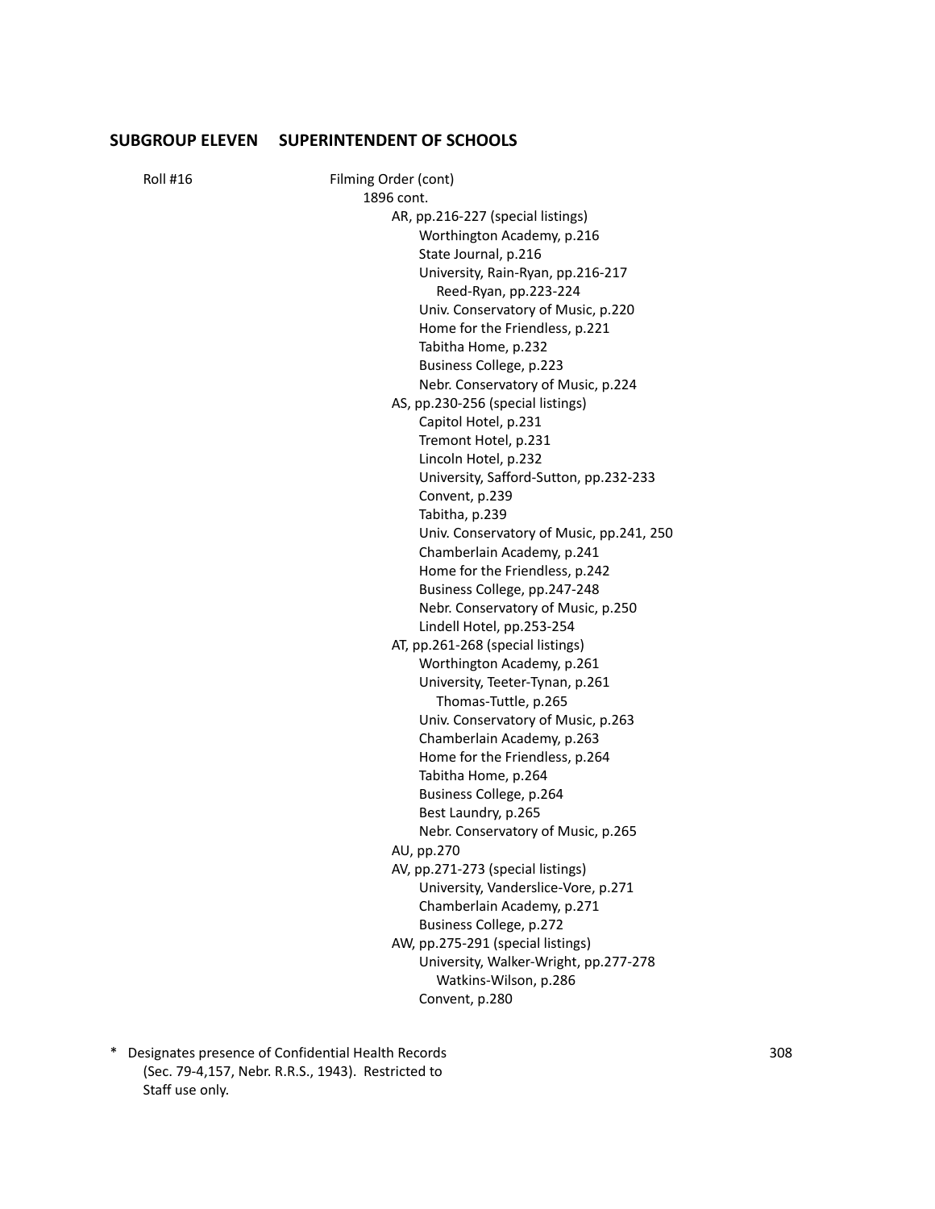## SUBGROUP ELEVEN SUPERINTENDENT OF SCHOOLS

Roll #16

- Filming Order (cont)
  - 1896 cont.
    - AR, pp.216-227 (special listings)
      - Worthington Academy, p.216
      - State Journal, p.216
      - University, Rain-Ryan, pp.216-217
        - Reed-Ryan, pp.223-224
      - Univ. Conservatory of Music, p.220
      - Home for the Friendless, p.221
      - Tabitha Home, p.232
      - Business College, p.223
      - Nebr. Conservatory of Music, p.224
    - AS, pp.230-256 (special listings)
      - Capitol Hotel, p.231
      - Tremont Hotel, p.231
      - Lincoln Hotel, p.232
      - University, Safford-Sutton, pp.232-233
      - Convent, p.239
      - Tabitha, p.239
      - Univ. Conservatory of Music, pp.241, 250
      - Chamberlain Academy, p.241
      - Home for the Friendless, p.242
      - Business College, pp.247-248
      - Nebr. Conservatory of Music, p.250
      - Lindell Hotel, pp.253-254
    - AT, pp.261-268 (special listings)
      - Worthington Academy, p.261
      - University, Teeter-Tynan, p.261
        - Thomas-Tuttle, p.265
      - Univ. Conservatory of Music, p.263
      - Chamberlain Academy, p.263
      - Home for the Friendless, p.264
      - Tabitha Home, p.264
      - Business College, p.264
      - Best Laundry, p.265
      - Nebr. Conservatory of Music, p.265
    - AU, pp.270
    - AV, pp.271-273 (special listings)
      - University, Vanderslice-Vore, p.271
      - Chamberlain Academy, p.271
      - Business College, p.272
    - AW, pp.275-291 (special listings)
      - University, Walker-Wright, pp.277-278
        - Watkins-Wilson, p.286
      - Convent, p.280

\* Designates presence of Confidential Health Records (Sec. 79-4,157, Nebr. R.R.S., 1943). Restricted to Staff use only.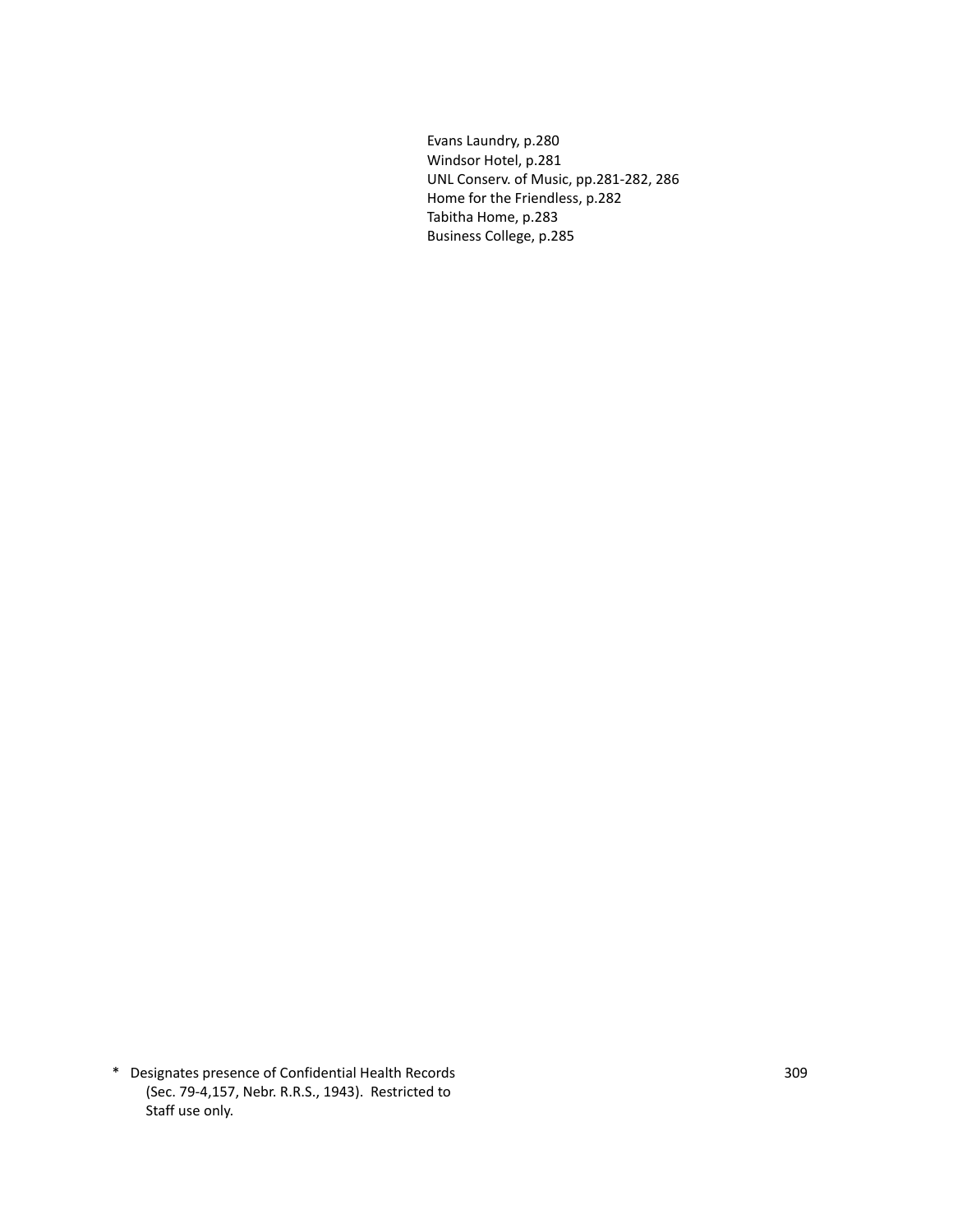Evans Laundry, p.280
Windsor Hotel, p.281
UNL Conserv. of Music, pp.281-282, 286
Home for the Friendless, p.282
Tabitha Home, p.283
Business College, p.285

\* Designates presence of Confidential Health Records (Sec. 79-4,157, Nebr. R.R.S., 1943). Restricted to Staff use only.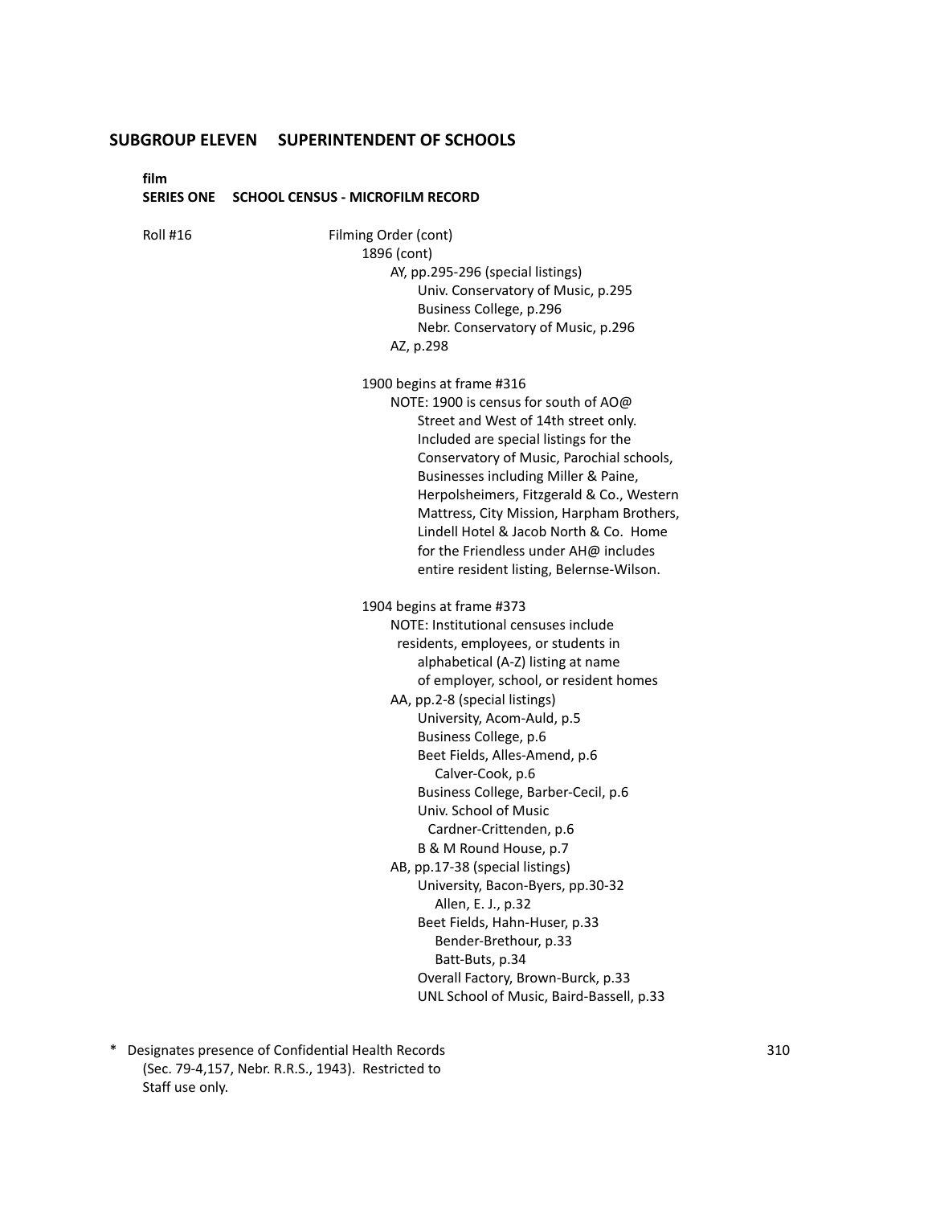## SUBGROUP ELEVEN SUPERINTENDENT OF SCHOOLS

**film**
**SERIES ONE SCHOOL CENSUS - MICROFILM RECORD**

Roll #16

Filming Order (cont)

- 1896 (cont)
  - AY, pp.295-296 (special listings)
    - Univ. Conservatory of Music, p.295
    - Business College, p.296
    - Nebr. Conservatory of Music, p.296
  - AZ, p.298

- 1900 begins at frame #316
  - NOTE: 1900 is census for south of AO@ Street and West of 14th street only. Included are special listings for the Conservatory of Music, Parochial schools, Businesses including Miller & Paine, Herpolsheimers, Fitzgerald & Co., Western Mattress, City Mission, Harpham Brothers, Lindell Hotel & Jacob North & Co. Home for the Friendless under AH@ includes entire resident listing, Belernse-Wilson.

- 1904 begins at frame #373
  - NOTE: Institutional censuses include residents, employees, or students in alphabetical (A-Z) listing at name of employer, school, or resident homes
  - AA, pp.2-8 (special listings)
    - University, Acom-Auld, p.5
    - Business College, p.6
    - Beet Fields, Alles-Amend, p.6
      - Calver-Cook, p.6
    - Business College, Barber-Cecil, p.6
    - Univ. School of Music
      - Cardner-Crittenden, p.6
    - B & M Round House, p.7
  - AB, pp.17-38 (special listings)
    - University, Bacon-Byers, pp.30-32
      - Allen, E. J., p.32
    - Beet Fields, Hahn-Huser, p.33
      - Bender-Brethour, p.33
      - Batt-Buts, p.34
    - Overall Factory, Brown-Burck, p.33
    - UNL School of Music, Baird-Bassell, p.33

\* Designates presence of Confidential Health Records (Sec. 79-4,157, Nebr. R.R.S., 1943). Restricted to Staff use only.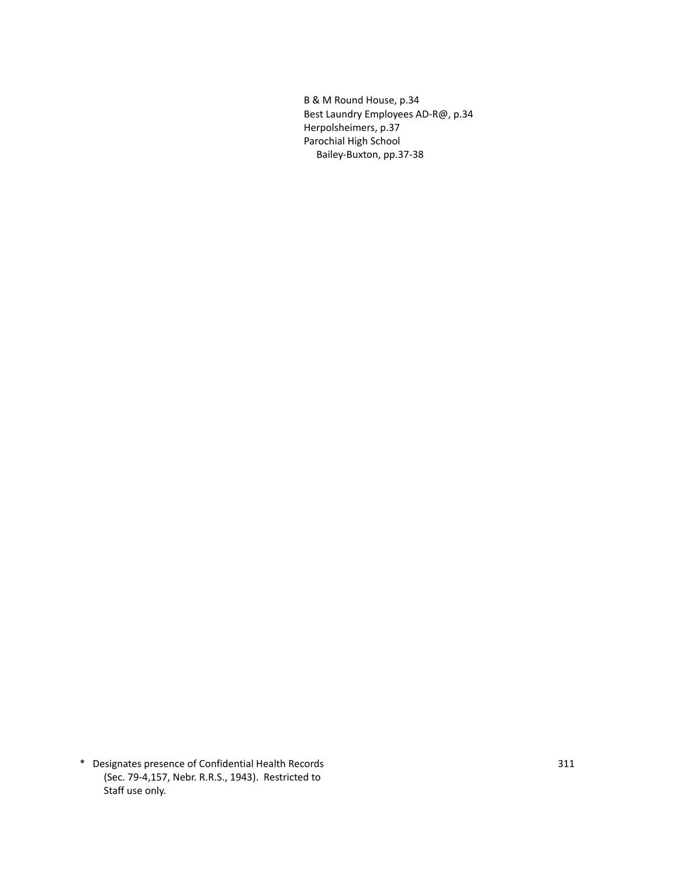B & M Round House, p.34
Best Laundry Employees AD-R@, p.34
Herpolsheimers, p.37
Parochial High School
    Bailey-Buxton, pp.37-38

* Designates presence of Confidential Health Records (Sec. 79-4,157, Nebr. R.R.S., 1943). Restricted to Staff use only.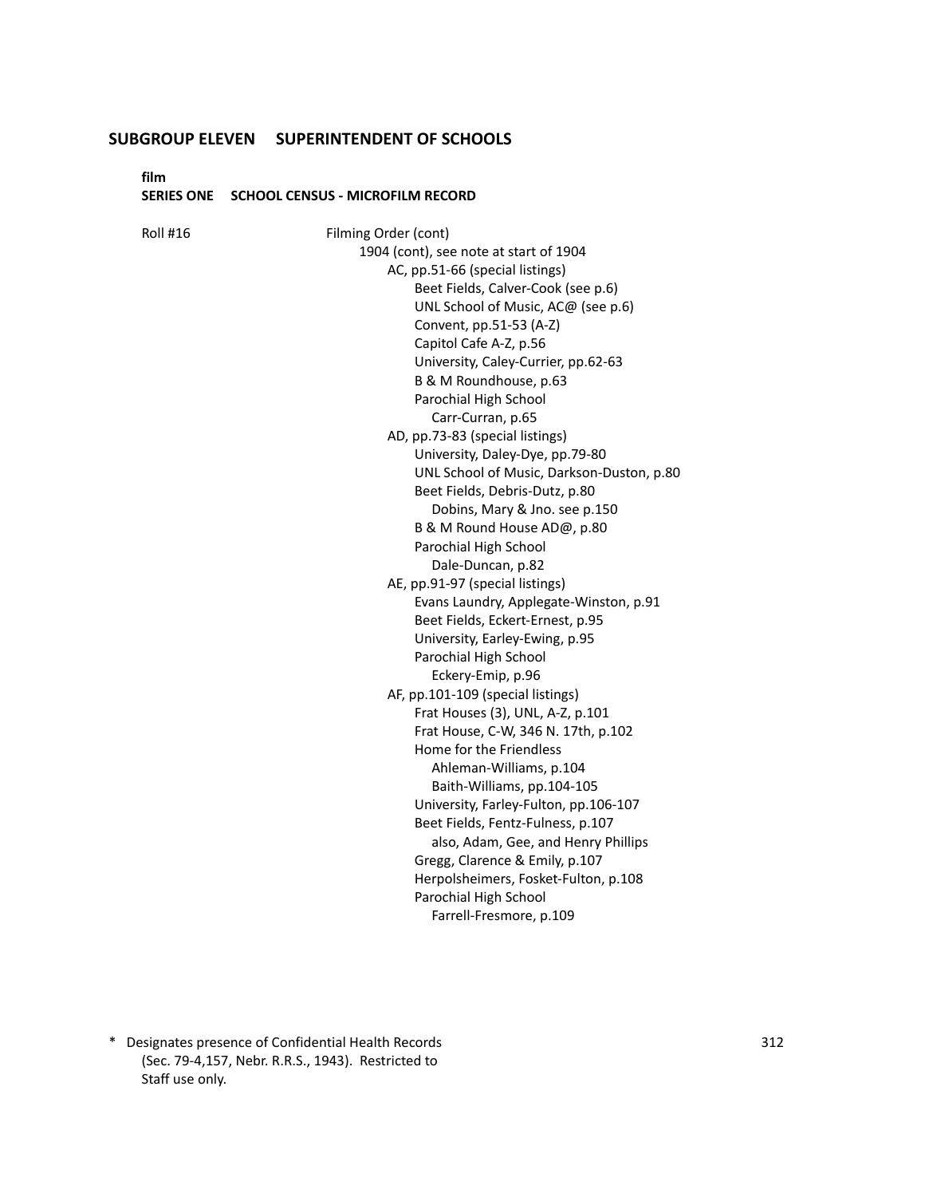## SUBGROUP ELEVEN SUPERINTENDENT OF SCHOOLS

**film**
**SERIES ONE SCHOOL CENSUS - MICROFILM RECORD**

Roll #16

Filming Order (cont)

- 1904 (cont), see note at start of 1904
  - AC, pp.51-66 (special listings)
    - Beet Fields, Calver-Cook (see p.6)
    - UNL School of Music, AC@ (see p.6)
    - Convent, pp.51-53 (A-Z)
    - Capitol Cafe A-Z, p.56
    - University, Caley-Currier, pp.62-63
    - B & M Roundhouse, p.63
    - Parochial High School
      - Carr-Curran, p.65
  - AD, pp.73-83 (special listings)
    - University, Daley-Dye, pp.79-80
    - UNL School of Music, Darkson-Duston, p.80
    - Beet Fields, Debris-Dutz, p.80
      - Dobins, Mary & Jno. see p.150
    - B & M Round House AD@, p.80
    - Parochial High School
      - Dale-Duncan, p.82
  - AE, pp.91-97 (special listings)
    - Evans Laundry, Applegate-Winston, p.91
    - Beet Fields, Eckert-Ernest, p.95
    - University, Earley-Ewing, p.95
    - Parochial High School
      - Eckery-Emip, p.96
  - AF, pp.101-109 (special listings)
    - Frat Houses (3), UNL, A-Z, p.101
    - Frat House, C-W, 346 N. 17th, p.102
    - Home for the Friendless
      - Ahleman-Williams, p.104
      - Baith-Williams, pp.104-105
    - University, Farley-Fulton, pp.106-107
    - Beet Fields, Fentz-Fulness, p.107
      - also, Adam, Gee, and Henry Phillips
    - Gregg, Clarence & Emily, p.107
    - Herpolsheimers, Fosket-Fulton, p.108
    - Parochial High School
      - Farrell-Fresmore, p.109

\* Designates presence of Confidential Health Records (Sec. 79-4,157, Nebr. R.R.S., 1943). Restricted to Staff use only.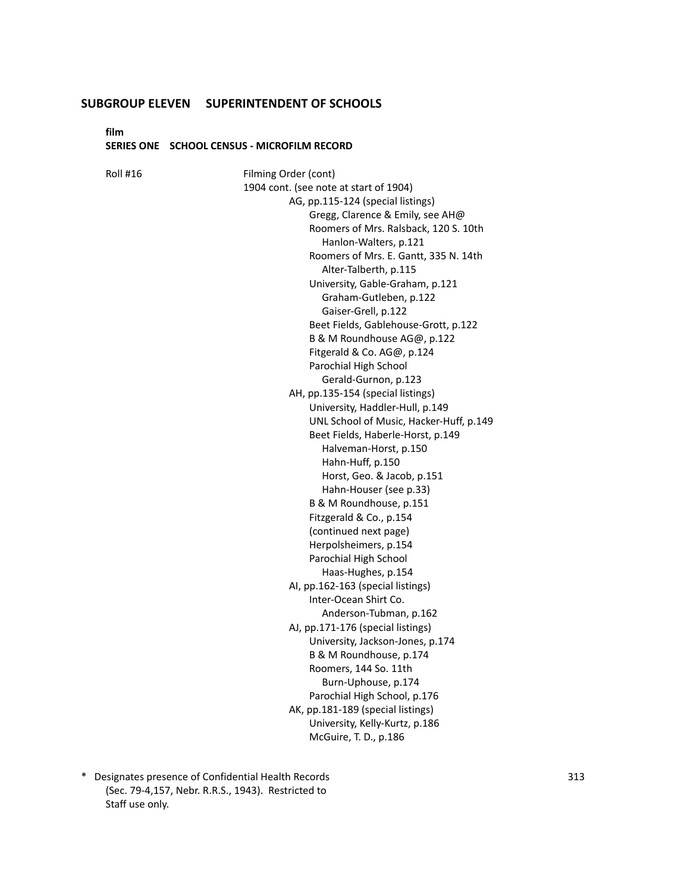## SUBGROUP ELEVEN SUPERINTENDENT OF SCHOOLS

**film**

**SERIES ONE SCHOOL CENSUS - MICROFILM RECORD**

Roll #16

Filming Order (cont)

1904 cont. (see note at start of 1904)

- AG, pp.115-124 (special listings)
  - Gregg, Clarence & Emily, see AH@
  - Roomers of Mrs. Ralsback, 120 S. 10th
    - Hanlon-Walters, p.121
  - Roomers of Mrs. E. Gantt, 335 N. 14th
    - Alter-Talberth, p.115
  - University, Gable-Graham, p.121
    - Graham-Gutleben, p.122
    - Gaiser-Grell, p.122
  - Beet Fields, Gablehouse-Grott, p.122
  - B & M Roundhouse AG@, p.122
  - Fitgerald & Co. AG@, p.124
  - Parochial High School
    - Gerald-Gurnon, p.123
- AH, pp.135-154 (special listings)
  - University, Haddler-Hull, p.149
  - UNL School of Music, Hacker-Huff, p.149
  - Beet Fields, Haberle-Horst, p.149
    - Halveman-Horst, p.150
    - Hahn-Huff, p.150
    - Horst, Geo. & Jacob, p.151
    - Hahn-Houser (see p.33)
  - B & M Roundhouse, p.151
  - Fitzgerald & Co., p.154
  - (continued next page)
  - Herpolsheimers, p.154
  - Parochial High School
    - Haas-Hughes, p.154
- AI, pp.162-163 (special listings)
  - Inter-Ocean Shirt Co.
    - Anderson-Tubman, p.162
- AJ, pp.171-176 (special listings)
  - University, Jackson-Jones, p.174
  - B & M Roundhouse, p.174
  - Roomers, 144 So. 11th
    - Burn-Uphouse, p.174
  - Parochial High School, p.176
- AK, pp.181-189 (special listings)
  - University, Kelly-Kurtz, p.186
  - McGuire, T. D., p.186

\* Designates presence of Confidential Health Records (Sec. 79-4,157, Nebr. R.R.S., 1943). Restricted to Staff use only.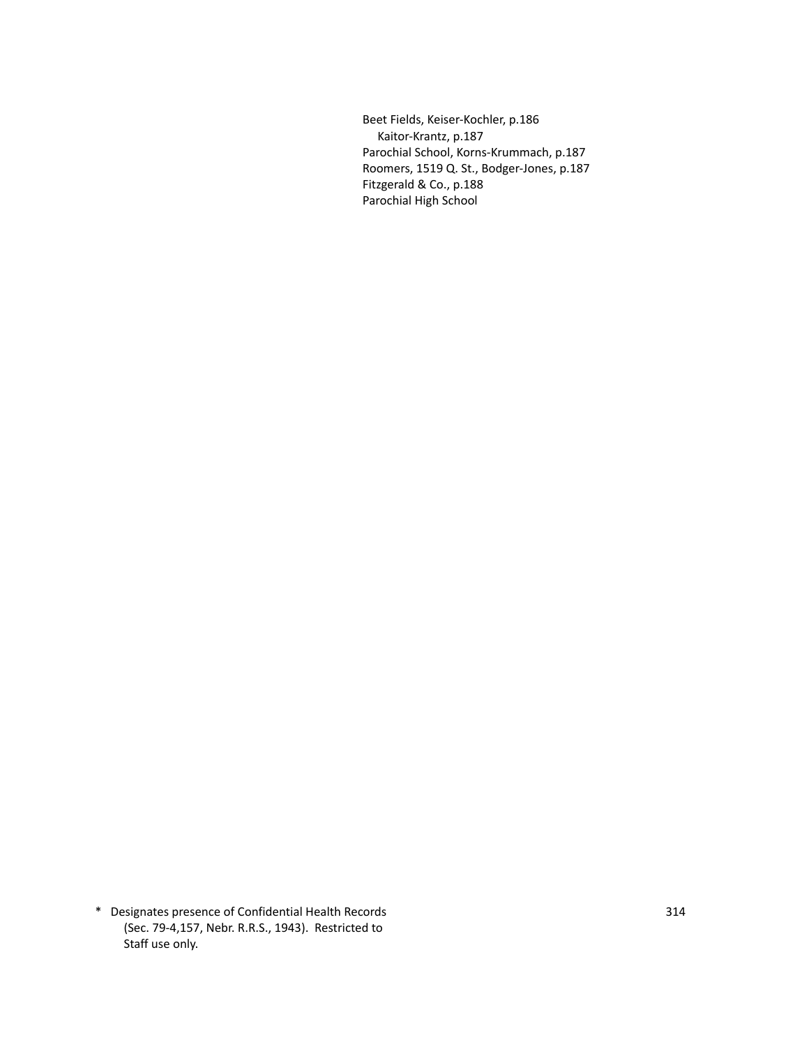Beet Fields, Keiser-Kochler, p.186
    Kaitor-Krantz, p.187
Parochial School, Korns-Krummach, p.187
Roomers, 1519 Q. St., Bodger-Jones, p.187
Fitzgerald & Co., p.188
Parochial High School

* Designates presence of Confidential Health Records (Sec. 79-4,157, Nebr. R.R.S., 1943). Restricted to Staff use only.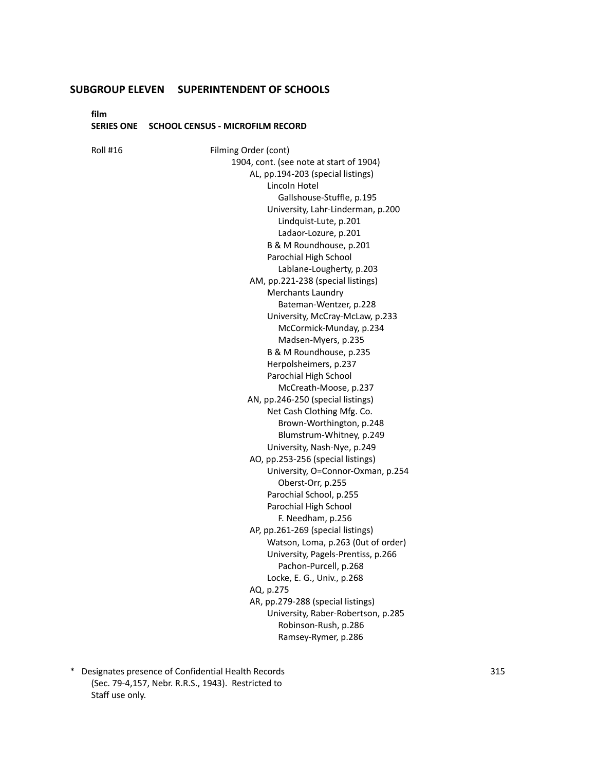## SUBGROUP ELEVEN SUPERINTENDENT OF SCHOOLS

**film**

**SERIES ONE SCHOOL CENSUS - MICROFILM RECORD**

Roll #16

Filming Order (cont)

- 1904, cont. (see note at start of 1904)
    - AL, pp.194-203 (special listings)
        - Lincoln Hotel
            - Gallshouse-Stuffle, p.195
        - University, Lahr-Linderman, p.200
            - Lindquist-Lute, p.201
            - Ladaor-Lozure, p.201
        - B & M Roundhouse, p.201
        - Parochial High School
            - Lablane-Lougherty, p.203
    - AM, pp.221-238 (special listings)
        - Merchants Laundry
            - Bateman-Wentzer, p.228
        - University, McCray-McLaw, p.233
            - McCormick-Munday, p.234
            - Madsen-Myers, p.235
        - B & M Roundhouse, p.235
        - Herpolsheimers, p.237
        - Parochial High School
            - McCreath-Moose, p.237
    - AN, pp.246-250 (special listings)
        - Net Cash Clothing Mfg. Co.
            - Brown-Worthington, p.248
            - Blumstrum-Whitney, p.249
        - University, Nash-Nye, p.249
    - AO, pp.253-256 (special listings)
        - University, O=Connor-Oxman, p.254
            - Oberst-Orr, p.255
        - Parochial School, p.255
        - Parochial High School
            - F. Needham, p.256
    - AP, pp.261-269 (special listings)
        - Watson, Loma, p.263 (0ut of order)
        - University, Pagels-Prentiss, p.266
            - Pachon-Purcell, p.268
        - Locke, E. G., Univ., p.268
    - AQ, p.275
    - AR, pp.279-288 (special listings)
        - University, Raber-Robertson, p.285
            - Robinson-Rush, p.286
            - Ramsey-Rymer, p.286

\* Designates presence of Confidential Health Records (Sec. 79-4,157, Nebr. R.R.S., 1943). Restricted to Staff use only.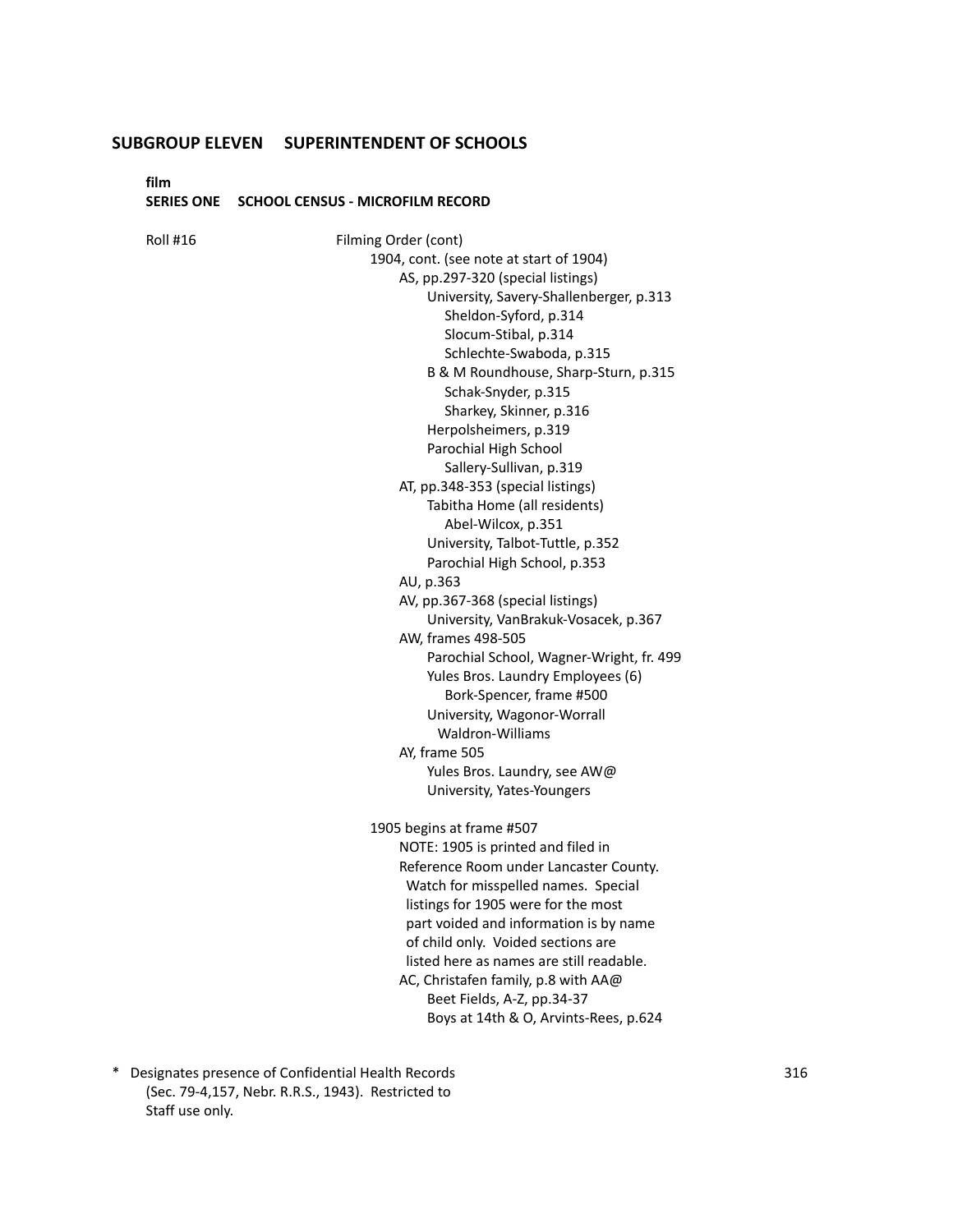## SUBGROUP ELEVEN SUPERINTENDENT OF SCHOOLS

**film**

**SERIES ONE SCHOOL CENSUS - MICROFILM RECORD**

Roll #16

Filming Order (cont)

- 1904, cont. (see note at start of 1904)
  - AS, pp.297-320 (special listings)
    - University, Savery-Shallenberger, p.313
      - Sheldon-Syford, p.314
      - Slocum-Stibal, p.314
      - Schlechte-Swaboda, p.315
    - B & M Roundhouse, Sharp-Sturn, p.315
      - Schak-Snyder, p.315
      - Sharkey, Skinner, p.316
    - Herpolsheimers, p.319
    - Parochial High School
      - Sallery-Sullivan, p.319
  - AT, pp.348-353 (special listings)
    - Tabitha Home (all residents)
      - Abel-Wilcox, p.351
    - University, Talbot-Tuttle, p.352
    - Parochial High School, p.353
  - AU, p.363
  - AV, pp.367-368 (special listings)
    - University, VanBrakuk-Vosacek, p.367
  - AW, frames 498-505
    - Parochial School, Wagner-Wright, fr. 499
    - Yules Bros. Laundry Employees (6)
      - Bork-Spencer, frame #500
    - University, Wagonor-Worrall
      - Waldron-Williams
  - AY, frame 505
    - Yules Bros. Laundry, see AW@
    - University, Yates-Youngers

- 1905 begins at frame #507
  - NOTE: 1905 is printed and filed in Reference Room under Lancaster County. Watch for misspelled names. Special listings for 1905 were for the most part voided and information is by name of child only. Voided sections are listed here as names are still readable.
  - AC, Christafen family, p.8 with AA@
    - Beet Fields, A-Z, pp.34-37
    - Boys at 14th & O, Arvints-Rees, p.624

\* Designates presence of Confidential Health Records (Sec. 79-4,157, Nebr. R.R.S., 1943). Restricted to Staff use only.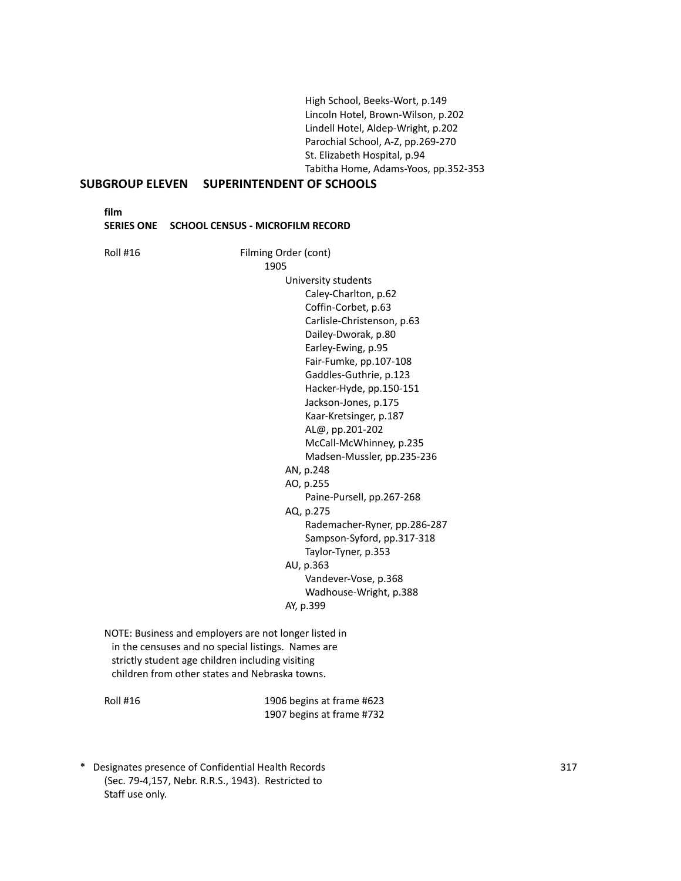High School, Beeks-Wort, p.149
Lincoln Hotel, Brown-Wilson, p.202
Lindell Hotel, Aldep-Wright, p.202
Parochial School, A-Z, pp.269-270
St. Elizabeth Hospital, p.94
Tabitha Home, Adams-Yoos, pp.352-353

## SUBGROUP ELEVEN SUPERINTENDENT OF SCHOOLS

**film**
**SERIES ONE SCHOOL CENSUS - MICROFILM RECORD**

Roll #16

Filming Order (cont)

- 1905
  - University students
    - Caley-Charlton, p.62
    - Coffin-Corbet, p.63
    - Carlisle-Christenson, p.63
    - Dailey-Dworak, p.80
    - Earley-Ewing, p.95
    - Fair-Fumke, pp.107-108
    - Gaddles-Guthrie, p.123
    - Hacker-Hyde, pp.150-151
    - Jackson-Jones, p.175
    - Kaar-Kretsinger, p.187
    - AL@, pp.201-202
    - McCall-McWhinney, p.235
    - Madsen-Mussler, pp.235-236
  - AN, p.248
  - AO, p.255
    - Paine-Pursell, pp.267-268
  - AQ, p.275
    - Rademacher-Ryner, pp.286-287
    - Sampson-Syford, pp.317-318
    - Taylor-Tyner, p.353
  - AU, p.363
    - Vandever-Vose, p.368
    - Wadhouse-Wright, p.388
  - AY, p.399

NOTE: Business and employers are not longer listed in the censuses and no special listings. Names are strictly student age children including visiting children from other states and Nebraska towns.

Roll #16

1906 begins at frame #623
1907 begins at frame #732

\* Designates presence of Confidential Health Records (Sec. 79-4,157, Nebr. R.R.S., 1943). Restricted to Staff use only.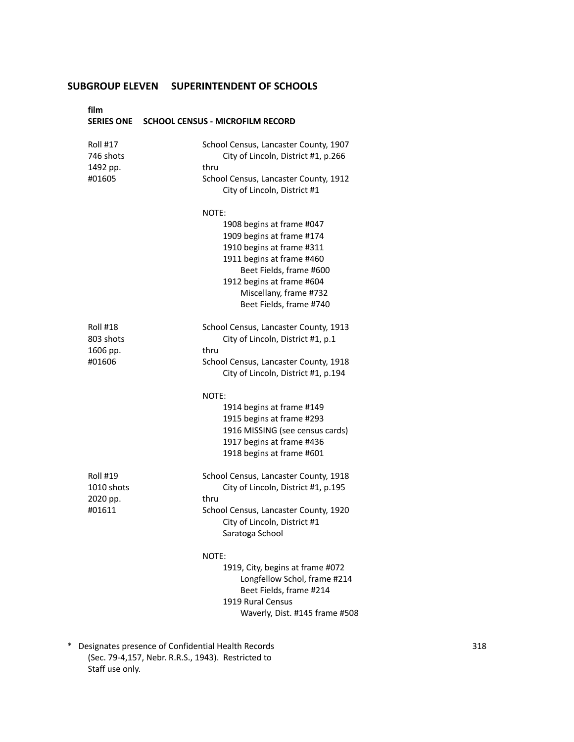## SUBGROUP ELEVEN SUPERINTENDENT OF SCHOOLS

**film**

### SERIES ONE SCHOOL CENSUS - MICROFILM RECORD

| | |
|---|---|
| Roll #17<br>746 shots<br>1492 pp.<br>#01605 | School Census, Lancaster County, 1907<br>City of Lincoln, District #1, p.266<br>thru<br>School Census, Lancaster County, 1912<br>City of Lincoln, District #1<br><br>NOTE:<br>1908 begins at frame #047<br>1909 begins at frame #174<br>1910 begins at frame #311<br>1911 begins at frame #460<br>Beet Fields, frame #600<br>1912 begins at frame #604<br>Miscellany, frame #732<br>Beet Fields, frame #740 |
| Roll #18<br>803 shots<br>1606 pp.<br>#01606 | School Census, Lancaster County, 1913<br>City of Lincoln, District #1, p.1<br>thru<br>School Census, Lancaster County, 1918<br>City of Lincoln, District #1, p.194<br><br>NOTE:<br>1914 begins at frame #149<br>1915 begins at frame #293<br>1916 MISSING (see census cards)<br>1917 begins at frame #436<br>1918 begins at frame #601 |
| Roll #19<br>1010 shots<br>2020 pp.<br>#01611 | School Census, Lancaster County, 1918<br>City of Lincoln, District #1, p.195<br>thru<br>School Census, Lancaster County, 1920<br>City of Lincoln, District #1<br>Saratoga School<br><br>NOTE:<br>1919, City, begins at frame #072<br>Longfellow Schol, frame #214<br>Beet Fields, frame #214<br>1919 Rural Census<br>Waverly, Dist. #145 frame #508 |

\* Designates presence of Confidential Health Records (Sec. 79-4,157, Nebr. R.R.S., 1943). Restricted to Staff use only.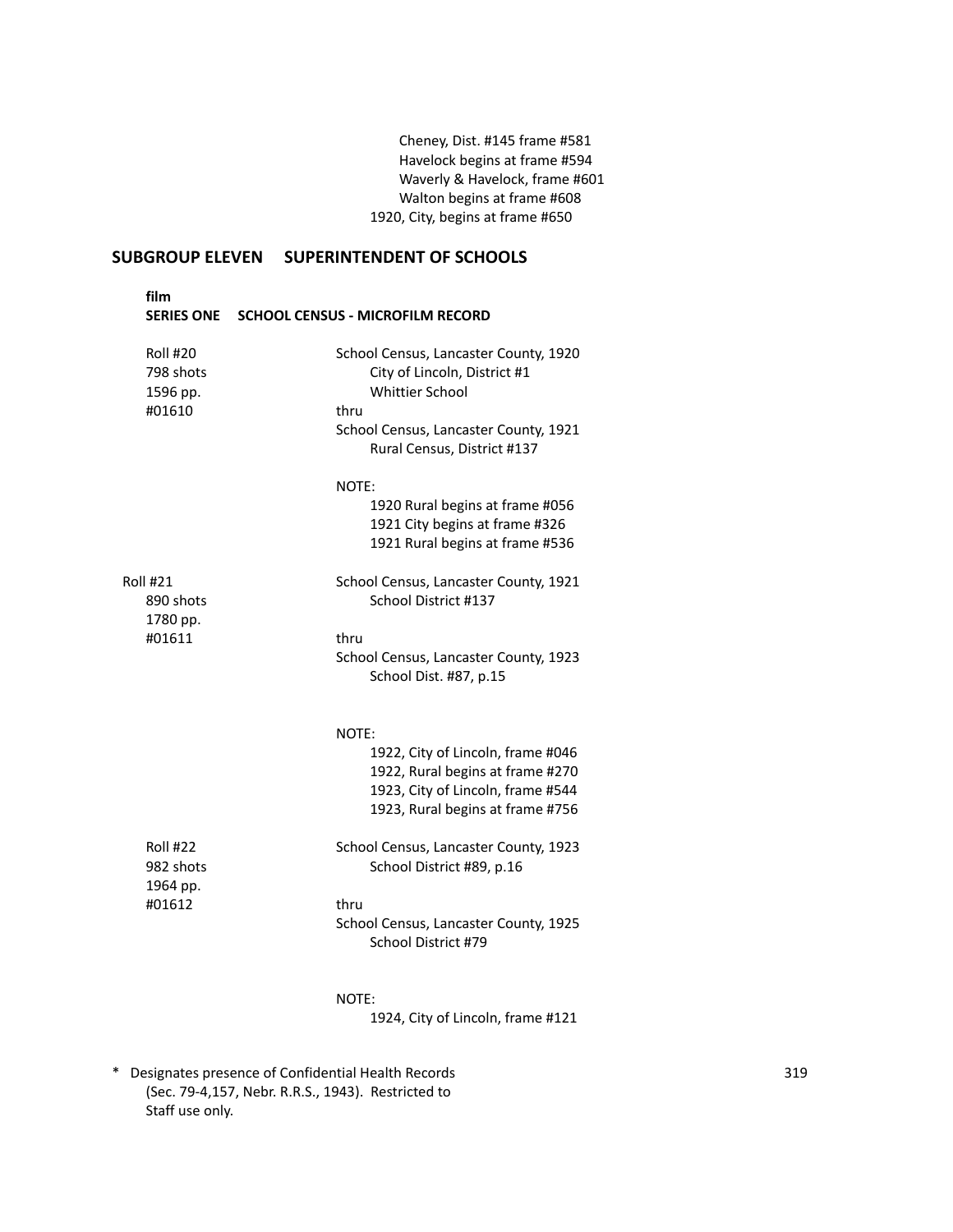Cheney, Dist. #145 frame #581
Havelock begins at frame #594
Waverly & Havelock, frame #601
Walton begins at frame #608
1920, City, begins at frame #650

## SUBGROUP ELEVEN SUPERINTENDENT OF SCHOOLS

**film**

### SERIES ONE SCHOOL CENSUS - MICROFILM RECORD

Roll #20
798 shots
1596 pp.
#01610

School Census, Lancaster County, 1920
City of Lincoln, District #1
Whittier School
thru
School Census, Lancaster County, 1921
Rural Census, District #137

NOTE:
1920 Rural begins at frame #056
1921 City begins at frame #326
1921 Rural begins at frame #536

Roll #21
890 shots
1780 pp.
#01611

School Census, Lancaster County, 1921
School District #137
thru
School Census, Lancaster County, 1923
School Dist. #87, p.15

NOTE:
1922, City of Lincoln, frame #046
1922, Rural begins at frame #270
1923, City of Lincoln, frame #544
1923, Rural begins at frame #756

Roll #22
982 shots
1964 pp.
#01612

School Census, Lancaster County, 1923
School District #89, p.16
thru
School Census, Lancaster County, 1925
School District #79

NOTE:
1924, City of Lincoln, frame #121

* Designates presence of Confidential Health Records (Sec. 79-4,157, Nebr. R.R.S., 1943). Restricted to Staff use only.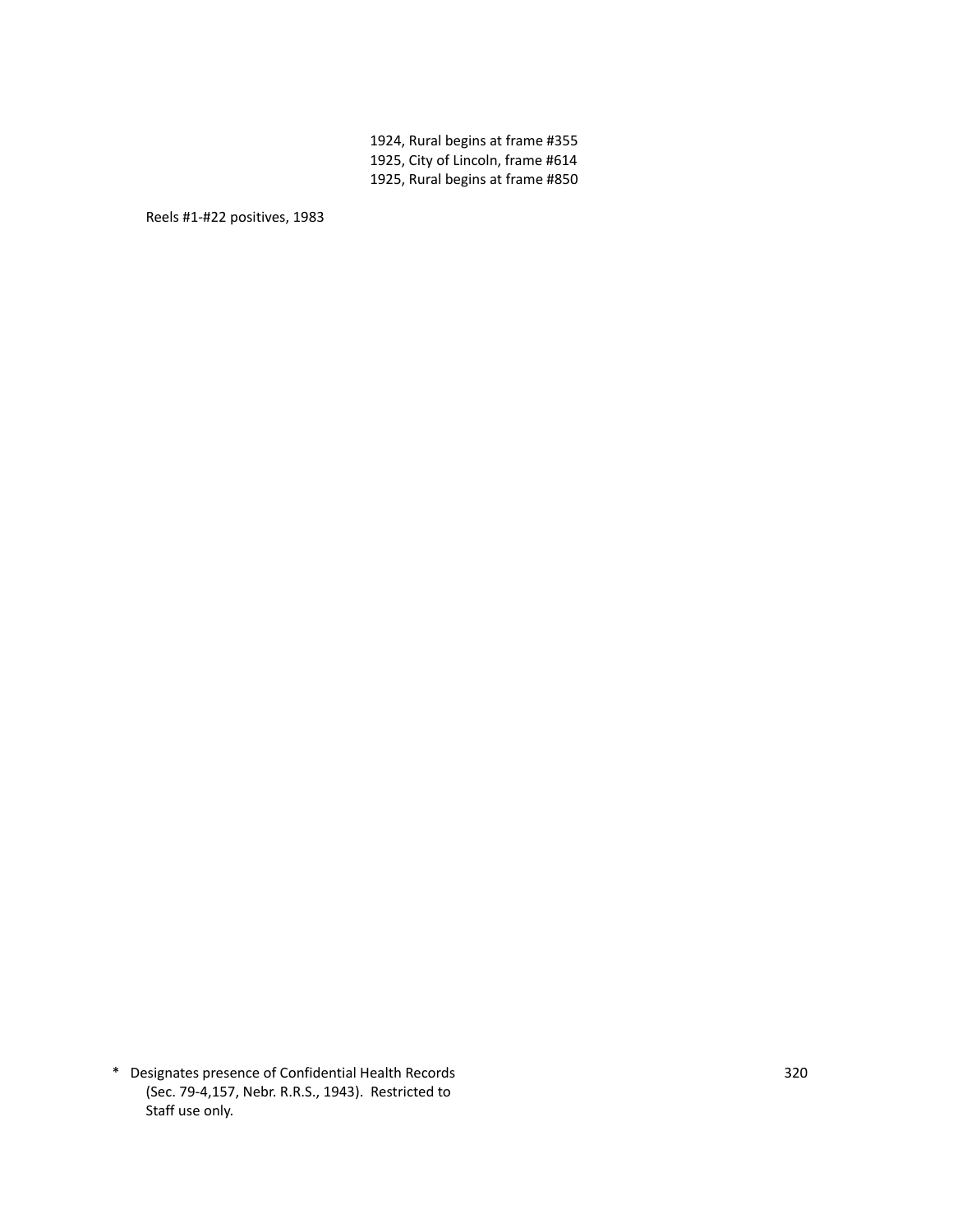1924, Rural begins at frame #355
1925, City of Lincoln, frame #614
1925, Rural begins at frame #850

Reels #1-#22 positives, 1983

\* Designates presence of Confidential Health Records (Sec. 79-4,157, Nebr. R.R.S., 1943). Restricted to Staff use only.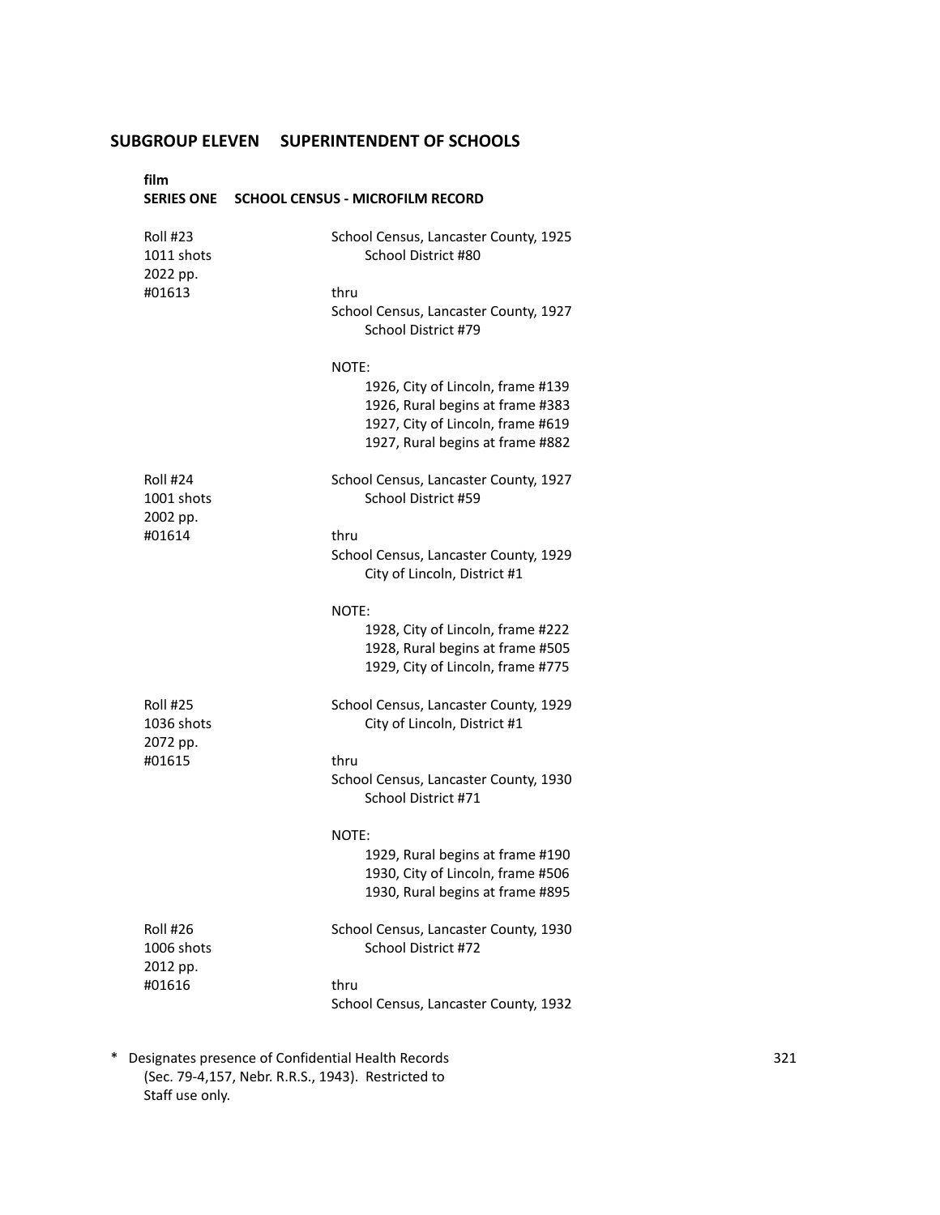## SUBGROUP ELEVEN SUPERINTENDENT OF SCHOOLS

**film**

### SERIES ONE SCHOOL CENSUS - MICROFILM RECORD

| | |
|---|---|
| Roll #23<br>1011 shots<br>2022 pp.<br>#01613 | School Census, Lancaster County, 1925<br>School District #80<br><br>thru<br>School Census, Lancaster County, 1927<br>School District #79<br><br>NOTE:<br>1926, City of Lincoln, frame #139<br>1926, Rural begins at frame #383<br>1927, City of Lincoln, frame #619<br>1927, Rural begins at frame #882 |
| Roll #24<br>1001 shots<br>2002 pp.<br>#01614 | School Census, Lancaster County, 1927<br>School District #59<br><br>thru<br>School Census, Lancaster County, 1929<br>City of Lincoln, District #1<br><br>NOTE:<br>1928, City of Lincoln, frame #222<br>1928, Rural begins at frame #505<br>1929, City of Lincoln, frame #775 |
| Roll #25<br>1036 shots<br>2072 pp.<br>#01615 | School Census, Lancaster County, 1929<br>City of Lincoln, District #1<br><br>thru<br>School Census, Lancaster County, 1930<br>School District #71<br><br>NOTE:<br>1929, Rural begins at frame #190<br>1930, City of Lincoln, frame #506<br>1930, Rural begins at frame #895 |
| Roll #26<br>1006 shots<br>2012 pp.<br>#01616 | School Census, Lancaster County, 1930<br>School District #72<br><br>thru<br>School Census, Lancaster County, 1932 |

\* Designates presence of Confidential Health Records (Sec. 79-4,157, Nebr. R.R.S., 1943). Restricted to Staff use only.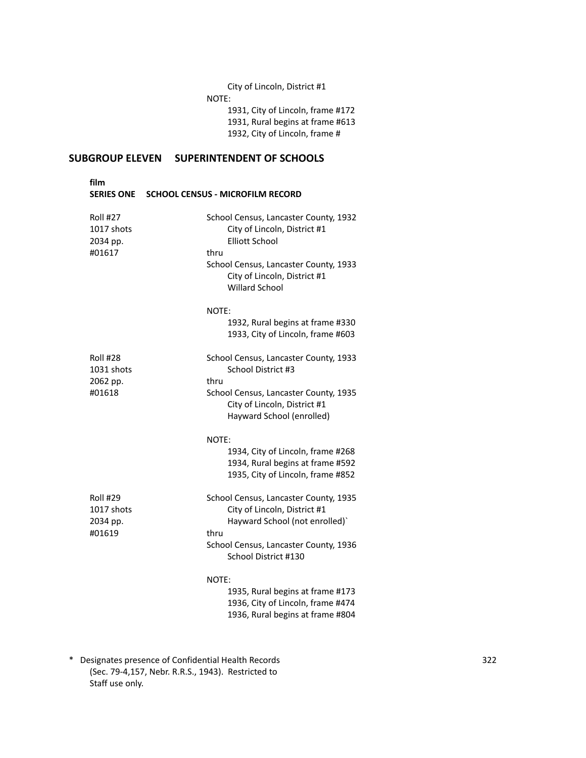City of Lincoln, District #1

NOTE:

1931, City of Lincoln, frame #172
1931, Rural begins at frame #613
1932, City of Lincoln, frame #

## SUBGROUP ELEVEN SUPERINTENDENT OF SCHOOLS

**film**

### SERIES ONE SCHOOL CENSUS - MICROFILM RECORD

| | |
|---|---|
| Roll #27<br>1017 shots<br>2034 pp.<br>#01617 | School Census, Lancaster County, 1932<br>City of Lincoln, District #1<br>Elliott School<br>thru<br>School Census, Lancaster County, 1933<br>City of Lincoln, District #1<br>Willard School<br><br>NOTE:<br>1932, Rural begins at frame #330<br>1933, City of Lincoln, frame #603 |
| Roll #28<br>1031 shots<br>2062 pp.<br>#01618 | School Census, Lancaster County, 1933<br>School District #3<br>thru<br>School Census, Lancaster County, 1935<br>City of Lincoln, District #1<br>Hayward School (enrolled)<br><br>NOTE:<br>1934, City of Lincoln, frame #268<br>1934, Rural begins at frame #592<br>1935, City of Lincoln, frame #852 |
| Roll #29<br>1017 shots<br>2034 pp.<br>#01619 | School Census, Lancaster County, 1935<br>City of Lincoln, District #1<br>Hayward School (not enrolled)`<br>thru<br>School Census, Lancaster County, 1936<br>School District #130<br><br>NOTE:<br>1935, Rural begins at frame #173<br>1936, City of Lincoln, frame #474<br>1936, Rural begins at frame #804 |

\* Designates presence of Confidential Health Records (Sec. 79-4,157, Nebr. R.R.S., 1943). Restricted to Staff use only.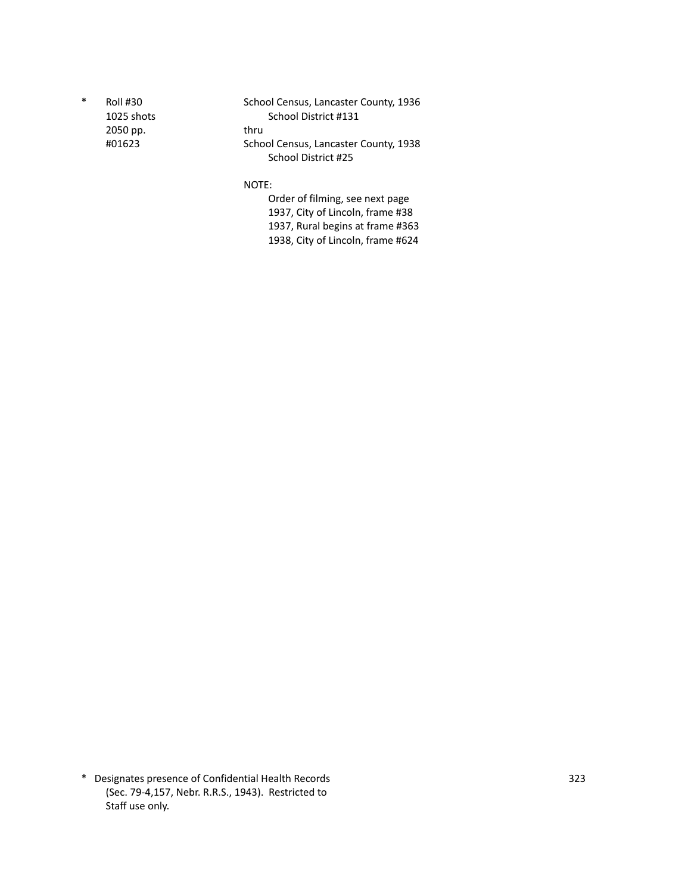| * | Roll #30 | School Census, Lancaster County, 1936 |
|---|---|---|
| | 1025 shots | School District #131 |
| | 2050 pp. | thru |
| | #01623 | School Census, Lancaster County, 1938 |
| | | School District #25 |

NOTE:

Order of filming, see next page
1937, City of Lincoln, frame #38
1937, Rural begins at frame #363
1938, City of Lincoln, frame #624

* Designates presence of Confidential Health Records (Sec. 79-4,157, Nebr. R.R.S., 1943). Restricted to Staff use only.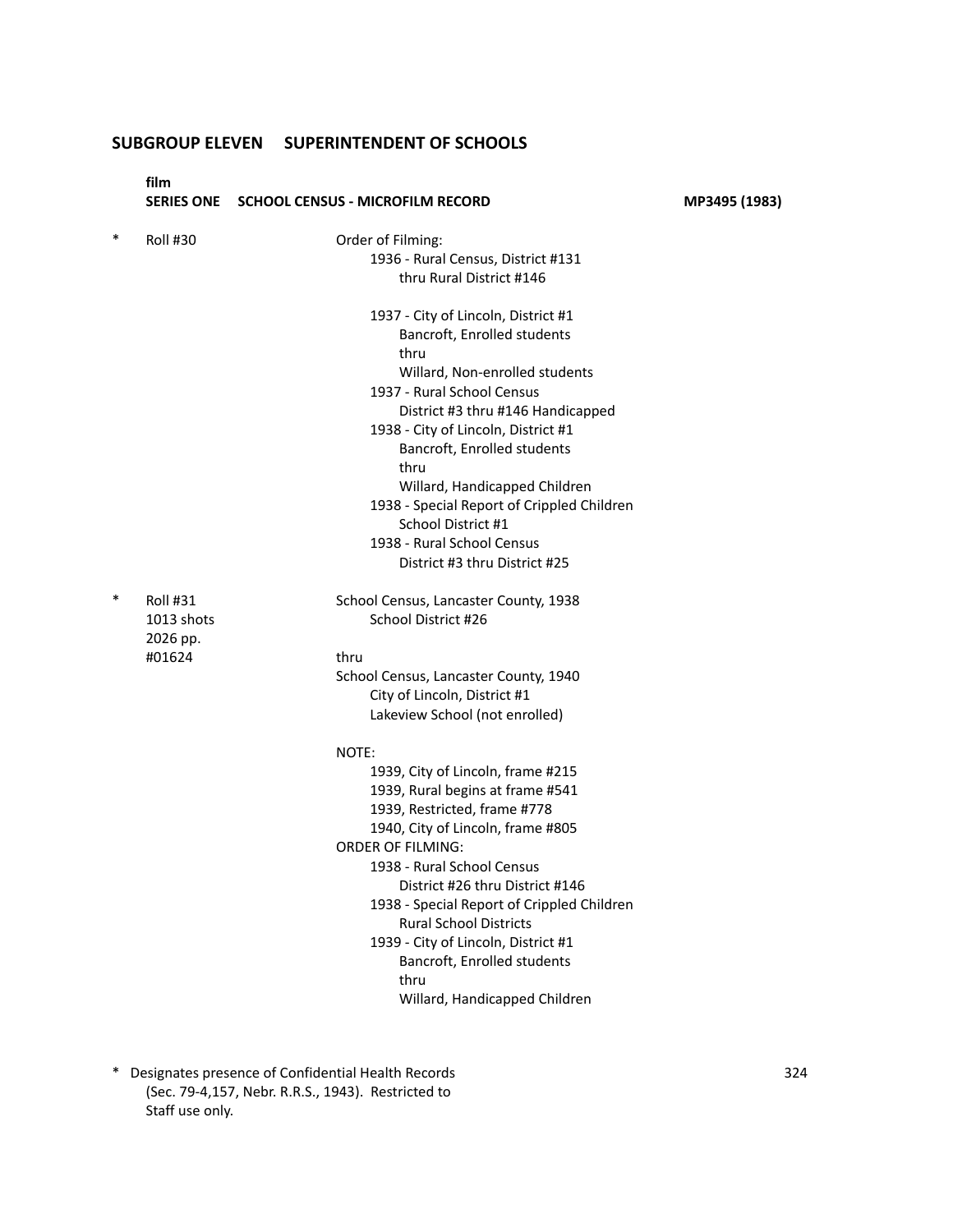## SUBGROUP ELEVEN SUPERINTENDENT OF SCHOOLS

**film**
**SERIES ONE SCHOOL CENSUS - MICROFILM RECORD** **MP3495 (1983)**

\* Roll #30

Order of Filming:

- 1936 - Rural Census, District #131
  - thru Rural District #146
- 1937 - City of Lincoln, District #1
  - Bancroft, Enrolled students
  - thru
  - Willard, Non-enrolled students
- 1937 - Rural School Census
  - District #3 thru #146 Handicapped
- 1938 - City of Lincoln, District #1
  - Bancroft, Enrolled students
  - thru
  - Willard, Handicapped Children
- 1938 - Special Report of Crippled Children
  - School District #1
- 1938 - Rural School Census
  - District #3 thru District #25

\* Roll #31
1013 shots
2026 pp.
#01624

School Census, Lancaster County, 1938
School District #26

thru

School Census, Lancaster County, 1940
City of Lincoln, District #1
Lakeview School (not enrolled)

NOTE:

- 1939, City of Lincoln, frame #215
- 1939, Rural begins at frame #541
- 1939, Restricted, frame #778
- 1940, City of Lincoln, frame #805

ORDER OF FILMING:

- 1938 - Rural School Census
  - District #26 thru District #146
- 1938 - Special Report of Crippled Children
  - Rural School Districts
- 1939 - City of Lincoln, District #1
  - Bancroft, Enrolled students
  - thru
  - Willard, Handicapped Children

\* Designates presence of Confidential Health Records (Sec. 79-4,157, Nebr. R.R.S., 1943). Restricted to Staff use only.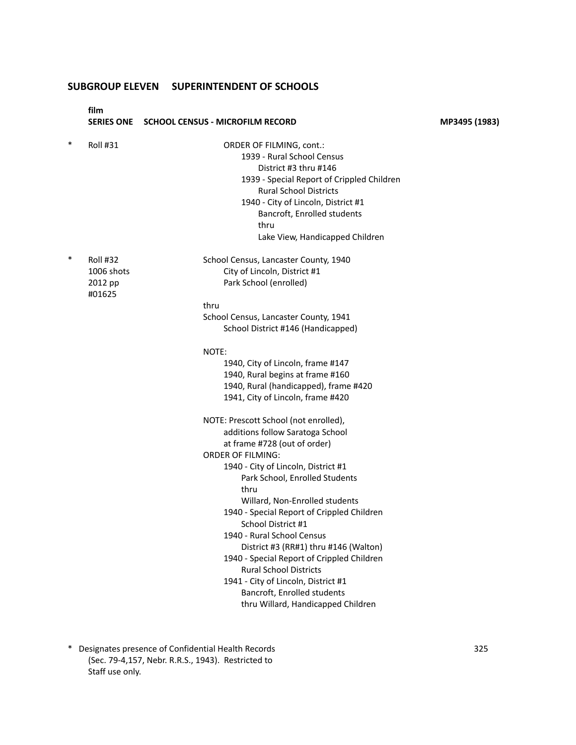## SUBGROUP ELEVEN SUPERINTENDENT OF SCHOOLS

**film**

**SERIES ONE SCHOOL CENSUS - MICROFILM RECORD** **MP3495 (1983)**

\* Roll #31

ORDER OF FILMING, cont.:
- 1939 - Rural School Census
  - District #3 thru #146
- 1939 - Special Report of Crippled Children
  - Rural School Districts
- 1940 - City of Lincoln, District #1
  - Bancroft, Enrolled students
  - thru
  - Lake View, Handicapped Children

\* Roll #32
1006 shots
2012 pp
#01625

School Census, Lancaster County, 1940
- City of Lincoln, District #1
- Park School (enrolled)

thru

School Census, Lancaster County, 1941
- School District #146 (Handicapped)

NOTE:
- 1940, City of Lincoln, frame #147
- 1940, Rural begins at frame #160
- 1940, Rural (handicapped), frame #420
- 1941, City of Lincoln, frame #420

NOTE: Prescott School (not enrolled), additions follow Saratoga School at frame #728 (out of order)

ORDER OF FILMING:
- 1940 - City of Lincoln, District #1
  - Park School, Enrolled Students
  - thru
  - Willard, Non-Enrolled students
- 1940 - Special Report of Crippled Children
  - School District #1
- 1940 - Rural School Census
  - District #3 (RR#1) thru #146 (Walton)
- 1940 - Special Report of Crippled Children
  - Rural School Districts
- 1941 - City of Lincoln, District #1
  - Bancroft, Enrolled students
  - thru Willard, Handicapped Children

\* Designates presence of Confidential Health Records (Sec. 79-4,157, Nebr. R.R.S., 1943). Restricted to Staff use only.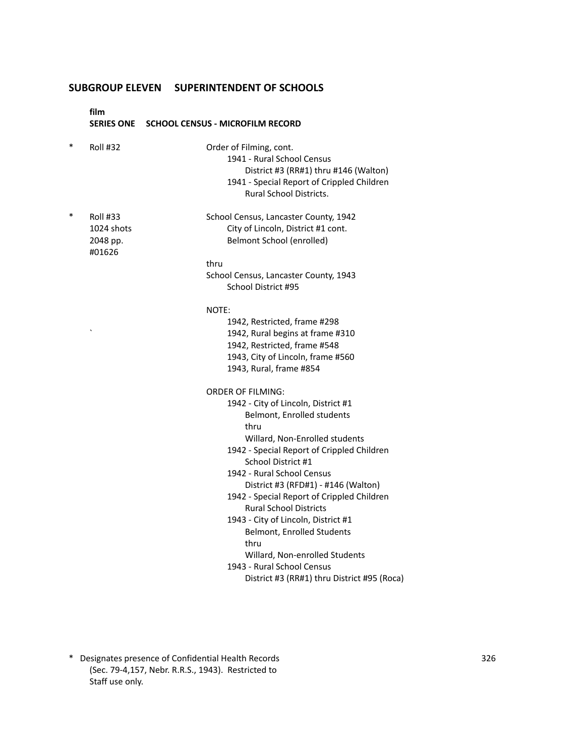## SUBGROUP ELEVEN SUPERINTENDENT OF SCHOOLS

**film**

**SERIES ONE SCHOOL CENSUS - MICROFILM RECORD**

\* Roll #32

Order of Filming, cont.
- 1941 - Rural School Census
  - District #3 (RR#1) thru #146 (Walton)
- 1941 - Special Report of Crippled Children
  - Rural School Districts.

\* Roll #33
1024 shots
2048 pp.
#01626

School Census, Lancaster County, 1942
- City of Lincoln, District #1 cont.
- Belmont School (enrolled)

thru

School Census, Lancaster County, 1943
- School District #95

NOTE:
- 1942, Restricted, frame #298
- 1942, Rural begins at frame #310
- 1942, Restricted, frame #548
- 1943, City of Lincoln, frame #560
- 1943, Rural, frame #854

ORDER OF FILMING:
- 1942 - City of Lincoln, District #1
  - Belmont, Enrolled students
  - thru
  - Willard, Non-Enrolled students
- 1942 - Special Report of Crippled Children
  - School District #1
- 1942 - Rural School Census
  - District #3 (RFD#1) - #146 (Walton)
- 1942 - Special Report of Crippled Children
  - Rural School Districts
- 1943 - City of Lincoln, District #1
  - Belmont, Enrolled Students
  - thru
  - Willard, Non-enrolled Students
- 1943 - Rural School Census
  - District #3 (RR#1) thru District #95 (Roca)

\* Designates presence of Confidential Health Records (Sec. 79-4,157, Nebr. R.R.S., 1943). Restricted to Staff use only.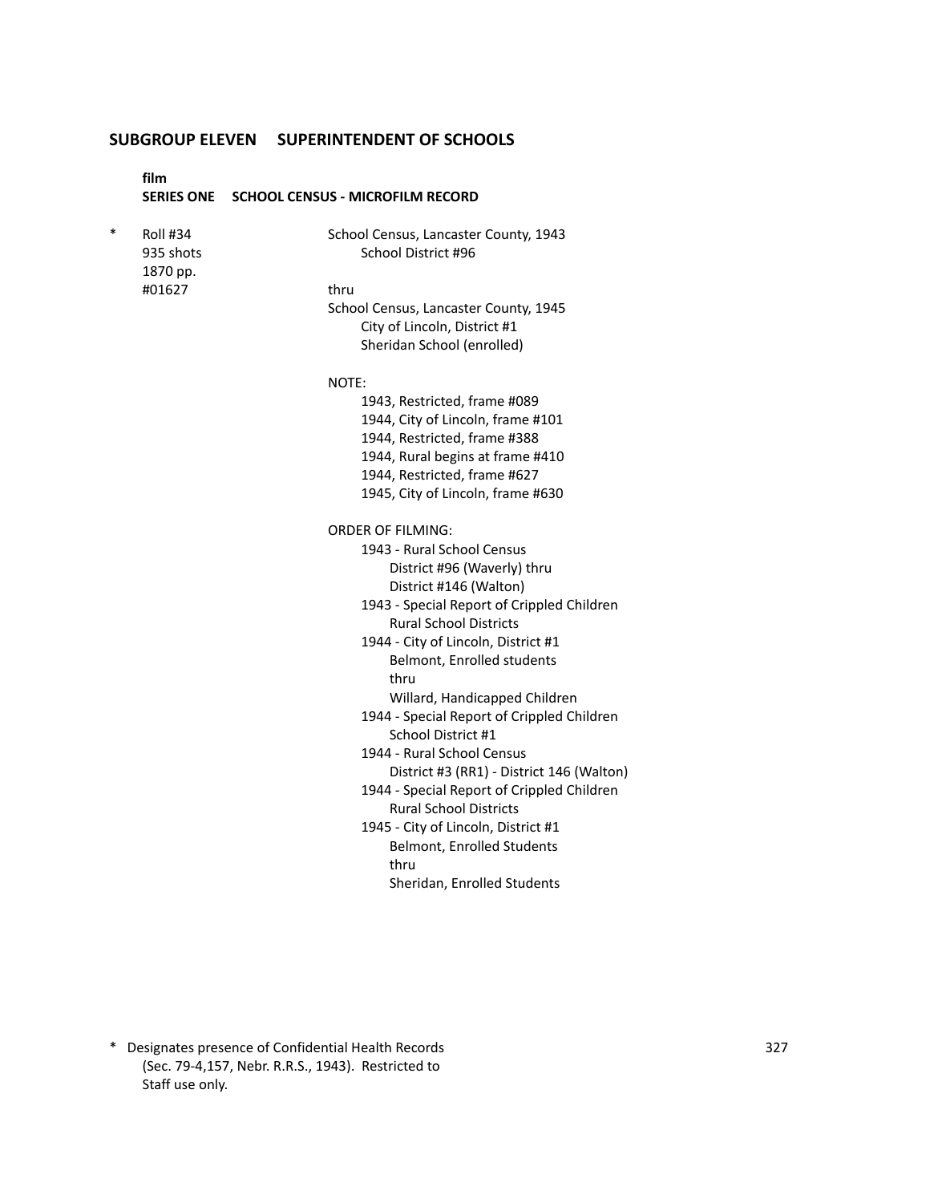## SUBGROUP ELEVEN SUPERINTENDENT OF SCHOOLS

**film**

**SERIES ONE SCHOOL CENSUS - MICROFILM RECORD**

\* Roll #34
935 shots
1870 pp.
#01627

School Census, Lancaster County, 1943
School District #96

thru

School Census, Lancaster County, 1945
City of Lincoln, District #1
Sheridan School (enrolled)

NOTE:
- 1943, Restricted, frame #089
- 1944, City of Lincoln, frame #101
- 1944, Restricted, frame #388
- 1944, Rural begins at frame #410
- 1944, Restricted, frame #627
- 1945, City of Lincoln, frame #630

ORDER OF FILMING:
- 1943 - Rural School Census
  - District #96 (Waverly) thru
  - District #146 (Walton)
- 1943 - Special Report of Crippled Children
  - Rural School Districts
- 1944 - City of Lincoln, District #1
  - Belmont, Enrolled students
  - thru
  - Willard, Handicapped Children
- 1944 - Special Report of Crippled Children
  - School District #1
- 1944 - Rural School Census
  - District #3 (RR1) - District 146 (Walton)
- 1944 - Special Report of Crippled Children
  - Rural School Districts
- 1945 - City of Lincoln, District #1
  - Belmont, Enrolled Students
  - thru
  - Sheridan, Enrolled Students

\* Designates presence of Confidential Health Records (Sec. 79-4,157, Nebr. R.R.S., 1943). Restricted to Staff use only.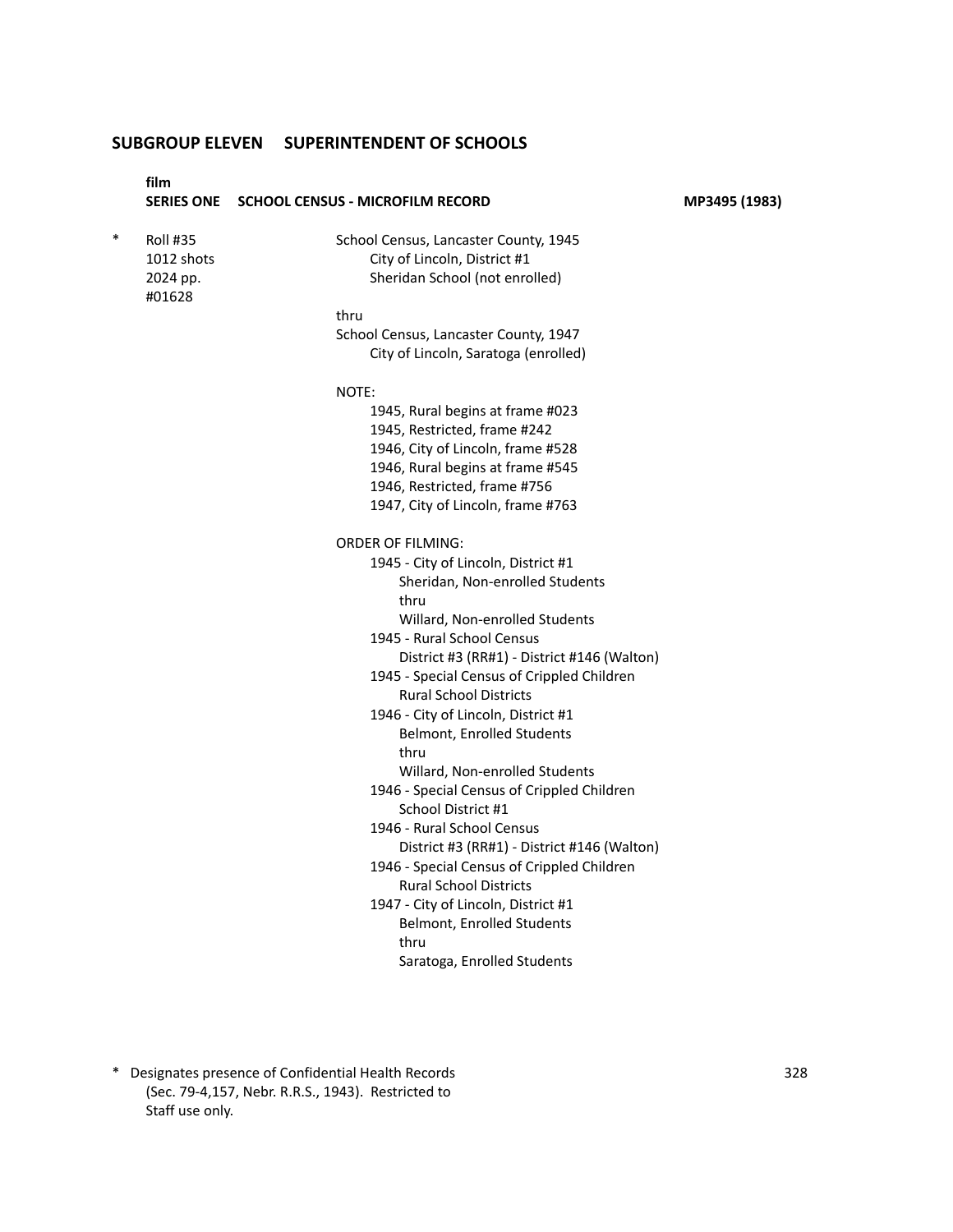## SUBGROUP ELEVEN SUPERINTENDENT OF SCHOOLS

**film**
**SERIES ONE SCHOOL CENSUS - MICROFILM RECORD** **MP3495 (1983)**

\* Roll #35
1012 shots
2024 pp.
#01628

School Census, Lancaster County, 1945
City of Lincoln, District #1
Sheridan School (not enrolled)

thru

School Census, Lancaster County, 1947
City of Lincoln, Saratoga (enrolled)

NOTE:
- 1945, Rural begins at frame #023
- 1945, Restricted, frame #242
- 1946, City of Lincoln, frame #528
- 1946, Rural begins at frame #545
- 1946, Restricted, frame #756
- 1947, City of Lincoln, frame #763

ORDER OF FILMING:
- 1945 - City of Lincoln, District #1
  - Sheridan, Non-enrolled Students
  - thru
  - Willard, Non-enrolled Students
- 1945 - Rural School Census
  - District #3 (RR#1) - District #146 (Walton)
- 1945 - Special Census of Crippled Children
  - Rural School Districts
- 1946 - City of Lincoln, District #1
  - Belmont, Enrolled Students
  - thru
  - Willard, Non-enrolled Students
- 1946 - Special Census of Crippled Children
  - School District #1
- 1946 - Rural School Census
  - District #3 (RR#1) - District #146 (Walton)
- 1946 - Special Census of Crippled Children
  - Rural School Districts
- 1947 - City of Lincoln, District #1
  - Belmont, Enrolled Students
  - thru
  - Saratoga, Enrolled Students

\* Designates presence of Confidential Health Records (Sec. 79-4,157, Nebr. R.R.S., 1943). Restricted to Staff use only.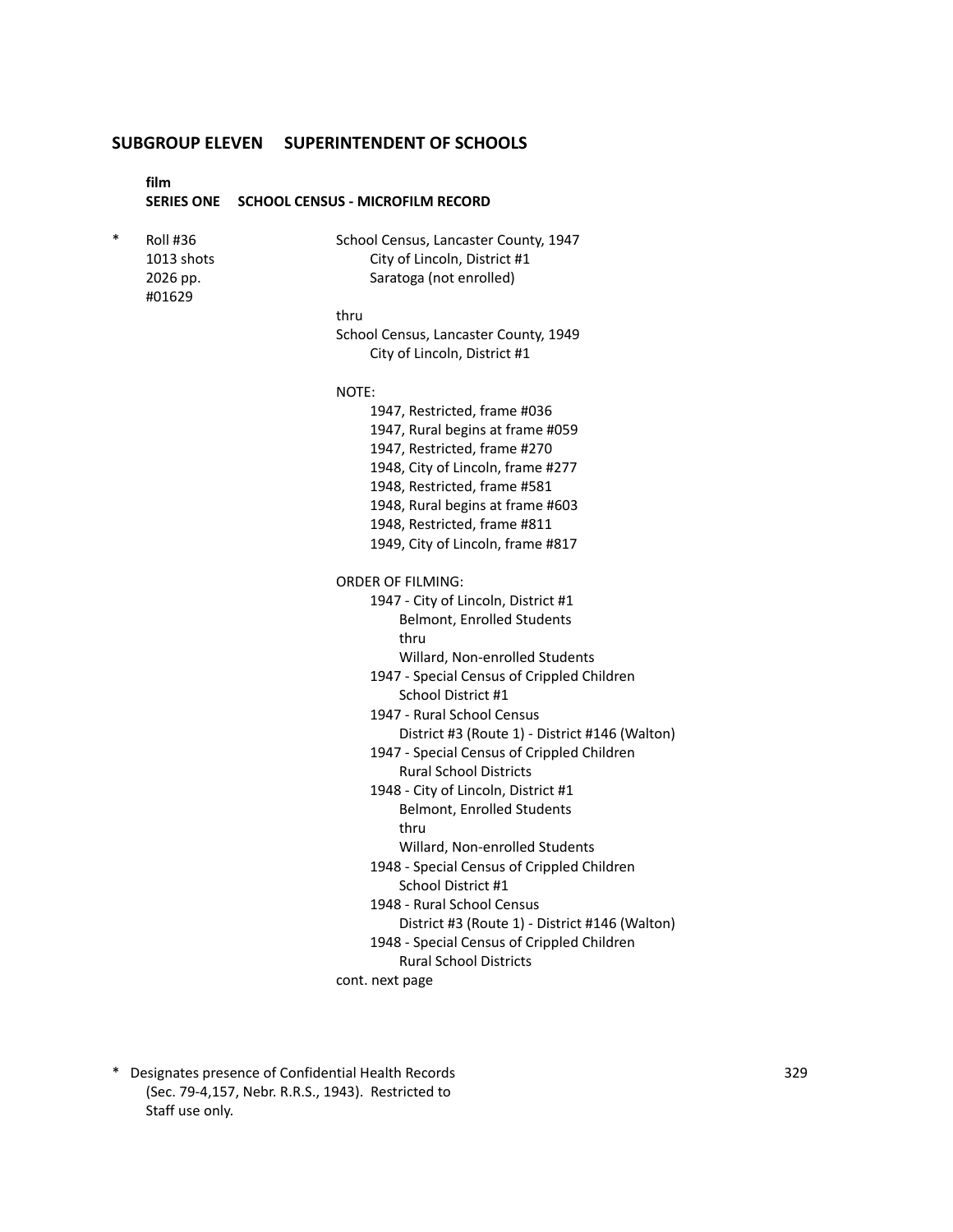## SUBGROUP ELEVEN SUPERINTENDENT OF SCHOOLS

**film**
**SERIES ONE SCHOOL CENSUS - MICROFILM RECORD**

\* Roll #36
1013 shots
2026 pp.
#01629

School Census, Lancaster County, 1947
- City of Lincoln, District #1
- Saratoga (not enrolled)

thru

School Census, Lancaster County, 1949
- City of Lincoln, District #1

NOTE:
- 1947, Restricted, frame #036
- 1947, Rural begins at frame #059
- 1947, Restricted, frame #270
- 1948, City of Lincoln, frame #277
- 1948, Restricted, frame #581
- 1948, Rural begins at frame #603
- 1948, Restricted, frame #811
- 1949, City of Lincoln, frame #817

ORDER OF FILMING:
- 1947 - City of Lincoln, District #1
  - Belmont, Enrolled Students
  - thru
  - Willard, Non-enrolled Students
- 1947 - Special Census of Crippled Children
  - School District #1
- 1947 - Rural School Census
  - District #3 (Route 1) - District #146 (Walton)
- 1947 - Special Census of Crippled Children
  - Rural School Districts
- 1948 - City of Lincoln, District #1
  - Belmont, Enrolled Students
  - thru
  - Willard, Non-enrolled Students
- 1948 - Special Census of Crippled Children
  - School District #1
- 1948 - Rural School Census
  - District #3 (Route 1) - District #146 (Walton)
- 1948 - Special Census of Crippled Children
  - Rural School Districts

cont. next page

\* Designates presence of Confidential Health Records (Sec. 79-4,157, Nebr. R.R.S., 1943). Restricted to Staff use only.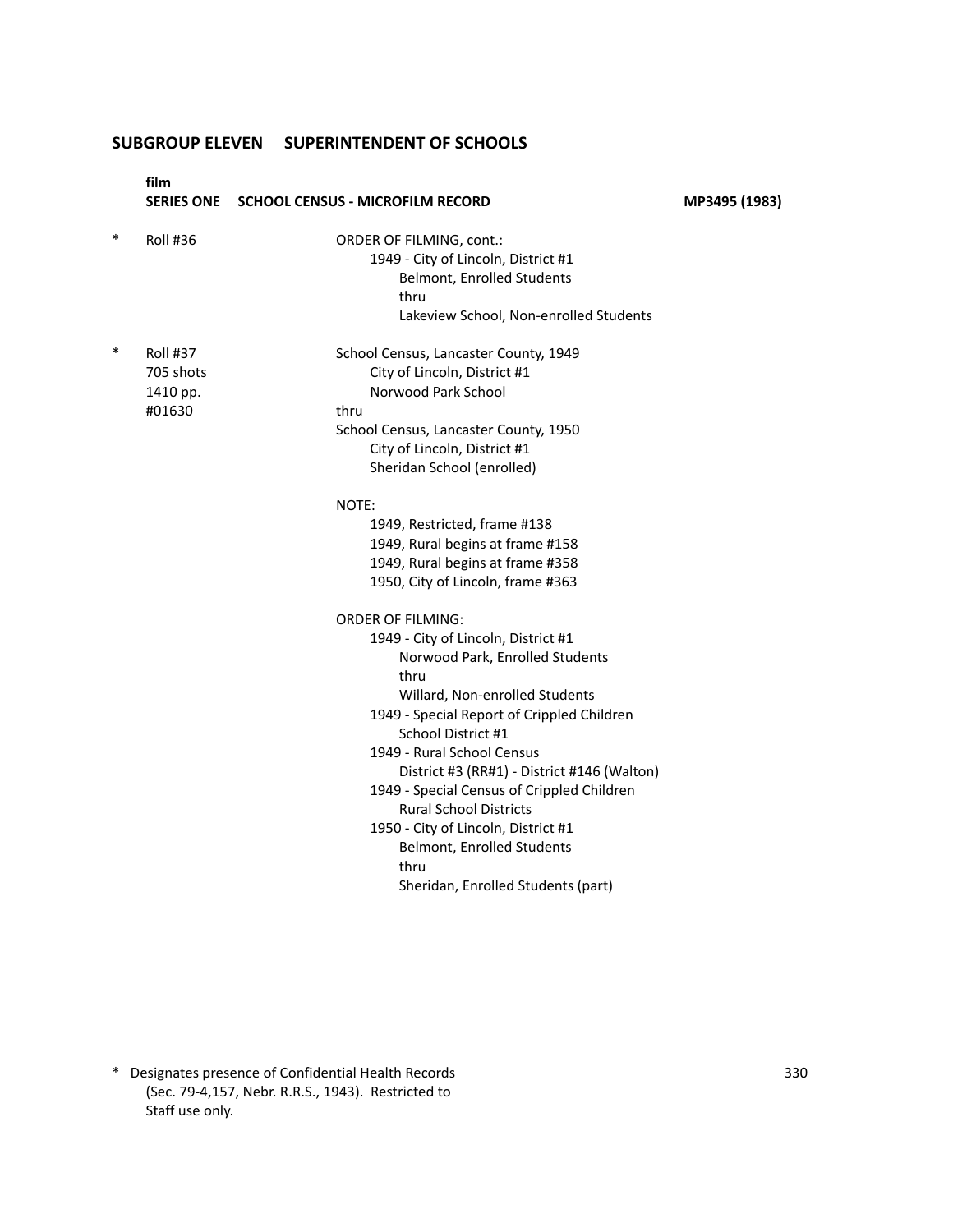## SUBGROUP ELEVEN SUPERINTENDENT OF SCHOOLS

**film**

**SERIES ONE SCHOOL CENSUS - MICROFILM RECORD** **MP3495 (1983)**

\* Roll #36

ORDER OF FILMING, cont.:
- 1949 - City of Lincoln, District #1
  - Belmont, Enrolled Students
  - thru
  - Lakeview School, Non-enrolled Students

\* Roll #37
705 shots
1410 pp.
#01630

School Census, Lancaster County, 1949
- City of Lincoln, District #1
- Norwood Park School

thru

School Census, Lancaster County, 1950
- City of Lincoln, District #1
- Sheridan School (enrolled)

NOTE:
- 1949, Restricted, frame #138
- 1949, Rural begins at frame #158
- 1949, Rural begins at frame #358
- 1950, City of Lincoln, frame #363

ORDER OF FILMING:
- 1949 - City of Lincoln, District #1
  - Norwood Park, Enrolled Students
  - thru
  - Willard, Non-enrolled Students
- 1949 - Special Report of Crippled Children
  - School District #1
- 1949 - Rural School Census
  - District #3 (RR#1) - District #146 (Walton)
- 1949 - Special Census of Crippled Children
  - Rural School Districts
- 1950 - City of Lincoln, District #1
  - Belmont, Enrolled Students
  - thru
  - Sheridan, Enrolled Students (part)

\* Designates presence of Confidential Health Records (Sec. 79-4,157, Nebr. R.R.S., 1943). Restricted to Staff use only.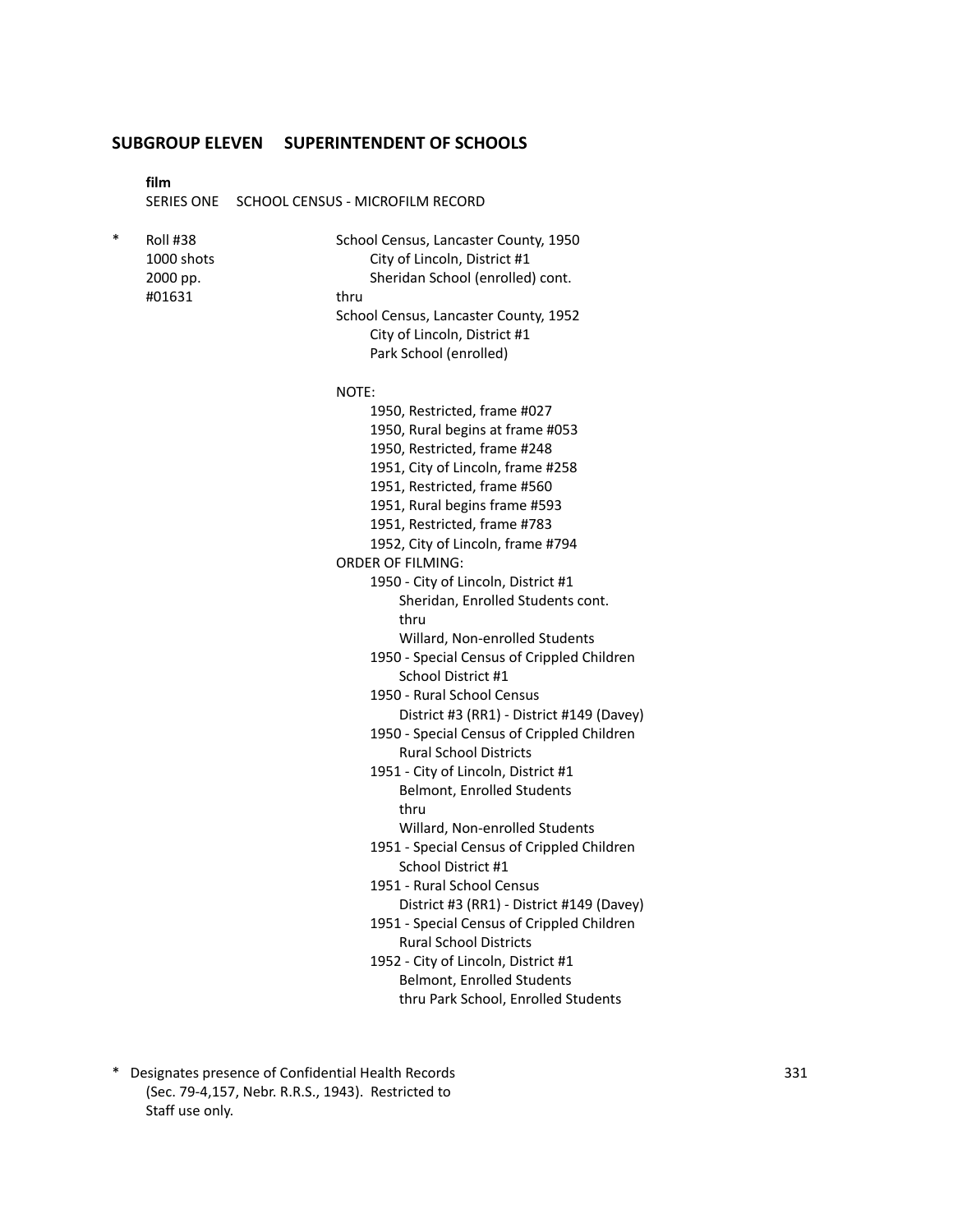## SUBGROUP ELEVEN SUPERINTENDENT OF SCHOOLS

**film**

SERIES ONE SCHOOL CENSUS - MICROFILM RECORD

\* Roll #38
1000 shots
2000 pp.
#01631

School Census, Lancaster County, 1950
City of Lincoln, District #1
Sheridan School (enrolled) cont.
thru
School Census, Lancaster County, 1952
City of Lincoln, District #1
Park School (enrolled)

NOTE:
- 1950, Restricted, frame #027
- 1950, Rural begins at frame #053
- 1950, Restricted, frame #248
- 1951, City of Lincoln, frame #258
- 1951, Restricted, frame #560
- 1951, Rural begins frame #593
- 1951, Restricted, frame #783
- 1952, City of Lincoln, frame #794

ORDER OF FILMING:
- 1950 - City of Lincoln, District #1
  - Sheridan, Enrolled Students cont.
  - thru
  - Willard, Non-enrolled Students
- 1950 - Special Census of Crippled Children
  - School District #1
- 1950 - Rural School Census
  - District #3 (RR1) - District #149 (Davey)
- 1950 - Special Census of Crippled Children
  - Rural School Districts
- 1951 - City of Lincoln, District #1
  - Belmont, Enrolled Students
  - thru
  - Willard, Non-enrolled Students
- 1951 - Special Census of Crippled Children
  - School District #1
- 1951 - Rural School Census
  - District #3 (RR1) - District #149 (Davey)
- 1951 - Special Census of Crippled Children
  - Rural School Districts
- 1952 - City of Lincoln, District #1
  - Belmont, Enrolled Students
  - thru Park School, Enrolled Students

\* Designates presence of Confidential Health Records (Sec. 79-4,157, Nebr. R.R.S., 1943). Restricted to Staff use only.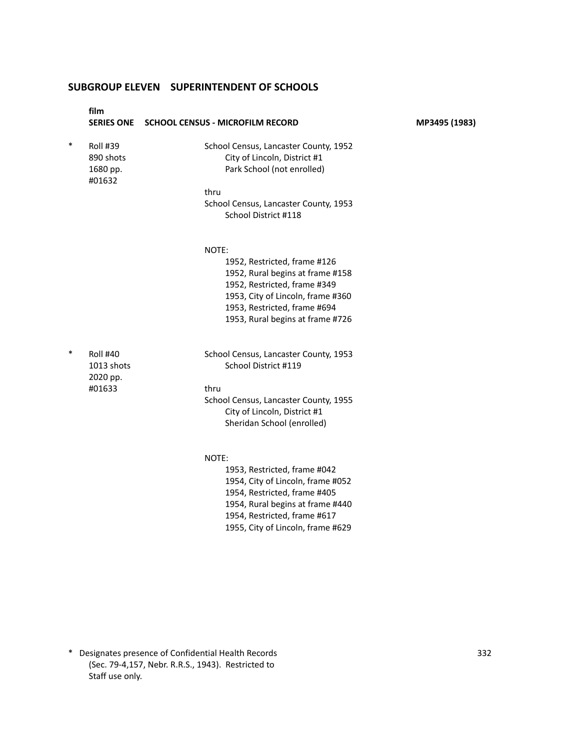## SUBGROUP ELEVEN SUPERINTENDENT OF SCHOOLS

**film**
**SERIES ONE SCHOOL CENSUS - MICROFILM RECORD** **MP3495 (1983)**

\* Roll #39
890 shots
1680 pp.
#01632

School Census, Lancaster County, 1952
City of Lincoln, District #1
Park School (not enrolled)

thru

School Census, Lancaster County, 1953
School District #118

NOTE:
1952, Restricted, frame #126
1952, Rural begins at frame #158
1952, Restricted, frame #349
1953, City of Lincoln, frame #360
1953, Restricted, frame #694
1953, Rural begins at frame #726

\* Roll #40
1013 shots
2020 pp.
#01633

School Census, Lancaster County, 1953
School District #119

thru

School Census, Lancaster County, 1955
City of Lincoln, District #1
Sheridan School (enrolled)

NOTE:
1953, Restricted, frame #042
1954, City of Lincoln, frame #052
1954, Restricted, frame #405
1954, Rural begins at frame #440
1954, Restricted, frame #617
1955, City of Lincoln, frame #629

\* Designates presence of Confidential Health Records (Sec. 79-4,157, Nebr. R.R.S., 1943). Restricted to Staff use only.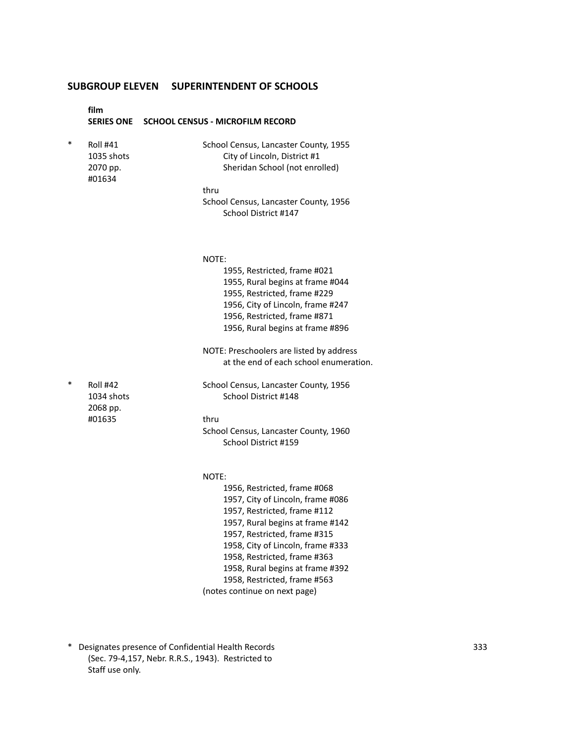## SUBGROUP ELEVEN SUPERINTENDENT OF SCHOOLS

**film**
**SERIES ONE SCHOOL CENSUS - MICROFILM RECORD**

\* Roll #41
1035 shots
2070 pp.
#01634

School Census, Lancaster County, 1955
City of Lincoln, District #1
Sheridan School (not enrolled)

thru

School Census, Lancaster County, 1956
School District #147

NOTE:
1955, Restricted, frame #021
1955, Rural begins at frame #044
1955, Restricted, frame #229
1956, City of Lincoln, frame #247
1956, Restricted, frame #871
1956, Rural begins at frame #896

NOTE: Preschoolers are listed by address at the end of each school enumeration.

\* Roll #42
1034 shots
2068 pp.
#01635

School Census, Lancaster County, 1956
School District #148

thru

School Census, Lancaster County, 1960
School District #159

NOTE:
1956, Restricted, frame #068
1957, City of Lincoln, frame #086
1957, Restricted, frame #112
1957, Rural begins at frame #142
1957, Restricted, frame #315
1958, City of Lincoln, frame #333
1958, Restricted, frame #363
1958, Rural begins at frame #392
1958, Restricted, frame #563
(notes continue on next page)

\* Designates presence of Confidential Health Records (Sec. 79-4,157, Nebr. R.R.S., 1943). Restricted to Staff use only.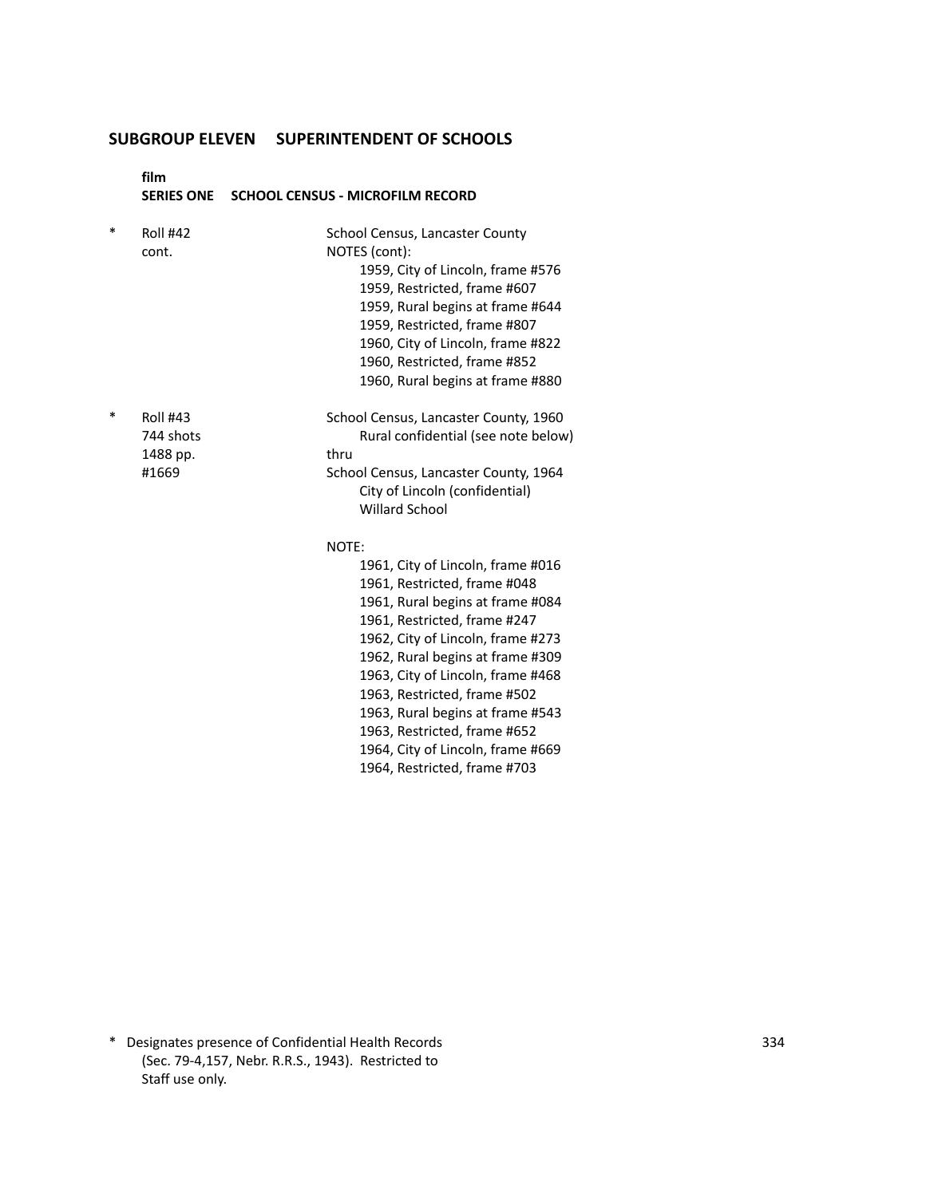## SUBGROUP ELEVEN SUPERINTENDENT OF SCHOOLS

**film**
**SERIES ONE SCHOOL CENSUS - MICROFILM RECORD**

| | | |
|---|---|---|
| * | Roll #42<br>cont. | School Census, Lancaster County<br>NOTES (cont):<br>1959, City of Lincoln, frame #576<br>1959, Restricted, frame #607<br>1959, Rural begins at frame #644<br>1959, Restricted, frame #807<br>1960, City of Lincoln, frame #822<br>1960, Restricted, frame #852<br>1960, Rural begins at frame #880 |
| * | Roll #43<br>744 shots<br>1488 pp.<br>#1669 | School Census, Lancaster County, 1960<br>Rural confidential (see note below)<br>thru<br>School Census, Lancaster County, 1964<br>City of Lincoln (confidential)<br>Willard School<br><br>NOTE:<br>1961, City of Lincoln, frame #016<br>1961, Restricted, frame #048<br>1961, Rural begins at frame #084<br>1961, Restricted, frame #247<br>1962, City of Lincoln, frame #273<br>1962, Rural begins at frame #309<br>1963, City of Lincoln, frame #468<br>1963, Restricted, frame #502<br>1963, Rural begins at frame #543<br>1963, Restricted, frame #652<br>1964, City of Lincoln, frame #669<br>1964, Restricted, frame #703 |

\* Designates presence of Confidential Health Records (Sec. 79-4,157, Nebr. R.R.S., 1943). Restricted to Staff use only.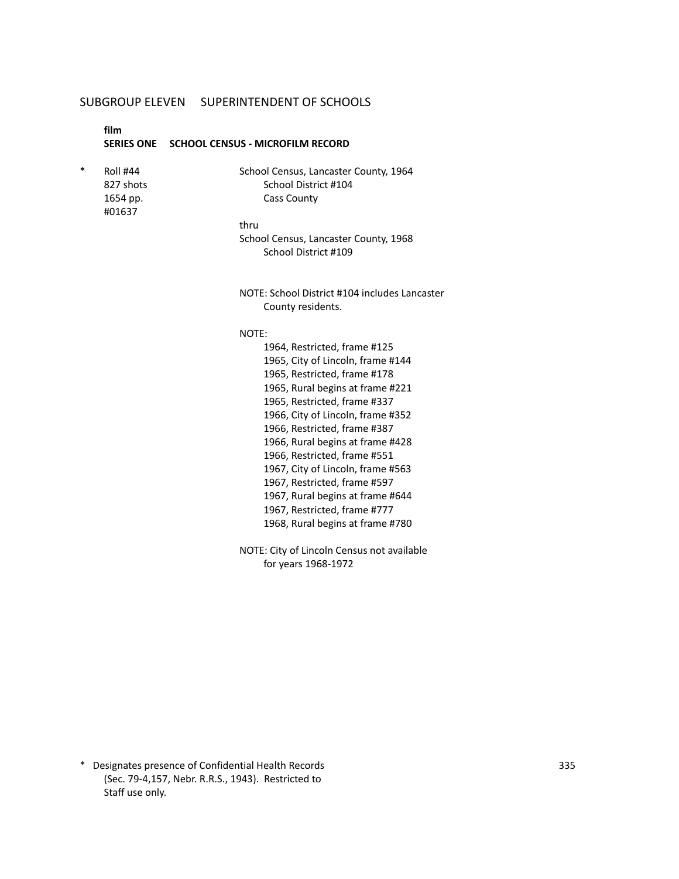## SUBGROUP ELEVEN SUPERINTENDENT OF SCHOOLS

**film**
**SERIES ONE SCHOOL CENSUS - MICROFILM RECORD**

| | | |
|---|---|---|
| * | Roll #44<br>827 shots<br>1654 pp.<br>#01637 | School Census, Lancaster County, 1964<br>School District #104<br>Cass County<br><br>thru<br>School Census, Lancaster County, 1968<br>School District #109<br><br>NOTE: School District #104 includes Lancaster County residents.<br><br>NOTE:<br>1964, Restricted, frame #125<br>1965, City of Lincoln, frame #144<br>1965, Restricted, frame #178<br>1965, Rural begins at frame #221<br>1965, Restricted, frame #337<br>1966, City of Lincoln, frame #352<br>1966, Restricted, frame #387<br>1966, Rural begins at frame #428<br>1966, Restricted, frame #551<br>1967, City of Lincoln, frame #563<br>1967, Restricted, frame #597<br>1967, Rural begins at frame #644<br>1967, Restricted, frame #777<br>1968, Rural begins at frame #780<br><br>NOTE: City of Lincoln Census not available for years 1968-1972 |

* Designates presence of Confidential Health Records (Sec. 79-4,157, Nebr. R.R.S., 1943). Restricted to Staff use only.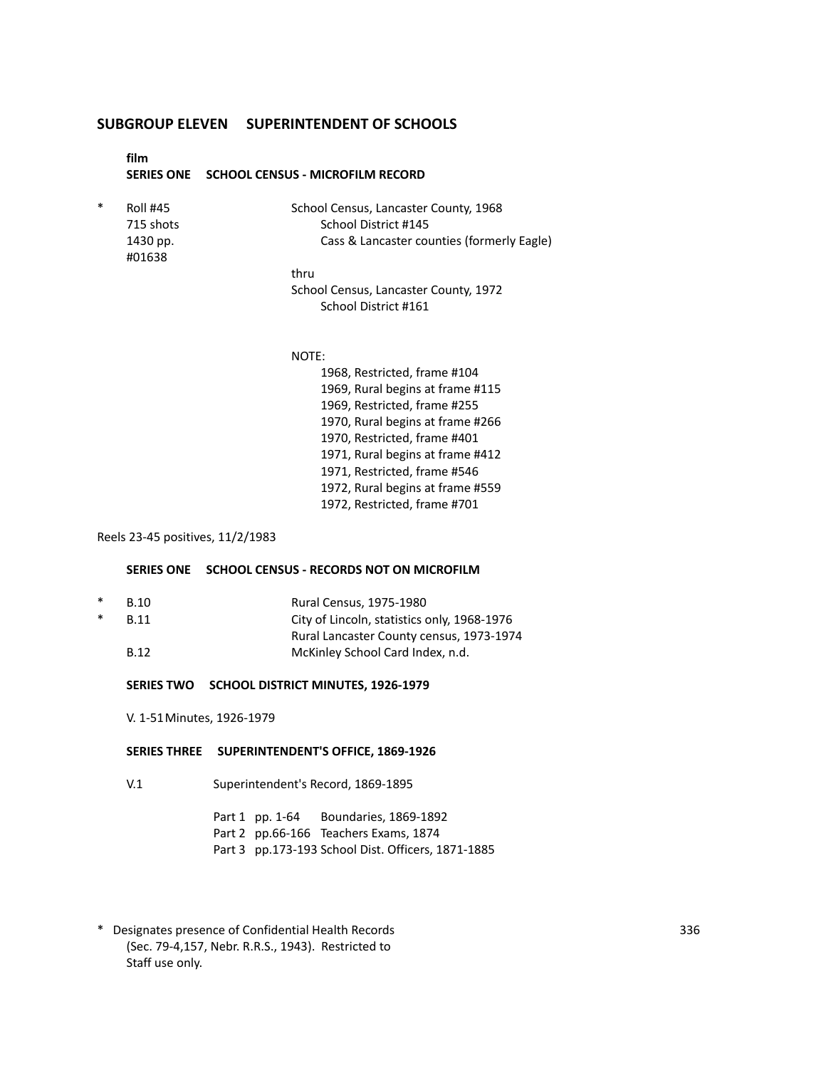## SUBGROUP ELEVEN SUPERINTENDENT OF SCHOOLS

**film**

### SERIES ONE SCHOOL CENSUS - MICROFILM RECORD

| | | |
|---|---|---|
| * | Roll #45<br>715 shots<br>1430 pp.<br>#01638 | School Census, Lancaster County, 1968<br>School District #145<br>Cass & Lancaster counties (formerly Eagle)<br><br>thru<br>School Census, Lancaster County, 1972<br>School District #161 |

NOTE:

1968, Restricted, frame #104
1969, Rural begins at frame #115
1969, Restricted, frame #255
1970, Rural begins at frame #266
1970, Restricted, frame #401
1971, Rural begins at frame #412
1971, Restricted, frame #546
1972, Rural begins at frame #559
1972, Restricted, frame #701

Reels 23-45 positives, 11/2/1983

### SERIES ONE SCHOOL CENSUS - RECORDS NOT ON MICROFILM

| | | |
|---|---|---|
| * | B.10 | Rural Census, 1975-1980 |
| * | B.11 | City of Lincoln, statistics only, 1968-1976<br>Rural Lancaster County census, 1973-1974 |
| | B.12 | McKinley School Card Index, n.d. |

### SERIES TWO SCHOOL DISTRICT MINUTES, 1926-1979

V. 1-51 Minutes, 1926-1979

### SERIES THREE SUPERINTENDENT'S OFFICE, 1869-1926

V.1 Superintendent's Record, 1869-1895

Part 1 pp. 1-64 Boundaries, 1869-1892
Part 2 pp.66-166 Teachers Exams, 1874
Part 3 pp.173-193 School Dist. Officers, 1871-1885

* Designates presence of Confidential Health Records (Sec. 79-4,157, Nebr. R.R.S., 1943). Restricted to Staff use only.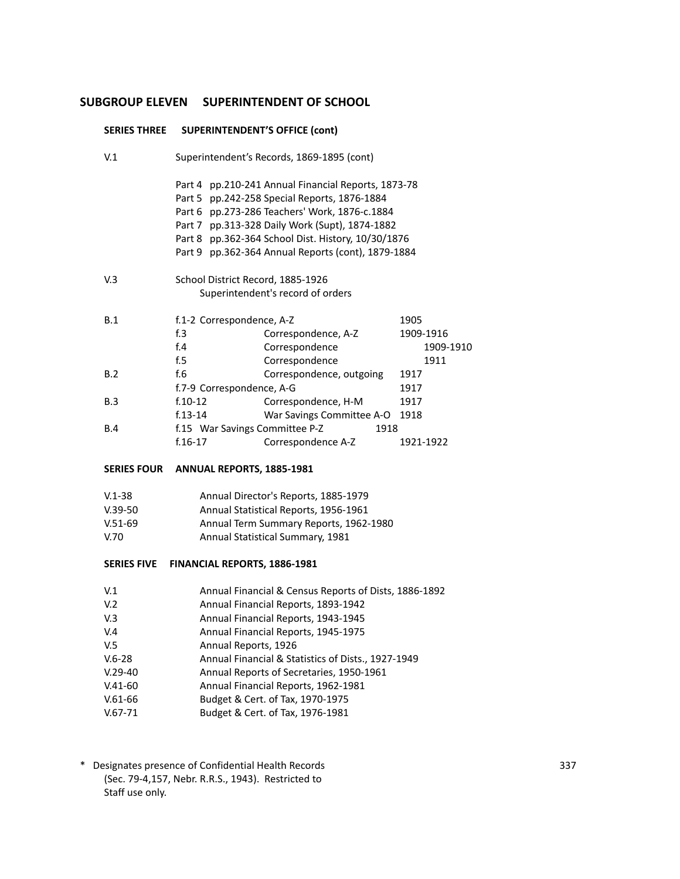## SUBGROUP ELEVEN SUPERINTENDENT OF SCHOOL

### SERIES THREE SUPERINTENDENT'S OFFICE (cont)

V.1 Superintendent's Records, 1869-1895 (cont)

- Part 4 pp.210-241 Annual Financial Reports, 1873-78
- Part 5 pp.242-258 Special Reports, 1876-1884
- Part 6 pp.273-286 Teachers' Work, 1876-c.1884
- Part 7 pp.313-328 Daily Work (Supt), 1874-1882
- Part 8 pp.362-364 School Dist. History, 10/30/1876
- Part 9 pp.362-364 Annual Reports (cont), 1879-1884

V.3 School District Record, 1885-1926
Superintendent's record of orders

| | | | |
|---|---|---|---|
| B.1 | f.1-2 | Correspondence, A-Z | 1905 |
| | f.3 | Correspondence, A-Z | 1909-1916 |
| | f.4 | Correspondence | 1909-1910 |
| | f.5 | Correspondence | 1911 |
| B.2 | f.6 | Correspondence, outgoing | 1917 |
| | f.7-9 | Correspondence, A-G | 1917 |
| B.3 | f.10-12 | Correspondence, H-M | 1917 |
| | f.13-14 | War Savings Committee A-O | 1918 |
| B.4 | f.15 | War Savings Committee P-Z | 1918 |
| | f.16-17 | Correspondence A-Z | 1921-1922 |

### SERIES FOUR ANNUAL REPORTS, 1885-1981

| | |
|---|---|
| V.1-38 | Annual Director's Reports, 1885-1979 |
| V.39-50 | Annual Statistical Reports, 1956-1961 |
| V.51-69 | Annual Term Summary Reports, 1962-1980 |
| V.70 | Annual Statistical Summary, 1981 |

### SERIES FIVE FINANCIAL REPORTS, 1886-1981

| | |
|---|---|
| V.1 | Annual Financial & Census Reports of Dists, 1886-1892 |
| V.2 | Annual Financial Reports, 1893-1942 |
| V.3 | Annual Financial Reports, 1943-1945 |
| V.4 | Annual Financial Reports, 1945-1975 |
| V.5 | Annual Reports, 1926 |
| V.6-28 | Annual Financial & Statistics of Dists., 1927-1949 |
| V.29-40 | Annual Reports of Secretaries, 1950-1961 |
| V.41-60 | Annual Financial Reports, 1962-1981 |
| V.61-66 | Budget & Cert. of Tax, 1970-1975 |
| V.67-71 | Budget & Cert. of Tax, 1976-1981 |

\* Designates presence of Confidential Health Records (Sec. 79-4,157, Nebr. R.R.S., 1943). Restricted to Staff use only.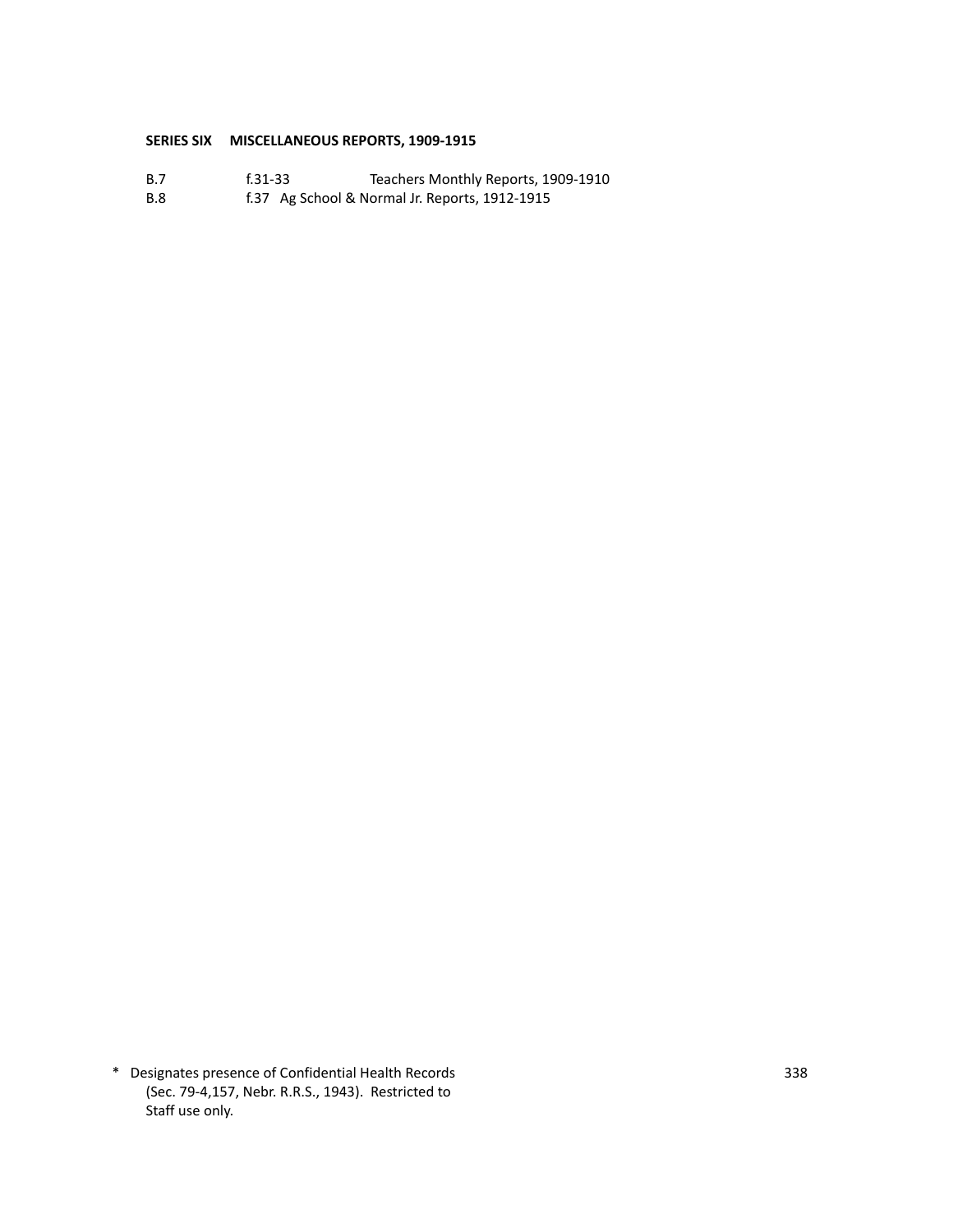**SERIES SIX MISCELLANEOUS REPORTS, 1909-1915**

| | | |
|---|---|---|
| B.7 | f.31-33 | Teachers Monthly Reports, 1909-1910 |
| B.8 | f.37 | Ag School & Normal Jr. Reports, 1912-1915 |

* Designates presence of Confidential Health Records (Sec. 79-4,157, Nebr. R.R.S., 1943). Restricted to Staff use only.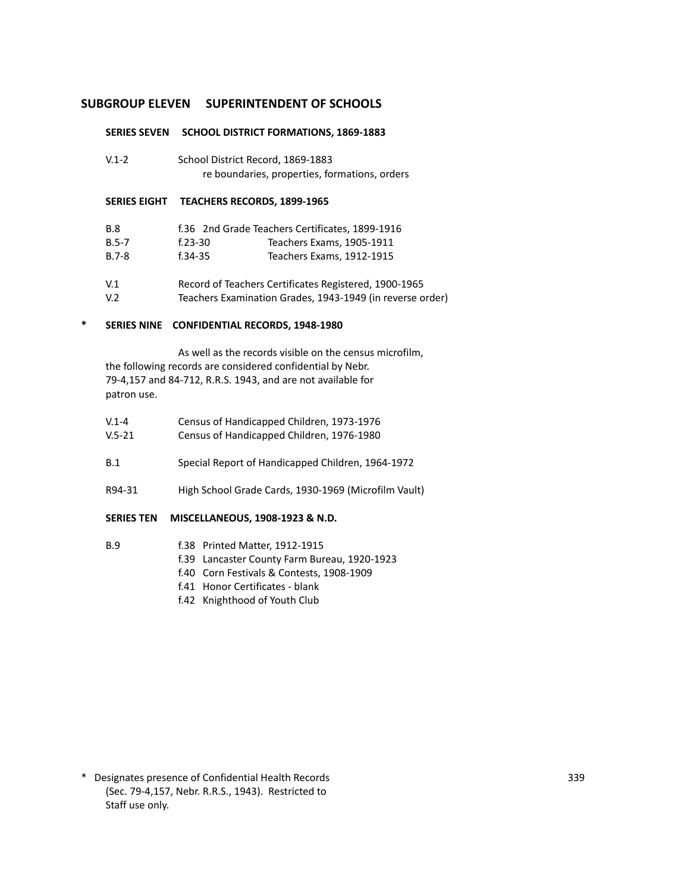## SUBGROUP ELEVEN SUPERINTENDENT OF SCHOOLS

### SERIES SEVEN SCHOOL DISTRICT FORMATIONS, 1869-1883

V.1-2 School District Record, 1869-1883
re boundaries, properties, formations, orders

### SERIES EIGHT TEACHERS RECORDS, 1899-1965

| | | |
|---|---|---|
| B.8 | f.36 | 2nd Grade Teachers Certificates, 1899-1916 |
| B.5-7 | f.23-30 | Teachers Exams, 1905-1911 |
| B.7-8 | f.34-35 | Teachers Exams, 1912-1915 |

V.1 Record of Teachers Certificates Registered, 1900-1965
V.2 Teachers Examination Grades, 1943-1949 (in reverse order)

### * SERIES NINE CONFIDENTIAL RECORDS, 1948-1980

As well as the records visible on the census microfilm, the following records are considered confidential by Nebr. 79-4,157 and 84-712, R.R.S. 1943, and are not available for patron use.

V.1-4 Census of Handicapped Children, 1973-1976
V.5-21 Census of Handicapped Children, 1976-1980

B.1 Special Report of Handicapped Children, 1964-1972

R94-31 High School Grade Cards, 1930-1969 (Microfilm Vault)

### SERIES TEN MISCELLANEOUS, 1908-1923 & N.D.

B.9
- f.38 Printed Matter, 1912-1915
- f.39 Lancaster County Farm Bureau, 1920-1923
- f.40 Corn Festivals & Contests, 1908-1909
- f.41 Honor Certificates - blank
- f.42 Knighthood of Youth Club

\* Designates presence of Confidential Health Records (Sec. 79-4,157, Nebr. R.R.S., 1943). Restricted to Staff use only.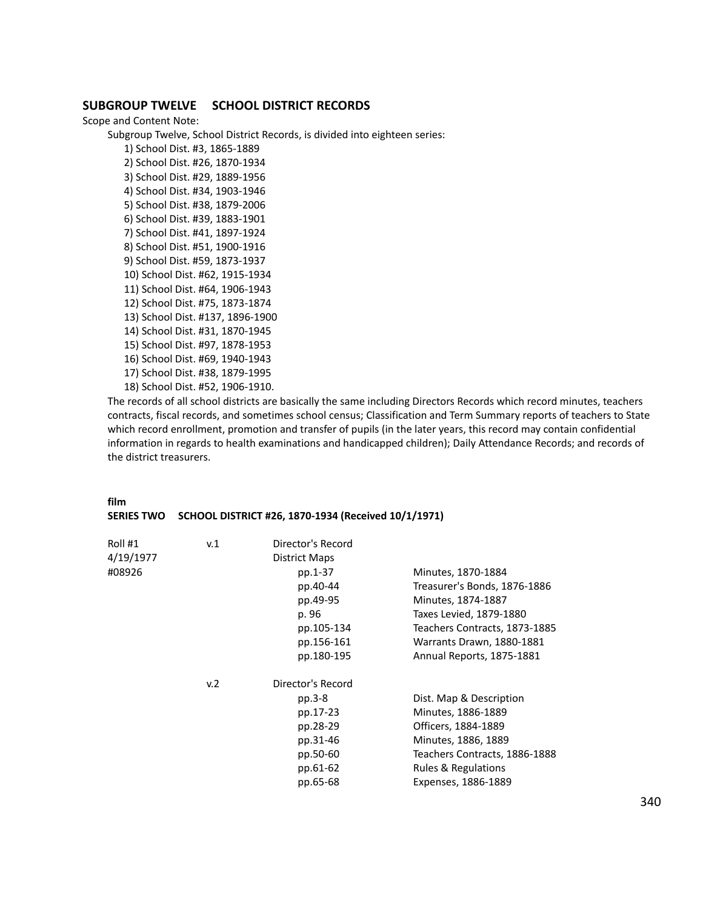## SUBGROUP TWELVE SCHOOL DISTRICT RECORDS

Scope and Content Note:

Subgroup Twelve, School District Records, is divided into eighteen series:

1) School Dist. #3, 1865-1889
2) School Dist. #26, 1870-1934
3) School Dist. #29, 1889-1956
4) School Dist. #34, 1903-1946
5) School Dist. #38, 1879-2006
6) School Dist. #39, 1883-1901
7) School Dist. #41, 1897-1924
8) School Dist. #51, 1900-1916
9) School Dist. #59, 1873-1937
10) School Dist. #62, 1915-1934
11) School Dist. #64, 1906-1943
12) School Dist. #75, 1873-1874
13) School Dist. #137, 1896-1900
14) School Dist. #31, 1870-1945
15) School Dist. #97, 1878-1953
16) School Dist. #69, 1940-1943
17) School Dist. #38, 1879-1995
18) School Dist. #52, 1906-1910.

The records of all school districts are basically the same including Directors Records which record minutes, teachers contracts, fiscal records, and sometimes school census; Classification and Term Summary reports of teachers to State which record enrollment, promotion and transfer of pupils (in the later years, this record may contain confidential information in regards to health examinations and handicapped children); Daily Attendance Records; and records of the district treasurers.

**film**

**SERIES TWO SCHOOL DISTRICT #26, 1870-1934 (Received 10/1/1971)**

| | | | |
|---|---|---|---|
| Roll #1 | v.1 | Director's Record | |
| 4/19/1977 | | District Maps | |
| #08926 | | pp.1-37 | Minutes, 1870-1884 |
| | | pp.40-44 | Treasurer's Bonds, 1876-1886 |
| | | pp.49-95 | Minutes, 1874-1887 |
| | | p. 96 | Taxes Levied, 1879-1880 |
| | | pp.105-134 | Teachers Contracts, 1873-1885 |
| | | pp.156-161 | Warrants Drawn, 1880-1881 |
| | | pp.180-195 | Annual Reports, 1875-1881 |
| | v.2 | Director's Record | |
| | | pp.3-8 | Dist. Map & Description |
| | | pp.17-23 | Minutes, 1886-1889 |
| | | pp.28-29 | Officers, 1884-1889 |
| | | pp.31-46 | Minutes, 1886, 1889 |
| | | pp.50-60 | Teachers Contracts, 1886-1888 |
| | | pp.61-62 | Rules & Regulations |
| | | pp.65-68 | Expenses, 1886-1889 |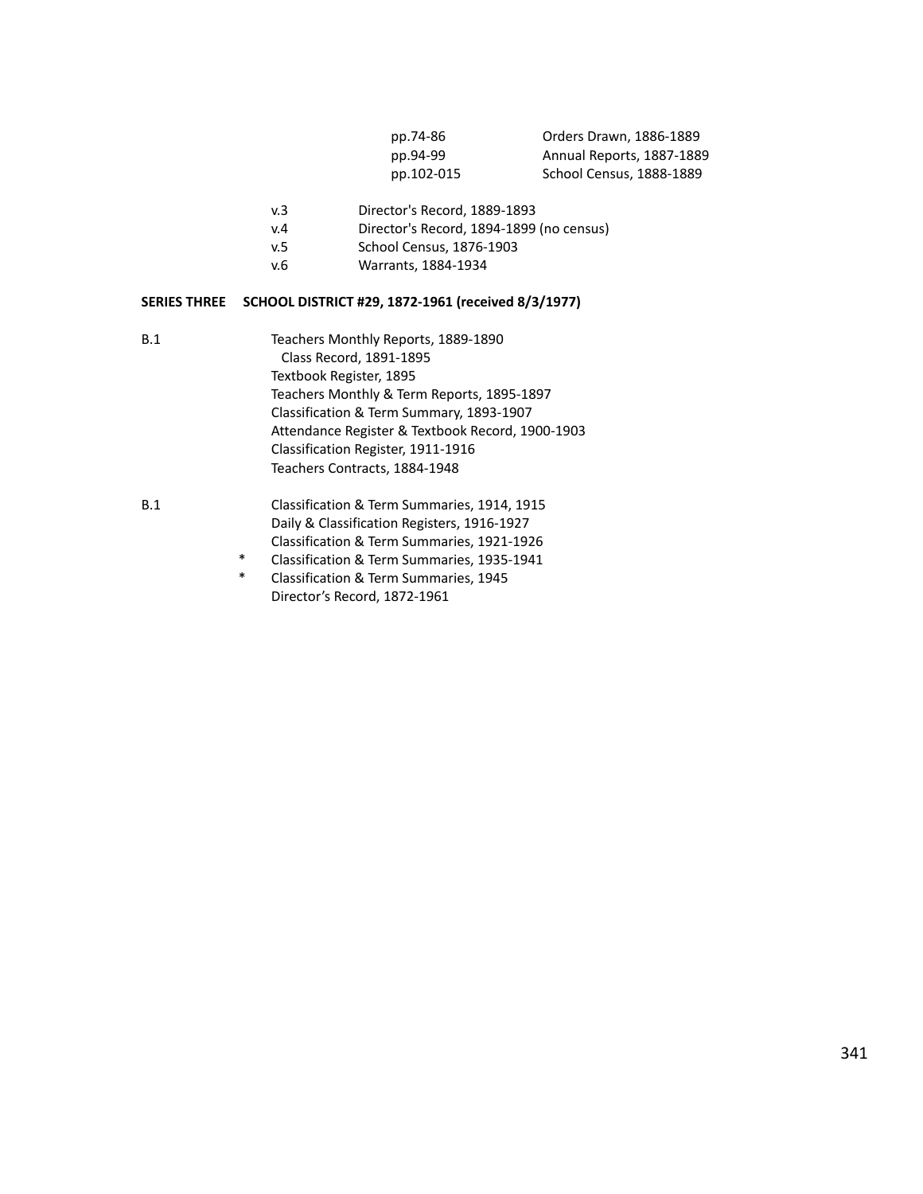| | |
|---|---|
| pp.74-86 | Orders Drawn, 1886-1889 |
| pp.94-99 | Annual Reports, 1887-1889 |
| pp.102-015 | School Census, 1888-1889 |

| | |
|---|---|
| v.3 | Director's Record, 1889-1893 |
| v.4 | Director's Record, 1894-1899 (no census) |
| v.5 | School Census, 1876-1903 |
| v.6 | Warrants, 1884-1934 |

**SERIES THREE SCHOOL DISTRICT #29, 1872-1961 (received 8/3/1977)**

B.1
Teachers Monthly Reports, 1889-1890
Class Record, 1891-1895
Textbook Register, 1895
Teachers Monthly & Term Reports, 1895-1897
Classification & Term Summary, 1893-1907
Attendance Register & Textbook Record, 1900-1903
Classification Register, 1911-1916
Teachers Contracts, 1884-1948

B.1
Classification & Term Summaries, 1914, 1915
Daily & Classification Registers, 1916-1927
Classification & Term Summaries, 1921-1926
\* Classification & Term Summaries, 1935-1941
\* Classification & Term Summaries, 1945
Director's Record, 1872-1961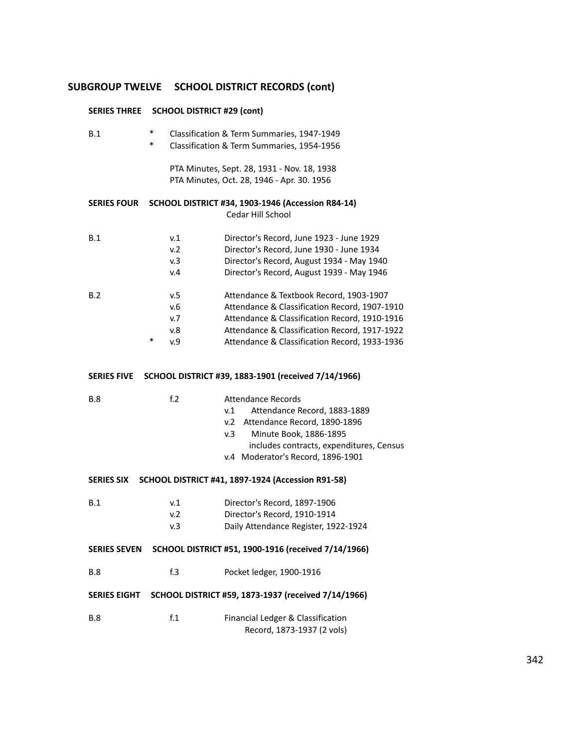## SUBGROUP TWELVE SCHOOL DISTRICT RECORDS (cont)

### SERIES THREE SCHOOL DISTRICT #29 (cont)

| | | | |
|---|---|---|---|
| B.1 | * | | Classification & Term Summaries, 1947-1949 |
| | * | | Classification & Term Summaries, 1954-1956 |
| | | | PTA Minutes, Sept. 28, 1931 - Nov. 18, 1938 |
| | | | PTA Minutes, Oct. 28, 1946 - Apr. 30. 1956 |

### SERIES FOUR SCHOOL DISTRICT #34, 1903-1946 (Accession R84-14)

Cedar Hill School

| | | | |
|---|---|---|---|
| B.1 | | v.1 | Director's Record, June 1923 - June 1929 |
| | | v.2 | Director's Record, June 1930 - June 1934 |
| | | v.3 | Director's Record, August 1934 - May 1940 |
| | | v.4 | Director's Record, August 1939 - May 1946 |
| B.2 | | v.5 | Attendance & Textbook Record, 1903-1907 |
| | | v.6 | Attendance & Classification Record, 1907-1910 |
| | | v.7 | Attendance & Classification Record, 1910-1916 |
| | | v.8 | Attendance & Classification Record, 1917-1922 |
| | * | v.9 | Attendance & Classification Record, 1933-1936 |

### SERIES FIVE SCHOOL DISTRICT #39, 1883-1901 (received 7/14/1966)

| | | |
|---|---|---|
| B.8 | f.2 | Attendance Records |
| | | v.1 Attendance Record, 1883-1889 |
| | | v.2 Attendance Record, 1890-1896 |
| | | v.3 Minute Book, 1886-1895<br>includes contracts, expenditures, Census |
| | | v.4 Moderator's Record, 1896-1901 |

### SERIES SIX SCHOOL DISTRICT #41, 1897-1924 (Accession R91-58)

| | | |
|---|---|---|
| B.1 | v.1 | Director's Record, 1897-1906 |
| | v.2 | Director's Record, 1910-1914 |
| | v.3 | Daily Attendance Register, 1922-1924 |

### SERIES SEVEN SCHOOL DISTRICT #51, 1900-1916 (received 7/14/1966)

| | | |
|---|---|---|
| B.8 | f.3 | Pocket ledger, 1900-1916 |

### SERIES EIGHT SCHOOL DISTRICT #59, 1873-1937 (received 7/14/1966)

| | | |
|---|---|---|
| B.8 | f.1 | Financial Ledger & Classification Record, 1873-1937 (2 vols) |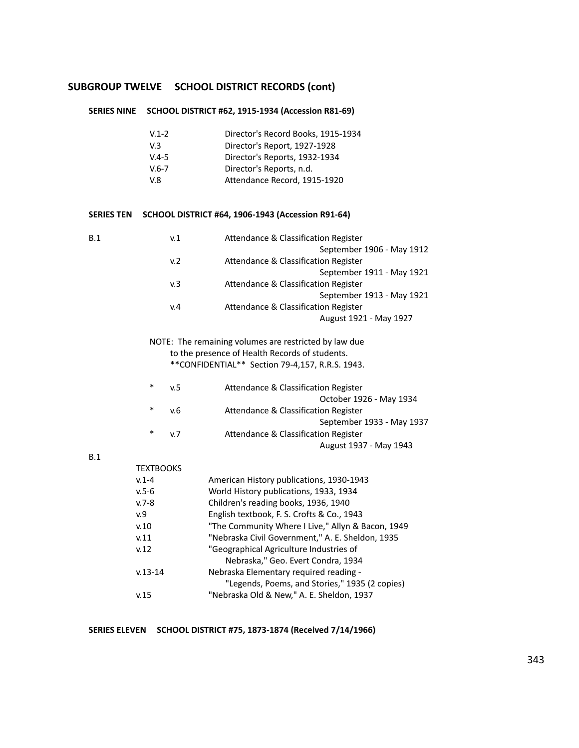## SUBGROUP TWELVE SCHOOL DISTRICT RECORDS (cont)

### SERIES NINE SCHOOL DISTRICT #62, 1915-1934 (Accession R81-69)

| | |
|---|---|
| V.1-2 | Director's Record Books, 1915-1934 |
| V.3 | Director's Report, 1927-1928 |
| V.4-5 | Director's Reports, 1932-1934 |
| V.6-7 | Director's Reports, n.d. |
| V.8 | Attendance Record, 1915-1920 |

### SERIES TEN SCHOOL DISTRICT #64, 1906-1943 (Accession R91-64)

| | | | |
|---|---|---|---|
| B.1 | | v.1 | Attendance & Classification Register September 1906 - May 1912 |
| | | v.2 | Attendance & Classification Register September 1911 - May 1921 |
| | | v.3 | Attendance & Classification Register September 1913 - May 1921 |
| | | v.4 | Attendance & Classification Register August 1921 - May 1927 |

NOTE: The remaining volumes are restricted by law due to the presence of Health Records of students. **CONFIDENTIAL** Section 79-4,157, R.R.S. 1943.

| | | |
|---|---|---|
| * | v.5 | Attendance & Classification Register October 1926 - May 1934 |
| * | v.6 | Attendance & Classification Register September 1933 - May 1937 |
| * | v.7 | Attendance & Classification Register August 1937 - May 1943 |

B.1

TEXTBOOKS

| | |
|---|---|
| v.1-4 | American History publications, 1930-1943 |
| v.5-6 | World History publications, 1933, 1934 |
| v.7-8 | Children's reading books, 1936, 1940 |
| v.9 | English textbook, F. S. Crofts & Co., 1943 |
| v.10 | "The Community Where I Live," Allyn & Bacon, 1949 |
| v.11 | "Nebraska Civil Government," A. E. Sheldon, 1935 |
| v.12 | "Geographical Agriculture Industries of Nebraska," Geo. Evert Condra, 1934 |
| v.13-14 | Nebraska Elementary required reading - "Legends, Poems, and Stories," 1935 (2 copies) |
| v.15 | "Nebraska Old & New," A. E. Sheldon, 1937 |

### SERIES ELEVEN SCHOOL DISTRICT #75, 1873-1874 (Received 7/14/1966)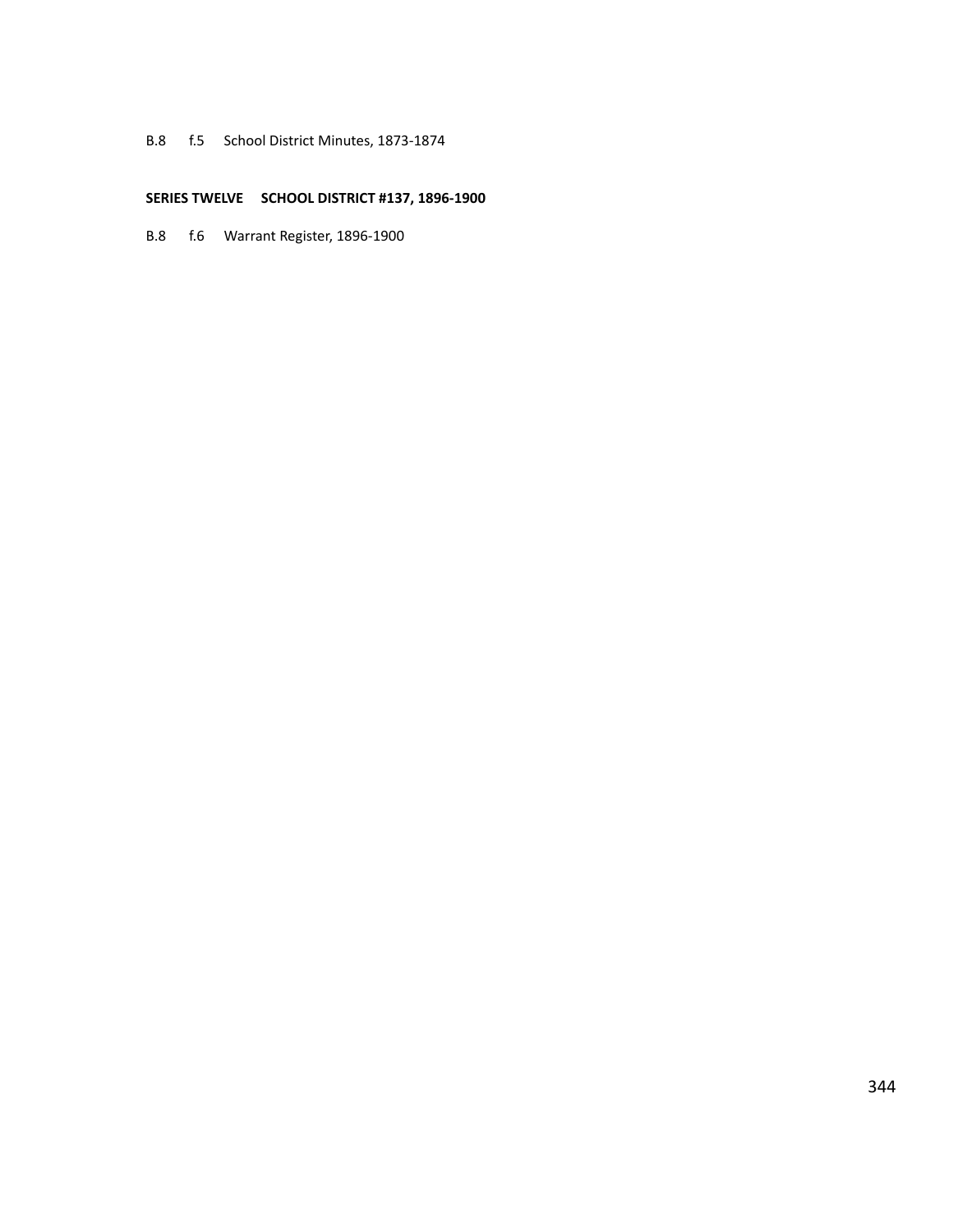B.8 f.5 School District Minutes, 1873-1874

**SERIES TWELVE SCHOOL DISTRICT #137, 1896-1900**

B.8 f.6 Warrant Register, 1896-1900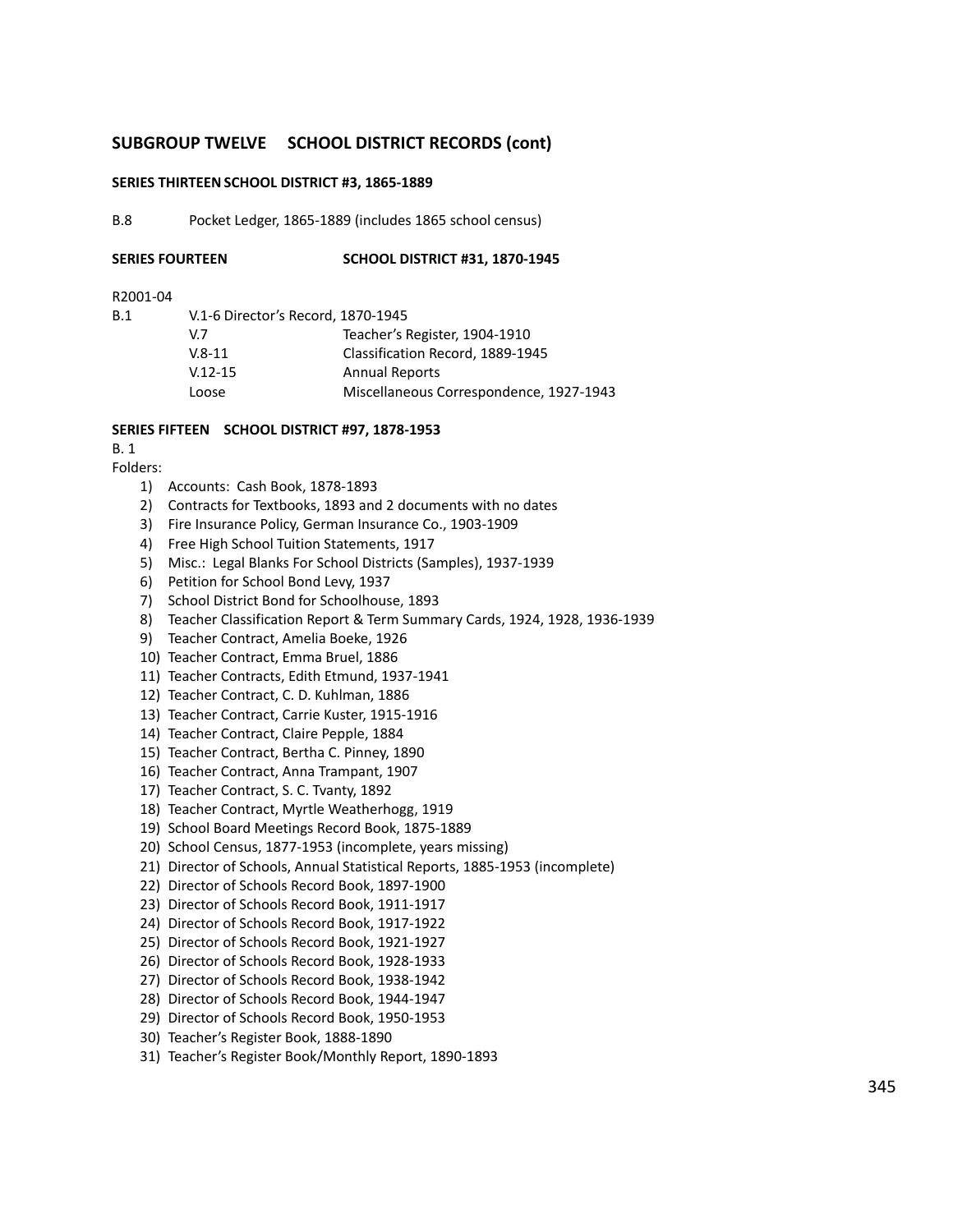## SUBGROUP TWELVE SCHOOL DISTRICT RECORDS (cont)

### SERIES THIRTEEN SCHOOL DISTRICT #3, 1865-1889

B.8 Pocket Ledger, 1865-1889 (includes 1865 school census)

### SERIES FOURTEEN SCHOOL DISTRICT #31, 1870-1945

R2001-04

| | | |
|---|---|---|
| B.1 | V.1-6 Director's Record, 1870-1945 | |
| | V.7 | Teacher's Register, 1904-1910 |
| | V.8-11 | Classification Record, 1889-1945 |
| | V.12-15 | Annual Reports |
| | Loose | Miscellaneous Correspondence, 1927-1943 |

### SERIES FIFTEEN SCHOOL DISTRICT #97, 1878-1953

B. 1

Folders:

1) Accounts: Cash Book, 1878-1893
2) Contracts for Textbooks, 1893 and 2 documents with no dates
3) Fire Insurance Policy, German Insurance Co., 1903-1909
4) Free High School Tuition Statements, 1917
5) Misc.: Legal Blanks For School Districts (Samples), 1937-1939
6) Petition for School Bond Levy, 1937
7) School District Bond for Schoolhouse, 1893
8) Teacher Classification Report & Term Summary Cards, 1924, 1928, 1936-1939
9) Teacher Contract, Amelia Boeke, 1926
10) Teacher Contract, Emma Bruel, 1886
11) Teacher Contracts, Edith Etmund, 1937-1941
12) Teacher Contract, C. D. Kuhlman, 1886
13) Teacher Contract, Carrie Kuster, 1915-1916
14) Teacher Contract, Claire Pepple, 1884
15) Teacher Contract, Bertha C. Pinney, 1890
16) Teacher Contract, Anna Trampant, 1907
17) Teacher Contract, S. C. Tvanty, 1892
18) Teacher Contract, Myrtle Weatherhogg, 1919
19) School Board Meetings Record Book, 1875-1889
20) School Census, 1877-1953 (incomplete, years missing)
21) Director of Schools, Annual Statistical Reports, 1885-1953 (incomplete)
22) Director of Schools Record Book, 1897-1900
23) Director of Schools Record Book, 1911-1917
24) Director of Schools Record Book, 1917-1922
25) Director of Schools Record Book, 1921-1927
26) Director of Schools Record Book, 1928-1933
27) Director of Schools Record Book, 1938-1942
28) Director of Schools Record Book, 1944-1947
29) Director of Schools Record Book, 1950-1953
30) Teacher's Register Book, 1888-1890
31) Teacher's Register Book/Monthly Report, 1890-1893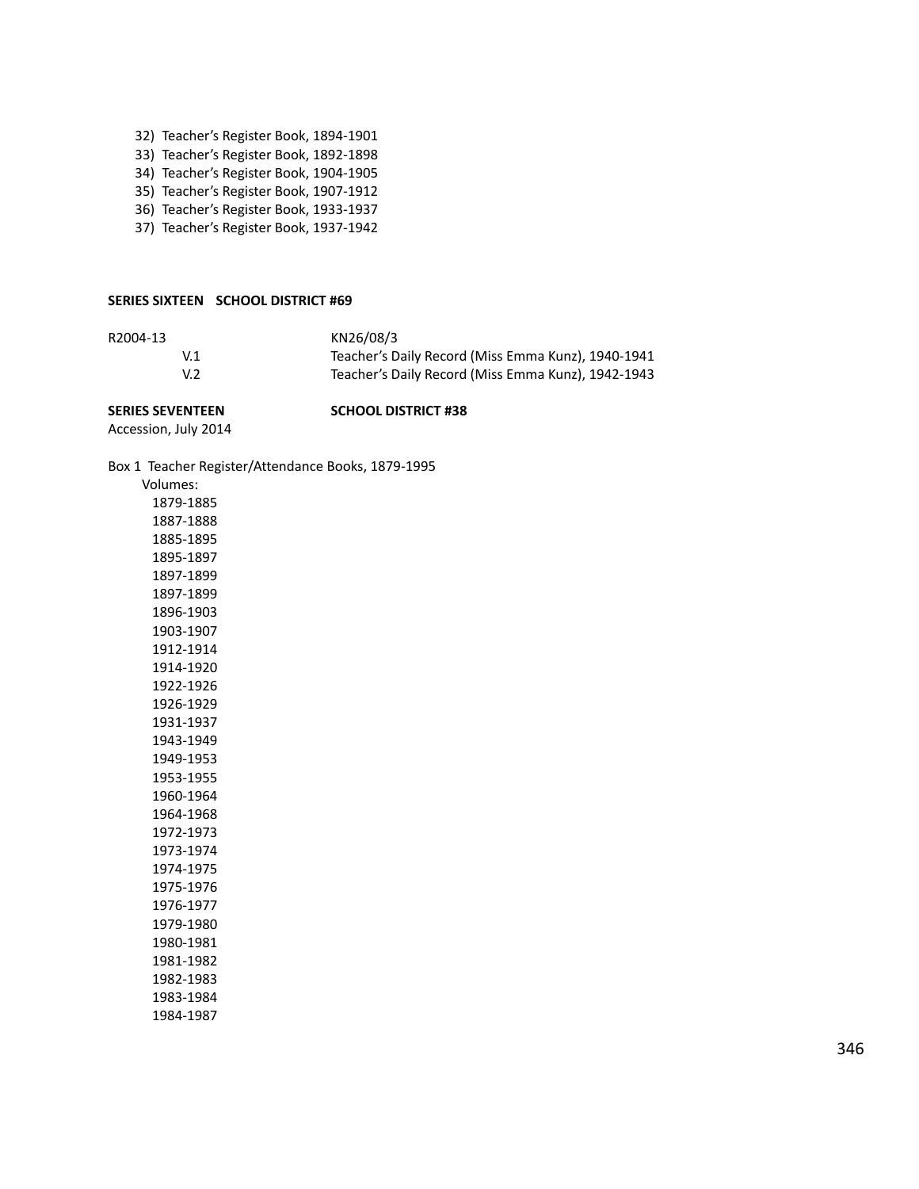32) Teacher's Register Book, 1894-1901
33) Teacher's Register Book, 1892-1898
34) Teacher's Register Book, 1904-1905
35) Teacher's Register Book, 1907-1912
36) Teacher's Register Book, 1933-1937
37) Teacher's Register Book, 1937-1942

**SERIES SIXTEEN SCHOOL DISTRICT #69**

R2004-13 KN26/08/3

V.1 Teacher's Daily Record (Miss Emma Kunz), 1940-1941
V.2 Teacher's Daily Record (Miss Emma Kunz), 1942-1943

**SERIES SEVENTEEN SCHOOL DISTRICT #38**

Accession, July 2014

Box 1 Teacher Register/Attendance Books, 1879-1995

Volumes:

1879-1885
1887-1888
1885-1895
1895-1897
1897-1899
1897-1899
1896-1903
1903-1907
1912-1914
1914-1920
1922-1926
1926-1929
1931-1937
1943-1949
1949-1953
1953-1955
1960-1964
1964-1968
1972-1973
1973-1974
1974-1975
1975-1976
1976-1977
1979-1980
1980-1981
1981-1982
1982-1983
1983-1984
1984-1987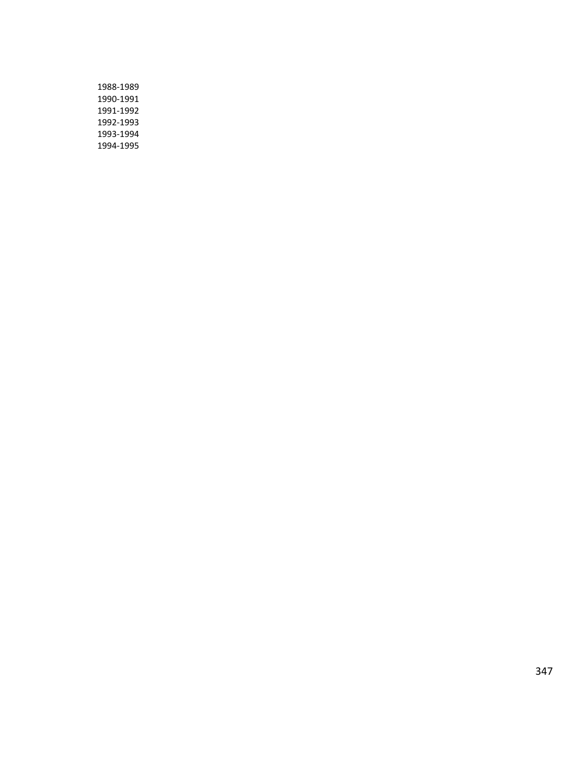1988-1989
1990-1991
1991-1992
1992-1993
1993-1994
1994-1995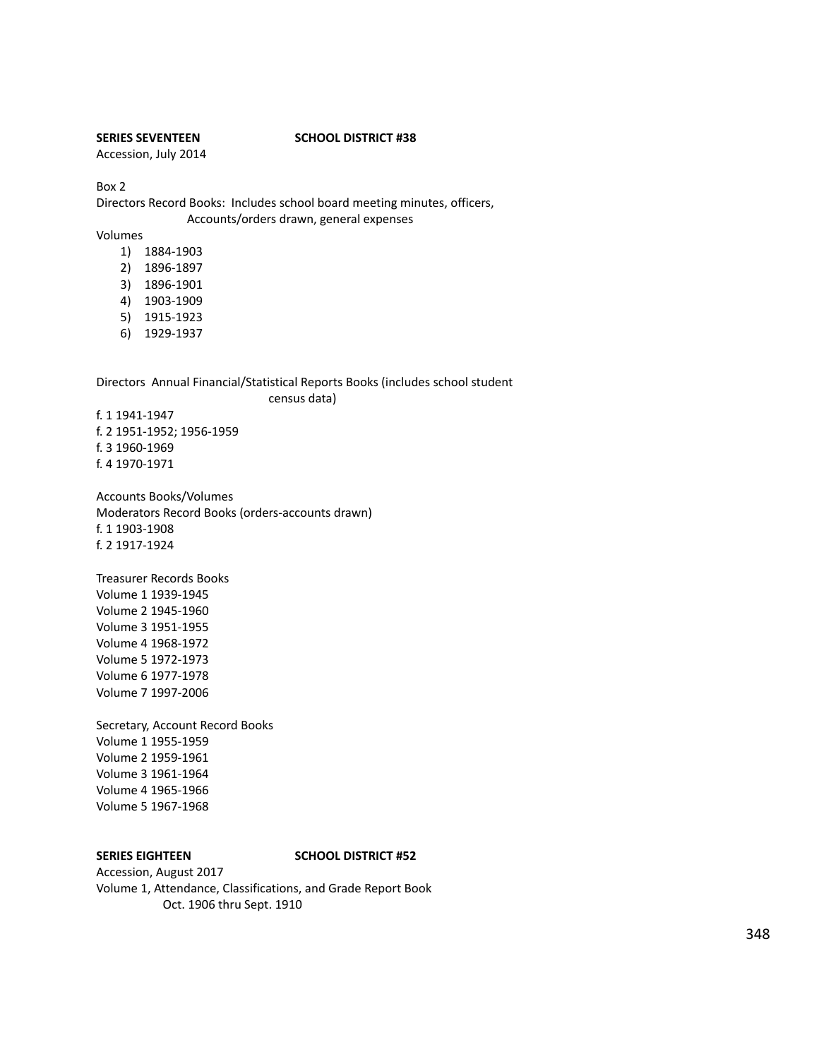**SERIES SEVENTEEN SCHOOL DISTRICT #38**

Accession, July 2014

Box 2

Directors Record Books: Includes school board meeting minutes, officers, Accounts/orders drawn, general expenses

Volumes

1) 1884-1903
2) 1896-1897
3) 1896-1901
4) 1903-1909
5) 1915-1923
6) 1929-1937

Directors Annual Financial/Statistical Reports Books (includes school student census data)

f. 1 1941-1947
f. 2 1951-1952; 1956-1959
f. 3 1960-1969
f. 4 1970-1971

Accounts Books/Volumes
Moderators Record Books (orders-accounts drawn)
f. 1 1903-1908
f. 2 1917-1924

Treasurer Records Books
Volume 1 1939-1945
Volume 2 1945-1960
Volume 3 1951-1955
Volume 4 1968-1972
Volume 5 1972-1973
Volume 6 1977-1978
Volume 7 1997-2006

Secretary, Account Record Books
Volume 1 1955-1959
Volume 2 1959-1961
Volume 3 1961-1964
Volume 4 1965-1966
Volume 5 1967-1968

**SERIES EIGHTEEN SCHOOL DISTRICT #52**

Accession, August 2017

Volume 1, Attendance, Classifications, and Grade Report Book
Oct. 1906 thru Sept. 1910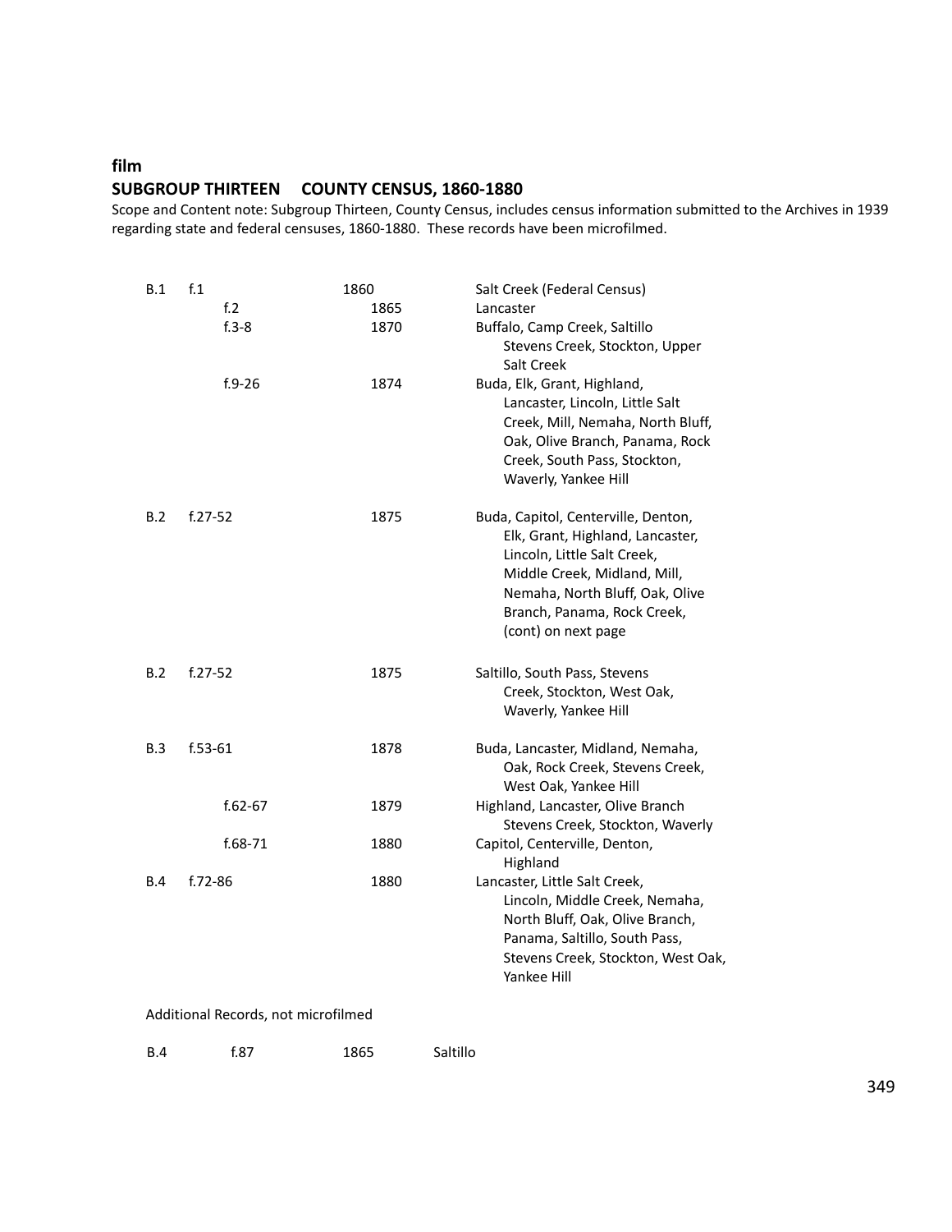**film**

## SUBGROUP THIRTEEN COUNTY CENSUS, 1860-1880

Scope and Content note: Subgroup Thirteen, County Census, includes census information submitted to the Archives in 1939 regarding state and federal censuses, 1860-1880. These records have been microfilmed.

| Box | Folder | Year | Description |
|---|---|---|---|
| B.1 | f.1 | 1860 | Salt Creek (Federal Census) |
| | f.2 | 1865 | Lancaster |
| | f.3-8 | 1870 | Buffalo, Camp Creek, Saltillo Stevens Creek, Stockton, Upper Salt Creek |
| | f.9-26 | 1874 | Buda, Elk, Grant, Highland, Lancaster, Lincoln, Little Salt Creek, Mill, Nemaha, North Bluff, Oak, Olive Branch, Panama, Rock Creek, South Pass, Stockton, Waverly, Yankee Hill |
| B.2 | f.27-52 | 1875 | Buda, Capitol, Centerville, Denton, Elk, Grant, Highland, Lancaster, Lincoln, Little Salt Creek, Middle Creek, Midland, Mill, Nemaha, North Bluff, Oak, Olive Branch, Panama, Rock Creek, (cont) on next page |
| B.2 | f.27-52 | 1875 | Saltillo, South Pass, Stevens Creek, Stockton, West Oak, Waverly, Yankee Hill |
| B.3 | f.53-61 | 1878 | Buda, Lancaster, Midland, Nemaha, Oak, Rock Creek, Stevens Creek, West Oak, Yankee Hill |
| | f.62-67 | 1879 | Highland, Lancaster, Olive Branch Stevens Creek, Stockton, Waverly |
| | f.68-71 | 1880 | Capitol, Centerville, Denton, Highland |
| B.4 | f.72-86 | 1880 | Lancaster, Little Salt Creek, Lincoln, Middle Creek, Nemaha, North Bluff, Oak, Olive Branch, Panama, Saltillo, South Pass, Stevens Creek, Stockton, West Oak, Yankee Hill |

Additional Records, not microfilmed

| Box | Folder | Year | Description |
|---|---|---|---|
| B.4 | f.87 | 1865 | Saltillo |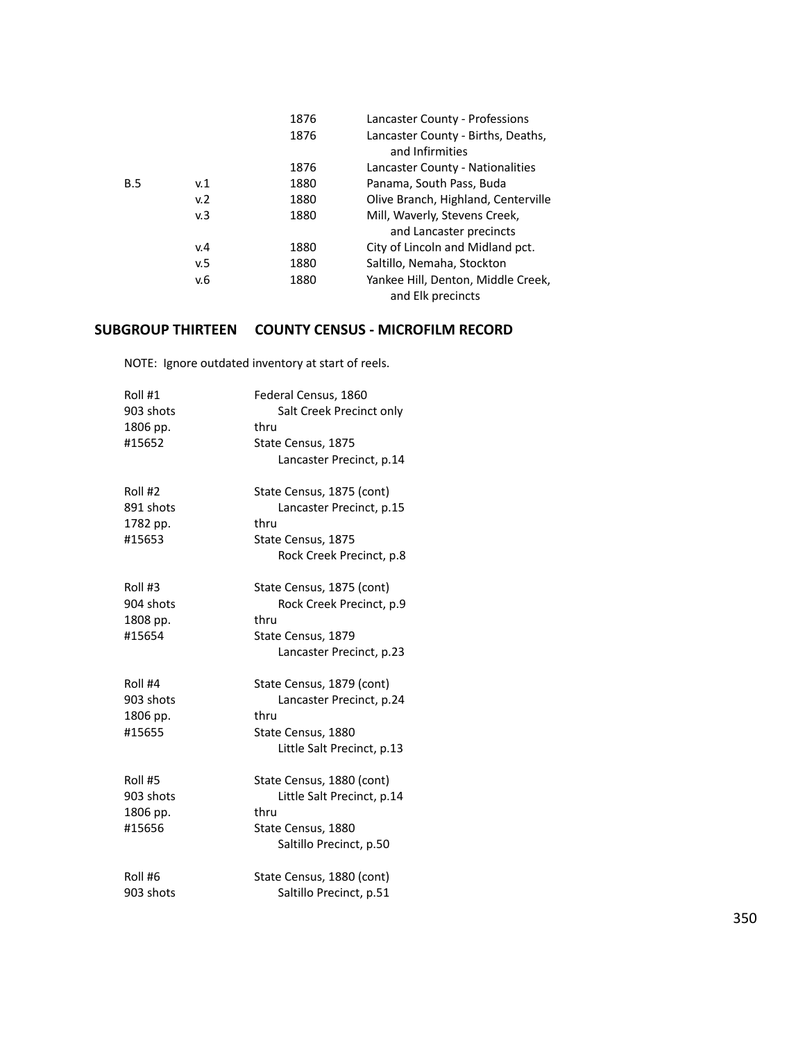| | | | |
|---|---|---|---|
| | | 1876 | Lancaster County - Professions |
| | | 1876 | Lancaster County - Births, Deaths, and Infirmities |
| | | 1876 | Lancaster County - Nationalities |
| B.5 | v.1 | 1880 | Panama, South Pass, Buda |
| | v.2 | 1880 | Olive Branch, Highland, Centerville |
| | v.3 | 1880 | Mill, Waverly, Stevens Creek, and Lancaster precincts |
| | v.4 | 1880 | City of Lincoln and Midland pct. |
| | v.5 | 1880 | Saltillo, Nemaha, Stockton |
| | v.6 | 1880 | Yankee Hill, Denton, Middle Creek, and Elk precincts |

## SUBGROUP THIRTEEN COUNTY CENSUS - MICROFILM RECORD

NOTE: Ignore outdated inventory at start of reels.

| | |
|---|---|
| Roll #1<br>903 shots<br>1806 pp.<br>#15652 | Federal Census, 1860<br>Salt Creek Precinct only<br>thru<br>State Census, 1875<br>Lancaster Precinct, p.14 |
| Roll #2<br>891 shots<br>1782 pp.<br>#15653 | State Census, 1875 (cont)<br>Lancaster Precinct, p.15<br>thru<br>State Census, 1875<br>Rock Creek Precinct, p.8 |
| Roll #3<br>904 shots<br>1808 pp.<br>#15654 | State Census, 1875 (cont)<br>Rock Creek Precinct, p.9<br>thru<br>State Census, 1879<br>Lancaster Precinct, p.23 |
| Roll #4<br>903 shots<br>1806 pp.<br>#15655 | State Census, 1879 (cont)<br>Lancaster Precinct, p.24<br>thru<br>State Census, 1880<br>Little Salt Precinct, p.13 |
| Roll #5<br>903 shots<br>1806 pp.<br>#15656 | State Census, 1880 (cont)<br>Little Salt Precinct, p.14<br>thru<br>State Census, 1880<br>Saltillo Precinct, p.50 |
| Roll #6<br>903 shots | State Census, 1880 (cont)<br>Saltillo Precinct, p.51 |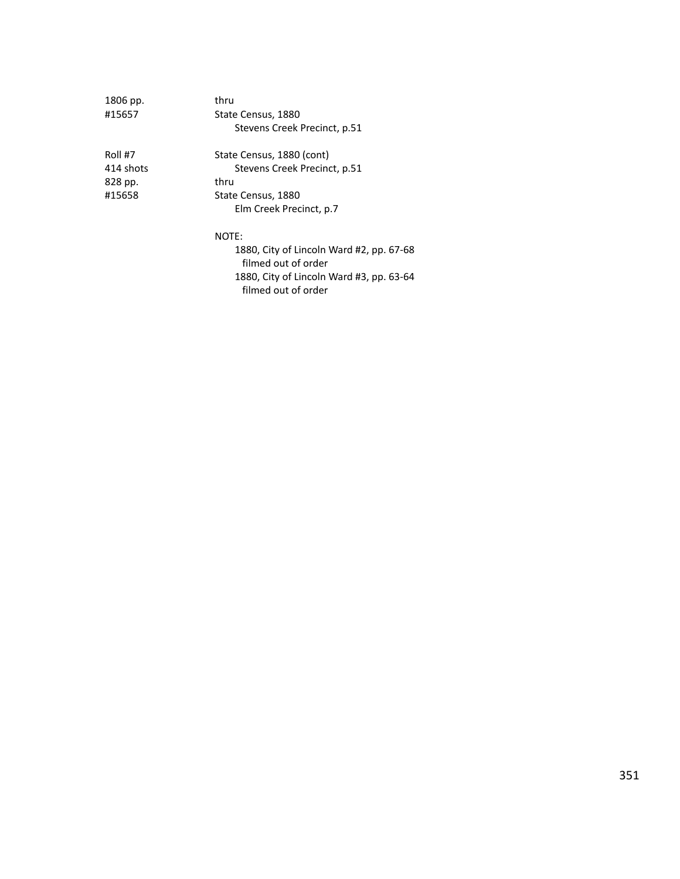| | |
|---|---|
| 1806 pp. | thru |
| #15657 | State Census, 1880 |
| | Stevens Creek Precinct, p.51 |
| | |
| Roll #7 | State Census, 1880 (cont) |
| 414 shots | Stevens Creek Precinct, p.51 |
| 828 pp. | thru |
| #15658 | State Census, 1880 |
| | Elm Creek Precinct, p.7 |

NOTE:
- 1880, City of Lincoln Ward #2, pp. 67-68 filmed out of order
- 1880, City of Lincoln Ward #3, pp. 63-64 filmed out of order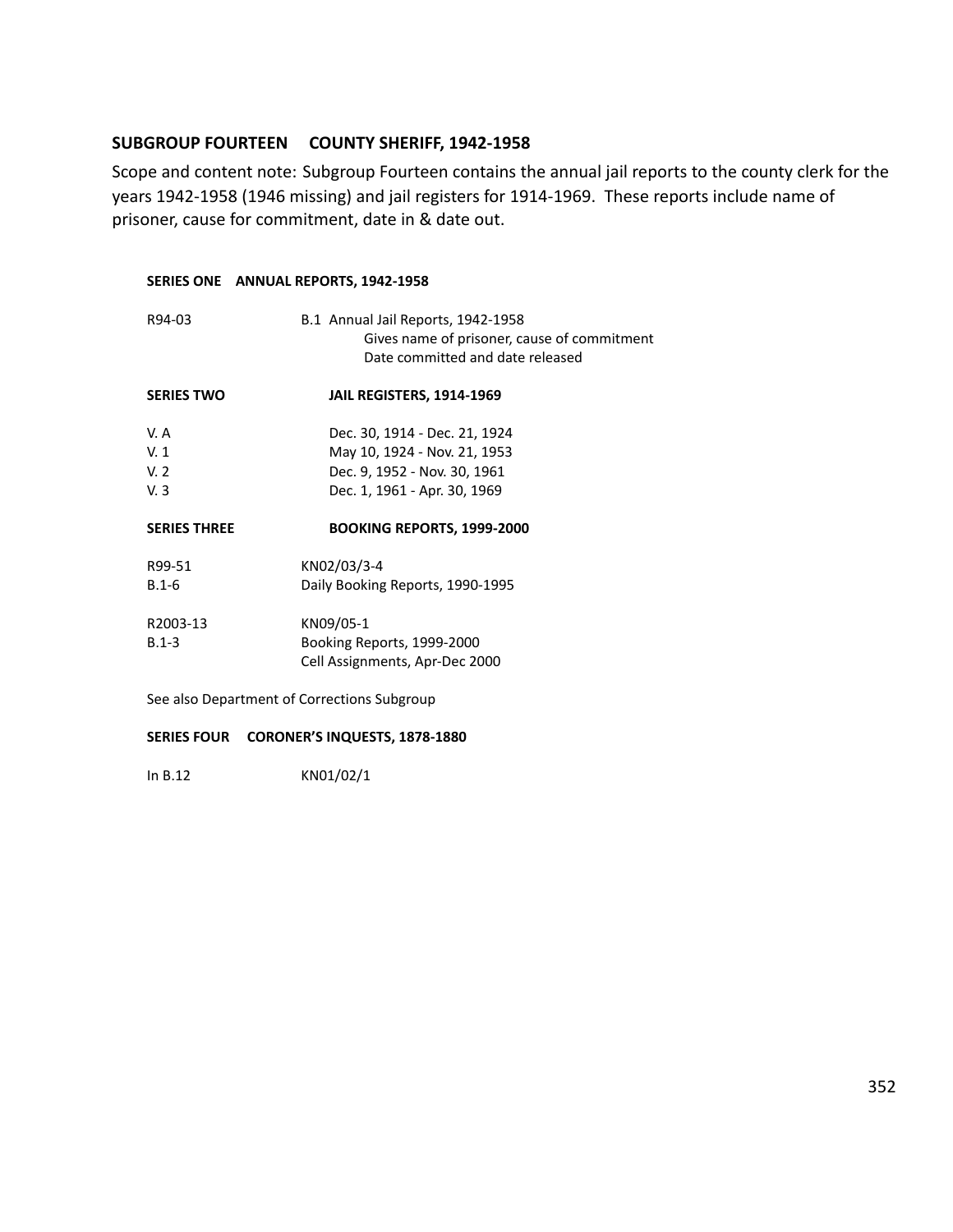## SUBGROUP FOURTEEN COUNTY SHERIFF, 1942-1958

Scope and content note: Subgroup Fourteen contains the annual jail reports to the county clerk for the years 1942-1958 (1946 missing) and jail registers for 1914-1969. These reports include name of prisoner, cause for commitment, date in & date out.

### SERIES ONE ANNUAL REPORTS, 1942-1958

R94-03 B.1 Annual Jail Reports, 1942-1958
Gives name of prisoner, cause of commitment
Date committed and date released

### SERIES TWO JAIL REGISTERS, 1914-1969

| | |
|---|---|
| V. A | Dec. 30, 1914 - Dec. 21, 1924 |
| V. 1 | May 10, 1924 - Nov. 21, 1953 |
| V. 2 | Dec. 9, 1952 - Nov. 30, 1961 |
| V. 3 | Dec. 1, 1961 - Apr. 30, 1969 |

### SERIES THREE BOOKING REPORTS, 1999-2000

R99-51 KN02/03/3-4
B.1-6 Daily Booking Reports, 1990-1995

R2003-13 KN09/05-1
B.1-3 Booking Reports, 1999-2000
Cell Assignments, Apr-Dec 2000

See also Department of Corrections Subgroup

### SERIES FOUR CORONER'S INQUESTS, 1878-1880

In B.12 KN01/02/1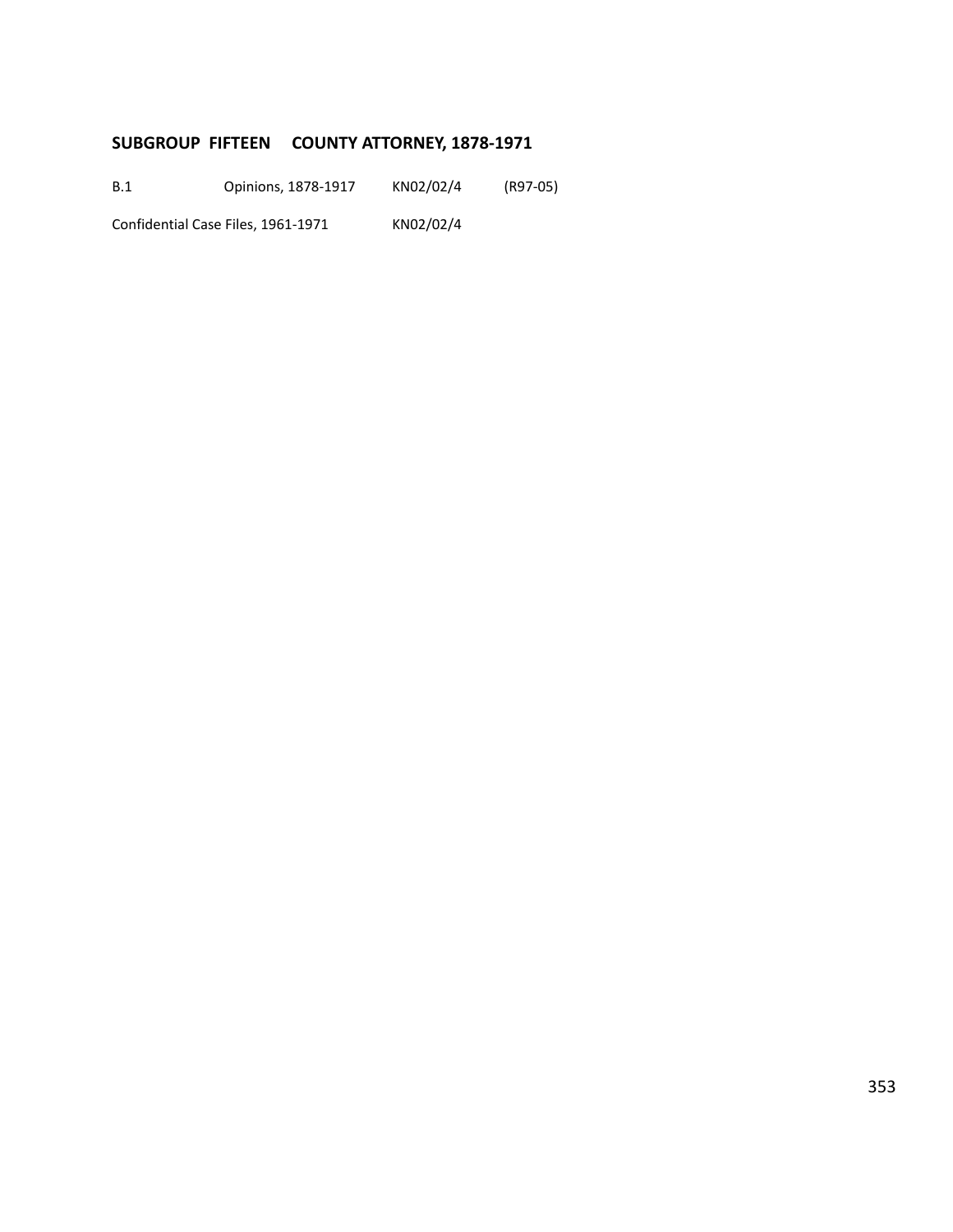## SUBGROUP FIFTEEN COUNTY ATTORNEY, 1878-1971

B.1 Opinions, 1878-1917 KN02/02/4 (R97-05)

Confidential Case Files, 1961-1971 KN02/02/4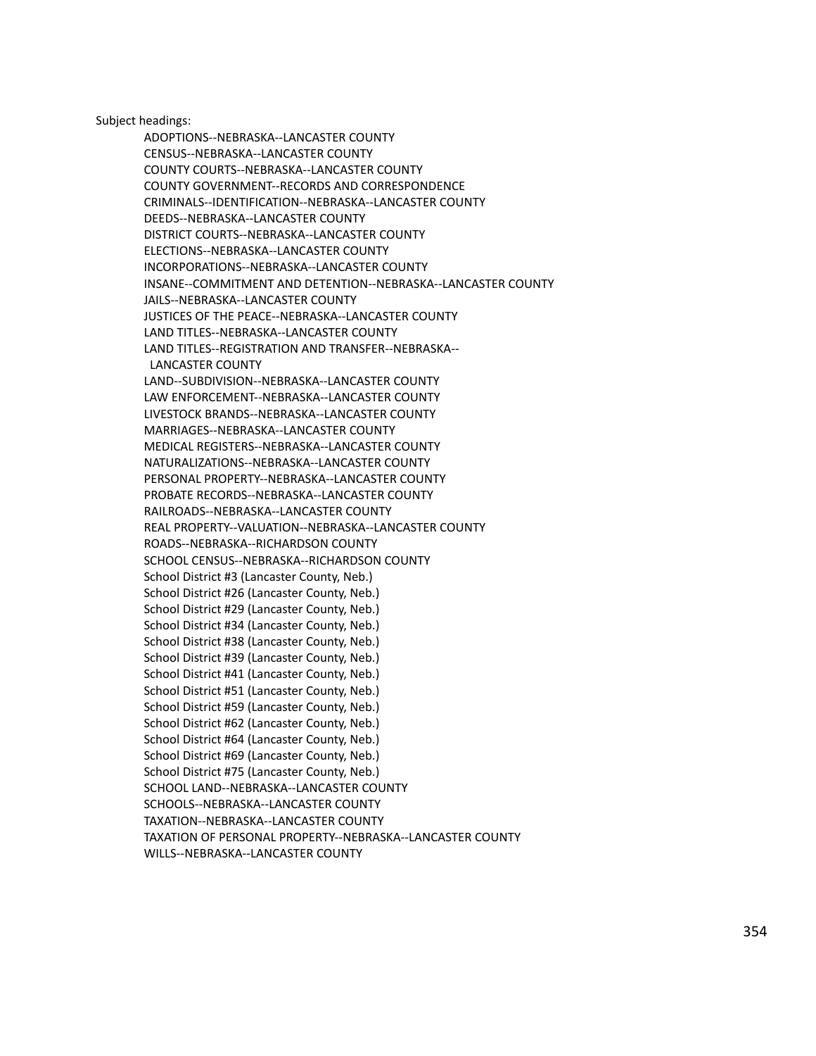Subject headings:

ADOPTIONS--NEBRASKA--LANCASTER COUNTY
CENSUS--NEBRASKA--LANCASTER COUNTY
COUNTY COURTS--NEBRASKA--LANCASTER COUNTY
COUNTY GOVERNMENT--RECORDS AND CORRESPONDENCE
CRIMINALS--IDENTIFICATION--NEBRASKA--LANCASTER COUNTY
DEEDS--NEBRASKA--LANCASTER COUNTY
DISTRICT COURTS--NEBRASKA--LANCASTER COUNTY
ELECTIONS--NEBRASKA--LANCASTER COUNTY
INCORPORATIONS--NEBRASKA--LANCASTER COUNTY
INSANE--COMMITMENT AND DETENTION--NEBRASKA--LANCASTER COUNTY
JAILS--NEBRASKA--LANCASTER COUNTY
JUSTICES OF THE PEACE--NEBRASKA--LANCASTER COUNTY
LAND TITLES--NEBRASKA--LANCASTER COUNTY
LAND TITLES--REGISTRATION AND TRANSFER--NEBRASKA--LANCASTER COUNTY
LAND--SUBDIVISION--NEBRASKA--LANCASTER COUNTY
LAW ENFORCEMENT--NEBRASKA--LANCASTER COUNTY
LIVESTOCK BRANDS--NEBRASKA--LANCASTER COUNTY
MARRIAGES--NEBRASKA--LANCASTER COUNTY
MEDICAL REGISTERS--NEBRASKA--LANCASTER COUNTY
NATURALIZATIONS--NEBRASKA--LANCASTER COUNTY
PERSONAL PROPERTY--NEBRASKA--LANCASTER COUNTY
PROBATE RECORDS--NEBRASKA--LANCASTER COUNTY
RAILROADS--NEBRASKA--LANCASTER COUNTY
REAL PROPERTY--VALUATION--NEBRASKA--LANCASTER COUNTY
ROADS--NEBRASKA--RICHARDSON COUNTY
SCHOOL CENSUS--NEBRASKA--RICHARDSON COUNTY
School District #3 (Lancaster County, Neb.)
School District #26 (Lancaster County, Neb.)
School District #29 (Lancaster County, Neb.)
School District #34 (Lancaster County, Neb.)
School District #38 (Lancaster County, Neb.)
School District #39 (Lancaster County, Neb.)
School District #41 (Lancaster County, Neb.)
School District #51 (Lancaster County, Neb.)
School District #59 (Lancaster County, Neb.)
School District #62 (Lancaster County, Neb.)
School District #64 (Lancaster County, Neb.)
School District #69 (Lancaster County, Neb.)
School District #75 (Lancaster County, Neb.)
SCHOOL LAND--NEBRASKA--LANCASTER COUNTY
SCHOOLS--NEBRASKA--LANCASTER COUNTY
TAXATION--NEBRASKA--LANCASTER COUNTY
TAXATION OF PERSONAL PROPERTY--NEBRASKA--LANCASTER COUNTY
WILLS--NEBRASKA--LANCASTER COUNTY